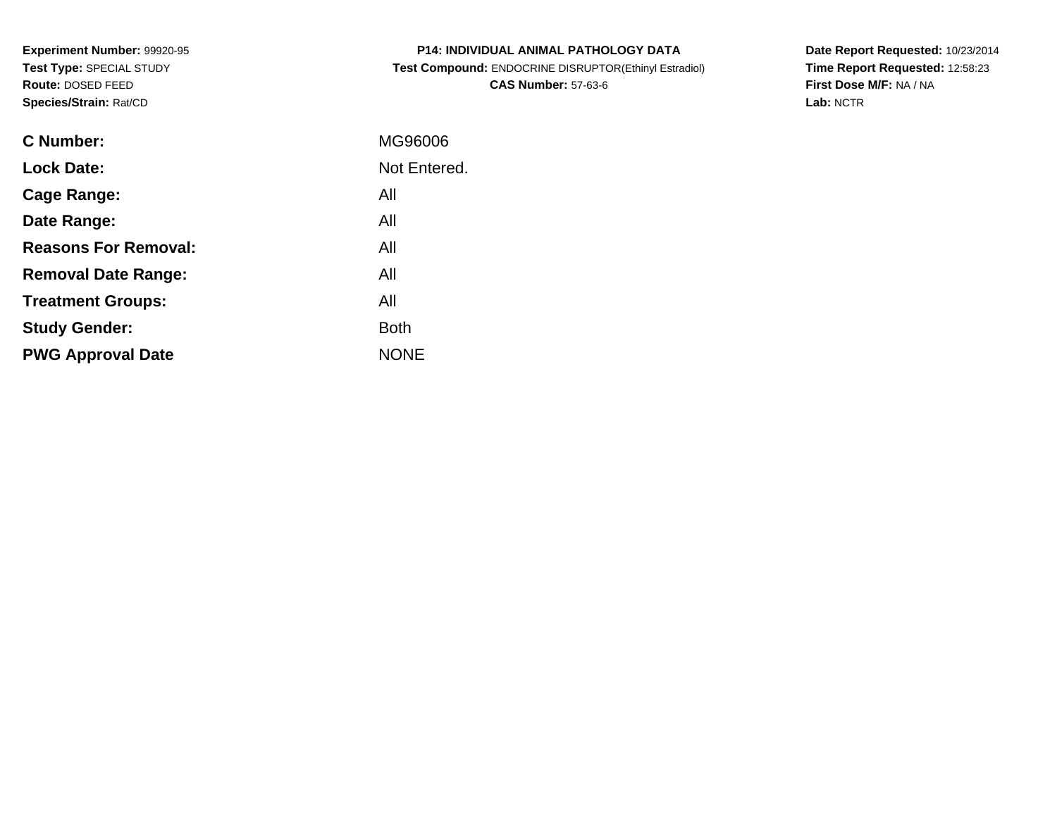**Experiment Number:** 99920-95
**Test Type:** SPECIAL STUDY
**Route:** DOSED FEED
**Species/Strain:** Rat/CD

**P14: INDIVIDUAL ANIMAL PATHOLOGY DATA**
**Test Compound:** ENDOCRINE DISRUPTOR(Ethinyl Estradiol)
**CAS Number:** 57-63-6

**Date Report Requested:** 10/23/2014
**Time Report Requested:** 12:58:23
**First Dose M/F:** NA / NA
**Lab:** NCTR

| | |
|---|---|
| **C Number:** | MG96006 |
| **Lock Date:** | Not Entered. |
| **Cage Range:** | All |
| **Date Range:** | All |
| **Reasons For Removal:** | All |
| **Removal Date Range:** | All |
| **Treatment Groups:** | All |
| **Study Gender:** | Both |
| **PWG Approval Date** | NONE |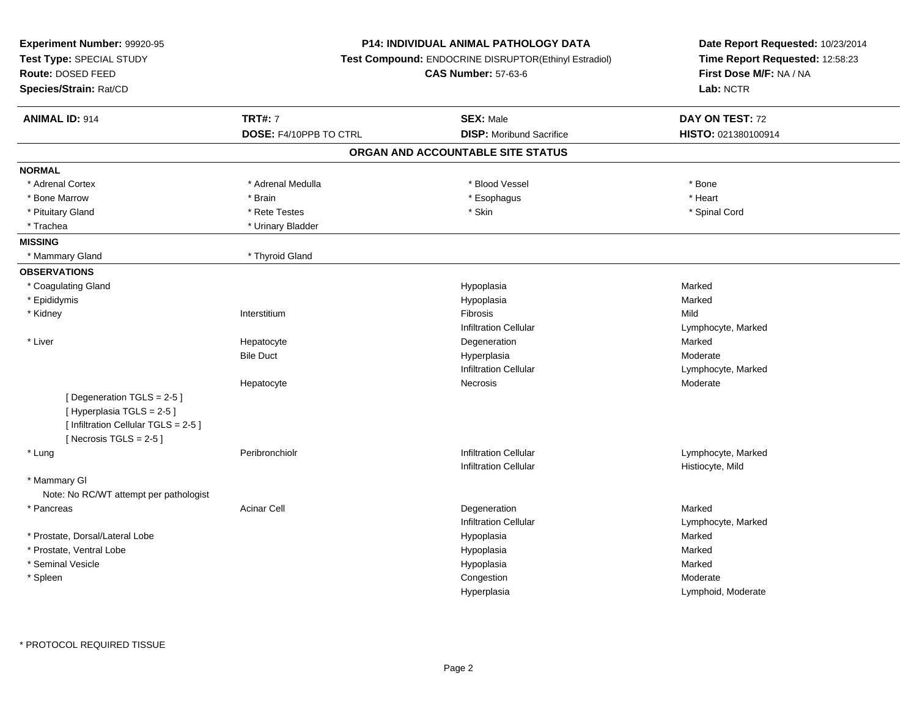**Experiment Number:** 99920-95
**Test Type:** SPECIAL STUDY
**Route:** DOSED FEED
**Species/Strain:** Rat/CD

**P14: INDIVIDUAL ANIMAL PATHOLOGY DATA**
**Test Compound:** ENDOCRINE DISRUPTOR(Ethinyl Estradiol)
**CAS Number:** 57-63-6

**Date Report Requested:** 10/23/2014
**Time Report Requested:** 12:58:23
**First Dose M/F:** NA / NA
**Lab:** NCTR

| **ANIMAL ID:** 914 | **TRT#:** 7 | **SEX:** Male | **DAY ON TEST:** 72 |
|---|---|---|---|
| | **DOSE:** F4/10PPB TO CTRL | **DISP:** Moribund Sacrifice | **HISTO:** 021380100914 |

## ORGAN AND ACCOUNTABLE SITE STATUS

**NORMAL**

| | | | |
|---|---|---|---|
| * Adrenal Cortex | * Adrenal Medulla | * Blood Vessel | * Bone |
| * Bone Marrow | * Brain | * Esophagus | * Heart |
| * Pituitary Gland | * Rete Testes | * Skin | * Spinal Cord |
| * Trachea | * Urinary Bladder | | |

**MISSING**

| | |
|---|---|
| * Mammary Gland | * Thyroid Gland |

**OBSERVATIONS**

| Organ | Site | Observation | Severity |
|---|---|---|---|
| * Coagulating Gland | | Hypoplasia | Marked |
| * Epididymis | | Hypoplasia | Marked |
| * Kidney | Interstitium | Fibrosis | Mild |
| | | Infiltration Cellular | Lymphocyte, Marked |
| * Liver | Hepatocyte | Degeneration | Marked |
| | Bile Duct | Hyperplasia | Moderate |
| | | Infiltration Cellular | Lymphocyte, Marked |
| | Hepatocyte | Necrosis | Moderate |
| [ Degeneration TGLS = 2-5 ] | | | |
| [ Hyperplasia TGLS = 2-5 ] | | | |
| [ Infiltration Cellular TGLS = 2-5 ] | | | |
| [ Necrosis TGLS = 2-5 ] | | | |
| * Lung | Peribronchiolr | Infiltration Cellular | Lymphocyte, Marked |
| | | Infiltration Cellular | Histiocyte, Mild |
| * Mammary Gl | | | |
| Note: No RC/WT attempt per pathologist | | | |
| * Pancreas | Acinar Cell | Degeneration | Marked |
| | | Infiltration Cellular | Lymphocyte, Marked |
| * Prostate, Dorsal/Lateral Lobe | | Hypoplasia | Marked |
| * Prostate, Ventral Lobe | | Hypoplasia | Marked |
| * Seminal Vesicle | | Hypoplasia | Marked |
| * Spleen | | Congestion | Moderate |
| | | Hyperplasia | Lymphoid, Moderate |

* PROTOCOL REQUIRED TISSUE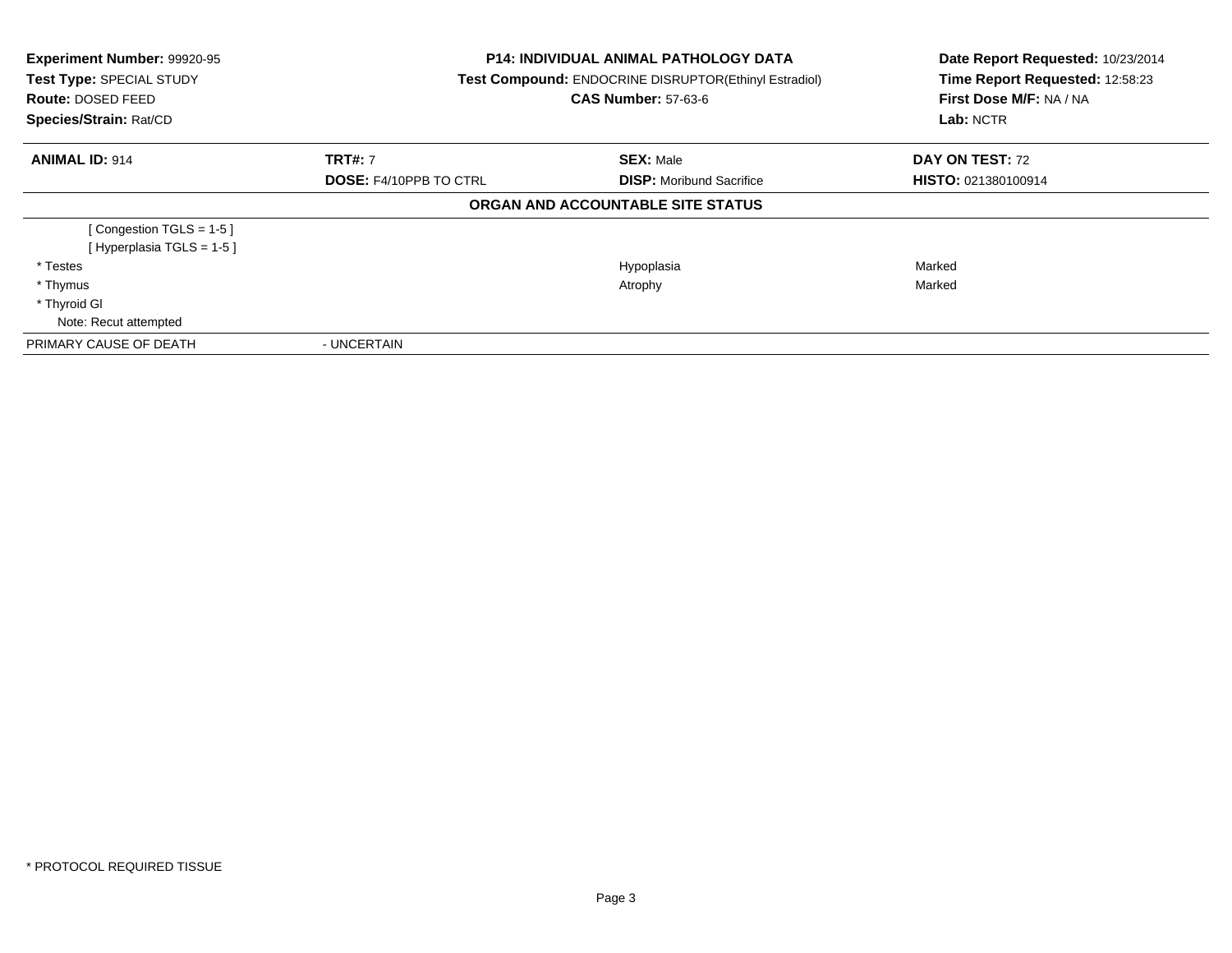**Experiment Number:** 99920-95
**Test Type:** SPECIAL STUDY
**Route:** DOSED FEED
**Species/Strain:** Rat/CD

**P14: INDIVIDUAL ANIMAL PATHOLOGY DATA**
**Test Compound:** ENDOCRINE DISRUPTOR(Ethinyl Estradiol)
**CAS Number:** 57-63-6

**Date Report Requested:** 10/23/2014
**Time Report Requested:** 12:58:23
**First Dose M/F:** NA / NA
**Lab:** NCTR

| **ANIMAL ID:** 914 | **TRT#:** 7 | **SEX:** Male | **DAY ON TEST:** 72 |
|---|---|---|---|
| | **DOSE:** F4/10PPB TO CTRL | **DISP:** Moribund Sacrifice | **HISTO:** 021380100914 |

**ORGAN AND ACCOUNTABLE SITE STATUS**

| | | | |
|---|---|---|---|
| [ Congestion TGLS = 1-5 ] | | | |
| [ Hyperplasia TGLS = 1-5 ] | | | |
| * Testes | | Hypoplasia | Marked |
| * Thymus | | Atrophy | Marked |
| * Thyroid Gl | | | |
| Note: Recut attempted | | | |
| PRIMARY CAUSE OF DEATH | - UNCERTAIN | | |

* PROTOCOL REQUIRED TISSUE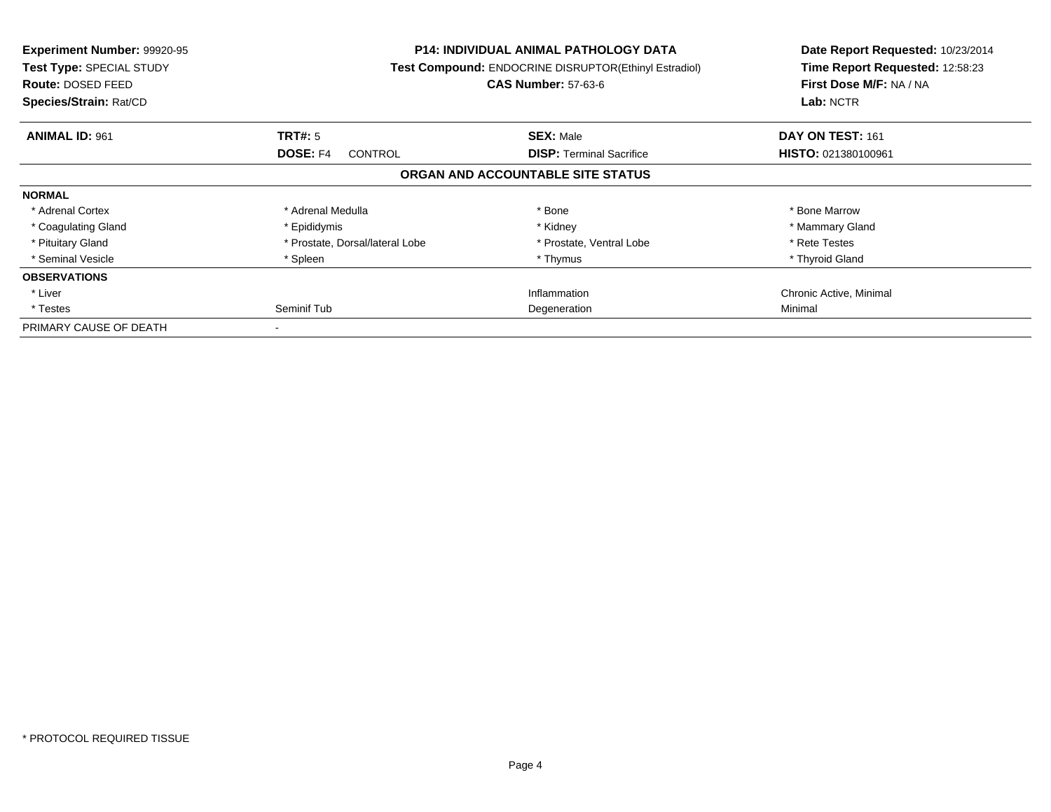**Experiment Number:** 99920-95
**Test Type:** SPECIAL STUDY
**Route:** DOSED FEED
**Species/Strain:** Rat/CD

**P14: INDIVIDUAL ANIMAL PATHOLOGY DATA**
**Test Compound:** ENDOCRINE DISRUPTOR(Ethinyl Estradiol)
**CAS Number:** 57-63-6

**Date Report Requested:** 10/23/2014
**Time Report Requested:** 12:58:23
**First Dose M/F:** NA / NA
**Lab:** NCTR

| **ANIMAL ID:** 961 | **TRT#:** 5 | **SEX:** Male | **DAY ON TEST:** 161 |
|---|---|---|---|
| | **DOSE:** F4 CONTROL | **DISP:** Terminal Sacrifice | **HISTO:** 021380100961 |

## ORGAN AND ACCOUNTABLE SITE STATUS

| | | | |
|---|---|---|---|
| **NORMAL** | | | |
| * Adrenal Cortex | * Adrenal Medulla | * Bone | * Bone Marrow |
| * Coagulating Gland | * Epididymis | * Kidney | * Mammary Gland |
| * Pituitary Gland | * Prostate, Dorsal/lateral Lobe | * Prostate, Ventral Lobe | * Rete Testes |
| * Seminal Vesicle | * Spleen | * Thymus | * Thyroid Gland |
| **OBSERVATIONS** | | | |
| * Liver | | Inflammation | Chronic Active, Minimal |
| * Testes | Seminif Tub | Degeneration | Minimal |
| PRIMARY CAUSE OF DEATH | - | | |

* PROTOCOL REQUIRED TISSUE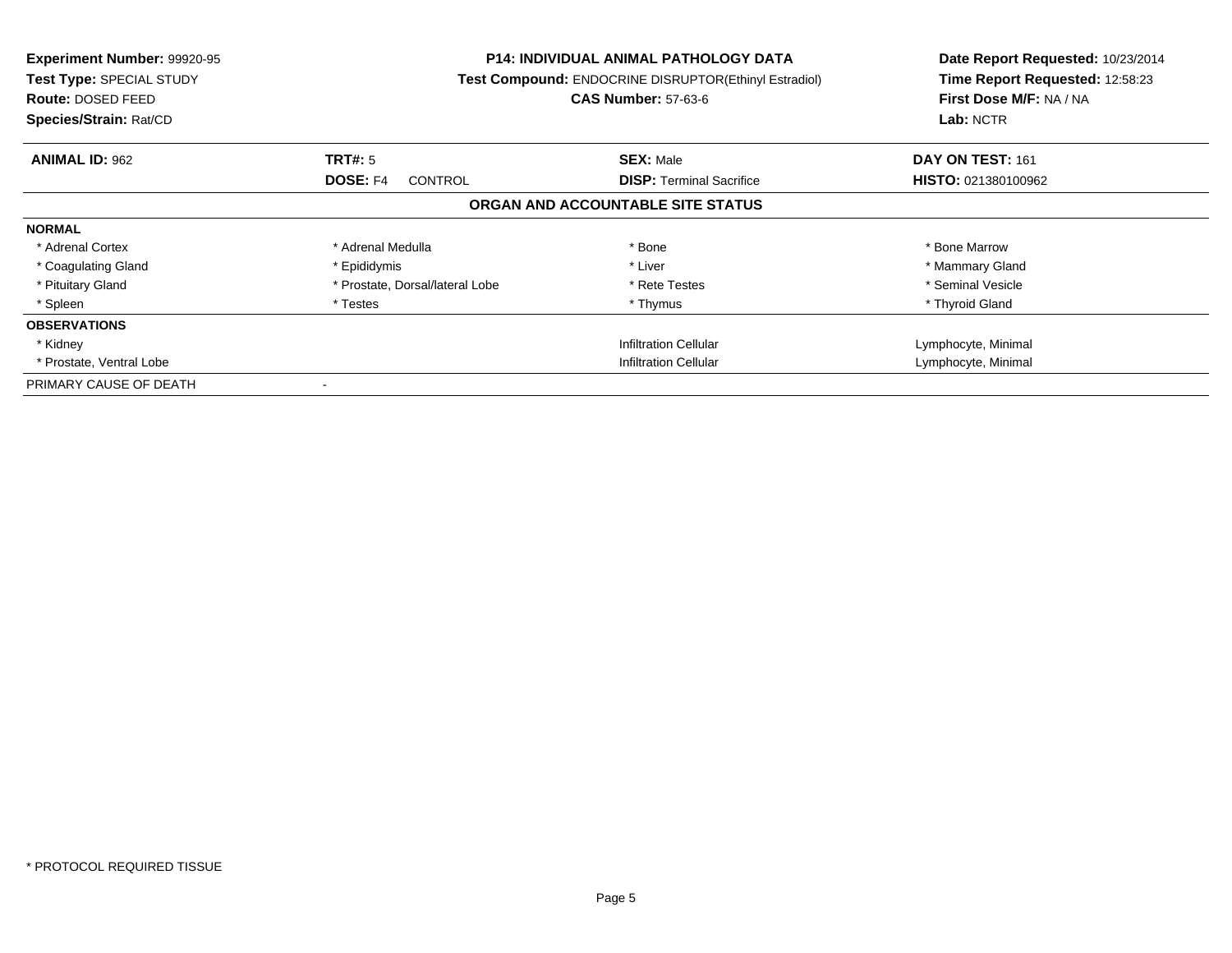**Experiment Number:** 99920-95
**Test Type:** SPECIAL STUDY
**Route:** DOSED FEED
**Species/Strain:** Rat/CD

**P14: INDIVIDUAL ANIMAL PATHOLOGY DATA**
**Test Compound:** ENDOCRINE DISRUPTOR(Ethinyl Estradiol)
**CAS Number:** 57-63-6

**Date Report Requested:** 10/23/2014
**Time Report Requested:** 12:58:23
**First Dose M/F:** NA / NA
**Lab:** NCTR

| **ANIMAL ID:** 962 | **TRT#:** 5 | **SEX:** Male | **DAY ON TEST:** 161 |
|---|---|---|---|
| | **DOSE:** F4 CONTROL | **DISP:** Terminal Sacrifice | **HISTO:** 021380100962 |

**ORGAN AND ACCOUNTABLE SITE STATUS**

| | | | |
|---|---|---|---|
| **NORMAL** | | | |
| * Adrenal Cortex | * Adrenal Medulla | * Bone | * Bone Marrow |
| * Coagulating Gland | * Epididymis | * Liver | * Mammary Gland |
| * Pituitary Gland | * Prostate, Dorsal/lateral Lobe | * Rete Testes | * Seminal Vesicle |
| * Spleen | * Testes | * Thymus | * Thyroid Gland |
| **OBSERVATIONS** | | | |
| * Kidney | | Infiltration Cellular | Lymphocyte, Minimal |
| * Prostate, Ventral Lobe | | Infiltration Cellular | Lymphocyte, Minimal |
| PRIMARY CAUSE OF DEATH | - | | |

* PROTOCOL REQUIRED TISSUE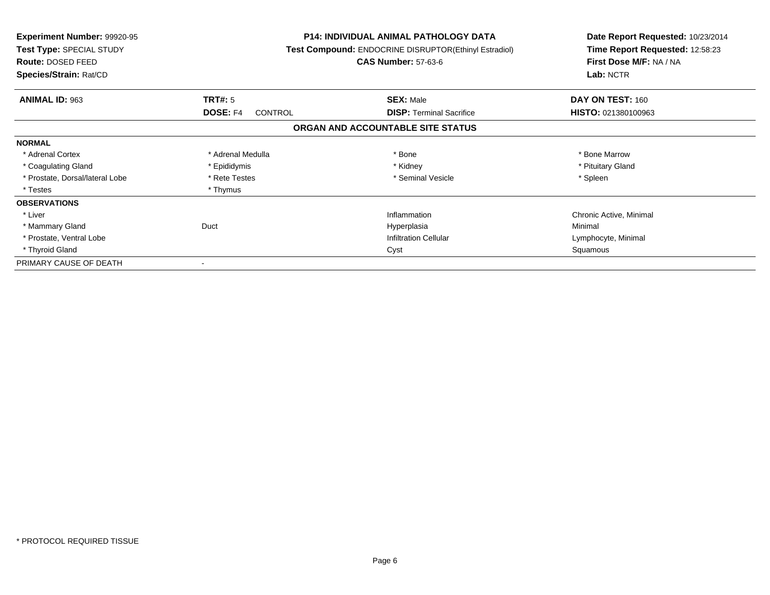**Experiment Number:** 99920-95
**Test Type:** SPECIAL STUDY
**Route:** DOSED FEED
**Species/Strain:** Rat/CD

**P14: INDIVIDUAL ANIMAL PATHOLOGY DATA**
**Test Compound:** ENDOCRINE DISRUPTOR(Ethinyl Estradiol)
**CAS Number:** 57-63-6

**Date Report Requested:** 10/23/2014
**Time Report Requested:** 12:58:23
**First Dose M/F:** NA / NA
**Lab:** NCTR

| **ANIMAL ID:** 963 | **TRT#:** 5 | **SEX:** Male | **DAY ON TEST:** 160 |
|---|---|---|---|
| | **DOSE:** F4 CONTROL | **DISP:** Terminal Sacrifice | **HISTO:** 021380100963 |

**ORGAN AND ACCOUNTABLE SITE STATUS**

| | | | |
|---|---|---|---|
| **NORMAL** | | | |
| * Adrenal Cortex | * Adrenal Medulla | * Bone | * Bone Marrow |
| * Coagulating Gland | * Epididymis | * Kidney | * Pituitary Gland |
| * Prostate, Dorsal/lateral Lobe | * Rete Testes | * Seminal Vesicle | * Spleen |
| * Testes | * Thymus | | |
| **OBSERVATIONS** | | | |
| * Liver | | Inflammation | Chronic Active, Minimal |
| * Mammary Gland | Duct | Hyperplasia | Minimal |
| * Prostate, Ventral Lobe | | Infiltration Cellular | Lymphocyte, Minimal |
| * Thyroid Gland | | Cyst | Squamous |
| PRIMARY CAUSE OF DEATH | - | | |

* PROTOCOL REQUIRED TISSUE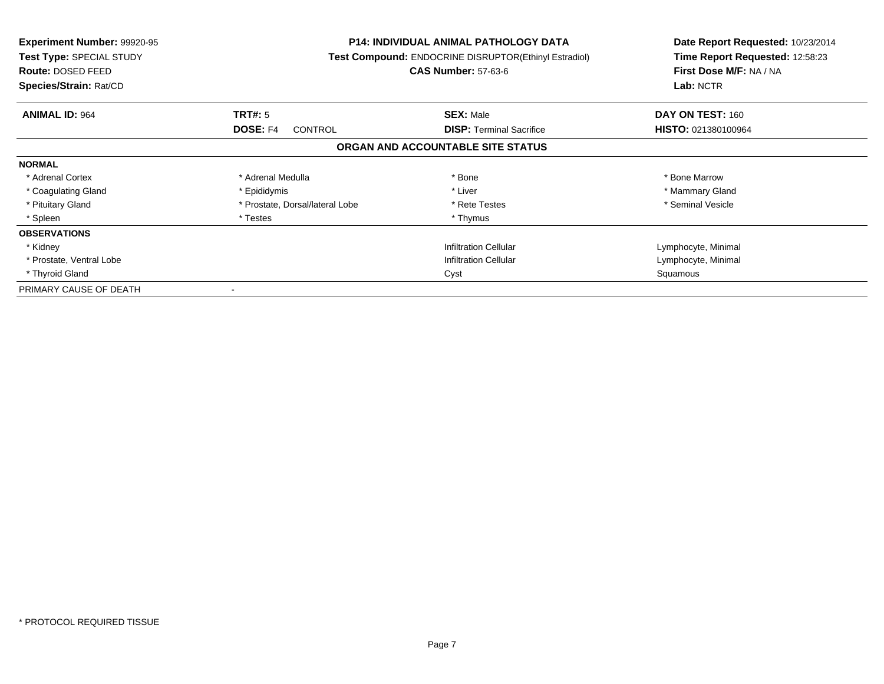**Experiment Number:** 99920-95
**Test Type:** SPECIAL STUDY
**Route:** DOSED FEED
**Species/Strain:** Rat/CD

**P14: INDIVIDUAL ANIMAL PATHOLOGY DATA**
**Test Compound:** ENDOCRINE DISRUPTOR(Ethinyl Estradiol)
**CAS Number:** 57-63-6

**Date Report Requested:** 10/23/2014
**Time Report Requested:** 12:58:23
**First Dose M/F:** NA / NA
**Lab:** NCTR

| **ANIMAL ID:** 964 | **TRT#:** 5 | **SEX:** Male | **DAY ON TEST:** 160 |
|---|---|---|---|
| | **DOSE:** F4 CONTROL | **DISP:** Terminal Sacrifice | **HISTO:** 021380100964 |

**ORGAN AND ACCOUNTABLE SITE STATUS**

| | | | |
|---|---|---|---|
| **NORMAL** | | | |
| * Adrenal Cortex | * Adrenal Medulla | * Bone | * Bone Marrow |
| * Coagulating Gland | * Epididymis | * Liver | * Mammary Gland |
| * Pituitary Gland | * Prostate, Dorsal/lateral Lobe | * Rete Testes | * Seminal Vesicle |
| * Spleen | * Testes | * Thymus | |
| **OBSERVATIONS** | | | |
| * Kidney | | Infiltration Cellular | Lymphocyte, Minimal |
| * Prostate, Ventral Lobe | | Infiltration Cellular | Lymphocyte, Minimal |
| * Thyroid Gland | | Cyst | Squamous |
| PRIMARY CAUSE OF DEATH | - | | |

* PROTOCOL REQUIRED TISSUE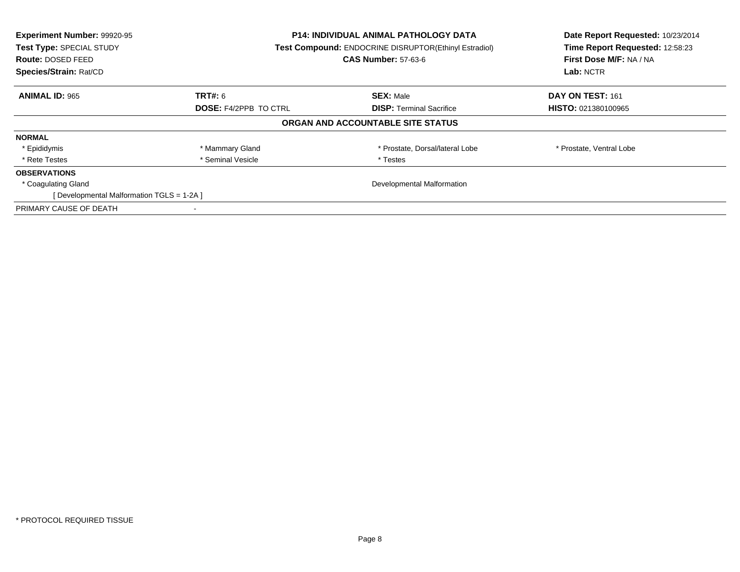**Experiment Number:** 99920-95
**Test Type:** SPECIAL STUDY
**Route:** DOSED FEED
**Species/Strain:** Rat/CD

**P14: INDIVIDUAL ANIMAL PATHOLOGY DATA**
**Test Compound:** ENDOCRINE DISRUPTOR(Ethinyl Estradiol)
**CAS Number:** 57-63-6

**Date Report Requested:** 10/23/2014
**Time Report Requested:** 12:58:23
**First Dose M/F:** NA / NA
**Lab:** NCTR

| **ANIMAL ID:** 965 | **TRT#:** 6 | **SEX:** Male | **DAY ON TEST:** 161 |
|---|---|---|---|
| | **DOSE:** F4/2PPB TO CTRL | **DISP:** Terminal Sacrifice | **HISTO:** 021380100965 |

**ORGAN AND ACCOUNTABLE SITE STATUS**

| | | | |
|---|---|---|---|
| **NORMAL** | | | |
| * Epididymis | * Mammary Gland | * Prostate, Dorsal/lateral Lobe | * Prostate, Ventral Lobe |
| * Rete Testes | * Seminal Vesicle | * Testes | |
| **OBSERVATIONS** | | | |
| * Coagulating Gland | | Developmental Malformation | |
| [ Developmental Malformation TGLS = 1-2A ] | | | |
| PRIMARY CAUSE OF DEATH | - | | |

* PROTOCOL REQUIRED TISSUE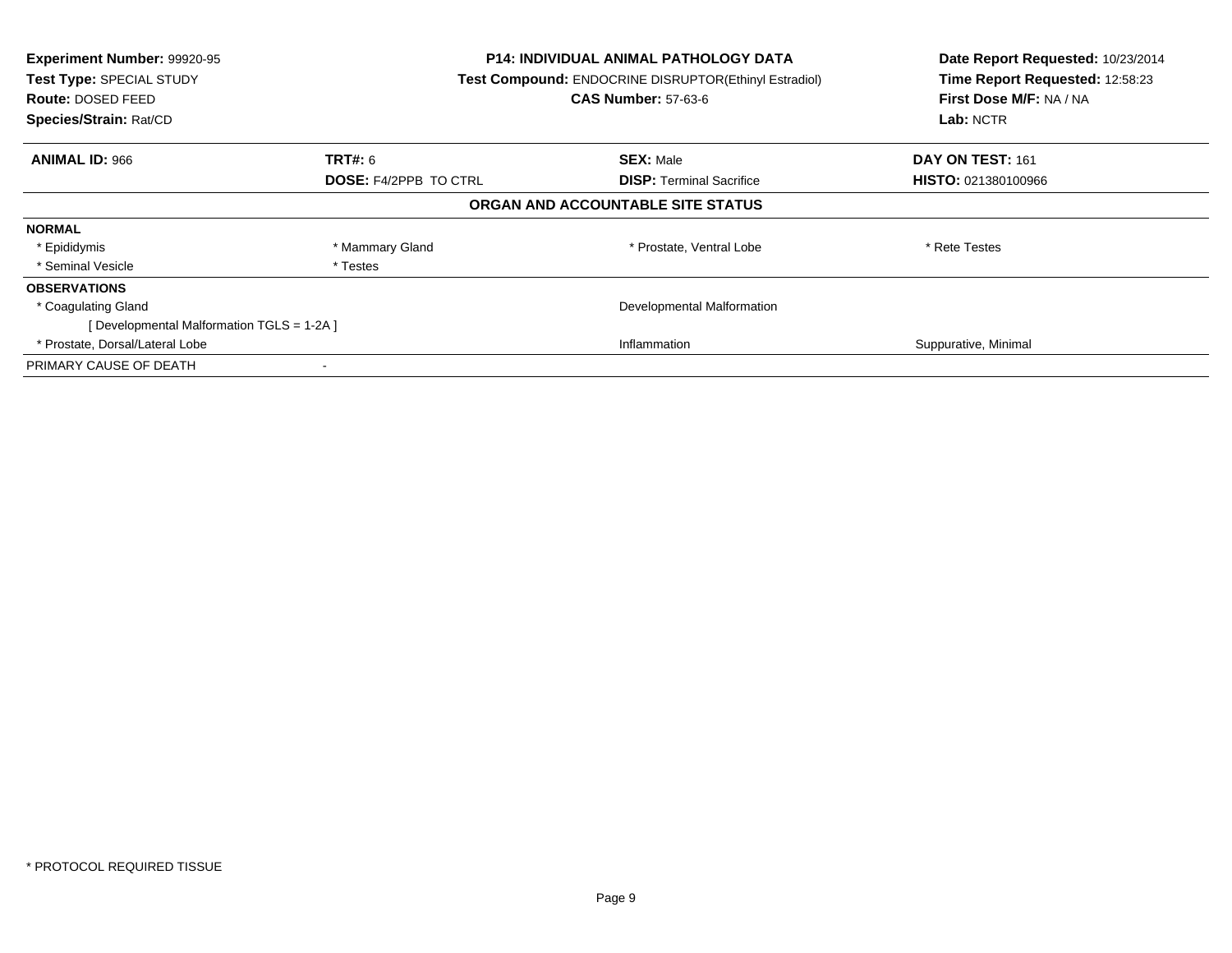**Experiment Number:** 99920-95
**Test Type:** SPECIAL STUDY
**Route:** DOSED FEED
**Species/Strain:** Rat/CD

**P14: INDIVIDUAL ANIMAL PATHOLOGY DATA**
**Test Compound:** ENDOCRINE DISRUPTOR(Ethinyl Estradiol)
**CAS Number:** 57-63-6

**Date Report Requested:** 10/23/2014
**Time Report Requested:** 12:58:23
**First Dose M/F:** NA / NA
**Lab:** NCTR

| **ANIMAL ID:** 966 | **TRT#:** 6 | **SEX:** Male | **DAY ON TEST:** 161 |
|---|---|---|---|
| | **DOSE:** F4/2PPB TO CTRL | **DISP:** Terminal Sacrifice | **HISTO:** 021380100966 |

## ORGAN AND ACCOUNTABLE SITE STATUS

| | | | |
|---|---|---|---|
| **NORMAL** | | | |
| * Epididymis | * Mammary Gland | * Prostate, Ventral Lobe | * Rete Testes |
| * Seminal Vesicle | * Testes | | |
| **OBSERVATIONS** | | | |
| * Coagulating Gland | | Developmental Malformation | |
| [ Developmental Malformation TGLS = 1-2A ] | | | |
| * Prostate, Dorsal/Lateral Lobe | | Inflammation | Suppurative, Minimal |
| PRIMARY CAUSE OF DEATH | - | | |

* PROTOCOL REQUIRED TISSUE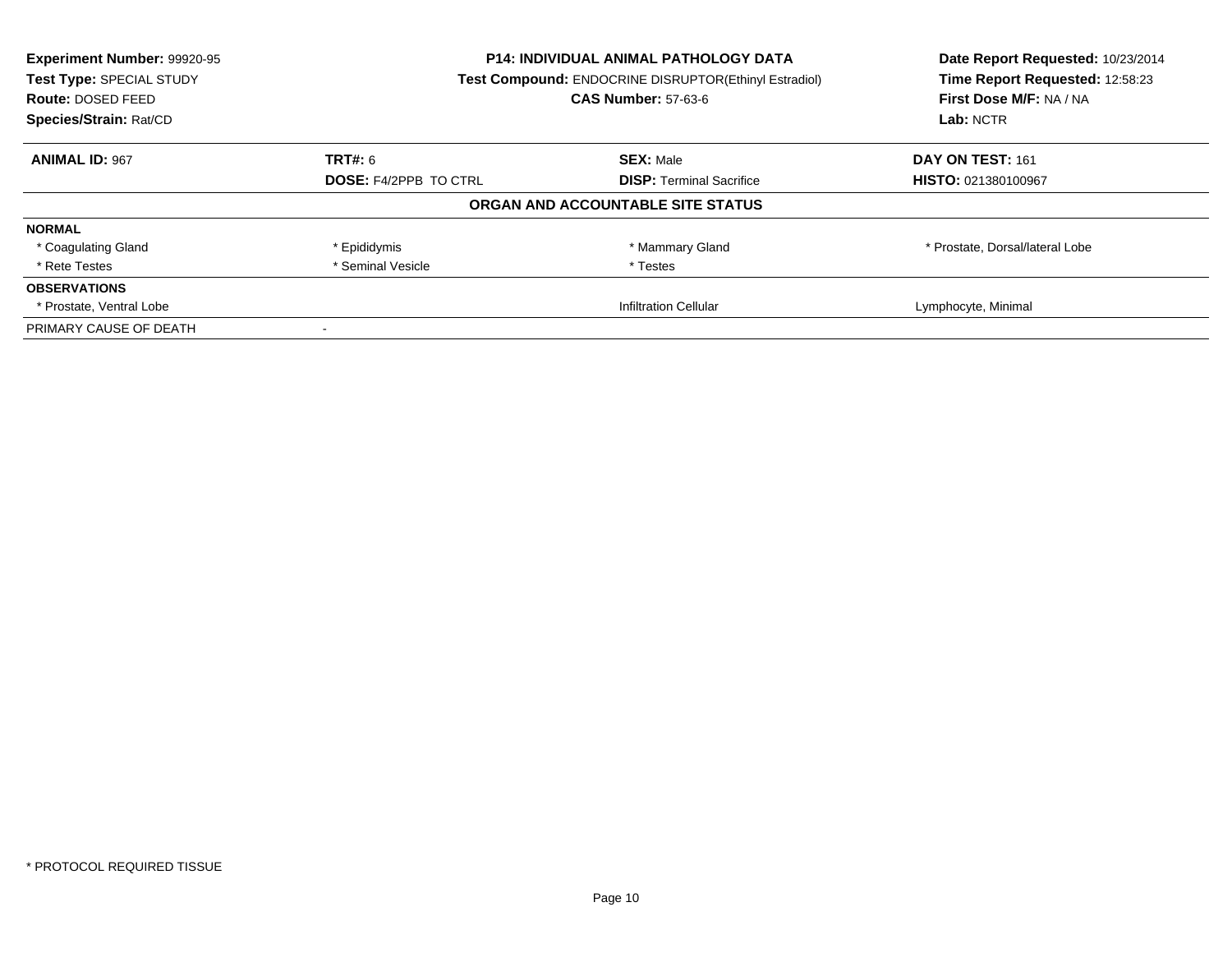**Experiment Number:** 99920-95
**Test Type:** SPECIAL STUDY
**Route:** DOSED FEED
**Species/Strain:** Rat/CD

**P14: INDIVIDUAL ANIMAL PATHOLOGY DATA**
**Test Compound:** ENDOCRINE DISRUPTOR(Ethinyl Estradiol)
**CAS Number:** 57-63-6

**Date Report Requested:** 10/23/2014
**Time Report Requested:** 12:58:23
**First Dose M/F:** NA / NA
**Lab:** NCTR

| **ANIMAL ID:** 967 | **TRT#:** 6 | **SEX:** Male | **DAY ON TEST:** 161 |
|---|---|---|---|
| | **DOSE:** F4/2PPB TO CTRL | **DISP:** Terminal Sacrifice | **HISTO:** 021380100967 |

**ORGAN AND ACCOUNTABLE SITE STATUS**

| | | | |
|---|---|---|---|
| **NORMAL** | | | |
| * Coagulating Gland | * Epididymis | * Mammary Gland | * Prostate, Dorsal/lateral Lobe |
| * Rete Testes | * Seminal Vesicle | * Testes | |
| **OBSERVATIONS** | | | |
| * Prostate, Ventral Lobe | | Infiltration Cellular | Lymphocyte, Minimal |
| PRIMARY CAUSE OF DEATH | - | | |

* PROTOCOL REQUIRED TISSUE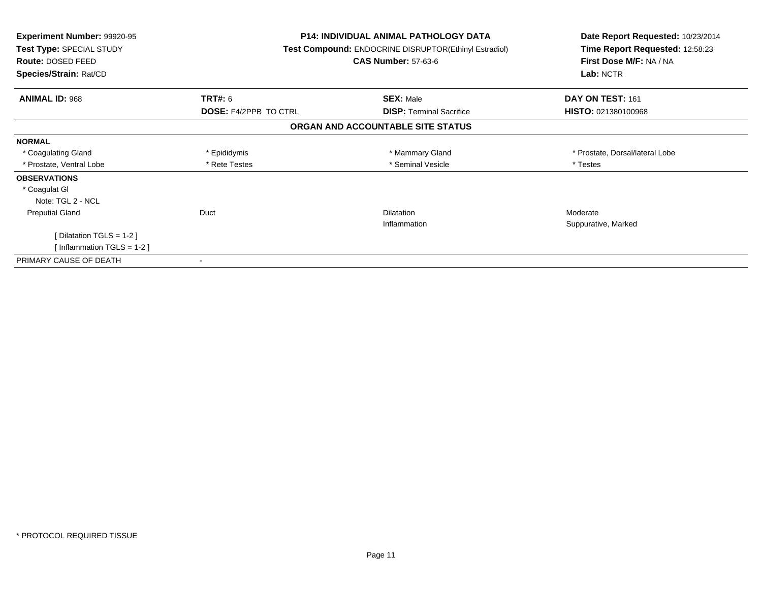**Experiment Number:** 99920-95
**Test Type:** SPECIAL STUDY
**Route:** DOSED FEED
**Species/Strain:** Rat/CD

**P14: INDIVIDUAL ANIMAL PATHOLOGY DATA**
**Test Compound:** ENDOCRINE DISRUPTOR(Ethinyl Estradiol)
**CAS Number:** 57-63-6

**Date Report Requested:** 10/23/2014
**Time Report Requested:** 12:58:23
**First Dose M/F:** NA / NA
**Lab:** NCTR

| **ANIMAL ID:** 968 | **TRT#:** 6 | **SEX:** Male | **DAY ON TEST:** 161 |
|---|---|---|---|
| | **DOSE:** F4/2PPB TO CTRL | **DISP:** Terminal Sacrifice | **HISTO:** 021380100968 |

## ORGAN AND ACCOUNTABLE SITE STATUS

| | | | |
|---|---|---|---|
| **NORMAL** | | | |
| * Coagulating Gland | * Epididymis | * Mammary Gland | * Prostate, Dorsal/lateral Lobe |
| * Prostate, Ventral Lobe | * Rete Testes | * Seminal Vesicle | * Testes |
| **OBSERVATIONS** | | | |
| * Coagulat Gl | | | |
| Note: TGL 2 - NCL | | | |
| Preputial Gland | Duct | Dilatation | Moderate |
| | | Inflammation | Suppurative, Marked |
| [ Dilatation TGLS = 1-2 ] | | | |
| [ Inflammation TGLS = 1-2 ] | | | |
| PRIMARY CAUSE OF DEATH | - | | |

* PROTOCOL REQUIRED TISSUE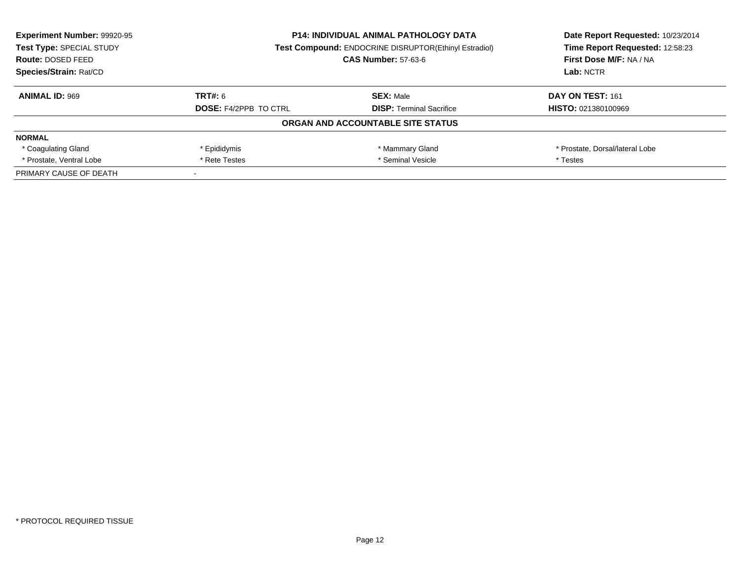**Experiment Number:** 99920-95
**Test Type:** SPECIAL STUDY
**Route:** DOSED FEED
**Species/Strain:** Rat/CD

**P14: INDIVIDUAL ANIMAL PATHOLOGY DATA**
**Test Compound:** ENDOCRINE DISRUPTOR(Ethinyl Estradiol)
**CAS Number:** 57-63-6

**Date Report Requested:** 10/23/2014
**Time Report Requested:** 12:58:23
**First Dose M/F:** NA / NA
**Lab:** NCTR

| **ANIMAL ID:** 969 | **TRT#:** 6 | **SEX:** Male | **DAY ON TEST:** 161 |
|---|---|---|---|
| | **DOSE:** F4/2PPB TO CTRL | **DISP:** Terminal Sacrifice | **HISTO:** 021380100969 |

**ORGAN AND ACCOUNTABLE SITE STATUS**

| **NORMAL** | | | |
|---|---|---|---|
| * Coagulating Gland | * Epididymis | * Mammary Gland | * Prostate, Dorsal/lateral Lobe |
| * Prostate, Ventral Lobe | * Rete Testes | * Seminal Vesicle | * Testes |
| PRIMARY CAUSE OF DEATH | - | | |

* PROTOCOL REQUIRED TISSUE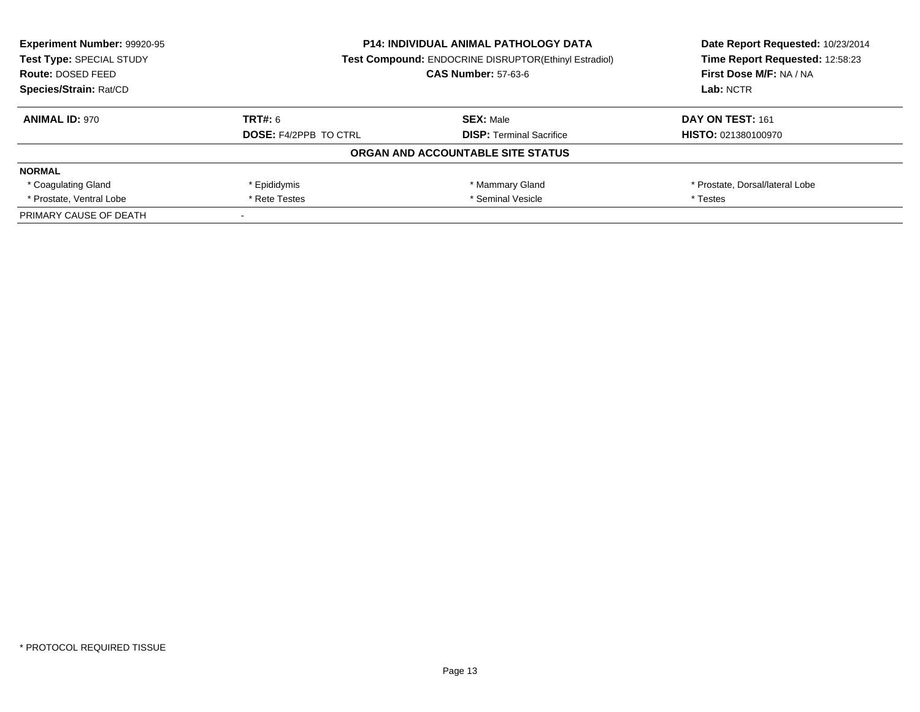**Experiment Number:** 99920-95
**Test Type:** SPECIAL STUDY
**Route:** DOSED FEED
**Species/Strain:** Rat/CD

**P14: INDIVIDUAL ANIMAL PATHOLOGY DATA**
**Test Compound:** ENDOCRINE DISRUPTOR(Ethinyl Estradiol)
**CAS Number:** 57-63-6

**Date Report Requested:** 10/23/2014
**Time Report Requested:** 12:58:23
**First Dose M/F:** NA / NA
**Lab:** NCTR

| **ANIMAL ID:** 970 | **TRT#:** 6 | **SEX:** Male | **DAY ON TEST:** 161 |
|---|---|---|---|
| | **DOSE:** F4/2PPB TO CTRL | **DISP:** Terminal Sacrifice | **HISTO:** 021380100970 |

**ORGAN AND ACCOUNTABLE SITE STATUS**

| **NORMAL** | | | |
|---|---|---|---|
| * Coagulating Gland | * Epididymis | * Mammary Gland | * Prostate, Dorsal/lateral Lobe |
| * Prostate, Ventral Lobe | * Rete Testes | * Seminal Vesicle | * Testes |
| PRIMARY CAUSE OF DEATH | - | | |

* PROTOCOL REQUIRED TISSUE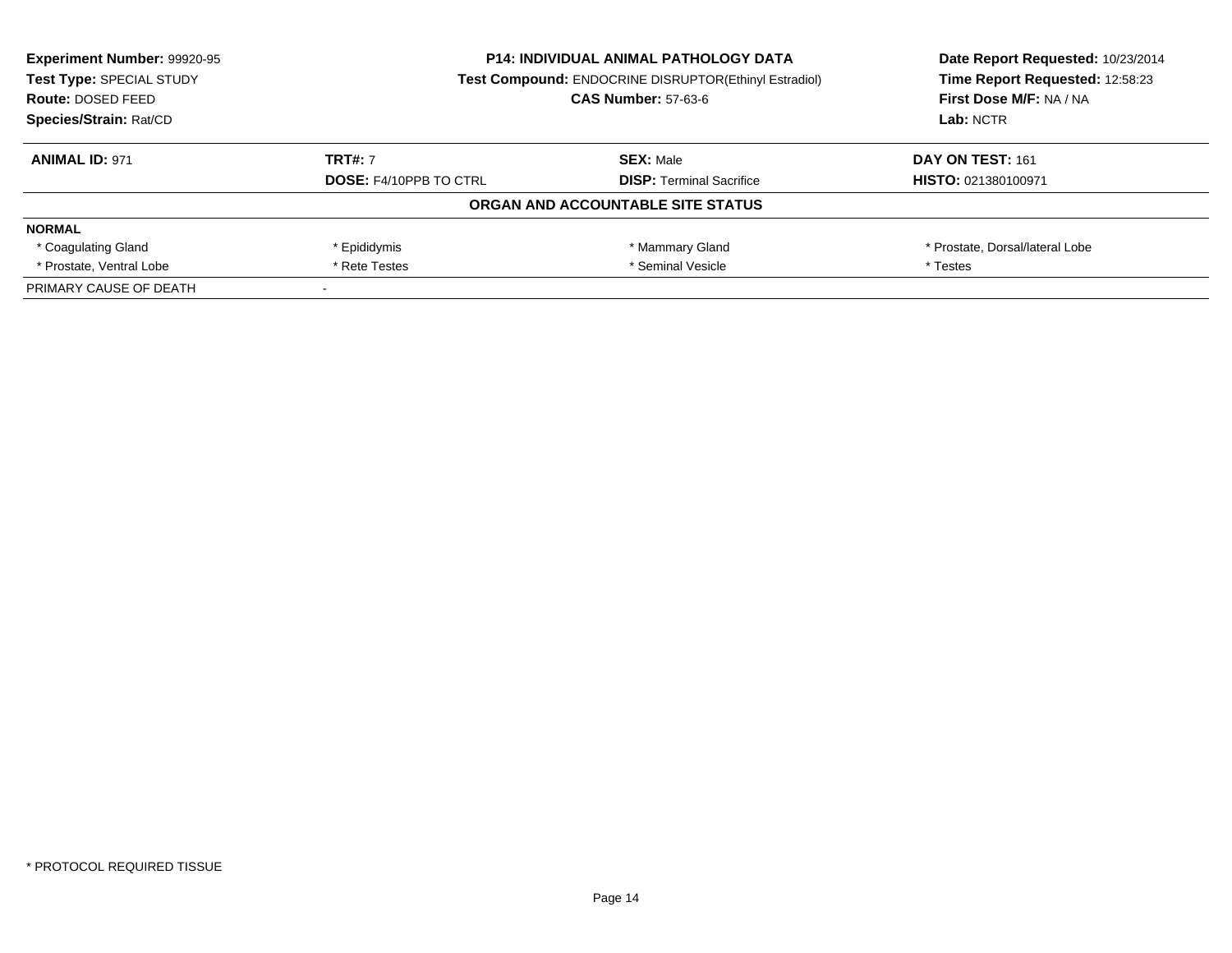**Experiment Number:** 99920-95
**Test Type:** SPECIAL STUDY
**Route:** DOSED FEED
**Species/Strain:** Rat/CD

**P14: INDIVIDUAL ANIMAL PATHOLOGY DATA**
**Test Compound:** ENDOCRINE DISRUPTOR(Ethinyl Estradiol)
**CAS Number:** 57-63-6

**Date Report Requested:** 10/23/2014
**Time Report Requested:** 12:58:23
**First Dose M/F:** NA / NA
**Lab:** NCTR

| **ANIMAL ID:** 971 | **TRT#:** 7 | **SEX:** Male | **DAY ON TEST:** 161 |
|---|---|---|---|
| | **DOSE:** F4/10PPB TO CTRL | **DISP:** Terminal Sacrifice | **HISTO:** 021380100971 |

**ORGAN AND ACCOUNTABLE SITE STATUS**

| **NORMAL** | | | |
|---|---|---|---|
| * Coagulating Gland | * Epididymis | * Mammary Gland | * Prostate, Dorsal/lateral Lobe |
| * Prostate, Ventral Lobe | * Rete Testes | * Seminal Vesicle | * Testes |
| PRIMARY CAUSE OF DEATH | - | | |

\* PROTOCOL REQUIRED TISSUE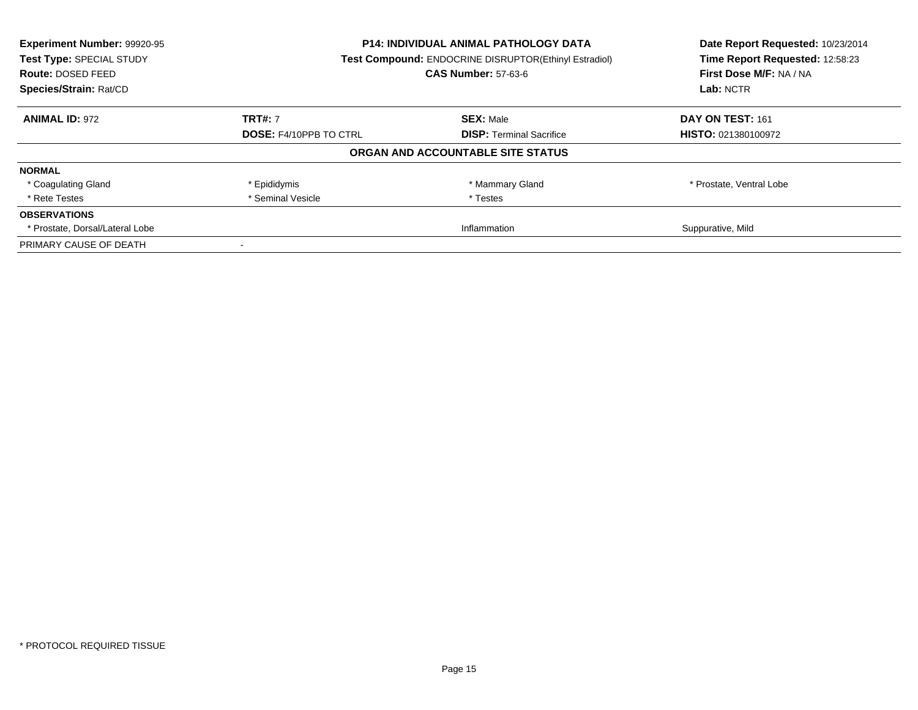| **Experiment Number:** 99920-95 | **P14: INDIVIDUAL ANIMAL PATHOLOGY DATA** | | **Date Report Requested:** 10/23/2014 |
|---|---|---|---|
| **Test Type:** SPECIAL STUDY | **Test Compound:** ENDOCRINE DISRUPTOR(Ethinyl Estradiol) | | **Time Report Requested:** 12:58:23 |
| **Route:** DOSED FEED | **CAS Number:** 57-63-6 | | **First Dose M/F:** NA / NA |
| **Species/Strain:** Rat/CD | | | **Lab:** NCTR |

| **ANIMAL ID:** 972 | **TRT#:** 7 | **SEX:** Male | **DAY ON TEST:** 161 |
|---|---|---|---|
| | **DOSE:** F4/10PPB TO CTRL | **DISP:** Terminal Sacrifice | **HISTO:** 021380100972 |

**ORGAN AND ACCOUNTABLE SITE STATUS**

| | | | |
|---|---|---|---|
| **NORMAL** | | | |
| * Coagulating Gland | * Epididymis | * Mammary Gland | * Prostate, Ventral Lobe |
| * Rete Testes | * Seminal Vesicle | * Testes | |
| **OBSERVATIONS** | | | |
| * Prostate, Dorsal/Lateral Lobe | | Inflammation | Suppurative, Mild |
| PRIMARY CAUSE OF DEATH | - | | |

* PROTOCOL REQUIRED TISSUE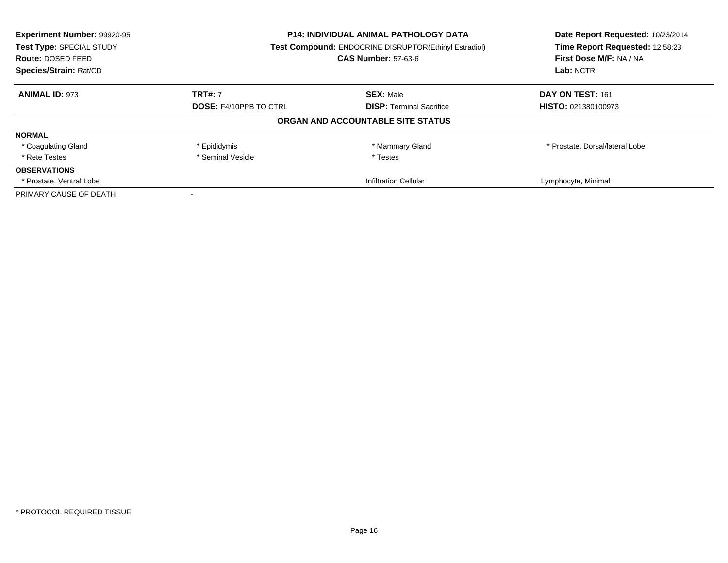**Experiment Number:** 99920-95
**Test Type:** SPECIAL STUDY
**Route:** DOSED FEED
**Species/Strain:** Rat/CD

**P14: INDIVIDUAL ANIMAL PATHOLOGY DATA**
**Test Compound:** ENDOCRINE DISRUPTOR(Ethinyl Estradiol)
**CAS Number:** 57-63-6

**Date Report Requested:** 10/23/2014
**Time Report Requested:** 12:58:23
**First Dose M/F:** NA / NA
**Lab:** NCTR

| **ANIMAL ID:** 973 | **TRT#:** 7 | **SEX:** Male | **DAY ON TEST:** 161 |
|---|---|---|---|
| | **DOSE:** F4/10PPB TO CTRL | **DISP:** Terminal Sacrifice | **HISTO:** 021380100973 |

**ORGAN AND ACCOUNTABLE SITE STATUS**

| | | | |
|---|---|---|---|
| **NORMAL** | | | |
| * Coagulating Gland | * Epididymis | * Mammary Gland | * Prostate, Dorsal/lateral Lobe |
| * Rete Testes | * Seminal Vesicle | * Testes | |
| **OBSERVATIONS** | | | |
| * Prostate, Ventral Lobe | | Infiltration Cellular | Lymphocyte, Minimal |
| PRIMARY CAUSE OF DEATH | - | | |

* PROTOCOL REQUIRED TISSUE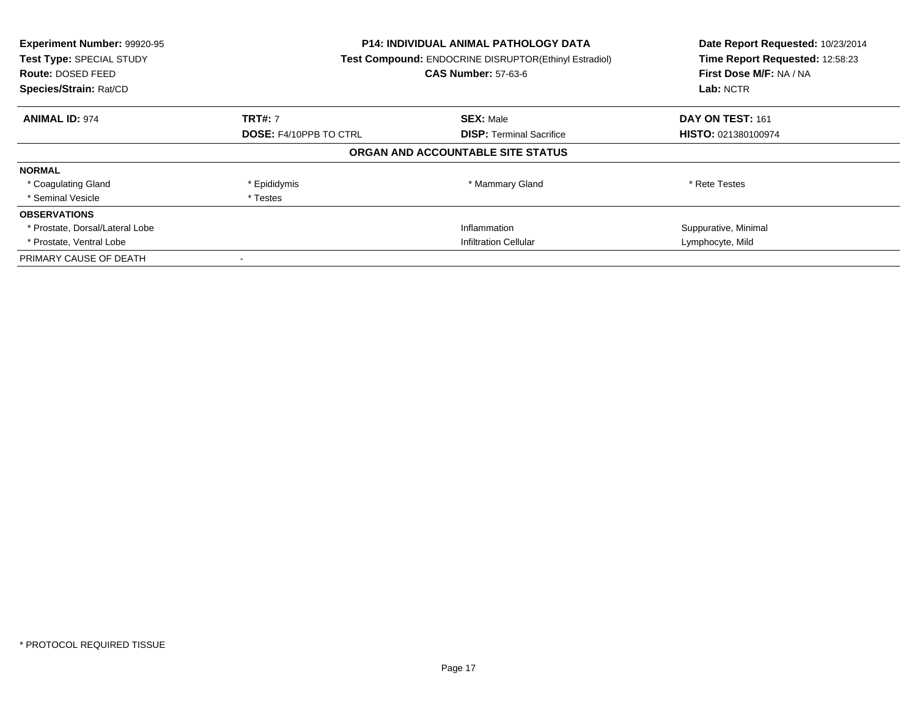**Experiment Number:** 99920-95
**Test Type:** SPECIAL STUDY
**Route:** DOSED FEED
**Species/Strain:** Rat/CD

**P14: INDIVIDUAL ANIMAL PATHOLOGY DATA**
**Test Compound:** ENDOCRINE DISRUPTOR(Ethinyl Estradiol)
**CAS Number:** 57-63-6

**Date Report Requested:** 10/23/2014
**Time Report Requested:** 12:58:23
**First Dose M/F:** NA / NA
**Lab:** NCTR

| **ANIMAL ID:** 974 | **TRT#:** 7 | **SEX:** Male | **DAY ON TEST:** 161 |
|---|---|---|---|
| | **DOSE:** F4/10PPB TO CTRL | **DISP:** Terminal Sacrifice | **HISTO:** 021380100974 |

## ORGAN AND ACCOUNTABLE SITE STATUS

| | | | |
|---|---|---|---|
| **NORMAL** | | | |
| * Coagulating Gland | * Epididymis | * Mammary Gland | * Rete Testes |
| * Seminal Vesicle | * Testes | | |
| **OBSERVATIONS** | | | |
| * Prostate, Dorsal/Lateral Lobe | | Inflammation | Suppurative, Minimal |
| * Prostate, Ventral Lobe | | Infiltration Cellular | Lymphocyte, Mild |
| PRIMARY CAUSE OF DEATH | - | | |

* PROTOCOL REQUIRED TISSUE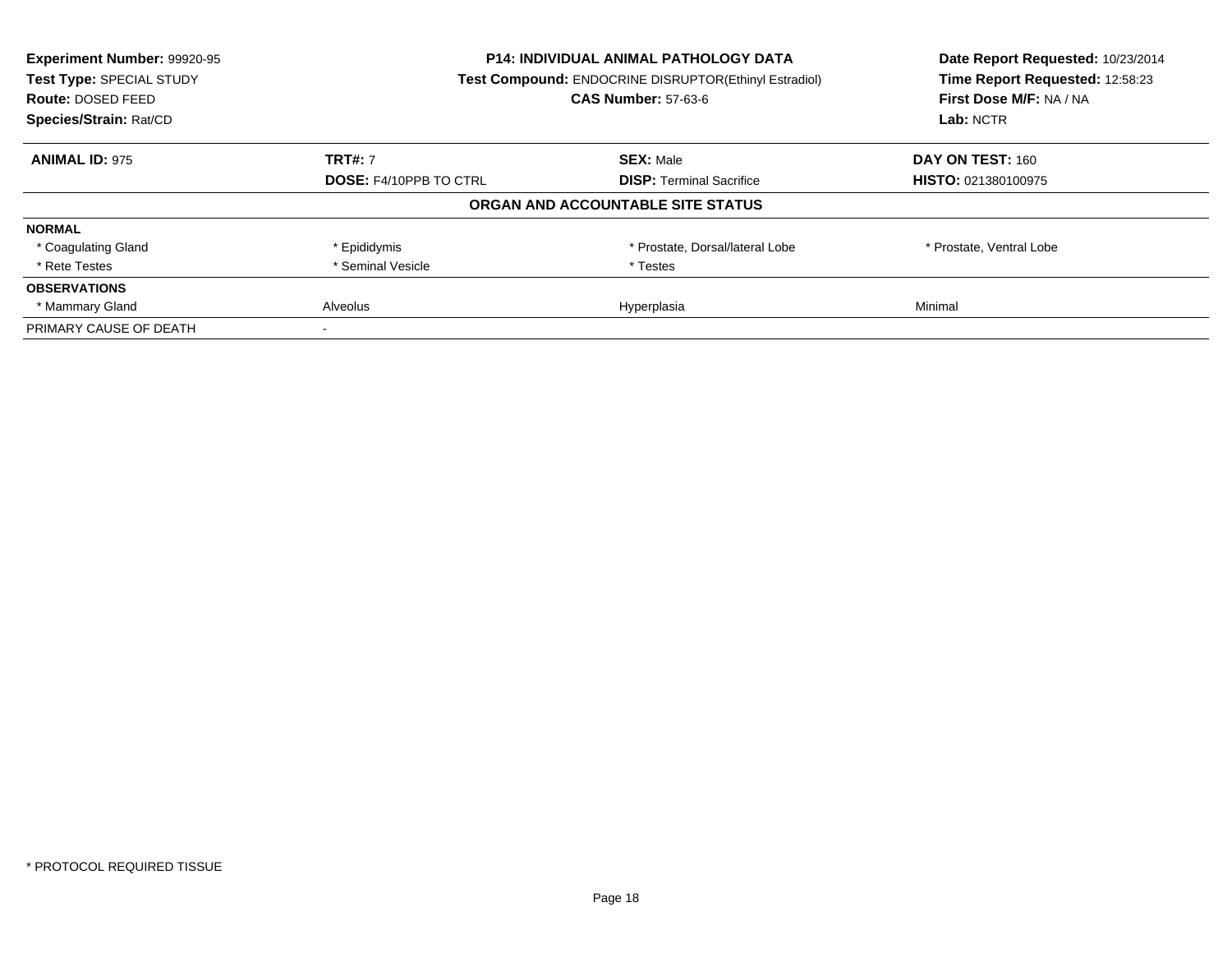**Experiment Number:** 99920-95
**Test Type:** SPECIAL STUDY
**Route:** DOSED FEED
**Species/Strain:** Rat/CD

**P14: INDIVIDUAL ANIMAL PATHOLOGY DATA**
**Test Compound:** ENDOCRINE DISRUPTOR(Ethinyl Estradiol)
**CAS Number:** 57-63-6

**Date Report Requested:** 10/23/2014
**Time Report Requested:** 12:58:23
**First Dose M/F:** NA / NA
**Lab:** NCTR

| **ANIMAL ID:** 975 | **TRT#:** 7 | **SEX:** Male | **DAY ON TEST:** 160 |
|---|---|---|---|
| | **DOSE:** F4/10PPB TO CTRL | **DISP:** Terminal Sacrifice | **HISTO:** 021380100975 |

**ORGAN AND ACCOUNTABLE SITE STATUS**

| | | | |
|---|---|---|---|
| **NORMAL** | | | |
| * Coagulating Gland | * Epididymis | * Prostate, Dorsal/lateral Lobe | * Prostate, Ventral Lobe |
| * Rete Testes | * Seminal Vesicle | * Testes | |
| **OBSERVATIONS** | | | |
| * Mammary Gland | Alveolus | Hyperplasia | Minimal |
| PRIMARY CAUSE OF DEATH | - | | |

* PROTOCOL REQUIRED TISSUE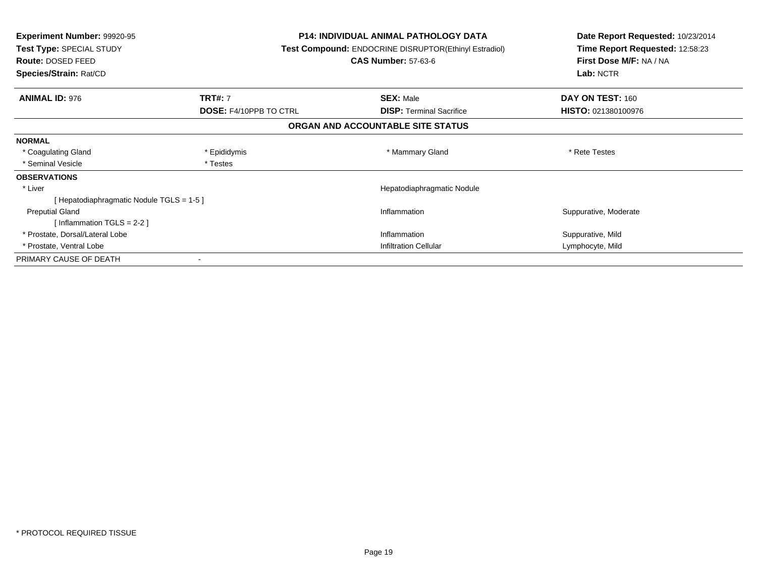**Experiment Number:** 99920-95
**Test Type:** SPECIAL STUDY
**Route:** DOSED FEED
**Species/Strain:** Rat/CD

**P14: INDIVIDUAL ANIMAL PATHOLOGY DATA**
**Test Compound:** ENDOCRINE DISRUPTOR(Ethinyl Estradiol)
**CAS Number:** 57-63-6

**Date Report Requested:** 10/23/2014
**Time Report Requested:** 12:58:23
**First Dose M/F:** NA / NA
**Lab:** NCTR

| **ANIMAL ID:** 976 | **TRT#:** 7 | **SEX:** Male | **DAY ON TEST:** 160 |
|---|---|---|---|
| | **DOSE:** F4/10PPB TO CTRL | **DISP:** Terminal Sacrifice | **HISTO:** 021380100976 |

## ORGAN AND ACCOUNTABLE SITE STATUS

| | | | |
|---|---|---|---|
| **NORMAL** | | | |
| * Coagulating Gland | * Epididymis | * Mammary Gland | * Rete Testes |
| * Seminal Vesicle | * Testes | | |
| **OBSERVATIONS** | | | |
| * Liver | | Hepatodiaphragmatic Nodule | |
| [ Hepatodiaphragmatic Nodule TGLS = 1-5 ] | | | |
| Preputial Gland | | Inflammation | Suppurative, Moderate |
| [ Inflammation TGLS = 2-2 ] | | | |
| * Prostate, Dorsal/Lateral Lobe | | Inflammation | Suppurative, Mild |
| * Prostate, Ventral Lobe | | Infiltration Cellular | Lymphocyte, Mild |
| PRIMARY CAUSE OF DEATH | - | | |

* PROTOCOL REQUIRED TISSUE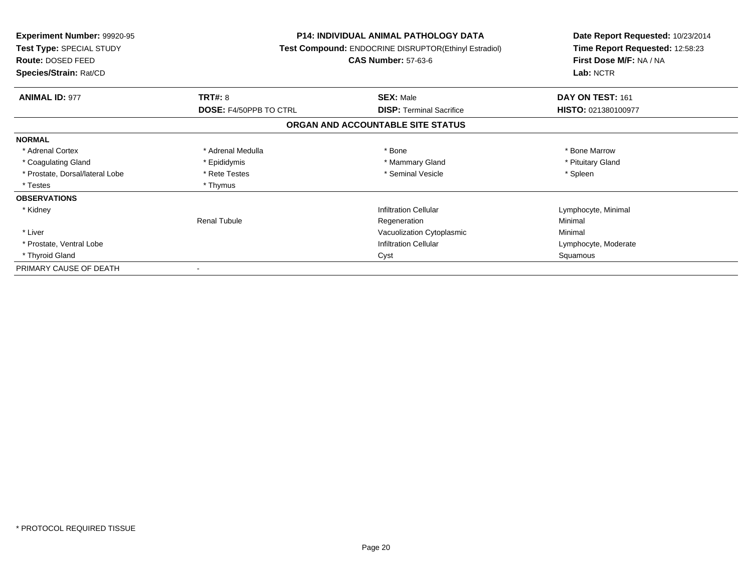**Experiment Number:** 99920-95
**Test Type:** SPECIAL STUDY
**Route:** DOSED FEED
**Species/Strain:** Rat/CD

**P14: INDIVIDUAL ANIMAL PATHOLOGY DATA**
**Test Compound:** ENDOCRINE DISRUPTOR(Ethinyl Estradiol)
**CAS Number:** 57-63-6

**Date Report Requested:** 10/23/2014
**Time Report Requested:** 12:58:23
**First Dose M/F:** NA / NA
**Lab:** NCTR

| **ANIMAL ID:** 977 | **TRT#:** 8 | **SEX:** Male | **DAY ON TEST:** 161 |
|---|---|---|---|
| | **DOSE:** F4/50PPB TO CTRL | **DISP:** Terminal Sacrifice | **HISTO:** 021380100977 |

## ORGAN AND ACCOUNTABLE SITE STATUS

| | | | |
|---|---|---|---|
| **NORMAL** | | | |
| * Adrenal Cortex | * Adrenal Medulla | * Bone | * Bone Marrow |
| * Coagulating Gland | * Epididymis | * Mammary Gland | * Pituitary Gland |
| * Prostate, Dorsal/lateral Lobe | * Rete Testes | * Seminal Vesicle | * Spleen |
| * Testes | * Thymus | | |
| **OBSERVATIONS** | | | |
| * Kidney | | Infiltration Cellular | Lymphocyte, Minimal |
| | Renal Tubule | Regeneration | Minimal |
| * Liver | | Vacuolization Cytoplasmic | Minimal |
| * Prostate, Ventral Lobe | | Infiltration Cellular | Lymphocyte, Moderate |
| * Thyroid Gland | | Cyst | Squamous |
| PRIMARY CAUSE OF DEATH | - | | |

* PROTOCOL REQUIRED TISSUE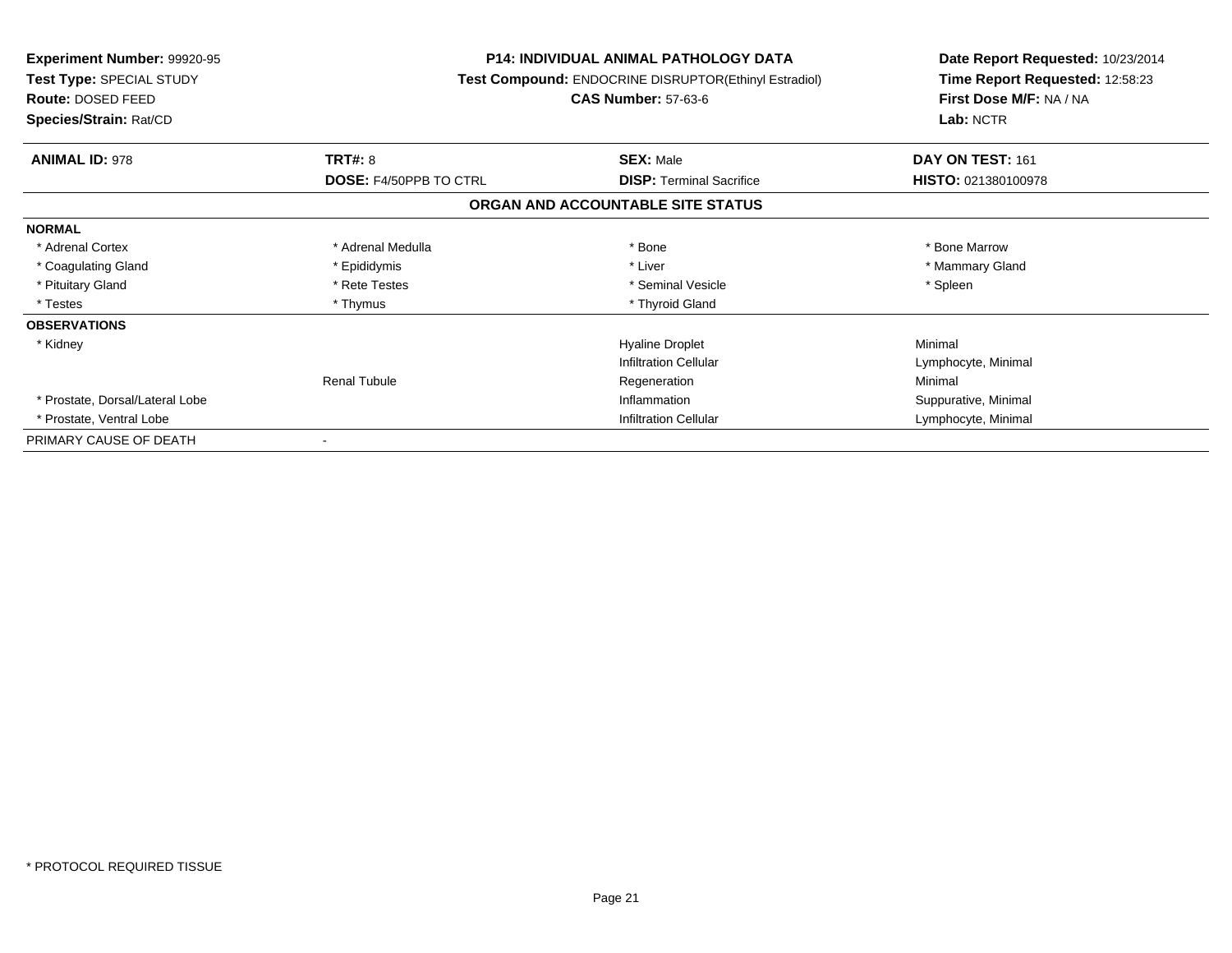**Experiment Number:** 99920-95
**Test Type:** SPECIAL STUDY
**Route:** DOSED FEED
**Species/Strain:** Rat/CD

**P14: INDIVIDUAL ANIMAL PATHOLOGY DATA**
**Test Compound:** ENDOCRINE DISRUPTOR(Ethinyl Estradiol)
**CAS Number:** 57-63-6

**Date Report Requested:** 10/23/2014
**Time Report Requested:** 12:58:23
**First Dose M/F:** NA / NA
**Lab:** NCTR

| **ANIMAL ID:** 978 | **TRT#:** 8 | **SEX:** Male | **DAY ON TEST:** 161 |
|---|---|---|---|
| | **DOSE:** F4/50PPB TO CTRL | **DISP:** Terminal Sacrifice | **HISTO:** 021380100978 |

## ORGAN AND ACCOUNTABLE SITE STATUS

| | | | |
|---|---|---|---|
| **NORMAL** | | | |
| * Adrenal Cortex | * Adrenal Medulla | * Bone | * Bone Marrow |
| * Coagulating Gland | * Epididymis | * Liver | * Mammary Gland |
| * Pituitary Gland | * Rete Testes | * Seminal Vesicle | * Spleen |
| * Testes | * Thymus | * Thyroid Gland | |
| **OBSERVATIONS** | | | |
| * Kidney | | Hyaline Droplet | Minimal |
| | | Infiltration Cellular | Lymphocyte, Minimal |
| | Renal Tubule | Regeneration | Minimal |
| * Prostate, Dorsal/Lateral Lobe | | Inflammation | Suppurative, Minimal |
| * Prostate, Ventral Lobe | | Infiltration Cellular | Lymphocyte, Minimal |
| PRIMARY CAUSE OF DEATH | - | | |

* PROTOCOL REQUIRED TISSUE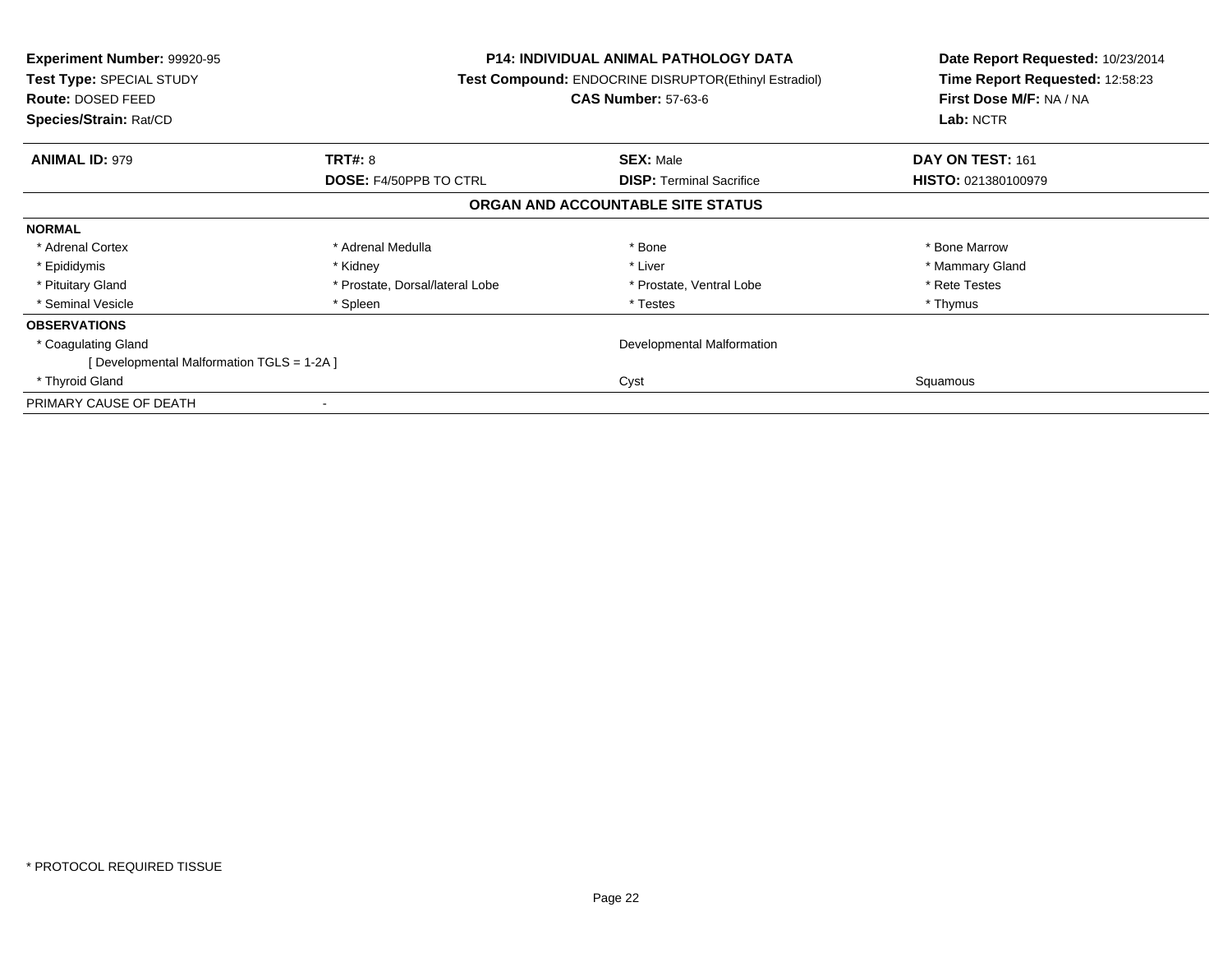**Experiment Number:** 99920-95
**Test Type:** SPECIAL STUDY
**Route:** DOSED FEED
**Species/Strain:** Rat/CD

**P14: INDIVIDUAL ANIMAL PATHOLOGY DATA**
**Test Compound:** ENDOCRINE DISRUPTOR(Ethinyl Estradiol)
**CAS Number:** 57-63-6

**Date Report Requested:** 10/23/2014
**Time Report Requested:** 12:58:23
**First Dose M/F:** NA / NA
**Lab:** NCTR

| **ANIMAL ID:** 979 | **TRT#:** 8 | **SEX:** Male | **DAY ON TEST:** 161 |
|---|---|---|---|
| | **DOSE:** F4/50PPB TO CTRL | **DISP:** Terminal Sacrifice | **HISTO:** 021380100979 |

## ORGAN AND ACCOUNTABLE SITE STATUS

| | | | |
|---|---|---|---|
| **NORMAL** | | | |
| * Adrenal Cortex | * Adrenal Medulla | * Bone | * Bone Marrow |
| * Epididymis | * Kidney | * Liver | * Mammary Gland |
| * Pituitary Gland | * Prostate, Dorsal/lateral Lobe | * Prostate, Ventral Lobe | * Rete Testes |
| * Seminal Vesicle | * Spleen | * Testes | * Thymus |
| **OBSERVATIONS** | | | |
| * Coagulating Gland | | Developmental Malformation | |
| [ Developmental Malformation TGLS = 1-2A ] | | | |
| * Thyroid Gland | | Cyst | Squamous |
| PRIMARY CAUSE OF DEATH | - | | |

* PROTOCOL REQUIRED TISSUE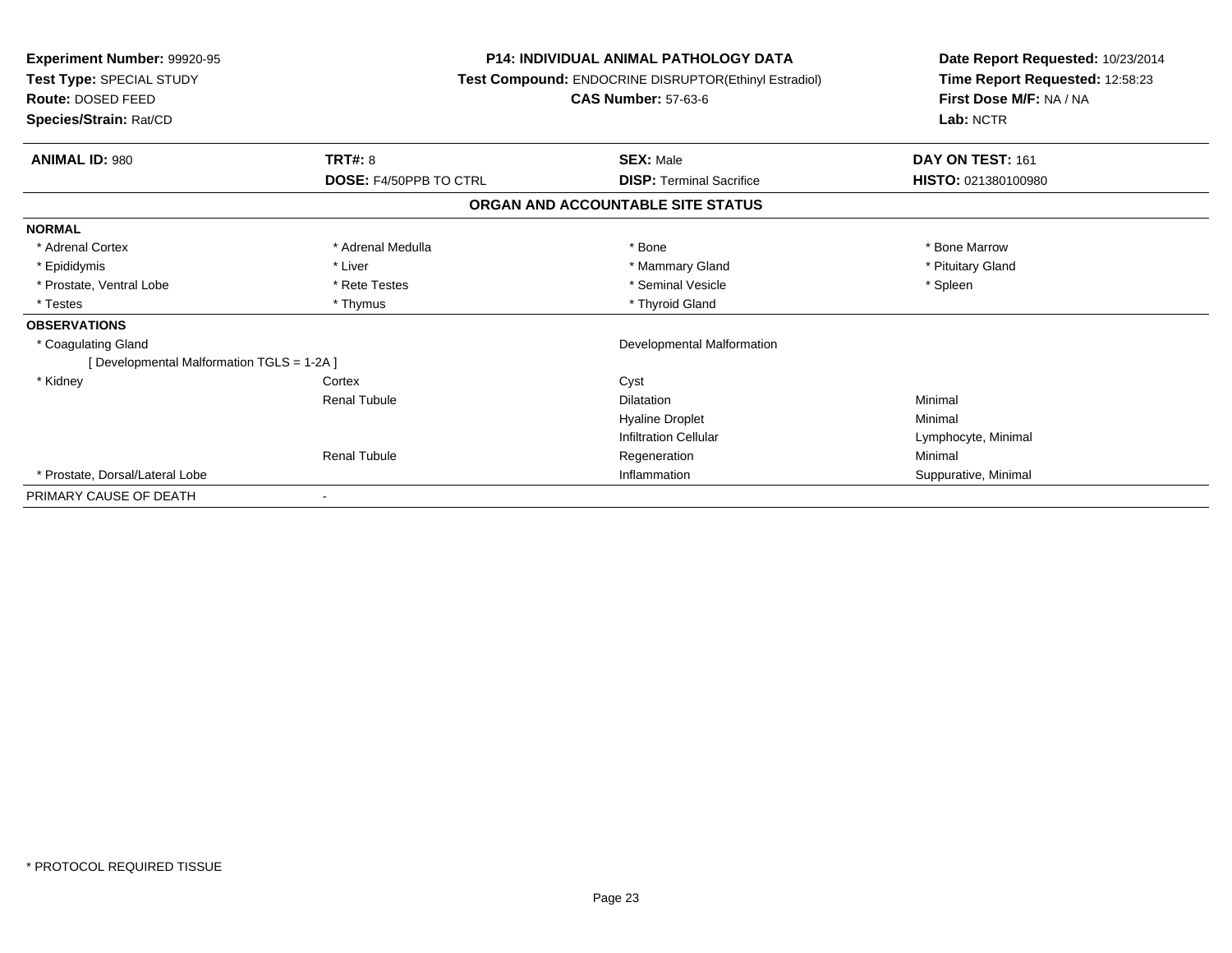**Experiment Number:** 99920-95
**Test Type:** SPECIAL STUDY
**Route:** DOSED FEED
**Species/Strain:** Rat/CD

**P14: INDIVIDUAL ANIMAL PATHOLOGY DATA**
**Test Compound:** ENDOCRINE DISRUPTOR(Ethinyl Estradiol)
**CAS Number:** 57-63-6

**Date Report Requested:** 10/23/2014
**Time Report Requested:** 12:58:23
**First Dose M/F:** NA / NA
**Lab:** NCTR

| **ANIMAL ID:** 980 | **TRT#:** 8 | **SEX:** Male | **DAY ON TEST:** 161 |
|---|---|---|---|
| | **DOSE:** F4/50PPB TO CTRL | **DISP:** Terminal Sacrifice | **HISTO:** 021380100980 |

## ORGAN AND ACCOUNTABLE SITE STATUS

| | | | |
|---|---|---|---|
| **NORMAL** | | | |
| * Adrenal Cortex | * Adrenal Medulla | * Bone | * Bone Marrow |
| * Epididymis | * Liver | * Mammary Gland | * Pituitary Gland |
| * Prostate, Ventral Lobe | * Rete Testes | * Seminal Vesicle | * Spleen |
| * Testes | * Thymus | * Thyroid Gland | |
| **OBSERVATIONS** | | | |
| * Coagulating Gland | | Developmental Malformation | |
| [ Developmental Malformation TGLS = 1-2A ] | | | |
| * Kidney | Cortex | Cyst | |
| | Renal Tubule | Dilatation | Minimal |
| | | Hyaline Droplet | Minimal |
| | | Infiltration Cellular | Lymphocyte, Minimal |
| | Renal Tubule | Regeneration | Minimal |
| * Prostate, Dorsal/Lateral Lobe | | Inflammation | Suppurative, Minimal |
| PRIMARY CAUSE OF DEATH | - | | |

* PROTOCOL REQUIRED TISSUE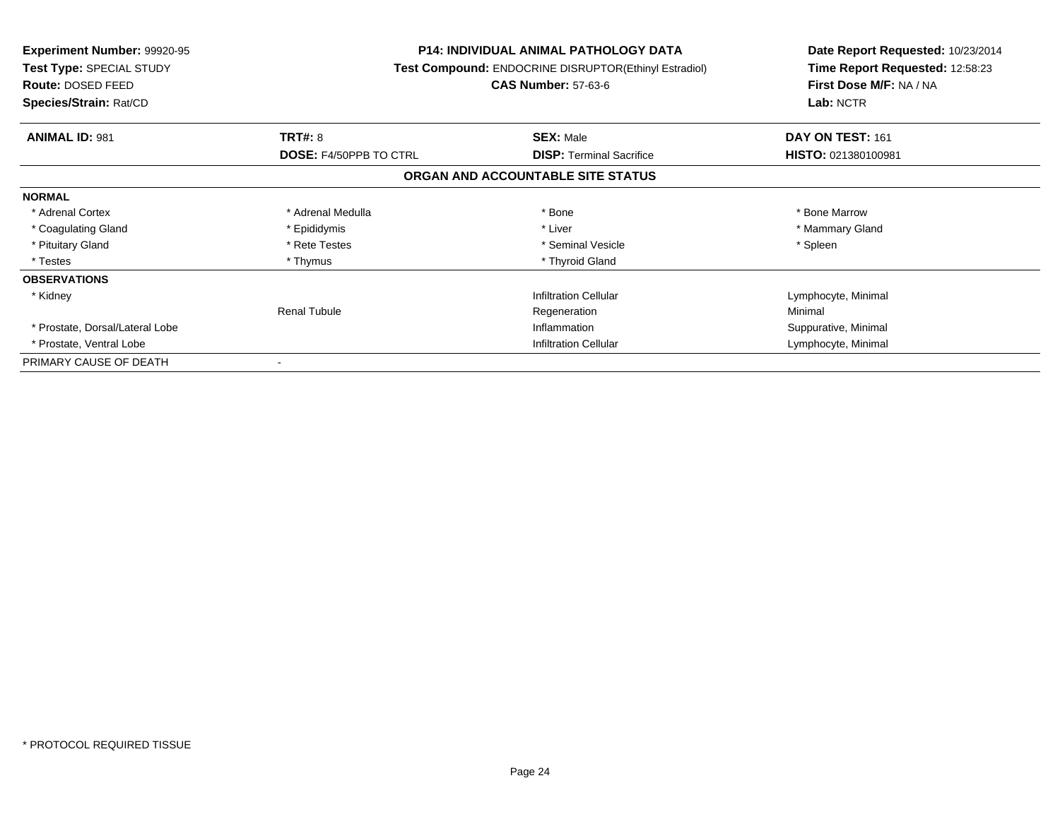**Experiment Number:** 99920-95
**Test Type:** SPECIAL STUDY
**Route:** DOSED FEED
**Species/Strain:** Rat/CD

**P14: INDIVIDUAL ANIMAL PATHOLOGY DATA**
**Test Compound:** ENDOCRINE DISRUPTOR(Ethinyl Estradiol)
**CAS Number:** 57-63-6

**Date Report Requested:** 10/23/2014
**Time Report Requested:** 12:58:23
**First Dose M/F:** NA / NA
**Lab:** NCTR

| **ANIMAL ID:** 981 | **TRT#:** 8 | **SEX:** Male | **DAY ON TEST:** 161 |
|---|---|---|---|
| | **DOSE:** F4/50PPB TO CTRL | **DISP:** Terminal Sacrifice | **HISTO:** 021380100981 |

## ORGAN AND ACCOUNTABLE SITE STATUS

| | | | |
|---|---|---|---|
| **NORMAL** | | | |
| * Adrenal Cortex | * Adrenal Medulla | * Bone | * Bone Marrow |
| * Coagulating Gland | * Epididymis | * Liver | * Mammary Gland |
| * Pituitary Gland | * Rete Testes | * Seminal Vesicle | * Spleen |
| * Testes | * Thymus | * Thyroid Gland | |
| **OBSERVATIONS** | | | |
| * Kidney | | Infiltration Cellular | Lymphocyte, Minimal |
| | Renal Tubule | Regeneration | Minimal |
| * Prostate, Dorsal/Lateral Lobe | | Inflammation | Suppurative, Minimal |
| * Prostate, Ventral Lobe | | Infiltration Cellular | Lymphocyte, Minimal |
| PRIMARY CAUSE OF DEATH | - | | |

* PROTOCOL REQUIRED TISSUE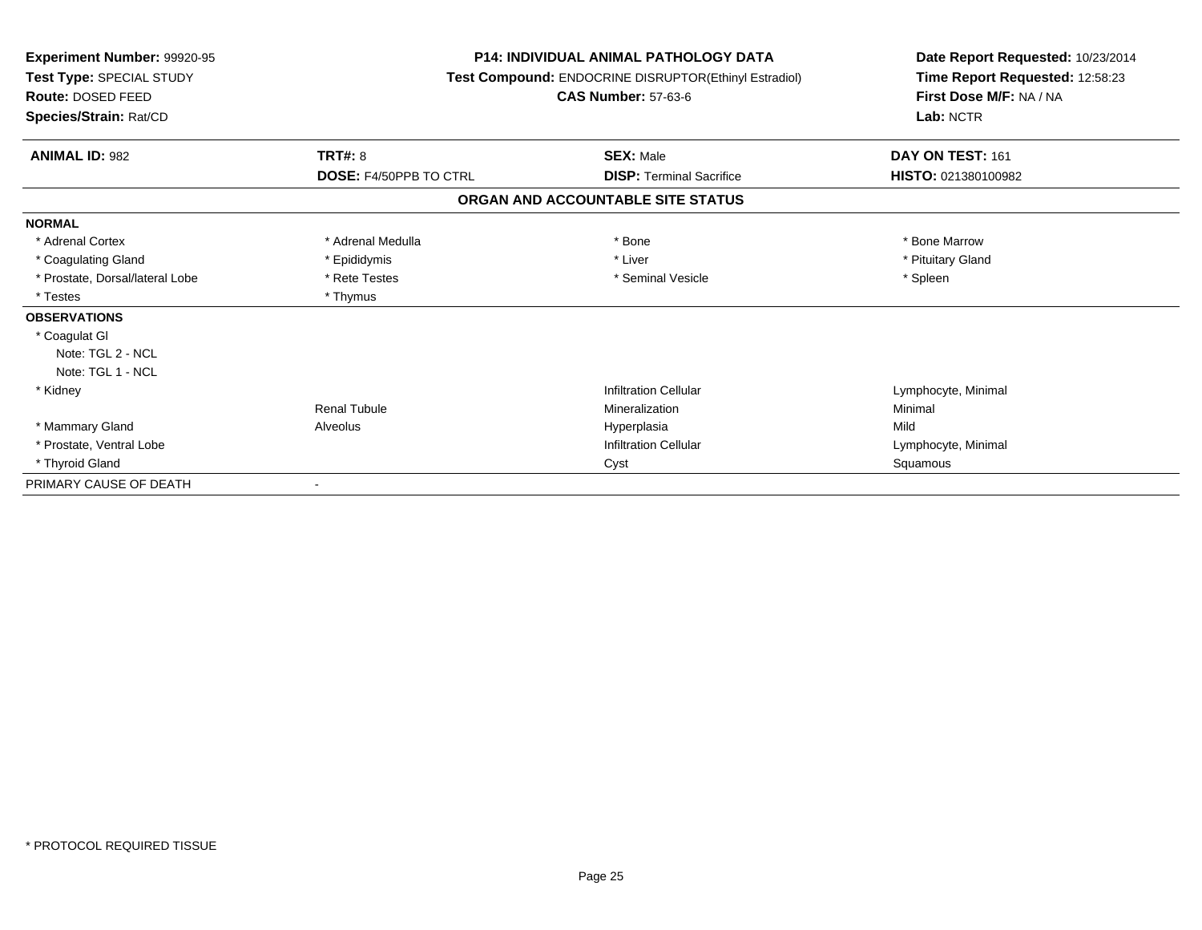**Experiment Number:** 99920-95
**Test Type:** SPECIAL STUDY
**Route:** DOSED FEED
**Species/Strain:** Rat/CD

**P14: INDIVIDUAL ANIMAL PATHOLOGY DATA**
**Test Compound:** ENDOCRINE DISRUPTOR(Ethinyl Estradiol)
**CAS Number:** 57-63-6

**Date Report Requested:** 10/23/2014
**Time Report Requested:** 12:58:23
**First Dose M/F:** NA / NA
**Lab:** NCTR

| **ANIMAL ID:** 982 | **TRT#:** 8 | **SEX:** Male | **DAY ON TEST:** 161 |
|---|---|---|---|
| | **DOSE:** F4/50PPB TO CTRL | **DISP:** Terminal Sacrifice | **HISTO:** 021380100982 |

## ORGAN AND ACCOUNTABLE SITE STATUS

| | | | |
|---|---|---|---|
| **NORMAL** | | | |
| * Adrenal Cortex | * Adrenal Medulla | * Bone | * Bone Marrow |
| * Coagulating Gland | * Epididymis | * Liver | * Pituitary Gland |
| * Prostate, Dorsal/lateral Lobe | * Rete Testes | * Seminal Vesicle | * Spleen |
| * Testes | * Thymus | | |
| **OBSERVATIONS** | | | |
| * Coagulat Gl | | | |
| Note: TGL 2 - NCL | | | |
| Note: TGL 1 - NCL | | | |
| * Kidney | | Infiltration Cellular | Lymphocyte, Minimal |
| | Renal Tubule | Mineralization | Minimal |
| * Mammary Gland | Alveolus | Hyperplasia | Mild |
| * Prostate, Ventral Lobe | | Infiltration Cellular | Lymphocyte, Minimal |
| * Thyroid Gland | | Cyst | Squamous |
| PRIMARY CAUSE OF DEATH | - | | |

* PROTOCOL REQUIRED TISSUE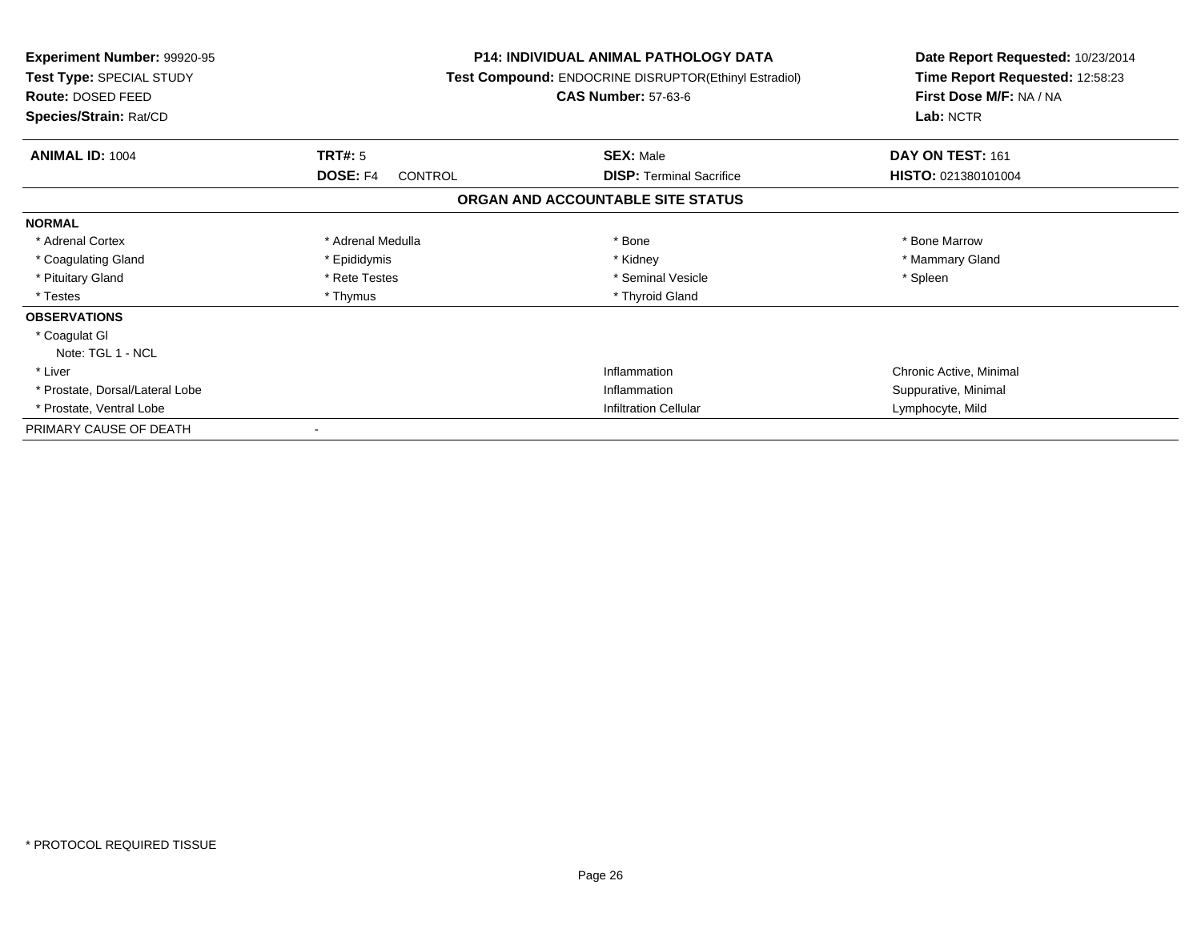**Experiment Number:** 99920-95
**Test Type:** SPECIAL STUDY
**Route:** DOSED FEED
**Species/Strain:** Rat/CD

**P14: INDIVIDUAL ANIMAL PATHOLOGY DATA**
**Test Compound:** ENDOCRINE DISRUPTOR(Ethinyl Estradiol)
**CAS Number:** 57-63-6

**Date Report Requested:** 10/23/2014
**Time Report Requested:** 12:58:23
**First Dose M/F:** NA / NA
**Lab:** NCTR

| **ANIMAL ID:** 1004 | **TRT#:** 5 | **SEX:** Male | **DAY ON TEST:** 161 |
|---|---|---|---|
| | **DOSE:** F4 CONTROL | **DISP:** Terminal Sacrifice | **HISTO:** 021380101004 |

## ORGAN AND ACCOUNTABLE SITE STATUS

| | | | |
|---|---|---|---|
| **NORMAL** | | | |
| * Adrenal Cortex | * Adrenal Medulla | * Bone | * Bone Marrow |
| * Coagulating Gland | * Epididymis | * Kidney | * Mammary Gland |
| * Pituitary Gland | * Rete Testes | * Seminal Vesicle | * Spleen |
| * Testes | * Thymus | * Thyroid Gland | |
| **OBSERVATIONS** | | | |
| * Coagulat Gl | | | |
| Note: TGL 1 - NCL | | | |
| * Liver | | Inflammation | Chronic Active, Minimal |
| * Prostate, Dorsal/Lateral Lobe | | Inflammation | Suppurative, Minimal |
| * Prostate, Ventral Lobe | | Infiltration Cellular | Lymphocyte, Mild |
| PRIMARY CAUSE OF DEATH | - | | |

* PROTOCOL REQUIRED TISSUE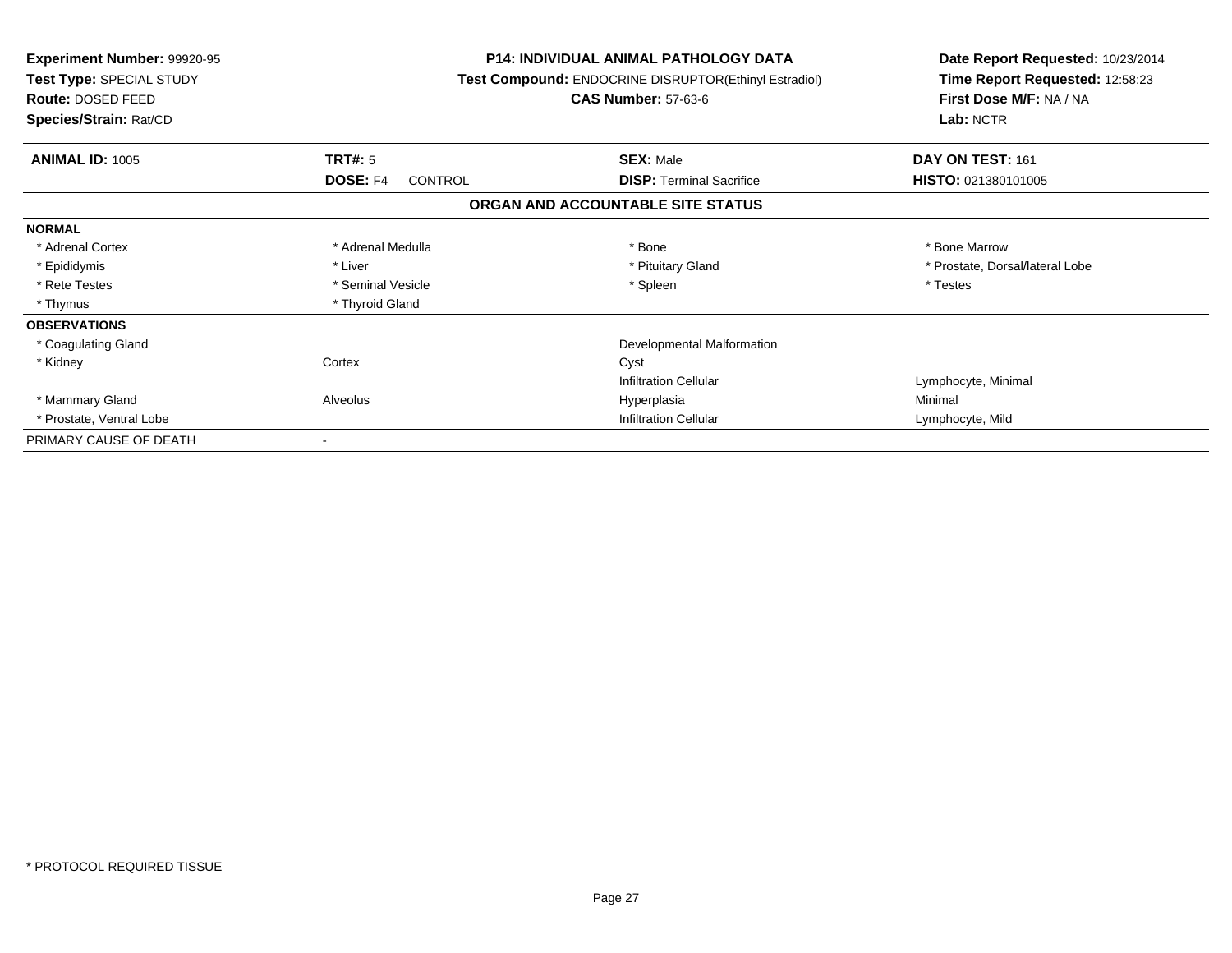**Experiment Number:** 99920-95
**Test Type:** SPECIAL STUDY
**Route:** DOSED FEED
**Species/Strain:** Rat/CD

**P14: INDIVIDUAL ANIMAL PATHOLOGY DATA**
**Test Compound:** ENDOCRINE DISRUPTOR(Ethinyl Estradiol)
**CAS Number:** 57-63-6

**Date Report Requested:** 10/23/2014
**Time Report Requested:** 12:58:23
**First Dose M/F:** NA / NA
**Lab:** NCTR

| **ANIMAL ID:** 1005 | **TRT#:** 5 | **SEX:** Male | **DAY ON TEST:** 161 |
|---|---|---|---|
| | **DOSE:** F4 CONTROL | **DISP:** Terminal Sacrifice | **HISTO:** 021380101005 |

## ORGAN AND ACCOUNTABLE SITE STATUS

| | | | |
|---|---|---|---|
| **NORMAL** | | | |
| * Adrenal Cortex | * Adrenal Medulla | * Bone | * Bone Marrow |
| * Epididymis | * Liver | * Pituitary Gland | * Prostate, Dorsal/lateral Lobe |
| * Rete Testes | * Seminal Vesicle | * Spleen | * Testes |
| * Thymus | * Thyroid Gland | | |
| **OBSERVATIONS** | | | |
| * Coagulating Gland | | Developmental Malformation | |
| * Kidney | Cortex | Cyst | |
| | | Infiltration Cellular | Lymphocyte, Minimal |
| * Mammary Gland | Alveolus | Hyperplasia | Minimal |
| * Prostate, Ventral Lobe | | Infiltration Cellular | Lymphocyte, Mild |
| PRIMARY CAUSE OF DEATH | - | | |

* PROTOCOL REQUIRED TISSUE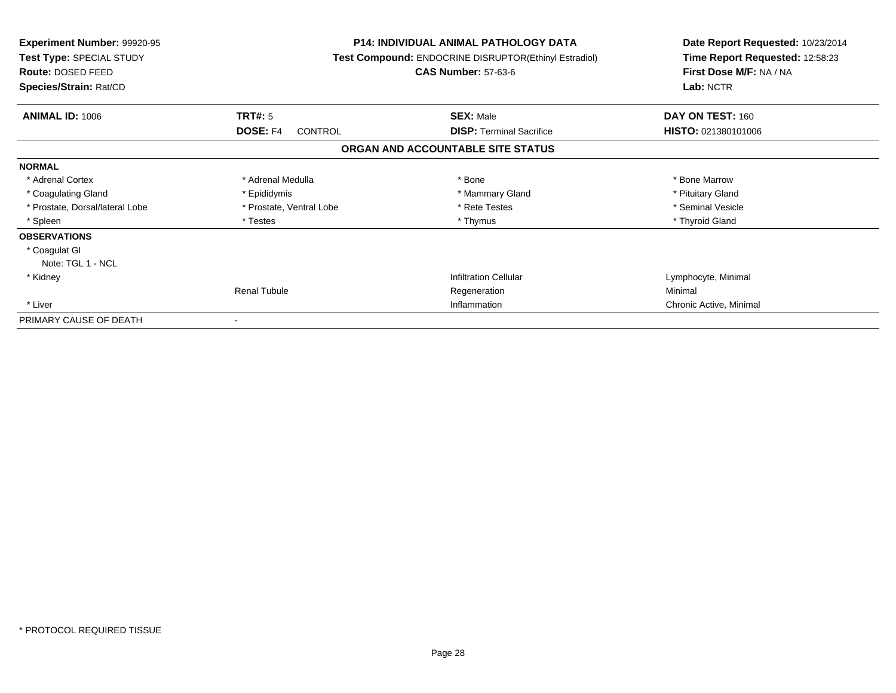**Experiment Number:** 99920-95
**Test Type:** SPECIAL STUDY
**Route:** DOSED FEED
**Species/Strain:** Rat/CD

**P14: INDIVIDUAL ANIMAL PATHOLOGY DATA**
**Test Compound:** ENDOCRINE DISRUPTOR(Ethinyl Estradiol)
**CAS Number:** 57-63-6

**Date Report Requested:** 10/23/2014
**Time Report Requested:** 12:58:23
**First Dose M/F:** NA / NA
**Lab:** NCTR

| **ANIMAL ID:** 1006 | **TRT#:** 5 | **SEX:** Male | **DAY ON TEST:** 160 |
|---|---|---|---|
| | **DOSE:** F4 CONTROL | **DISP:** Terminal Sacrifice | **HISTO:** 021380101006 |

## ORGAN AND ACCOUNTABLE SITE STATUS

| | | | |
|---|---|---|---|
| **NORMAL** | | | |
| * Adrenal Cortex | * Adrenal Medulla | * Bone | * Bone Marrow |
| * Coagulating Gland | * Epididymis | * Mammary Gland | * Pituitary Gland |
| * Prostate, Dorsal/lateral Lobe | * Prostate, Ventral Lobe | * Rete Testes | * Seminal Vesicle |
| * Spleen | * Testes | * Thymus | * Thyroid Gland |
| **OBSERVATIONS** | | | |
| * Coagulat Gl | | | |
| Note: TGL 1 - NCL | | | |
| * Kidney | | Infiltration Cellular | Lymphocyte, Minimal |
| | Renal Tubule | Regeneration | Minimal |
| * Liver | | Inflammation | Chronic Active, Minimal |
| PRIMARY CAUSE OF DEATH | - | | |

* PROTOCOL REQUIRED TISSUE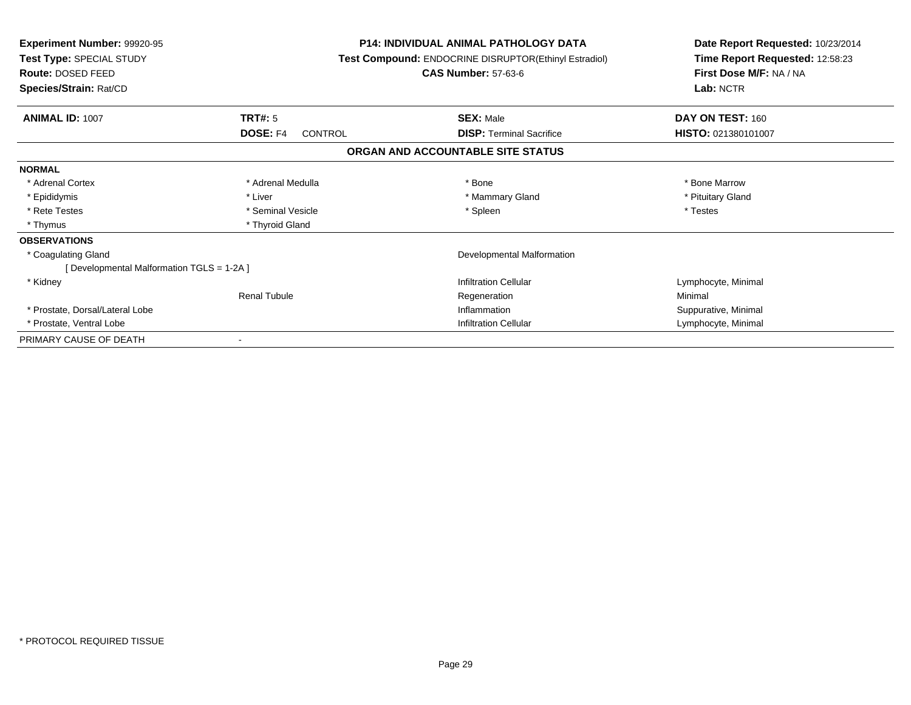**Experiment Number:** 99920-95
**Test Type:** SPECIAL STUDY
**Route:** DOSED FEED
**Species/Strain:** Rat/CD

**P14: INDIVIDUAL ANIMAL PATHOLOGY DATA**
**Test Compound:** ENDOCRINE DISRUPTOR(Ethinyl Estradiol)
**CAS Number:** 57-63-6

**Date Report Requested:** 10/23/2014
**Time Report Requested:** 12:58:23
**First Dose M/F:** NA / NA
**Lab:** NCTR

| **ANIMAL ID:** 1007 | **TRT#:** 5 | **SEX:** Male | **DAY ON TEST:** 160 |
|---|---|---|---|
| | **DOSE:** F4 CONTROL | **DISP:** Terminal Sacrifice | **HISTO:** 021380101007 |

## ORGAN AND ACCOUNTABLE SITE STATUS

| | | | |
|---|---|---|---|
| **NORMAL** | | | |
| * Adrenal Cortex | * Adrenal Medulla | * Bone | * Bone Marrow |
| * Epididymis | * Liver | * Mammary Gland | * Pituitary Gland |
| * Rete Testes | * Seminal Vesicle | * Spleen | * Testes |
| * Thymus | * Thyroid Gland | | |
| **OBSERVATIONS** | | | |
| * Coagulating Gland | | Developmental Malformation | |
| [ Developmental Malformation TGLS = 1-2A ] | | | |
| * Kidney | | Infiltration Cellular | Lymphocyte, Minimal |
| | Renal Tubule | Regeneration | Minimal |
| * Prostate, Dorsal/Lateral Lobe | | Inflammation | Suppurative, Minimal |
| * Prostate, Ventral Lobe | | Infiltration Cellular | Lymphocyte, Minimal |
| PRIMARY CAUSE OF DEATH | - | | |

* PROTOCOL REQUIRED TISSUE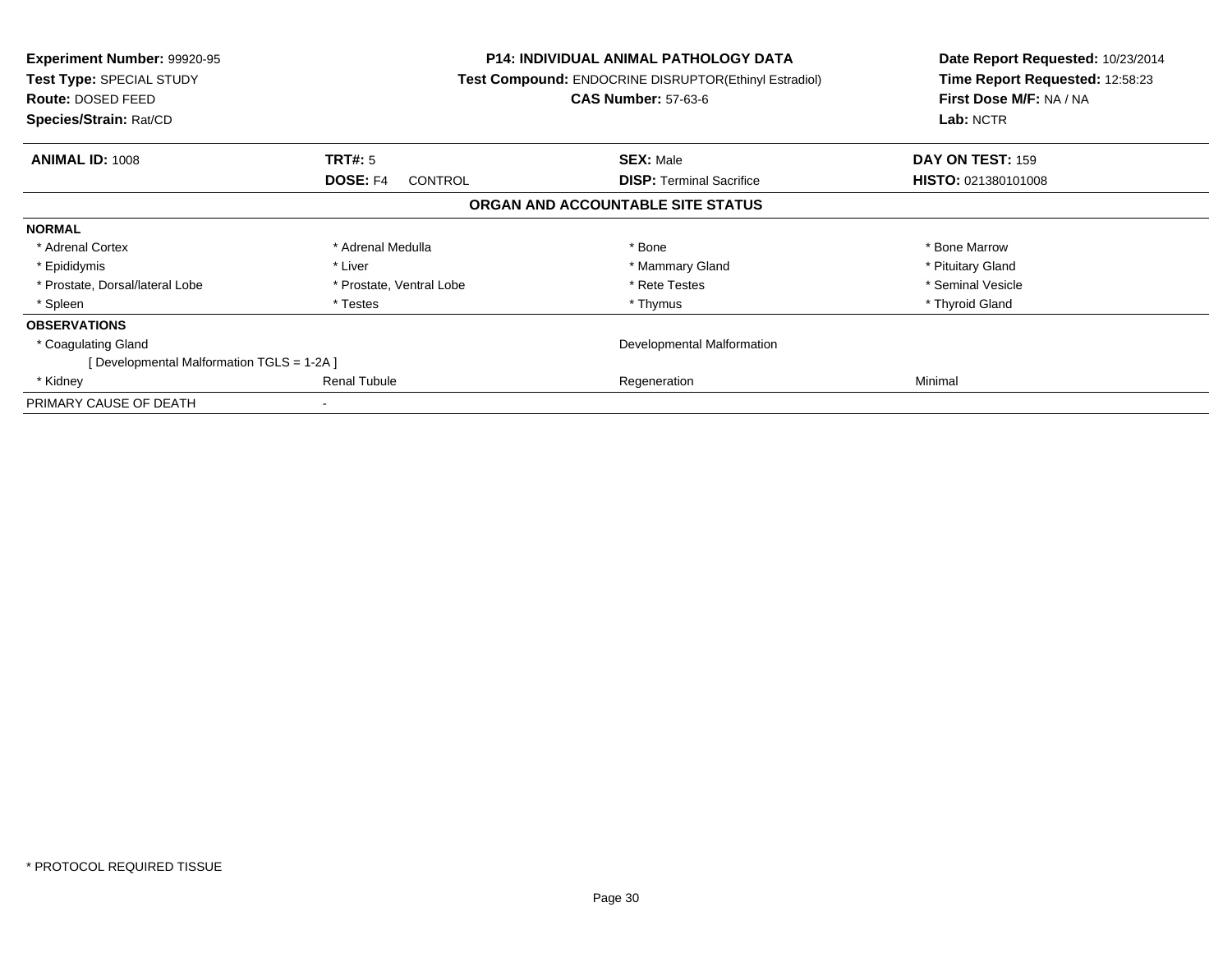**Experiment Number:** 99920-95
**Test Type:** SPECIAL STUDY
**Route:** DOSED FEED
**Species/Strain:** Rat/CD

**P14: INDIVIDUAL ANIMAL PATHOLOGY DATA**
**Test Compound:** ENDOCRINE DISRUPTOR(Ethinyl Estradiol)
**CAS Number:** 57-63-6

**Date Report Requested:** 10/23/2014
**Time Report Requested:** 12:58:23
**First Dose M/F:** NA / NA
**Lab:** NCTR

| **ANIMAL ID:** 1008 | **TRT#:** 5 | **SEX:** Male | **DAY ON TEST:** 159 |
|---|---|---|---|
| | **DOSE:** F4 CONTROL | **DISP:** Terminal Sacrifice | **HISTO:** 021380101008 |

## ORGAN AND ACCOUNTABLE SITE STATUS

| | | | |
|---|---|---|---|
| **NORMAL** | | | |
| * Adrenal Cortex | * Adrenal Medulla | * Bone | * Bone Marrow |
| * Epididymis | * Liver | * Mammary Gland | * Pituitary Gland |
| * Prostate, Dorsal/lateral Lobe | * Prostate, Ventral Lobe | * Rete Testes | * Seminal Vesicle |
| * Spleen | * Testes | * Thymus | * Thyroid Gland |
| **OBSERVATIONS** | | | |
| * Coagulating Gland | | Developmental Malformation | |
| [ Developmental Malformation TGLS = 1-2A ] | | | |
| * Kidney | Renal Tubule | Regeneration | Minimal |
| PRIMARY CAUSE OF DEATH | - | | |

* PROTOCOL REQUIRED TISSUE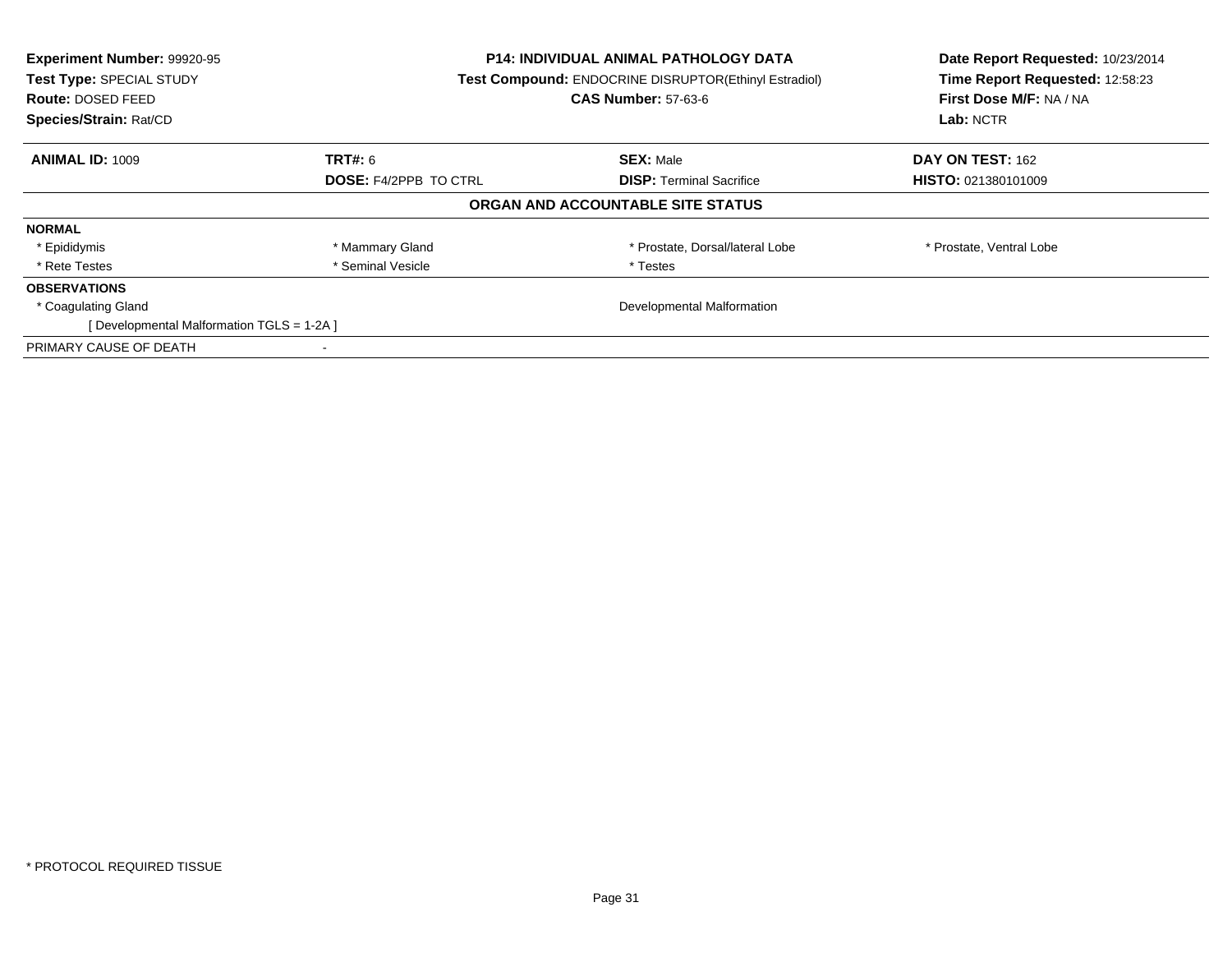**Experiment Number:** 99920-95
**Test Type:** SPECIAL STUDY
**Route:** DOSED FEED
**Species/Strain:** Rat/CD

**P14: INDIVIDUAL ANIMAL PATHOLOGY DATA**
**Test Compound:** ENDOCRINE DISRUPTOR(Ethinyl Estradiol)
**CAS Number:** 57-63-6

**Date Report Requested:** 10/23/2014
**Time Report Requested:** 12:58:23
**First Dose M/F:** NA / NA
**Lab:** NCTR

| **ANIMAL ID:** 1009 | **TRT#:** 6 | **SEX:** Male | **DAY ON TEST:** 162 |
|---|---|---|---|
| | **DOSE:** F4/2PPB TO CTRL | **DISP:** Terminal Sacrifice | **HISTO:** 021380101009 |

**ORGAN AND ACCOUNTABLE SITE STATUS**

**NORMAL**

| | | | |
|---|---|---|---|
| * Epididymis | * Mammary Gland | * Prostate, Dorsal/lateral Lobe | * Prostate, Ventral Lobe |
| * Rete Testes | * Seminal Vesicle | * Testes | |

**OBSERVATIONS**

| | |
|---|---|
| * Coagulating Gland | Developmental Malformation |
| [ Developmental Malformation TGLS = 1-2A ] | |

PRIMARY CAUSE OF DEATH -

* PROTOCOL REQUIRED TISSUE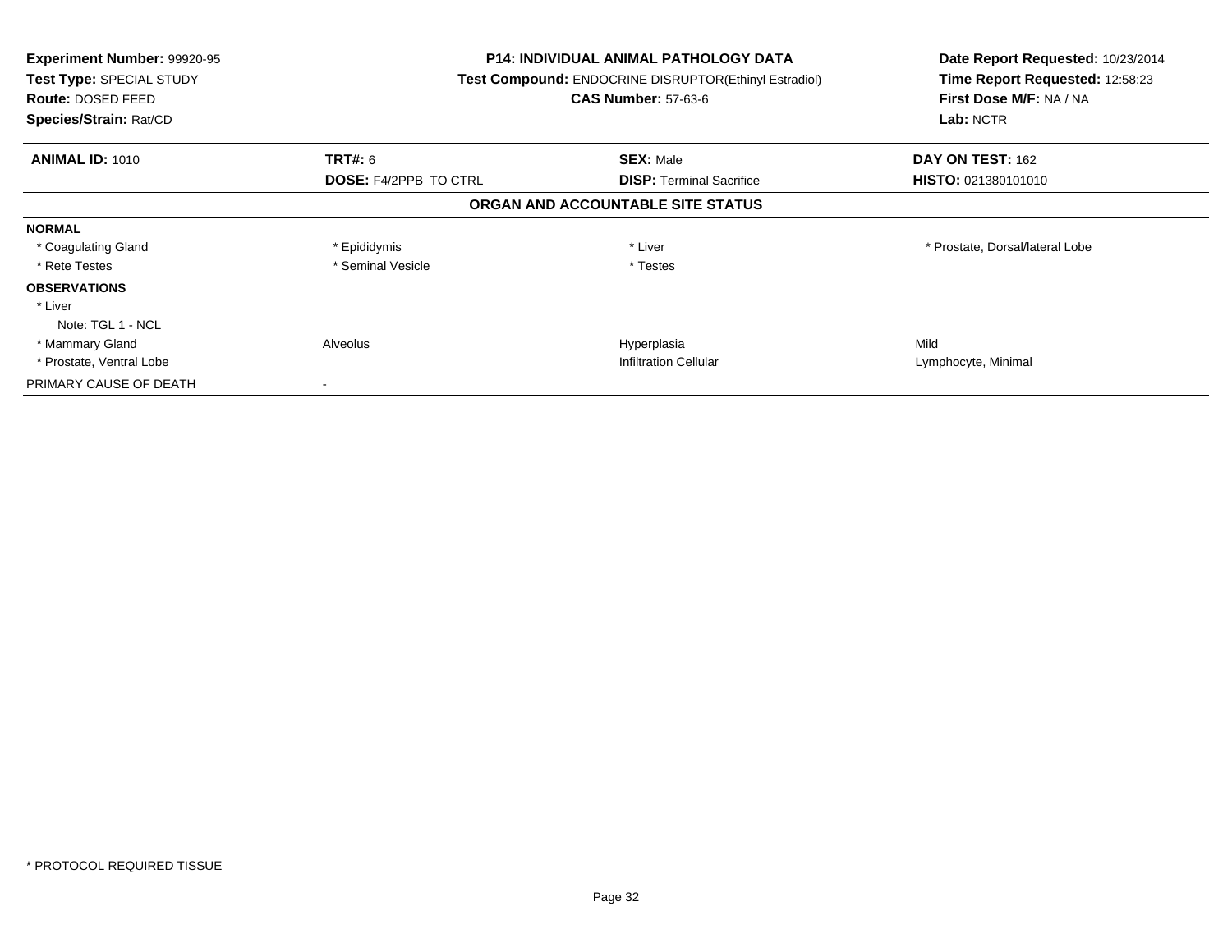**Experiment Number:** 99920-95
**Test Type:** SPECIAL STUDY
**Route:** DOSED FEED
**Species/Strain:** Rat/CD

**P14: INDIVIDUAL ANIMAL PATHOLOGY DATA**
**Test Compound:** ENDOCRINE DISRUPTOR(Ethinyl Estradiol)
**CAS Number:** 57-63-6

**Date Report Requested:** 10/23/2014
**Time Report Requested:** 12:58:23
**First Dose M/F:** NA / NA
**Lab:** NCTR

| **ANIMAL ID:** 1010 | **TRT#:** 6 | **SEX:** Male | **DAY ON TEST:** 162 |
|---|---|---|---|
| | **DOSE:** F4/2PPB TO CTRL | **DISP:** Terminal Sacrifice | **HISTO:** 021380101010 |

**ORGAN AND ACCOUNTABLE SITE STATUS**

| | | | |
|---|---|---|---|
| **NORMAL** | | | |
| * Coagulating Gland | * Epididymis | * Liver | * Prostate, Dorsal/lateral Lobe |
| * Rete Testes | * Seminal Vesicle | * Testes | |
| **OBSERVATIONS** | | | |
| * Liver | | | |
| Note: TGL 1 - NCL | | | |
| * Mammary Gland | Alveolus | Hyperplasia | Mild |
| * Prostate, Ventral Lobe | | Infiltration Cellular | Lymphocyte, Minimal |
| PRIMARY CAUSE OF DEATH | - | | |

* PROTOCOL REQUIRED TISSUE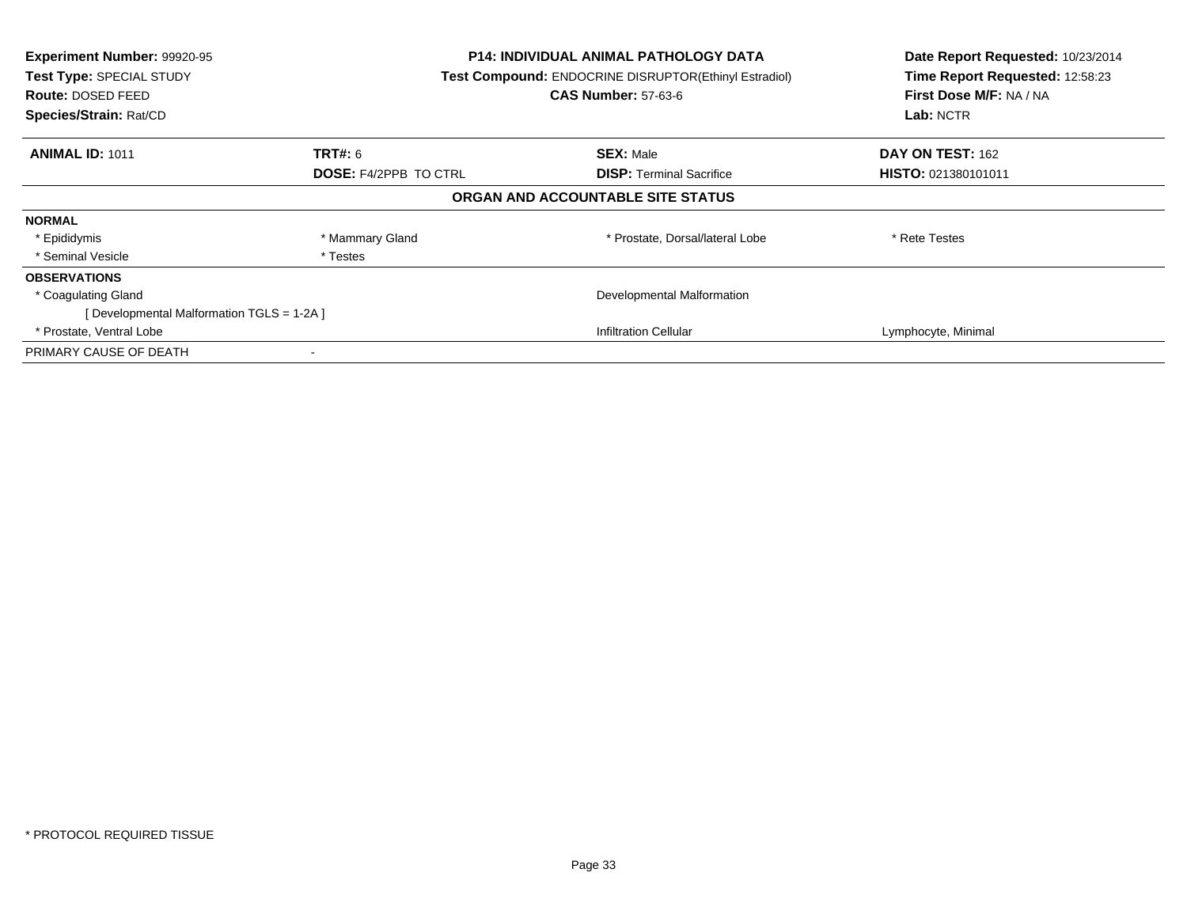**Experiment Number:** 99920-95
**Test Type:** SPECIAL STUDY
**Route:** DOSED FEED
**Species/Strain:** Rat/CD

**P14: INDIVIDUAL ANIMAL PATHOLOGY DATA**
**Test Compound:** ENDOCRINE DISRUPTOR(Ethinyl Estradiol)
**CAS Number:** 57-63-6

**Date Report Requested:** 10/23/2014
**Time Report Requested:** 12:58:23
**First Dose M/F:** NA / NA
**Lab:** NCTR

| **ANIMAL ID:** 1011 | **TRT#:** 6 | **SEX:** Male | **DAY ON TEST:** 162 |
|---|---|---|---|
| | **DOSE:** F4/2PPB TO CTRL | **DISP:** Terminal Sacrifice | **HISTO:** 021380101011 |

## ORGAN AND ACCOUNTABLE SITE STATUS

| | | | |
|---|---|---|---|
| **NORMAL** | | | |
| * Epididymis | * Mammary Gland | * Prostate, Dorsal/lateral Lobe | * Rete Testes |
| * Seminal Vesicle | * Testes | | |
| **OBSERVATIONS** | | | |
| * Coagulating Gland | | Developmental Malformation | |
| [ Developmental Malformation TGLS = 1-2A ] | | | |
| * Prostate, Ventral Lobe | | Infiltration Cellular | Lymphocyte, Minimal |
| PRIMARY CAUSE OF DEATH | - | | |

* PROTOCOL REQUIRED TISSUE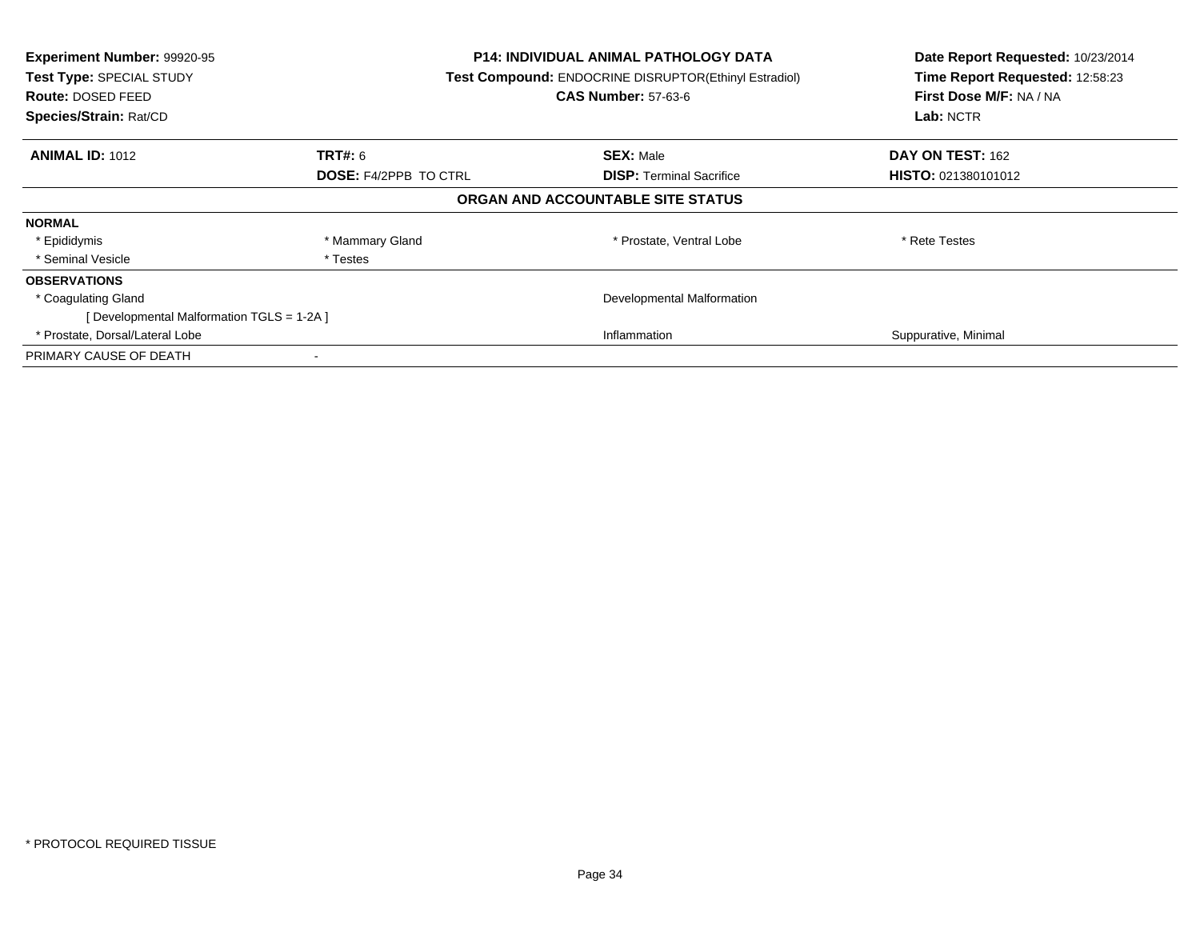**Experiment Number:** 99920-95
**Test Type:** SPECIAL STUDY
**Route:** DOSED FEED
**Species/Strain:** Rat/CD

**P14: INDIVIDUAL ANIMAL PATHOLOGY DATA**
**Test Compound:** ENDOCRINE DISRUPTOR(Ethinyl Estradiol)
**CAS Number:** 57-63-6

**Date Report Requested:** 10/23/2014
**Time Report Requested:** 12:58:23
**First Dose M/F:** NA / NA
**Lab:** NCTR

| **ANIMAL ID:** 1012 | **TRT#:** 6 | **SEX:** Male | **DAY ON TEST:** 162 |
|---|---|---|---|
| | **DOSE:** F4/2PPB TO CTRL | **DISP:** Terminal Sacrifice | **HISTO:** 021380101012 |

**ORGAN AND ACCOUNTABLE SITE STATUS**

| | | | |
|---|---|---|---|
| **NORMAL** | | | |
| * Epididymis | * Mammary Gland | * Prostate, Ventral Lobe | * Rete Testes |
| * Seminal Vesicle | * Testes | | |
| **OBSERVATIONS** | | | |
| * Coagulating Gland | | Developmental Malformation | |
| [ Developmental Malformation TGLS = 1-2A ] | | | |
| * Prostate, Dorsal/Lateral Lobe | | Inflammation | Suppurative, Minimal |
| PRIMARY CAUSE OF DEATH | - | | |

* PROTOCOL REQUIRED TISSUE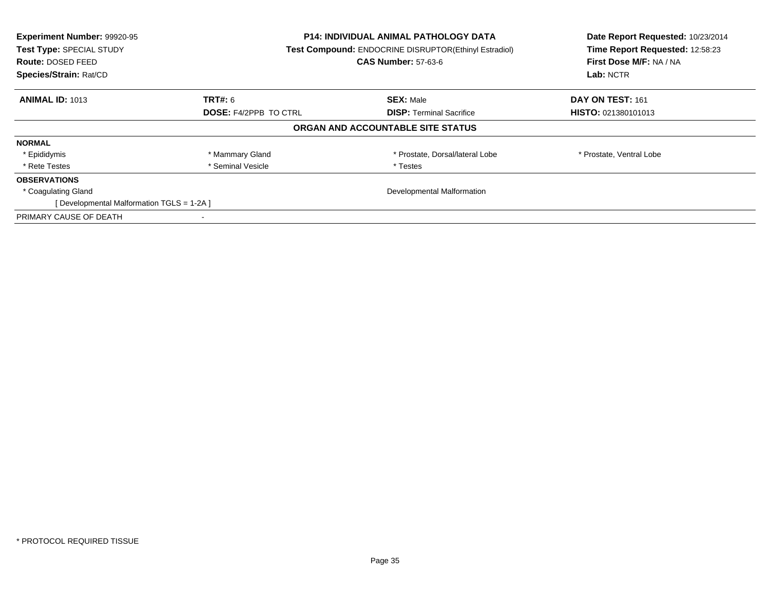**Experiment Number:** 99920-95
**Test Type:** SPECIAL STUDY
**Route:** DOSED FEED
**Species/Strain:** Rat/CD

**P14: INDIVIDUAL ANIMAL PATHOLOGY DATA**
**Test Compound:** ENDOCRINE DISRUPTOR(Ethinyl Estradiol)
**CAS Number:** 57-63-6

**Date Report Requested:** 10/23/2014
**Time Report Requested:** 12:58:23
**First Dose M/F:** NA / NA
**Lab:** NCTR

| **ANIMAL ID:** 1013 | **TRT#:** 6 | **SEX:** Male | **DAY ON TEST:** 161 |
|---|---|---|---|
| | **DOSE:** F4/2PPB TO CTRL | **DISP:** Terminal Sacrifice | **HISTO:** 021380101013 |

## ORGAN AND ACCOUNTABLE SITE STATUS

**NORMAL**

| | | | |
|---|---|---|---|
| * Epididymis | * Mammary Gland | * Prostate, Dorsal/lateral Lobe | * Prostate, Ventral Lobe |
| * Rete Testes | * Seminal Vesicle | * Testes | |

**OBSERVATIONS**

| | |
|---|---|
| * Coagulating Gland | Developmental Malformation |
| [ Developmental Malformation TGLS = 1-2A ] | |

PRIMARY CAUSE OF DEATH -

* PROTOCOL REQUIRED TISSUE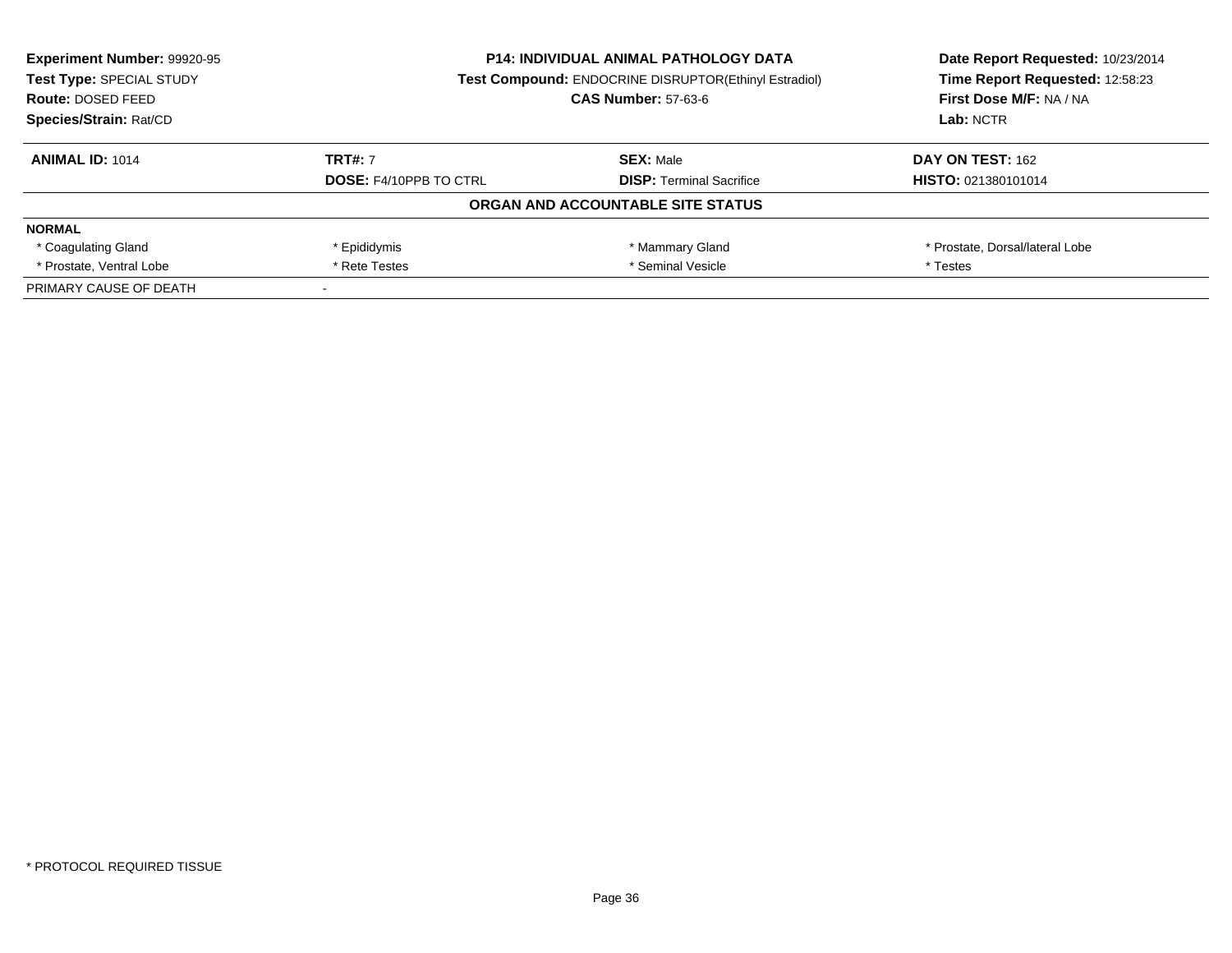**Experiment Number:** 99920-95
**Test Type:** SPECIAL STUDY
**Route:** DOSED FEED
**Species/Strain:** Rat/CD

**P14: INDIVIDUAL ANIMAL PATHOLOGY DATA**
**Test Compound:** ENDOCRINE DISRUPTOR(Ethinyl Estradiol)
**CAS Number:** 57-63-6

**Date Report Requested:** 10/23/2014
**Time Report Requested:** 12:58:23
**First Dose M/F:** NA / NA
**Lab:** NCTR

| **ANIMAL ID:** 1014 | **TRT#:** 7 | **SEX:** Male | **DAY ON TEST:** 162 |
|---|---|---|---|
| | **DOSE:** F4/10PPB TO CTRL | **DISP:** Terminal Sacrifice | **HISTO:** 021380101014 |

## ORGAN AND ACCOUNTABLE SITE STATUS

| **NORMAL** | | | |
|---|---|---|---|
| * Coagulating Gland | * Epididymis | * Mammary Gland | * Prostate, Dorsal/lateral Lobe |
| * Prostate, Ventral Lobe | * Rete Testes | * Seminal Vesicle | * Testes |
| PRIMARY CAUSE OF DEATH | - | | |

* PROTOCOL REQUIRED TISSUE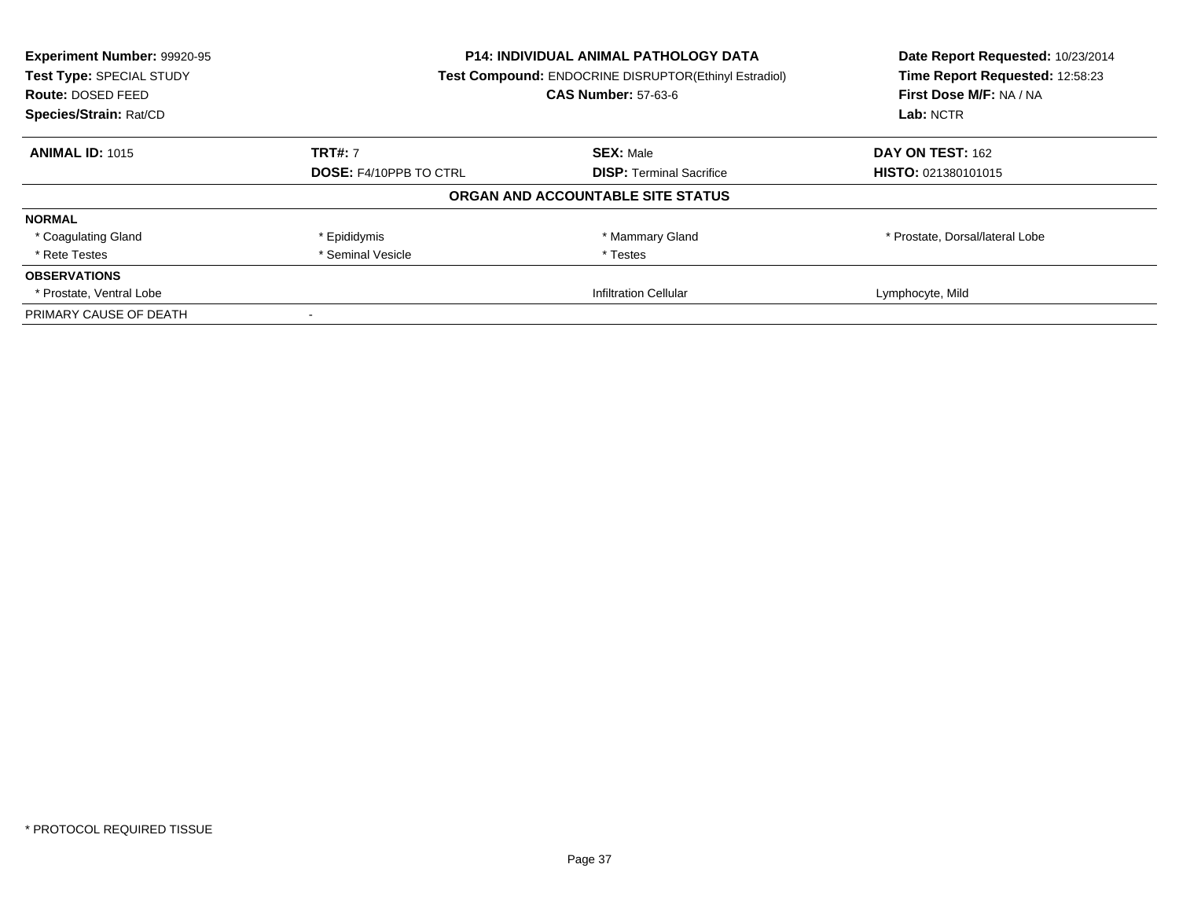**Experiment Number:** 99920-95
**Test Type:** SPECIAL STUDY
**Route:** DOSED FEED
**Species/Strain:** Rat/CD

**P14: INDIVIDUAL ANIMAL PATHOLOGY DATA**
**Test Compound:** ENDOCRINE DISRUPTOR(Ethinyl Estradiol)
**CAS Number:** 57-63-6

**Date Report Requested:** 10/23/2014
**Time Report Requested:** 12:58:23
**First Dose M/F:** NA / NA
**Lab:** NCTR

| **ANIMAL ID:** 1015 | **TRT#:** 7 | **SEX:** Male | **DAY ON TEST:** 162 |
|---|---|---|---|
| | **DOSE:** F4/10PPB TO CTRL | **DISP:** Terminal Sacrifice | **HISTO:** 021380101015 |

**ORGAN AND ACCOUNTABLE SITE STATUS**

| | | | |
|---|---|---|---|
| **NORMAL** | | | |
| * Coagulating Gland | * Epididymis | * Mammary Gland | * Prostate, Dorsal/lateral Lobe |
| * Rete Testes | * Seminal Vesicle | * Testes | |
| **OBSERVATIONS** | | | |
| * Prostate, Ventral Lobe | | Infiltration Cellular | Lymphocyte, Mild |
| PRIMARY CAUSE OF DEATH | - | | |

* PROTOCOL REQUIRED TISSUE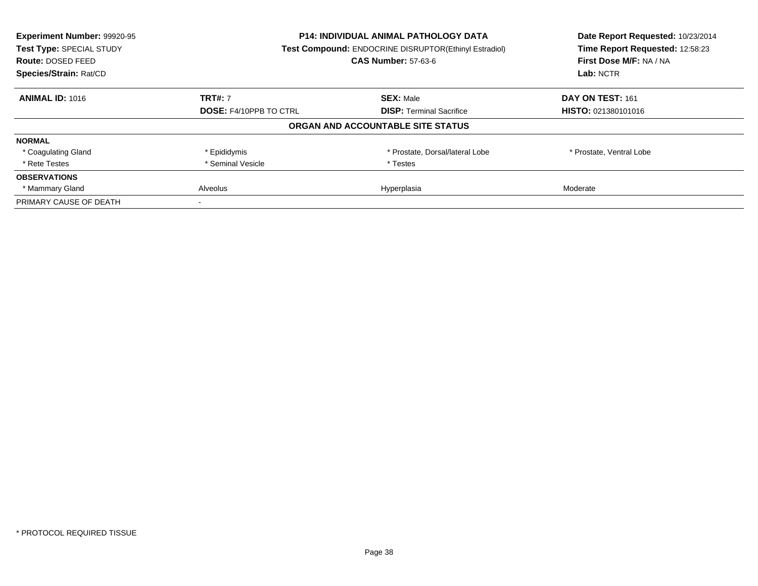**Experiment Number:** 99920-95
**Test Type:** SPECIAL STUDY
**Route:** DOSED FEED
**Species/Strain:** Rat/CD

**P14: INDIVIDUAL ANIMAL PATHOLOGY DATA**
**Test Compound:** ENDOCRINE DISRUPTOR(Ethinyl Estradiol)
**CAS Number:** 57-63-6

**Date Report Requested:** 10/23/2014
**Time Report Requested:** 12:58:23
**First Dose M/F:** NA / NA
**Lab:** NCTR

| **ANIMAL ID:** 1016 | **TRT#:** 7 | **SEX:** Male | **DAY ON TEST:** 161 |
|---|---|---|---|
| | **DOSE:** F4/10PPB TO CTRL | **DISP:** Terminal Sacrifice | **HISTO:** 021380101016 |

## ORGAN AND ACCOUNTABLE SITE STATUS

| | | | |
|---|---|---|---|
| **NORMAL** | | | |
| * Coagulating Gland | * Epididymis | * Prostate, Dorsal/lateral Lobe | * Prostate, Ventral Lobe |
| * Rete Testes | * Seminal Vesicle | * Testes | |
| **OBSERVATIONS** | | | |
| * Mammary Gland | Alveolus | Hyperplasia | Moderate |
| PRIMARY CAUSE OF DEATH | - | | |

* PROTOCOL REQUIRED TISSUE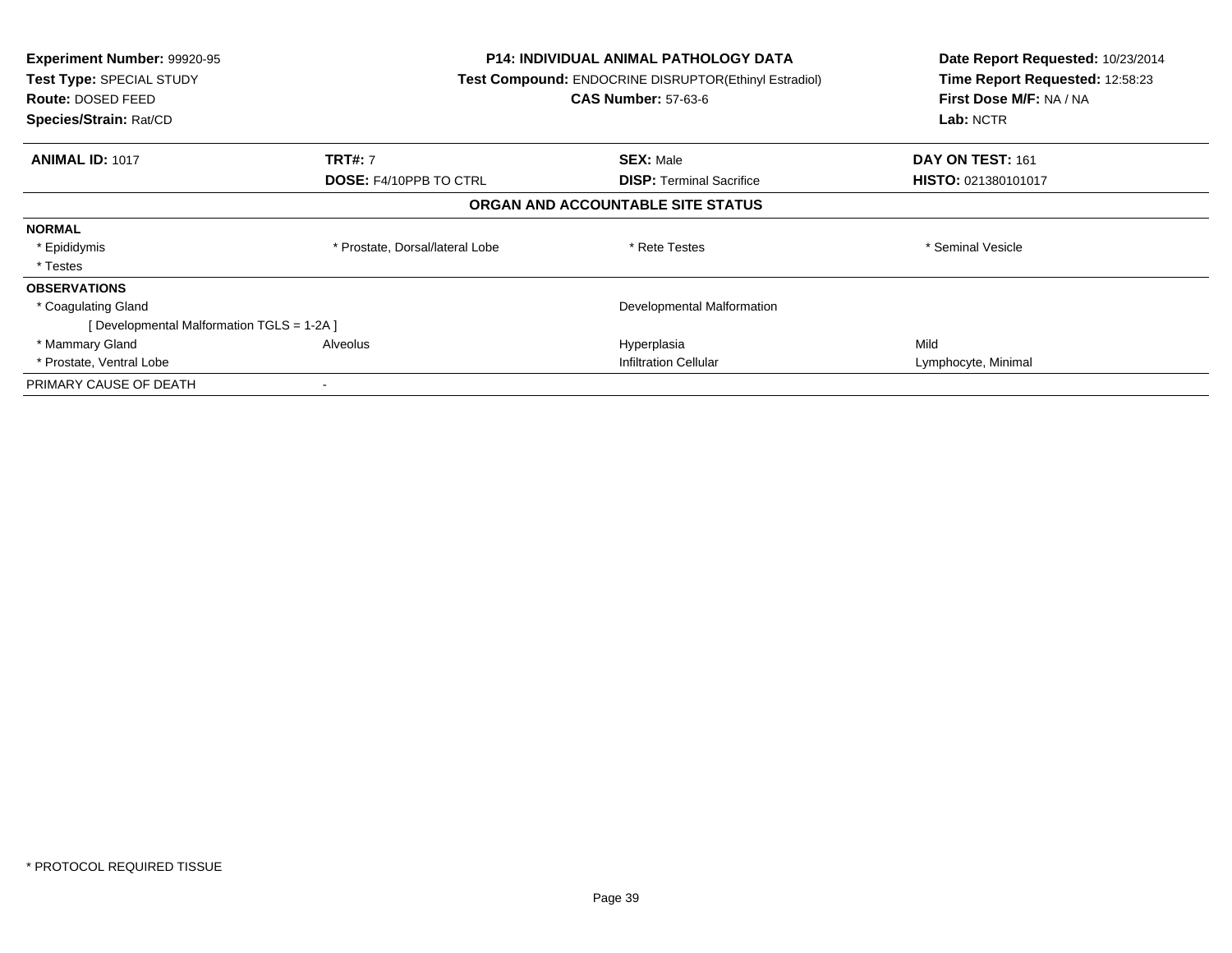| **Experiment Number:** 99920-95 | **P14: INDIVIDUAL ANIMAL PATHOLOGY DATA** | **Date Report Requested:** 10/23/2014 |
|---|---|---|
| **Test Type:** SPECIAL STUDY | **Test Compound:** ENDOCRINE DISRUPTOR(Ethinyl Estradiol) | **Time Report Requested:** 12:58:23 |
| **Route:** DOSED FEED | **CAS Number:** 57-63-6 | **First Dose M/F:** NA / NA |
| **Species/Strain:** Rat/CD | | **Lab:** NCTR |

| **ANIMAL ID:** 1017 | **TRT#:** 7 | **SEX:** Male | **DAY ON TEST:** 161 |
|---|---|---|---|
| | **DOSE:** F4/10PPB TO CTRL | **DISP:** Terminal Sacrifice | **HISTO:** 021380101017 |

## ORGAN AND ACCOUNTABLE SITE STATUS

| | | | |
|---|---|---|---|
| **NORMAL** | | | |
| * Epididymis | * Prostate, Dorsal/lateral Lobe | * Rete Testes | * Seminal Vesicle |
| * Testes | | | |
| **OBSERVATIONS** | | | |
| * Coagulating Gland | | Developmental Malformation | |
| [ Developmental Malformation TGLS = 1-2A ] | | | |
| * Mammary Gland | Alveolus | Hyperplasia | Mild |
| * Prostate, Ventral Lobe | | Infiltration Cellular | Lymphocyte, Minimal |
| PRIMARY CAUSE OF DEATH | - | | |

* PROTOCOL REQUIRED TISSUE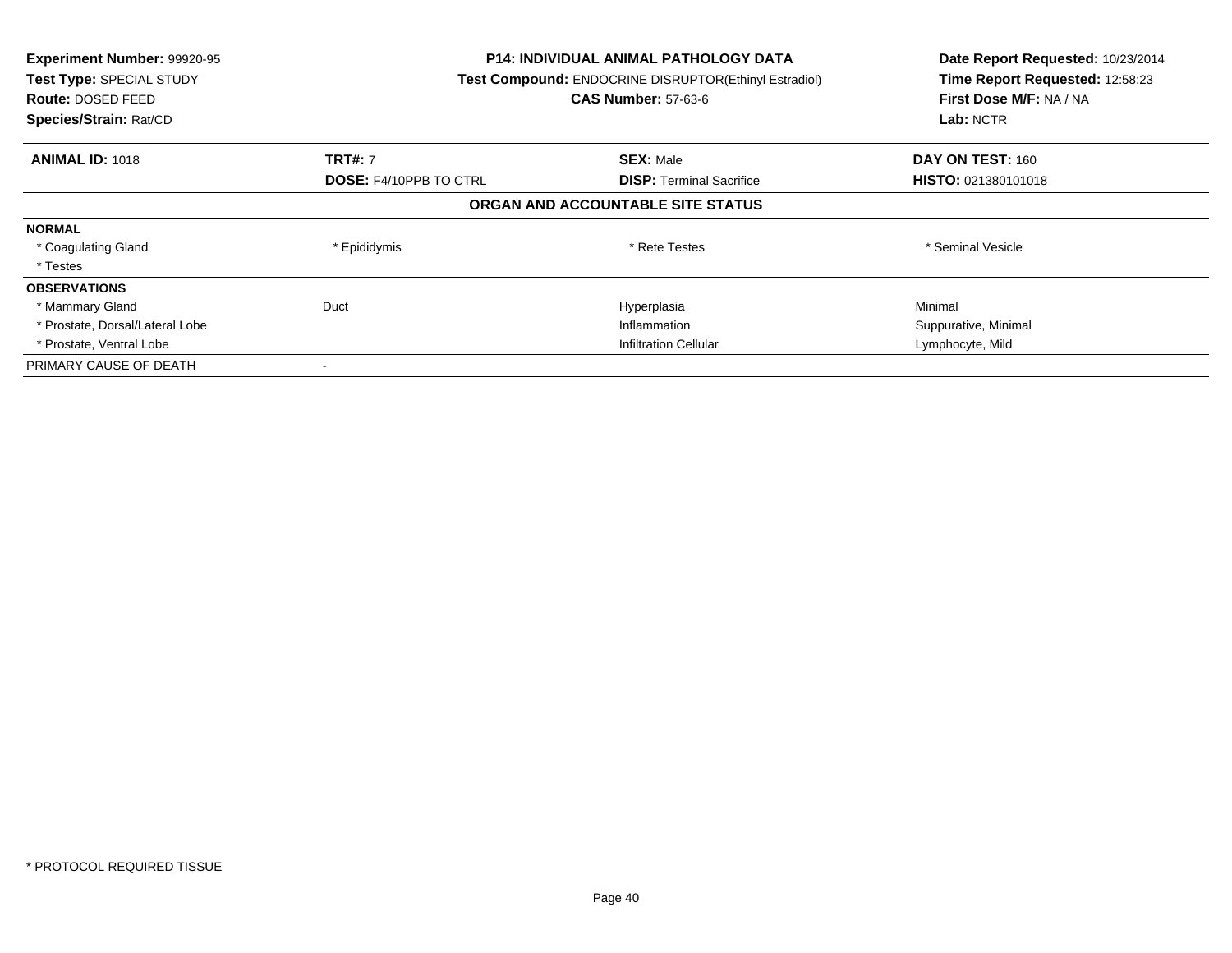**Experiment Number:** 99920-95
**Test Type:** SPECIAL STUDY
**Route:** DOSED FEED
**Species/Strain:** Rat/CD

**P14: INDIVIDUAL ANIMAL PATHOLOGY DATA**
**Test Compound:** ENDOCRINE DISRUPTOR(Ethinyl Estradiol)
**CAS Number:** 57-63-6

**Date Report Requested:** 10/23/2014
**Time Report Requested:** 12:58:23
**First Dose M/F:** NA / NA
**Lab:** NCTR

| **ANIMAL ID:** 1018 | **TRT#:** 7 | **SEX:** Male | **DAY ON TEST:** 160 |
|---|---|---|---|
| | **DOSE:** F4/10PPB TO CTRL | **DISP:** Terminal Sacrifice | **HISTO:** 021380101018 |

## ORGAN AND ACCOUNTABLE SITE STATUS

| | | | |
|---|---|---|---|
| **NORMAL** | | | |
| * Coagulating Gland | * Epididymis | * Rete Testes | * Seminal Vesicle |
| * Testes | | | |
| **OBSERVATIONS** | | | |
| * Mammary Gland | Duct | Hyperplasia | Minimal |
| * Prostate, Dorsal/Lateral Lobe | | Inflammation | Suppurative, Minimal |
| * Prostate, Ventral Lobe | | Infiltration Cellular | Lymphocyte, Mild |
| PRIMARY CAUSE OF DEATH | - | | |

* PROTOCOL REQUIRED TISSUE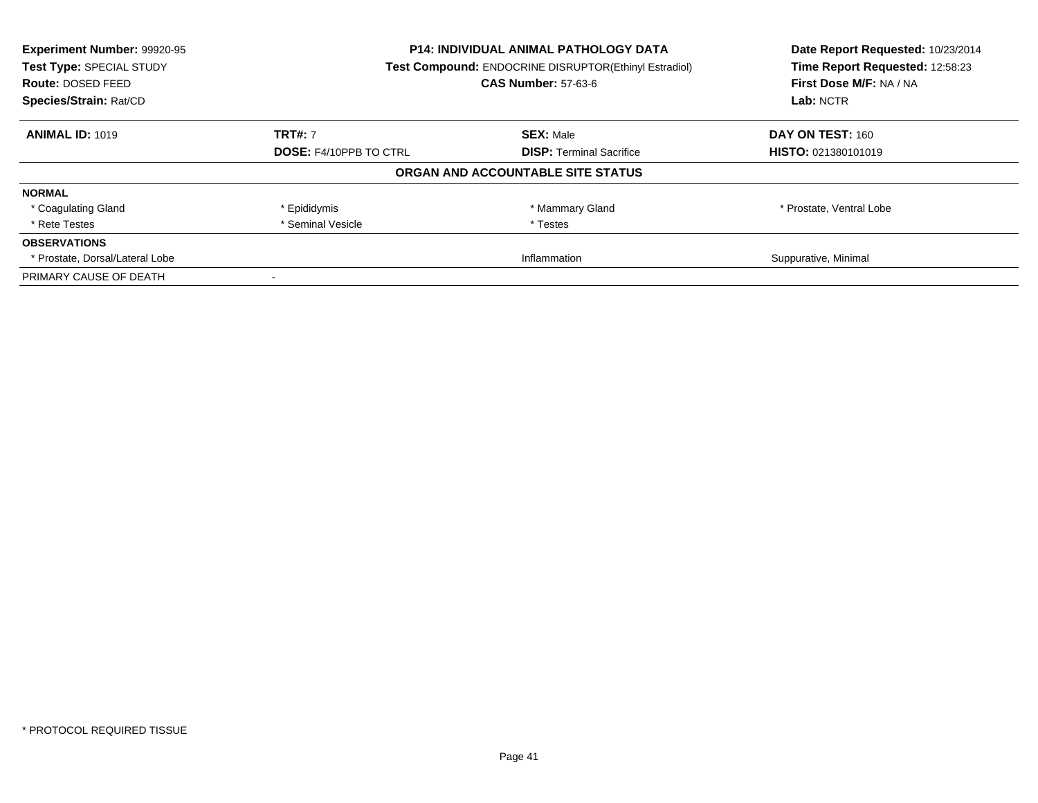**Experiment Number:** 99920-95
**Test Type:** SPECIAL STUDY
**Route:** DOSED FEED
**Species/Strain:** Rat/CD

**P14: INDIVIDUAL ANIMAL PATHOLOGY DATA**
**Test Compound:** ENDOCRINE DISRUPTOR(Ethinyl Estradiol)
**CAS Number:** 57-63-6

**Date Report Requested:** 10/23/2014
**Time Report Requested:** 12:58:23
**First Dose M/F:** NA / NA
**Lab:** NCTR

| **ANIMAL ID:** 1019 | **TRT#:** 7 | **SEX:** Male | **DAY ON TEST:** 160 |
|---|---|---|---|
| | **DOSE:** F4/10PPB TO CTRL | **DISP:** Terminal Sacrifice | **HISTO:** 021380101019 |

## ORGAN AND ACCOUNTABLE SITE STATUS

| | | | |
|---|---|---|---|
| **NORMAL** | | | |
| * Coagulating Gland | * Epididymis | * Mammary Gland | * Prostate, Ventral Lobe |
| * Rete Testes | * Seminal Vesicle | * Testes | |
| **OBSERVATIONS** | | | |
| * Prostate, Dorsal/Lateral Lobe | | Inflammation | Suppurative, Minimal |
| PRIMARY CAUSE OF DEATH | - | | |

* PROTOCOL REQUIRED TISSUE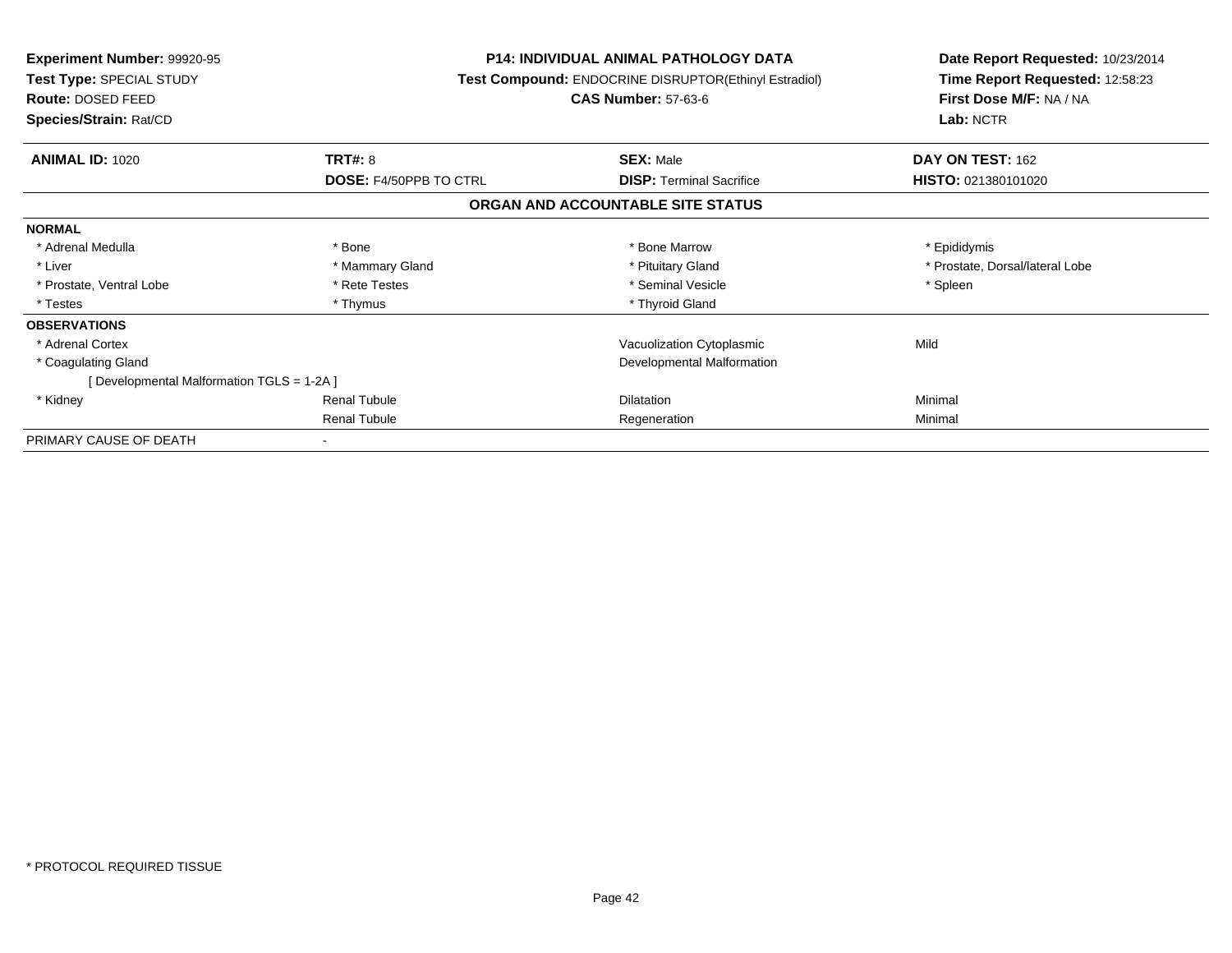**Experiment Number:** 99920-95
**Test Type:** SPECIAL STUDY
**Route:** DOSED FEED
**Species/Strain:** Rat/CD

**P14: INDIVIDUAL ANIMAL PATHOLOGY DATA**
**Test Compound:** ENDOCRINE DISRUPTOR(Ethinyl Estradiol)
**CAS Number:** 57-63-6

**Date Report Requested:** 10/23/2014
**Time Report Requested:** 12:58:23
**First Dose M/F:** NA / NA
**Lab:** NCTR

| **ANIMAL ID:** 1020 | **TRT#:** 8 | **SEX:** Male | **DAY ON TEST:** 162 |
|---|---|---|---|
| | **DOSE:** F4/50PPB TO CTRL | **DISP:** Terminal Sacrifice | **HISTO:** 021380101020 |

## ORGAN AND ACCOUNTABLE SITE STATUS

| | | | |
|---|---|---|---|
| **NORMAL** | | | |
| * Adrenal Medulla | * Bone | * Bone Marrow | * Epididymis |
| * Liver | * Mammary Gland | * Pituitary Gland | * Prostate, Dorsal/lateral Lobe |
| * Prostate, Ventral Lobe | * Rete Testes | * Seminal Vesicle | * Spleen |
| * Testes | * Thymus | * Thyroid Gland | |
| **OBSERVATIONS** | | | |
| * Adrenal Cortex | | Vacuolization Cytoplasmic | Mild |
| * Coagulating Gland | | Developmental Malformation | |
| [ Developmental Malformation TGLS = 1-2A ] | | | |
| * Kidney | Renal Tubule | Dilatation | Minimal |
| | Renal Tubule | Regeneration | Minimal |
| PRIMARY CAUSE OF DEATH | - | | |

* PROTOCOL REQUIRED TISSUE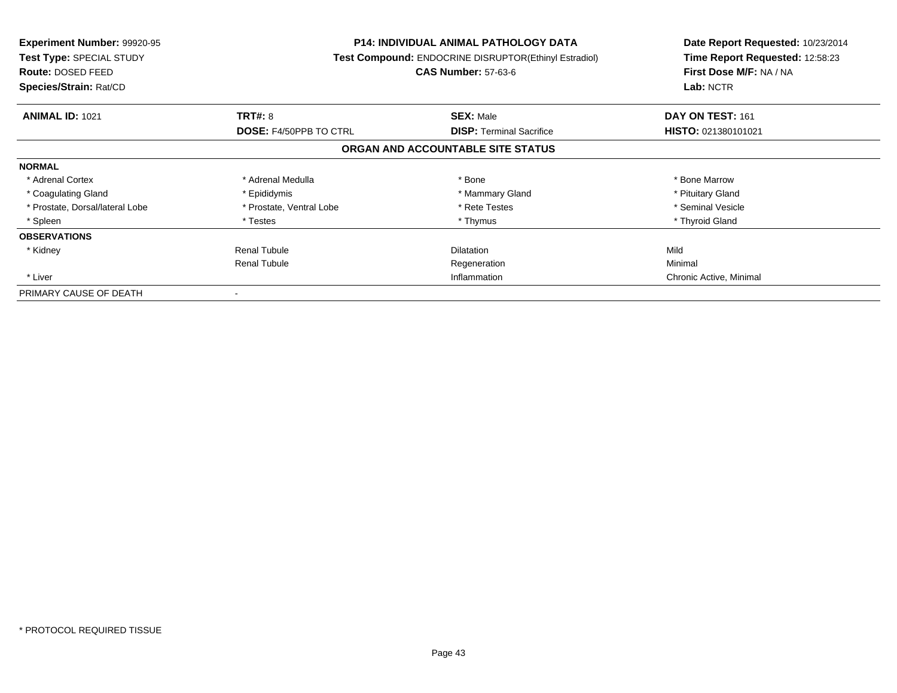**Experiment Number:** 99920-95
**Test Type:** SPECIAL STUDY
**Route:** DOSED FEED
**Species/Strain:** Rat/CD

**P14: INDIVIDUAL ANIMAL PATHOLOGY DATA**
**Test Compound:** ENDOCRINE DISRUPTOR(Ethinyl Estradiol)
**CAS Number:** 57-63-6

**Date Report Requested:** 10/23/2014
**Time Report Requested:** 12:58:23
**First Dose M/F:** NA / NA
**Lab:** NCTR

| **ANIMAL ID:** 1021 | **TRT#:** 8 | **SEX:** Male | **DAY ON TEST:** 161 |
|---|---|---|---|
| | **DOSE:** F4/50PPB TO CTRL | **DISP:** Terminal Sacrifice | **HISTO:** 021380101021 |

## ORGAN AND ACCOUNTABLE SITE STATUS

| | | | |
|---|---|---|---|
| **NORMAL** | | | |
| * Adrenal Cortex | * Adrenal Medulla | * Bone | * Bone Marrow |
| * Coagulating Gland | * Epididymis | * Mammary Gland | * Pituitary Gland |
| * Prostate, Dorsal/lateral Lobe | * Prostate, Ventral Lobe | * Rete Testes | * Seminal Vesicle |
| * Spleen | * Testes | * Thymus | * Thyroid Gland |
| **OBSERVATIONS** | | | |
| * Kidney | Renal Tubule | Dilatation | Mild |
| | Renal Tubule | Regeneration | Minimal |
| * Liver | | Inflammation | Chronic Active, Minimal |
| PRIMARY CAUSE OF DEATH | - | | |

* PROTOCOL REQUIRED TISSUE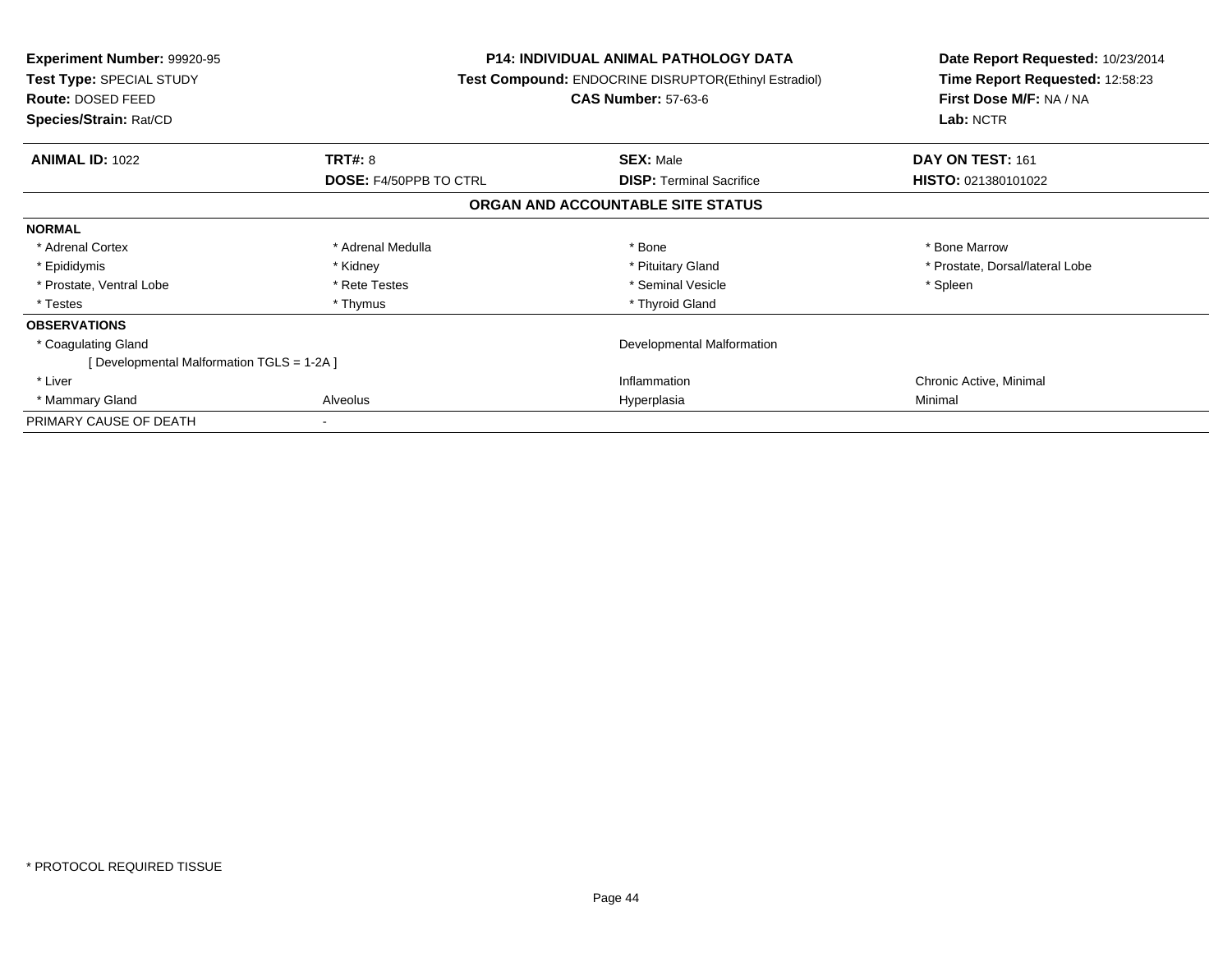**Experiment Number:** 99920-95
**Test Type:** SPECIAL STUDY
**Route:** DOSED FEED
**Species/Strain:** Rat/CD

**P14: INDIVIDUAL ANIMAL PATHOLOGY DATA**
**Test Compound:** ENDOCRINE DISRUPTOR(Ethinyl Estradiol)
**CAS Number:** 57-63-6

**Date Report Requested:** 10/23/2014
**Time Report Requested:** 12:58:23
**First Dose M/F:** NA / NA
**Lab:** NCTR

| **ANIMAL ID:** 1022 | **TRT#:** 8 | **SEX:** Male | **DAY ON TEST:** 161 |
|---|---|---|---|
| | **DOSE:** F4/50PPB TO CTRL | **DISP:** Terminal Sacrifice | **HISTO:** 021380101022 |

## ORGAN AND ACCOUNTABLE SITE STATUS

| | | | |
|---|---|---|---|
| **NORMAL** | | | |
| * Adrenal Cortex | * Adrenal Medulla | * Bone | * Bone Marrow |
| * Epididymis | * Kidney | * Pituitary Gland | * Prostate, Dorsal/lateral Lobe |
| * Prostate, Ventral Lobe | * Rete Testes | * Seminal Vesicle | * Spleen |
| * Testes | * Thymus | * Thyroid Gland | |
| **OBSERVATIONS** | | | |
| * Coagulating Gland | | Developmental Malformation | |
| [ Developmental Malformation TGLS = 1-2A ] | | | |
| * Liver | | Inflammation | Chronic Active, Minimal |
| * Mammary Gland | Alveolus | Hyperplasia | Minimal |
| PRIMARY CAUSE OF DEATH | - | | |

* PROTOCOL REQUIRED TISSUE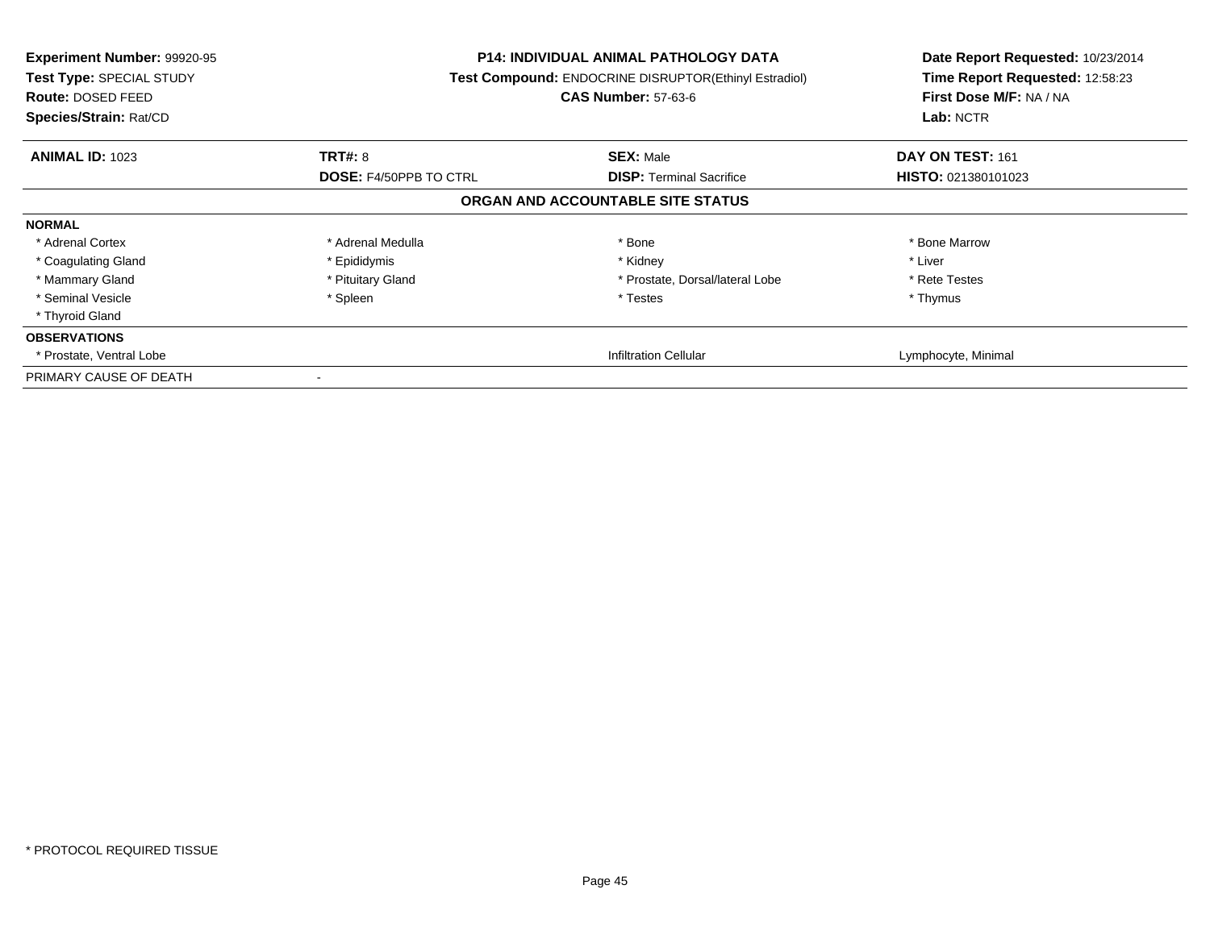**Experiment Number:** 99920-95
**Test Type:** SPECIAL STUDY
**Route:** DOSED FEED
**Species/Strain:** Rat/CD

**P14: INDIVIDUAL ANIMAL PATHOLOGY DATA**
**Test Compound:** ENDOCRINE DISRUPTOR(Ethinyl Estradiol)
**CAS Number:** 57-63-6

**Date Report Requested:** 10/23/2014
**Time Report Requested:** 12:58:23
**First Dose M/F:** NA / NA
**Lab:** NCTR

| **ANIMAL ID:** 1023 | **TRT#:** 8 | **SEX:** Male | **DAY ON TEST:** 161 |
|---|---|---|---|
| | **DOSE:** F4/50PPB TO CTRL | **DISP:** Terminal Sacrifice | **HISTO:** 021380101023 |

## ORGAN AND ACCOUNTABLE SITE STATUS

| | | | |
|---|---|---|---|
| **NORMAL** | | | |
| * Adrenal Cortex | * Adrenal Medulla | * Bone | * Bone Marrow |
| * Coagulating Gland | * Epididymis | * Kidney | * Liver |
| * Mammary Gland | * Pituitary Gland | * Prostate, Dorsal/lateral Lobe | * Rete Testes |
| * Seminal Vesicle | * Spleen | * Testes | * Thymus |
| * Thyroid Gland | | | |
| **OBSERVATIONS** | | | |
| * Prostate, Ventral Lobe | | Infiltration Cellular | Lymphocyte, Minimal |
| PRIMARY CAUSE OF DEATH | - | | |

* PROTOCOL REQUIRED TISSUE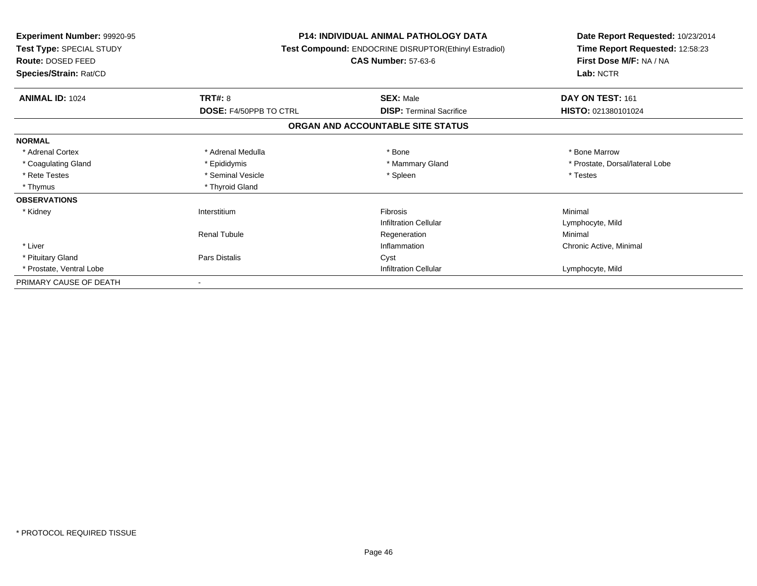**Experiment Number:** 99920-95
**Test Type:** SPECIAL STUDY
**Route:** DOSED FEED
**Species/Strain:** Rat/CD

**P14: INDIVIDUAL ANIMAL PATHOLOGY DATA**
**Test Compound:** ENDOCRINE DISRUPTOR(Ethinyl Estradiol)
**CAS Number:** 57-63-6

**Date Report Requested:** 10/23/2014
**Time Report Requested:** 12:58:23
**First Dose M/F:** NA / NA
**Lab:** NCTR

| **ANIMAL ID:** 1024 | **TRT#:** 8 | **SEX:** Male | **DAY ON TEST:** 161 |
|---|---|---|---|
| | **DOSE:** F4/50PPB TO CTRL | **DISP:** Terminal Sacrifice | **HISTO:** 021380101024 |

## ORGAN AND ACCOUNTABLE SITE STATUS

| | | | |
|---|---|---|---|
| **NORMAL** | | | |
| * Adrenal Cortex | * Adrenal Medulla | * Bone | * Bone Marrow |
| * Coagulating Gland | * Epididymis | * Mammary Gland | * Prostate, Dorsal/lateral Lobe |
| * Rete Testes | * Seminal Vesicle | * Spleen | * Testes |
| * Thymus | * Thyroid Gland | | |
| **OBSERVATIONS** | | | |
| * Kidney | Interstitium | Fibrosis | Minimal |
| | | Infiltration Cellular | Lymphocyte, Mild |
| | Renal Tubule | Regeneration | Minimal |
| * Liver | | Inflammation | Chronic Active, Minimal |
| * Pituitary Gland | Pars Distalis | Cyst | |
| * Prostate, Ventral Lobe | | Infiltration Cellular | Lymphocyte, Mild |
| PRIMARY CAUSE OF DEATH | - | | |

* PROTOCOL REQUIRED TISSUE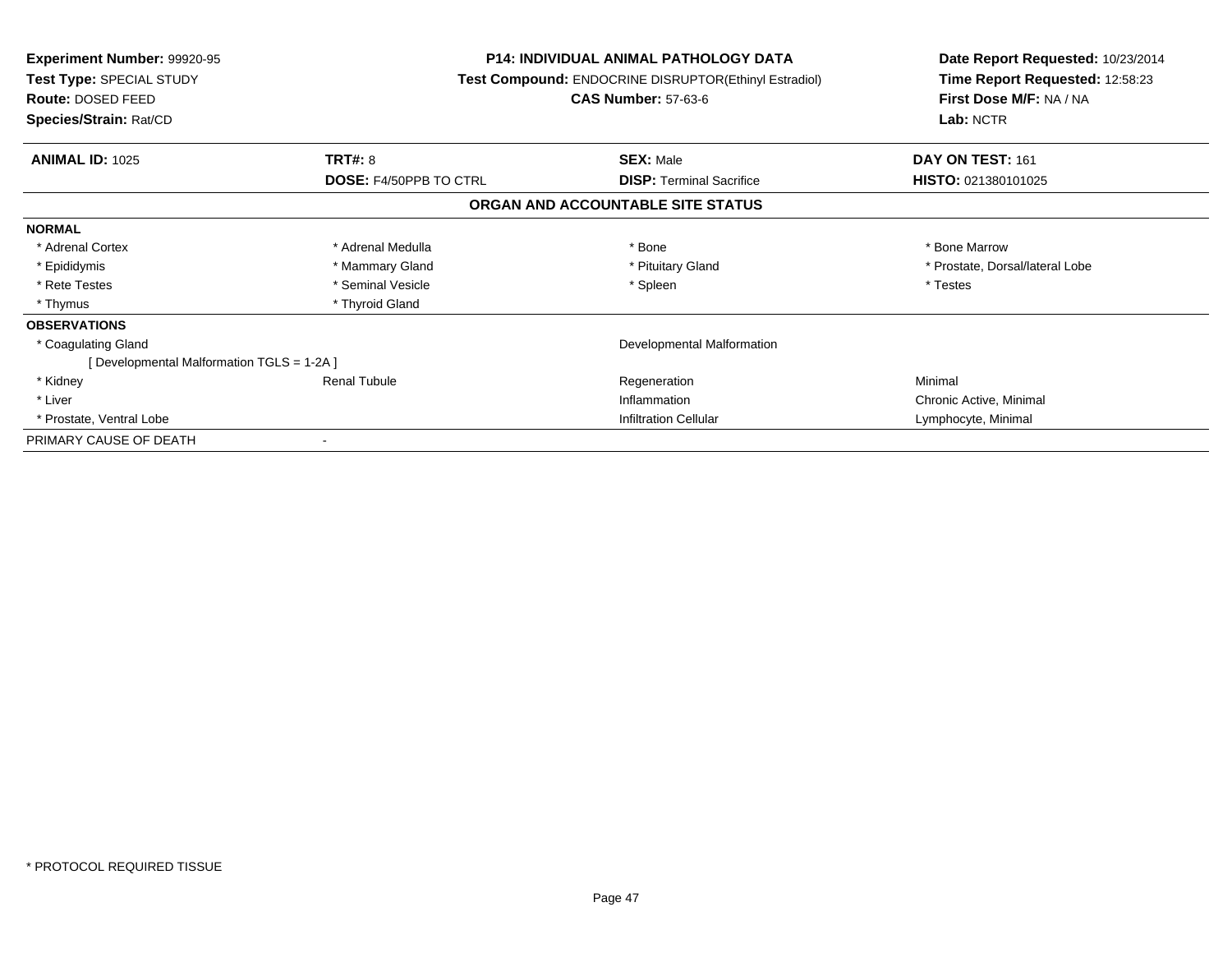**Experiment Number:** 99920-95
**Test Type:** SPECIAL STUDY
**Route:** DOSED FEED
**Species/Strain:** Rat/CD

**P14: INDIVIDUAL ANIMAL PATHOLOGY DATA**
**Test Compound:** ENDOCRINE DISRUPTOR(Ethinyl Estradiol)
**CAS Number:** 57-63-6

**Date Report Requested:** 10/23/2014
**Time Report Requested:** 12:58:23
**First Dose M/F:** NA / NA
**Lab:** NCTR

| **ANIMAL ID:** 1025 | **TRT#:** 8 | **SEX:** Male | **DAY ON TEST:** 161 |
|---|---|---|---|
| | **DOSE:** F4/50PPB TO CTRL | **DISP:** Terminal Sacrifice | **HISTO:** 021380101025 |

## ORGAN AND ACCOUNTABLE SITE STATUS

| | | | |
|---|---|---|---|
| **NORMAL** | | | |
| * Adrenal Cortex | * Adrenal Medulla | * Bone | * Bone Marrow |
| * Epididymis | * Mammary Gland | * Pituitary Gland | * Prostate, Dorsal/lateral Lobe |
| * Rete Testes | * Seminal Vesicle | * Spleen | * Testes |
| * Thymus | * Thyroid Gland | | |
| **OBSERVATIONS** | | | |
| * Coagulating Gland | | Developmental Malformation | |
| [ Developmental Malformation TGLS = 1-2A ] | | | |
| * Kidney | Renal Tubule | Regeneration | Minimal |
| * Liver | | Inflammation | Chronic Active, Minimal |
| * Prostate, Ventral Lobe | | Infiltration Cellular | Lymphocyte, Minimal |
| PRIMARY CAUSE OF DEATH | - | | |

* PROTOCOL REQUIRED TISSUE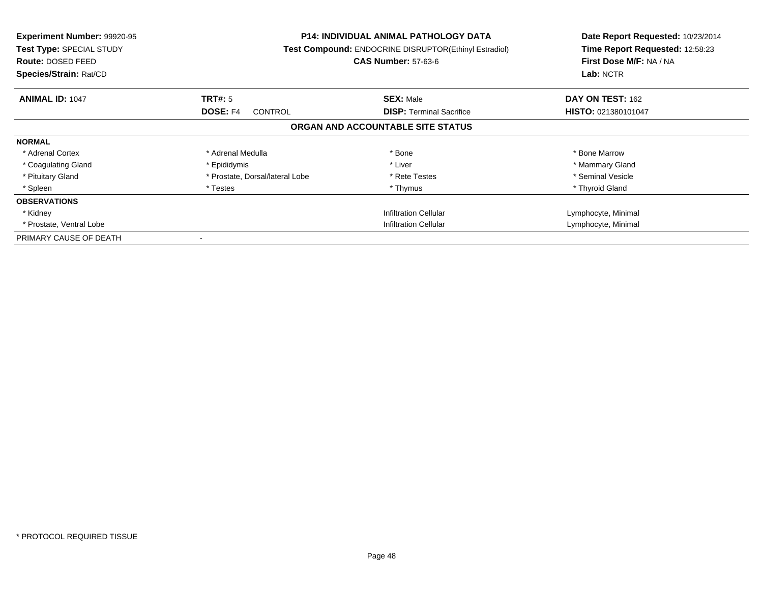**Experiment Number:** 99920-95
**Test Type:** SPECIAL STUDY
**Route:** DOSED FEED
**Species/Strain:** Rat/CD

**P14: INDIVIDUAL ANIMAL PATHOLOGY DATA**
**Test Compound:** ENDOCRINE DISRUPTOR(Ethinyl Estradiol)
**CAS Number:** 57-63-6

**Date Report Requested:** 10/23/2014
**Time Report Requested:** 12:58:23
**First Dose M/F:** NA / NA
**Lab:** NCTR

| **ANIMAL ID:** 1047 | **TRT#:** 5 | **SEX:** Male | **DAY ON TEST:** 162 |
|---|---|---|---|
| | **DOSE:** F4 CONTROL | **DISP:** Terminal Sacrifice | **HISTO:** 021380101047 |

**ORGAN AND ACCOUNTABLE SITE STATUS**

| | | | |
|---|---|---|---|
| **NORMAL** | | | |
| * Adrenal Cortex | * Adrenal Medulla | * Bone | * Bone Marrow |
| * Coagulating Gland | * Epididymis | * Liver | * Mammary Gland |
| * Pituitary Gland | * Prostate, Dorsal/lateral Lobe | * Rete Testes | * Seminal Vesicle |
| * Spleen | * Testes | * Thymus | * Thyroid Gland |
| **OBSERVATIONS** | | | |
| * Kidney | | Infiltration Cellular | Lymphocyte, Minimal |
| * Prostate, Ventral Lobe | | Infiltration Cellular | Lymphocyte, Minimal |
| PRIMARY CAUSE OF DEATH | - | | |

* PROTOCOL REQUIRED TISSUE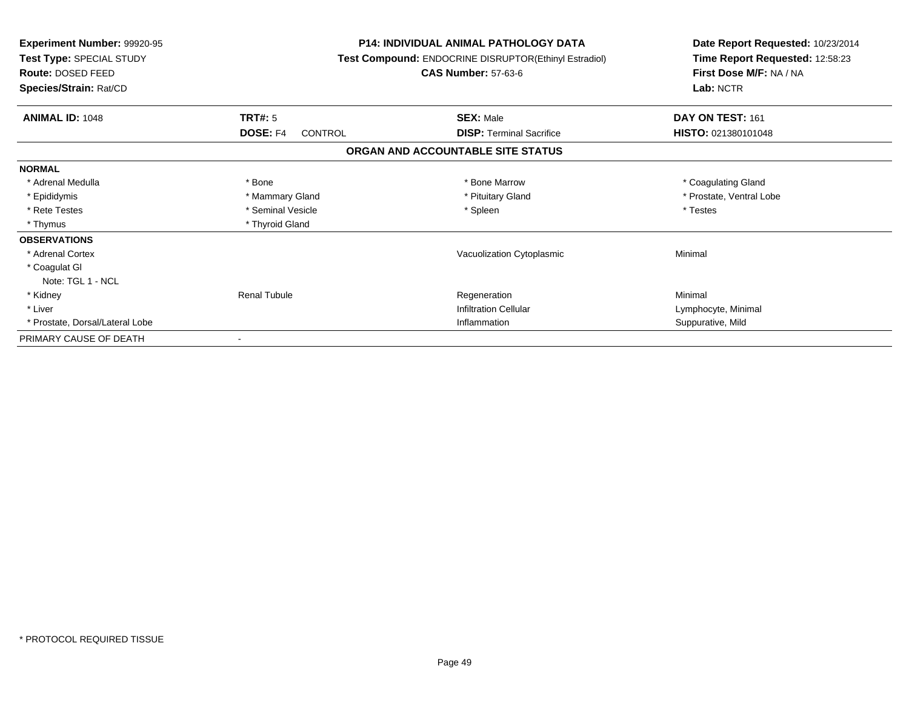**Experiment Number:** 99920-95
**Test Type:** SPECIAL STUDY
**Route:** DOSED FEED
**Species/Strain:** Rat/CD

**P14: INDIVIDUAL ANIMAL PATHOLOGY DATA**
**Test Compound:** ENDOCRINE DISRUPTOR(Ethinyl Estradiol)
**CAS Number:** 57-63-6

**Date Report Requested:** 10/23/2014
**Time Report Requested:** 12:58:23
**First Dose M/F:** NA / NA
**Lab:** NCTR

| **ANIMAL ID:** 1048 | **TRT#:** 5 | **SEX:** Male | **DAY ON TEST:** 161 |
|---|---|---|---|
| | **DOSE:** F4 CONTROL | **DISP:** Terminal Sacrifice | **HISTO:** 021380101048 |

## ORGAN AND ACCOUNTABLE SITE STATUS

| | | | |
|---|---|---|---|
| **NORMAL** | | | |
| * Adrenal Medulla | * Bone | * Bone Marrow | * Coagulating Gland |
| * Epididymis | * Mammary Gland | * Pituitary Gland | * Prostate, Ventral Lobe |
| * Rete Testes | * Seminal Vesicle | * Spleen | * Testes |
| * Thymus | * Thyroid Gland | | |
| **OBSERVATIONS** | | | |
| * Adrenal Cortex | | Vacuolization Cytoplasmic | Minimal |
| * Coagulat Gl | | | |
| Note: TGL 1 - NCL | | | |
| * Kidney | Renal Tubule | Regeneration | Minimal |
| * Liver | | Infiltration Cellular | Lymphocyte, Minimal |
| * Prostate, Dorsal/Lateral Lobe | | Inflammation | Suppurative, Mild |
| PRIMARY CAUSE OF DEATH | - | | |

* PROTOCOL REQUIRED TISSUE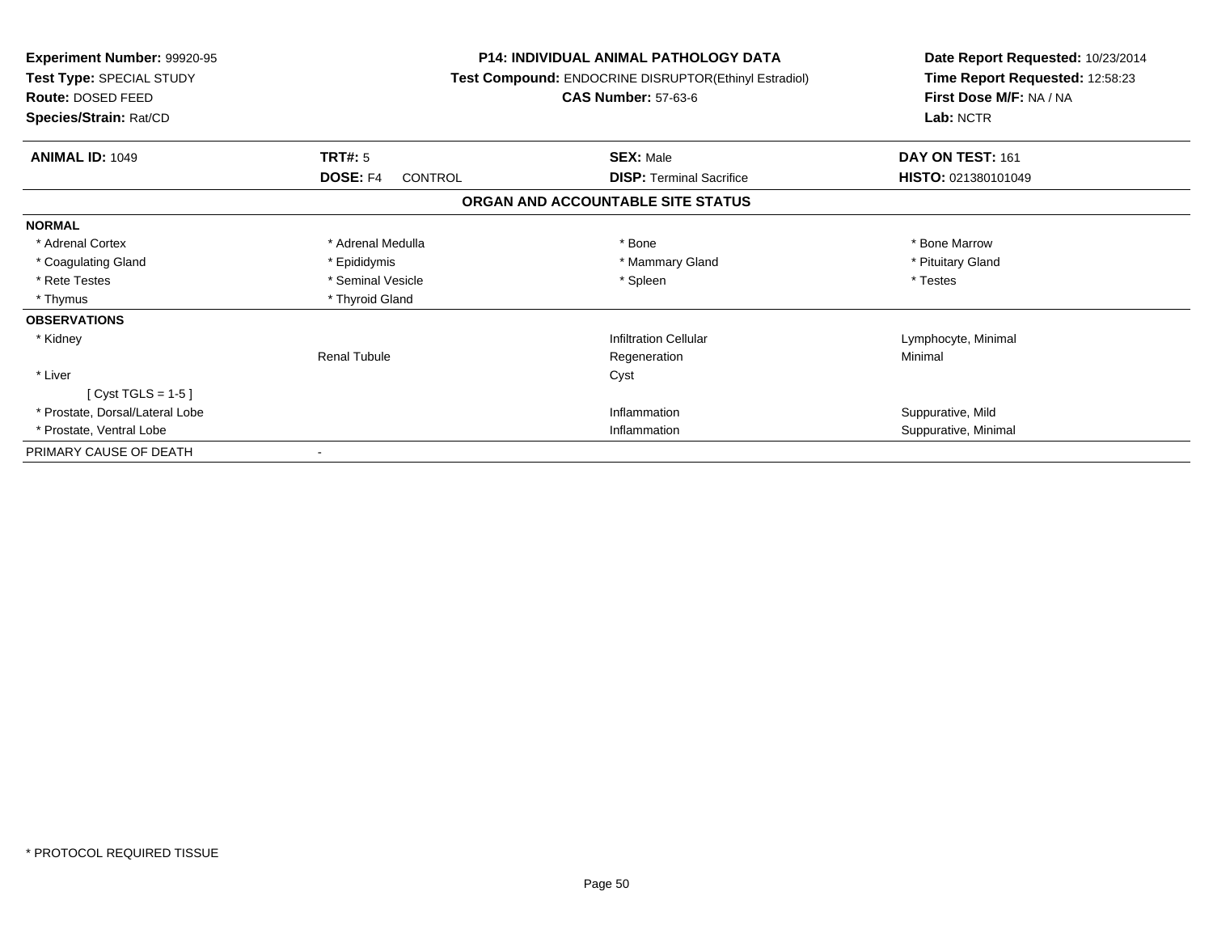**Experiment Number:** 99920-95
**Test Type:** SPECIAL STUDY
**Route:** DOSED FEED
**Species/Strain:** Rat/CD

**P14: INDIVIDUAL ANIMAL PATHOLOGY DATA**
**Test Compound:** ENDOCRINE DISRUPTOR(Ethinyl Estradiol)
**CAS Number:** 57-63-6

**Date Report Requested:** 10/23/2014
**Time Report Requested:** 12:58:23
**First Dose M/F:** NA / NA
**Lab:** NCTR

| **ANIMAL ID:** 1049 | **TRT#:** 5 | **SEX:** Male | **DAY ON TEST:** 161 |
|---|---|---|---|
| | **DOSE:** F4 CONTROL | **DISP:** Terminal Sacrifice | **HISTO:** 021380101049 |

## ORGAN AND ACCOUNTABLE SITE STATUS

| | | | |
|---|---|---|---|
| **NORMAL** | | | |
| * Adrenal Cortex | * Adrenal Medulla | * Bone | * Bone Marrow |
| * Coagulating Gland | * Epididymis | * Mammary Gland | * Pituitary Gland |
| * Rete Testes | * Seminal Vesicle | * Spleen | * Testes |
| * Thymus | * Thyroid Gland | | |
| **OBSERVATIONS** | | | |
| * Kidney | | Infiltration Cellular | Lymphocyte, Minimal |
| | Renal Tubule | Regeneration | Minimal |
| * Liver | | Cyst | |
| [ Cyst TGLS = 1-5 ] | | | |
| * Prostate, Dorsal/Lateral Lobe | | Inflammation | Suppurative, Mild |
| * Prostate, Ventral Lobe | | Inflammation | Suppurative, Minimal |
| PRIMARY CAUSE OF DEATH | - | | |

* PROTOCOL REQUIRED TISSUE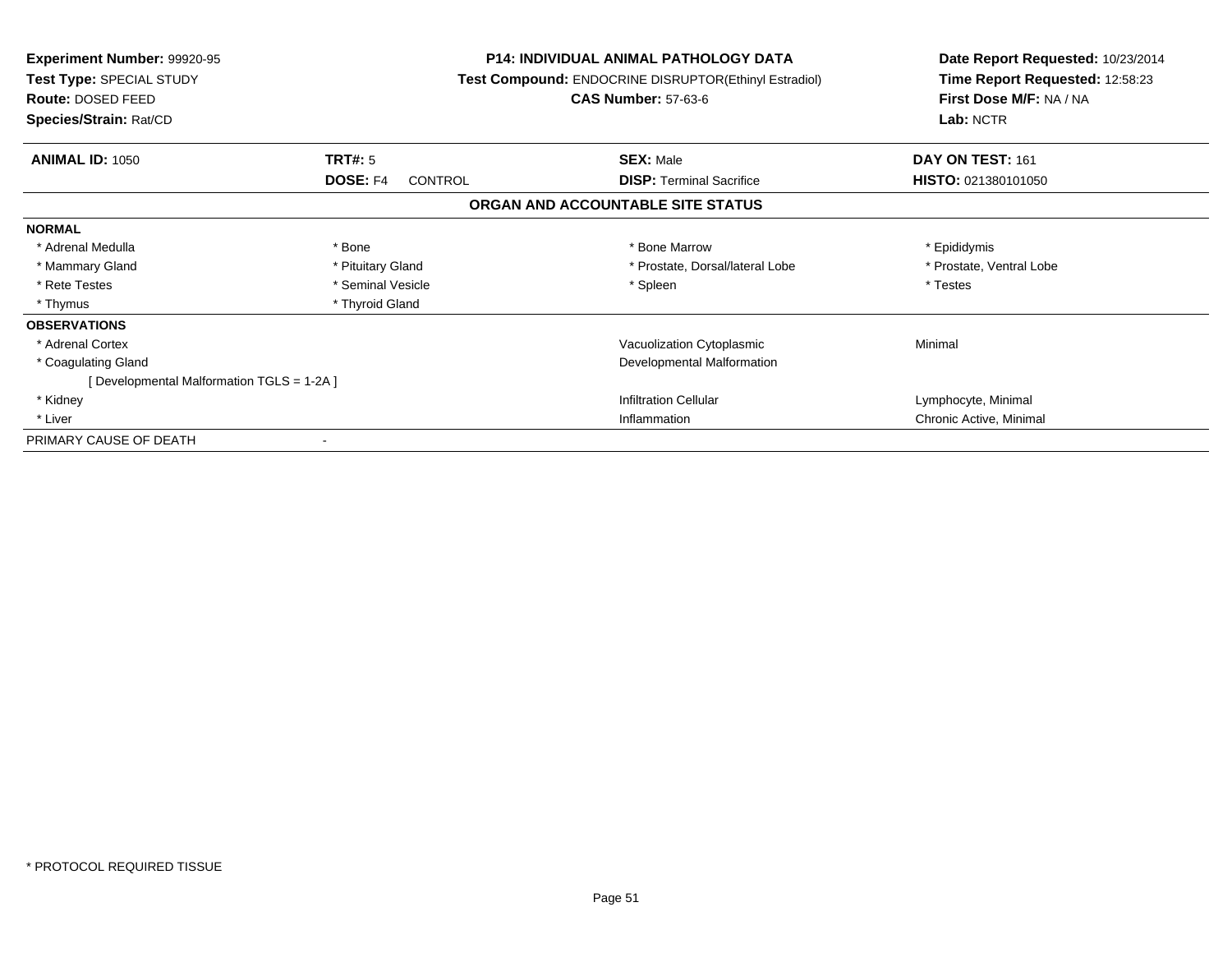**Experiment Number:** 99920-95
**Test Type:** SPECIAL STUDY
**Route:** DOSED FEED
**Species/Strain:** Rat/CD

**P14: INDIVIDUAL ANIMAL PATHOLOGY DATA**
**Test Compound:** ENDOCRINE DISRUPTOR(Ethinyl Estradiol)
**CAS Number:** 57-63-6

**Date Report Requested:** 10/23/2014
**Time Report Requested:** 12:58:23
**First Dose M/F:** NA / NA
**Lab:** NCTR

| **ANIMAL ID:** 1050 | **TRT#:** 5 | **SEX:** Male | **DAY ON TEST:** 161 |
|---|---|---|---|
| | **DOSE:** F4 CONTROL | **DISP:** Terminal Sacrifice | **HISTO:** 021380101050 |

## ORGAN AND ACCOUNTABLE SITE STATUS

| | | | |
|---|---|---|---|
| **NORMAL** | | | |
| * Adrenal Medulla | * Bone | * Bone Marrow | * Epididymis |
| * Mammary Gland | * Pituitary Gland | * Prostate, Dorsal/lateral Lobe | * Prostate, Ventral Lobe |
| * Rete Testes | * Seminal Vesicle | * Spleen | * Testes |
| * Thymus | * Thyroid Gland | | |
| **OBSERVATIONS** | | | |
| * Adrenal Cortex | | Vacuolization Cytoplasmic | Minimal |
| * Coagulating Gland | | Developmental Malformation | |
| [ Developmental Malformation TGLS = 1-2A ] | | | |
| * Kidney | | Infiltration Cellular | Lymphocyte, Minimal |
| * Liver | | Inflammation | Chronic Active, Minimal |
| PRIMARY CAUSE OF DEATH | - | | |

* PROTOCOL REQUIRED TISSUE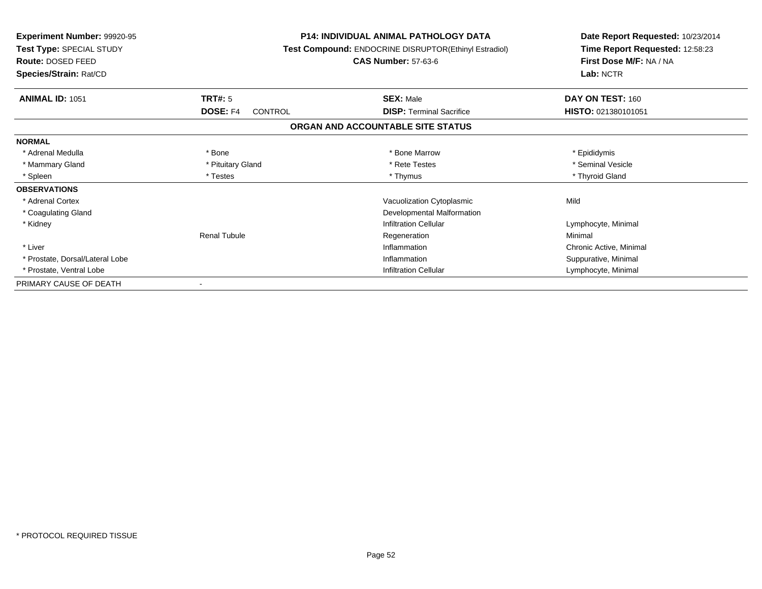**Experiment Number:** 99920-95
**Test Type:** SPECIAL STUDY
**Route:** DOSED FEED
**Species/Strain:** Rat/CD

**P14: INDIVIDUAL ANIMAL PATHOLOGY DATA**
**Test Compound:** ENDOCRINE DISRUPTOR(Ethinyl Estradiol)
**CAS Number:** 57-63-6

**Date Report Requested:** 10/23/2014
**Time Report Requested:** 12:58:23
**First Dose M/F:** NA / NA
**Lab:** NCTR

| **ANIMAL ID:** 1051 | **TRT#:** 5 | **SEX:** Male | **DAY ON TEST:** 160 |
|---|---|---|---|
| | **DOSE:** F4 CONTROL | **DISP:** Terminal Sacrifice | **HISTO:** 021380101051 |

**ORGAN AND ACCOUNTABLE SITE STATUS**

| | | | |
|---|---|---|---|
| **NORMAL** | | | |
| * Adrenal Medulla | * Bone | * Bone Marrow | * Epididymis |
| * Mammary Gland | * Pituitary Gland | * Rete Testes | * Seminal Vesicle |
| * Spleen | * Testes | * Thymus | * Thyroid Gland |
| **OBSERVATIONS** | | | |
| * Adrenal Cortex | | Vacuolization Cytoplasmic | Mild |
| * Coagulating Gland | | Developmental Malformation | |
| * Kidney | | Infiltration Cellular | Lymphocyte, Minimal |
| | Renal Tubule | Regeneration | Minimal |
| * Liver | | Inflammation | Chronic Active, Minimal |
| * Prostate, Dorsal/Lateral Lobe | | Inflammation | Suppurative, Minimal |
| * Prostate, Ventral Lobe | | Infiltration Cellular | Lymphocyte, Minimal |
| PRIMARY CAUSE OF DEATH | - | | |

* PROTOCOL REQUIRED TISSUE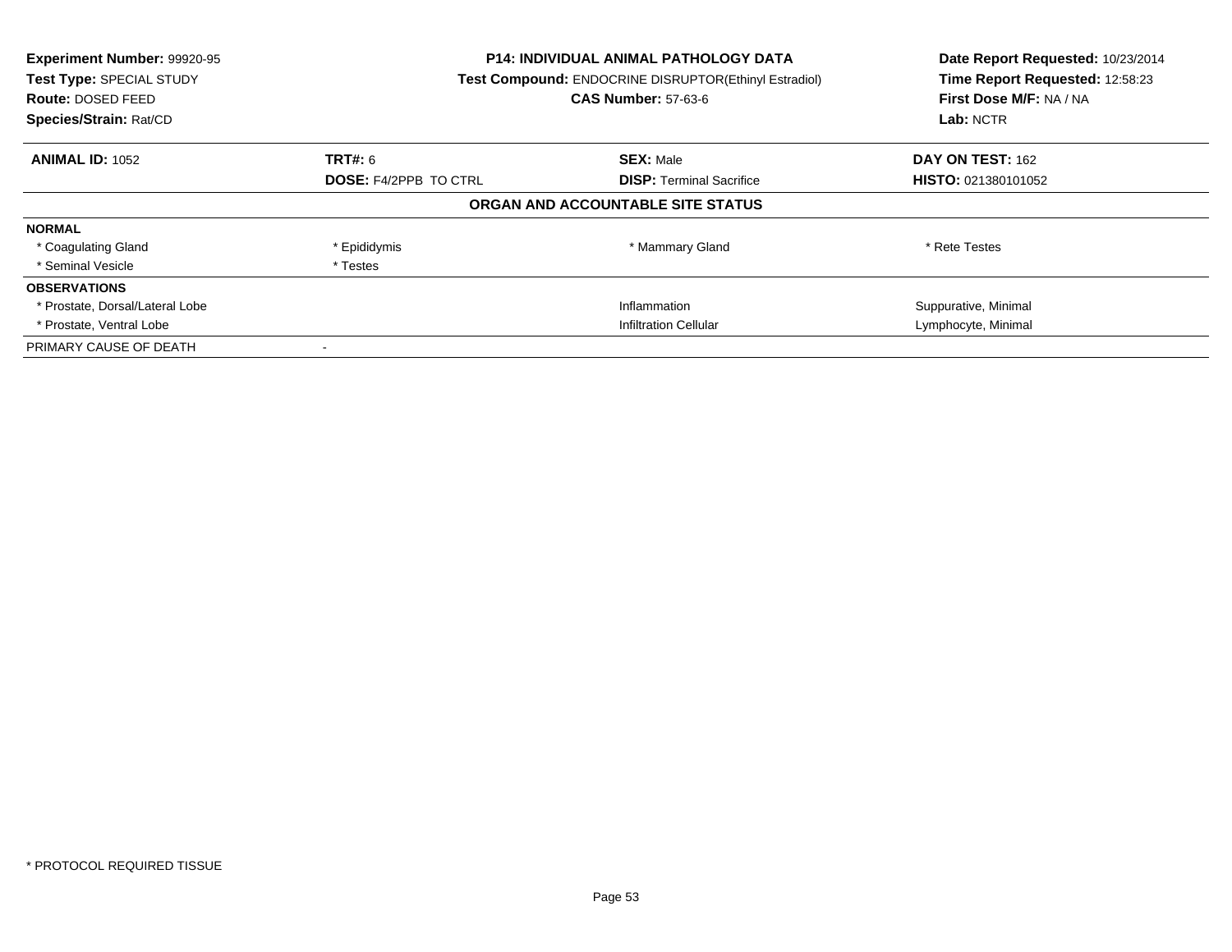**Experiment Number:** 99920-95
**Test Type:** SPECIAL STUDY
**Route:** DOSED FEED
**Species/Strain:** Rat/CD

**P14: INDIVIDUAL ANIMAL PATHOLOGY DATA**
**Test Compound:** ENDOCRINE DISRUPTOR(Ethinyl Estradiol)
**CAS Number:** 57-63-6

**Date Report Requested:** 10/23/2014
**Time Report Requested:** 12:58:23
**First Dose M/F:** NA / NA
**Lab:** NCTR

| **ANIMAL ID:** 1052 | **TRT#:** 6 | **SEX:** Male | **DAY ON TEST:** 162 |
|---|---|---|---|
| | **DOSE:** F4/2PPB TO CTRL | **DISP:** Terminal Sacrifice | **HISTO:** 021380101052 |

**ORGAN AND ACCOUNTABLE SITE STATUS**

| | | | |
|---|---|---|---|
| **NORMAL** | | | |
| * Coagulating Gland | * Epididymis | * Mammary Gland | * Rete Testes |
| * Seminal Vesicle | * Testes | | |
| **OBSERVATIONS** | | | |
| * Prostate, Dorsal/Lateral Lobe | | Inflammation | Suppurative, Minimal |
| * Prostate, Ventral Lobe | | Infiltration Cellular | Lymphocyte, Minimal |
| PRIMARY CAUSE OF DEATH | - | | |

* PROTOCOL REQUIRED TISSUE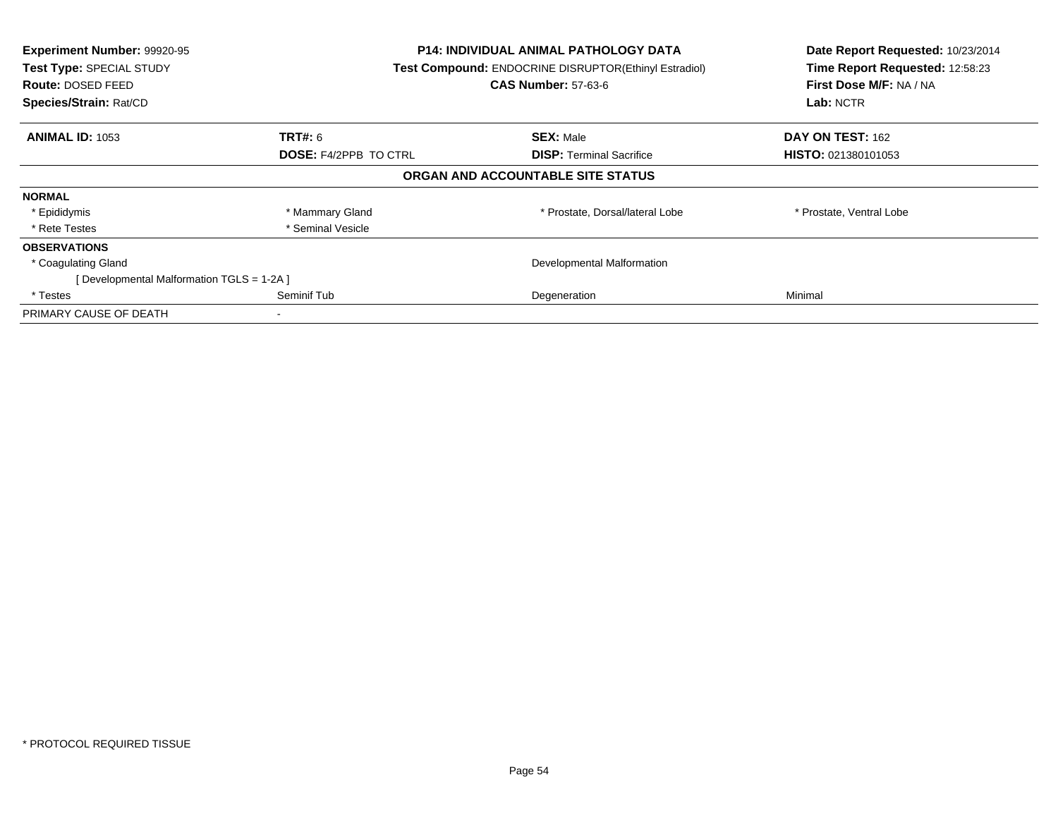**Experiment Number:** 99920-95
**Test Type:** SPECIAL STUDY
**Route:** DOSED FEED
**Species/Strain:** Rat/CD

**P14: INDIVIDUAL ANIMAL PATHOLOGY DATA**
**Test Compound:** ENDOCRINE DISRUPTOR(Ethinyl Estradiol)
**CAS Number:** 57-63-6

**Date Report Requested:** 10/23/2014
**Time Report Requested:** 12:58:23
**First Dose M/F:** NA / NA
**Lab:** NCTR

| **ANIMAL ID:** 1053 | **TRT#:** 6 | **SEX:** Male | **DAY ON TEST:** 162 |
|---|---|---|---|
| | **DOSE:** F4/2PPB TO CTRL | **DISP:** Terminal Sacrifice | **HISTO:** 021380101053 |

**ORGAN AND ACCOUNTABLE SITE STATUS**

| | | | |
|---|---|---|---|
| **NORMAL** | | | |
| * Epididymis | * Mammary Gland | * Prostate, Dorsal/lateral Lobe | * Prostate, Ventral Lobe |
| * Rete Testes | * Seminal Vesicle | | |
| **OBSERVATIONS** | | | |
| * Coagulating Gland | | Developmental Malformation | |
| [ Developmental Malformation TGLS = 1-2A ] | | | |
| * Testes | Seminif Tub | Degeneration | Minimal |
| PRIMARY CAUSE OF DEATH | - | | |

* PROTOCOL REQUIRED TISSUE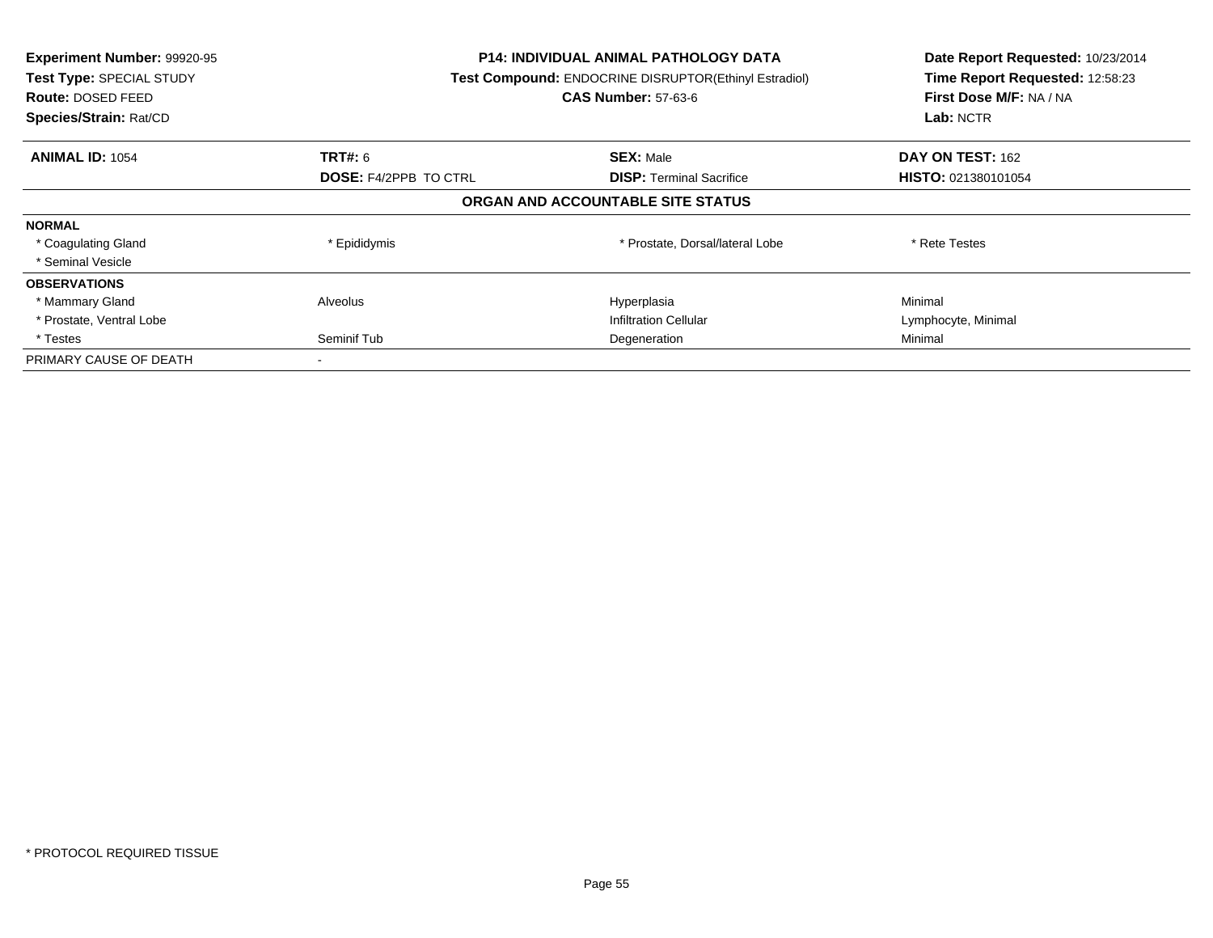**Experiment Number:** 99920-95
**Test Type:** SPECIAL STUDY
**Route:** DOSED FEED
**Species/Strain:** Rat/CD

**P14: INDIVIDUAL ANIMAL PATHOLOGY DATA**
**Test Compound:** ENDOCRINE DISRUPTOR(Ethinyl Estradiol)
**CAS Number:** 57-63-6

**Date Report Requested:** 10/23/2014
**Time Report Requested:** 12:58:23
**First Dose M/F:** NA / NA
**Lab:** NCTR

| **ANIMAL ID:** 1054 | **TRT#:** 6 | **SEX:** Male | **DAY ON TEST:** 162 |
|---|---|---|---|
| | **DOSE:** F4/2PPB TO CTRL | **DISP:** Terminal Sacrifice | **HISTO:** 021380101054 |

**ORGAN AND ACCOUNTABLE SITE STATUS**

| | | | |
|---|---|---|---|
| **NORMAL** | | | |
| * Coagulating Gland | * Epididymis | * Prostate, Dorsal/lateral Lobe | * Rete Testes |
| * Seminal Vesicle | | | |
| **OBSERVATIONS** | | | |
| * Mammary Gland | Alveolus | Hyperplasia | Minimal |
| * Prostate, Ventral Lobe | | Infiltration Cellular | Lymphocyte, Minimal |
| * Testes | Seminif Tub | Degeneration | Minimal |
| PRIMARY CAUSE OF DEATH | - | | |

* PROTOCOL REQUIRED TISSUE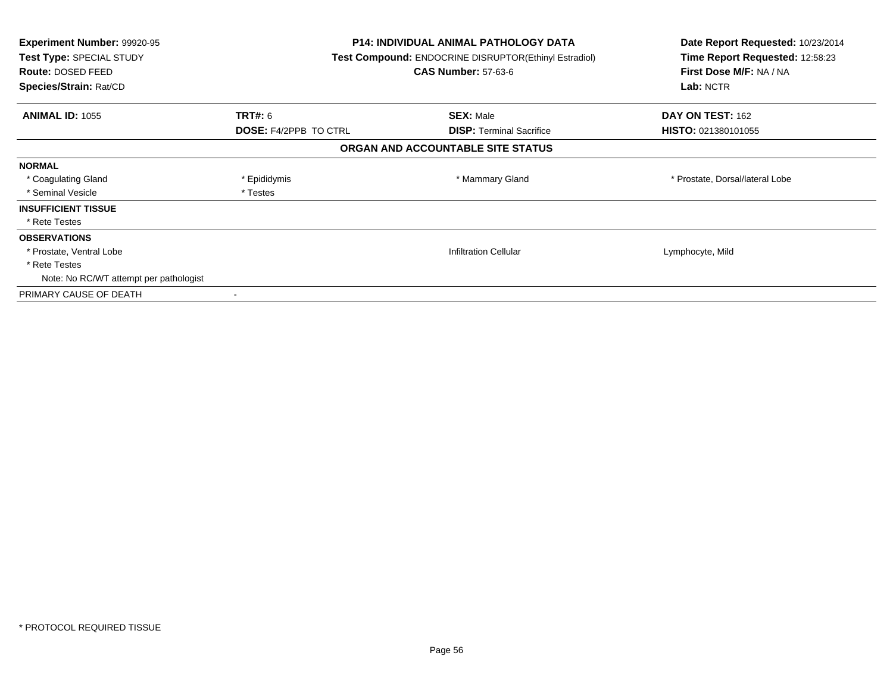**Experiment Number:** 99920-95
**Test Type:** SPECIAL STUDY
**Route:** DOSED FEED
**Species/Strain:** Rat/CD

**P14: INDIVIDUAL ANIMAL PATHOLOGY DATA**
**Test Compound:** ENDOCRINE DISRUPTOR(Ethinyl Estradiol)
**CAS Number:** 57-63-6

**Date Report Requested:** 10/23/2014
**Time Report Requested:** 12:58:23
**First Dose M/F:** NA / NA
**Lab:** NCTR

| **ANIMAL ID:** 1055 | **TRT#:** 6 | **SEX:** Male | **DAY ON TEST:** 162 |
|---|---|---|---|
| | **DOSE:** F4/2PPB TO CTRL | **DISP:** Terminal Sacrifice | **HISTO:** 021380101055 |

## ORGAN AND ACCOUNTABLE SITE STATUS

| | | | |
|---|---|---|---|
| **NORMAL** | | | |
| * Coagulating Gland | * Epididymis | * Mammary Gland | * Prostate, Dorsal/lateral Lobe |
| * Seminal Vesicle | * Testes | | |
| **INSUFFICIENT TISSUE** | | | |
| * Rete Testes | | | |
| **OBSERVATIONS** | | | |
| * Prostate, Ventral Lobe | | Infiltration Cellular | Lymphocyte, Mild |
| * Rete Testes | | | |
| Note: No RC/WT attempt per pathologist | | | |
| PRIMARY CAUSE OF DEATH | - | | |

* PROTOCOL REQUIRED TISSUE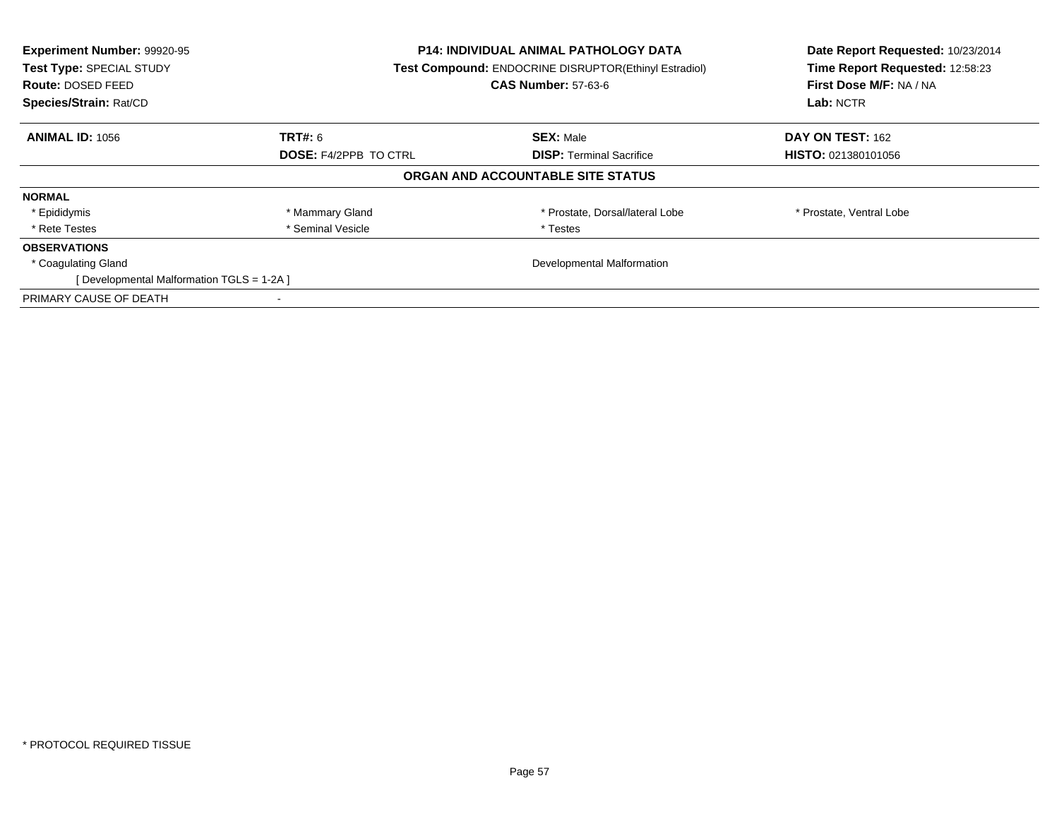| **Experiment Number:** 99920-95 | **P14: INDIVIDUAL ANIMAL PATHOLOGY DATA** | **Date Report Requested:** 10/23/2014 |
|---|---|---|
| **Test Type:** SPECIAL STUDY | **Test Compound:** ENDOCRINE DISRUPTOR(Ethinyl Estradiol) | **Time Report Requested:** 12:58:23 |
| **Route:** DOSED FEED | **CAS Number:** 57-63-6 | **First Dose M/F:** NA / NA |
| **Species/Strain:** Rat/CD | | **Lab:** NCTR |

| **ANIMAL ID:** 1056 | **TRT#:** 6 | **SEX:** Male | **DAY ON TEST:** 162 |
|---|---|---|---|
| | **DOSE:** F4/2PPB TO CTRL | **DISP:** Terminal Sacrifice | **HISTO:** 021380101056 |

**ORGAN AND ACCOUNTABLE SITE STATUS**

| | | | |
|---|---|---|---|
| **NORMAL** | | | |
| * Epididymis | * Mammary Gland | * Prostate, Dorsal/lateral Lobe | * Prostate, Ventral Lobe |
| * Rete Testes | * Seminal Vesicle | * Testes | |
| **OBSERVATIONS** | | | |
| * Coagulating Gland | | Developmental Malformation | |
| [ Developmental Malformation TGLS = 1-2A ] | | | |
| PRIMARY CAUSE OF DEATH | - | | |

* PROTOCOL REQUIRED TISSUE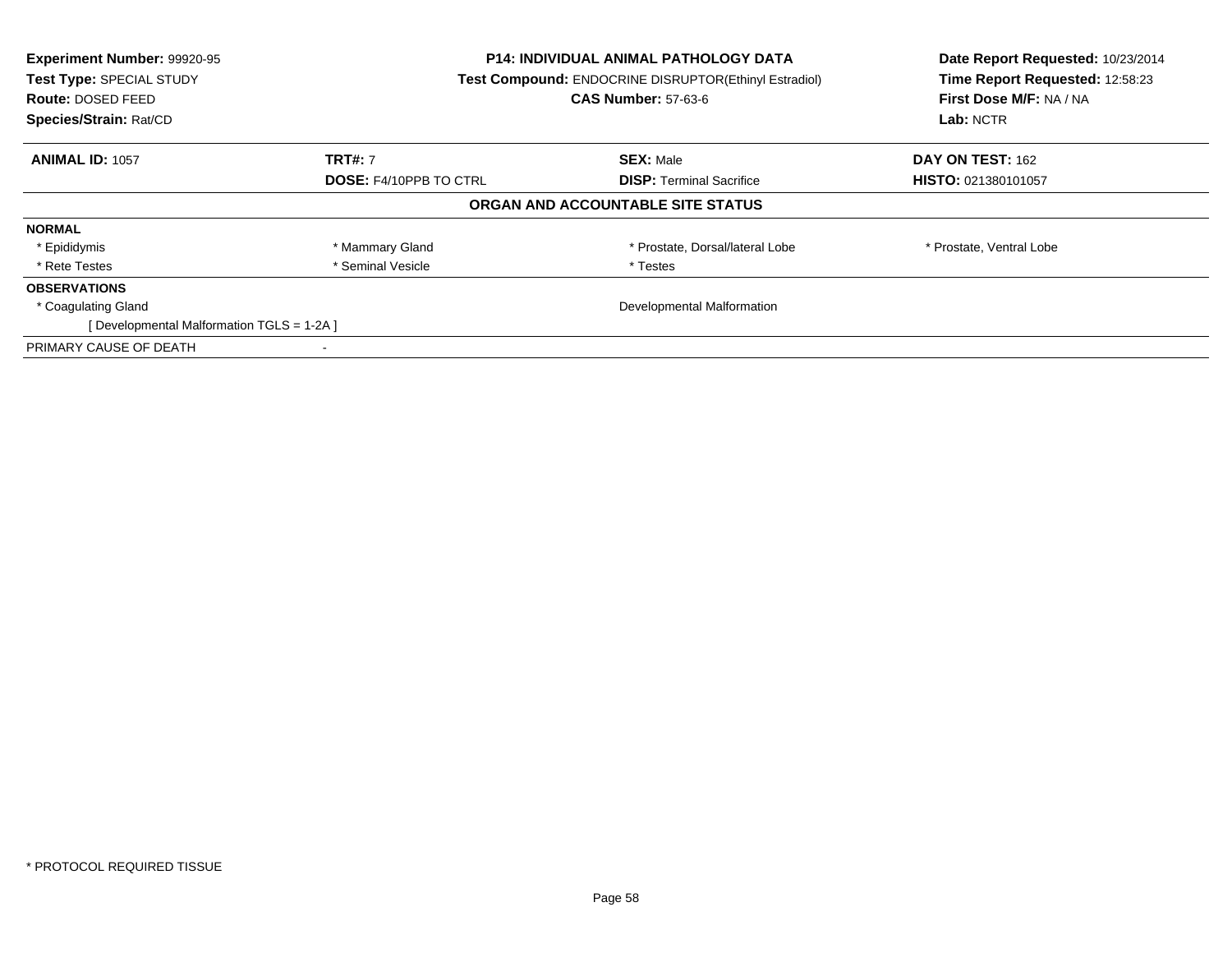**Experiment Number:** 99920-95
**Test Type:** SPECIAL STUDY
**Route:** DOSED FEED
**Species/Strain:** Rat/CD

**P14: INDIVIDUAL ANIMAL PATHOLOGY DATA**
**Test Compound:** ENDOCRINE DISRUPTOR(Ethinyl Estradiol)
**CAS Number:** 57-63-6

**Date Report Requested:** 10/23/2014
**Time Report Requested:** 12:58:23
**First Dose M/F:** NA / NA
**Lab:** NCTR

| **ANIMAL ID:** 1057 | **TRT#:** 7 | **SEX:** Male | **DAY ON TEST:** 162 |
|---|---|---|---|
| | **DOSE:** F4/10PPB TO CTRL | **DISP:** Terminal Sacrifice | **HISTO:** 021380101057 |

**ORGAN AND ACCOUNTABLE SITE STATUS**

| | | | |
|---|---|---|---|
| **NORMAL** | | | |
| * Epididymis | * Mammary Gland | * Prostate, Dorsal/lateral Lobe | * Prostate, Ventral Lobe |
| * Rete Testes | * Seminal Vesicle | * Testes | |
| **OBSERVATIONS** | | | |
| * Coagulating Gland | | Developmental Malformation | |
| [ Developmental Malformation TGLS = 1-2A ] | | | |
| PRIMARY CAUSE OF DEATH | - | | |

* PROTOCOL REQUIRED TISSUE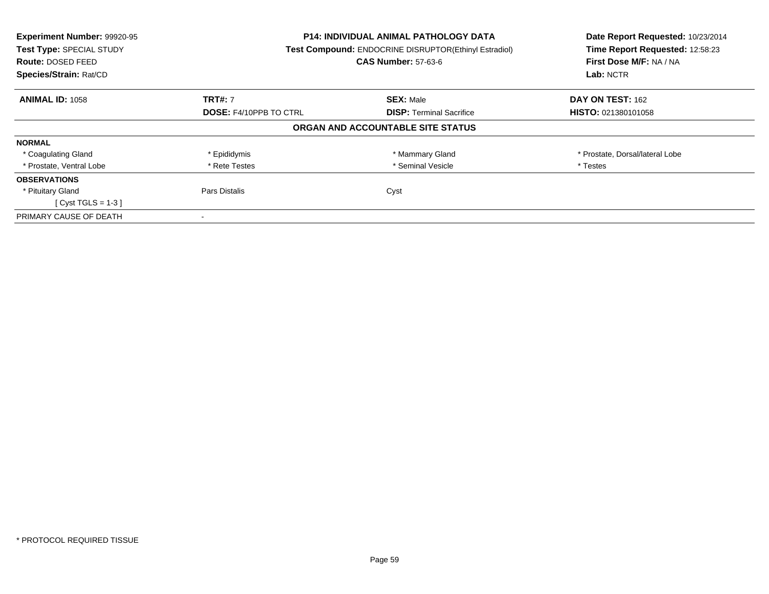**Experiment Number:** 99920-95
**Test Type:** SPECIAL STUDY
**Route:** DOSED FEED
**Species/Strain:** Rat/CD

**P14: INDIVIDUAL ANIMAL PATHOLOGY DATA**
**Test Compound:** ENDOCRINE DISRUPTOR(Ethinyl Estradiol)
**CAS Number:** 57-63-6

**Date Report Requested:** 10/23/2014
**Time Report Requested:** 12:58:23
**First Dose M/F:** NA / NA
**Lab:** NCTR

| **ANIMAL ID:** 1058 | **TRT#:** 7 | **SEX:** Male | **DAY ON TEST:** 162 |
|---|---|---|---|
| | **DOSE:** F4/10PPB TO CTRL | **DISP:** Terminal Sacrifice | **HISTO:** 021380101058 |

**ORGAN AND ACCOUNTABLE SITE STATUS**

| | | | |
|---|---|---|---|
| **NORMAL** | | | |
| * Coagulating Gland | * Epididymis | * Mammary Gland | * Prostate, Dorsal/lateral Lobe |
| * Prostate, Ventral Lobe | * Rete Testes | * Seminal Vesicle | * Testes |
| **OBSERVATIONS** | | | |
| * Pituitary Gland | Pars Distalis | Cyst | |
| [ Cyst TGLS = 1-3 ] | | | |
| PRIMARY CAUSE OF DEATH | - | | |

* PROTOCOL REQUIRED TISSUE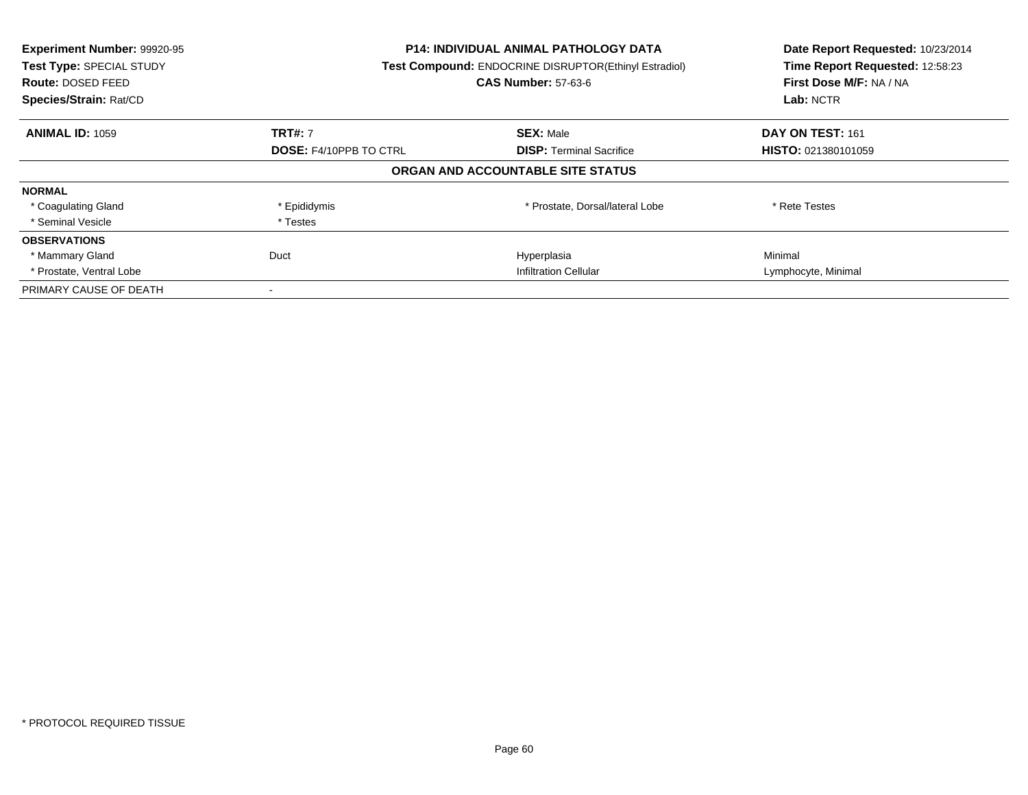**Experiment Number:** 99920-95
**Test Type:** SPECIAL STUDY
**Route:** DOSED FEED
**Species/Strain:** Rat/CD

**P14: INDIVIDUAL ANIMAL PATHOLOGY DATA**
**Test Compound:** ENDOCRINE DISRUPTOR(Ethinyl Estradiol)
**CAS Number:** 57-63-6

**Date Report Requested:** 10/23/2014
**Time Report Requested:** 12:58:23
**First Dose M/F:** NA / NA
**Lab:** NCTR

| **ANIMAL ID:** 1059 | **TRT#:** 7 | **SEX:** Male | **DAY ON TEST:** 161 |
|---|---|---|---|
| | **DOSE:** F4/10PPB TO CTRL | **DISP:** Terminal Sacrifice | **HISTO:** 021380101059 |

**ORGAN AND ACCOUNTABLE SITE STATUS**

| | | | |
|---|---|---|---|
| **NORMAL** | | | |
| * Coagulating Gland | * Epididymis | * Prostate, Dorsal/lateral Lobe | * Rete Testes |
| * Seminal Vesicle | * Testes | | |
| **OBSERVATIONS** | | | |
| * Mammary Gland | Duct | Hyperplasia | Minimal |
| * Prostate, Ventral Lobe | | Infiltration Cellular | Lymphocyte, Minimal |
| PRIMARY CAUSE OF DEATH | - | | |

* PROTOCOL REQUIRED TISSUE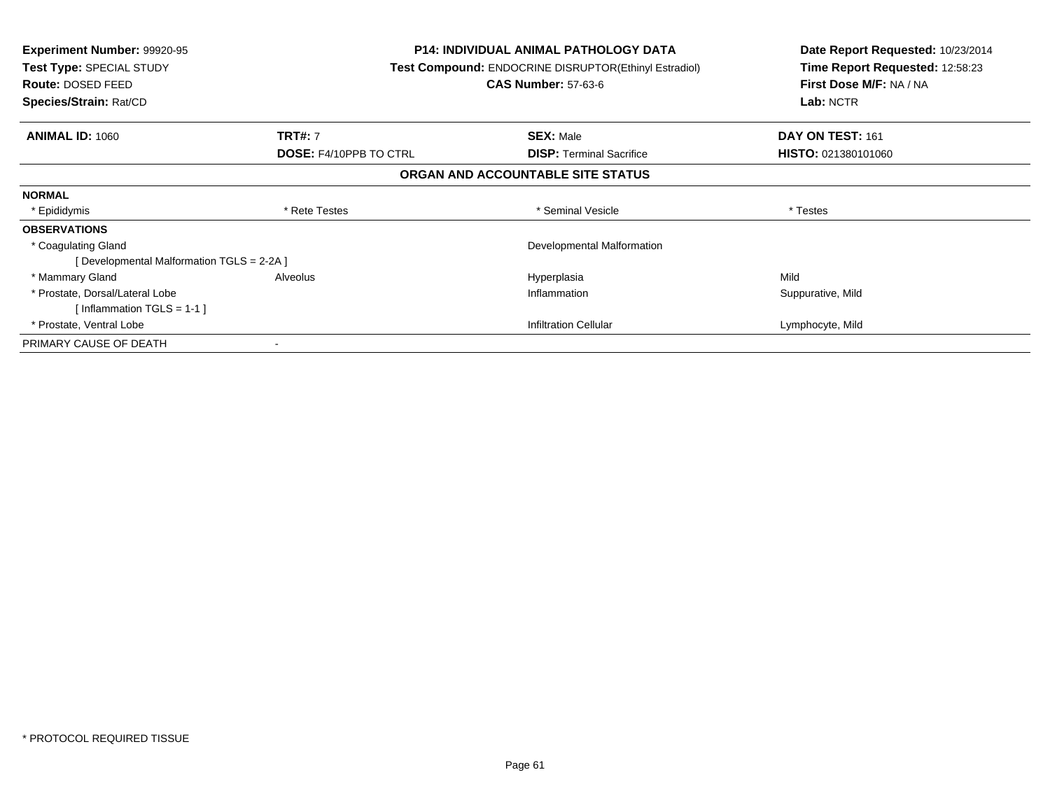**Experiment Number:** 99920-95
**Test Type:** SPECIAL STUDY
**Route:** DOSED FEED
**Species/Strain:** Rat/CD

**P14: INDIVIDUAL ANIMAL PATHOLOGY DATA**
**Test Compound:** ENDOCRINE DISRUPTOR(Ethinyl Estradiol)
**CAS Number:** 57-63-6

**Date Report Requested:** 10/23/2014
**Time Report Requested:** 12:58:23
**First Dose M/F:** NA / NA
**Lab:** NCTR

| **ANIMAL ID:** 1060 | **TRT#:** 7 | **SEX:** Male | **DAY ON TEST:** 161 |
|---|---|---|---|
| | **DOSE:** F4/10PPB TO CTRL | **DISP:** Terminal Sacrifice | **HISTO:** 021380101060 |

## ORGAN AND ACCOUNTABLE SITE STATUS

| | | | |
|---|---|---|---|
| **NORMAL** | | | |
| * Epididymis | * Rete Testes | * Seminal Vesicle | * Testes |
| **OBSERVATIONS** | | | |
| * Coagulating Gland | | Developmental Malformation | |
| [ Developmental Malformation TGLS = 2-2A ] | | | |
| * Mammary Gland | Alveolus | Hyperplasia | Mild |
| * Prostate, Dorsal/Lateral Lobe | | Inflammation | Suppurative, Mild |
| [ Inflammation TGLS = 1-1 ] | | | |
| * Prostate, Ventral Lobe | | Infiltration Cellular | Lymphocyte, Mild |
| PRIMARY CAUSE OF DEATH | - | | |

* PROTOCOL REQUIRED TISSUE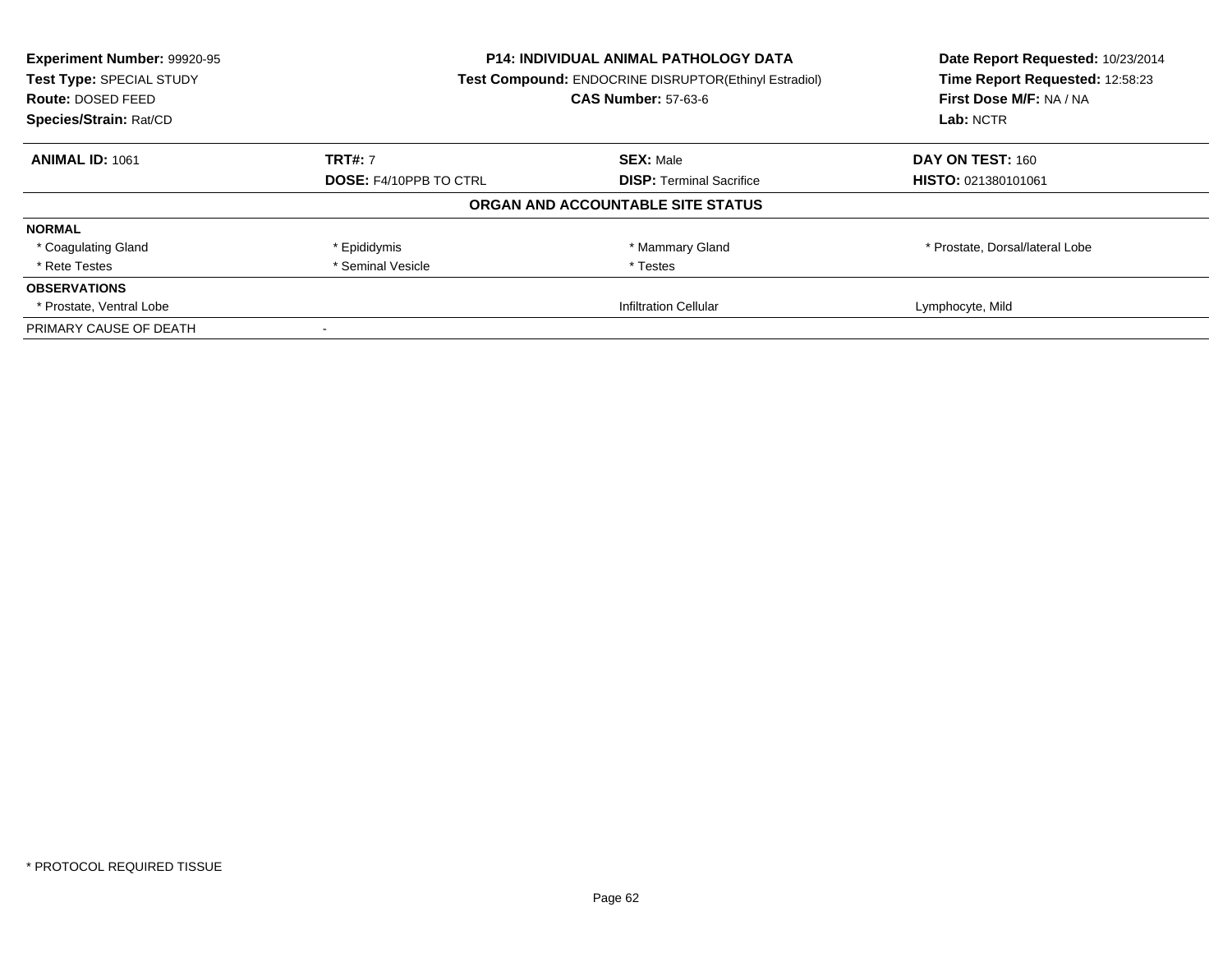**Experiment Number:** 99920-95
**Test Type:** SPECIAL STUDY
**Route:** DOSED FEED
**Species/Strain:** Rat/CD

**P14: INDIVIDUAL ANIMAL PATHOLOGY DATA**
**Test Compound:** ENDOCRINE DISRUPTOR(Ethinyl Estradiol)
**CAS Number:** 57-63-6

**Date Report Requested:** 10/23/2014
**Time Report Requested:** 12:58:23
**First Dose M/F:** NA / NA
**Lab:** NCTR

| **ANIMAL ID:** 1061 | **TRT#:** 7 | **SEX:** Male | **DAY ON TEST:** 160 |
|---|---|---|---|
| | **DOSE:** F4/10PPB TO CTRL | **DISP:** Terminal Sacrifice | **HISTO:** 021380101061 |

## ORGAN AND ACCOUNTABLE SITE STATUS

| | | | |
|---|---|---|---|
| **NORMAL** | | | |
| * Coagulating Gland | * Epididymis | * Mammary Gland | * Prostate, Dorsal/lateral Lobe |
| * Rete Testes | * Seminal Vesicle | * Testes | |
| **OBSERVATIONS** | | | |
| * Prostate, Ventral Lobe | | Infiltration Cellular | Lymphocyte, Mild |
| PRIMARY CAUSE OF DEATH | - | | |

* PROTOCOL REQUIRED TISSUE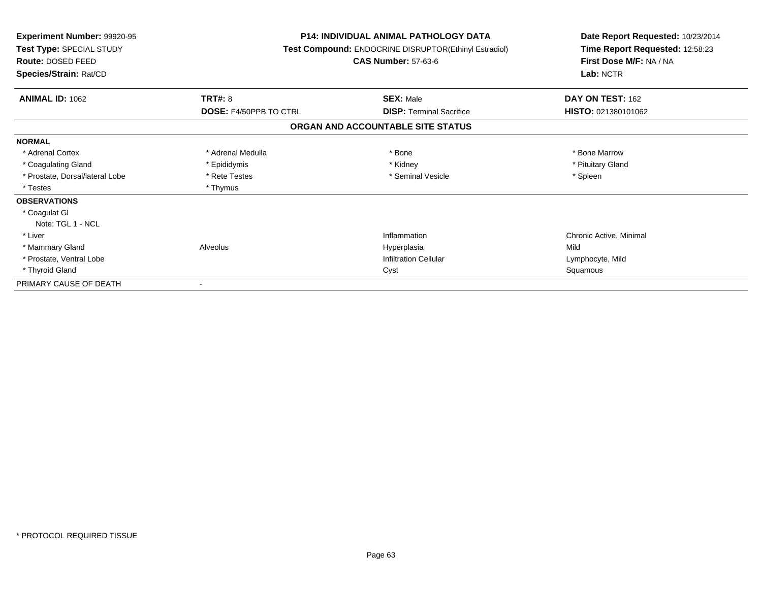**Experiment Number:** 99920-95
**Test Type:** SPECIAL STUDY
**Route:** DOSED FEED
**Species/Strain:** Rat/CD

**P14: INDIVIDUAL ANIMAL PATHOLOGY DATA**
**Test Compound:** ENDOCRINE DISRUPTOR(Ethinyl Estradiol)
**CAS Number:** 57-63-6

**Date Report Requested:** 10/23/2014
**Time Report Requested:** 12:58:23
**First Dose M/F:** NA / NA
**Lab:** NCTR

| **ANIMAL ID:** 1062 | **TRT#:** 8 | **SEX:** Male | **DAY ON TEST:** 162 |
|---|---|---|---|
| | **DOSE:** F4/50PPB TO CTRL | **DISP:** Terminal Sacrifice | **HISTO:** 021380101062 |

## ORGAN AND ACCOUNTABLE SITE STATUS

| | | | |
|---|---|---|---|
| **NORMAL** | | | |
| * Adrenal Cortex | * Adrenal Medulla | * Bone | * Bone Marrow |
| * Coagulating Gland | * Epididymis | * Kidney | * Pituitary Gland |
| * Prostate, Dorsal/lateral Lobe | * Rete Testes | * Seminal Vesicle | * Spleen |
| * Testes | * Thymus | | |
| **OBSERVATIONS** | | | |
| * Coagulat Gl | | | |
| Note: TGL 1 - NCL | | | |
| * Liver | | Inflammation | Chronic Active, Minimal |
| * Mammary Gland | Alveolus | Hyperplasia | Mild |
| * Prostate, Ventral Lobe | | Infiltration Cellular | Lymphocyte, Mild |
| * Thyroid Gland | | Cyst | Squamous |
| PRIMARY CAUSE OF DEATH | - | | |

* PROTOCOL REQUIRED TISSUE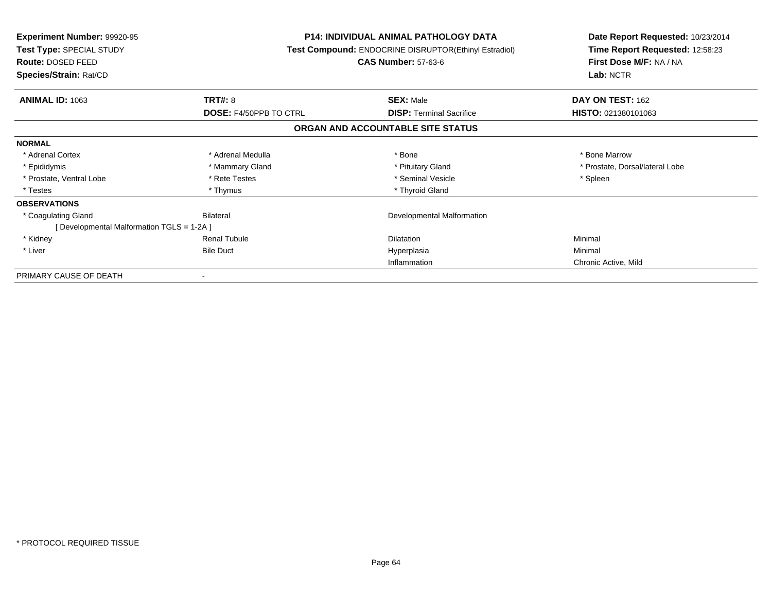**Experiment Number:** 99920-95
**Test Type:** SPECIAL STUDY
**Route:** DOSED FEED
**Species/Strain:** Rat/CD

**P14: INDIVIDUAL ANIMAL PATHOLOGY DATA**
**Test Compound:** ENDOCRINE DISRUPTOR(Ethinyl Estradiol)
**CAS Number:** 57-63-6

**Date Report Requested:** 10/23/2014
**Time Report Requested:** 12:58:23
**First Dose M/F:** NA / NA
**Lab:** NCTR

| **ANIMAL ID:** 1063 | **TRT#:** 8 | **SEX:** Male | **DAY ON TEST:** 162 |
|---|---|---|---|
| | **DOSE:** F4/50PPB TO CTRL | **DISP:** Terminal Sacrifice | **HISTO:** 021380101063 |

## ORGAN AND ACCOUNTABLE SITE STATUS

| | | | |
|---|---|---|---|
| **NORMAL** | | | |
| * Adrenal Cortex | * Adrenal Medulla | * Bone | * Bone Marrow |
| * Epididymis | * Mammary Gland | * Pituitary Gland | * Prostate, Dorsal/lateral Lobe |
| * Prostate, Ventral Lobe | * Rete Testes | * Seminal Vesicle | * Spleen |
| * Testes | * Thymus | * Thyroid Gland | |
| **OBSERVATIONS** | | | |
| * Coagulating Gland | Bilateral | Developmental Malformation | |
| [ Developmental Malformation TGLS = 1-2A ] | | | |
| * Kidney | Renal Tubule | Dilatation | Minimal |
| * Liver | Bile Duct | Hyperplasia | Minimal |
| | | Inflammation | Chronic Active, Mild |
| PRIMARY CAUSE OF DEATH | - | | |

* PROTOCOL REQUIRED TISSUE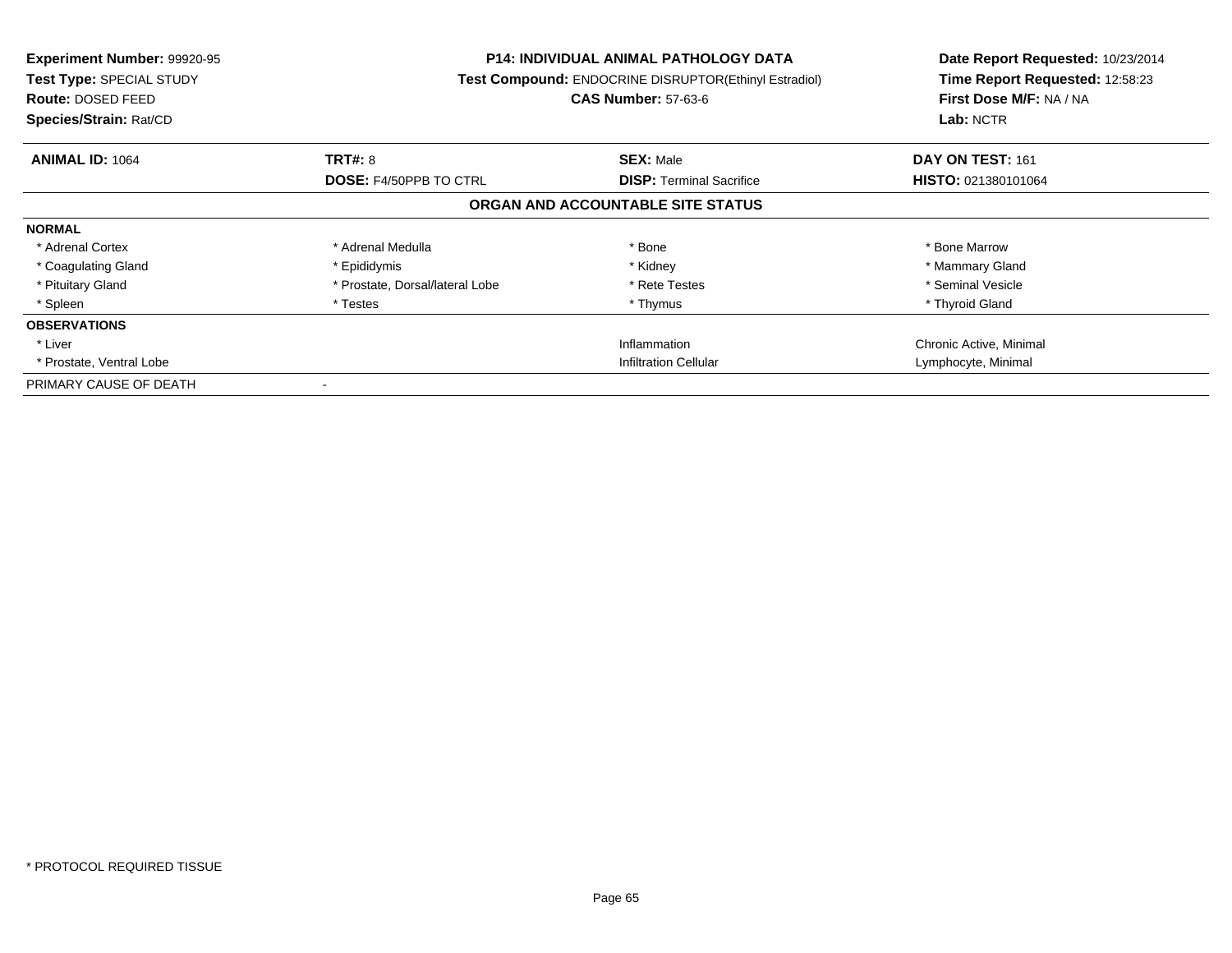**Experiment Number:** 99920-95
**Test Type:** SPECIAL STUDY
**Route:** DOSED FEED
**Species/Strain:** Rat/CD

**P14: INDIVIDUAL ANIMAL PATHOLOGY DATA**
**Test Compound:** ENDOCRINE DISRUPTOR(Ethinyl Estradiol)
**CAS Number:** 57-63-6

**Date Report Requested:** 10/23/2014
**Time Report Requested:** 12:58:23
**First Dose M/F:** NA / NA
**Lab:** NCTR

| **ANIMAL ID:** 1064 | **TRT#:** 8 | **SEX:** Male | **DAY ON TEST:** 161 |
|---|---|---|---|
| | **DOSE:** F4/50PPB TO CTRL | **DISP:** Terminal Sacrifice | **HISTO:** 021380101064 |

**ORGAN AND ACCOUNTABLE SITE STATUS**

| | | | |
|---|---|---|---|
| **NORMAL** | | | |
| * Adrenal Cortex | * Adrenal Medulla | * Bone | * Bone Marrow |
| * Coagulating Gland | * Epididymis | * Kidney | * Mammary Gland |
| * Pituitary Gland | * Prostate, Dorsal/lateral Lobe | * Rete Testes | * Seminal Vesicle |
| * Spleen | * Testes | * Thymus | * Thyroid Gland |
| **OBSERVATIONS** | | | |
| * Liver | | Inflammation | Chronic Active, Minimal |
| * Prostate, Ventral Lobe | | Infiltration Cellular | Lymphocyte, Minimal |
| PRIMARY CAUSE OF DEATH | - | | |

\* PROTOCOL REQUIRED TISSUE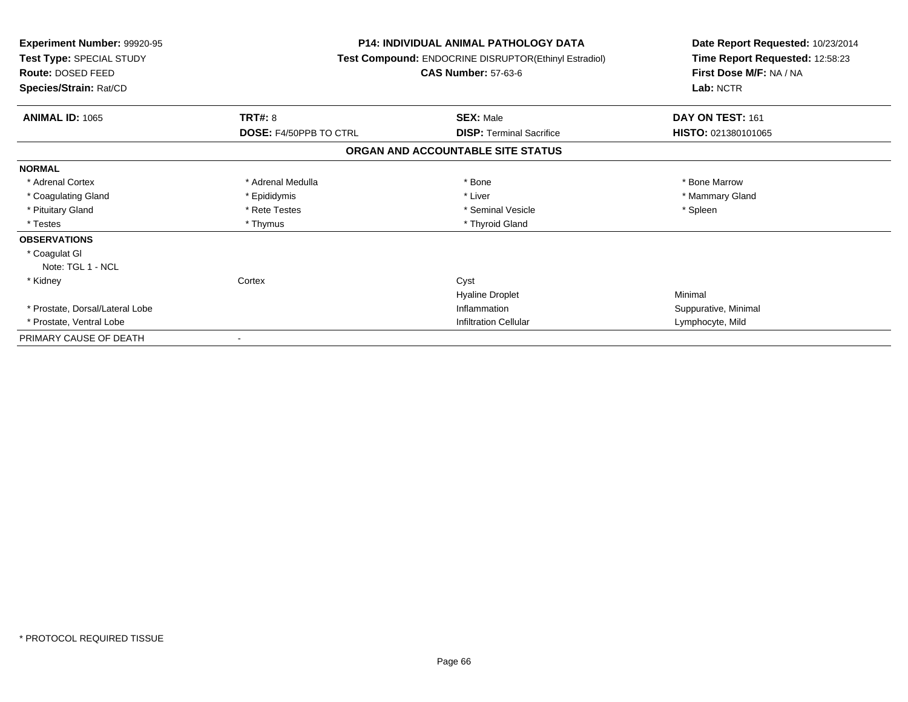**Experiment Number:** 99920-95
**Test Type:** SPECIAL STUDY
**Route:** DOSED FEED
**Species/Strain:** Rat/CD

**P14: INDIVIDUAL ANIMAL PATHOLOGY DATA**
**Test Compound:** ENDOCRINE DISRUPTOR(Ethinyl Estradiol)
**CAS Number:** 57-63-6

**Date Report Requested:** 10/23/2014
**Time Report Requested:** 12:58:23
**First Dose M/F:** NA / NA
**Lab:** NCTR

| **ANIMAL ID:** 1065 | **TRT#:** 8 | **SEX:** Male | **DAY ON TEST:** 161 |
|---|---|---|---|
| | **DOSE:** F4/50PPB TO CTRL | **DISP:** Terminal Sacrifice | **HISTO:** 021380101065 |

## ORGAN AND ACCOUNTABLE SITE STATUS

| | | | |
|---|---|---|---|
| **NORMAL** | | | |
| * Adrenal Cortex | * Adrenal Medulla | * Bone | * Bone Marrow |
| * Coagulating Gland | * Epididymis | * Liver | * Mammary Gland |
| * Pituitary Gland | * Rete Testes | * Seminal Vesicle | * Spleen |
| * Testes | * Thymus | * Thyroid Gland | |
| **OBSERVATIONS** | | | |
| * Coagulat Gl | | | |
| Note: TGL 1 - NCL | | | |
| * Kidney | Cortex | Cyst | |
| | | Hyaline Droplet | Minimal |
| * Prostate, Dorsal/Lateral Lobe | | Inflammation | Suppurative, Minimal |
| * Prostate, Ventral Lobe | | Infiltration Cellular | Lymphocyte, Mild |
| PRIMARY CAUSE OF DEATH | - | | |

* PROTOCOL REQUIRED TISSUE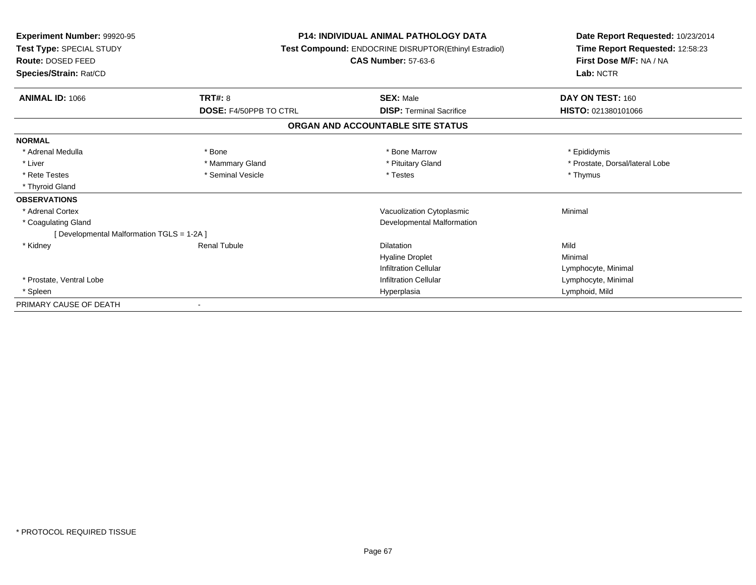**Experiment Number:** 99920-95
**Test Type:** SPECIAL STUDY
**Route:** DOSED FEED
**Species/Strain:** Rat/CD

**P14: INDIVIDUAL ANIMAL PATHOLOGY DATA**
**Test Compound:** ENDOCRINE DISRUPTOR(Ethinyl Estradiol)
**CAS Number:** 57-63-6

**Date Report Requested:** 10/23/2014
**Time Report Requested:** 12:58:23
**First Dose M/F:** NA / NA
**Lab:** NCTR

| **ANIMAL ID:** 1066 | **TRT#:** 8 | **SEX:** Male | **DAY ON TEST:** 160 |
|---|---|---|---|
| | **DOSE:** F4/50PPB TO CTRL | **DISP:** Terminal Sacrifice | **HISTO:** 021380101066 |

**ORGAN AND ACCOUNTABLE SITE STATUS**

| | | | |
|---|---|---|---|
| **NORMAL** | | | |
| * Adrenal Medulla | * Bone | * Bone Marrow | * Epididymis |
| * Liver | * Mammary Gland | * Pituitary Gland | * Prostate, Dorsal/lateral Lobe |
| * Rete Testes | * Seminal Vesicle | * Testes | * Thymus |
| * Thyroid Gland | | | |
| **OBSERVATIONS** | | | |
| * Adrenal Cortex | | Vacuolization Cytoplasmic | Minimal |
| * Coagulating Gland | | Developmental Malformation | |
| [ Developmental Malformation TGLS = 1-2A ] | | | |
| * Kidney | Renal Tubule | Dilatation | Mild |
| | | Hyaline Droplet | Minimal |
| | | Infiltration Cellular | Lymphocyte, Minimal |
| * Prostate, Ventral Lobe | | Infiltration Cellular | Lymphocyte, Minimal |
| * Spleen | | Hyperplasia | Lymphoid, Mild |
| PRIMARY CAUSE OF DEATH | - | | |

* PROTOCOL REQUIRED TISSUE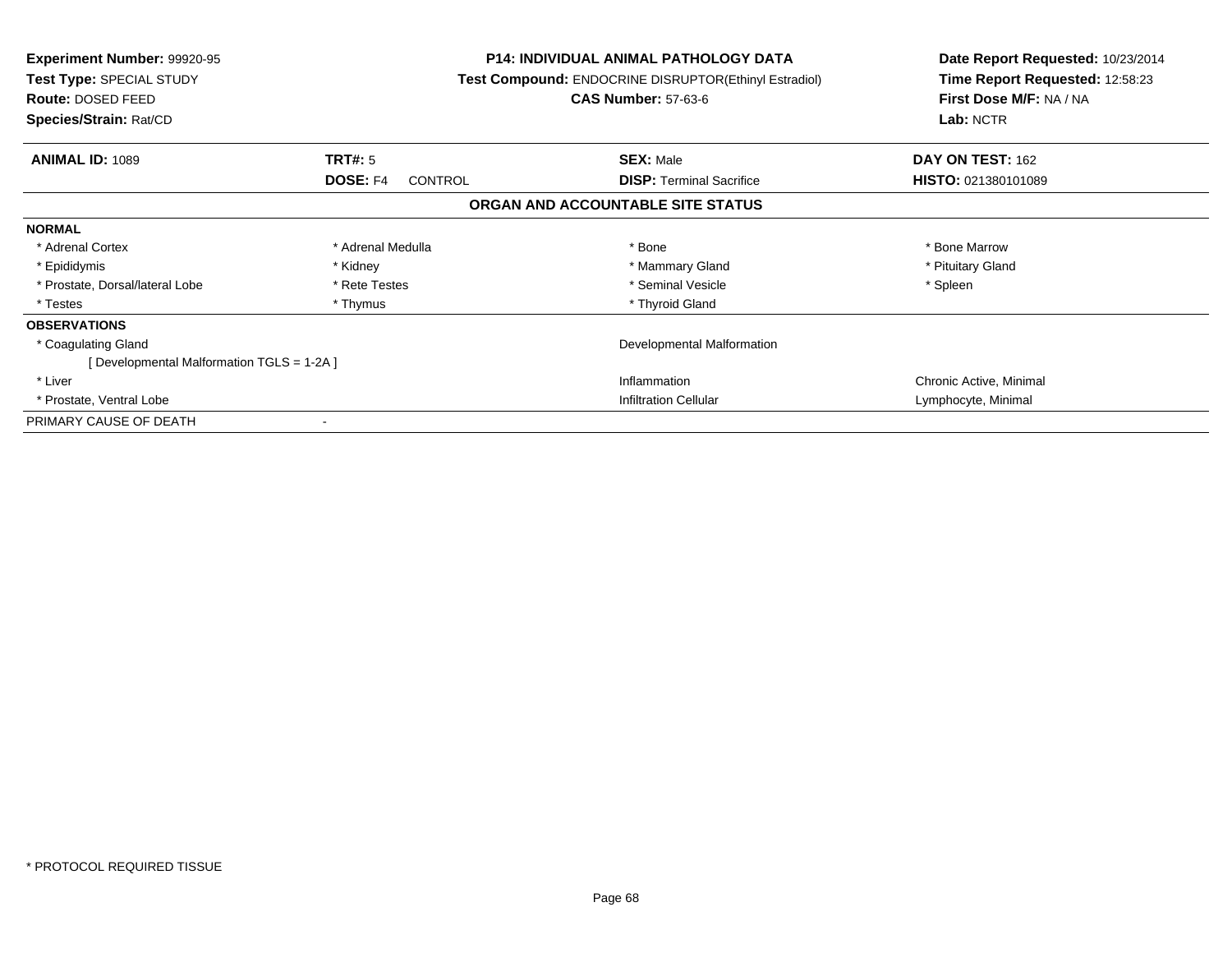**Experiment Number:** 99920-95
**Test Type:** SPECIAL STUDY
**Route:** DOSED FEED
**Species/Strain:** Rat/CD

**P14: INDIVIDUAL ANIMAL PATHOLOGY DATA**
**Test Compound:** ENDOCRINE DISRUPTOR(Ethinyl Estradiol)
**CAS Number:** 57-63-6

**Date Report Requested:** 10/23/2014
**Time Report Requested:** 12:58:23
**First Dose M/F:** NA / NA
**Lab:** NCTR

| **ANIMAL ID:** 1089 | **TRT#:** 5 | **SEX:** Male | **DAY ON TEST:** 162 |
|---|---|---|---|
| | **DOSE:** F4 CONTROL | **DISP:** Terminal Sacrifice | **HISTO:** 021380101089 |

## ORGAN AND ACCOUNTABLE SITE STATUS

| | | | |
|---|---|---|---|
| **NORMAL** | | | |
| * Adrenal Cortex | * Adrenal Medulla | * Bone | * Bone Marrow |
| * Epididymis | * Kidney | * Mammary Gland | * Pituitary Gland |
| * Prostate, Dorsal/lateral Lobe | * Rete Testes | * Seminal Vesicle | * Spleen |
| * Testes | * Thymus | * Thyroid Gland | |
| **OBSERVATIONS** | | | |
| * Coagulating Gland | | Developmental Malformation | |
| [ Developmental Malformation TGLS = 1-2A ] | | | |
| * Liver | | Inflammation | Chronic Active, Minimal |
| * Prostate, Ventral Lobe | | Infiltration Cellular | Lymphocyte, Minimal |
| PRIMARY CAUSE OF DEATH | - | | |

* PROTOCOL REQUIRED TISSUE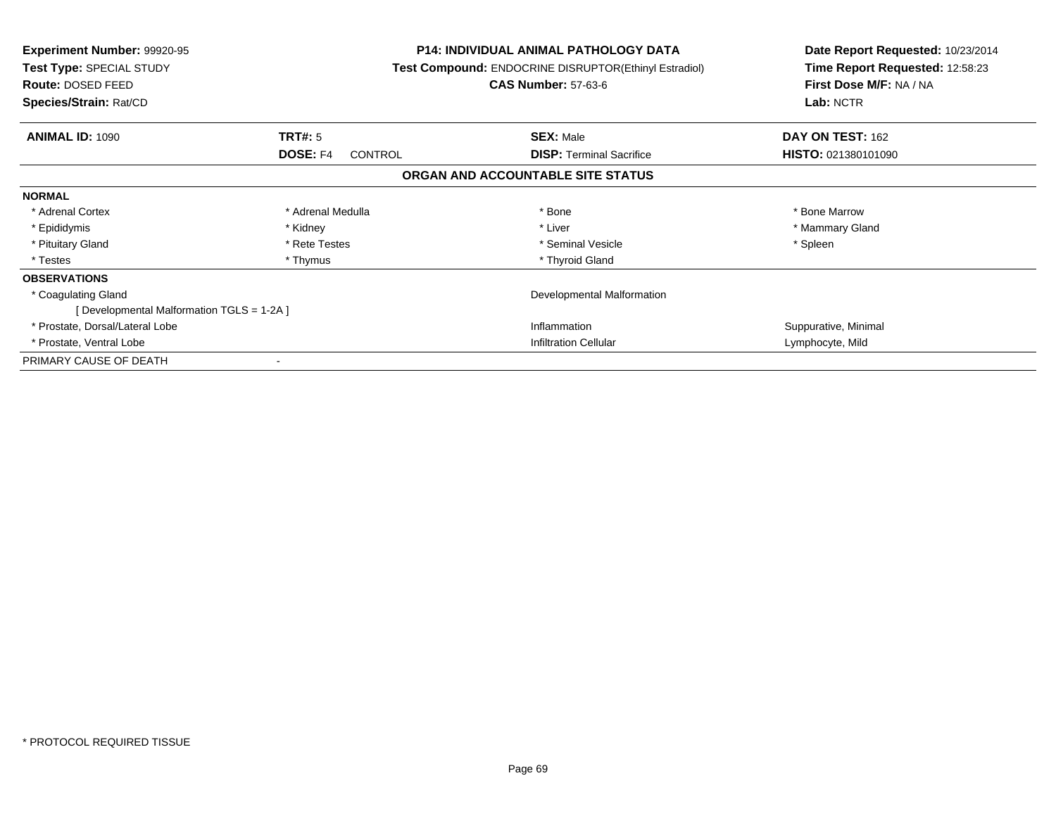**Experiment Number:** 99920-95
**Test Type:** SPECIAL STUDY
**Route:** DOSED FEED
**Species/Strain:** Rat/CD

**P14: INDIVIDUAL ANIMAL PATHOLOGY DATA**
**Test Compound:** ENDOCRINE DISRUPTOR(Ethinyl Estradiol)
**CAS Number:** 57-63-6

**Date Report Requested:** 10/23/2014
**Time Report Requested:** 12:58:23
**First Dose M/F:** NA / NA
**Lab:** NCTR

| **ANIMAL ID:** 1090 | **TRT#:** 5 | **SEX:** Male | **DAY ON TEST:** 162 |
|---|---|---|---|
| | **DOSE:** F4 CONTROL | **DISP:** Terminal Sacrifice | **HISTO:** 021380101090 |

## ORGAN AND ACCOUNTABLE SITE STATUS

**NORMAL**

| | | | |
|---|---|---|---|
| * Adrenal Cortex | * Adrenal Medulla | * Bone | * Bone Marrow |
| * Epididymis | * Kidney | * Liver | * Mammary Gland |
| * Pituitary Gland | * Rete Testes | * Seminal Vesicle | * Spleen |
| * Testes | * Thymus | * Thyroid Gland | |

**OBSERVATIONS**

| | | |
|---|---|---|
| * Coagulating Gland | Developmental Malformation | |
| [ Developmental Malformation TGLS = 1-2A ] | | |
| * Prostate, Dorsal/Lateral Lobe | Inflammation | Suppurative, Minimal |
| * Prostate, Ventral Lobe | Infiltration Cellular | Lymphocyte, Mild |

PRIMARY CAUSE OF DEATH -

* PROTOCOL REQUIRED TISSUE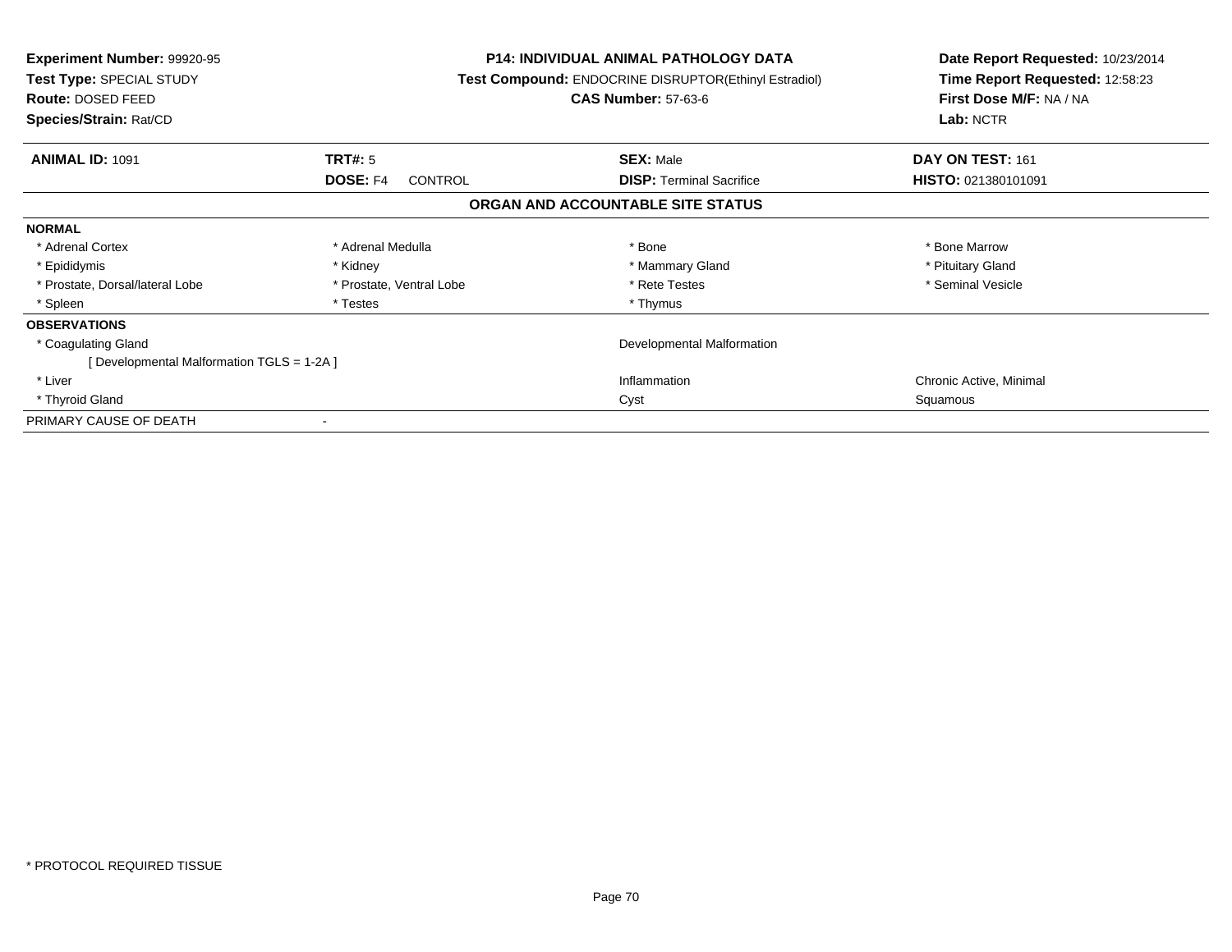**Experiment Number:** 99920-95
**Test Type:** SPECIAL STUDY
**Route:** DOSED FEED
**Species/Strain:** Rat/CD

**P14: INDIVIDUAL ANIMAL PATHOLOGY DATA**
**Test Compound:** ENDOCRINE DISRUPTOR(Ethinyl Estradiol)
**CAS Number:** 57-63-6

**Date Report Requested:** 10/23/2014
**Time Report Requested:** 12:58:23
**First Dose M/F:** NA / NA
**Lab:** NCTR

| **ANIMAL ID:** 1091 | **TRT#:** 5 | **SEX:** Male | **DAY ON TEST:** 161 |
|---|---|---|---|
| | **DOSE:** F4 CONTROL | **DISP:** Terminal Sacrifice | **HISTO:** 021380101091 |

## ORGAN AND ACCOUNTABLE SITE STATUS

| | | | |
|---|---|---|---|
| **NORMAL** | | | |
| * Adrenal Cortex | * Adrenal Medulla | * Bone | * Bone Marrow |
| * Epididymis | * Kidney | * Mammary Gland | * Pituitary Gland |
| * Prostate, Dorsal/lateral Lobe | * Prostate, Ventral Lobe | * Rete Testes | * Seminal Vesicle |
| * Spleen | * Testes | * Thymus | |
| **OBSERVATIONS** | | | |
| * Coagulating Gland | | Developmental Malformation | |
| [ Developmental Malformation TGLS = 1-2A ] | | | |
| * Liver | | Inflammation | Chronic Active, Minimal |
| * Thyroid Gland | | Cyst | Squamous |
| PRIMARY CAUSE OF DEATH | - | | |

* PROTOCOL REQUIRED TISSUE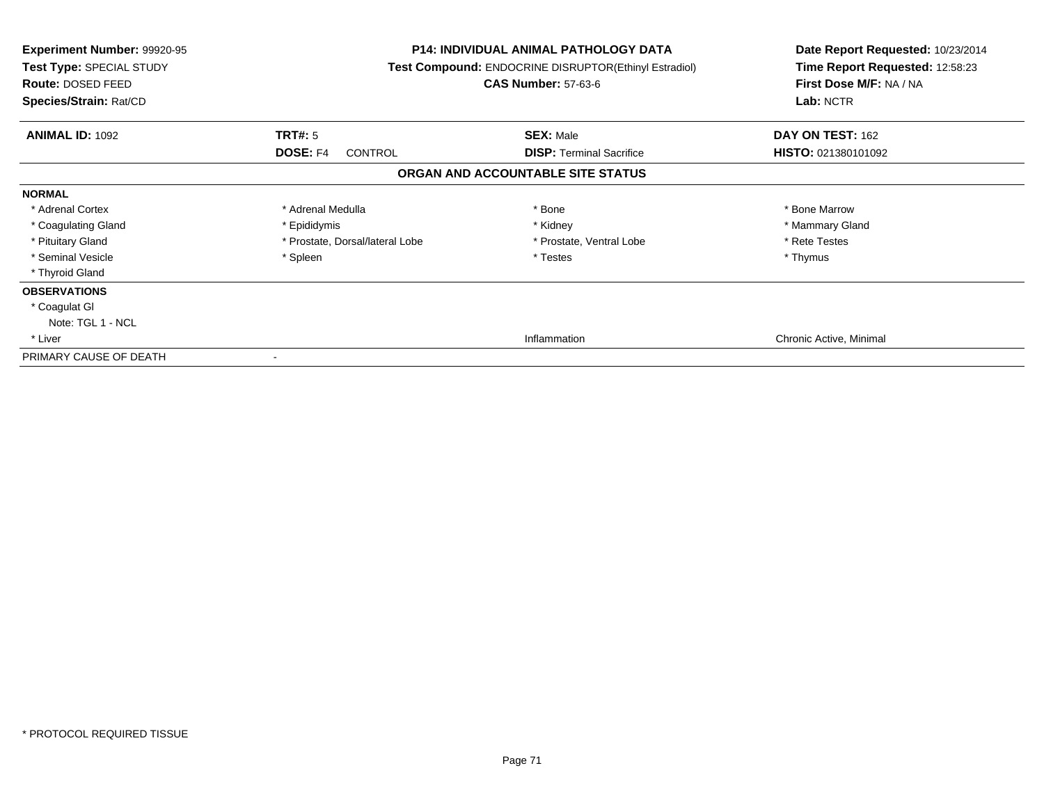**Experiment Number:** 99920-95
**Test Type:** SPECIAL STUDY
**Route:** DOSED FEED
**Species/Strain:** Rat/CD

**P14: INDIVIDUAL ANIMAL PATHOLOGY DATA**
**Test Compound:** ENDOCRINE DISRUPTOR(Ethinyl Estradiol)
**CAS Number:** 57-63-6

**Date Report Requested:** 10/23/2014
**Time Report Requested:** 12:58:23
**First Dose M/F:** NA / NA
**Lab:** NCTR

| **ANIMAL ID:** 1092 | **TRT#:** 5 | **SEX:** Male | **DAY ON TEST:** 162 |
|---|---|---|---|
| | **DOSE:** F4 CONTROL | **DISP:** Terminal Sacrifice | **HISTO:** 021380101092 |

## ORGAN AND ACCOUNTABLE SITE STATUS

**NORMAL**

| | | | |
|---|---|---|---|
| * Adrenal Cortex | * Adrenal Medulla | * Bone | * Bone Marrow |
| * Coagulating Gland | * Epididymis | * Kidney | * Mammary Gland |
| * Pituitary Gland | * Prostate, Dorsal/lateral Lobe | * Prostate, Ventral Lobe | * Rete Testes |
| * Seminal Vesicle | * Spleen | * Testes | * Thymus |
| * Thyroid Gland | | | |

**OBSERVATIONS**

| | | | |
|---|---|---|---|
| * Coagulat Gl | | | |
| Note: TGL 1 - NCL | | | |
| * Liver | | Inflammation | Chronic Active, Minimal |

PRIMARY CAUSE OF DEATH -

\* PROTOCOL REQUIRED TISSUE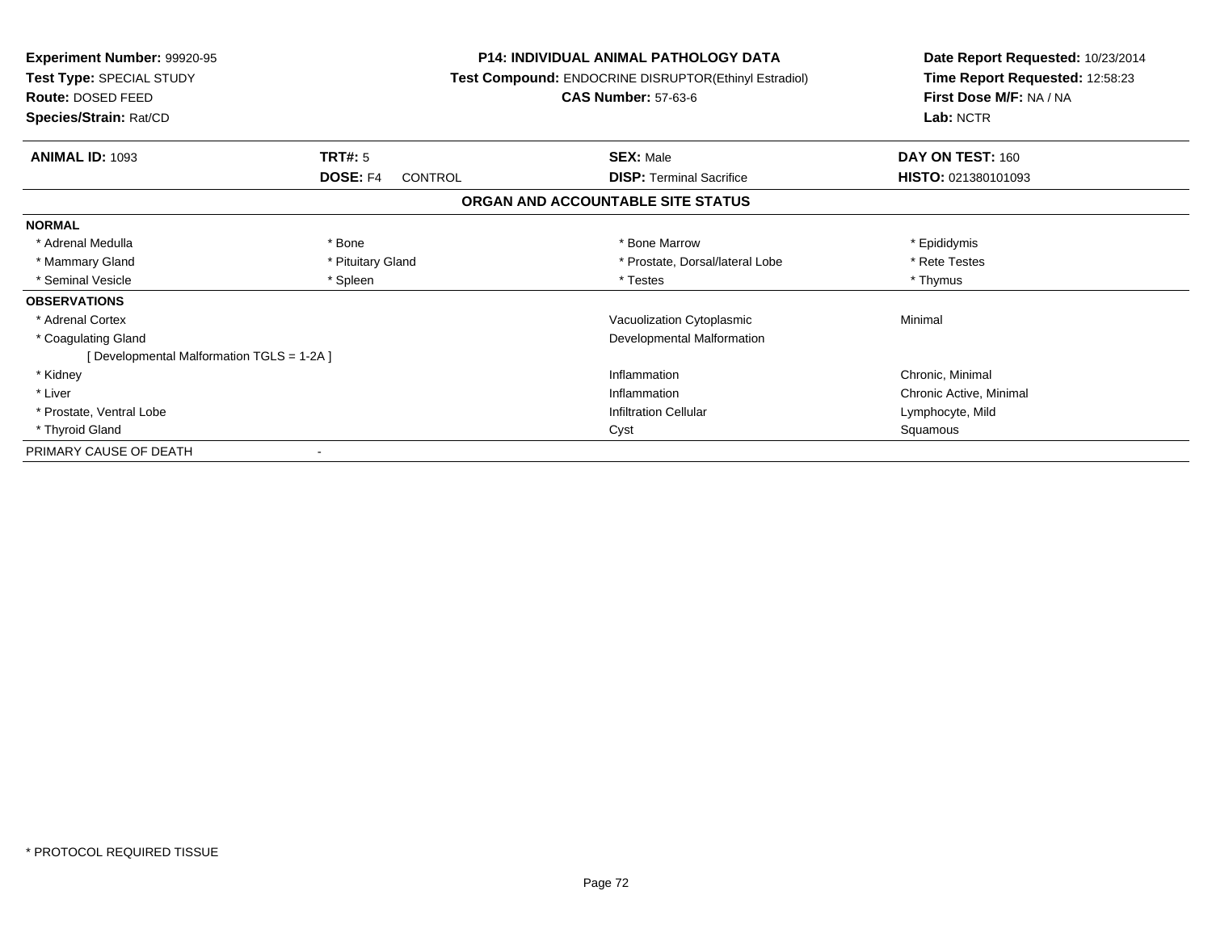**Experiment Number:** 99920-95
**Test Type:** SPECIAL STUDY
**Route:** DOSED FEED
**Species/Strain:** Rat/CD

**P14: INDIVIDUAL ANIMAL PATHOLOGY DATA**
**Test Compound:** ENDOCRINE DISRUPTOR(Ethinyl Estradiol)
**CAS Number:** 57-63-6

**Date Report Requested:** 10/23/2014
**Time Report Requested:** 12:58:23
**First Dose M/F:** NA / NA
**Lab:** NCTR

| **ANIMAL ID:** 1093 | **TRT#:** 5 | **SEX:** Male | **DAY ON TEST:** 160 |
|---|---|---|---|
| | **DOSE:** F4 CONTROL | **DISP:** Terminal Sacrifice | **HISTO:** 021380101093 |

## ORGAN AND ACCOUNTABLE SITE STATUS

**NORMAL**

| | | | |
|---|---|---|---|
| * Adrenal Medulla | * Bone | * Bone Marrow | * Epididymis |
| * Mammary Gland | * Pituitary Gland | * Prostate, Dorsal/lateral Lobe | * Rete Testes |
| * Seminal Vesicle | * Spleen | * Testes | * Thymus |

**OBSERVATIONS**

| | | |
|---|---|---|
| * Adrenal Cortex | Vacuolization Cytoplasmic | Minimal |
| * Coagulating Gland | Developmental Malformation | |
| [ Developmental Malformation TGLS = 1-2A ] | | |
| * Kidney | Inflammation | Chronic, Minimal |
| * Liver | Inflammation | Chronic Active, Minimal |
| * Prostate, Ventral Lobe | Infiltration Cellular | Lymphocyte, Mild |
| * Thyroid Gland | Cyst | Squamous |

PRIMARY CAUSE OF DEATH -

* PROTOCOL REQUIRED TISSUE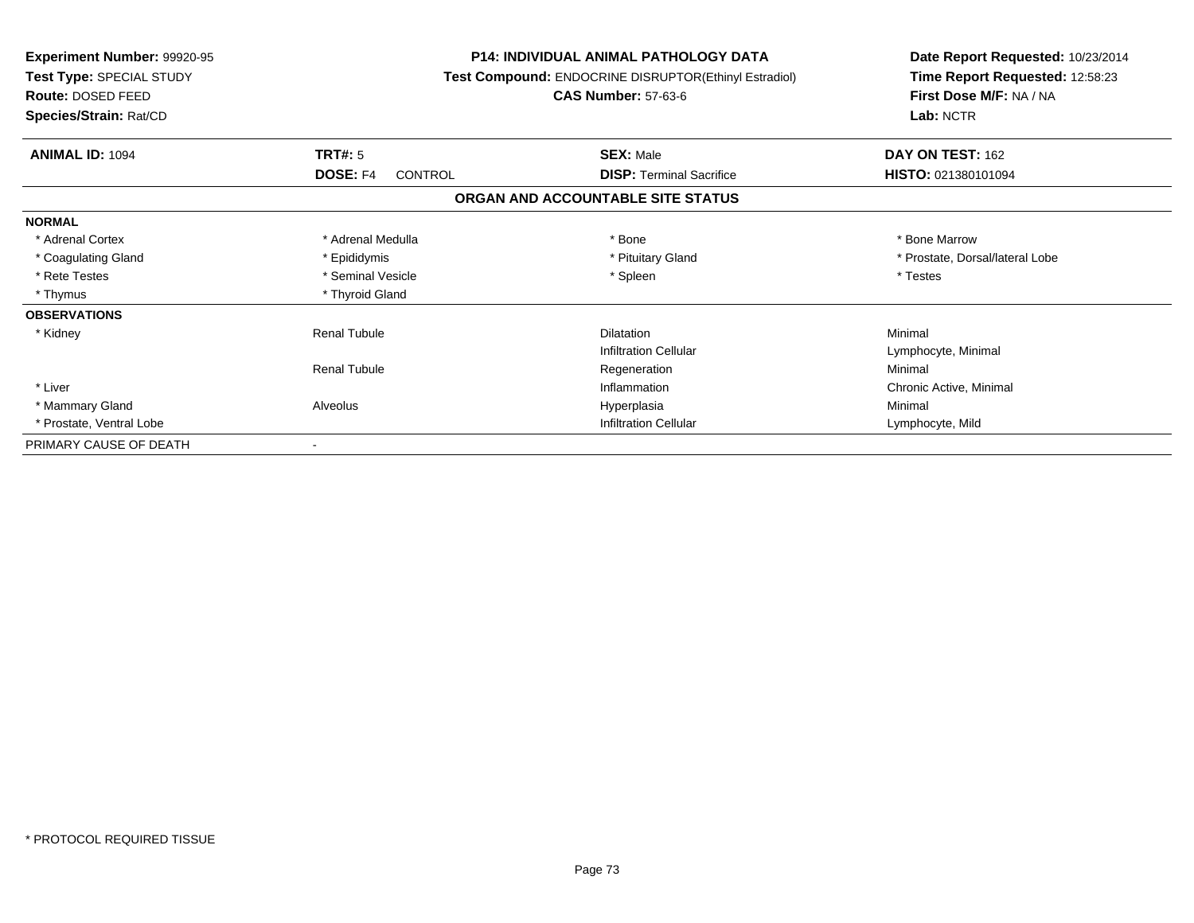**Experiment Number:** 99920-95
**Test Type:** SPECIAL STUDY
**Route:** DOSED FEED
**Species/Strain:** Rat/CD

**P14: INDIVIDUAL ANIMAL PATHOLOGY DATA**
**Test Compound:** ENDOCRINE DISRUPTOR(Ethinyl Estradiol)
**CAS Number:** 57-63-6

**Date Report Requested:** 10/23/2014
**Time Report Requested:** 12:58:23
**First Dose M/F:** NA / NA
**Lab:** NCTR

| **ANIMAL ID:** 1094 | **TRT#:** 5 | **SEX:** Male | **DAY ON TEST:** 162 |
|---|---|---|---|
| | **DOSE:** F4 CONTROL | **DISP:** Terminal Sacrifice | **HISTO:** 021380101094 |

## ORGAN AND ACCOUNTABLE SITE STATUS

| | | | |
|---|---|---|---|
| **NORMAL** | | | |
| * Adrenal Cortex | * Adrenal Medulla | * Bone | * Bone Marrow |
| * Coagulating Gland | * Epididymis | * Pituitary Gland | * Prostate, Dorsal/lateral Lobe |
| * Rete Testes | * Seminal Vesicle | * Spleen | * Testes |
| * Thymus | * Thyroid Gland | | |
| **OBSERVATIONS** | | | |
| * Kidney | Renal Tubule | Dilatation | Minimal |
| | | Infiltration Cellular | Lymphocyte, Minimal |
| | Renal Tubule | Regeneration | Minimal |
| * Liver | | Inflammation | Chronic Active, Minimal |
| * Mammary Gland | Alveolus | Hyperplasia | Minimal |
| * Prostate, Ventral Lobe | | Infiltration Cellular | Lymphocyte, Mild |
| PRIMARY CAUSE OF DEATH | - | | |

* PROTOCOL REQUIRED TISSUE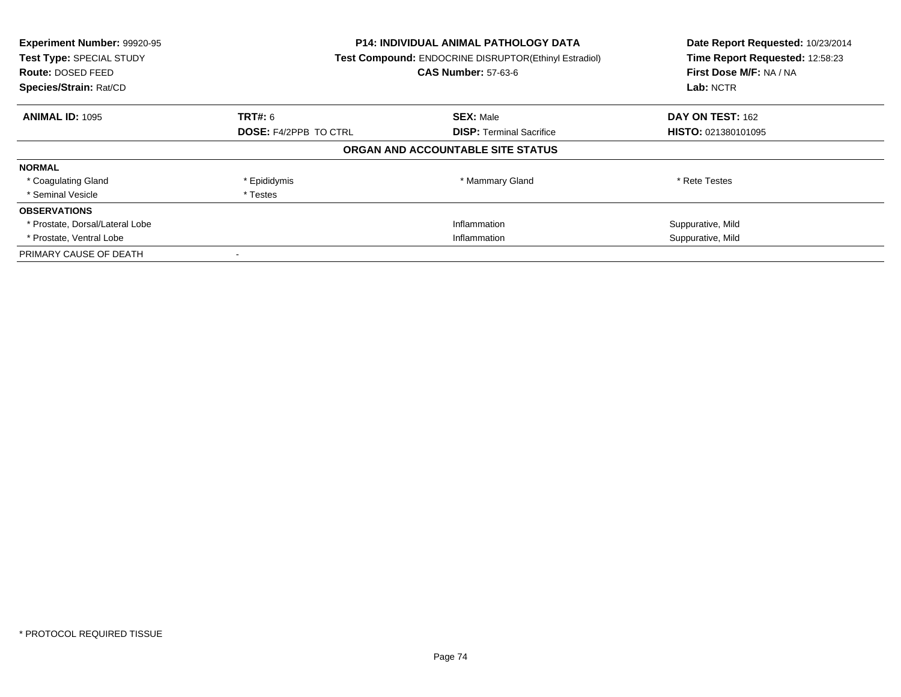**Experiment Number:** 99920-95
**Test Type:** SPECIAL STUDY
**Route:** DOSED FEED
**Species/Strain:** Rat/CD

**P14: INDIVIDUAL ANIMAL PATHOLOGY DATA**
**Test Compound:** ENDOCRINE DISRUPTOR(Ethinyl Estradiol)
**CAS Number:** 57-63-6

**Date Report Requested:** 10/23/2014
**Time Report Requested:** 12:58:23
**First Dose M/F:** NA / NA
**Lab:** NCTR

| **ANIMAL ID:** 1095 | **TRT#:** 6 | **SEX:** Male | **DAY ON TEST:** 162 |
|---|---|---|---|
| | **DOSE:** F4/2PPB TO CTRL | **DISP:** Terminal Sacrifice | **HISTO:** 021380101095 |

## ORGAN AND ACCOUNTABLE SITE STATUS

| | | | |
|---|---|---|---|
| **NORMAL** | | | |
| * Coagulating Gland | * Epididymis | * Mammary Gland | * Rete Testes |
| * Seminal Vesicle | * Testes | | |
| **OBSERVATIONS** | | | |
| * Prostate, Dorsal/Lateral Lobe | | Inflammation | Suppurative, Mild |
| * Prostate, Ventral Lobe | | Inflammation | Suppurative, Mild |
| PRIMARY CAUSE OF DEATH | - | | |

* PROTOCOL REQUIRED TISSUE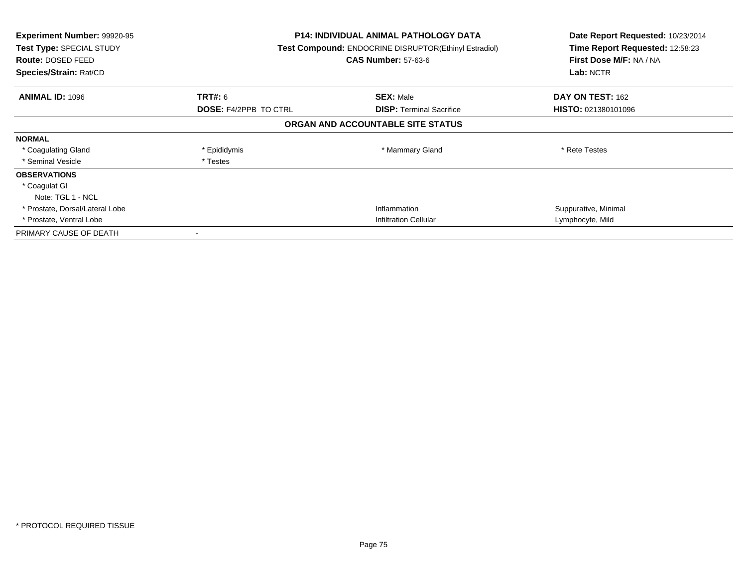**Experiment Number:** 99920-95
**Test Type:** SPECIAL STUDY
**Route:** DOSED FEED
**Species/Strain:** Rat/CD

**P14: INDIVIDUAL ANIMAL PATHOLOGY DATA**
**Test Compound:** ENDOCRINE DISRUPTOR(Ethinyl Estradiol)
**CAS Number:** 57-63-6

**Date Report Requested:** 10/23/2014
**Time Report Requested:** 12:58:23
**First Dose M/F:** NA / NA
**Lab:** NCTR

| **ANIMAL ID:** 1096 | **TRT#:** 6 | **SEX:** Male | **DAY ON TEST:** 162 |
|---|---|---|---|
| | **DOSE:** F4/2PPB TO CTRL | **DISP:** Terminal Sacrifice | **HISTO:** 021380101096 |

## ORGAN AND ACCOUNTABLE SITE STATUS

| | | | |
|---|---|---|---|
| **NORMAL** | | | |
| * Coagulating Gland | * Epididymis | * Mammary Gland | * Rete Testes |
| * Seminal Vesicle | * Testes | | |
| **OBSERVATIONS** | | | |
| * Coagulat Gl | | | |
| Note: TGL 1 - NCL | | | |
| * Prostate, Dorsal/Lateral Lobe | | Inflammation | Suppurative, Minimal |
| * Prostate, Ventral Lobe | | Infiltration Cellular | Lymphocyte, Mild |
| PRIMARY CAUSE OF DEATH | - | | |

* PROTOCOL REQUIRED TISSUE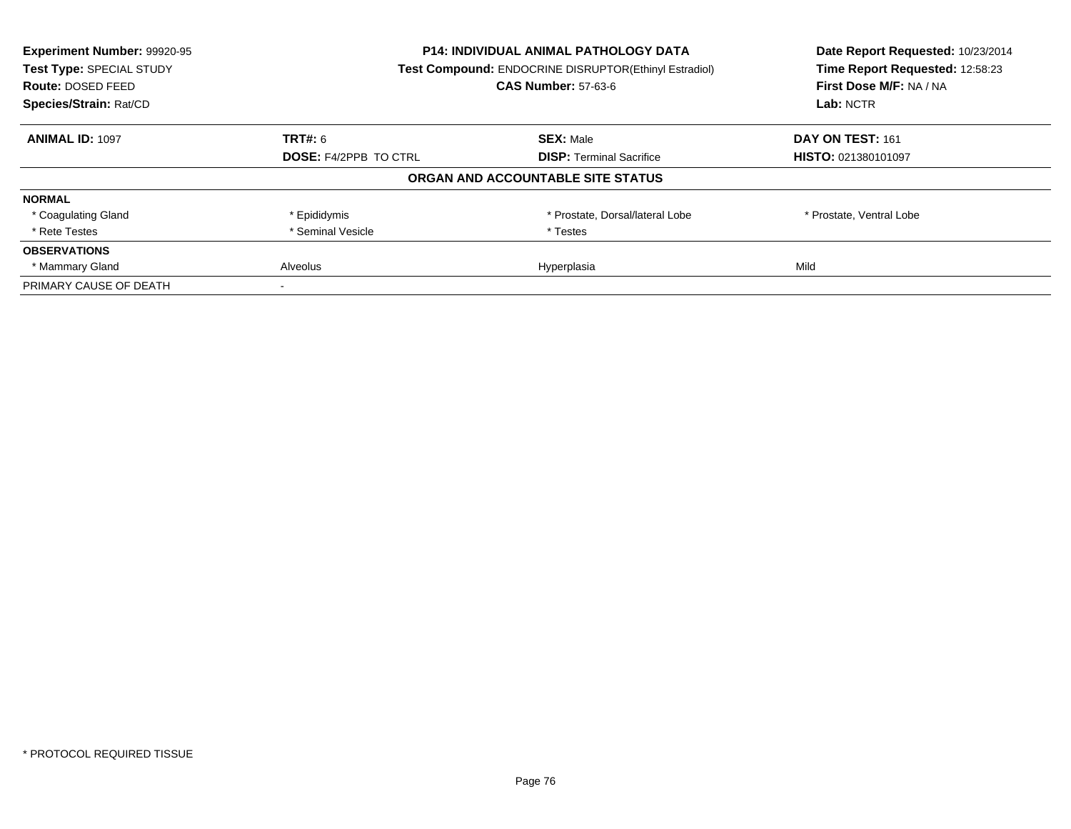**Experiment Number:** 99920-95
**Test Type:** SPECIAL STUDY
**Route:** DOSED FEED
**Species/Strain:** Rat/CD

**P14: INDIVIDUAL ANIMAL PATHOLOGY DATA**
**Test Compound:** ENDOCRINE DISRUPTOR(Ethinyl Estradiol)
**CAS Number:** 57-63-6

**Date Report Requested:** 10/23/2014
**Time Report Requested:** 12:58:23
**First Dose M/F:** NA / NA
**Lab:** NCTR

| **ANIMAL ID:** 1097 | **TRT#:** 6 | **SEX:** Male | **DAY ON TEST:** 161 |
|---|---|---|---|
| | **DOSE:** F4/2PPB TO CTRL | **DISP:** Terminal Sacrifice | **HISTO:** 021380101097 |

**ORGAN AND ACCOUNTABLE SITE STATUS**

| | | | |
|---|---|---|---|
| **NORMAL** | | | |
| * Coagulating Gland | * Epididymis | * Prostate, Dorsal/lateral Lobe | * Prostate, Ventral Lobe |
| * Rete Testes | * Seminal Vesicle | * Testes | |
| **OBSERVATIONS** | | | |
| * Mammary Gland | Alveolus | Hyperplasia | Mild |
| PRIMARY CAUSE OF DEATH | - | | |

* PROTOCOL REQUIRED TISSUE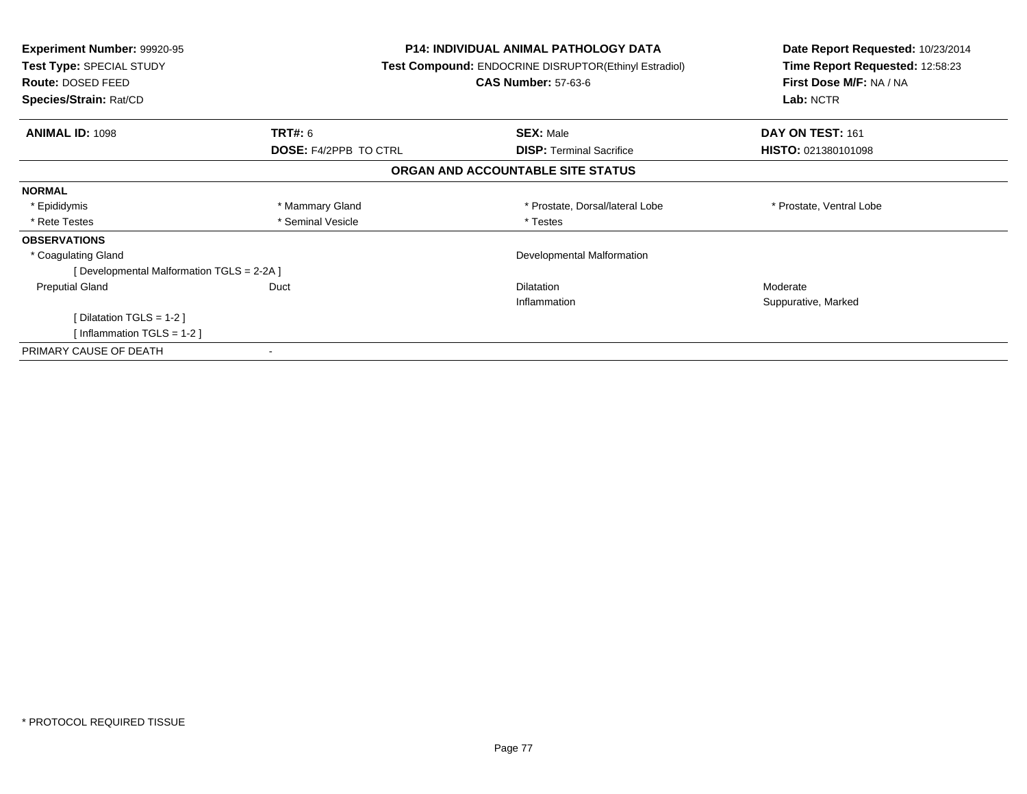**Experiment Number:** 99920-95
**Test Type:** SPECIAL STUDY
**Route:** DOSED FEED
**Species/Strain:** Rat/CD

**P14: INDIVIDUAL ANIMAL PATHOLOGY DATA**
**Test Compound:** ENDOCRINE DISRUPTOR(Ethinyl Estradiol)
**CAS Number:** 57-63-6

**Date Report Requested:** 10/23/2014
**Time Report Requested:** 12:58:23
**First Dose M/F:** NA / NA
**Lab:** NCTR

| **ANIMAL ID:** 1098 | **TRT#:** 6 | **SEX:** Male | **DAY ON TEST:** 161 |
|---|---|---|---|
| | **DOSE:** F4/2PPB TO CTRL | **DISP:** Terminal Sacrifice | **HISTO:** 021380101098 |

## ORGAN AND ACCOUNTABLE SITE STATUS

| | | | |
|---|---|---|---|
| **NORMAL** | | | |
| * Epididymis | * Mammary Gland | * Prostate, Dorsal/lateral Lobe | * Prostate, Ventral Lobe |
| * Rete Testes | * Seminal Vesicle | * Testes | |
| **OBSERVATIONS** | | | |
| * Coagulating Gland | | Developmental Malformation | |
| [ Developmental Malformation TGLS = 2-2A ] | | | |
| Preputial Gland | Duct | Dilatation | Moderate |
| | | Inflammation | Suppurative, Marked |
| [ Dilatation TGLS = 1-2 ] | | | |
| [ Inflammation TGLS = 1-2 ] | | | |
| PRIMARY CAUSE OF DEATH | - | | |

* PROTOCOL REQUIRED TISSUE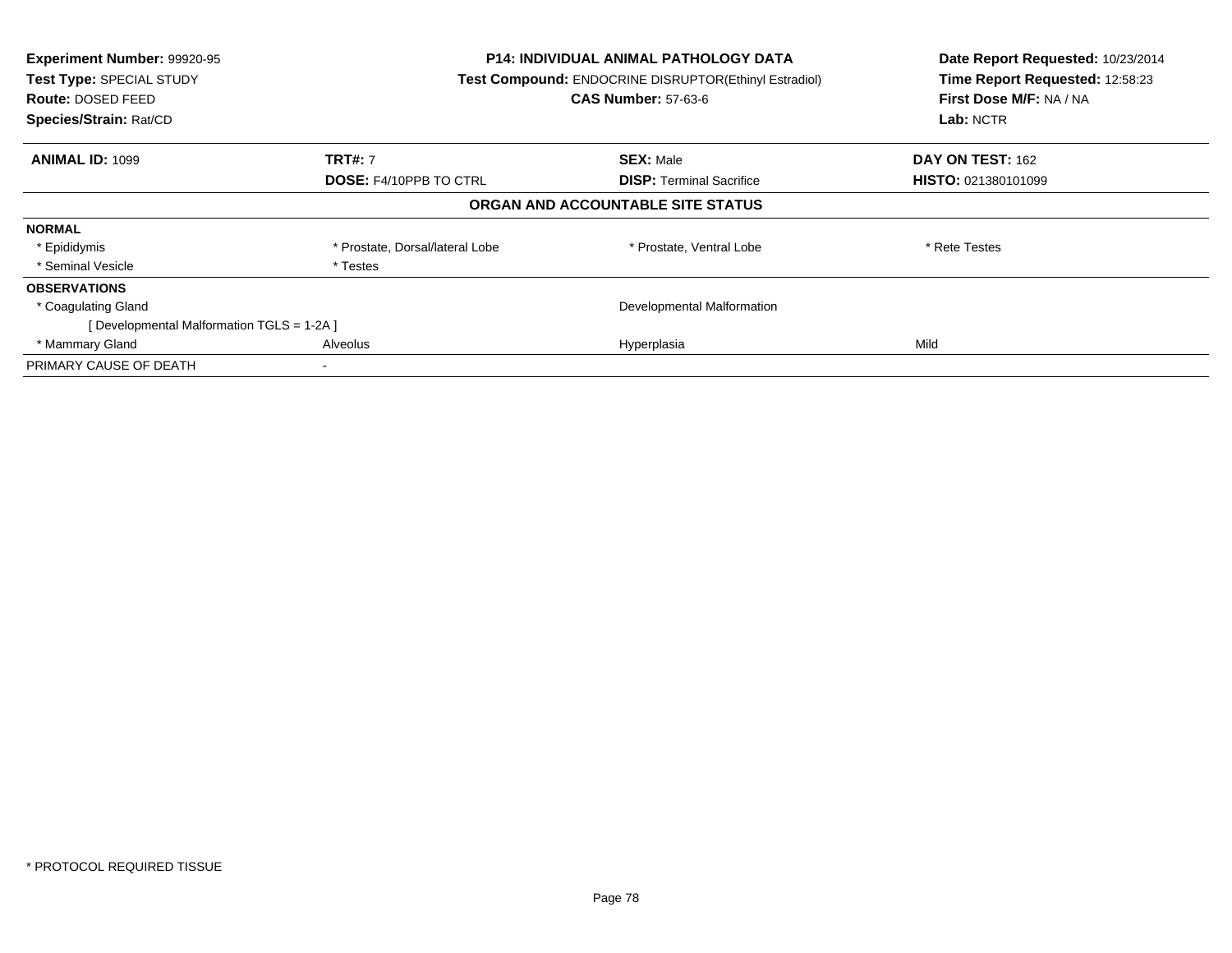**Experiment Number:** 99920-95
**Test Type:** SPECIAL STUDY
**Route:** DOSED FEED
**Species/Strain:** Rat/CD

**P14: INDIVIDUAL ANIMAL PATHOLOGY DATA**
**Test Compound:** ENDOCRINE DISRUPTOR(Ethinyl Estradiol)
**CAS Number:** 57-63-6

**Date Report Requested:** 10/23/2014
**Time Report Requested:** 12:58:23
**First Dose M/F:** NA / NA
**Lab:** NCTR

| **ANIMAL ID:** 1099 | **TRT#:** 7 | **SEX:** Male | **DAY ON TEST:** 162 |
|---|---|---|---|
| | **DOSE:** F4/10PPB TO CTRL | **DISP:** Terminal Sacrifice | **HISTO:** 021380101099 |

## ORGAN AND ACCOUNTABLE SITE STATUS

| | | | |
|---|---|---|---|
| **NORMAL** | | | |
| * Epididymis | * Prostate, Dorsal/lateral Lobe | * Prostate, Ventral Lobe | * Rete Testes |
| * Seminal Vesicle | * Testes | | |
| **OBSERVATIONS** | | | |
| * Coagulating Gland | | Developmental Malformation | |
| [ Developmental Malformation TGLS = 1-2A ] | | | |
| * Mammary Gland | Alveolus | Hyperplasia | Mild |
| PRIMARY CAUSE OF DEATH | - | | |

* PROTOCOL REQUIRED TISSUE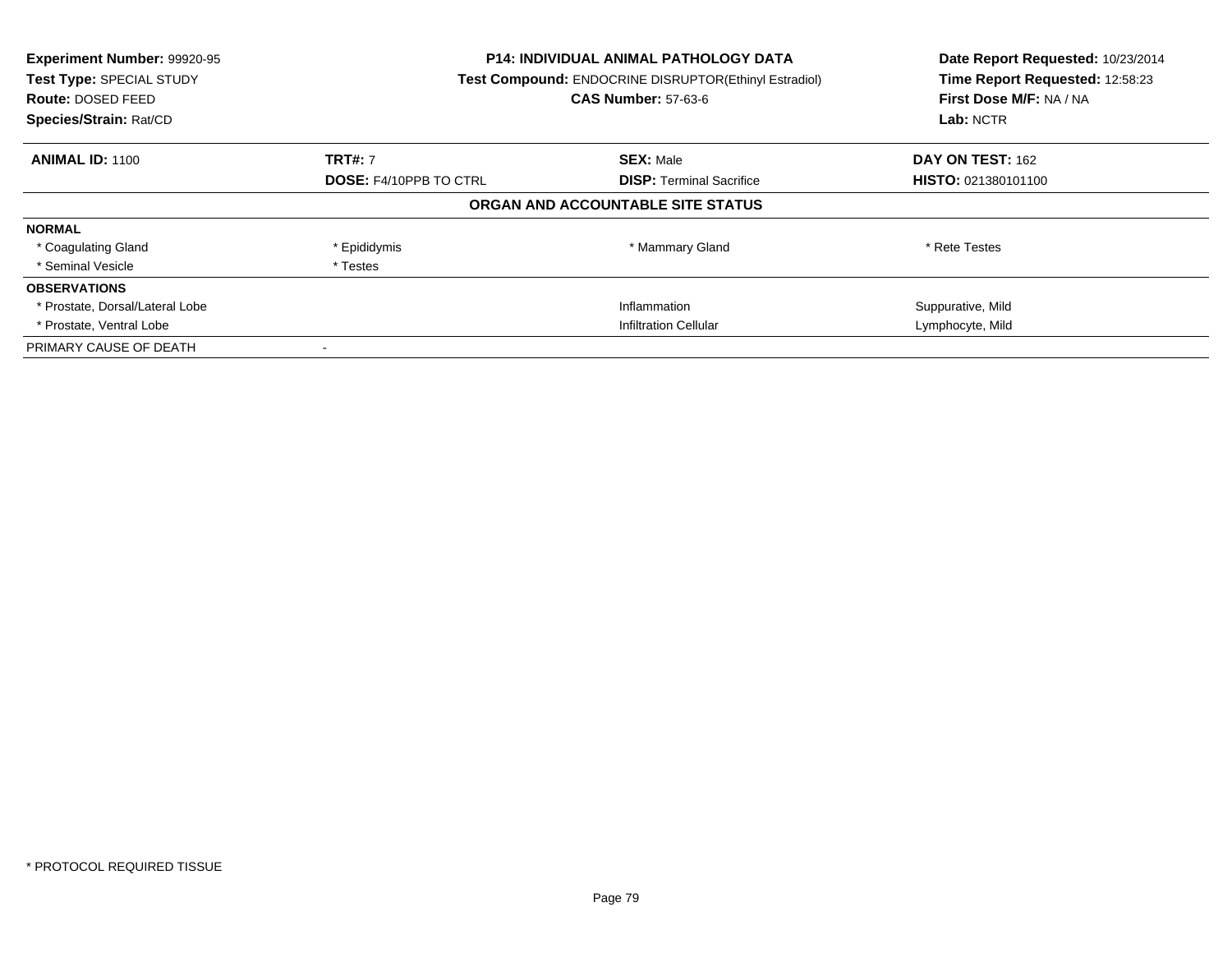**Experiment Number:** 99920-95
**Test Type:** SPECIAL STUDY
**Route:** DOSED FEED
**Species/Strain:** Rat/CD

**P14: INDIVIDUAL ANIMAL PATHOLOGY DATA**
**Test Compound:** ENDOCRINE DISRUPTOR(Ethinyl Estradiol)
**CAS Number:** 57-63-6

**Date Report Requested:** 10/23/2014
**Time Report Requested:** 12:58:23
**First Dose M/F:** NA / NA
**Lab:** NCTR

| **ANIMAL ID:** 1100 | **TRT#:** 7 | **SEX:** Male | **DAY ON TEST:** 162 |
|---|---|---|---|
| | **DOSE:** F4/10PPB TO CTRL | **DISP:** Terminal Sacrifice | **HISTO:** 021380101100 |

## ORGAN AND ACCOUNTABLE SITE STATUS

| | | | |
|---|---|---|---|
| **NORMAL** | | | |
| * Coagulating Gland | * Epididymis | * Mammary Gland | * Rete Testes |
| * Seminal Vesicle | * Testes | | |
| **OBSERVATIONS** | | | |
| * Prostate, Dorsal/Lateral Lobe | | Inflammation | Suppurative, Mild |
| * Prostate, Ventral Lobe | | Infiltration Cellular | Lymphocyte, Mild |
| PRIMARY CAUSE OF DEATH | - | | |

* PROTOCOL REQUIRED TISSUE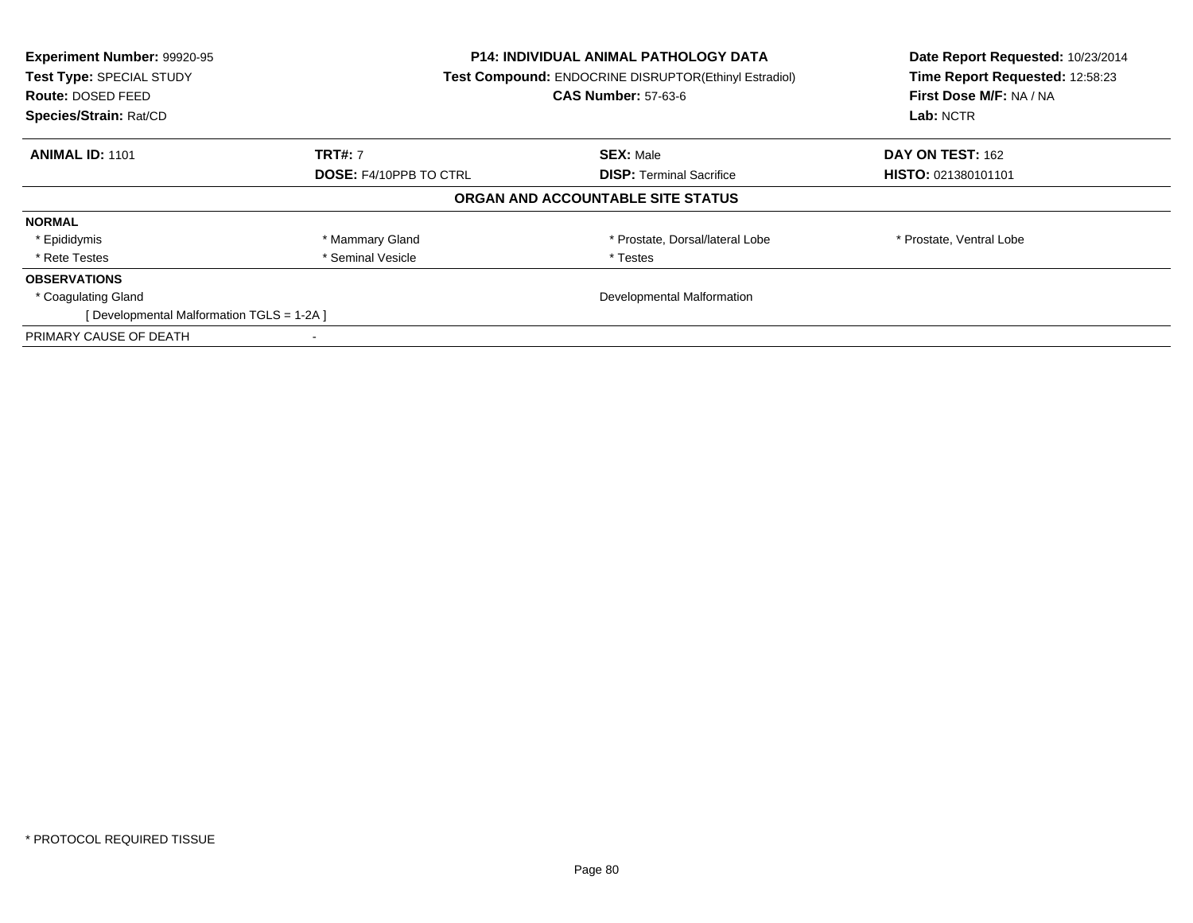**Experiment Number:** 99920-95
**Test Type:** SPECIAL STUDY
**Route:** DOSED FEED
**Species/Strain:** Rat/CD

**P14: INDIVIDUAL ANIMAL PATHOLOGY DATA**
**Test Compound:** ENDOCRINE DISRUPTOR(Ethinyl Estradiol)
**CAS Number:** 57-63-6

**Date Report Requested:** 10/23/2014
**Time Report Requested:** 12:58:23
**First Dose M/F:** NA / NA
**Lab:** NCTR

| **ANIMAL ID:** 1101 | **TRT#:** 7 | **SEX:** Male | **DAY ON TEST:** 162 |
|---|---|---|---|
| | **DOSE:** F4/10PPB TO CTRL | **DISP:** Terminal Sacrifice | **HISTO:** 021380101101 |

### ORGAN AND ACCOUNTABLE SITE STATUS

| | | | |
|---|---|---|---|
| **NORMAL** | | | |
| * Epididymis | * Mammary Gland | * Prostate, Dorsal/lateral Lobe | * Prostate, Ventral Lobe |
| * Rete Testes | * Seminal Vesicle | * Testes | |
| **OBSERVATIONS** | | | |
| * Coagulating Gland | | Developmental Malformation | |
| [ Developmental Malformation TGLS = 1-2A ] | | | |
| PRIMARY CAUSE OF DEATH | - | | |

* PROTOCOL REQUIRED TISSUE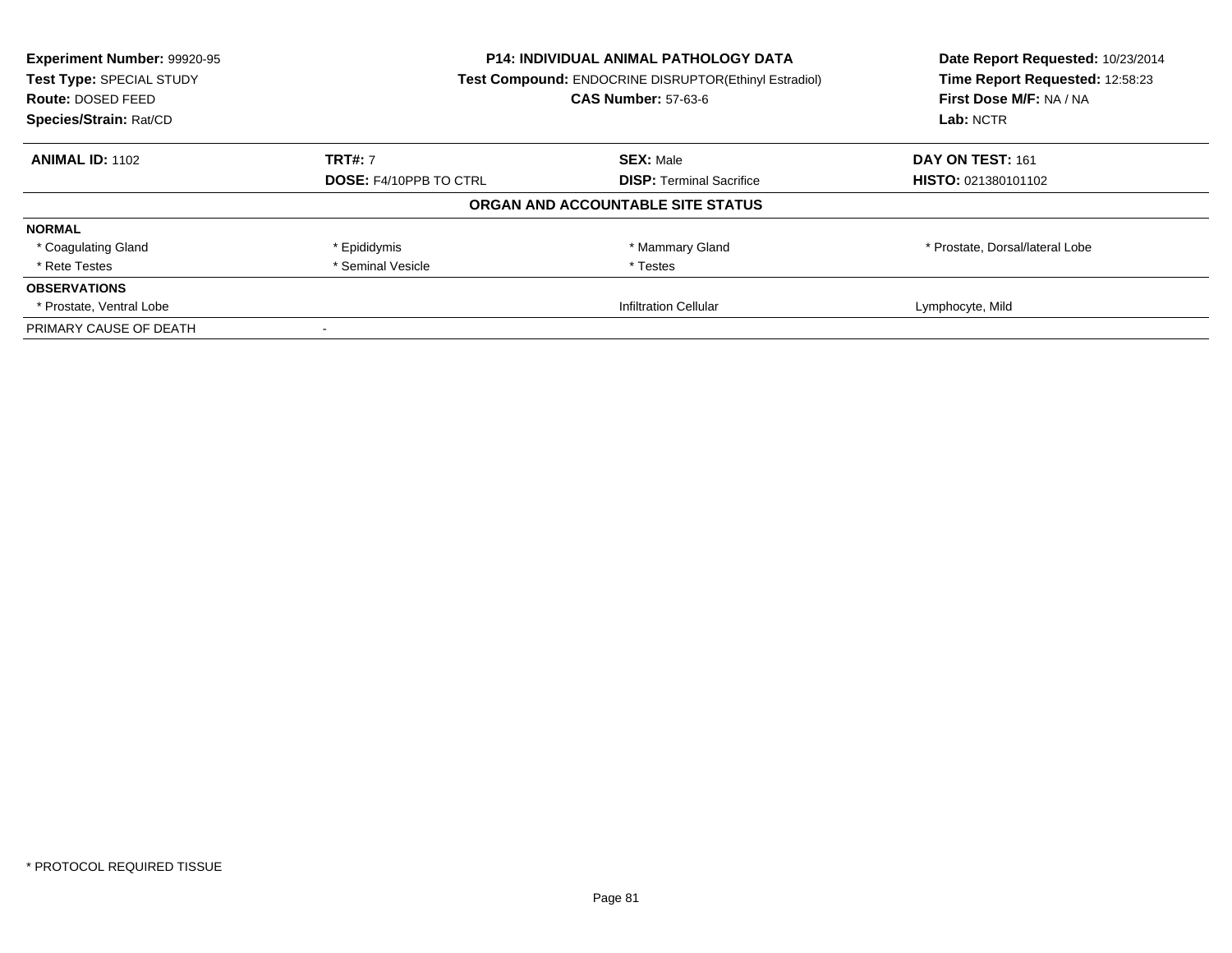**Experiment Number:** 99920-95
**Test Type:** SPECIAL STUDY
**Route:** DOSED FEED
**Species/Strain:** Rat/CD

**P14: INDIVIDUAL ANIMAL PATHOLOGY DATA**
**Test Compound:** ENDOCRINE DISRUPTOR(Ethinyl Estradiol)
**CAS Number:** 57-63-6

**Date Report Requested:** 10/23/2014
**Time Report Requested:** 12:58:23
**First Dose M/F:** NA / NA
**Lab:** NCTR

| **ANIMAL ID:** 1102 | **TRT#:** 7 | **SEX:** Male | **DAY ON TEST:** 161 |
|---|---|---|---|
| | **DOSE:** F4/10PPB TO CTRL | **DISP:** Terminal Sacrifice | **HISTO:** 021380101102 |

**ORGAN AND ACCOUNTABLE SITE STATUS**

| | | | |
|---|---|---|---|
| **NORMAL** | | | |
| * Coagulating Gland | * Epididymis | * Mammary Gland | * Prostate, Dorsal/lateral Lobe |
| * Rete Testes | * Seminal Vesicle | * Testes | |
| **OBSERVATIONS** | | | |
| * Prostate, Ventral Lobe | | Infiltration Cellular | Lymphocyte, Mild |
| PRIMARY CAUSE OF DEATH | - | | |

* PROTOCOL REQUIRED TISSUE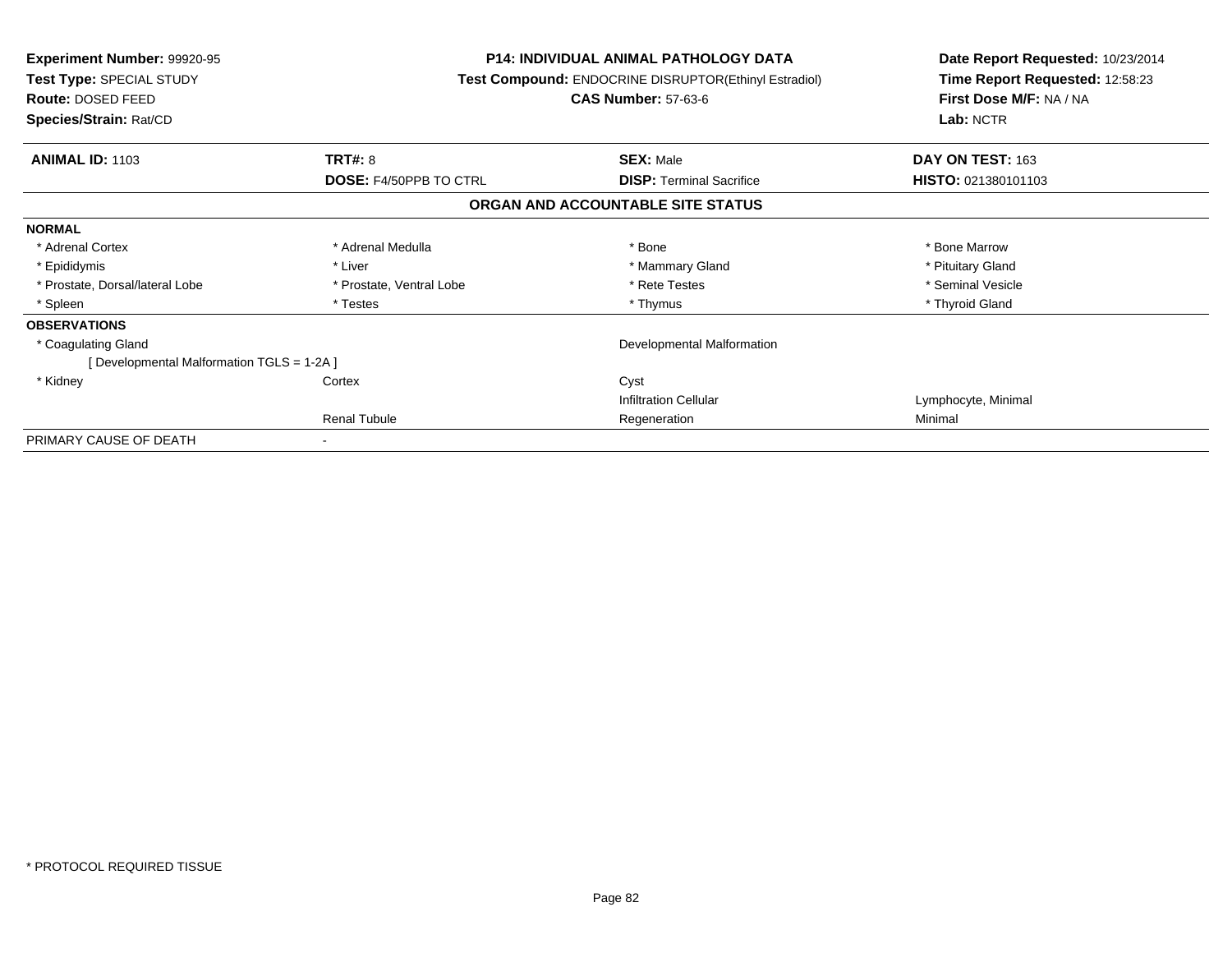**Experiment Number:** 99920-95
**Test Type:** SPECIAL STUDY
**Route:** DOSED FEED
**Species/Strain:** Rat/CD

**P14: INDIVIDUAL ANIMAL PATHOLOGY DATA**
**Test Compound:** ENDOCRINE DISRUPTOR(Ethinyl Estradiol)
**CAS Number:** 57-63-6

**Date Report Requested:** 10/23/2014
**Time Report Requested:** 12:58:23
**First Dose M/F:** NA / NA
**Lab:** NCTR

| **ANIMAL ID:** 1103 | **TRT#:** 8 | **SEX:** Male | **DAY ON TEST:** 163 |
|---|---|---|---|
| | **DOSE:** F4/50PPB TO CTRL | **DISP:** Terminal Sacrifice | **HISTO:** 021380101103 |

**ORGAN AND ACCOUNTABLE SITE STATUS**

| | | | |
|---|---|---|---|
| **NORMAL** | | | |
| * Adrenal Cortex | * Adrenal Medulla | * Bone | * Bone Marrow |
| * Epididymis | * Liver | * Mammary Gland | * Pituitary Gland |
| * Prostate, Dorsal/lateral Lobe | * Prostate, Ventral Lobe | * Rete Testes | * Seminal Vesicle |
| * Spleen | * Testes | * Thymus | * Thyroid Gland |
| **OBSERVATIONS** | | | |
| * Coagulating Gland | | Developmental Malformation | |
| [ Developmental Malformation TGLS = 1-2A ] | | | |
| * Kidney | Cortex | Cyst | |
| | | Infiltration Cellular | Lymphocyte, Minimal |
| | Renal Tubule | Regeneration | Minimal |
| PRIMARY CAUSE OF DEATH | - | | |

* PROTOCOL REQUIRED TISSUE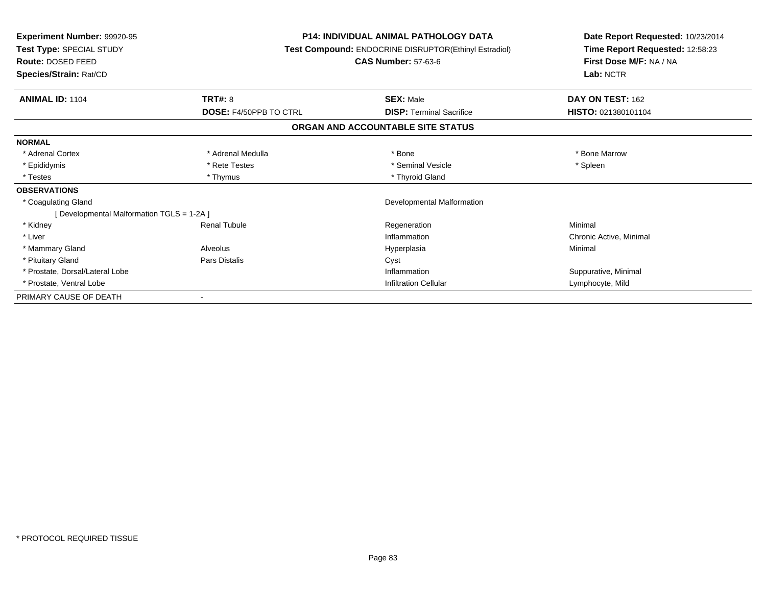**Experiment Number:** 99920-95
**Test Type:** SPECIAL STUDY
**Route:** DOSED FEED
**Species/Strain:** Rat/CD

**P14: INDIVIDUAL ANIMAL PATHOLOGY DATA**
**Test Compound:** ENDOCRINE DISRUPTOR(Ethinyl Estradiol)
**CAS Number:** 57-63-6

**Date Report Requested:** 10/23/2014
**Time Report Requested:** 12:58:23
**First Dose M/F:** NA / NA
**Lab:** NCTR

| **ANIMAL ID:** 1104 | **TRT#:** 8 | **SEX:** Male | **DAY ON TEST:** 162 |
|---|---|---|---|
| | **DOSE:** F4/50PPB TO CTRL | **DISP:** Terminal Sacrifice | **HISTO:** 021380101104 |

## ORGAN AND ACCOUNTABLE SITE STATUS

| | | | |
|---|---|---|---|
| **NORMAL** | | | |
| * Adrenal Cortex | * Adrenal Medulla | * Bone | * Bone Marrow |
| * Epididymis | * Rete Testes | * Seminal Vesicle | * Spleen |
| * Testes | * Thymus | * Thyroid Gland | |
| **OBSERVATIONS** | | | |
| * Coagulating Gland | | Developmental Malformation | |
| [ Developmental Malformation TGLS = 1-2A ] | | | |
| * Kidney | Renal Tubule | Regeneration | Minimal |
| * Liver | | Inflammation | Chronic Active, Minimal |
| * Mammary Gland | Alveolus | Hyperplasia | Minimal |
| * Pituitary Gland | Pars Distalis | Cyst | |
| * Prostate, Dorsal/Lateral Lobe | | Inflammation | Suppurative, Minimal |
| * Prostate, Ventral Lobe | | Infiltration Cellular | Lymphocyte, Mild |
| PRIMARY CAUSE OF DEATH | - | | |

* PROTOCOL REQUIRED TISSUE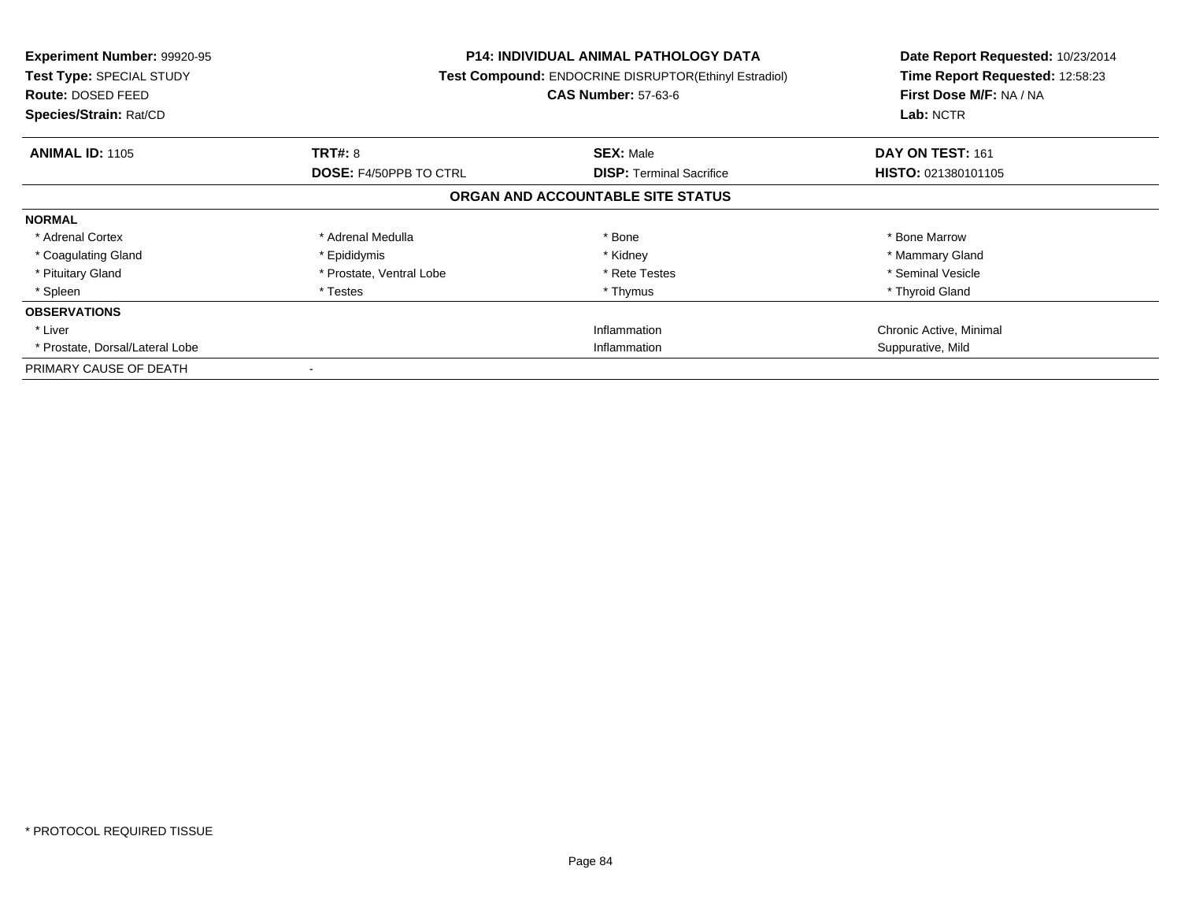**Experiment Number:** 99920-95
**Test Type:** SPECIAL STUDY
**Route:** DOSED FEED
**Species/Strain:** Rat/CD

**P14: INDIVIDUAL ANIMAL PATHOLOGY DATA**
**Test Compound:** ENDOCRINE DISRUPTOR(Ethinyl Estradiol)
**CAS Number:** 57-63-6

**Date Report Requested:** 10/23/2014
**Time Report Requested:** 12:58:23
**First Dose M/F:** NA / NA
**Lab:** NCTR

| **ANIMAL ID:** 1105 | **TRT#:** 8 | **SEX:** Male | **DAY ON TEST:** 161 |
|---|---|---|---|
| | **DOSE:** F4/50PPB TO CTRL | **DISP:** Terminal Sacrifice | **HISTO:** 021380101105 |

**ORGAN AND ACCOUNTABLE SITE STATUS**

| | | | |
|---|---|---|---|
| **NORMAL** | | | |
| * Adrenal Cortex | * Adrenal Medulla | * Bone | * Bone Marrow |
| * Coagulating Gland | * Epididymis | * Kidney | * Mammary Gland |
| * Pituitary Gland | * Prostate, Ventral Lobe | * Rete Testes | * Seminal Vesicle |
| * Spleen | * Testes | * Thymus | * Thyroid Gland |
| **OBSERVATIONS** | | | |
| * Liver | | Inflammation | Chronic Active, Minimal |
| * Prostate, Dorsal/Lateral Lobe | | Inflammation | Suppurative, Mild |
| PRIMARY CAUSE OF DEATH | - | | |

* PROTOCOL REQUIRED TISSUE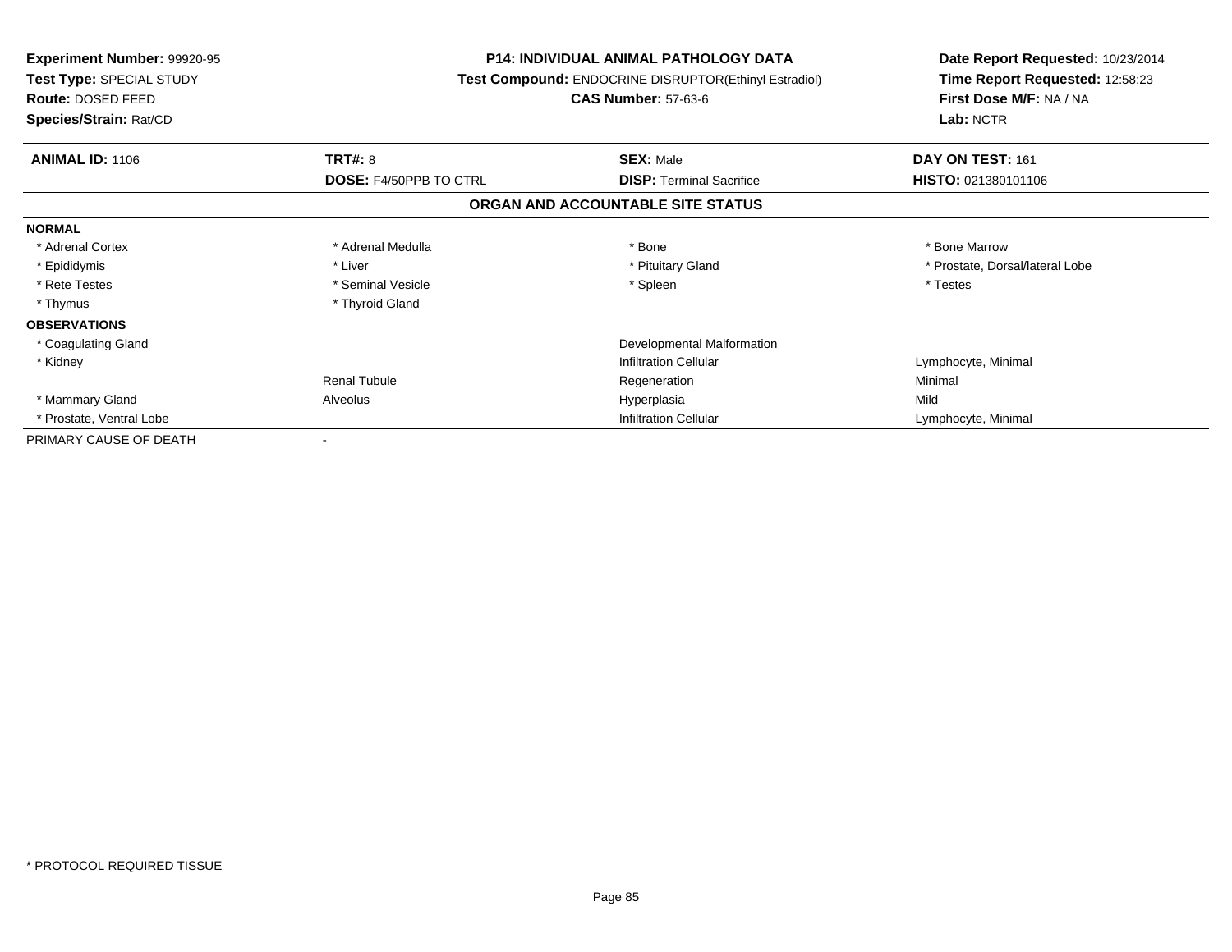**Experiment Number:** 99920-95
**Test Type:** SPECIAL STUDY
**Route:** DOSED FEED
**Species/Strain:** Rat/CD

**P14: INDIVIDUAL ANIMAL PATHOLOGY DATA**
**Test Compound:** ENDOCRINE DISRUPTOR(Ethinyl Estradiol)
**CAS Number:** 57-63-6

**Date Report Requested:** 10/23/2014
**Time Report Requested:** 12:58:23
**First Dose M/F:** NA / NA
**Lab:** NCTR

| **ANIMAL ID:** 1106 | **TRT#:** 8 | **SEX:** Male | **DAY ON TEST:** 161 |
|---|---|---|---|
| | **DOSE:** F4/50PPB TO CTRL | **DISP:** Terminal Sacrifice | **HISTO:** 021380101106 |

## ORGAN AND ACCOUNTABLE SITE STATUS

| | | | |
|---|---|---|---|
| **NORMAL** | | | |
| * Adrenal Cortex | * Adrenal Medulla | * Bone | * Bone Marrow |
| * Epididymis | * Liver | * Pituitary Gland | * Prostate, Dorsal/lateral Lobe |
| * Rete Testes | * Seminal Vesicle | * Spleen | * Testes |
| * Thymus | * Thyroid Gland | | |
| **OBSERVATIONS** | | | |
| * Coagulating Gland | | Developmental Malformation | |
| * Kidney | | Infiltration Cellular | Lymphocyte, Minimal |
| | Renal Tubule | Regeneration | Minimal |
| * Mammary Gland | Alveolus | Hyperplasia | Mild |
| * Prostate, Ventral Lobe | | Infiltration Cellular | Lymphocyte, Minimal |
| PRIMARY CAUSE OF DEATH | - | | |

* PROTOCOL REQUIRED TISSUE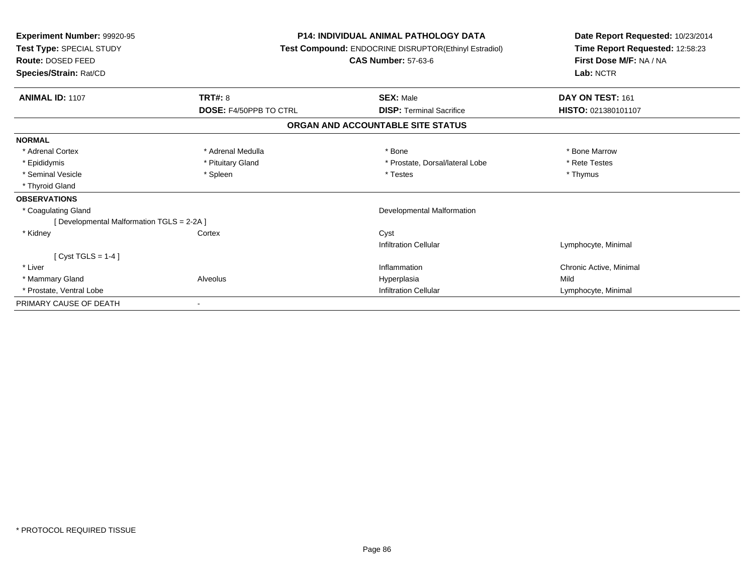**Experiment Number:** 99920-95
**Test Type:** SPECIAL STUDY
**Route:** DOSED FEED
**Species/Strain:** Rat/CD

**P14: INDIVIDUAL ANIMAL PATHOLOGY DATA**
**Test Compound:** ENDOCRINE DISRUPTOR(Ethinyl Estradiol)
**CAS Number:** 57-63-6

**Date Report Requested:** 10/23/2014
**Time Report Requested:** 12:58:23
**First Dose M/F:** NA / NA
**Lab:** NCTR

| **ANIMAL ID:** 1107 | **TRT#:** 8 | **SEX:** Male | **DAY ON TEST:** 161 |
|---|---|---|---|
| | **DOSE:** F4/50PPB TO CTRL | **DISP:** Terminal Sacrifice | **HISTO:** 021380101107 |

**ORGAN AND ACCOUNTABLE SITE STATUS**

| | | | |
|---|---|---|---|
| **NORMAL** | | | |
| * Adrenal Cortex | * Adrenal Medulla | * Bone | * Bone Marrow |
| * Epididymis | * Pituitary Gland | * Prostate, Dorsal/lateral Lobe | * Rete Testes |
| * Seminal Vesicle | * Spleen | * Testes | * Thymus |
| * Thyroid Gland | | | |
| **OBSERVATIONS** | | | |
| * Coagulating Gland | | Developmental Malformation | |
| [ Developmental Malformation TGLS = 2-2A ] | | | |
| * Kidney | Cortex | Cyst | |
| | | Infiltration Cellular | Lymphocyte, Minimal |
| [ Cyst TGLS = 1-4 ] | | | |
| * Liver | | Inflammation | Chronic Active, Minimal |
| * Mammary Gland | Alveolus | Hyperplasia | Mild |
| * Prostate, Ventral Lobe | | Infiltration Cellular | Lymphocyte, Minimal |
| PRIMARY CAUSE OF DEATH | - | | |

* PROTOCOL REQUIRED TISSUE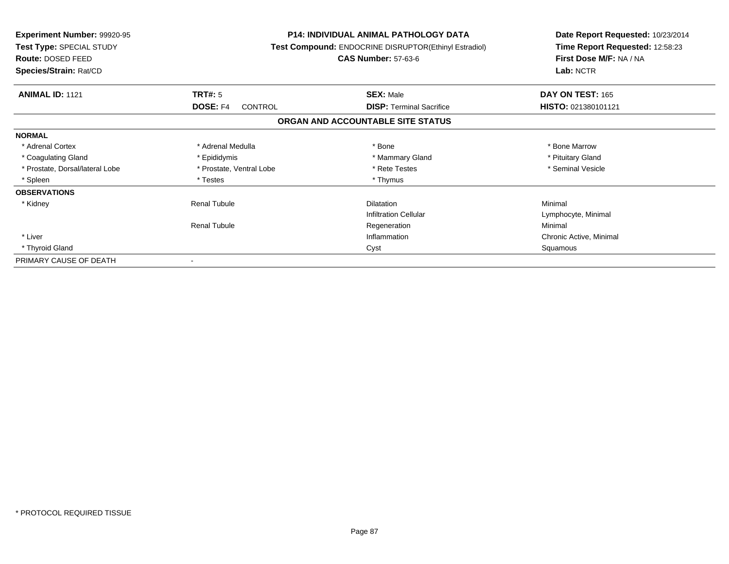**Experiment Number:** 99920-95
**Test Type:** SPECIAL STUDY
**Route:** DOSED FEED
**Species/Strain:** Rat/CD

**P14: INDIVIDUAL ANIMAL PATHOLOGY DATA**
**Test Compound:** ENDOCRINE DISRUPTOR(Ethinyl Estradiol)
**CAS Number:** 57-63-6

**Date Report Requested:** 10/23/2014
**Time Report Requested:** 12:58:23
**First Dose M/F:** NA / NA
**Lab:** NCTR

| **ANIMAL ID:** 1121 | **TRT#:** 5 | **SEX:** Male | **DAY ON TEST:** 165 |
|---|---|---|---|
| | **DOSE:** F4 CONTROL | **DISP:** Terminal Sacrifice | **HISTO:** 021380101121 |

**ORGAN AND ACCOUNTABLE SITE STATUS**

| | | | |
|---|---|---|---|
| **NORMAL** | | | |
| * Adrenal Cortex | * Adrenal Medulla | * Bone | * Bone Marrow |
| * Coagulating Gland | * Epididymis | * Mammary Gland | * Pituitary Gland |
| * Prostate, Dorsal/lateral Lobe | * Prostate, Ventral Lobe | * Rete Testes | * Seminal Vesicle |
| * Spleen | * Testes | * Thymus | |
| **OBSERVATIONS** | | | |
| * Kidney | Renal Tubule | Dilatation | Minimal |
| | | Infiltration Cellular | Lymphocyte, Minimal |
| | Renal Tubule | Regeneration | Minimal |
| * Liver | | Inflammation | Chronic Active, Minimal |
| * Thyroid Gland | | Cyst | Squamous |
| PRIMARY CAUSE OF DEATH | - | | |

* PROTOCOL REQUIRED TISSUE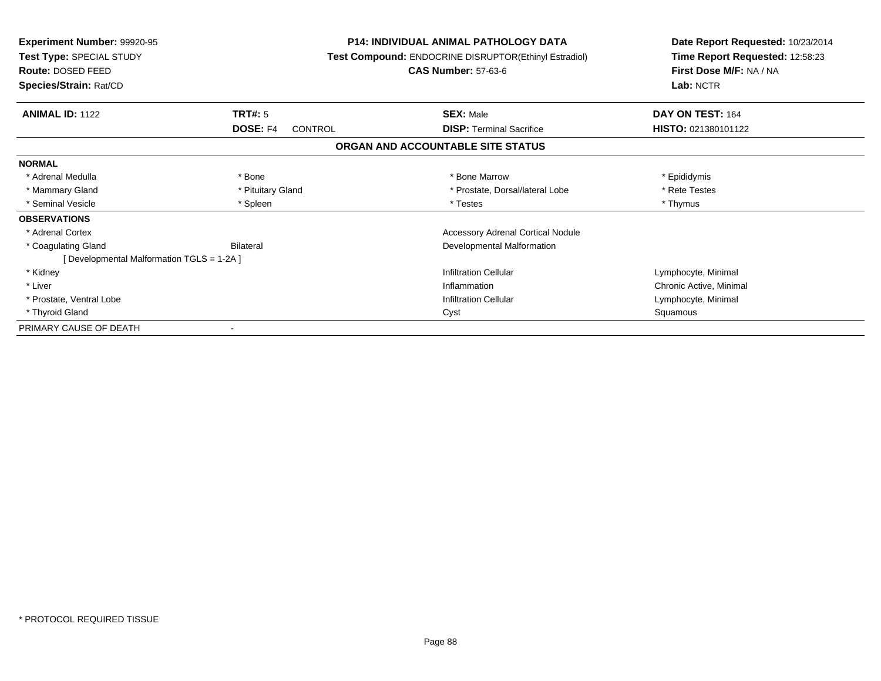**Experiment Number:** 99920-95
**Test Type:** SPECIAL STUDY
**Route:** DOSED FEED
**Species/Strain:** Rat/CD

**P14: INDIVIDUAL ANIMAL PATHOLOGY DATA**
**Test Compound:** ENDOCRINE DISRUPTOR(Ethinyl Estradiol)
**CAS Number:** 57-63-6

**Date Report Requested:** 10/23/2014
**Time Report Requested:** 12:58:23
**First Dose M/F:** NA / NA
**Lab:** NCTR

| **ANIMAL ID:** 1122 | **TRT#:** 5 | **SEX:** Male | **DAY ON TEST:** 164 |
|---|---|---|---|
| | **DOSE:** F4 CONTROL | **DISP:** Terminal Sacrifice | **HISTO:** 021380101122 |

## ORGAN AND ACCOUNTABLE SITE STATUS

**NORMAL**

| | | | |
|---|---|---|---|
| * Adrenal Medulla | * Bone | * Bone Marrow | * Epididymis |
| * Mammary Gland | * Pituitary Gland | * Prostate, Dorsal/lateral Lobe | * Rete Testes |
| * Seminal Vesicle | * Spleen | * Testes | * Thymus |

**OBSERVATIONS**

| | | | |
|---|---|---|---|
| * Adrenal Cortex | | Accessory Adrenal Cortical Nodule | |
| * Coagulating Gland | Bilateral | Developmental Malformation | |
| [ Developmental Malformation TGLS = 1-2A ] | | | |
| * Kidney | | Infiltration Cellular | Lymphocyte, Minimal |
| * Liver | | Inflammation | Chronic Active, Minimal |
| * Prostate, Ventral Lobe | | Infiltration Cellular | Lymphocyte, Minimal |
| * Thyroid Gland | | Cyst | Squamous |

PRIMARY CAUSE OF DEATH -

* PROTOCOL REQUIRED TISSUE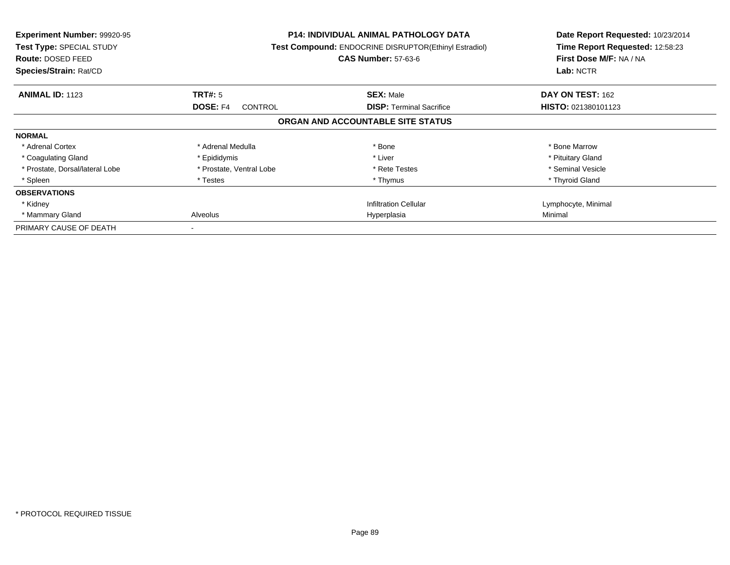**Experiment Number:** 99920-95
**Test Type:** SPECIAL STUDY
**Route:** DOSED FEED
**Species/Strain:** Rat/CD

**P14: INDIVIDUAL ANIMAL PATHOLOGY DATA**
**Test Compound:** ENDOCRINE DISRUPTOR(Ethinyl Estradiol)
**CAS Number:** 57-63-6

**Date Report Requested:** 10/23/2014
**Time Report Requested:** 12:58:23
**First Dose M/F:** NA / NA
**Lab:** NCTR

| **ANIMAL ID:** 1123 | **TRT#:** 5 | **SEX:** Male | **DAY ON TEST:** 162 |
|---|---|---|---|
| | **DOSE:** F4 CONTROL | **DISP:** Terminal Sacrifice | **HISTO:** 021380101123 |

## ORGAN AND ACCOUNTABLE SITE STATUS

| | | | |
|---|---|---|---|
| **NORMAL** | | | |
| * Adrenal Cortex | * Adrenal Medulla | * Bone | * Bone Marrow |
| * Coagulating Gland | * Epididymis | * Liver | * Pituitary Gland |
| * Prostate, Dorsal/lateral Lobe | * Prostate, Ventral Lobe | * Rete Testes | * Seminal Vesicle |
| * Spleen | * Testes | * Thymus | * Thyroid Gland |
| **OBSERVATIONS** | | | |
| * Kidney | | Infiltration Cellular | Lymphocyte, Minimal |
| * Mammary Gland | Alveolus | Hyperplasia | Minimal |
| PRIMARY CAUSE OF DEATH | - | | |

* PROTOCOL REQUIRED TISSUE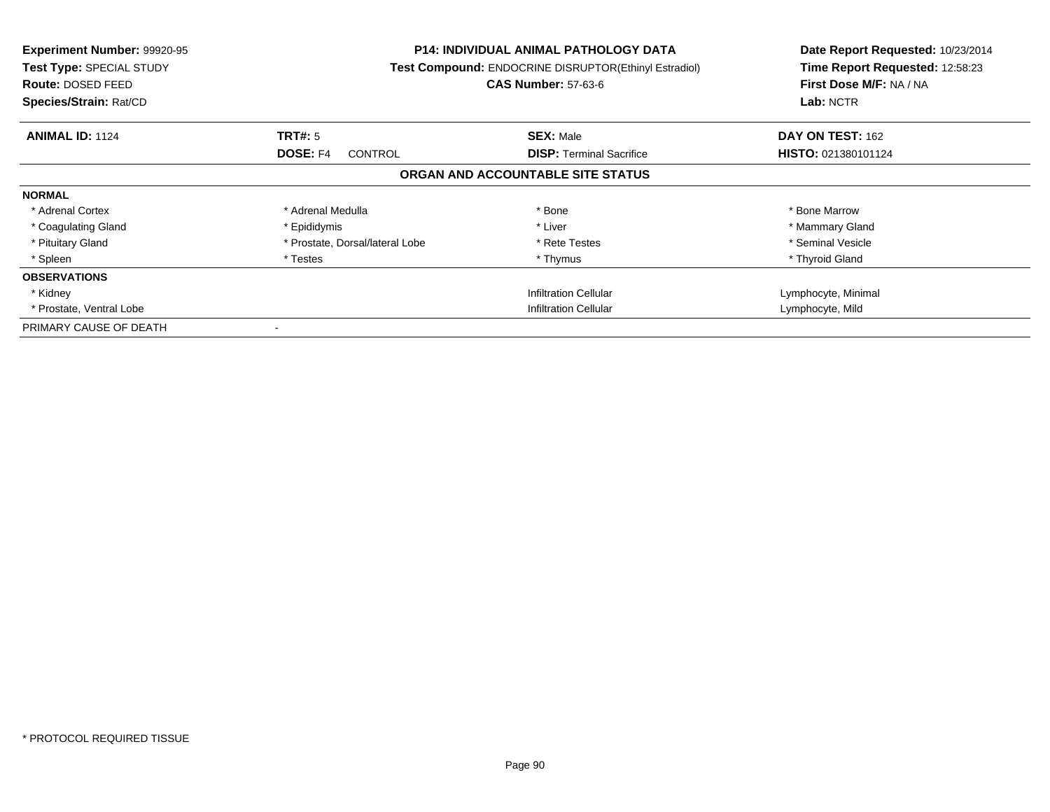**Experiment Number:** 99920-95
**Test Type:** SPECIAL STUDY
**Route:** DOSED FEED
**Species/Strain:** Rat/CD

**P14: INDIVIDUAL ANIMAL PATHOLOGY DATA**
**Test Compound:** ENDOCRINE DISRUPTOR(Ethinyl Estradiol)
**CAS Number:** 57-63-6

**Date Report Requested:** 10/23/2014
**Time Report Requested:** 12:58:23
**First Dose M/F:** NA / NA
**Lab:** NCTR

| **ANIMAL ID:** 1124 | **TRT#:** 5 | **SEX:** Male | **DAY ON TEST:** 162 |
|---|---|---|---|
| | **DOSE:** F4 CONTROL | **DISP:** Terminal Sacrifice | **HISTO:** 021380101124 |

**ORGAN AND ACCOUNTABLE SITE STATUS**

| | | | |
|---|---|---|---|
| **NORMAL** | | | |
| * Adrenal Cortex | * Adrenal Medulla | * Bone | * Bone Marrow |
| * Coagulating Gland | * Epididymis | * Liver | * Mammary Gland |
| * Pituitary Gland | * Prostate, Dorsal/lateral Lobe | * Rete Testes | * Seminal Vesicle |
| * Spleen | * Testes | * Thymus | * Thyroid Gland |
| **OBSERVATIONS** | | | |
| * Kidney | | Infiltration Cellular | Lymphocyte, Minimal |
| * Prostate, Ventral Lobe | | Infiltration Cellular | Lymphocyte, Mild |
| PRIMARY CAUSE OF DEATH | - | | |

* PROTOCOL REQUIRED TISSUE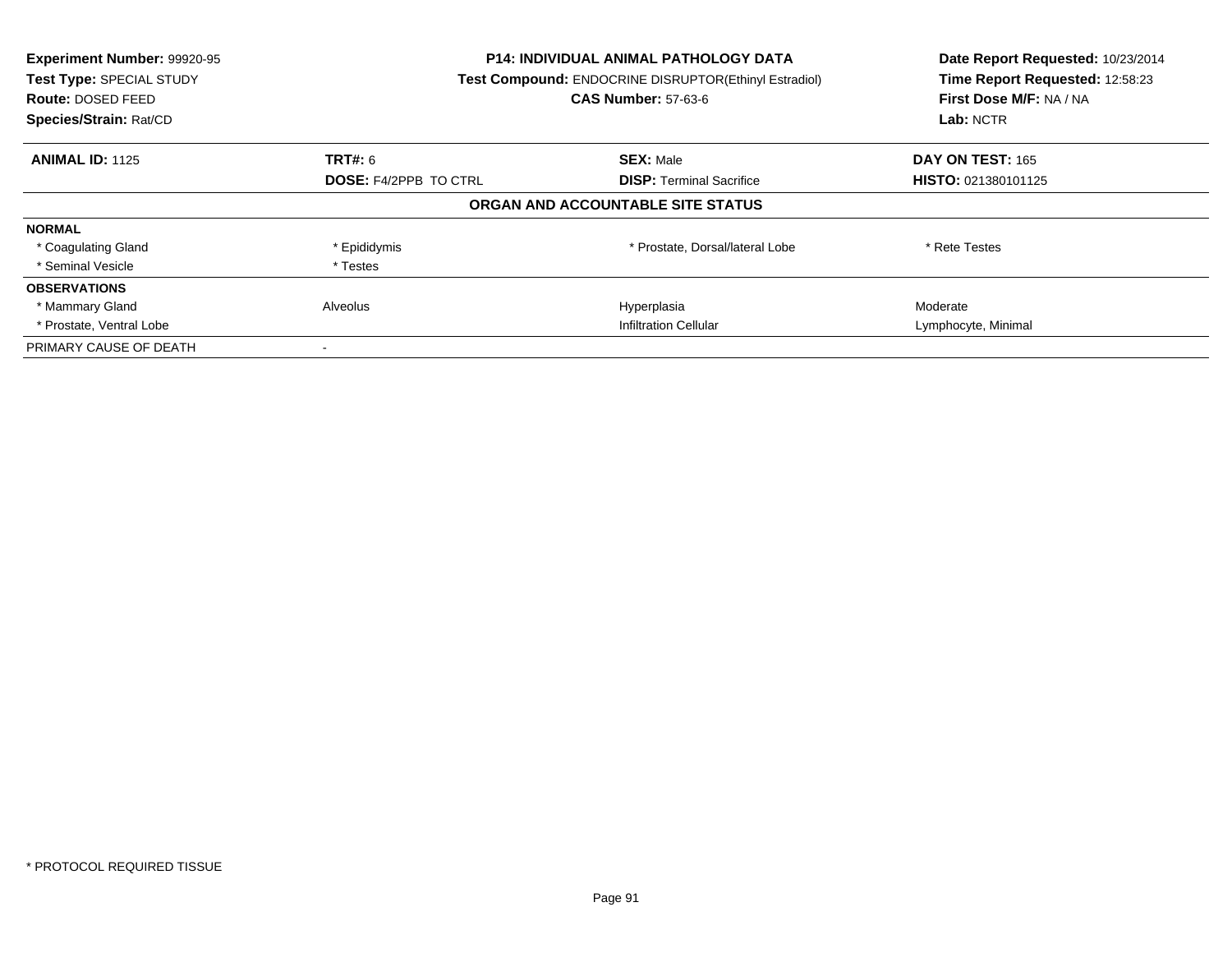| Experiment Number: 99920-95 | P14: INDIVIDUAL ANIMAL PATHOLOGY DATA | Date Report Requested: 10/23/2014 |
|---|---|---|
| Test Type: SPECIAL STUDY | Test Compound: ENDOCRINE DISRUPTOR(Ethinyl Estradiol) | Time Report Requested: 12:58:23 |
| Route: DOSED FEED | CAS Number: 57-63-6 | First Dose M/F: NA / NA |
| Species/Strain: Rat/CD | | Lab: NCTR |

| ANIMAL ID: 1125 | TRT#: 6 | SEX: Male | DAY ON TEST: 165 |
|---|---|---|---|
| | DOSE: F4/2PPB TO CTRL | DISP: Terminal Sacrifice | HISTO: 021380101125 |

**ORGAN AND ACCOUNTABLE SITE STATUS**

| | | | |
|---|---|---|---|
| **NORMAL** | | | |
| * Coagulating Gland | * Epididymis | * Prostate, Dorsal/lateral Lobe | * Rete Testes |
| * Seminal Vesicle | * Testes | | |
| **OBSERVATIONS** | | | |
| * Mammary Gland | Alveolus | Hyperplasia | Moderate |
| * Prostate, Ventral Lobe | | Infiltration Cellular | Lymphocyte, Minimal |
| PRIMARY CAUSE OF DEATH | - | | |

* PROTOCOL REQUIRED TISSUE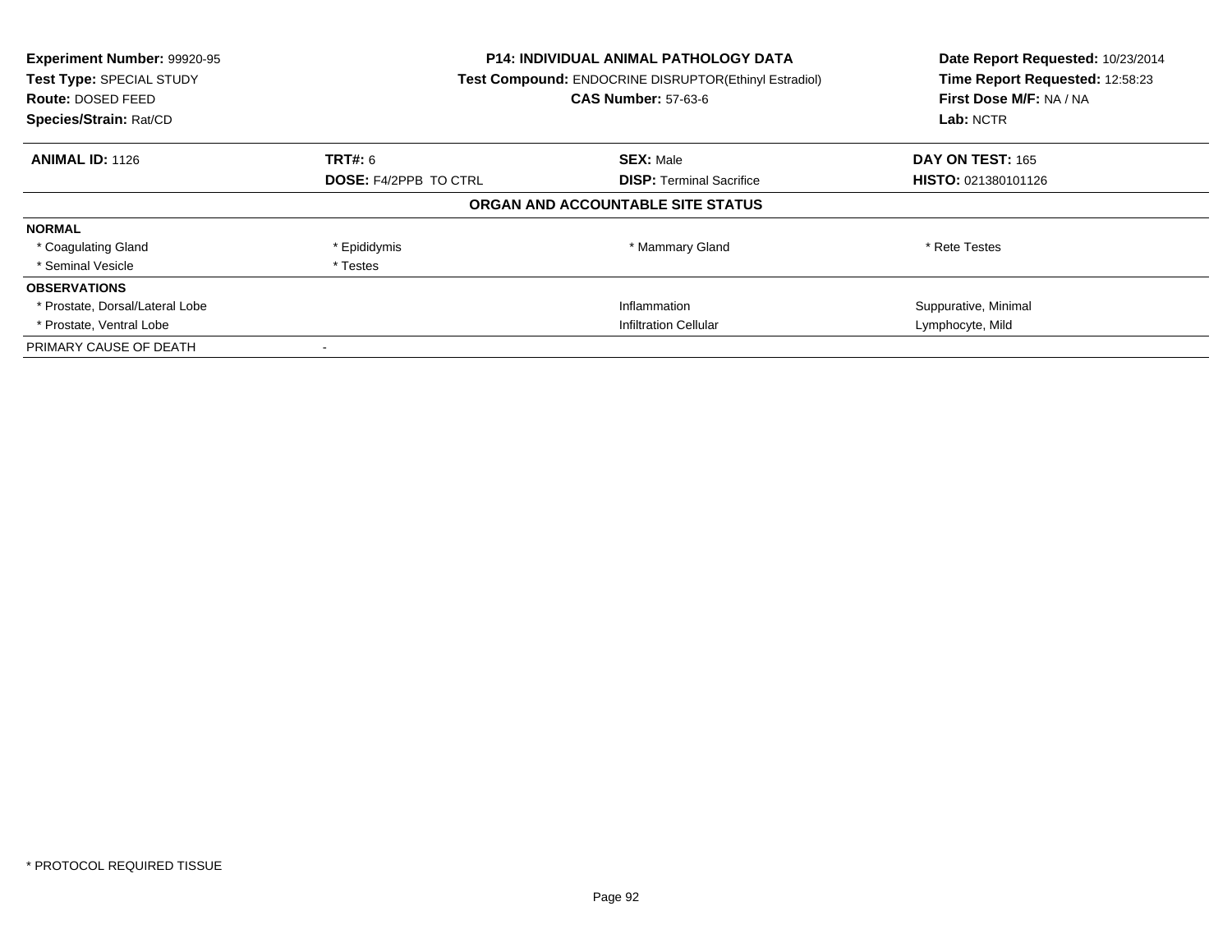**Experiment Number:** 99920-95
**Test Type:** SPECIAL STUDY
**Route:** DOSED FEED
**Species/Strain:** Rat/CD

**P14: INDIVIDUAL ANIMAL PATHOLOGY DATA**
**Test Compound:** ENDOCRINE DISRUPTOR(Ethinyl Estradiol)
**CAS Number:** 57-63-6

**Date Report Requested:** 10/23/2014
**Time Report Requested:** 12:58:23
**First Dose M/F:** NA / NA
**Lab:** NCTR

| **ANIMAL ID:** 1126 | **TRT#:** 6 | **SEX:** Male | **DAY ON TEST:** 165 |
|---|---|---|---|
| | **DOSE:** F4/2PPB TO CTRL | **DISP:** Terminal Sacrifice | **HISTO:** 021380101126 |

## ORGAN AND ACCOUNTABLE SITE STATUS

| | | | |
|---|---|---|---|
| **NORMAL** | | | |
| * Coagulating Gland | * Epididymis | * Mammary Gland | * Rete Testes |
| * Seminal Vesicle | * Testes | | |
| **OBSERVATIONS** | | | |
| * Prostate, Dorsal/Lateral Lobe | | Inflammation | Suppurative, Minimal |
| * Prostate, Ventral Lobe | | Infiltration Cellular | Lymphocyte, Mild |
| PRIMARY CAUSE OF DEATH | - | | |

* PROTOCOL REQUIRED TISSUE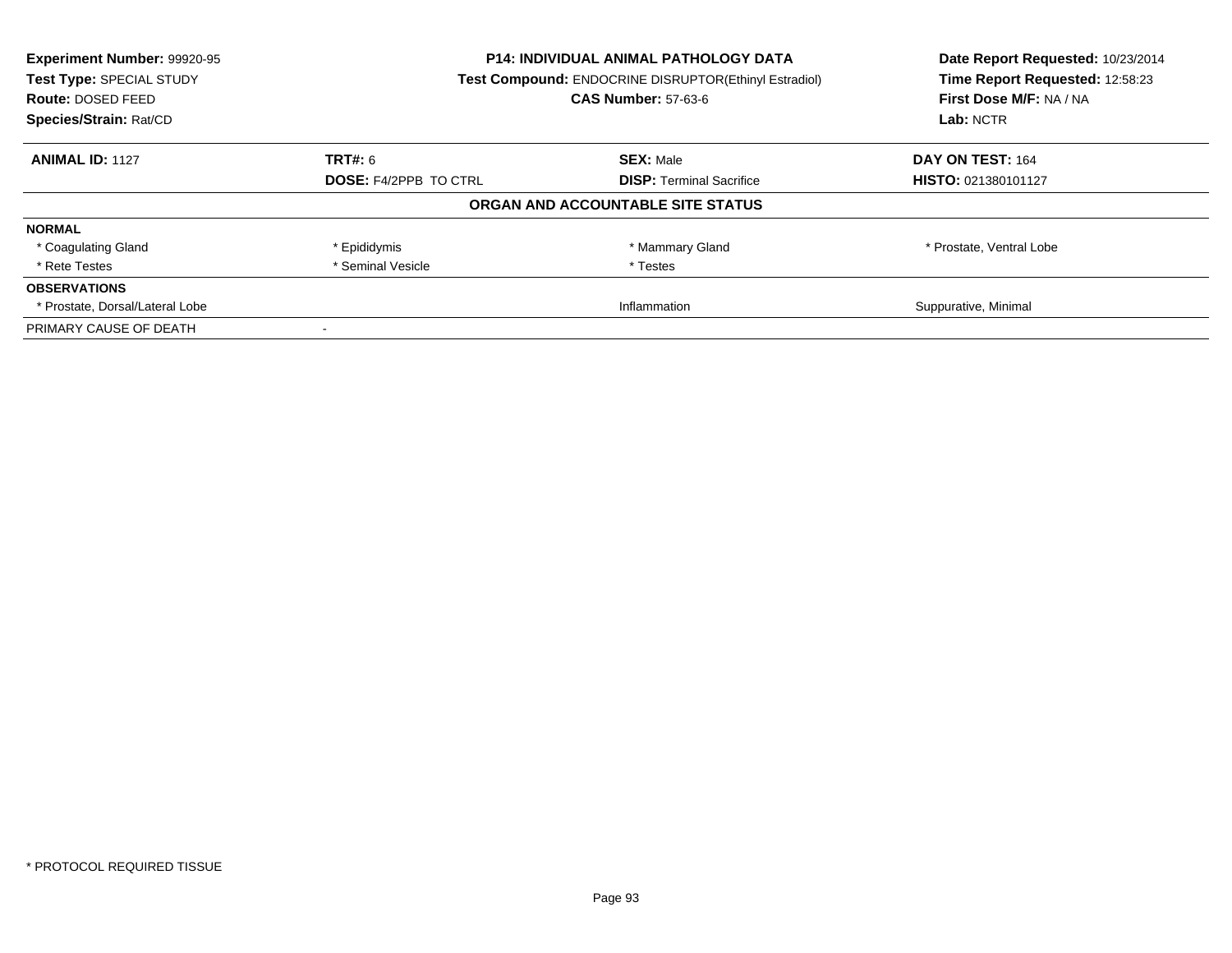**Experiment Number:** 99920-95
**Test Type:** SPECIAL STUDY
**Route:** DOSED FEED
**Species/Strain:** Rat/CD

**P14: INDIVIDUAL ANIMAL PATHOLOGY DATA**
**Test Compound:** ENDOCRINE DISRUPTOR(Ethinyl Estradiol)
**CAS Number:** 57-63-6

**Date Report Requested:** 10/23/2014
**Time Report Requested:** 12:58:23
**First Dose M/F:** NA / NA
**Lab:** NCTR

| **ANIMAL ID:** 1127 | **TRT#:** 6 | **SEX:** Male | **DAY ON TEST:** 164 |
|---|---|---|---|
| | **DOSE:** F4/2PPB TO CTRL | **DISP:** Terminal Sacrifice | **HISTO:** 021380101127 |

## ORGAN AND ACCOUNTABLE SITE STATUS

| | | | |
|---|---|---|---|
| **NORMAL** | | | |
| * Coagulating Gland | * Epididymis | * Mammary Gland | * Prostate, Ventral Lobe |
| * Rete Testes | * Seminal Vesicle | * Testes | |
| **OBSERVATIONS** | | | |
| * Prostate, Dorsal/Lateral Lobe | | Inflammation | Suppurative, Minimal |
| PRIMARY CAUSE OF DEATH | - | | |

* PROTOCOL REQUIRED TISSUE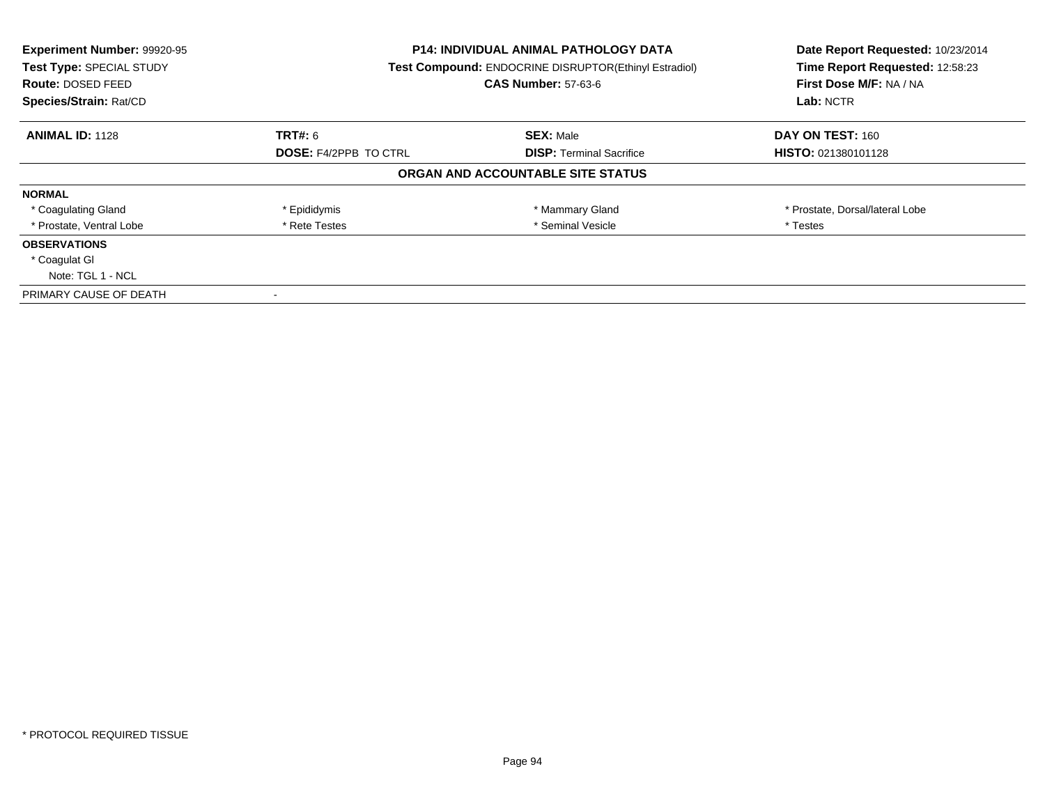**Experiment Number:** 99920-95
**Test Type:** SPECIAL STUDY
**Route:** DOSED FEED
**Species/Strain:** Rat/CD

**P14: INDIVIDUAL ANIMAL PATHOLOGY DATA**
**Test Compound:** ENDOCRINE DISRUPTOR(Ethinyl Estradiol)
**CAS Number:** 57-63-6

**Date Report Requested:** 10/23/2014
**Time Report Requested:** 12:58:23
**First Dose M/F:** NA / NA
**Lab:** NCTR

| **ANIMAL ID:** 1128 | **TRT#:** 6 | **SEX:** Male | **DAY ON TEST:** 160 |
|---|---|---|---|
| | **DOSE:** F4/2PPB TO CTRL | **DISP:** Terminal Sacrifice | **HISTO:** 021380101128 |

## ORGAN AND ACCOUNTABLE SITE STATUS

**NORMAL**

| * Coagulating Gland | * Epididymis | * Mammary Gland | * Prostate, Dorsal/lateral Lobe |
|---|---|---|---|
| * Prostate, Ventral Lobe | * Rete Testes | * Seminal Vesicle | * Testes |

**OBSERVATIONS**

* Coagulat Gl
  Note: TGL 1 - NCL

PRIMARY CAUSE OF DEATH -

\* PROTOCOL REQUIRED TISSUE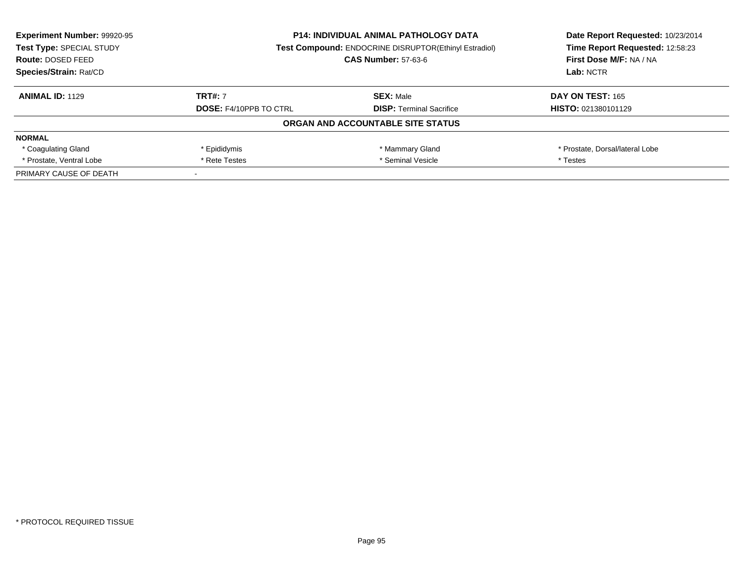**Experiment Number:** 99920-95
**Test Type:** SPECIAL STUDY
**Route:** DOSED FEED
**Species/Strain:** Rat/CD

**P14: INDIVIDUAL ANIMAL PATHOLOGY DATA**
**Test Compound:** ENDOCRINE DISRUPTOR(Ethinyl Estradiol)
**CAS Number:** 57-63-6

**Date Report Requested:** 10/23/2014
**Time Report Requested:** 12:58:23
**First Dose M/F:** NA / NA
**Lab:** NCTR

| **ANIMAL ID:** 1129 | **TRT#:** 7 | **SEX:** Male | **DAY ON TEST:** 165 |
|---|---|---|---|
| | **DOSE:** F4/10PPB TO CTRL | **DISP:** Terminal Sacrifice | **HISTO:** 021380101129 |

**ORGAN AND ACCOUNTABLE SITE STATUS**

| **NORMAL** | | | |
|---|---|---|---|
| * Coagulating Gland | * Epididymis | * Mammary Gland | * Prostate, Dorsal/lateral Lobe |
| * Prostate, Ventral Lobe | * Rete Testes | * Seminal Vesicle | * Testes |
| PRIMARY CAUSE OF DEATH | - | | |

* PROTOCOL REQUIRED TISSUE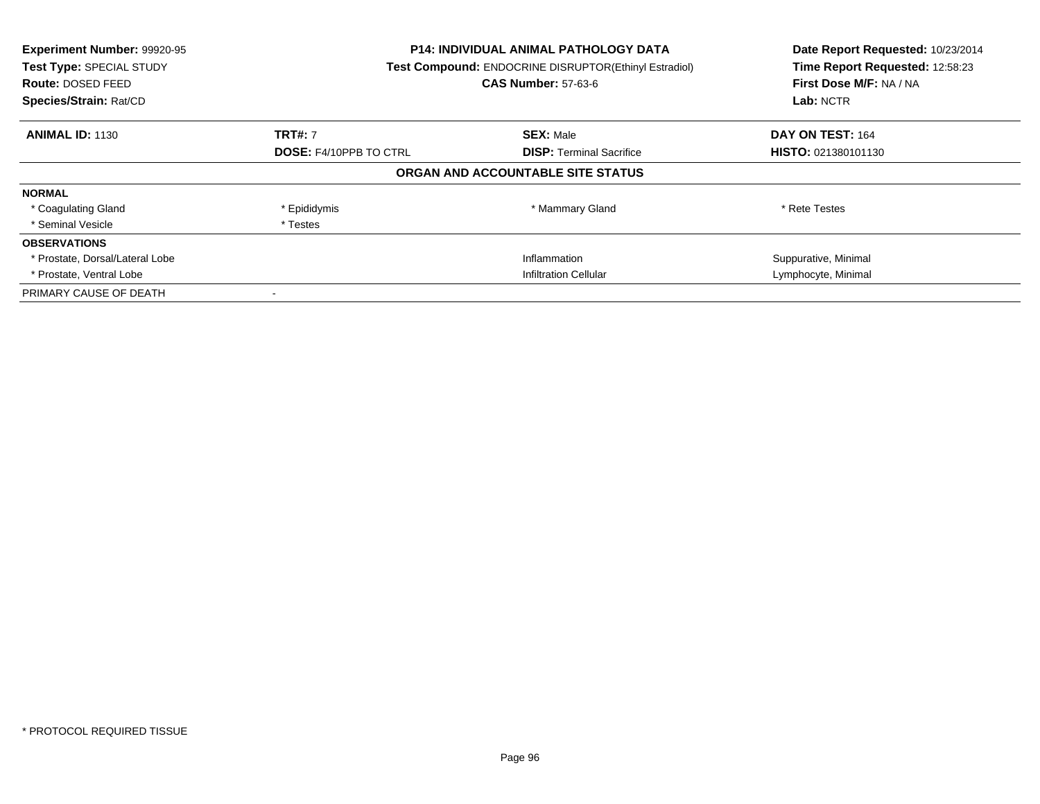**Experiment Number:** 99920-95
**Test Type:** SPECIAL STUDY
**Route:** DOSED FEED
**Species/Strain:** Rat/CD

**P14: INDIVIDUAL ANIMAL PATHOLOGY DATA**
**Test Compound:** ENDOCRINE DISRUPTOR(Ethinyl Estradiol)
**CAS Number:** 57-63-6

**Date Report Requested:** 10/23/2014
**Time Report Requested:** 12:58:23
**First Dose M/F:** NA / NA
**Lab:** NCTR

| **ANIMAL ID:** 1130 | **TRT#:** 7 | **SEX:** Male | **DAY ON TEST:** 164 |
|---|---|---|---|
| | **DOSE:** F4/10PPB TO CTRL | **DISP:** Terminal Sacrifice | **HISTO:** 021380101130 |

## ORGAN AND ACCOUNTABLE SITE STATUS

| | | | |
|---|---|---|---|
| **NORMAL** | | | |
| * Coagulating Gland | * Epididymis | * Mammary Gland | * Rete Testes |
| * Seminal Vesicle | * Testes | | |
| **OBSERVATIONS** | | | |
| * Prostate, Dorsal/Lateral Lobe | | Inflammation | Suppurative, Minimal |
| * Prostate, Ventral Lobe | | Infiltration Cellular | Lymphocyte, Minimal |
| PRIMARY CAUSE OF DEATH | - | | |

* PROTOCOL REQUIRED TISSUE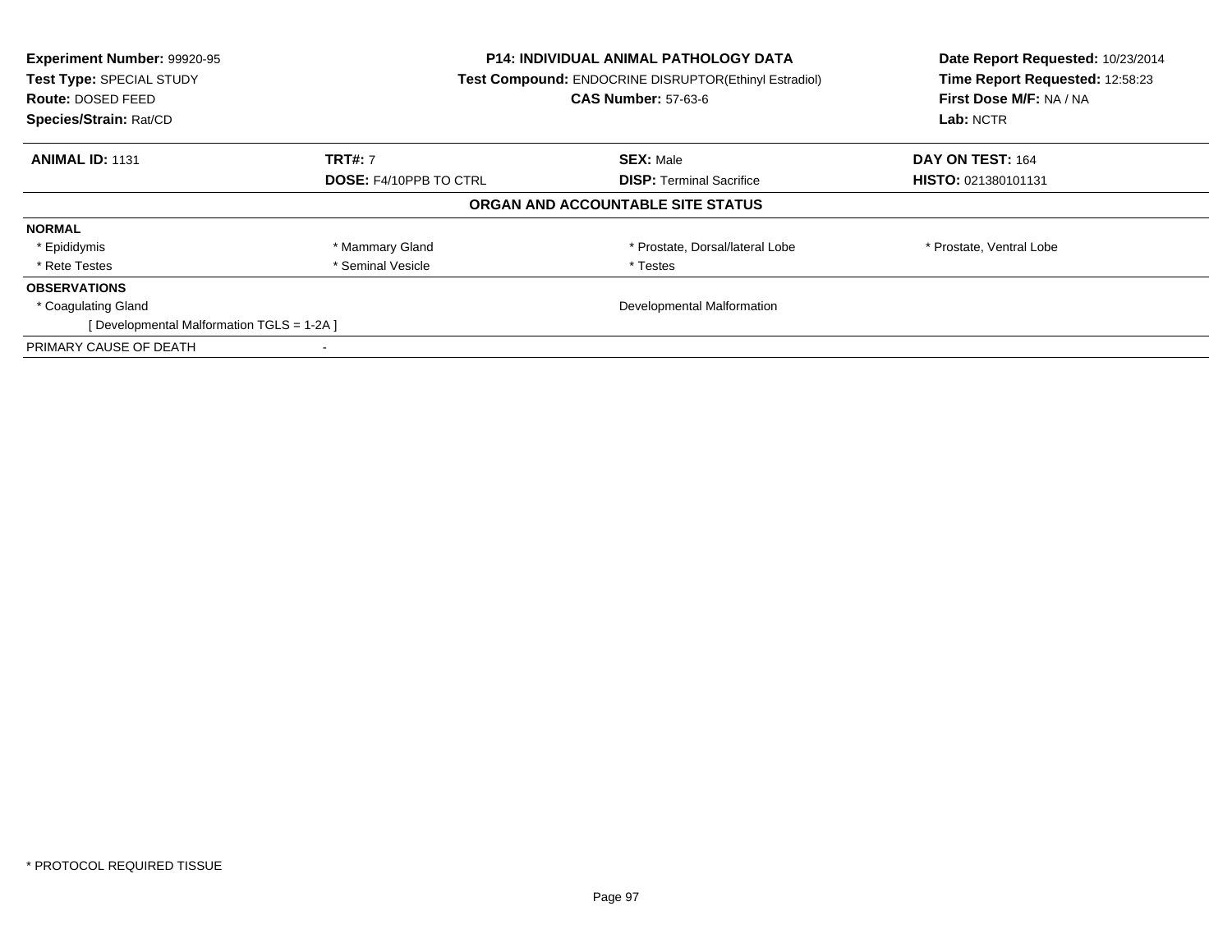**Experiment Number:** 99920-95
**Test Type:** SPECIAL STUDY
**Route:** DOSED FEED
**Species/Strain:** Rat/CD

**P14: INDIVIDUAL ANIMAL PATHOLOGY DATA**
**Test Compound:** ENDOCRINE DISRUPTOR(Ethinyl Estradiol)
**CAS Number:** 57-63-6

**Date Report Requested:** 10/23/2014
**Time Report Requested:** 12:58:23
**First Dose M/F:** NA / NA
**Lab:** NCTR

| **ANIMAL ID:** 1131 | **TRT#:** 7 | **SEX:** Male | **DAY ON TEST:** 164 |
|---|---|---|---|
| | **DOSE:** F4/10PPB TO CTRL | **DISP:** Terminal Sacrifice | **HISTO:** 021380101131 |

## ORGAN AND ACCOUNTABLE SITE STATUS

**NORMAL**

| | | | |
|---|---|---|---|
| * Epididymis | * Mammary Gland | * Prostate, Dorsal/lateral Lobe | * Prostate, Ventral Lobe |
| * Rete Testes | * Seminal Vesicle | * Testes | |

**OBSERVATIONS**

| | |
|---|---|
| * Coagulating Gland | Developmental Malformation |
| [ Developmental Malformation TGLS = 1-2A ] | |

PRIMARY CAUSE OF DEATH -

* PROTOCOL REQUIRED TISSUE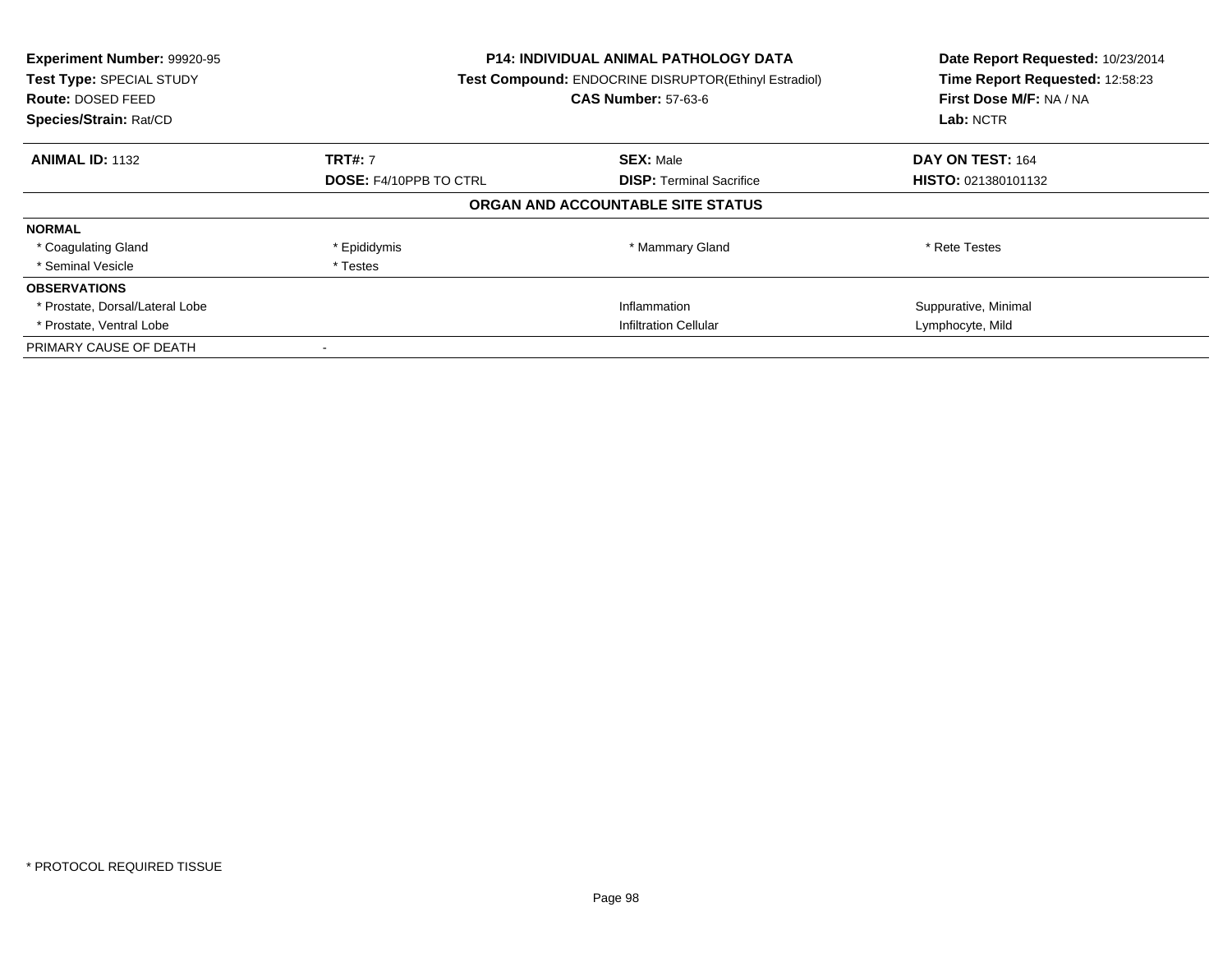**Experiment Number:** 99920-95
**Test Type:** SPECIAL STUDY
**Route:** DOSED FEED
**Species/Strain:** Rat/CD

**P14: INDIVIDUAL ANIMAL PATHOLOGY DATA**
**Test Compound:** ENDOCRINE DISRUPTOR(Ethinyl Estradiol)
**CAS Number:** 57-63-6

**Date Report Requested:** 10/23/2014
**Time Report Requested:** 12:58:23
**First Dose M/F:** NA / NA
**Lab:** NCTR

| **ANIMAL ID:** 1132 | **TRT#:** 7 | **SEX:** Male | **DAY ON TEST:** 164 |
|---|---|---|---|
| | **DOSE:** F4/10PPB TO CTRL | **DISP:** Terminal Sacrifice | **HISTO:** 021380101132 |

## ORGAN AND ACCOUNTABLE SITE STATUS

| | | | |
|---|---|---|---|
| **NORMAL** | | | |
| * Coagulating Gland | * Epididymis | * Mammary Gland | * Rete Testes |
| * Seminal Vesicle | * Testes | | |
| **OBSERVATIONS** | | | |
| * Prostate, Dorsal/Lateral Lobe | | Inflammation | Suppurative, Minimal |
| * Prostate, Ventral Lobe | | Infiltration Cellular | Lymphocyte, Mild |
| PRIMARY CAUSE OF DEATH | - | | |

* PROTOCOL REQUIRED TISSUE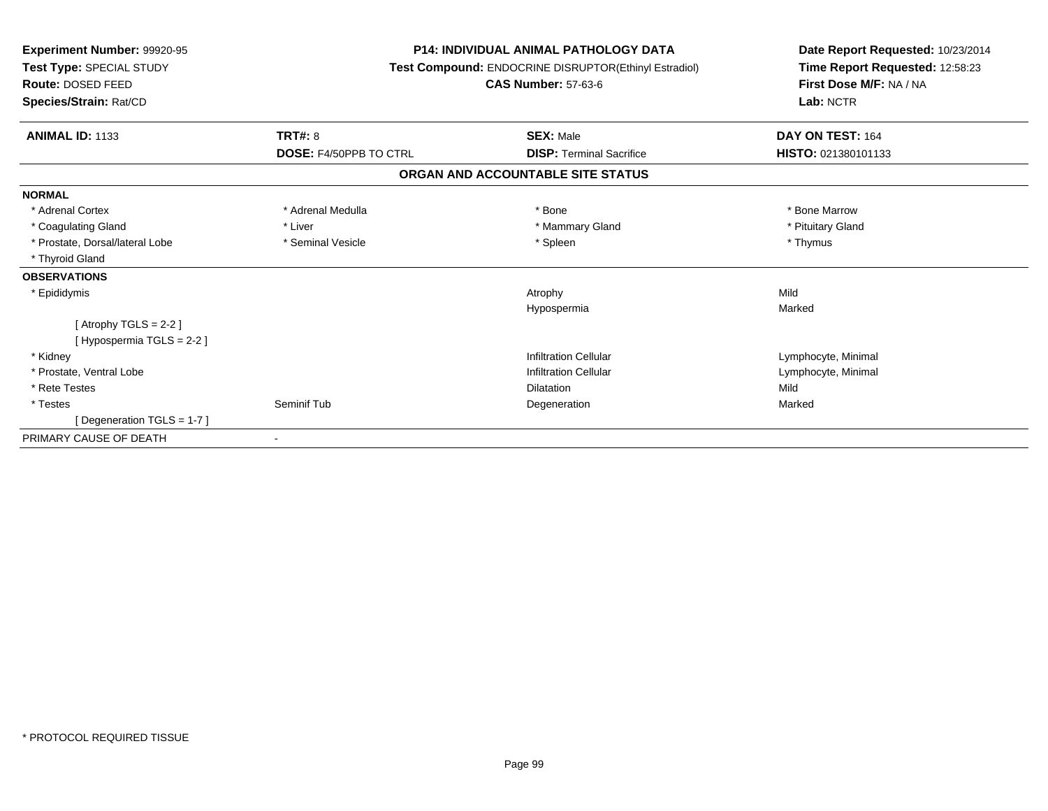**Experiment Number:** 99920-95
**Test Type:** SPECIAL STUDY
**Route:** DOSED FEED
**Species/Strain:** Rat/CD

**P14: INDIVIDUAL ANIMAL PATHOLOGY DATA**
**Test Compound:** ENDOCRINE DISRUPTOR(Ethinyl Estradiol)
**CAS Number:** 57-63-6

**Date Report Requested:** 10/23/2014
**Time Report Requested:** 12:58:23
**First Dose M/F:** NA / NA
**Lab:** NCTR

| **ANIMAL ID:** 1133 | **TRT#:** 8 | **SEX:** Male | **DAY ON TEST:** 164 |
|---|---|---|---|
| | **DOSE:** F4/50PPB TO CTRL | **DISP:** Terminal Sacrifice | **HISTO:** 021380101133 |

## ORGAN AND ACCOUNTABLE SITE STATUS

| | | | |
|---|---|---|---|
| **NORMAL** | | | |
| * Adrenal Cortex | * Adrenal Medulla | * Bone | * Bone Marrow |
| * Coagulating Gland | * Liver | * Mammary Gland | * Pituitary Gland |
| * Prostate, Dorsal/lateral Lobe | * Seminal Vesicle | * Spleen | * Thymus |
| * Thyroid Gland | | | |
| **OBSERVATIONS** | | | |
| * Epididymis | | Atrophy | Mild |
| | | Hypospermia | Marked |
| [ Atrophy TGLS = 2-2 ] | | | |
| [ Hypospermia TGLS = 2-2 ] | | | |
| * Kidney | | Infiltration Cellular | Lymphocyte, Minimal |
| * Prostate, Ventral Lobe | | Infiltration Cellular | Lymphocyte, Minimal |
| * Rete Testes | | Dilatation | Mild |
| * Testes | Seminif Tub | Degeneration | Marked |
| [ Degeneration TGLS = 1-7 ] | | | |
| PRIMARY CAUSE OF DEATH | - | | |

* PROTOCOL REQUIRED TISSUE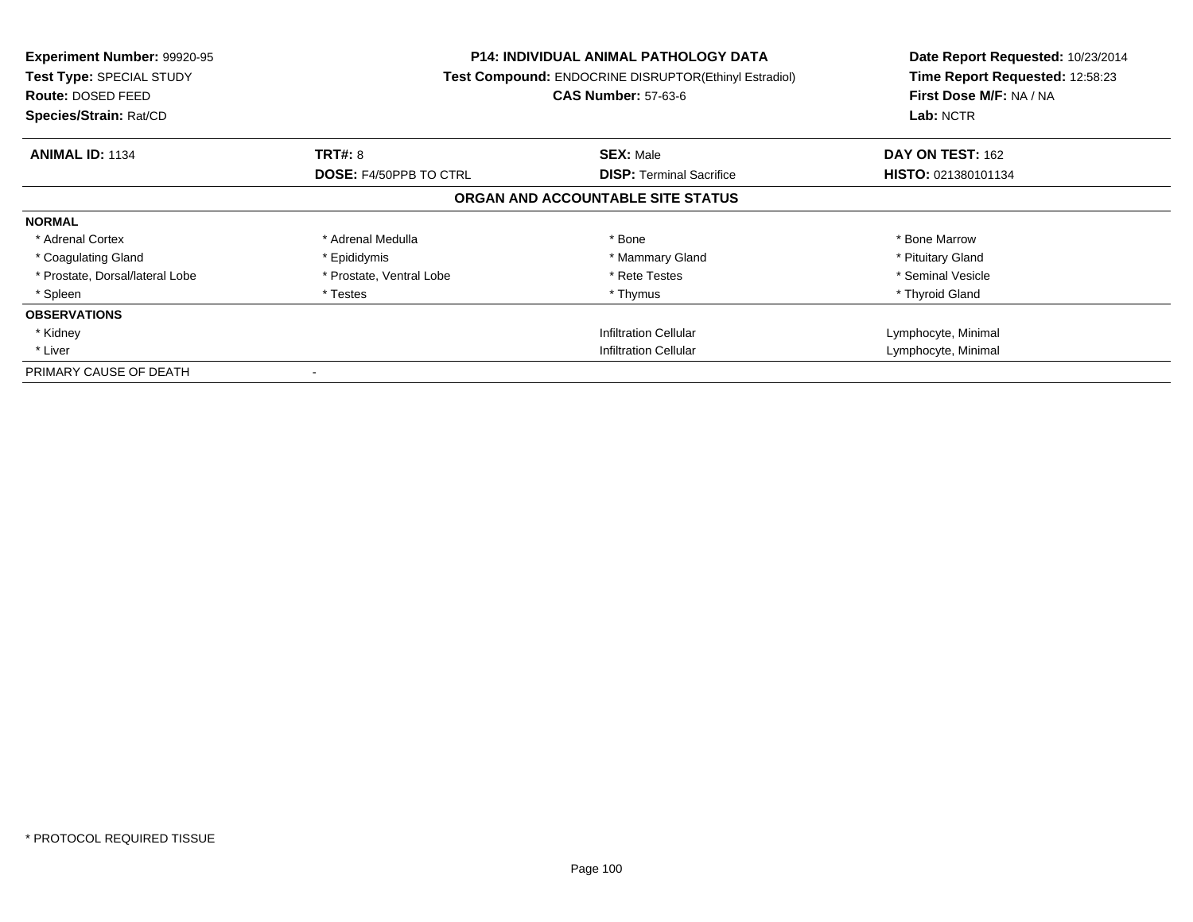| **Experiment Number:** 99920-95 | **P14: INDIVIDUAL ANIMAL PATHOLOGY DATA** | | **Date Report Requested:** 10/23/2014 |
|---|---|---|---|
| **Test Type:** SPECIAL STUDY | **Test Compound:** ENDOCRINE DISRUPTOR(Ethinyl Estradiol) | | **Time Report Requested:** 12:58:23 |
| **Route:** DOSED FEED | **CAS Number:** 57-63-6 | | **First Dose M/F:** NA / NA |
| **Species/Strain:** Rat/CD | | | **Lab:** NCTR |

| **ANIMAL ID:** 1134 | **TRT#:** 8 | **SEX:** Male | **DAY ON TEST:** 162 |
|---|---|---|---|
| | **DOSE:** F4/50PPB TO CTRL | **DISP:** Terminal Sacrifice | **HISTO:** 021380101134 |

## ORGAN AND ACCOUNTABLE SITE STATUS

| | | | |
|---|---|---|---|
| **NORMAL** | | | |
| * Adrenal Cortex | * Adrenal Medulla | * Bone | * Bone Marrow |
| * Coagulating Gland | * Epididymis | * Mammary Gland | * Pituitary Gland |
| * Prostate, Dorsal/lateral Lobe | * Prostate, Ventral Lobe | * Rete Testes | * Seminal Vesicle |
| * Spleen | * Testes | * Thymus | * Thyroid Gland |
| **OBSERVATIONS** | | | |
| * Kidney | | Infiltration Cellular | Lymphocyte, Minimal |
| * Liver | | Infiltration Cellular | Lymphocyte, Minimal |
| PRIMARY CAUSE OF DEATH | - | | |

* PROTOCOL REQUIRED TISSUE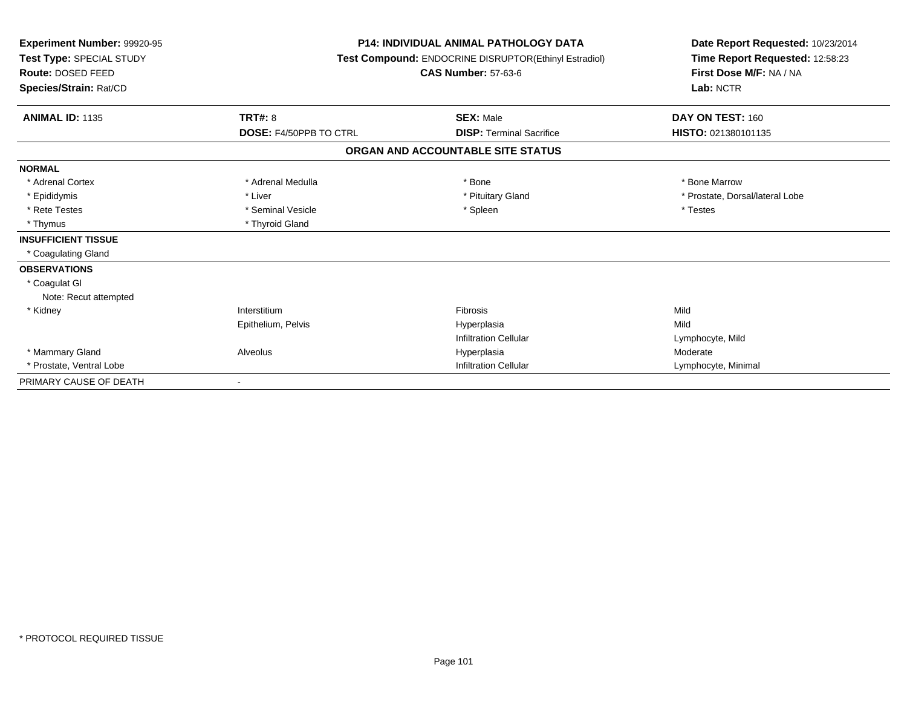**Experiment Number:** 99920-95
**Test Type:** SPECIAL STUDY
**Route:** DOSED FEED
**Species/Strain:** Rat/CD

**P14: INDIVIDUAL ANIMAL PATHOLOGY DATA**
**Test Compound:** ENDOCRINE DISRUPTOR(Ethinyl Estradiol)
**CAS Number:** 57-63-6

**Date Report Requested:** 10/23/2014
**Time Report Requested:** 12:58:23
**First Dose M/F:** NA / NA
**Lab:** NCTR

| **ANIMAL ID:** 1135 | **TRT#:** 8 | **SEX:** Male | **DAY ON TEST:** 160 |
|---|---|---|---|
| | **DOSE:** F4/50PPB TO CTRL | **DISP:** Terminal Sacrifice | **HISTO:** 021380101135 |

## ORGAN AND ACCOUNTABLE SITE STATUS

| | | | |
|---|---|---|---|
| **NORMAL** | | | |
| * Adrenal Cortex | * Adrenal Medulla | * Bone | * Bone Marrow |
| * Epididymis | * Liver | * Pituitary Gland | * Prostate, Dorsal/lateral Lobe |
| * Rete Testes | * Seminal Vesicle | * Spleen | * Testes |
| * Thymus | * Thyroid Gland | | |
| **INSUFFICIENT TISSUE** | | | |
| * Coagulating Gland | | | |
| **OBSERVATIONS** | | | |
| * Coagulat Gl | | | |
| Note: Recut attempted | | | |
| * Kidney | Interstitium | Fibrosis | Mild |
| | Epithelium, Pelvis | Hyperplasia | Mild |
| | | Infiltration Cellular | Lymphocyte, Mild |
| * Mammary Gland | Alveolus | Hyperplasia | Moderate |
| * Prostate, Ventral Lobe | | Infiltration Cellular | Lymphocyte, Minimal |
| PRIMARY CAUSE OF DEATH | - | | |

\* PROTOCOL REQUIRED TISSUE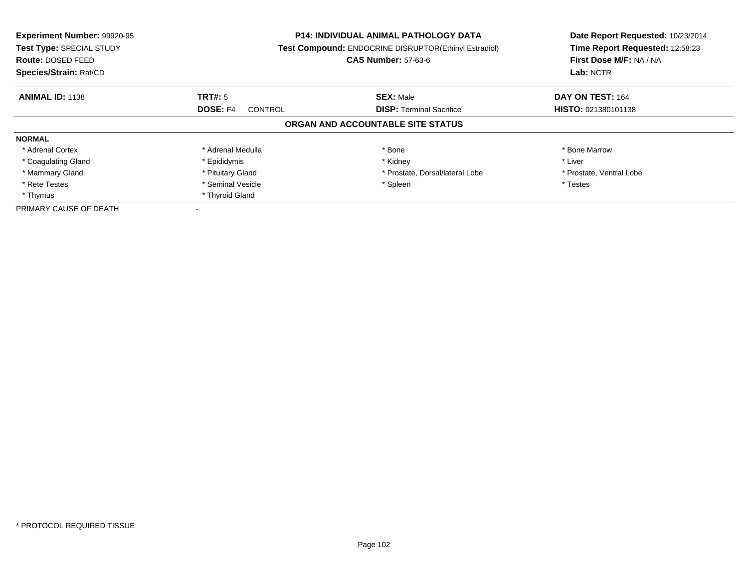**Experiment Number:** 99920-95
**Test Type:** SPECIAL STUDY
**Route:** DOSED FEED
**Species/Strain:** Rat/CD

**P14: INDIVIDUAL ANIMAL PATHOLOGY DATA**
**Test Compound:** ENDOCRINE DISRUPTOR(Ethinyl Estradiol)
**CAS Number:** 57-63-6

**Date Report Requested:** 10/23/2014
**Time Report Requested:** 12:58:23
**First Dose M/F:** NA / NA
**Lab:** NCTR

| **ANIMAL ID:** 1138 | **TRT#:** 5 | **SEX:** Male | **DAY ON TEST:** 164 |
|---|---|---|---|
| | **DOSE:** F4 CONTROL | **DISP:** Terminal Sacrifice | **HISTO:** 021380101138 |

## ORGAN AND ACCOUNTABLE SITE STATUS

**NORMAL**

| | | | |
|---|---|---|---|
| * Adrenal Cortex | * Adrenal Medulla | * Bone | * Bone Marrow |
| * Coagulating Gland | * Epididymis | * Kidney | * Liver |
| * Mammary Gland | * Pituitary Gland | * Prostate, Dorsal/lateral Lobe | * Prostate, Ventral Lobe |
| * Rete Testes | * Seminal Vesicle | * Spleen | * Testes |
| * Thymus | * Thyroid Gland | | |

PRIMARY CAUSE OF DEATH -

* PROTOCOL REQUIRED TISSUE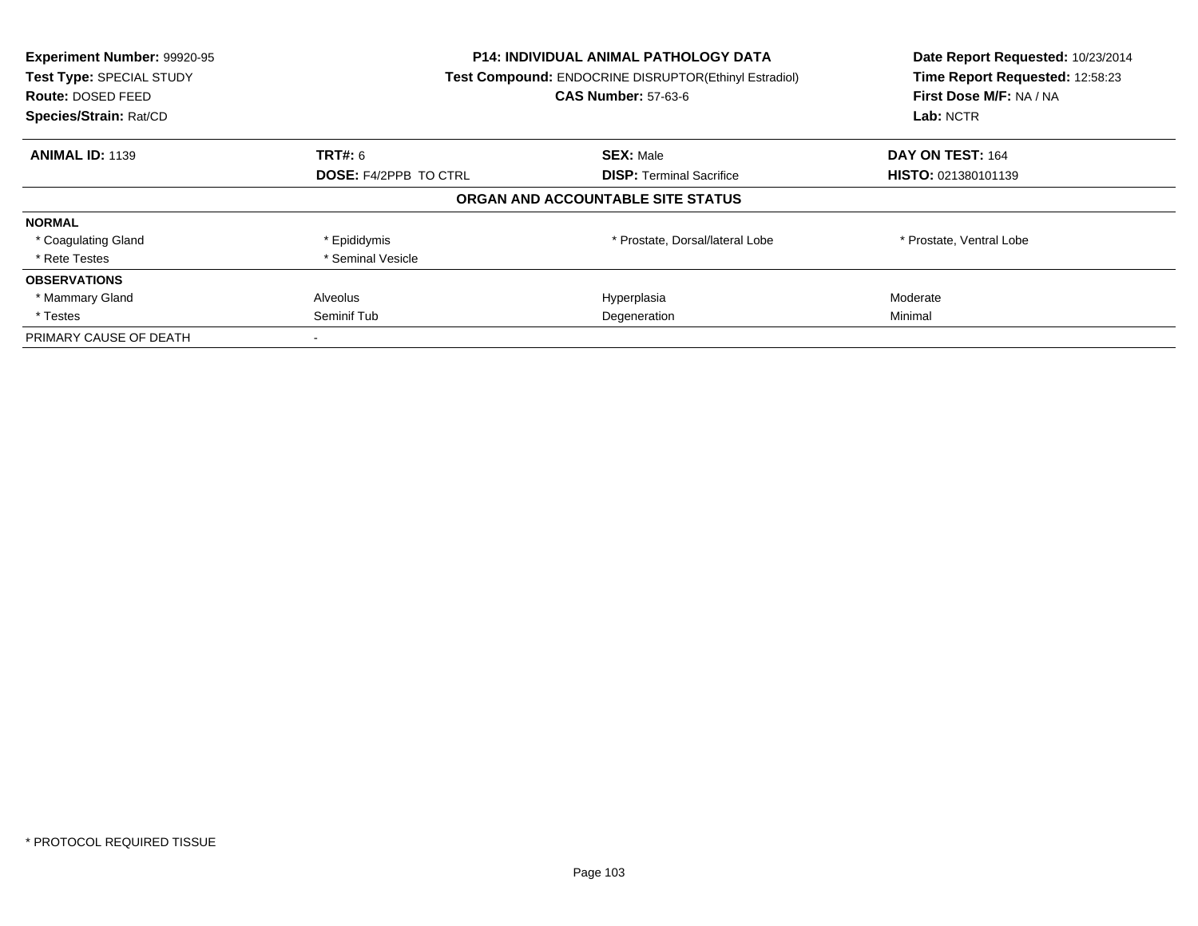| Experiment Number: 99920-95 | P14: INDIVIDUAL ANIMAL PATHOLOGY DATA | Date Report Requested: 10/23/2014 |
|---|---|---|
| Test Type: SPECIAL STUDY | Test Compound: ENDOCRINE DISRUPTOR(Ethinyl Estradiol) | Time Report Requested: 12:58:23 |
| Route: DOSED FEED | CAS Number: 57-63-6 | First Dose M/F: NA / NA |
| Species/Strain: Rat/CD | | Lab: NCTR |

| ANIMAL ID: 1139 | TRT#: 6 | SEX: Male | DAY ON TEST: 164 |
|---|---|---|---|
| | DOSE: F4/2PPB TO CTRL | DISP: Terminal Sacrifice | HISTO: 021380101139 |
| **ORGAN AND ACCOUNTABLE SITE STATUS** | | | |
| **NORMAL** | | | |
| * Coagulating Gland | * Epididymis | * Prostate, Dorsal/lateral Lobe | * Prostate, Ventral Lobe |
| * Rete Testes | * Seminal Vesicle | | |
| **OBSERVATIONS** | | | |
| * Mammary Gland | Alveolus | Hyperplasia | Moderate |
| * Testes | Seminif Tub | Degeneration | Minimal |
| PRIMARY CAUSE OF DEATH | - | | |

* PROTOCOL REQUIRED TISSUE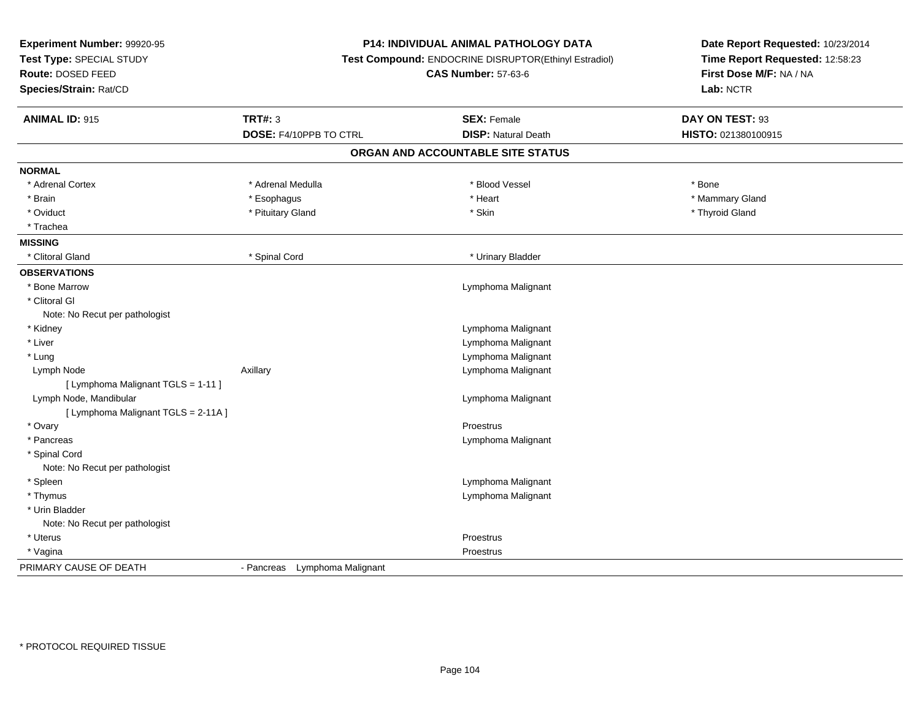**Experiment Number:** 99920-95
**Test Type:** SPECIAL STUDY
**Route:** DOSED FEED
**Species/Strain:** Rat/CD

**P14: INDIVIDUAL ANIMAL PATHOLOGY DATA**
**Test Compound:** ENDOCRINE DISRUPTOR(Ethinyl Estradiol)
**CAS Number:** 57-63-6

**Date Report Requested:** 10/23/2014
**Time Report Requested:** 12:58:23
**First Dose M/F:** NA / NA
**Lab:** NCTR

| **ANIMAL ID:** 915 | **TRT#:** 3 | **SEX:** Female | **DAY ON TEST:** 93 |
|---|---|---|---|
| | **DOSE:** F4/10PPB TO CTRL | **DISP:** Natural Death | **HISTO:** 021380100915 |

## ORGAN AND ACCOUNTABLE SITE STATUS

| | | | |
|---|---|---|---|
| **NORMAL** | | | |
| * Adrenal Cortex | * Adrenal Medulla | * Blood Vessel | * Bone |
| * Brain | * Esophagus | * Heart | * Mammary Gland |
| * Oviduct | * Pituitary Gland | * Skin | * Thyroid Gland |
| * Trachea | | | |
| **MISSING** | | | |
| * Clitoral Gland | * Spinal Cord | * Urinary Bladder | |
| **OBSERVATIONS** | | | |
| * Bone Marrow | | Lymphoma Malignant | |
| * Clitoral Gl | | | |
| Note: No Recut per pathologist | | | |
| * Kidney | | Lymphoma Malignant | |
| * Liver | | Lymphoma Malignant | |
| * Lung | | Lymphoma Malignant | |
| Lymph Node | Axillary | Lymphoma Malignant | |
| [ Lymphoma Malignant TGLS = 1-11 ] | | | |
| Lymph Node, Mandibular | | Lymphoma Malignant | |
| [ Lymphoma Malignant TGLS = 2-11A ] | | | |
| * Ovary | | Proestrus | |
| * Pancreas | | Lymphoma Malignant | |
| * Spinal Cord | | | |
| Note: No Recut per pathologist | | | |
| * Spleen | | Lymphoma Malignant | |
| * Thymus | | Lymphoma Malignant | |
| * Urin Bladder | | | |
| Note: No Recut per pathologist | | | |
| * Uterus | | Proestrus | |
| * Vagina | | Proestrus | |
| PRIMARY CAUSE OF DEATH | - Pancreas Lymphoma Malignant | | |

\* PROTOCOL REQUIRED TISSUE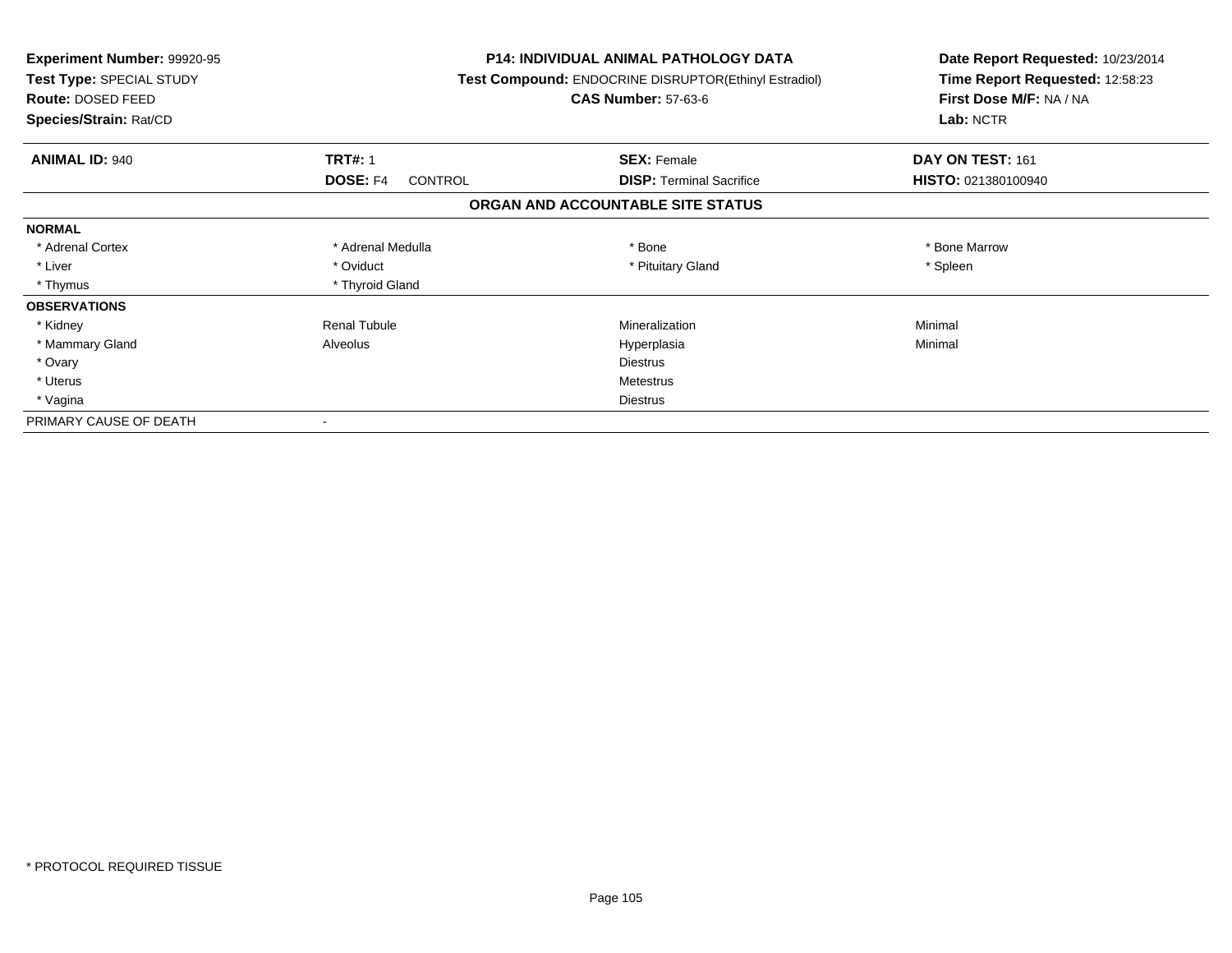**Experiment Number:** 99920-95
**Test Type:** SPECIAL STUDY
**Route:** DOSED FEED
**Species/Strain:** Rat/CD

**P14: INDIVIDUAL ANIMAL PATHOLOGY DATA**
**Test Compound:** ENDOCRINE DISRUPTOR(Ethinyl Estradiol)
**CAS Number:** 57-63-6

**Date Report Requested:** 10/23/2014
**Time Report Requested:** 12:58:23
**First Dose M/F:** NA / NA
**Lab:** NCTR

| **ANIMAL ID:** 940 | **TRT#:** 1 | **SEX:** Female | **DAY ON TEST:** 161 |
|---|---|---|---|
| | **DOSE:** F4 CONTROL | **DISP:** Terminal Sacrifice | **HISTO:** 021380100940 |

**ORGAN AND ACCOUNTABLE SITE STATUS**

| | | | |
|---|---|---|---|
| **NORMAL** | | | |
| * Adrenal Cortex | * Adrenal Medulla | * Bone | * Bone Marrow |
| * Liver | * Oviduct | * Pituitary Gland | * Spleen |
| * Thymus | * Thyroid Gland | | |
| **OBSERVATIONS** | | | |
| * Kidney | Renal Tubule | Mineralization | Minimal |
| * Mammary Gland | Alveolus | Hyperplasia | Minimal |
| * Ovary | | Diestrus | |
| * Uterus | | Metestrus | |
| * Vagina | | Diestrus | |
| PRIMARY CAUSE OF DEATH | - | | |

* PROTOCOL REQUIRED TISSUE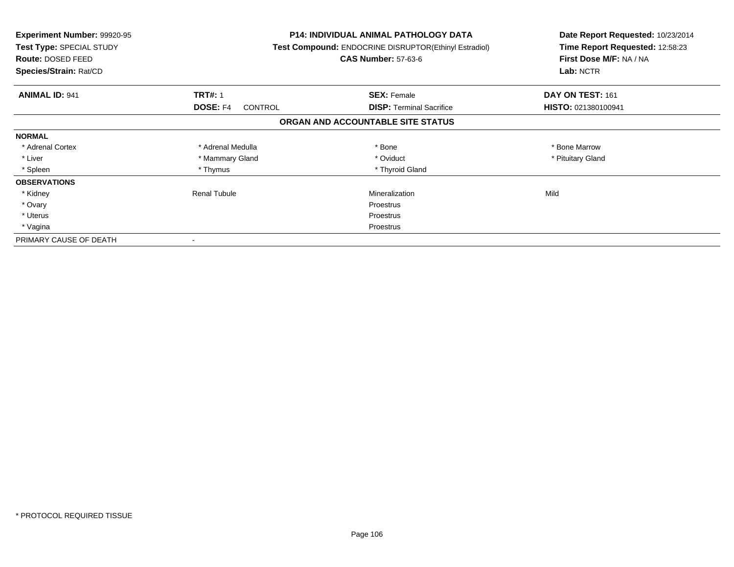**Experiment Number:** 99920-95
**Test Type:** SPECIAL STUDY
**Route:** DOSED FEED
**Species/Strain:** Rat/CD

**P14: INDIVIDUAL ANIMAL PATHOLOGY DATA**
**Test Compound:** ENDOCRINE DISRUPTOR(Ethinyl Estradiol)
**CAS Number:** 57-63-6

**Date Report Requested:** 10/23/2014
**Time Report Requested:** 12:58:23
**First Dose M/F:** NA / NA
**Lab:** NCTR

| **ANIMAL ID:** 941 | **TRT#:** 1 | **SEX:** Female | **DAY ON TEST:** 161 |
|---|---|---|---|
| | **DOSE:** F4 CONTROL | **DISP:** Terminal Sacrifice | **HISTO:** 021380100941 |

## ORGAN AND ACCOUNTABLE SITE STATUS

| | | | |
|---|---|---|---|
| **NORMAL** | | | |
| * Adrenal Cortex | * Adrenal Medulla | * Bone | * Bone Marrow |
| * Liver | * Mammary Gland | * Oviduct | * Pituitary Gland |
| * Spleen | * Thymus | * Thyroid Gland | |
| **OBSERVATIONS** | | | |
| * Kidney | Renal Tubule | Mineralization | Mild |
| * Ovary | | Proestrus | |
| * Uterus | | Proestrus | |
| * Vagina | | Proestrus | |
| PRIMARY CAUSE OF DEATH | - | | |

* PROTOCOL REQUIRED TISSUE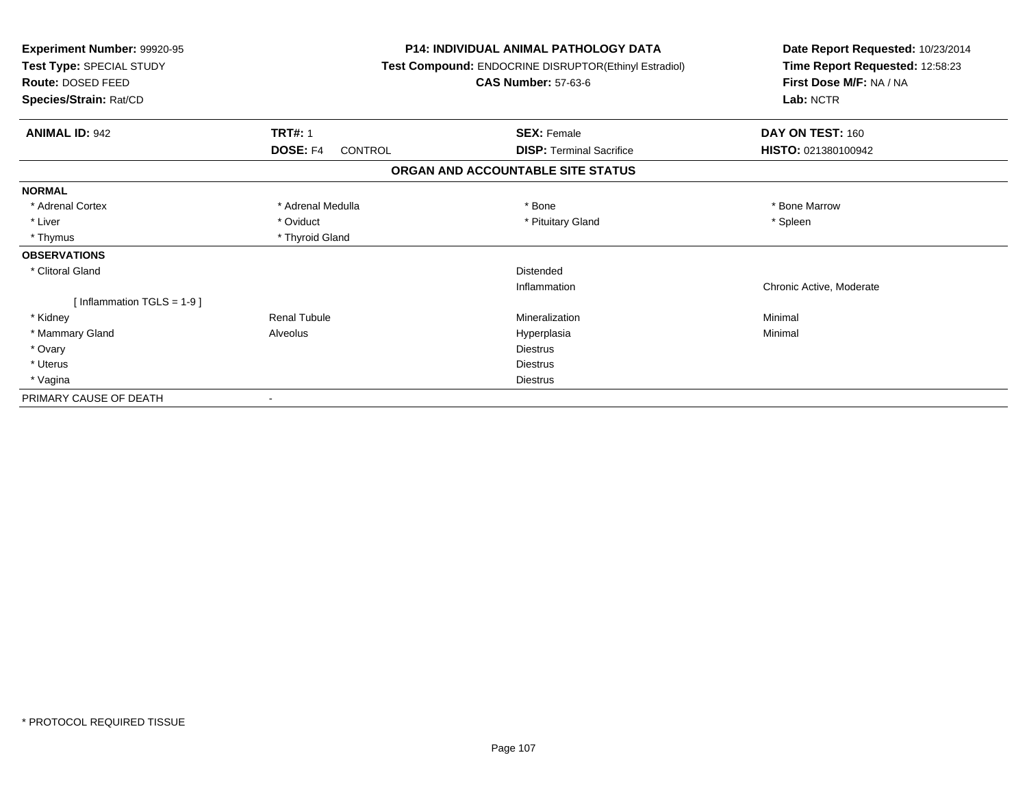**Experiment Number:** 99920-95
**Test Type:** SPECIAL STUDY
**Route:** DOSED FEED
**Species/Strain:** Rat/CD

**P14: INDIVIDUAL ANIMAL PATHOLOGY DATA**
**Test Compound:** ENDOCRINE DISRUPTOR(Ethinyl Estradiol)
**CAS Number:** 57-63-6

**Date Report Requested:** 10/23/2014
**Time Report Requested:** 12:58:23
**First Dose M/F:** NA / NA
**Lab:** NCTR

| **ANIMAL ID:** 942 | **TRT#:** 1 | **SEX:** Female | **DAY ON TEST:** 160 |
|---|---|---|---|
| | **DOSE:** F4 CONTROL | **DISP:** Terminal Sacrifice | **HISTO:** 021380100942 |

## ORGAN AND ACCOUNTABLE SITE STATUS

| | | | |
|---|---|---|---|
| **NORMAL** | | | |
| * Adrenal Cortex | * Adrenal Medulla | * Bone | * Bone Marrow |
| * Liver | * Oviduct | * Pituitary Gland | * Spleen |
| * Thymus | * Thyroid Gland | | |
| **OBSERVATIONS** | | | |
| * Clitoral Gland | | Distended | |
| | | Inflammation | Chronic Active, Moderate |
| [ Inflammation TGLS = 1-9 ] | | | |
| * Kidney | Renal Tubule | Mineralization | Minimal |
| * Mammary Gland | Alveolus | Hyperplasia | Minimal |
| * Ovary | | Diestrus | |
| * Uterus | | Diestrus | |
| * Vagina | | Diestrus | |
| PRIMARY CAUSE OF DEATH | - | | |

* PROTOCOL REQUIRED TISSUE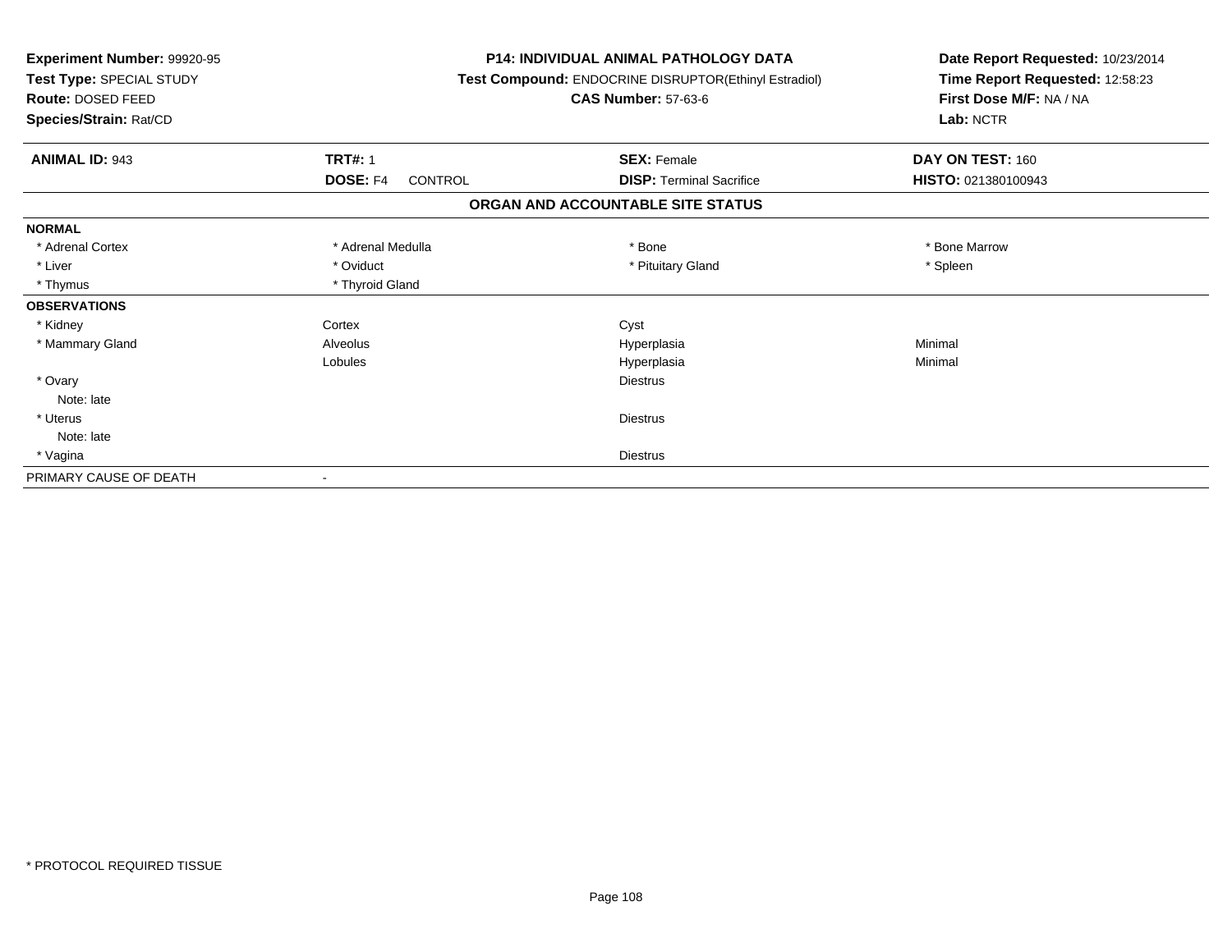**Experiment Number:** 99920-95
**Test Type:** SPECIAL STUDY
**Route:** DOSED FEED
**Species/Strain:** Rat/CD

**P14: INDIVIDUAL ANIMAL PATHOLOGY DATA**
**Test Compound:** ENDOCRINE DISRUPTOR(Ethinyl Estradiol)
**CAS Number:** 57-63-6

**Date Report Requested:** 10/23/2014
**Time Report Requested:** 12:58:23
**First Dose M/F:** NA / NA
**Lab:** NCTR

| **ANIMAL ID:** 943 | **TRT#:** 1 | **SEX:** Female | **DAY ON TEST:** 160 |
|---|---|---|---|
| | **DOSE:** F4 CONTROL | **DISP:** Terminal Sacrifice | **HISTO:** 021380100943 |

**ORGAN AND ACCOUNTABLE SITE STATUS**

| | | | |
|---|---|---|---|
| **NORMAL** | | | |
| * Adrenal Cortex | * Adrenal Medulla | * Bone | * Bone Marrow |
| * Liver | * Oviduct | * Pituitary Gland | * Spleen |
| * Thymus | * Thyroid Gland | | |
| **OBSERVATIONS** | | | |
| * Kidney | Cortex | Cyst | |
| * Mammary Gland | Alveolus | Hyperplasia | Minimal |
| | Lobules | Hyperplasia | Minimal |
| * Ovary | | Diestrus | |
| Note: late | | | |
| * Uterus | | Diestrus | |
| Note: late | | | |
| * Vagina | | Diestrus | |
| PRIMARY CAUSE OF DEATH | - | | |

* PROTOCOL REQUIRED TISSUE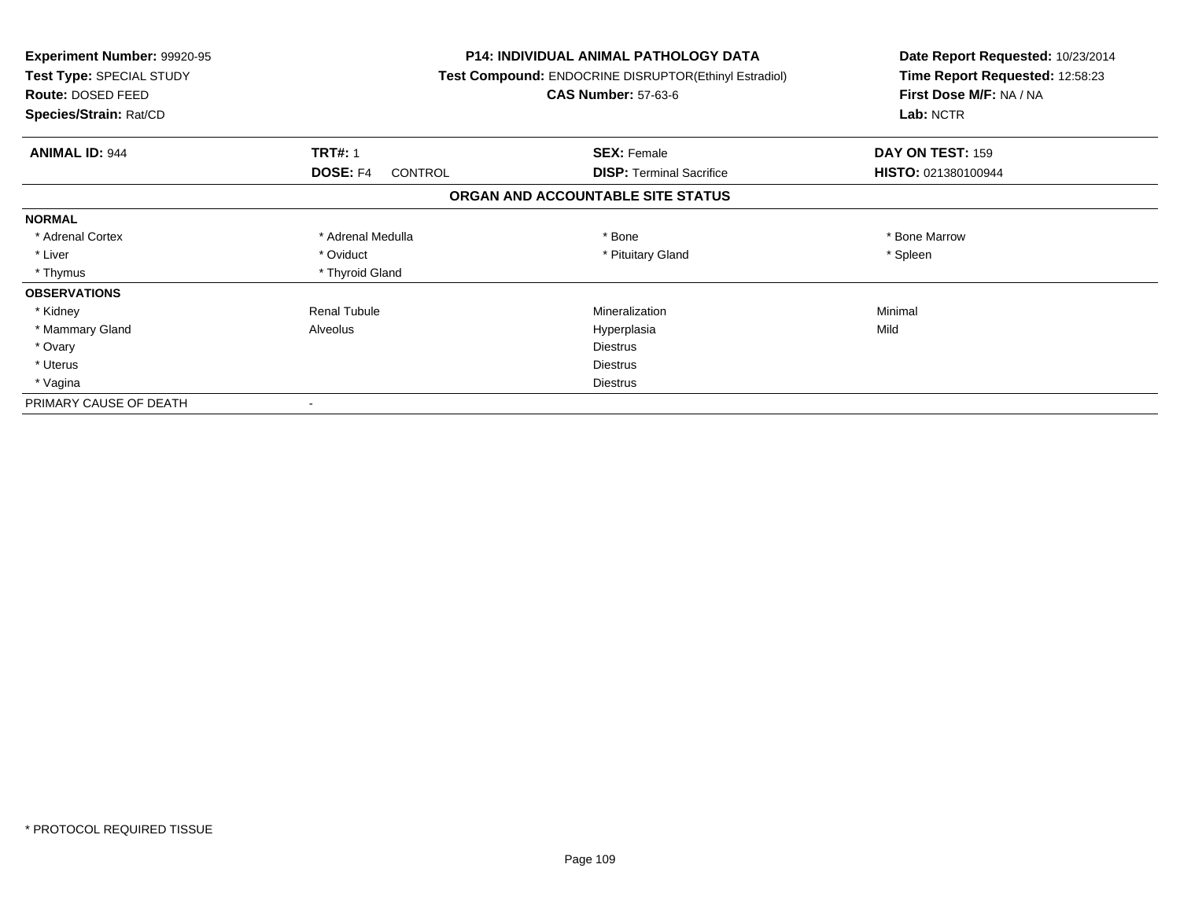| **Experiment Number:** 99920-95 | **P14: INDIVIDUAL ANIMAL PATHOLOGY DATA** | **Date Report Requested:** 10/23/2014 |
|---|---|---|
| **Test Type:** SPECIAL STUDY | **Test Compound:** ENDOCRINE DISRUPTOR(Ethinyl Estradiol) | **Time Report Requested:** 12:58:23 |
| **Route:** DOSED FEED | **CAS Number:** 57-63-6 | **First Dose M/F:** NA / NA |
| **Species/Strain:** Rat/CD | | **Lab:** NCTR |

| **ANIMAL ID:** 944 | **TRT#:** 1 | **SEX:** Female | **DAY ON TEST:** 159 |
|---|---|---|---|
| | **DOSE:** F4 CONTROL | **DISP:** Terminal Sacrifice | **HISTO:** 021380100944 |

**ORGAN AND ACCOUNTABLE SITE STATUS**

| | | | |
|---|---|---|---|
| **NORMAL** | | | |
| * Adrenal Cortex | * Adrenal Medulla | * Bone | * Bone Marrow |
| * Liver | * Oviduct | * Pituitary Gland | * Spleen |
| * Thymus | * Thyroid Gland | | |
| **OBSERVATIONS** | | | |
| * Kidney | Renal Tubule | Mineralization | Minimal |
| * Mammary Gland | Alveolus | Hyperplasia | Mild |
| * Ovary | | Diestrus | |
| * Uterus | | Diestrus | |
| * Vagina | | Diestrus | |
| PRIMARY CAUSE OF DEATH | - | | |

\* PROTOCOL REQUIRED TISSUE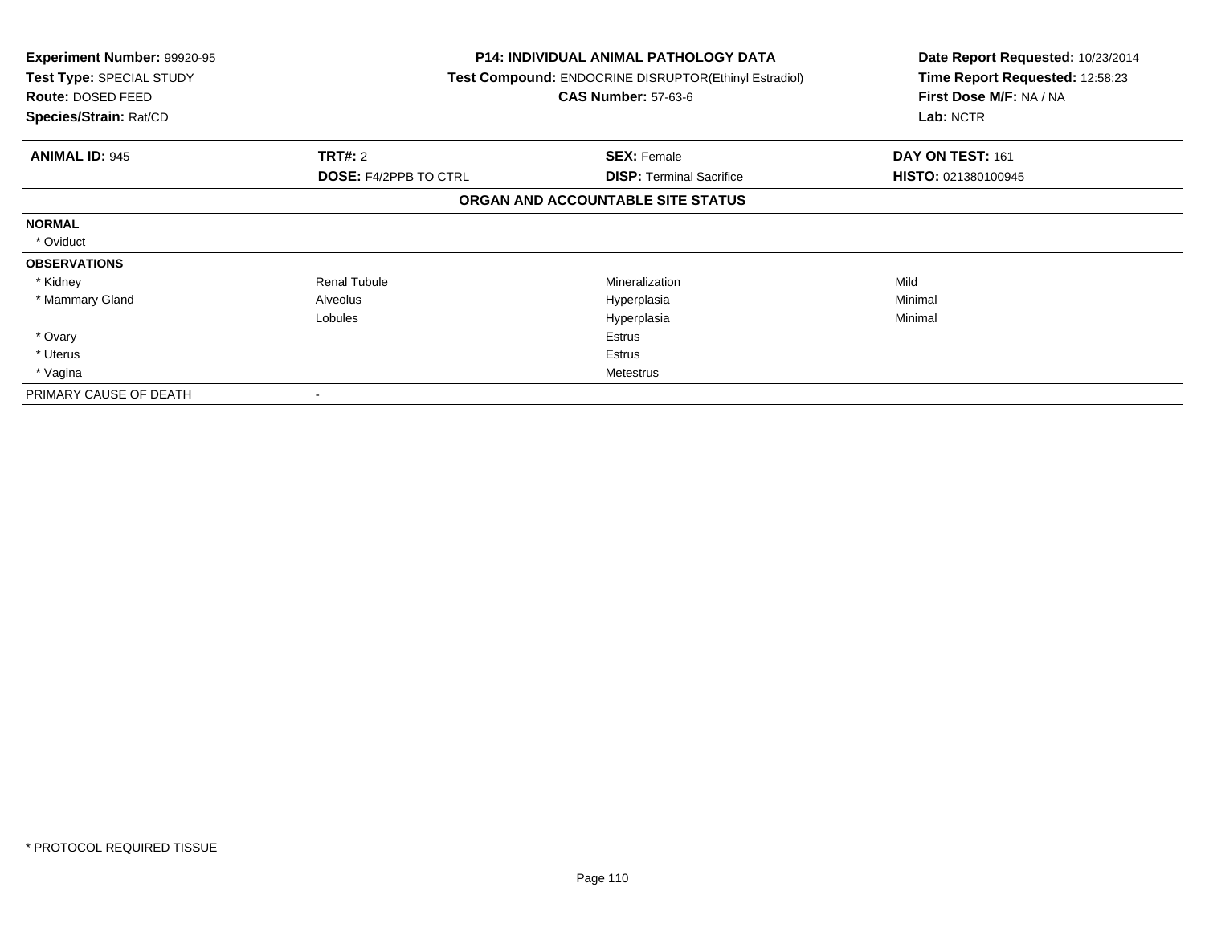**Experiment Number:** 99920-95
**Test Type:** SPECIAL STUDY
**Route:** DOSED FEED
**Species/Strain:** Rat/CD

**P14: INDIVIDUAL ANIMAL PATHOLOGY DATA**
**Test Compound:** ENDOCRINE DISRUPTOR(Ethinyl Estradiol)
**CAS Number:** 57-63-6

**Date Report Requested:** 10/23/2014
**Time Report Requested:** 12:58:23
**First Dose M/F:** NA / NA
**Lab:** NCTR

| **ANIMAL ID:** 945 | **TRT#:** 2 | **SEX:** Female | **DAY ON TEST:** 161 |
|---|---|---|---|
| | **DOSE:** F4/2PPB TO CTRL | **DISP:** Terminal Sacrifice | **HISTO:** 021380100945 |

**ORGAN AND ACCOUNTABLE SITE STATUS**

| | | | |
|---|---|---|---|
| **NORMAL** | | | |
| * Oviduct | | | |
| **OBSERVATIONS** | | | |
| * Kidney | Renal Tubule | Mineralization | Mild |
| * Mammary Gland | Alveolus | Hyperplasia | Minimal |
| | Lobules | Hyperplasia | Minimal |
| * Ovary | | Estrus | |
| * Uterus | | Estrus | |
| * Vagina | | Metestrus | |
| PRIMARY CAUSE OF DEATH | - | | |

* PROTOCOL REQUIRED TISSUE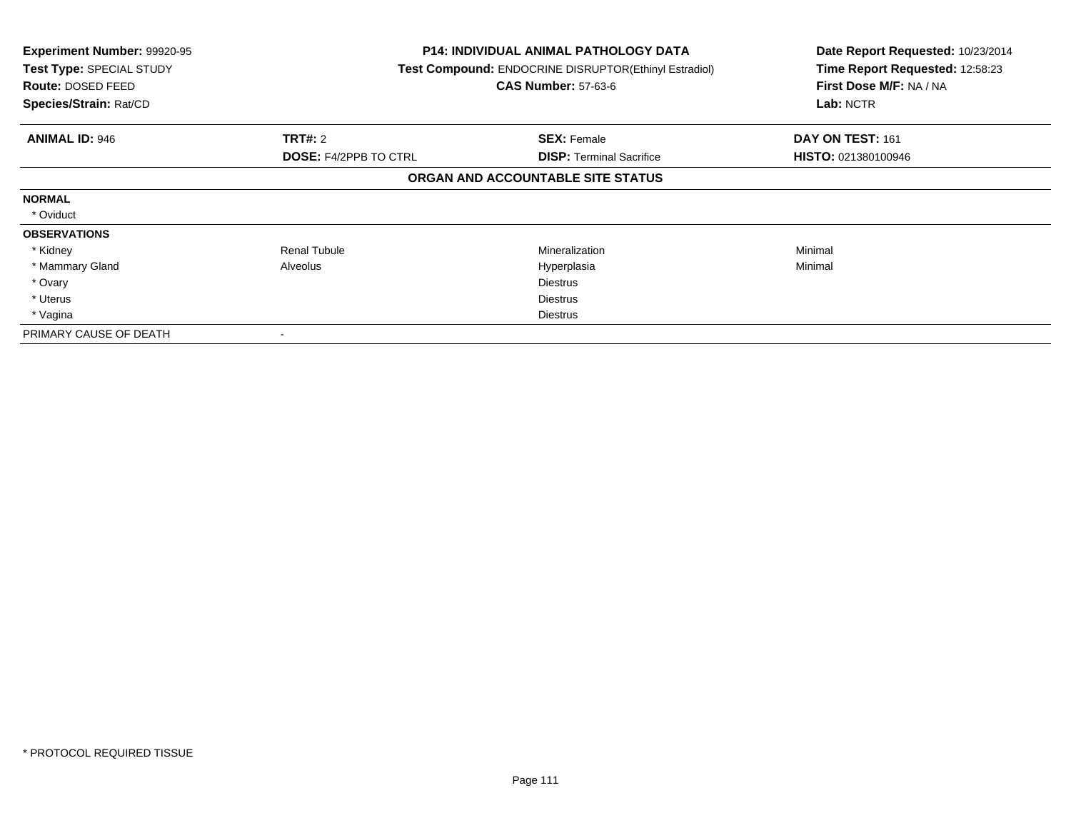**Experiment Number:** 99920-95
**Test Type:** SPECIAL STUDY
**Route:** DOSED FEED
**Species/Strain:** Rat/CD

**P14: INDIVIDUAL ANIMAL PATHOLOGY DATA**
**Test Compound:** ENDOCRINE DISRUPTOR(Ethinyl Estradiol)
**CAS Number:** 57-63-6

**Date Report Requested:** 10/23/2014
**Time Report Requested:** 12:58:23
**First Dose M/F:** NA / NA
**Lab:** NCTR

| **ANIMAL ID:** 946 | **TRT#:** 2 | **SEX:** Female | **DAY ON TEST:** 161 |
|---|---|---|---|
| | **DOSE:** F4/2PPB TO CTRL | **DISP:** Terminal Sacrifice | **HISTO:** 021380100946 |

**ORGAN AND ACCOUNTABLE SITE STATUS**

| | | | |
|---|---|---|---|
| **NORMAL** | | | |
| * Oviduct | | | |
| **OBSERVATIONS** | | | |
| * Kidney | Renal Tubule | Mineralization | Minimal |
| * Mammary Gland | Alveolus | Hyperplasia | Minimal |
| * Ovary | | Diestrus | |
| * Uterus | | Diestrus | |
| * Vagina | | Diestrus | |
| PRIMARY CAUSE OF DEATH | - | | |

* PROTOCOL REQUIRED TISSUE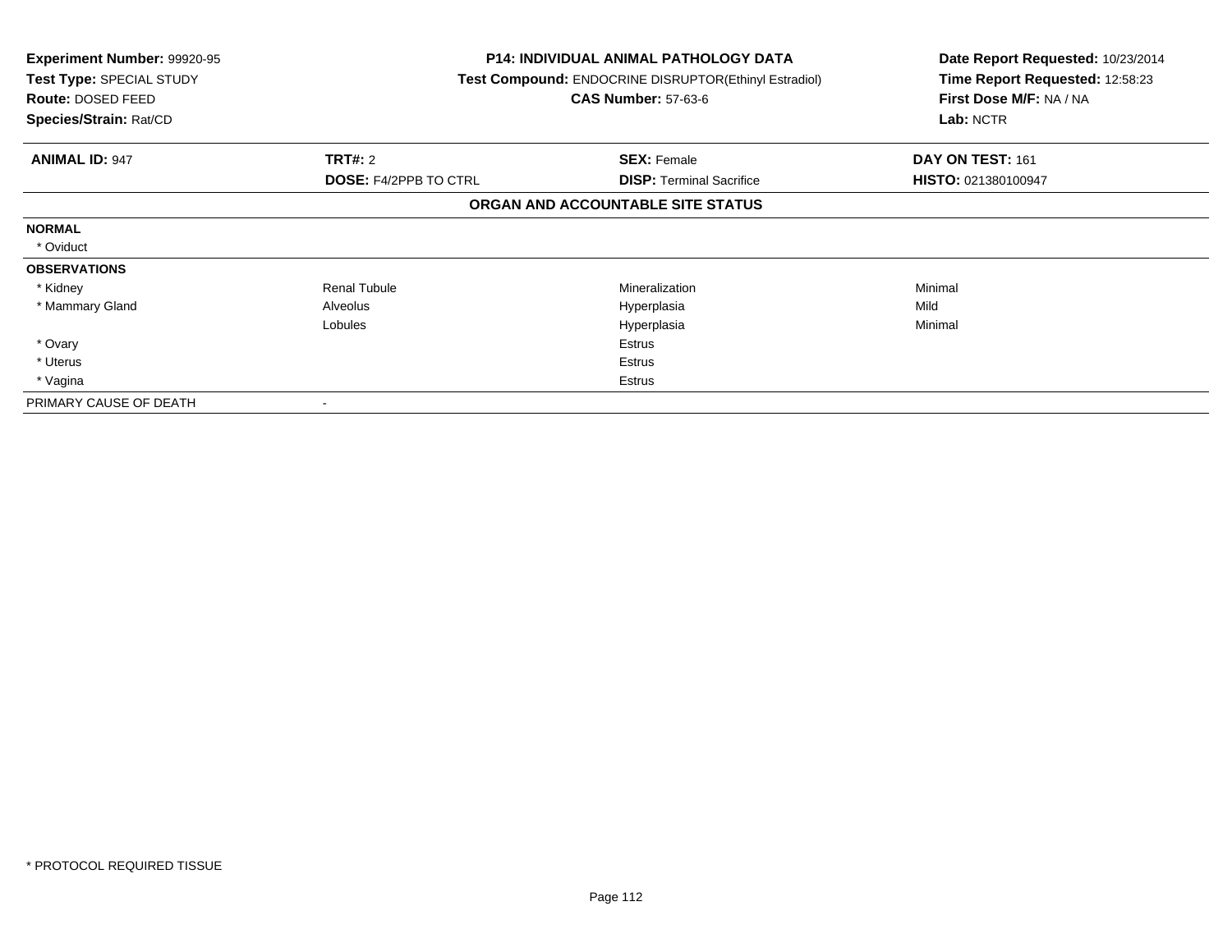**Experiment Number:** 99920-95
**Test Type:** SPECIAL STUDY
**Route:** DOSED FEED
**Species/Strain:** Rat/CD

**P14: INDIVIDUAL ANIMAL PATHOLOGY DATA**
**Test Compound:** ENDOCRINE DISRUPTOR(Ethinyl Estradiol)
**CAS Number:** 57-63-6

**Date Report Requested:** 10/23/2014
**Time Report Requested:** 12:58:23
**First Dose M/F:** NA / NA
**Lab:** NCTR

| **ANIMAL ID:** 947 | **TRT#:** 2 | **SEX:** Female | **DAY ON TEST:** 161 |
|---|---|---|---|
| | **DOSE:** F4/2PPB TO CTRL | **DISP:** Terminal Sacrifice | **HISTO:** 021380100947 |

**ORGAN AND ACCOUNTABLE SITE STATUS**

| | | | |
|---|---|---|---|
| **NORMAL** | | | |
| * Oviduct | | | |
| **OBSERVATIONS** | | | |
| * Kidney | Renal Tubule | Mineralization | Minimal |
| * Mammary Gland | Alveolus | Hyperplasia | Mild |
| | Lobules | Hyperplasia | Minimal |
| * Ovary | | Estrus | |
| * Uterus | | Estrus | |
| * Vagina | | Estrus | |
| PRIMARY CAUSE OF DEATH | - | | |

* PROTOCOL REQUIRED TISSUE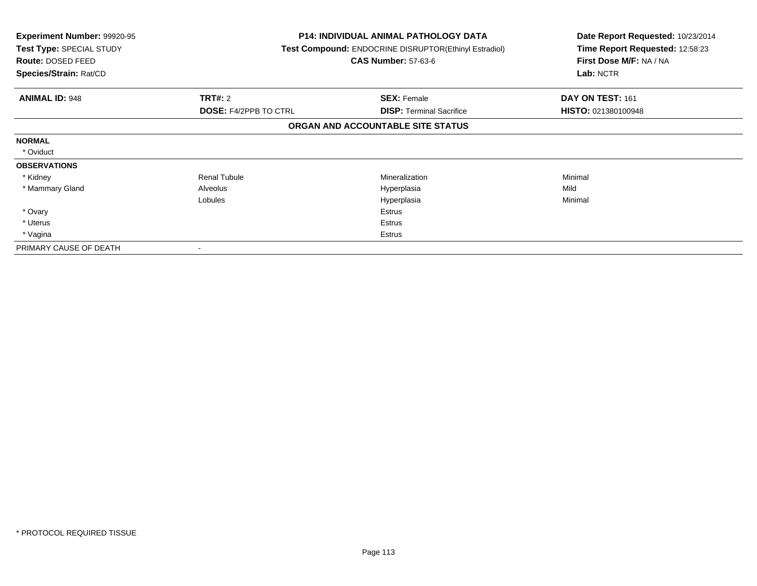**Experiment Number:** 99920-95
**Test Type:** SPECIAL STUDY
**Route:** DOSED FEED
**Species/Strain:** Rat/CD

**P14: INDIVIDUAL ANIMAL PATHOLOGY DATA**
**Test Compound:** ENDOCRINE DISRUPTOR(Ethinyl Estradiol)
**CAS Number:** 57-63-6

**Date Report Requested:** 10/23/2014
**Time Report Requested:** 12:58:23
**First Dose M/F:** NA / NA
**Lab:** NCTR

| **ANIMAL ID:** 948 | **TRT#:** 2 | **SEX:** Female | **DAY ON TEST:** 161 |
|---|---|---|---|
| | **DOSE:** F4/2PPB TO CTRL | **DISP:** Terminal Sacrifice | **HISTO:** 021380100948 |

**ORGAN AND ACCOUNTABLE SITE STATUS**

| | | | |
|---|---|---|---|
| **NORMAL** | | | |
| * Oviduct | | | |
| **OBSERVATIONS** | | | |
| * Kidney | Renal Tubule | Mineralization | Minimal |
| * Mammary Gland | Alveolus | Hyperplasia | Mild |
| | Lobules | Hyperplasia | Minimal |
| * Ovary | | Estrus | |
| * Uterus | | Estrus | |
| * Vagina | | Estrus | |
| PRIMARY CAUSE OF DEATH | - | | |

* PROTOCOL REQUIRED TISSUE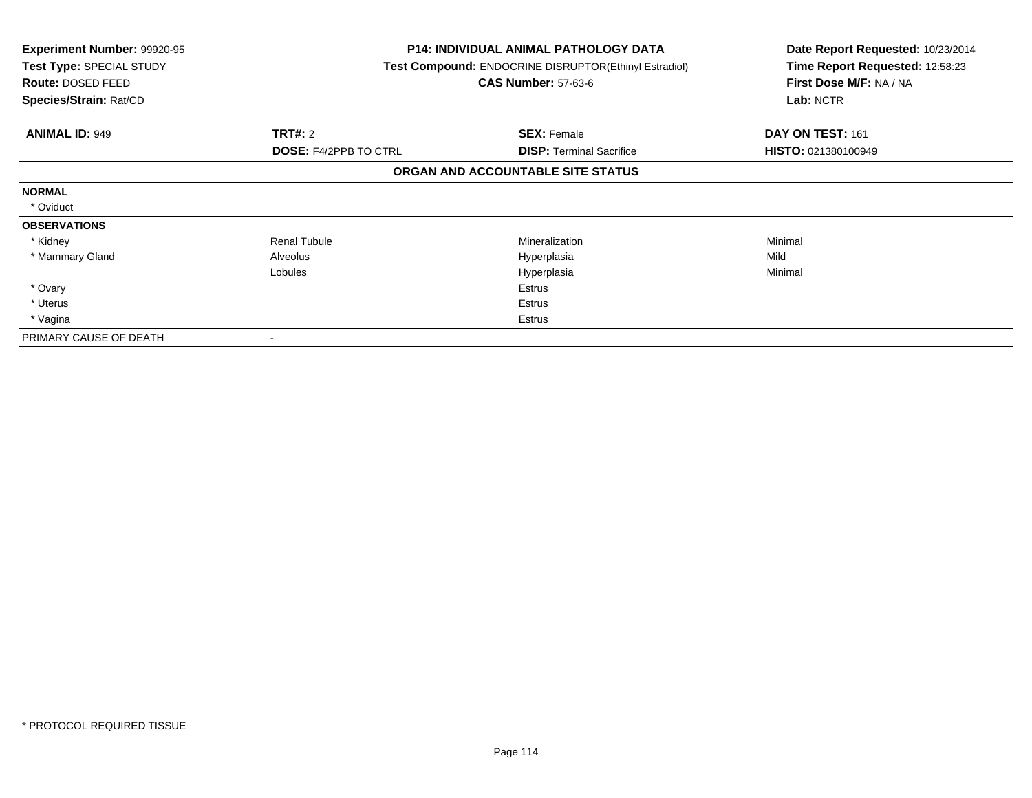**Experiment Number:** 99920-95
**Test Type:** SPECIAL STUDY
**Route:** DOSED FEED
**Species/Strain:** Rat/CD

**P14: INDIVIDUAL ANIMAL PATHOLOGY DATA**
**Test Compound:** ENDOCRINE DISRUPTOR(Ethinyl Estradiol)
**CAS Number:** 57-63-6

**Date Report Requested:** 10/23/2014
**Time Report Requested:** 12:58:23
**First Dose M/F:** NA / NA
**Lab:** NCTR

| **ANIMAL ID:** 949 | **TRT#:** 2 | **SEX:** Female | **DAY ON TEST:** 161 |
|---|---|---|---|
| | **DOSE:** F4/2PPB TO CTRL | **DISP:** Terminal Sacrifice | **HISTO:** 021380100949 |

**ORGAN AND ACCOUNTABLE SITE STATUS**

| | | | |
|---|---|---|---|
| **NORMAL** | | | |
| * Oviduct | | | |
| **OBSERVATIONS** | | | |
| * Kidney | Renal Tubule | Mineralization | Minimal |
| * Mammary Gland | Alveolus | Hyperplasia | Mild |
| | Lobules | Hyperplasia | Minimal |
| * Ovary | | Estrus | |
| * Uterus | | Estrus | |
| * Vagina | | Estrus | |
| PRIMARY CAUSE OF DEATH | - | | |

* PROTOCOL REQUIRED TISSUE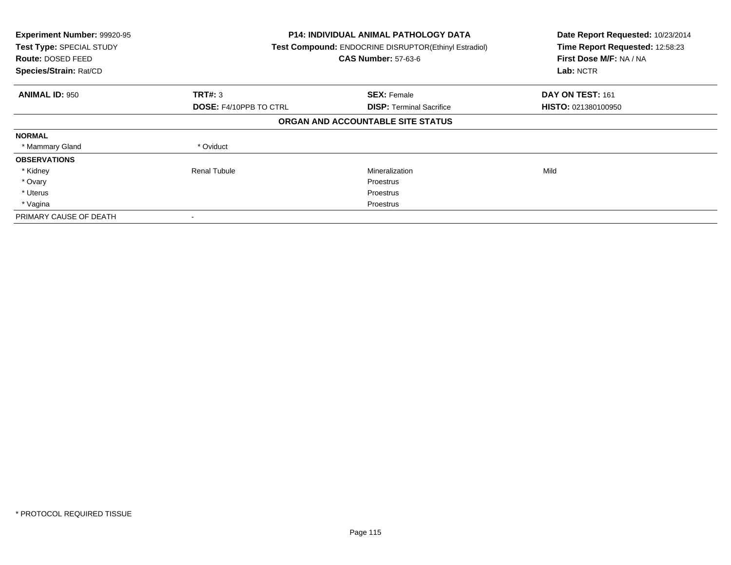**Experiment Number:** 99920-95
**Test Type:** SPECIAL STUDY
**Route:** DOSED FEED
**Species/Strain:** Rat/CD

**P14: INDIVIDUAL ANIMAL PATHOLOGY DATA**
**Test Compound:** ENDOCRINE DISRUPTOR(Ethinyl Estradiol)
**CAS Number:** 57-63-6

**Date Report Requested:** 10/23/2014
**Time Report Requested:** 12:58:23
**First Dose M/F:** NA / NA
**Lab:** NCTR

| **ANIMAL ID:** 950 | **TRT#:** 3 | **SEX:** Female | **DAY ON TEST:** 161 |
|---|---|---|---|
| | **DOSE:** F4/10PPB TO CTRL | **DISP:** Terminal Sacrifice | **HISTO:** 021380100950 |

### ORGAN AND ACCOUNTABLE SITE STATUS

| | | | |
|---|---|---|---|
| **NORMAL** | | | |
| * Mammary Gland | * Oviduct | | |
| **OBSERVATIONS** | | | |
| * Kidney | Renal Tubule | Mineralization | Mild |
| * Ovary | | Proestrus | |
| * Uterus | | Proestrus | |
| * Vagina | | Proestrus | |
| PRIMARY CAUSE OF DEATH | - | | |

\* PROTOCOL REQUIRED TISSUE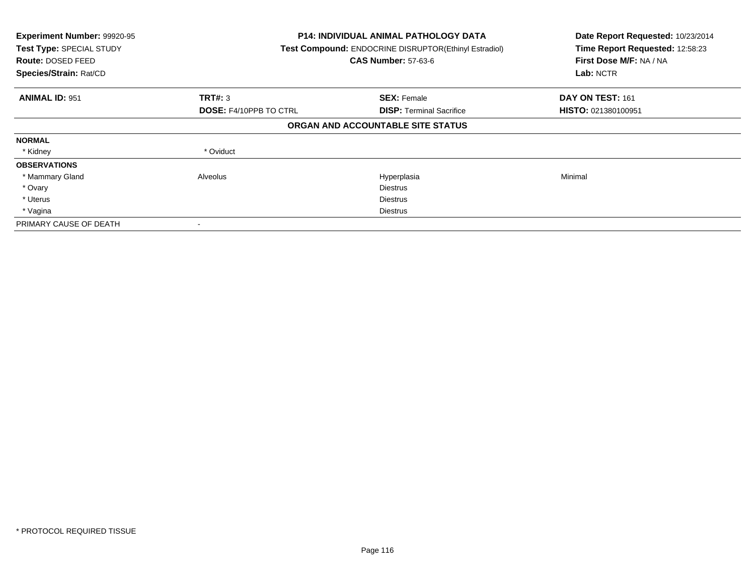**Experiment Number:** 99920-95
**Test Type:** SPECIAL STUDY
**Route:** DOSED FEED
**Species/Strain:** Rat/CD

**P14: INDIVIDUAL ANIMAL PATHOLOGY DATA**
**Test Compound:** ENDOCRINE DISRUPTOR(Ethinyl Estradiol)
**CAS Number:** 57-63-6

**Date Report Requested:** 10/23/2014
**Time Report Requested:** 12:58:23
**First Dose M/F:** NA / NA
**Lab:** NCTR

| **ANIMAL ID:** 951 | **TRT#:** 3 | **SEX:** Female | **DAY ON TEST:** 161 |
|---|---|---|---|
| | **DOSE:** F4/10PPB TO CTRL | **DISP:** Terminal Sacrifice | **HISTO:** 021380100951 |

**ORGAN AND ACCOUNTABLE SITE STATUS**

| | | | |
|---|---|---|---|
| **NORMAL** | | | |
| * Kidney | * Oviduct | | |
| **OBSERVATIONS** | | | |
| * Mammary Gland | Alveolus | Hyperplasia | Minimal |
| * Ovary | | Diestrus | |
| * Uterus | | Diestrus | |
| * Vagina | | Diestrus | |
| PRIMARY CAUSE OF DEATH | - | | |

* PROTOCOL REQUIRED TISSUE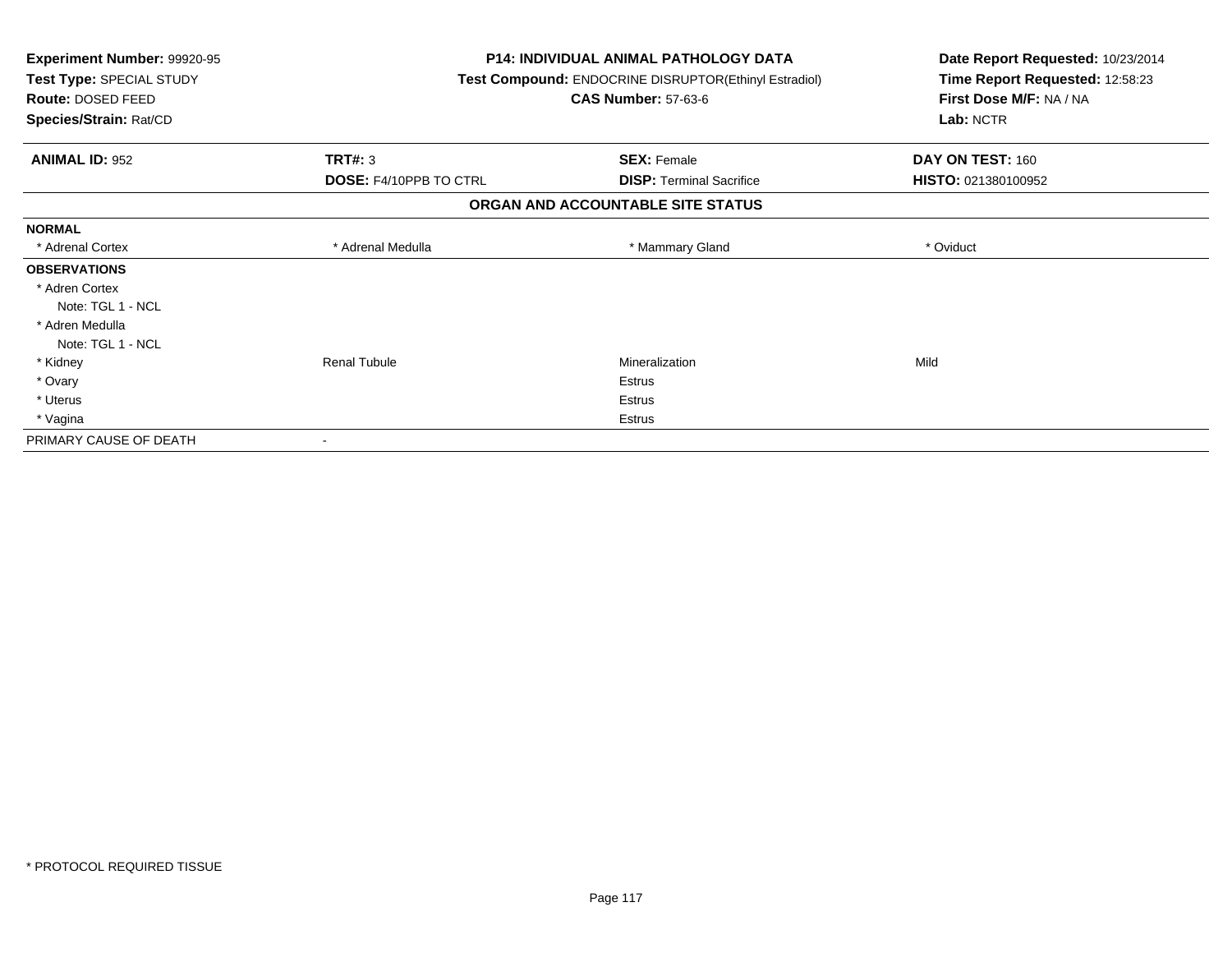**Experiment Number:** 99920-95
**Test Type:** SPECIAL STUDY
**Route:** DOSED FEED
**Species/Strain:** Rat/CD

**P14: INDIVIDUAL ANIMAL PATHOLOGY DATA**
**Test Compound:** ENDOCRINE DISRUPTOR(Ethinyl Estradiol)
**CAS Number:** 57-63-6

**Date Report Requested:** 10/23/2014
**Time Report Requested:** 12:58:23
**First Dose M/F:** NA / NA
**Lab:** NCTR

| **ANIMAL ID:** 952 | **TRT#:** 3 | **SEX:** Female | **DAY ON TEST:** 160 |
|---|---|---|---|
| | **DOSE:** F4/10PPB TO CTRL | **DISP:** Terminal Sacrifice | **HISTO:** 021380100952 |

### ORGAN AND ACCOUNTABLE SITE STATUS

| | | | |
|---|---|---|---|
| **NORMAL** | | | |
| * Adrenal Cortex | * Adrenal Medulla | * Mammary Gland | * Oviduct |
| **OBSERVATIONS** | | | |
| * Adren Cortex | | | |
| Note: TGL 1 - NCL | | | |
| * Adren Medulla | | | |
| Note: TGL 1 - NCL | | | |
| * Kidney | Renal Tubule | Mineralization | Mild |
| * Ovary | | Estrus | |
| * Uterus | | Estrus | |
| * Vagina | | Estrus | |
| PRIMARY CAUSE OF DEATH | - | | |

* PROTOCOL REQUIRED TISSUE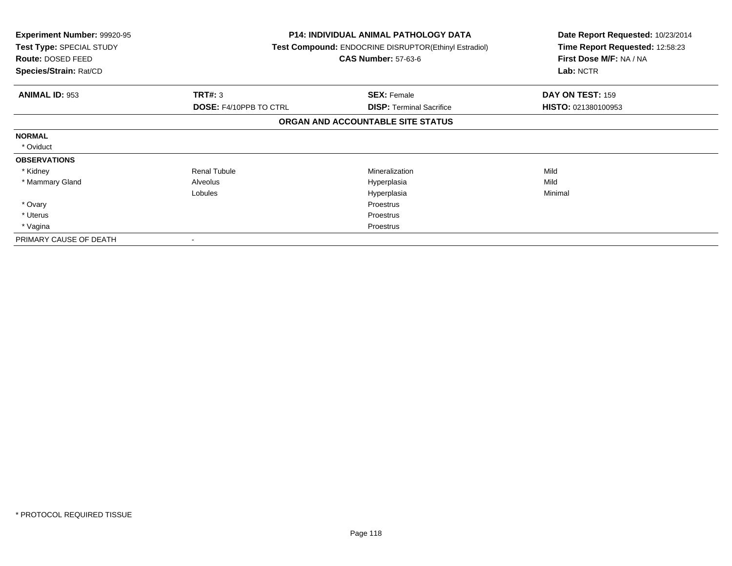**Experiment Number:** 99920-95
**Test Type:** SPECIAL STUDY
**Route:** DOSED FEED
**Species/Strain:** Rat/CD

**P14: INDIVIDUAL ANIMAL PATHOLOGY DATA**
**Test Compound:** ENDOCRINE DISRUPTOR(Ethinyl Estradiol)
**CAS Number:** 57-63-6

**Date Report Requested:** 10/23/2014
**Time Report Requested:** 12:58:23
**First Dose M/F:** NA / NA
**Lab:** NCTR

| **ANIMAL ID:** 953 | **TRT#:** 3 | **SEX:** Female | **DAY ON TEST:** 159 |
|---|---|---|---|
| | **DOSE:** F4/10PPB TO CTRL | **DISP:** Terminal Sacrifice | **HISTO:** 021380100953 |

**ORGAN AND ACCOUNTABLE SITE STATUS**

| | | | |
|---|---|---|---|
| **NORMAL** | | | |
| * Oviduct | | | |
| **OBSERVATIONS** | | | |
| * Kidney | Renal Tubule | Mineralization | Mild |
| * Mammary Gland | Alveolus | Hyperplasia | Mild |
| | Lobules | Hyperplasia | Minimal |
| * Ovary | | Proestrus | |
| * Uterus | | Proestrus | |
| * Vagina | | Proestrus | |
| PRIMARY CAUSE OF DEATH | - | | |

* PROTOCOL REQUIRED TISSUE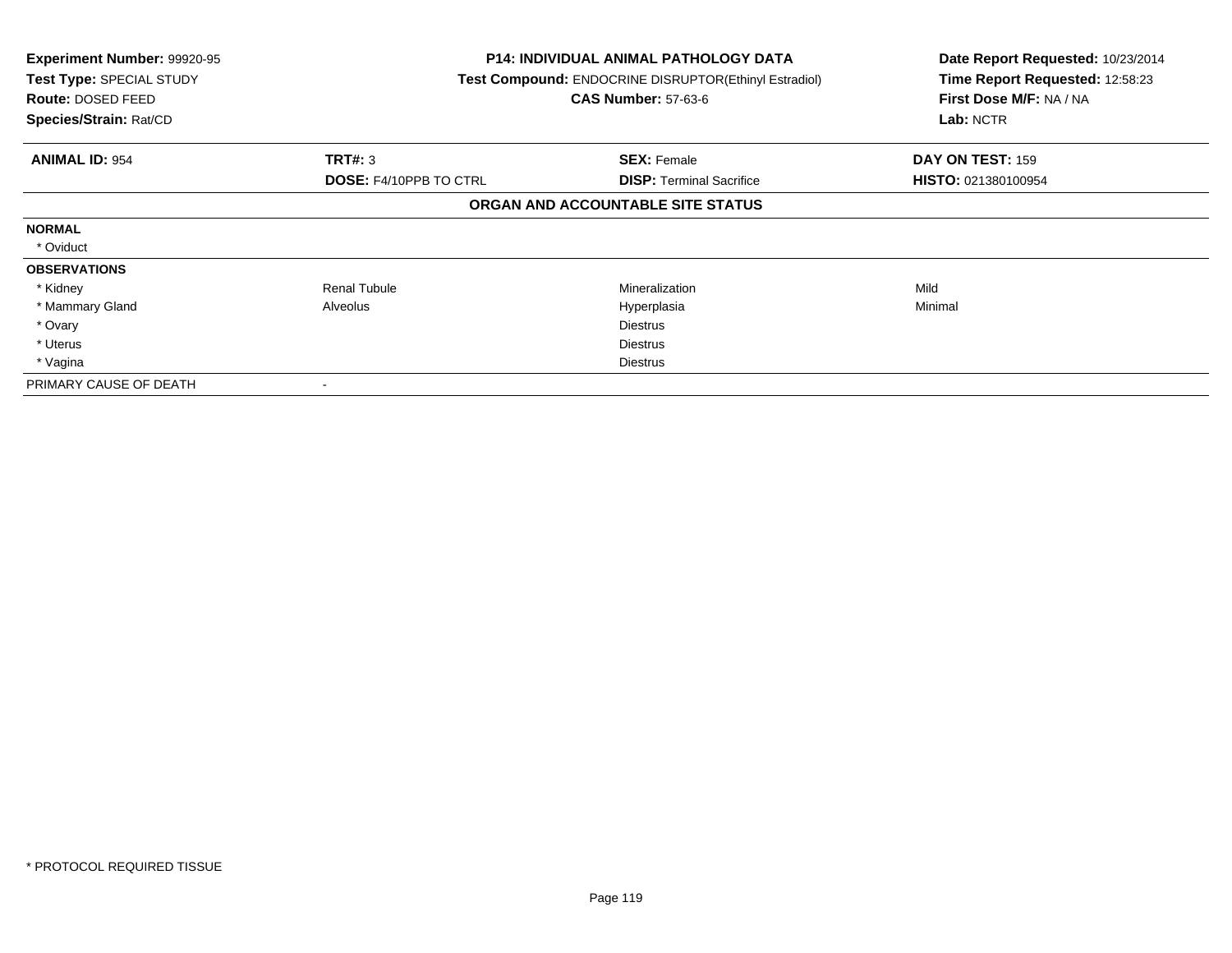**Experiment Number:** 99920-95
**Test Type:** SPECIAL STUDY
**Route:** DOSED FEED
**Species/Strain:** Rat/CD

**P14: INDIVIDUAL ANIMAL PATHOLOGY DATA**
**Test Compound:** ENDOCRINE DISRUPTOR(Ethinyl Estradiol)
**CAS Number:** 57-63-6

**Date Report Requested:** 10/23/2014
**Time Report Requested:** 12:58:23
**First Dose M/F:** NA / NA
**Lab:** NCTR

| **ANIMAL ID:** 954 | **TRT#:** 3 | **SEX:** Female | **DAY ON TEST:** 159 |
|---|---|---|---|
| | **DOSE:** F4/10PPB TO CTRL | **DISP:** Terminal Sacrifice | **HISTO:** 021380100954 |

**ORGAN AND ACCOUNTABLE SITE STATUS**

| | | | |
|---|---|---|---|
| **NORMAL** | | | |
| * Oviduct | | | |
| **OBSERVATIONS** | | | |
| * Kidney | Renal Tubule | Mineralization | Mild |
| * Mammary Gland | Alveolus | Hyperplasia | Minimal |
| * Ovary | | Diestrus | |
| * Uterus | | Diestrus | |
| * Vagina | | Diestrus | |
| PRIMARY CAUSE OF DEATH | - | | |

* PROTOCOL REQUIRED TISSUE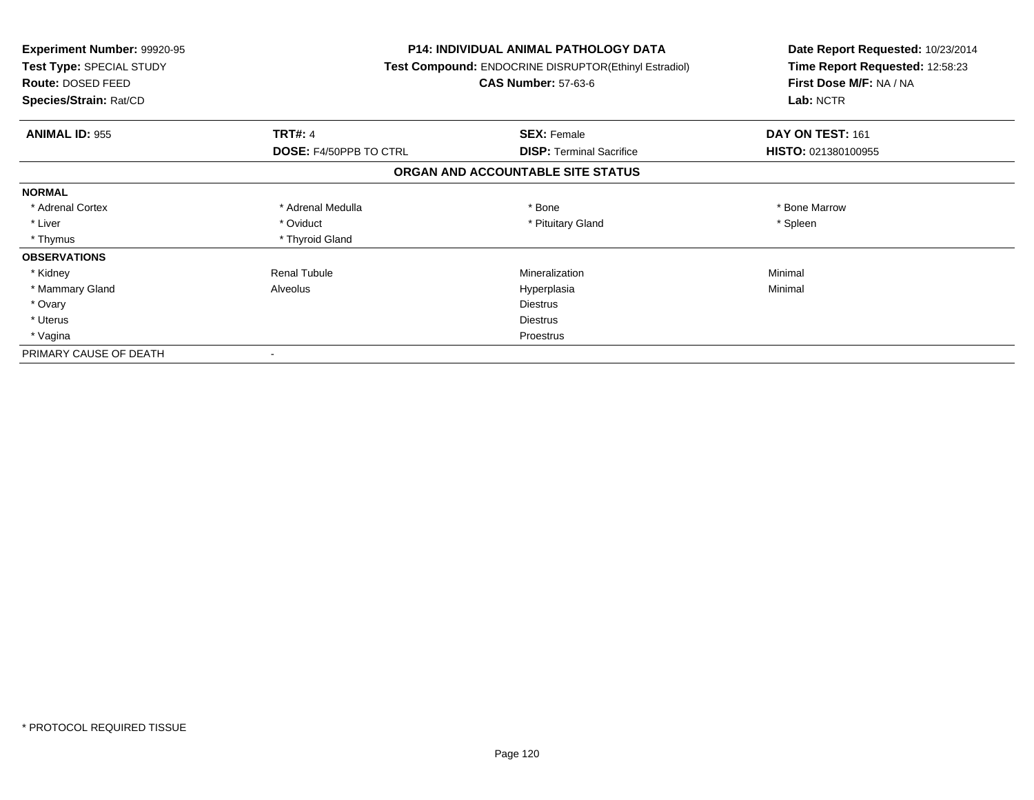**Experiment Number:** 99920-95
**Test Type:** SPECIAL STUDY
**Route:** DOSED FEED
**Species/Strain:** Rat/CD

**P14: INDIVIDUAL ANIMAL PATHOLOGY DATA**
**Test Compound:** ENDOCRINE DISRUPTOR(Ethinyl Estradiol)
**CAS Number:** 57-63-6

**Date Report Requested:** 10/23/2014
**Time Report Requested:** 12:58:23
**First Dose M/F:** NA / NA
**Lab:** NCTR

| **ANIMAL ID:** 955 | **TRT#:** 4 | **SEX:** Female | **DAY ON TEST:** 161 |
|---|---|---|---|
| | **DOSE:** F4/50PPB TO CTRL | **DISP:** Terminal Sacrifice | **HISTO:** 021380100955 |

## ORGAN AND ACCOUNTABLE SITE STATUS

| | | | |
|---|---|---|---|
| **NORMAL** | | | |
| * Adrenal Cortex | * Adrenal Medulla | * Bone | * Bone Marrow |
| * Liver | * Oviduct | * Pituitary Gland | * Spleen |
| * Thymus | * Thyroid Gland | | |
| **OBSERVATIONS** | | | |
| * Kidney | Renal Tubule | Mineralization | Minimal |
| * Mammary Gland | Alveolus | Hyperplasia | Minimal |
| * Ovary | | Diestrus | |
| * Uterus | | Diestrus | |
| * Vagina | | Proestrus | |
| PRIMARY CAUSE OF DEATH | - | | |

* PROTOCOL REQUIRED TISSUE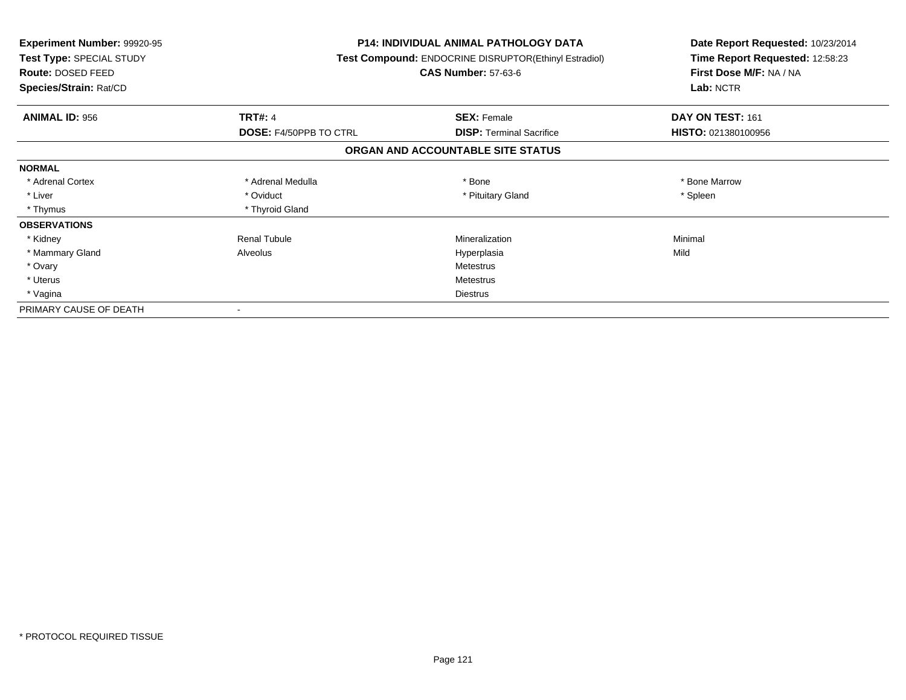| Experiment Number: 99920-95 | P14: INDIVIDUAL ANIMAL PATHOLOGY DATA | Date Report Requested: 10/23/2014 |
|---|---|---|
| Test Type: SPECIAL STUDY | Test Compound: ENDOCRINE DISRUPTOR(Ethinyl Estradiol) | Time Report Requested: 12:58:23 |
| Route: DOSED FEED | CAS Number: 57-63-6 | First Dose M/F: NA / NA |
| Species/Strain: Rat/CD | | Lab: NCTR |

| **ANIMAL ID:** 956 | **TRT#:** 4 | **SEX:** Female | **DAY ON TEST:** 161 |
|---|---|---|---|
| | **DOSE:** F4/50PPB TO CTRL | **DISP:** Terminal Sacrifice | **HISTO:** 021380100956 |

## ORGAN AND ACCOUNTABLE SITE STATUS

| | | | |
|---|---|---|---|
| **NORMAL** | | | |
| * Adrenal Cortex | * Adrenal Medulla | * Bone | * Bone Marrow |
| * Liver | * Oviduct | * Pituitary Gland | * Spleen |
| * Thymus | * Thyroid Gland | | |
| **OBSERVATIONS** | | | |
| * Kidney | Renal Tubule | Mineralization | Minimal |
| * Mammary Gland | Alveolus | Hyperplasia | Mild |
| * Ovary | | Metestrus | |
| * Uterus | | Metestrus | |
| * Vagina | | Diestrus | |
| PRIMARY CAUSE OF DEATH | - | | |

* PROTOCOL REQUIRED TISSUE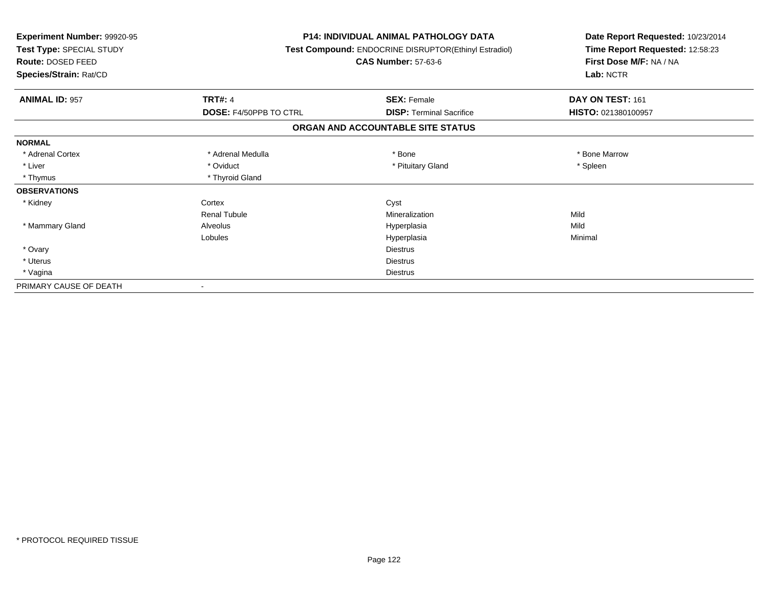**Experiment Number:** 99920-95
**Test Type:** SPECIAL STUDY
**Route:** DOSED FEED
**Species/Strain:** Rat/CD

**P14: INDIVIDUAL ANIMAL PATHOLOGY DATA**
**Test Compound:** ENDOCRINE DISRUPTOR(Ethinyl Estradiol)
**CAS Number:** 57-63-6

**Date Report Requested:** 10/23/2014
**Time Report Requested:** 12:58:23
**First Dose M/F:** NA / NA
**Lab:** NCTR

| **ANIMAL ID:** 957 | **TRT#:** 4 | **SEX:** Female | **DAY ON TEST:** 161 |
|---|---|---|---|
| | **DOSE:** F4/50PPB TO CTRL | **DISP:** Terminal Sacrifice | **HISTO:** 021380100957 |

## ORGAN AND ACCOUNTABLE SITE STATUS

| | | | |
|---|---|---|---|
| **NORMAL** | | | |
| * Adrenal Cortex | * Adrenal Medulla | * Bone | * Bone Marrow |
| * Liver | * Oviduct | * Pituitary Gland | * Spleen |
| * Thymus | * Thyroid Gland | | |
| **OBSERVATIONS** | | | |
| * Kidney | Cortex | Cyst | |
| | Renal Tubule | Mineralization | Mild |
| * Mammary Gland | Alveolus | Hyperplasia | Mild |
| | Lobules | Hyperplasia | Minimal |
| * Ovary | | Diestrus | |
| * Uterus | | Diestrus | |
| * Vagina | | Diestrus | |
| PRIMARY CAUSE OF DEATH | - | | |

* PROTOCOL REQUIRED TISSUE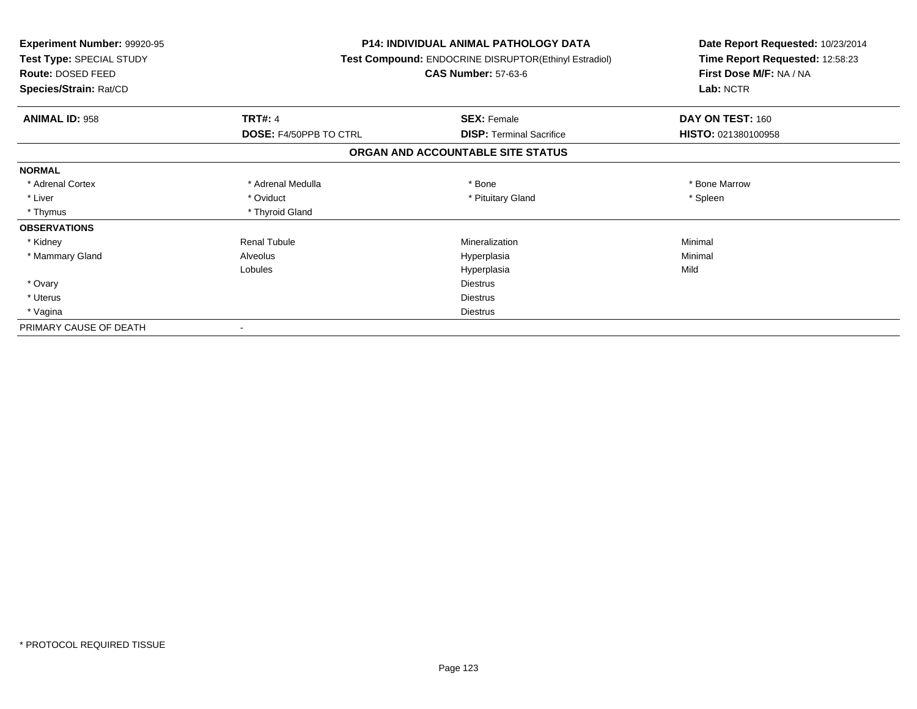**Experiment Number:** 99920-95
**Test Type:** SPECIAL STUDY
**Route:** DOSED FEED
**Species/Strain:** Rat/CD

**P14: INDIVIDUAL ANIMAL PATHOLOGY DATA**
**Test Compound:** ENDOCRINE DISRUPTOR(Ethinyl Estradiol)
**CAS Number:** 57-63-6

**Date Report Requested:** 10/23/2014
**Time Report Requested:** 12:58:23
**First Dose M/F:** NA / NA
**Lab:** NCTR

| **ANIMAL ID:** 958 | **TRT#:** 4 | **SEX:** Female | **DAY ON TEST:** 160 |
|---|---|---|---|
| | **DOSE:** F4/50PPB TO CTRL | **DISP:** Terminal Sacrifice | **HISTO:** 021380100958 |

## ORGAN AND ACCOUNTABLE SITE STATUS

| | | | |
|---|---|---|---|
| **NORMAL** | | | |
| * Adrenal Cortex | * Adrenal Medulla | * Bone | * Bone Marrow |
| * Liver | * Oviduct | * Pituitary Gland | * Spleen |
| * Thymus | * Thyroid Gland | | |
| **OBSERVATIONS** | | | |
| * Kidney | Renal Tubule | Mineralization | Minimal |
| * Mammary Gland | Alveolus | Hyperplasia | Minimal |
| | Lobules | Hyperplasia | Mild |
| * Ovary | | Diestrus | |
| * Uterus | | Diestrus | |
| * Vagina | | Diestrus | |
| PRIMARY CAUSE OF DEATH | - | | |

* PROTOCOL REQUIRED TISSUE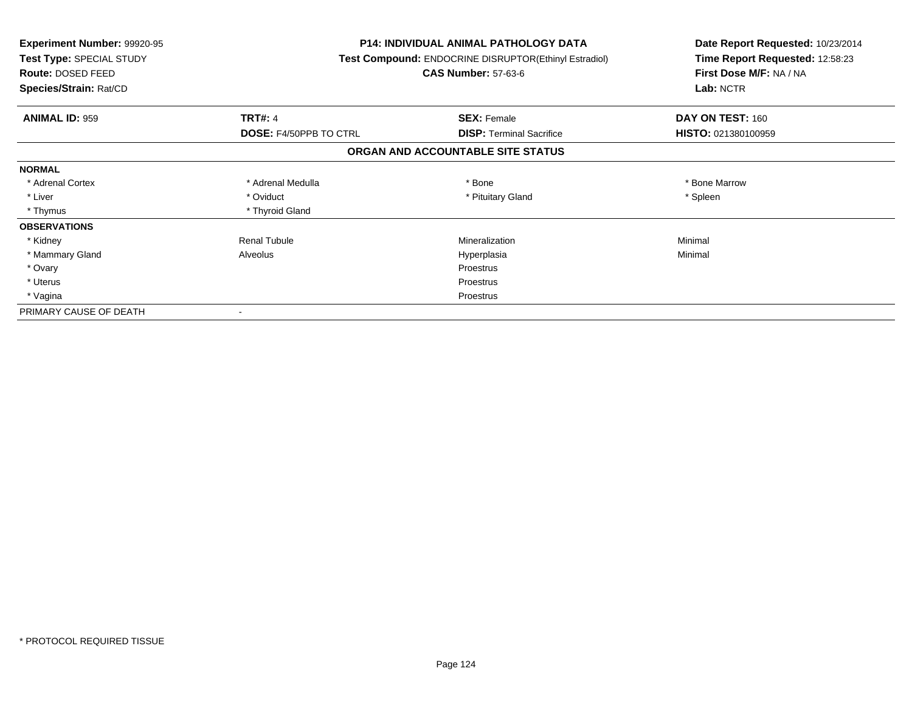**Experiment Number:** 99920-95
**Test Type:** SPECIAL STUDY
**Route:** DOSED FEED
**Species/Strain:** Rat/CD

**P14: INDIVIDUAL ANIMAL PATHOLOGY DATA**
**Test Compound:** ENDOCRINE DISRUPTOR(Ethinyl Estradiol)
**CAS Number:** 57-63-6

**Date Report Requested:** 10/23/2014
**Time Report Requested:** 12:58:23
**First Dose M/F:** NA / NA
**Lab:** NCTR

| **ANIMAL ID:** 959 | **TRT#:** 4 | **SEX:** Female | **DAY ON TEST:** 160 |
|---|---|---|---|
| | **DOSE:** F4/50PPB TO CTRL | **DISP:** Terminal Sacrifice | **HISTO:** 021380100959 |

## ORGAN AND ACCOUNTABLE SITE STATUS

| | | | |
|---|---|---|---|
| **NORMAL** | | | |
| * Adrenal Cortex | * Adrenal Medulla | * Bone | * Bone Marrow |
| * Liver | * Oviduct | * Pituitary Gland | * Spleen |
| * Thymus | * Thyroid Gland | | |
| **OBSERVATIONS** | | | |
| * Kidney | Renal Tubule | Mineralization | Minimal |
| * Mammary Gland | Alveolus | Hyperplasia | Minimal |
| * Ovary | | Proestrus | |
| * Uterus | | Proestrus | |
| * Vagina | | Proestrus | |
| PRIMARY CAUSE OF DEATH | - | | |

* PROTOCOL REQUIRED TISSUE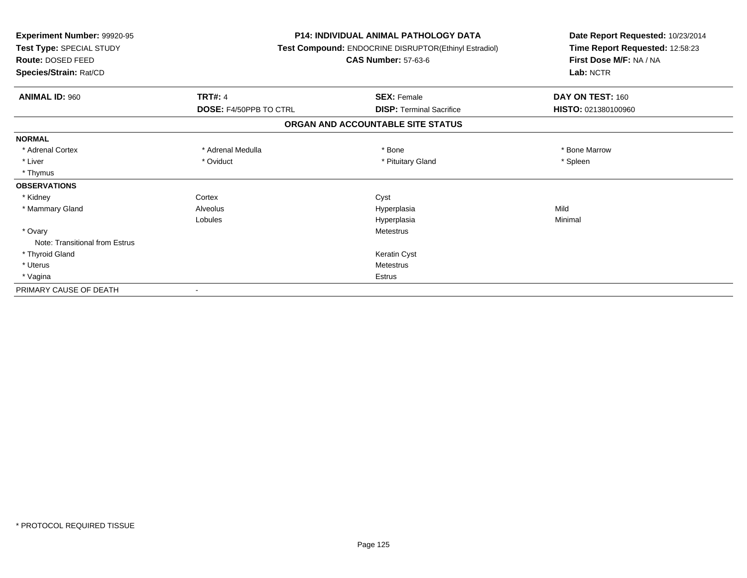**Experiment Number:** 99920-95
**Test Type:** SPECIAL STUDY
**Route:** DOSED FEED
**Species/Strain:** Rat/CD

**P14: INDIVIDUAL ANIMAL PATHOLOGY DATA**
**Test Compound:** ENDOCRINE DISRUPTOR(Ethinyl Estradiol)
**CAS Number:** 57-63-6

**Date Report Requested:** 10/23/2014
**Time Report Requested:** 12:58:23
**First Dose M/F:** NA / NA
**Lab:** NCTR

| **ANIMAL ID:** 960 | **TRT#:** 4 | **SEX:** Female | **DAY ON TEST:** 160 |
|---|---|---|---|
| | **DOSE:** F4/50PPB TO CTRL | **DISP:** Terminal Sacrifice | **HISTO:** 021380100960 |

**ORGAN AND ACCOUNTABLE SITE STATUS**

| | | | |
|---|---|---|---|
| **NORMAL** | | | |
| * Adrenal Cortex | * Adrenal Medulla | * Bone | * Bone Marrow |
| * Liver | * Oviduct | * Pituitary Gland | * Spleen |
| * Thymus | | | |
| **OBSERVATIONS** | | | |
| * Kidney | Cortex | Cyst | |
| * Mammary Gland | Alveolus | Hyperplasia | Mild |
| | Lobules | Hyperplasia | Minimal |
| * Ovary | | Metestrus | |
| Note: Transitional from Estrus | | | |
| * Thyroid Gland | | Keratin Cyst | |
| * Uterus | | Metestrus | |
| * Vagina | | Estrus | |
| PRIMARY CAUSE OF DEATH | - | | |

\* PROTOCOL REQUIRED TISSUE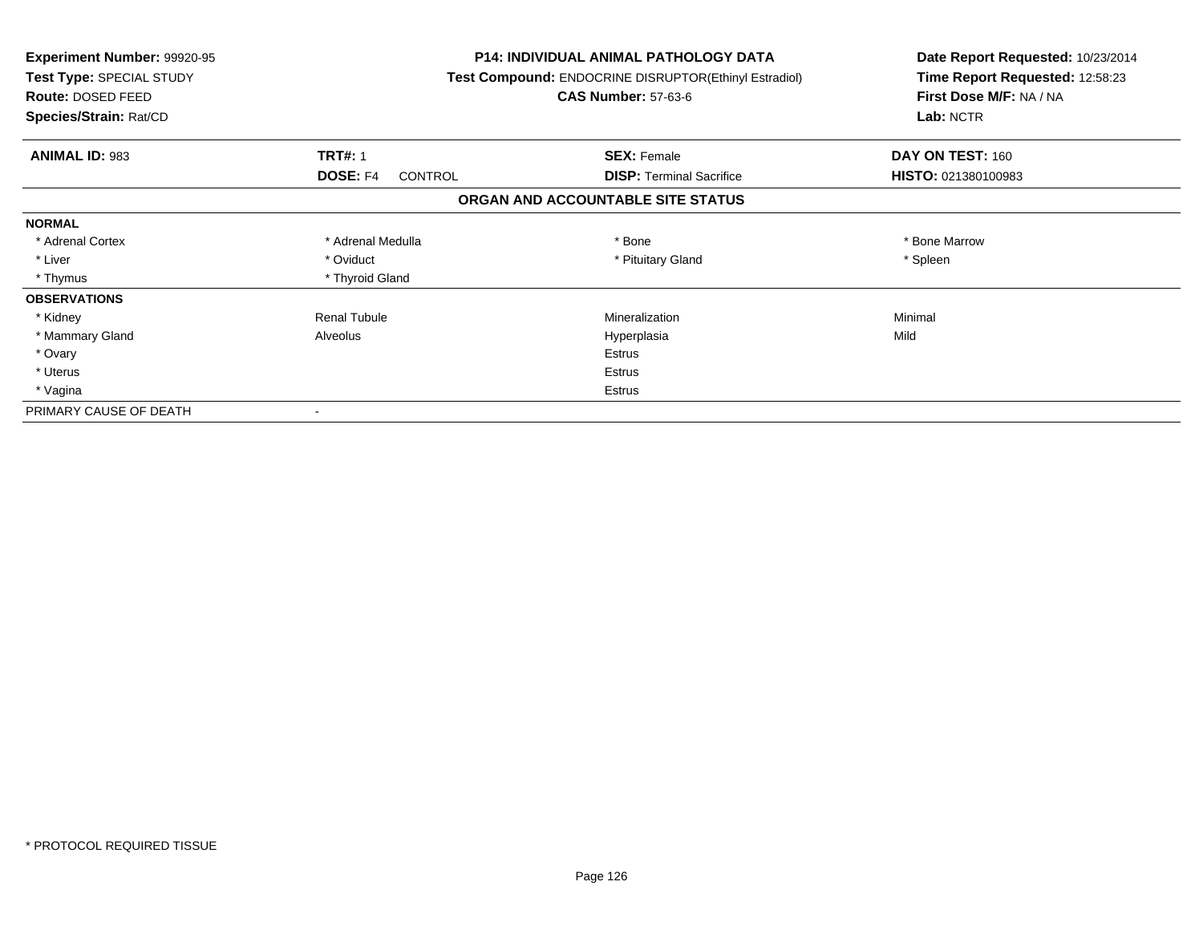**Experiment Number:** 99920-95
**Test Type:** SPECIAL STUDY
**Route:** DOSED FEED
**Species/Strain:** Rat/CD

**P14: INDIVIDUAL ANIMAL PATHOLOGY DATA**
**Test Compound:** ENDOCRINE DISRUPTOR(Ethinyl Estradiol)
**CAS Number:** 57-63-6

**Date Report Requested:** 10/23/2014
**Time Report Requested:** 12:58:23
**First Dose M/F:** NA / NA
**Lab:** NCTR

| **ANIMAL ID:** 983 | **TRT#:** 1 | **SEX:** Female | **DAY ON TEST:** 160 |
|---|---|---|---|
| | **DOSE:** F4 CONTROL | **DISP:** Terminal Sacrifice | **HISTO:** 021380100983 |

**ORGAN AND ACCOUNTABLE SITE STATUS**

| | | | |
|---|---|---|---|
| **NORMAL** | | | |
| * Adrenal Cortex | * Adrenal Medulla | * Bone | * Bone Marrow |
| * Liver | * Oviduct | * Pituitary Gland | * Spleen |
| * Thymus | * Thyroid Gland | | |
| **OBSERVATIONS** | | | |
| * Kidney | Renal Tubule | Mineralization | Minimal |
| * Mammary Gland | Alveolus | Hyperplasia | Mild |
| * Ovary | | Estrus | |
| * Uterus | | Estrus | |
| * Vagina | | Estrus | |
| PRIMARY CAUSE OF DEATH | - | | |

* PROTOCOL REQUIRED TISSUE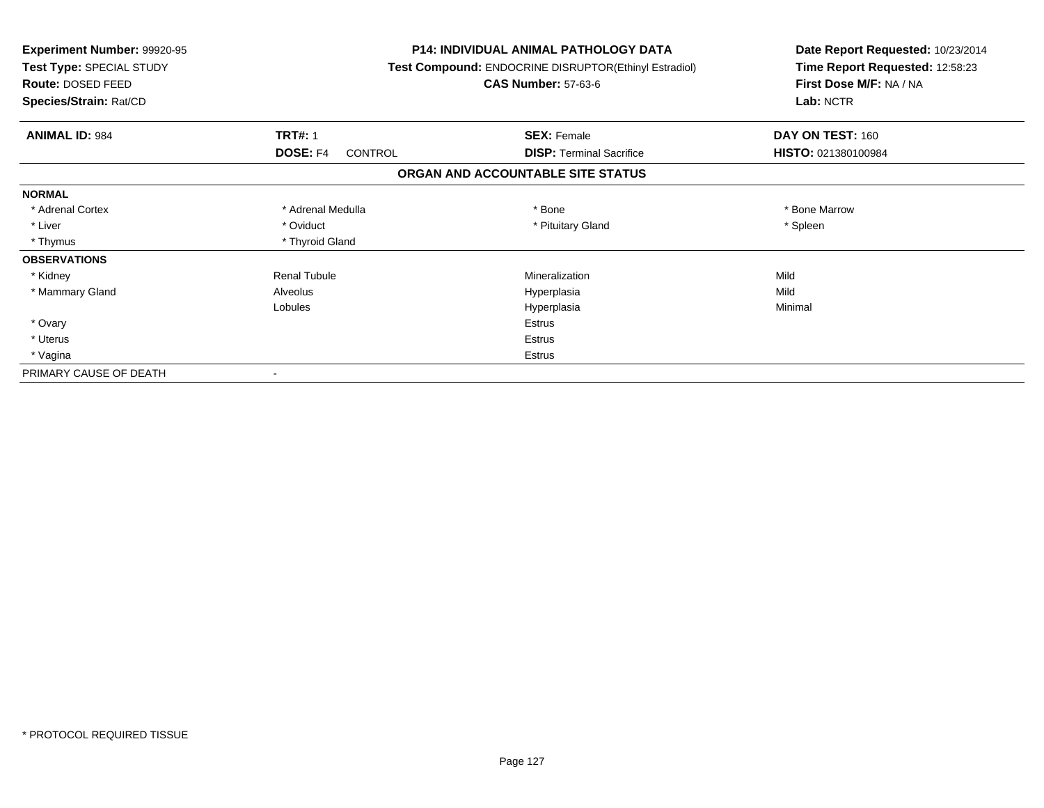**Experiment Number:** 99920-95
**Test Type:** SPECIAL STUDY
**Route:** DOSED FEED
**Species/Strain:** Rat/CD

**P14: INDIVIDUAL ANIMAL PATHOLOGY DATA**
**Test Compound:** ENDOCRINE DISRUPTOR(Ethinyl Estradiol)
**CAS Number:** 57-63-6

**Date Report Requested:** 10/23/2014
**Time Report Requested:** 12:58:23
**First Dose M/F:** NA / NA
**Lab:** NCTR

| **ANIMAL ID:** 984 | **TRT#:** 1 | **SEX:** Female | **DAY ON TEST:** 160 |
|---|---|---|---|
| | **DOSE:** F4 CONTROL | **DISP:** Terminal Sacrifice | **HISTO:** 021380100984 |

**ORGAN AND ACCOUNTABLE SITE STATUS**

| | | | |
|---|---|---|---|
| **NORMAL** | | | |
| * Adrenal Cortex | * Adrenal Medulla | * Bone | * Bone Marrow |
| * Liver | * Oviduct | * Pituitary Gland | * Spleen |
| * Thymus | * Thyroid Gland | | |
| **OBSERVATIONS** | | | |
| * Kidney | Renal Tubule | Mineralization | Mild |
| * Mammary Gland | Alveolus | Hyperplasia | Mild |
| | Lobules | Hyperplasia | Minimal |
| * Ovary | | Estrus | |
| * Uterus | | Estrus | |
| * Vagina | | Estrus | |
| PRIMARY CAUSE OF DEATH | - | | |

* PROTOCOL REQUIRED TISSUE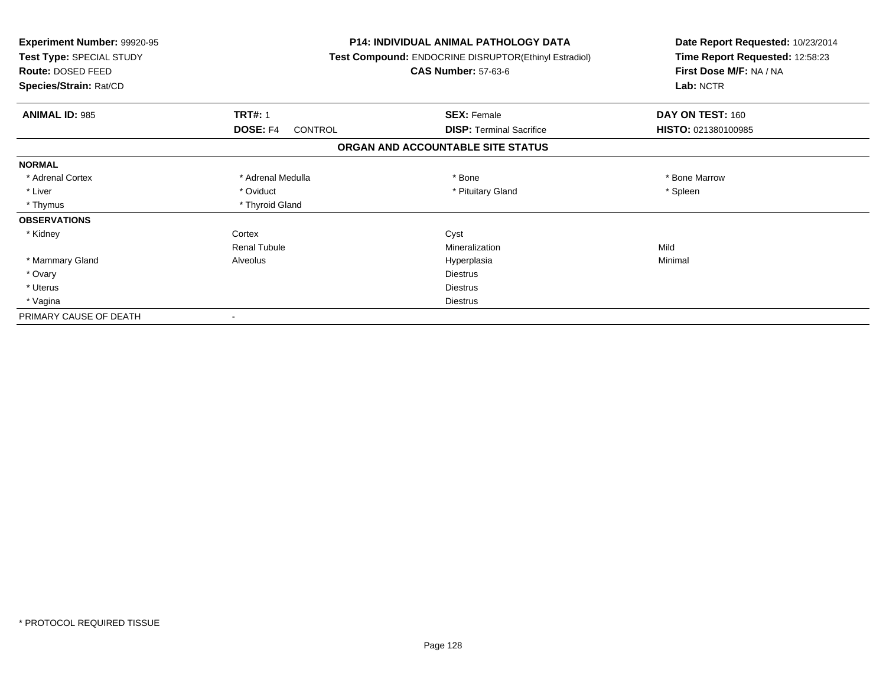**Experiment Number:** 99920-95
**Test Type:** SPECIAL STUDY
**Route:** DOSED FEED
**Species/Strain:** Rat/CD

**P14: INDIVIDUAL ANIMAL PATHOLOGY DATA**
**Test Compound:** ENDOCRINE DISRUPTOR(Ethinyl Estradiol)
**CAS Number:** 57-63-6

**Date Report Requested:** 10/23/2014
**Time Report Requested:** 12:58:23
**First Dose M/F:** NA / NA
**Lab:** NCTR

| **ANIMAL ID:** 985 | **TRT#:** 1 | **SEX:** Female | **DAY ON TEST:** 160 |
|---|---|---|---|
| | **DOSE:** F4 CONTROL | **DISP:** Terminal Sacrifice | **HISTO:** 021380100985 |

## ORGAN AND ACCOUNTABLE SITE STATUS

| | | | |
|---|---|---|---|
| **NORMAL** | | | |
| * Adrenal Cortex | * Adrenal Medulla | * Bone | * Bone Marrow |
| * Liver | * Oviduct | * Pituitary Gland | * Spleen |
| * Thymus | * Thyroid Gland | | |
| **OBSERVATIONS** | | | |
| * Kidney | Cortex | Cyst | |
| | Renal Tubule | Mineralization | Mild |
| * Mammary Gland | Alveolus | Hyperplasia | Minimal |
| * Ovary | | Diestrus | |
| * Uterus | | Diestrus | |
| * Vagina | | Diestrus | |
| PRIMARY CAUSE OF DEATH | - | | |

\* PROTOCOL REQUIRED TISSUE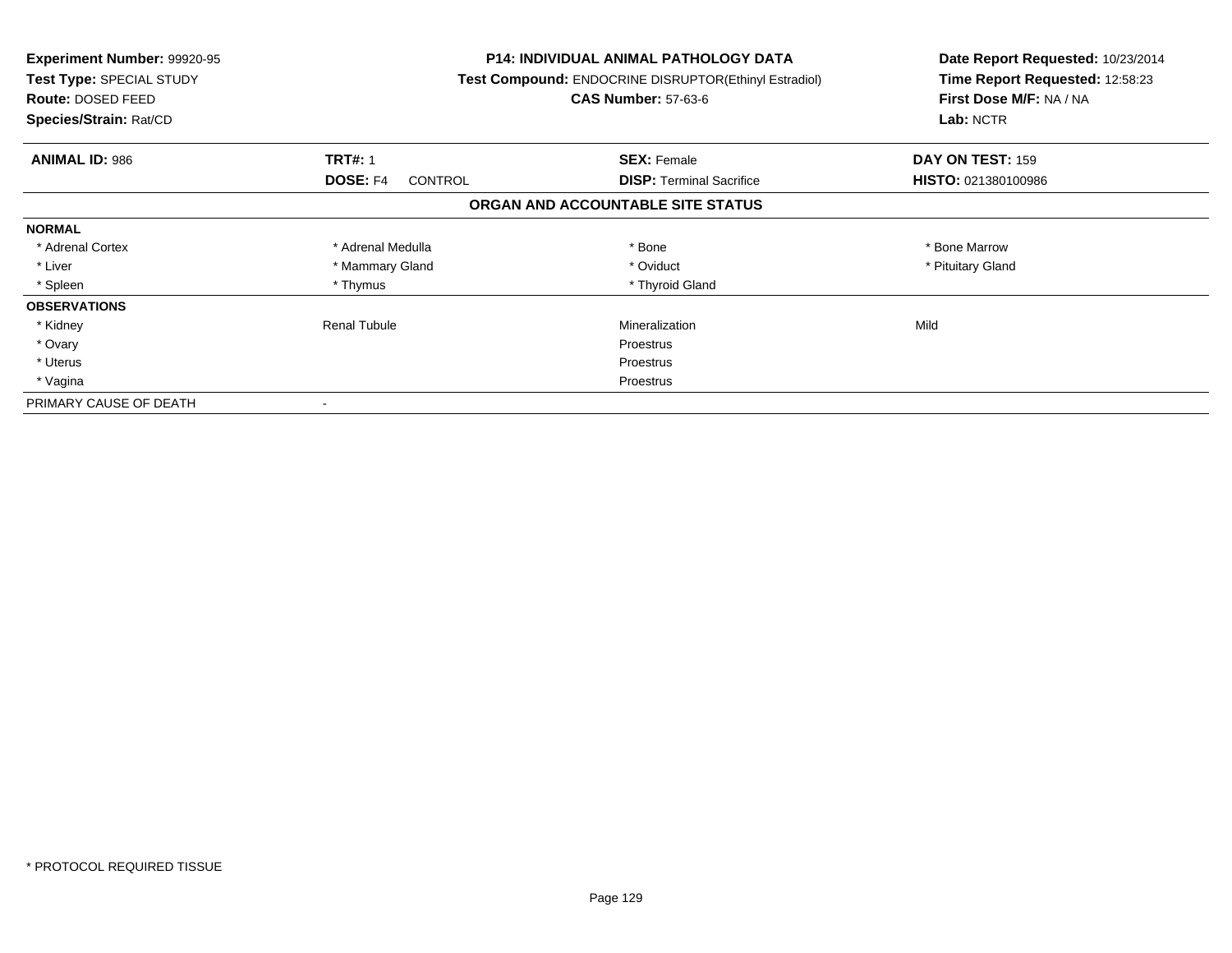**Experiment Number:** 99920-95
**Test Type:** SPECIAL STUDY
**Route:** DOSED FEED
**Species/Strain:** Rat/CD

**P14: INDIVIDUAL ANIMAL PATHOLOGY DATA**
**Test Compound:** ENDOCRINE DISRUPTOR(Ethinyl Estradiol)
**CAS Number:** 57-63-6

**Date Report Requested:** 10/23/2014
**Time Report Requested:** 12:58:23
**First Dose M/F:** NA / NA
**Lab:** NCTR

| **ANIMAL ID:** 986 | **TRT#:** 1 | **SEX:** Female | **DAY ON TEST:** 159 |
|---|---|---|---|
| | **DOSE:** F4 CONTROL | **DISP:** Terminal Sacrifice | **HISTO:** 021380100986 |

## ORGAN AND ACCOUNTABLE SITE STATUS

| | | | |
|---|---|---|---|
| **NORMAL** | | | |
| * Adrenal Cortex | * Adrenal Medulla | * Bone | * Bone Marrow |
| * Liver | * Mammary Gland | * Oviduct | * Pituitary Gland |
| * Spleen | * Thymus | * Thyroid Gland | |
| **OBSERVATIONS** | | | |
| * Kidney | Renal Tubule | Mineralization | Mild |
| * Ovary | | Proestrus | |
| * Uterus | | Proestrus | |
| * Vagina | | Proestrus | |
| PRIMARY CAUSE OF DEATH | - | | |

* PROTOCOL REQUIRED TISSUE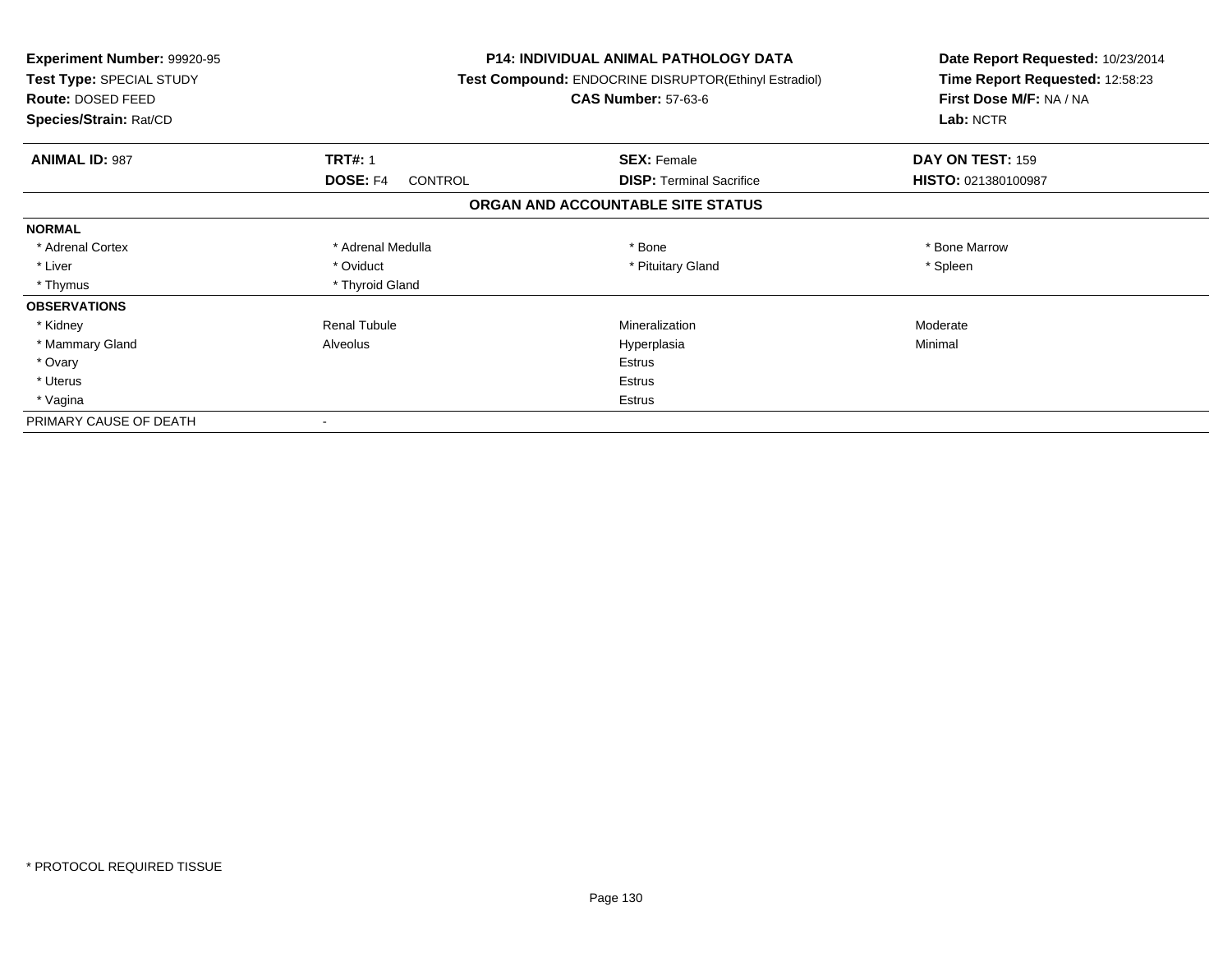**Experiment Number:** 99920-95
**Test Type:** SPECIAL STUDY
**Route:** DOSED FEED
**Species/Strain:** Rat/CD

**P14: INDIVIDUAL ANIMAL PATHOLOGY DATA**
**Test Compound:** ENDOCRINE DISRUPTOR(Ethinyl Estradiol)
**CAS Number:** 57-63-6

**Date Report Requested:** 10/23/2014
**Time Report Requested:** 12:58:23
**First Dose M/F:** NA / NA
**Lab:** NCTR

| **ANIMAL ID:** 987 | **TRT#:** 1 | **SEX:** Female | **DAY ON TEST:** 159 |
|---|---|---|---|
| | **DOSE:** F4 CONTROL | **DISP:** Terminal Sacrifice | **HISTO:** 021380100987 |

**ORGAN AND ACCOUNTABLE SITE STATUS**

| | | | |
|---|---|---|---|
| **NORMAL** | | | |
| * Adrenal Cortex | * Adrenal Medulla | * Bone | * Bone Marrow |
| * Liver | * Oviduct | * Pituitary Gland | * Spleen |
| * Thymus | * Thyroid Gland | | |
| **OBSERVATIONS** | | | |
| * Kidney | Renal Tubule | Mineralization | Moderate |
| * Mammary Gland | Alveolus | Hyperplasia | Minimal |
| * Ovary | | Estrus | |
| * Uterus | | Estrus | |
| * Vagina | | Estrus | |
| PRIMARY CAUSE OF DEATH | - | | |

\* PROTOCOL REQUIRED TISSUE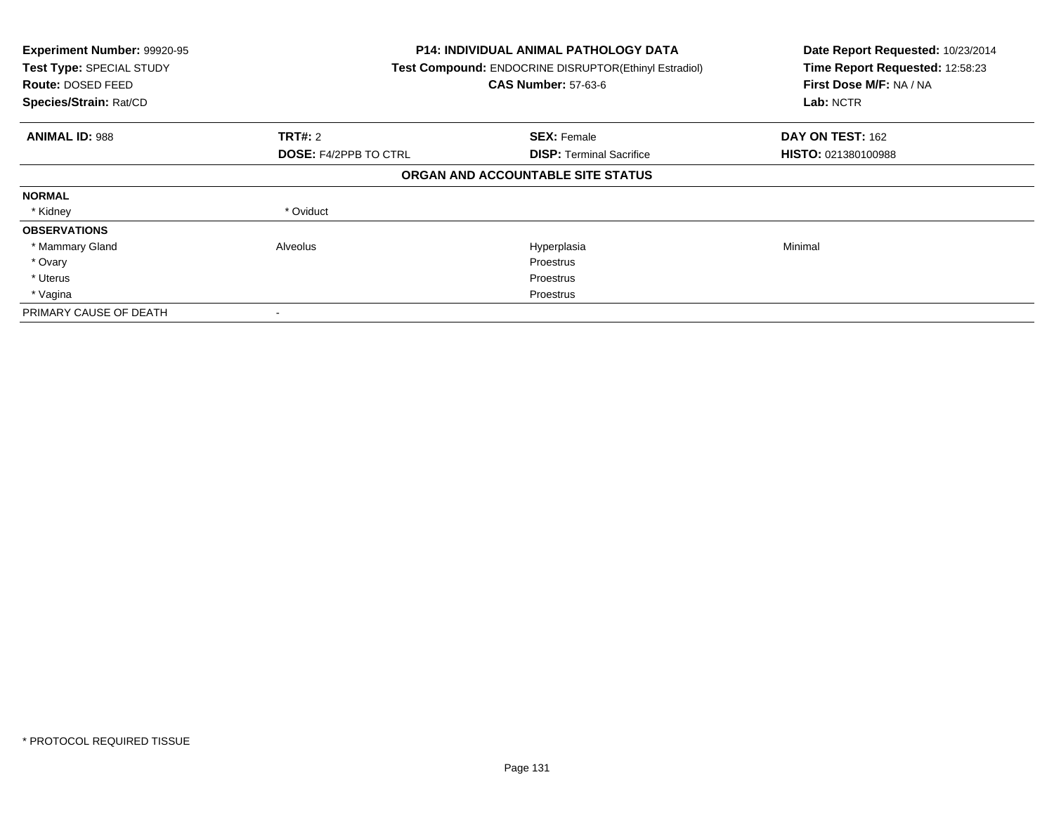**Experiment Number:** 99920-95
**Test Type:** SPECIAL STUDY
**Route:** DOSED FEED
**Species/Strain:** Rat/CD

**P14: INDIVIDUAL ANIMAL PATHOLOGY DATA**
**Test Compound:** ENDOCRINE DISRUPTOR(Ethinyl Estradiol)
**CAS Number:** 57-63-6

**Date Report Requested:** 10/23/2014
**Time Report Requested:** 12:58:23
**First Dose M/F:** NA / NA
**Lab:** NCTR

| **ANIMAL ID:** 988 | **TRT#:** 2 | **SEX:** Female | **DAY ON TEST:** 162 |
|---|---|---|---|
| | **DOSE:** F4/2PPB TO CTRL | **DISP:** Terminal Sacrifice | **HISTO:** 021380100988 |

**ORGAN AND ACCOUNTABLE SITE STATUS**

| | | | |
|---|---|---|---|
| **NORMAL** | | | |
| * Kidney | * Oviduct | | |
| **OBSERVATIONS** | | | |
| * Mammary Gland | Alveolus | Hyperplasia | Minimal |
| * Ovary | | Proestrus | |
| * Uterus | | Proestrus | |
| * Vagina | | Proestrus | |
| PRIMARY CAUSE OF DEATH | - | | |

* PROTOCOL REQUIRED TISSUE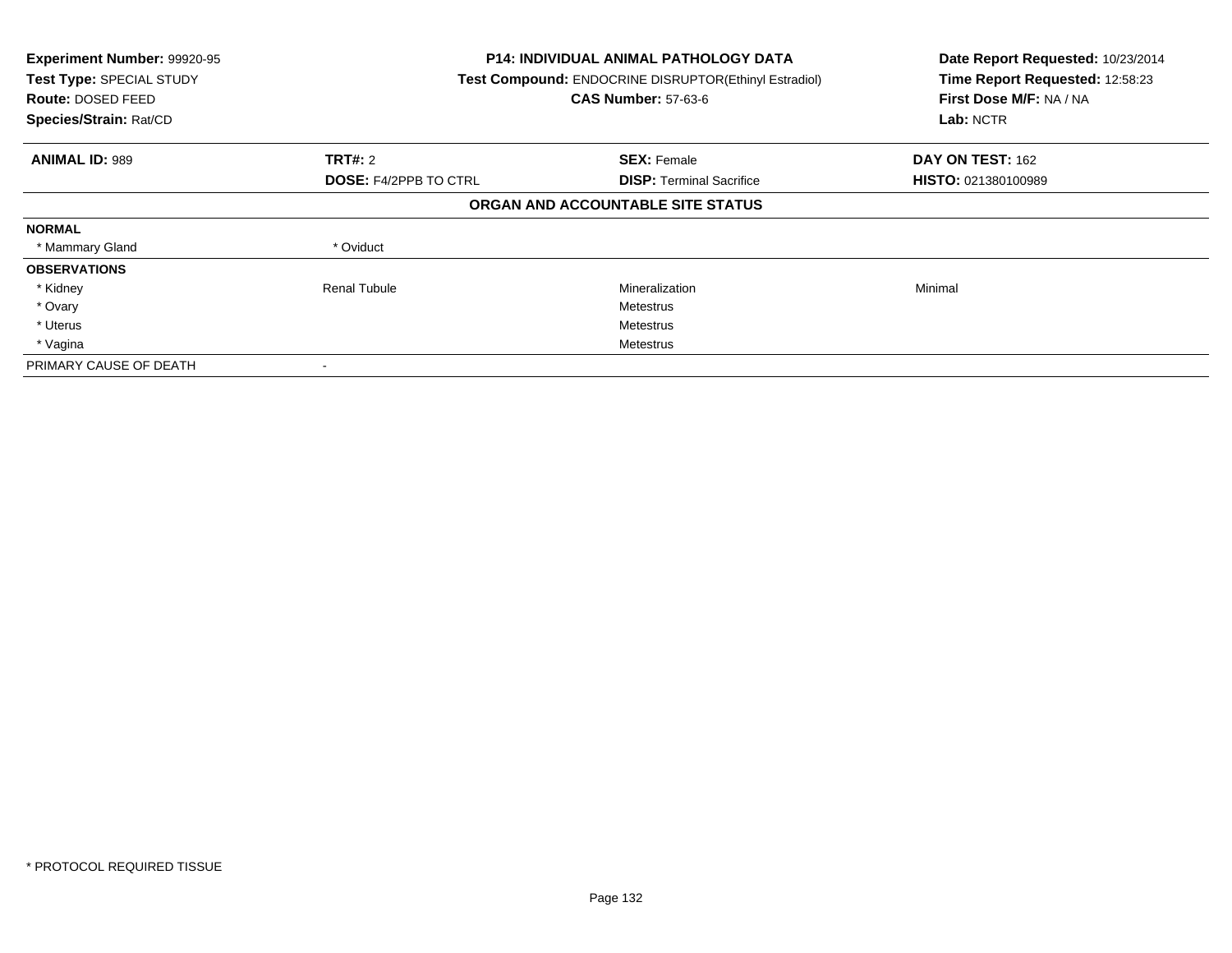**Experiment Number:** 99920-95
**Test Type:** SPECIAL STUDY
**Route:** DOSED FEED
**Species/Strain:** Rat/CD

**P14: INDIVIDUAL ANIMAL PATHOLOGY DATA**
**Test Compound:** ENDOCRINE DISRUPTOR(Ethinyl Estradiol)
**CAS Number:** 57-63-6

**Date Report Requested:** 10/23/2014
**Time Report Requested:** 12:58:23
**First Dose M/F:** NA / NA
**Lab:** NCTR

| **ANIMAL ID:** 989 | **TRT#:** 2 | **SEX:** Female | **DAY ON TEST:** 162 |
|---|---|---|---|
| | **DOSE:** F4/2PPB TO CTRL | **DISP:** Terminal Sacrifice | **HISTO:** 021380100989 |

**ORGAN AND ACCOUNTABLE SITE STATUS**

| | | | |
|---|---|---|---|
| **NORMAL** | | | |
| * Mammary Gland | * Oviduct | | |
| **OBSERVATIONS** | | | |
| * Kidney | Renal Tubule | Mineralization | Minimal |
| * Ovary | | Metestrus | |
| * Uterus | | Metestrus | |
| * Vagina | | Metestrus | |
| PRIMARY CAUSE OF DEATH | - | | |

* PROTOCOL REQUIRED TISSUE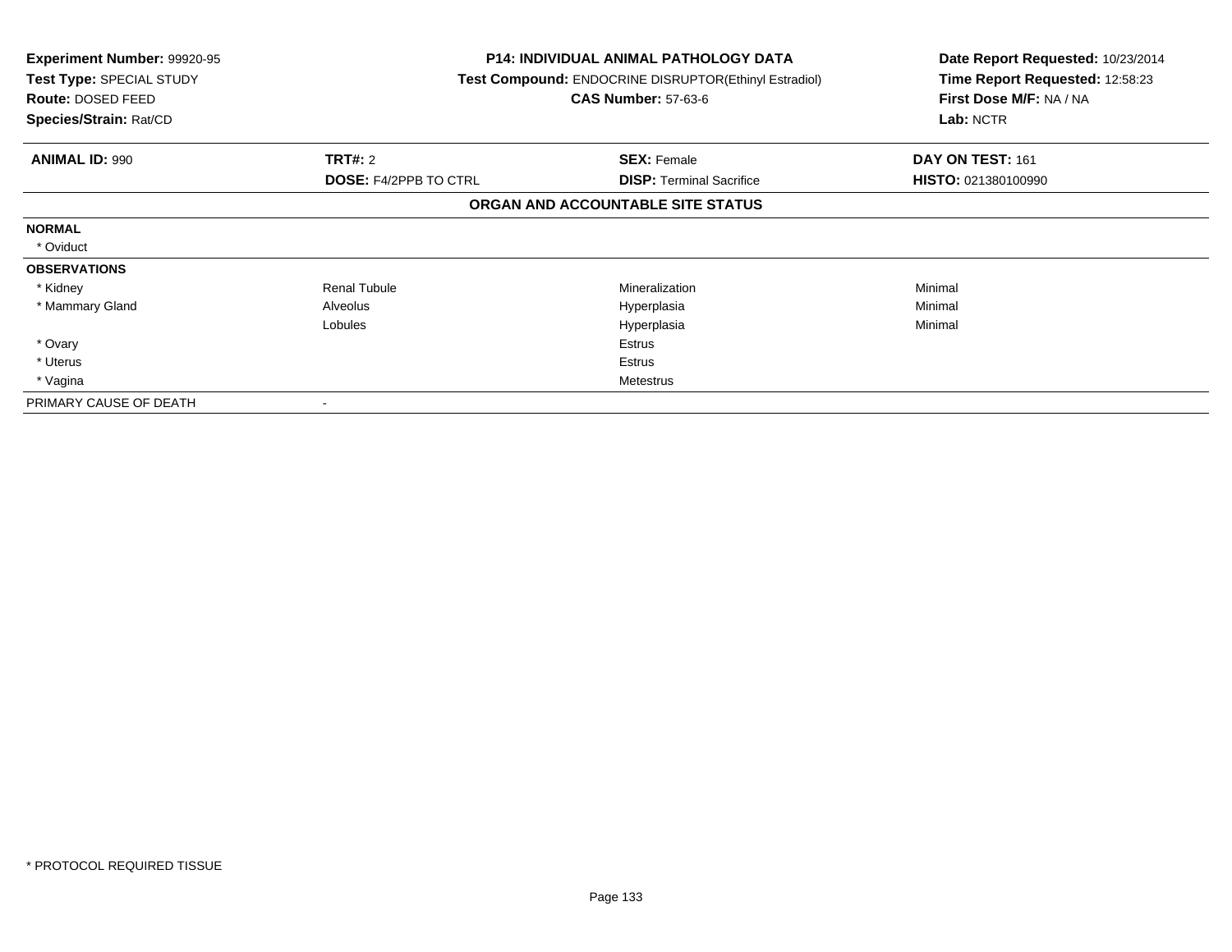**Experiment Number:** 99920-95
**Test Type:** SPECIAL STUDY
**Route:** DOSED FEED
**Species/Strain:** Rat/CD

**P14: INDIVIDUAL ANIMAL PATHOLOGY DATA**
**Test Compound:** ENDOCRINE DISRUPTOR(Ethinyl Estradiol)
**CAS Number:** 57-63-6

**Date Report Requested:** 10/23/2014
**Time Report Requested:** 12:58:23
**First Dose M/F:** NA / NA
**Lab:** NCTR

| **ANIMAL ID:** 990 | **TRT#:** 2 | **SEX:** Female | **DAY ON TEST:** 161 |
|---|---|---|---|
| | **DOSE:** F4/2PPB TO CTRL | **DISP:** Terminal Sacrifice | **HISTO:** 021380100990 |

**ORGAN AND ACCOUNTABLE SITE STATUS**

| | | | |
|---|---|---|---|
| **NORMAL** | | | |
| * Oviduct | | | |
| **OBSERVATIONS** | | | |
| * Kidney | Renal Tubule | Mineralization | Minimal |
| * Mammary Gland | Alveolus | Hyperplasia | Minimal |
| | Lobules | Hyperplasia | Minimal |
| * Ovary | | Estrus | |
| * Uterus | | Estrus | |
| * Vagina | | Metestrus | |
| PRIMARY CAUSE OF DEATH | - | | |

* PROTOCOL REQUIRED TISSUE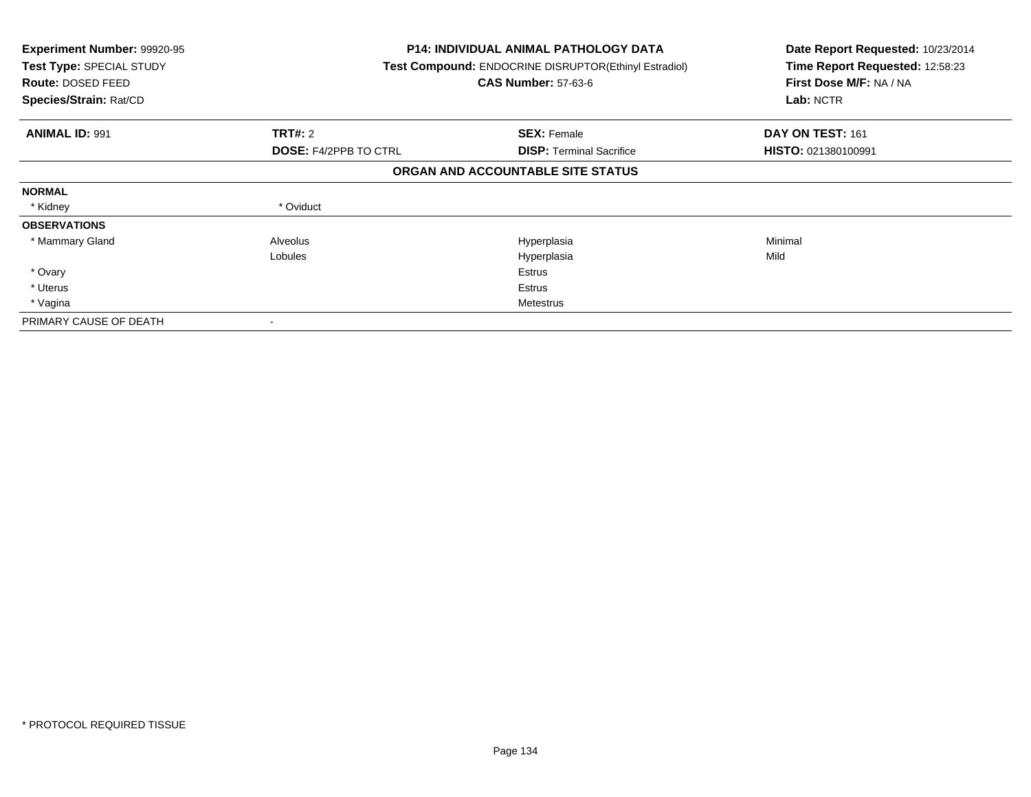**Experiment Number:** 99920-95
**Test Type:** SPECIAL STUDY
**Route:** DOSED FEED
**Species/Strain:** Rat/CD

**P14: INDIVIDUAL ANIMAL PATHOLOGY DATA**
**Test Compound:** ENDOCRINE DISRUPTOR(Ethinyl Estradiol)
**CAS Number:** 57-63-6

**Date Report Requested:** 10/23/2014
**Time Report Requested:** 12:58:23
**First Dose M/F:** NA / NA
**Lab:** NCTR

| **ANIMAL ID:** 991 | **TRT#:** 2 | **SEX:** Female | **DAY ON TEST:** 161 |
|---|---|---|---|
| | **DOSE:** F4/2PPB TO CTRL | **DISP:** Terminal Sacrifice | **HISTO:** 021380100991 |

**ORGAN AND ACCOUNTABLE SITE STATUS**

| | | | |
|---|---|---|---|
| **NORMAL** | | | |
| * Kidney | * Oviduct | | |
| **OBSERVATIONS** | | | |
| * Mammary Gland | Alveolus | Hyperplasia | Minimal |
| | Lobules | Hyperplasia | Mild |
| * Ovary | | Estrus | |
| * Uterus | | Estrus | |
| * Vagina | | Metestrus | |
| PRIMARY CAUSE OF DEATH | - | | |

* PROTOCOL REQUIRED TISSUE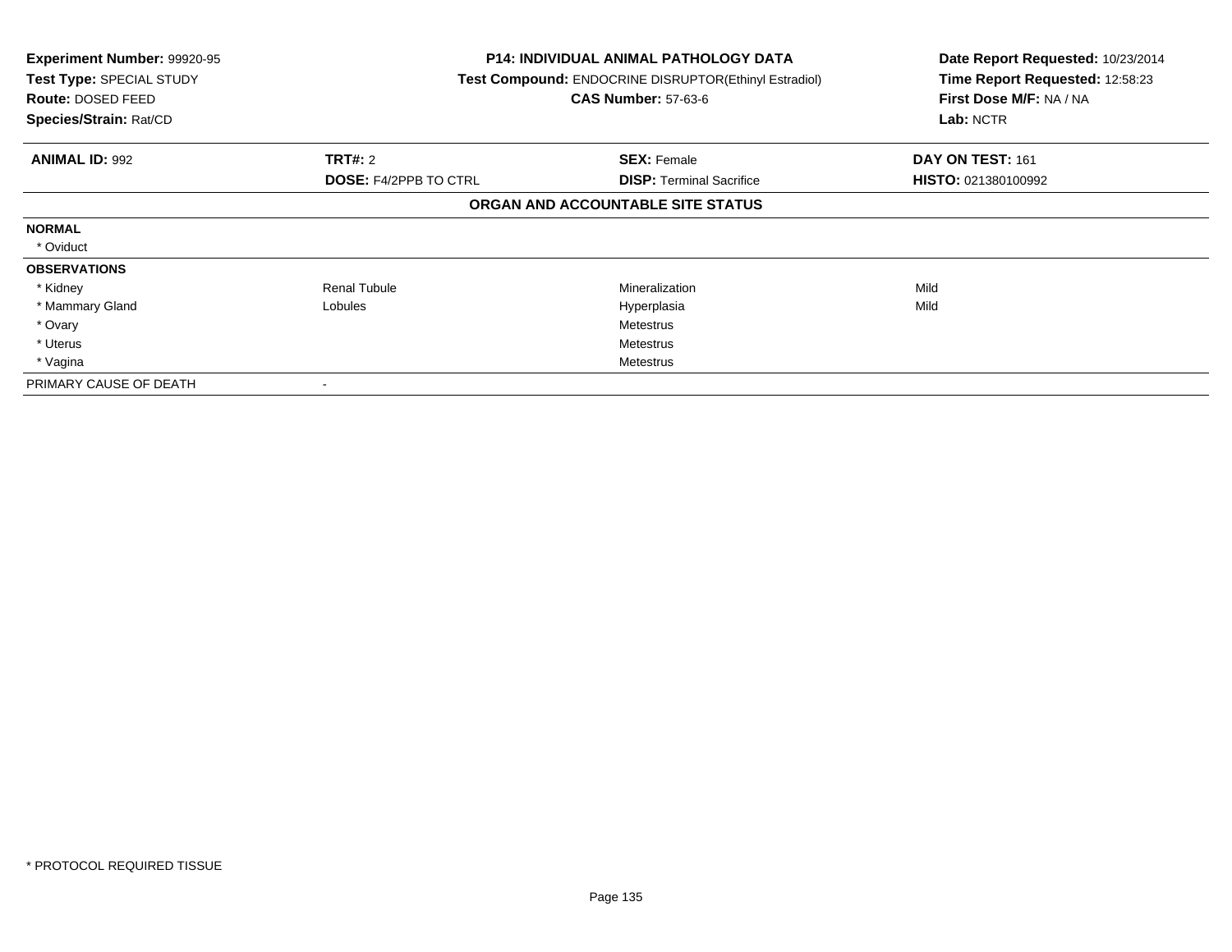**Experiment Number:** 99920-95
**Test Type:** SPECIAL STUDY
**Route:** DOSED FEED
**Species/Strain:** Rat/CD

**P14: INDIVIDUAL ANIMAL PATHOLOGY DATA**
**Test Compound:** ENDOCRINE DISRUPTOR(Ethinyl Estradiol)
**CAS Number:** 57-63-6

**Date Report Requested:** 10/23/2014
**Time Report Requested:** 12:58:23
**First Dose M/F:** NA / NA
**Lab:** NCTR

| **ANIMAL ID:** 992 | **TRT#:** 2 | **SEX:** Female | **DAY ON TEST:** 161 |
|---|---|---|---|
| | **DOSE:** F4/2PPB TO CTRL | **DISP:** Terminal Sacrifice | **HISTO:** 021380100992 |

**ORGAN AND ACCOUNTABLE SITE STATUS**

| | | | |
|---|---|---|---|
| **NORMAL** | | | |
| * Oviduct | | | |
| **OBSERVATIONS** | | | |
| * Kidney | Renal Tubule | Mineralization | Mild |
| * Mammary Gland | Lobules | Hyperplasia | Mild |
| * Ovary | | Metestrus | |
| * Uterus | | Metestrus | |
| * Vagina | | Metestrus | |
| PRIMARY CAUSE OF DEATH | - | | |

* PROTOCOL REQUIRED TISSUE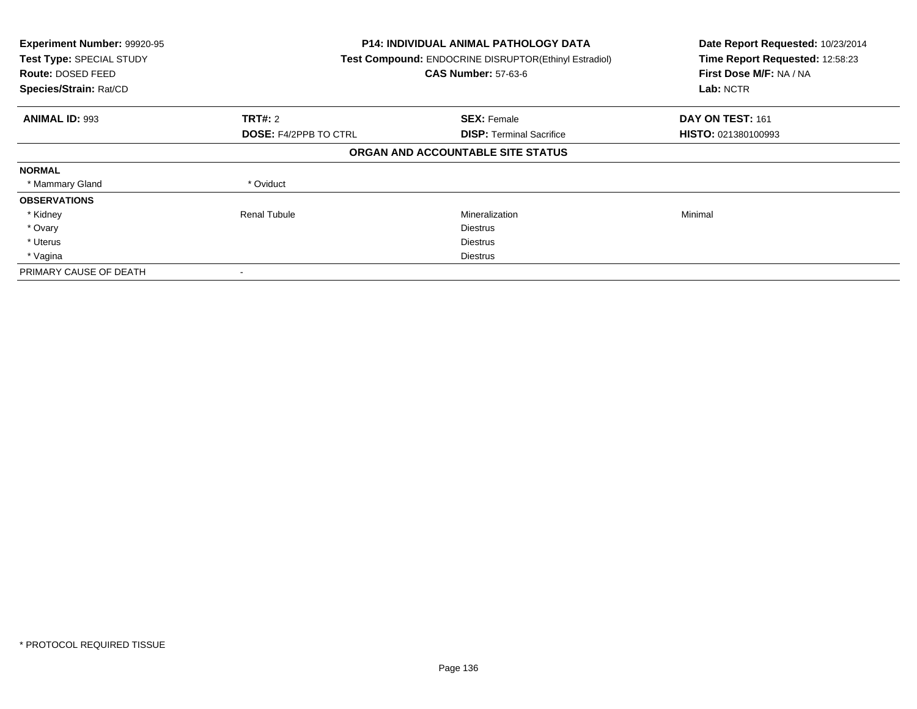**Experiment Number:** 99920-95
**Test Type:** SPECIAL STUDY
**Route:** DOSED FEED
**Species/Strain:** Rat/CD

**P14: INDIVIDUAL ANIMAL PATHOLOGY DATA**
**Test Compound:** ENDOCRINE DISRUPTOR(Ethinyl Estradiol)
**CAS Number:** 57-63-6

**Date Report Requested:** 10/23/2014
**Time Report Requested:** 12:58:23
**First Dose M/F:** NA / NA
**Lab:** NCTR

| **ANIMAL ID:** 993 | **TRT#:** 2 | **SEX:** Female | **DAY ON TEST:** 161 |
|---|---|---|---|
| | **DOSE:** F4/2PPB TO CTRL | **DISP:** Terminal Sacrifice | **HISTO:** 021380100993 |

**ORGAN AND ACCOUNTABLE SITE STATUS**

| | | | |
|---|---|---|---|
| **NORMAL** | | | |
| * Mammary Gland | * Oviduct | | |
| **OBSERVATIONS** | | | |
| * Kidney | Renal Tubule | Mineralization | Minimal |
| * Ovary | | Diestrus | |
| * Uterus | | Diestrus | |
| * Vagina | | Diestrus | |
| PRIMARY CAUSE OF DEATH | - | | |

* PROTOCOL REQUIRED TISSUE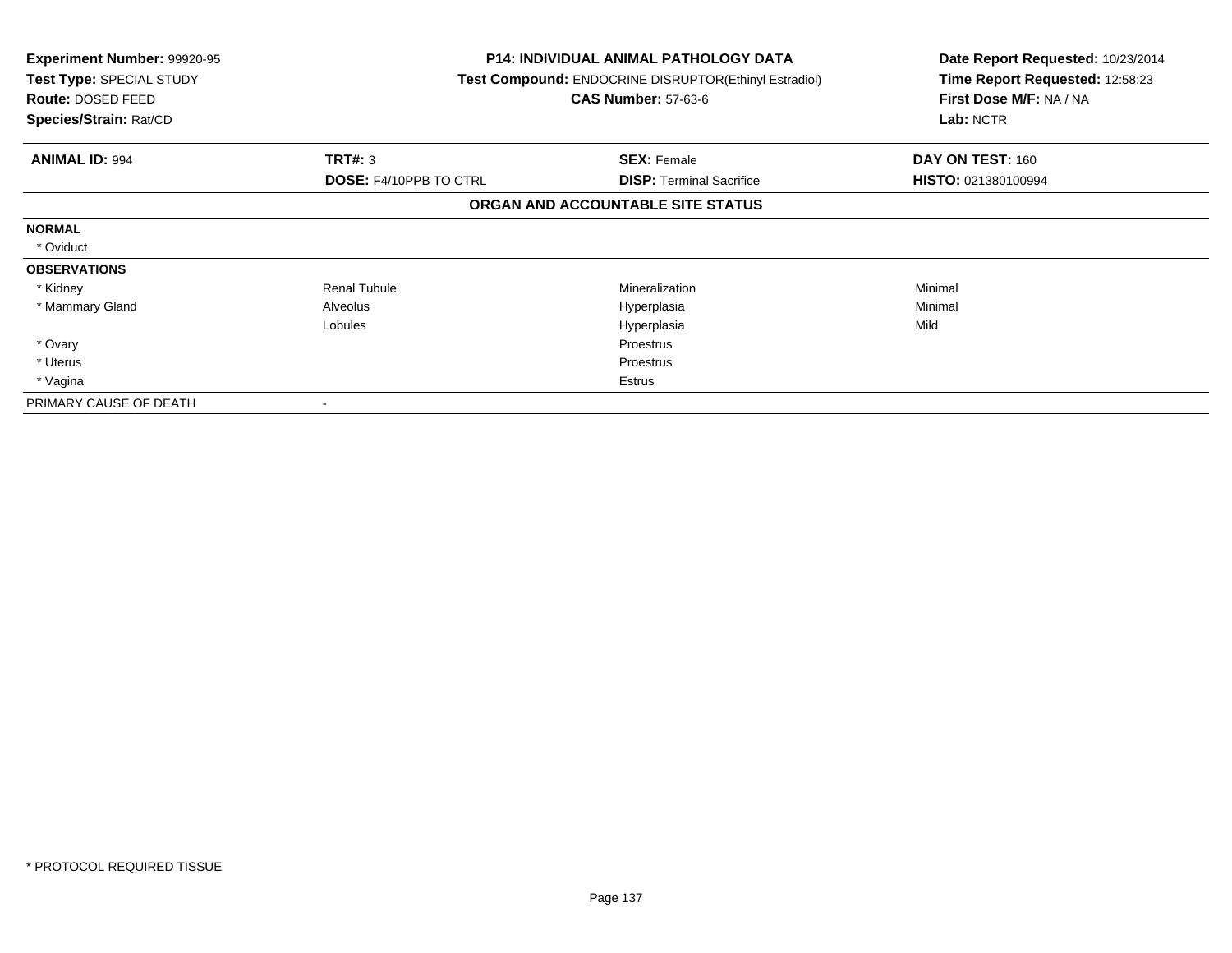**Experiment Number:** 99920-95
**Test Type:** SPECIAL STUDY
**Route:** DOSED FEED
**Species/Strain:** Rat/CD

**P14: INDIVIDUAL ANIMAL PATHOLOGY DATA**
**Test Compound:** ENDOCRINE DISRUPTOR(Ethinyl Estradiol)
**CAS Number:** 57-63-6

**Date Report Requested:** 10/23/2014
**Time Report Requested:** 12:58:23
**First Dose M/F:** NA / NA
**Lab:** NCTR

| **ANIMAL ID:** 994 | **TRT#:** 3 | **SEX:** Female | **DAY ON TEST:** 160 |
|---|---|---|---|
| | **DOSE:** F4/10PPB TO CTRL | **DISP:** Terminal Sacrifice | **HISTO:** 021380100994 |

**ORGAN AND ACCOUNTABLE SITE STATUS**

| | | | |
|---|---|---|---|
| **NORMAL** | | | |
| * Oviduct | | | |
| **OBSERVATIONS** | | | |
| * Kidney | Renal Tubule | Mineralization | Minimal |
| * Mammary Gland | Alveolus | Hyperplasia | Minimal |
| | Lobules | Hyperplasia | Mild |
| * Ovary | | Proestrus | |
| * Uterus | | Proestrus | |
| * Vagina | | Estrus | |
| PRIMARY CAUSE OF DEATH | - | | |

\* PROTOCOL REQUIRED TISSUE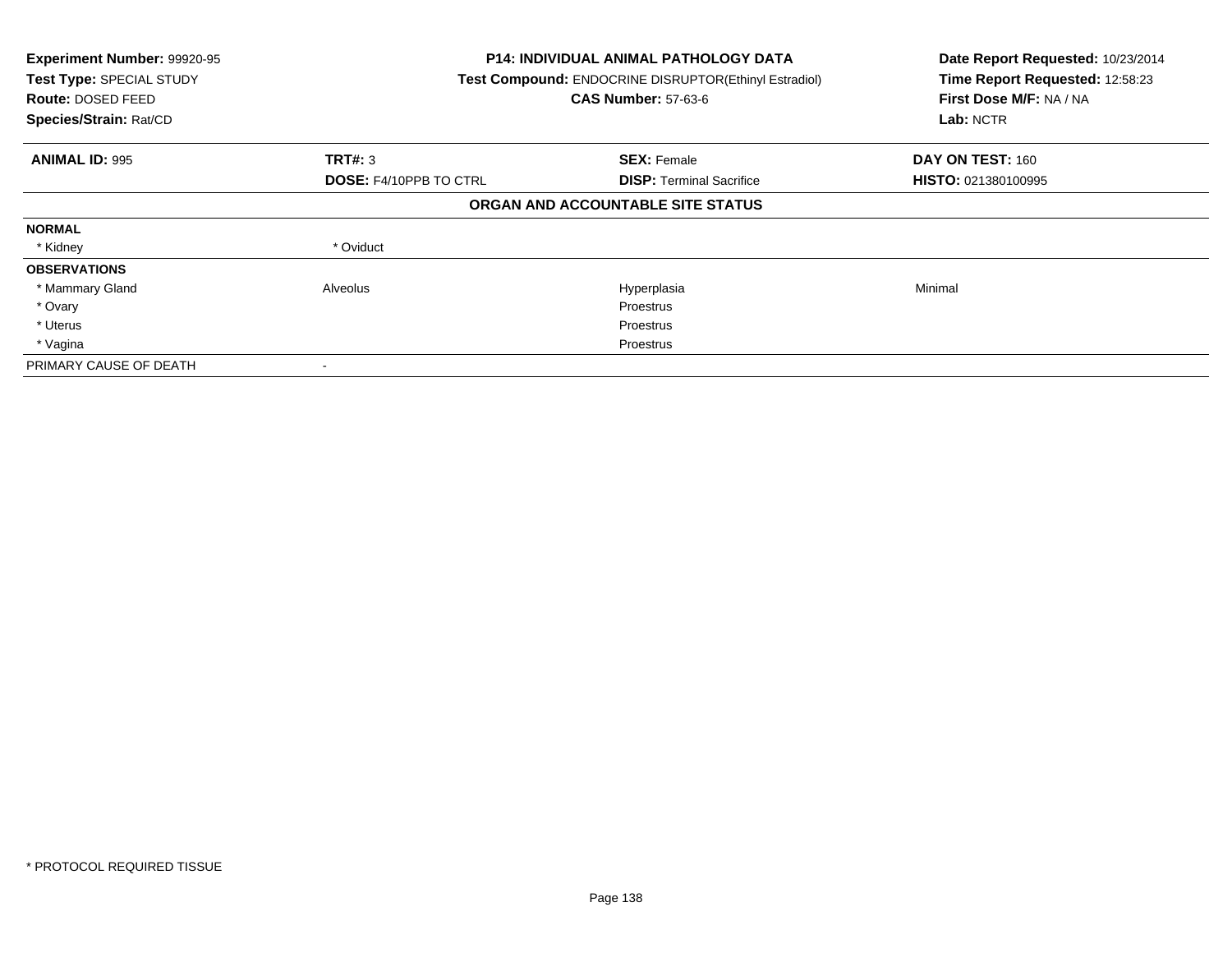**Experiment Number:** 99920-95
**Test Type:** SPECIAL STUDY
**Route:** DOSED FEED
**Species/Strain:** Rat/CD

**P14: INDIVIDUAL ANIMAL PATHOLOGY DATA**
**Test Compound:** ENDOCRINE DISRUPTOR(Ethinyl Estradiol)
**CAS Number:** 57-63-6

**Date Report Requested:** 10/23/2014
**Time Report Requested:** 12:58:23
**First Dose M/F:** NA / NA
**Lab:** NCTR

| **ANIMAL ID:** 995 | **TRT#:** 3 | **SEX:** Female | **DAY ON TEST:** 160 |
|---|---|---|---|
| | **DOSE:** F4/10PPB TO CTRL | **DISP:** Terminal Sacrifice | **HISTO:** 021380100995 |

**ORGAN AND ACCOUNTABLE SITE STATUS**

| | | | |
|---|---|---|---|
| **NORMAL** | | | |
| * Kidney | * Oviduct | | |
| **OBSERVATIONS** | | | |
| * Mammary Gland | Alveolus | Hyperplasia | Minimal |
| * Ovary | | Proestrus | |
| * Uterus | | Proestrus | |
| * Vagina | | Proestrus | |
| PRIMARY CAUSE OF DEATH | - | | |

\* PROTOCOL REQUIRED TISSUE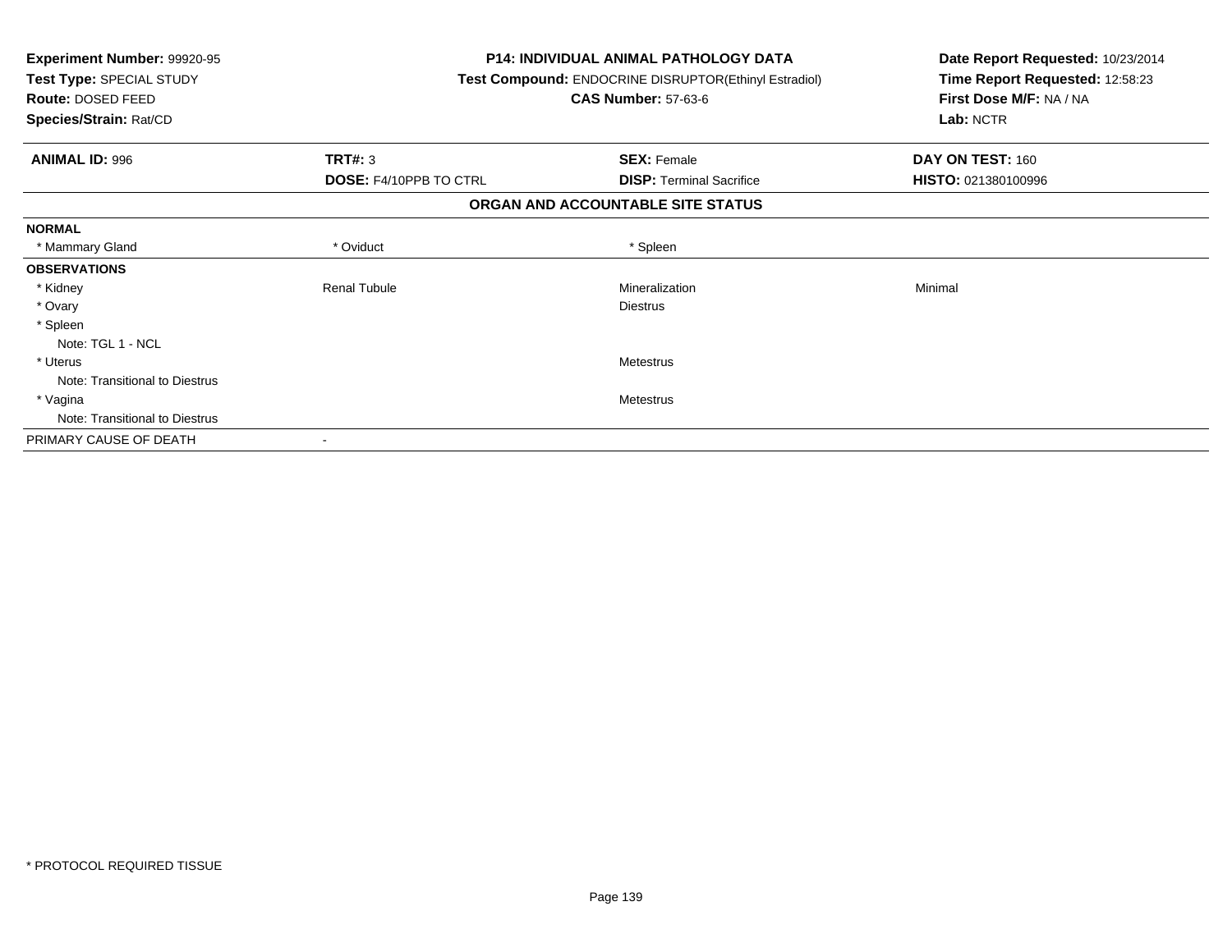**Experiment Number:** 99920-95
**Test Type:** SPECIAL STUDY
**Route:** DOSED FEED
**Species/Strain:** Rat/CD

**P14: INDIVIDUAL ANIMAL PATHOLOGY DATA**
**Test Compound:** ENDOCRINE DISRUPTOR(Ethinyl Estradiol)
**CAS Number:** 57-63-6

**Date Report Requested:** 10/23/2014
**Time Report Requested:** 12:58:23
**First Dose M/F:** NA / NA
**Lab:** NCTR

| **ANIMAL ID:** 996 | **TRT#:** 3 | **SEX:** Female | **DAY ON TEST:** 160 |
|---|---|---|---|
| | **DOSE:** F4/10PPB TO CTRL | **DISP:** Terminal Sacrifice | **HISTO:** 021380100996 |

## ORGAN AND ACCOUNTABLE SITE STATUS

| | | | |
|---|---|---|---|
| **NORMAL** | | | |
| * Mammary Gland | * Oviduct | * Spleen | |
| **OBSERVATIONS** | | | |
| * Kidney | Renal Tubule | Mineralization | Minimal |
| * Ovary | | Diestrus | |
| * Spleen | | | |
| Note: TGL 1 - NCL | | | |
| * Uterus | | Metestrus | |
| Note: Transitional to Diestrus | | | |
| * Vagina | | Metestrus | |
| Note: Transitional to Diestrus | | | |
| PRIMARY CAUSE OF DEATH | - | | |

* PROTOCOL REQUIRED TISSUE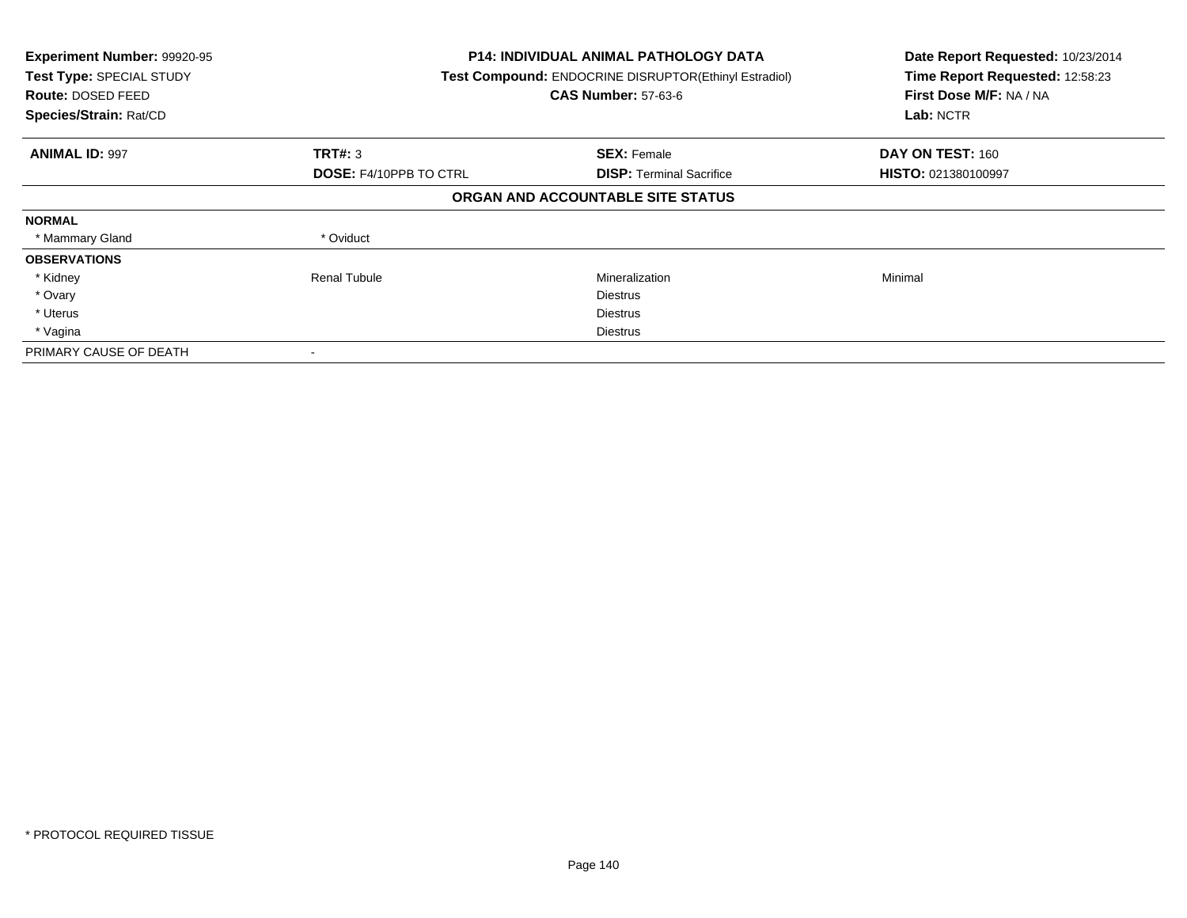**Experiment Number:** 99920-95
**Test Type:** SPECIAL STUDY
**Route:** DOSED FEED
**Species/Strain:** Rat/CD

**P14: INDIVIDUAL ANIMAL PATHOLOGY DATA**
**Test Compound:** ENDOCRINE DISRUPTOR(Ethinyl Estradiol)
**CAS Number:** 57-63-6

**Date Report Requested:** 10/23/2014
**Time Report Requested:** 12:58:23
**First Dose M/F:** NA / NA
**Lab:** NCTR

| **ANIMAL ID:** 997 | **TRT#:** 3 | **SEX:** Female | **DAY ON TEST:** 160 |
|---|---|---|---|
| | **DOSE:** F4/10PPB TO CTRL | **DISP:** Terminal Sacrifice | **HISTO:** 021380100997 |

**ORGAN AND ACCOUNTABLE SITE STATUS**

| | | | |
|---|---|---|---|
| **NORMAL** | | | |
| * Mammary Gland | * Oviduct | | |
| **OBSERVATIONS** | | | |
| * Kidney | Renal Tubule | Mineralization | Minimal |
| * Ovary | | Diestrus | |
| * Uterus | | Diestrus | |
| * Vagina | | Diestrus | |
| PRIMARY CAUSE OF DEATH | - | | |

* PROTOCOL REQUIRED TISSUE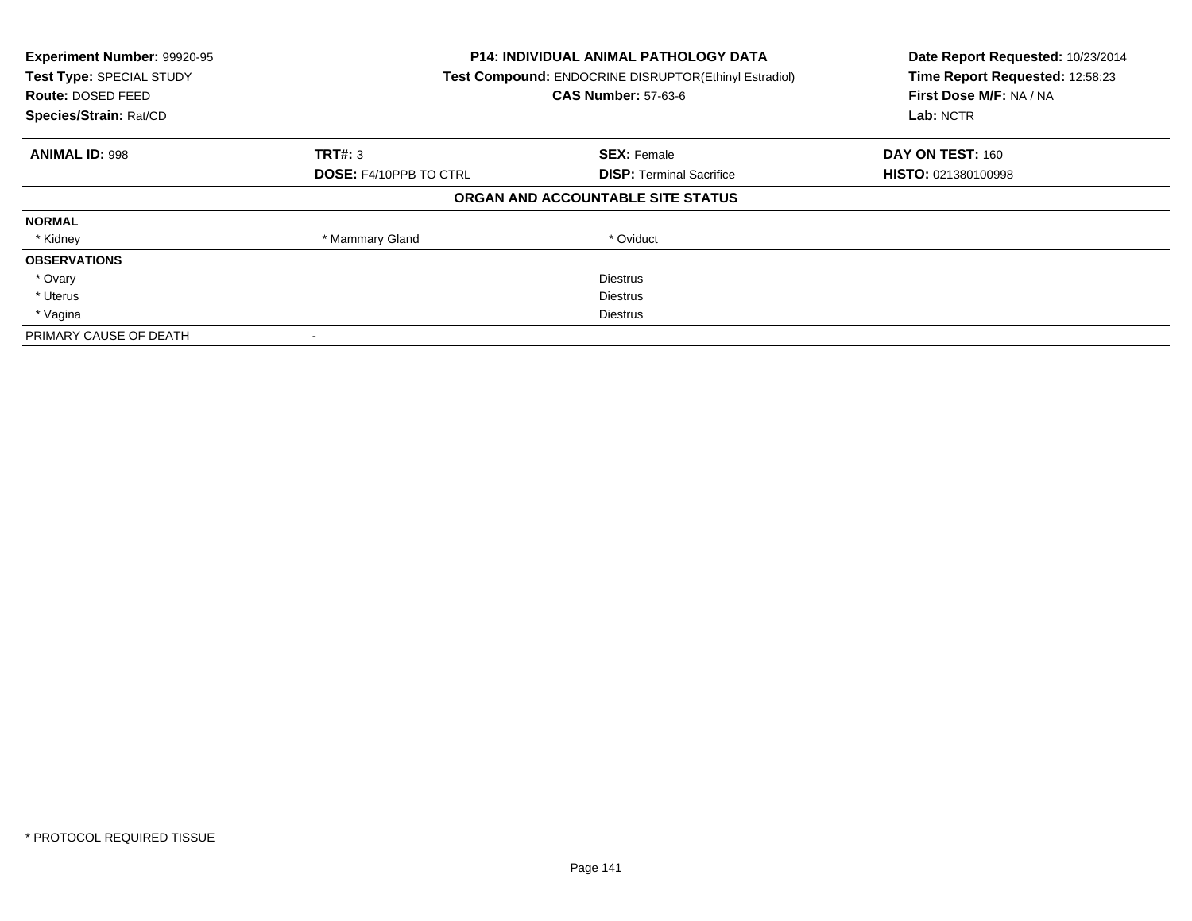**Experiment Number:** 99920-95
**Test Type:** SPECIAL STUDY
**Route:** DOSED FEED
**Species/Strain:** Rat/CD

**P14: INDIVIDUAL ANIMAL PATHOLOGY DATA**
**Test Compound:** ENDOCRINE DISRUPTOR(Ethinyl Estradiol)
**CAS Number:** 57-63-6

**Date Report Requested:** 10/23/2014
**Time Report Requested:** 12:58:23
**First Dose M/F:** NA / NA
**Lab:** NCTR

| **ANIMAL ID:** 998 | **TRT#:** 3 | **SEX:** Female | **DAY ON TEST:** 160 |
|---|---|---|---|
| | **DOSE:** F4/10PPB TO CTRL | **DISP:** Terminal Sacrifice | **HISTO:** 021380100998 |

**ORGAN AND ACCOUNTABLE SITE STATUS**

| | | | |
|---|---|---|---|
| **NORMAL** | | | |
| * Kidney | * Mammary Gland | * Oviduct | |
| **OBSERVATIONS** | | | |
| * Ovary | | Diestrus | |
| * Uterus | | Diestrus | |
| * Vagina | | Diestrus | |
| PRIMARY CAUSE OF DEATH | - | | |

* PROTOCOL REQUIRED TISSUE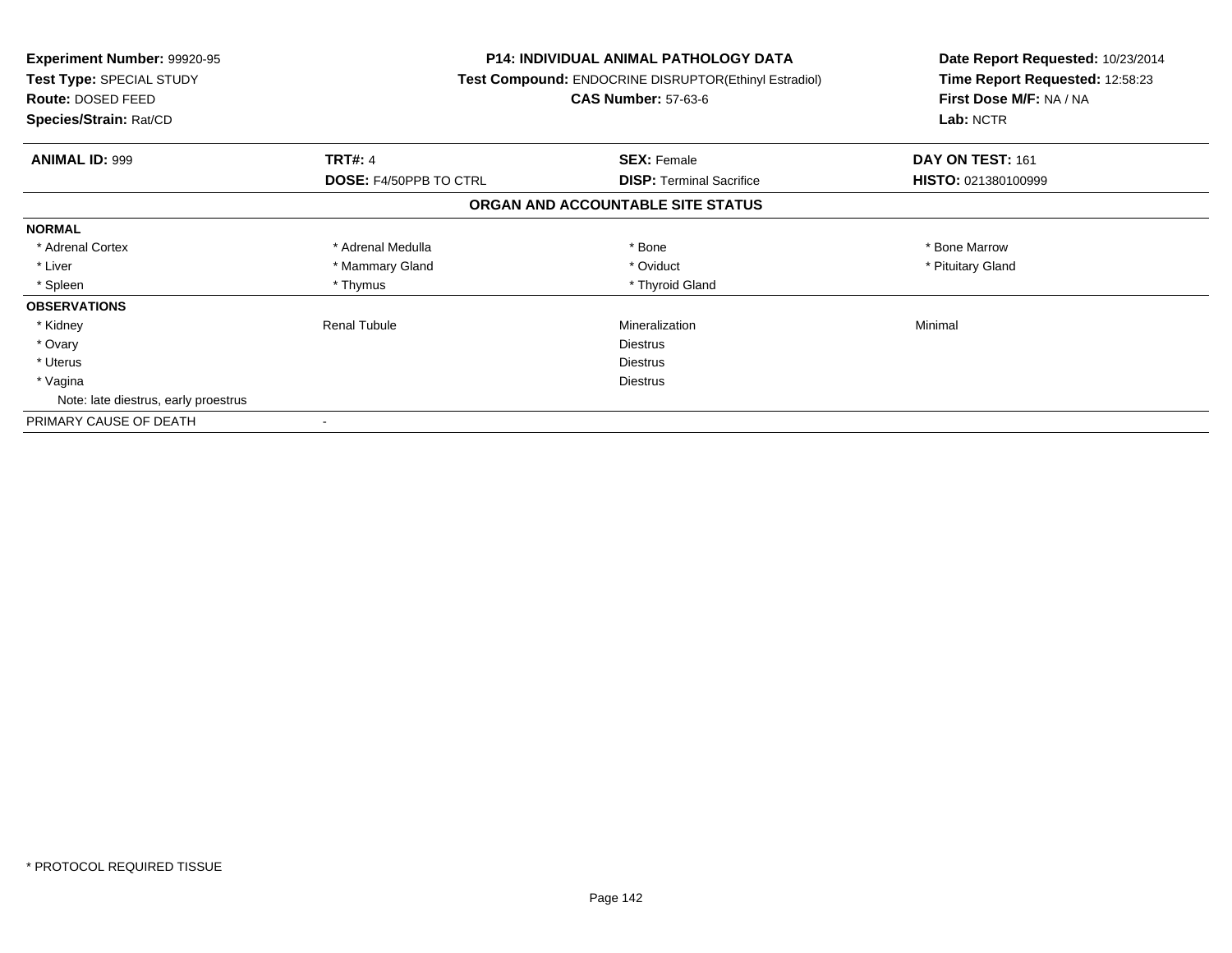**Experiment Number:** 99920-95
**Test Type:** SPECIAL STUDY
**Route:** DOSED FEED
**Species/Strain:** Rat/CD

**P14: INDIVIDUAL ANIMAL PATHOLOGY DATA**
**Test Compound:** ENDOCRINE DISRUPTOR(Ethinyl Estradiol)
**CAS Number:** 57-63-6

**Date Report Requested:** 10/23/2014
**Time Report Requested:** 12:58:23
**First Dose M/F:** NA / NA
**Lab:** NCTR

| **ANIMAL ID:** 999 | **TRT#:** 4 | **SEX:** Female | **DAY ON TEST:** 161 |
|---|---|---|---|
| | **DOSE:** F4/50PPB TO CTRL | **DISP:** Terminal Sacrifice | **HISTO:** 021380100999 |

## ORGAN AND ACCOUNTABLE SITE STATUS

| | | | |
|---|---|---|---|
| **NORMAL** | | | |
| * Adrenal Cortex | * Adrenal Medulla | * Bone | * Bone Marrow |
| * Liver | * Mammary Gland | * Oviduct | * Pituitary Gland |
| * Spleen | * Thymus | * Thyroid Gland | |
| **OBSERVATIONS** | | | |
| * Kidney | Renal Tubule | Mineralization | Minimal |
| * Ovary | | Diestrus | |
| * Uterus | | Diestrus | |
| * Vagina | | Diestrus | |
| Note: late diestrus, early proestrus | | | |
| PRIMARY CAUSE OF DEATH | - | | |

* PROTOCOL REQUIRED TISSUE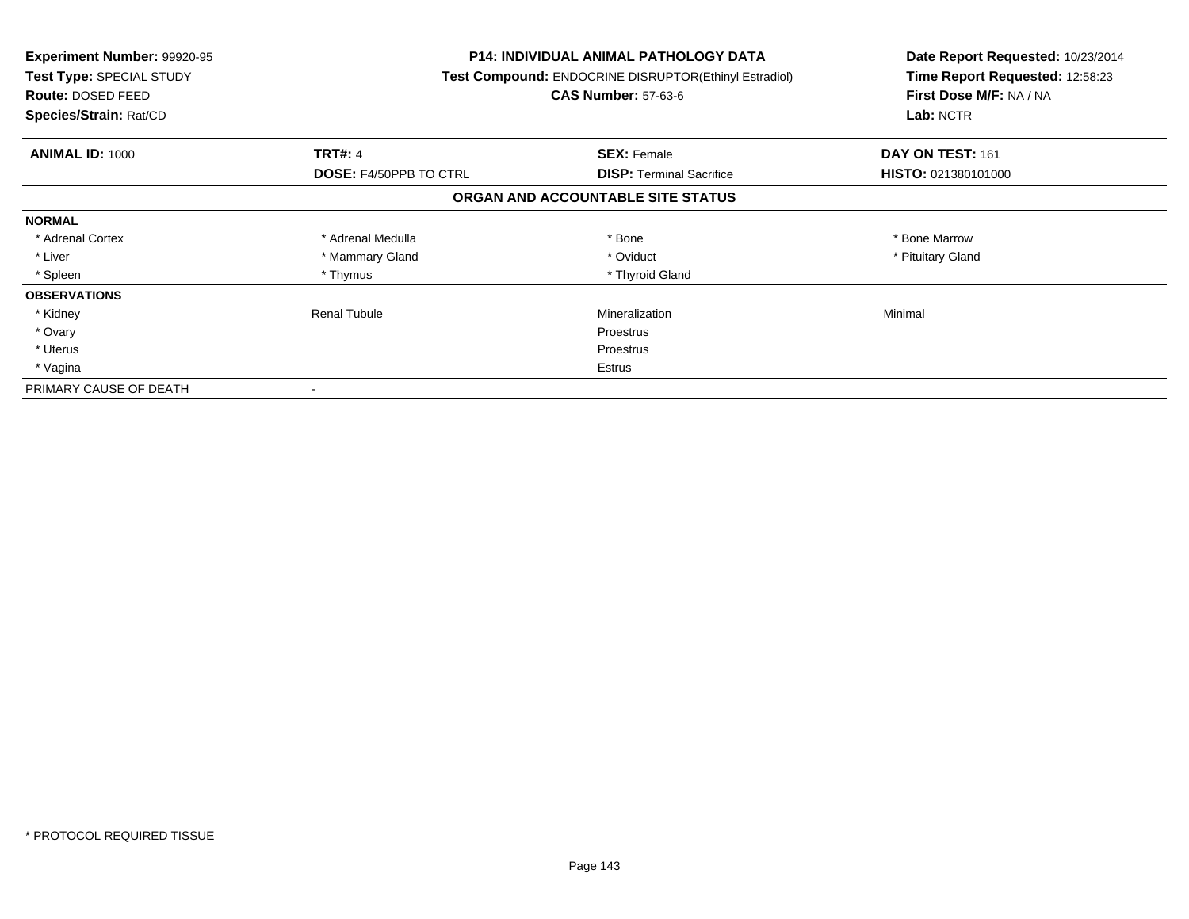**Experiment Number:** 99920-95
**Test Type:** SPECIAL STUDY
**Route:** DOSED FEED
**Species/Strain:** Rat/CD

**P14: INDIVIDUAL ANIMAL PATHOLOGY DATA**
**Test Compound:** ENDOCRINE DISRUPTOR(Ethinyl Estradiol)
**CAS Number:** 57-63-6

**Date Report Requested:** 10/23/2014
**Time Report Requested:** 12:58:23
**First Dose M/F:** NA / NA
**Lab:** NCTR

| **ANIMAL ID:** 1000 | **TRT#:** 4 | **SEX:** Female | **DAY ON TEST:** 161 |
|---|---|---|---|
| | **DOSE:** F4/50PPB TO CTRL | **DISP:** Terminal Sacrifice | **HISTO:** 021380101000 |

**ORGAN AND ACCOUNTABLE SITE STATUS**

| | | | |
|---|---|---|---|
| **NORMAL** | | | |
| * Adrenal Cortex | * Adrenal Medulla | * Bone | * Bone Marrow |
| * Liver | * Mammary Gland | * Oviduct | * Pituitary Gland |
| * Spleen | * Thymus | * Thyroid Gland | |
| **OBSERVATIONS** | | | |
| * Kidney | Renal Tubule | Mineralization | Minimal |
| * Ovary | | Proestrus | |
| * Uterus | | Proestrus | |
| * Vagina | | Estrus | |
| PRIMARY CAUSE OF DEATH | - | | |

* PROTOCOL REQUIRED TISSUE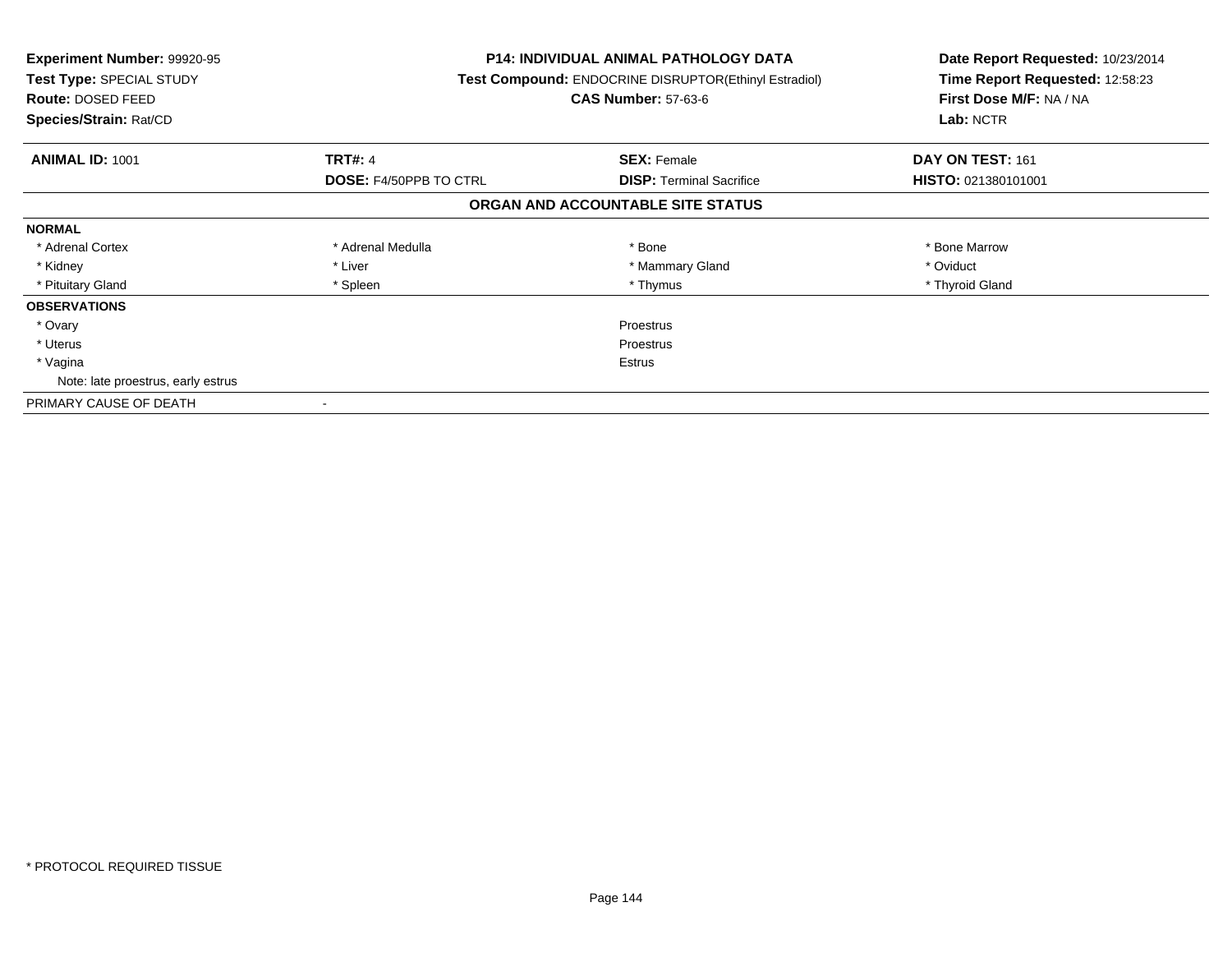**Experiment Number:** 99920-95
**Test Type:** SPECIAL STUDY
**Route:** DOSED FEED
**Species/Strain:** Rat/CD

**P14: INDIVIDUAL ANIMAL PATHOLOGY DATA**
**Test Compound:** ENDOCRINE DISRUPTOR(Ethinyl Estradiol)
**CAS Number:** 57-63-6

**Date Report Requested:** 10/23/2014
**Time Report Requested:** 12:58:23
**First Dose M/F:** NA / NA
**Lab:** NCTR

| **ANIMAL ID:** 1001 | **TRT#:** 4 | **SEX:** Female | **DAY ON TEST:** 161 |
|---|---|---|---|
| | **DOSE:** F4/50PPB TO CTRL | **DISP:** Terminal Sacrifice | **HISTO:** 021380101001 |

## ORGAN AND ACCOUNTABLE SITE STATUS

| | | | |
|---|---|---|---|
| **NORMAL** | | | |
| * Adrenal Cortex | * Adrenal Medulla | * Bone | * Bone Marrow |
| * Kidney | * Liver | * Mammary Gland | * Oviduct |
| * Pituitary Gland | * Spleen | * Thymus | * Thyroid Gland |
| **OBSERVATIONS** | | | |
| * Ovary | | Proestrus | |
| * Uterus | | Proestrus | |
| * Vagina | | Estrus | |
| Note: late proestrus, early estrus | | | |
| PRIMARY CAUSE OF DEATH | - | | |

* PROTOCOL REQUIRED TISSUE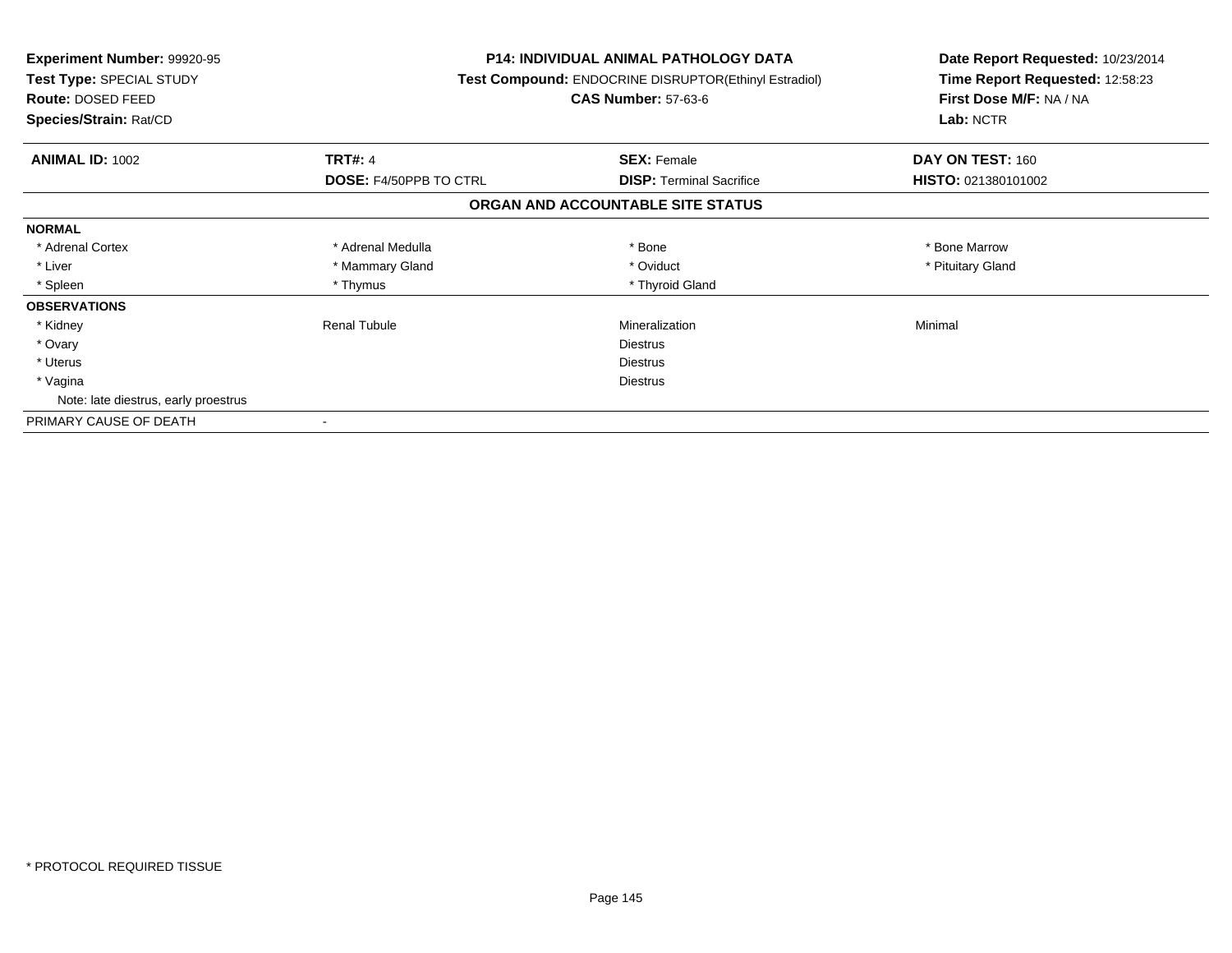| **Experiment Number:** 99920-95 | **P14: INDIVIDUAL ANIMAL PATHOLOGY DATA** | | **Date Report Requested:** 10/23/2014 |
|---|---|---|---|
| **Test Type:** SPECIAL STUDY | **Test Compound:** ENDOCRINE DISRUPTOR(Ethinyl Estradiol) | | **Time Report Requested:** 12:58:23 |
| **Route:** DOSED FEED | **CAS Number:** 57-63-6 | | **First Dose M/F:** NA / NA |
| **Species/Strain:** Rat/CD | | | **Lab:** NCTR |

| **ANIMAL ID:** 1002 | **TRT#:** 4 | **SEX:** Female | **DAY ON TEST:** 160 |
|---|---|---|---|
| | **DOSE:** F4/50PPB TO CTRL | **DISP:** Terminal Sacrifice | **HISTO:** 021380101002 |

**ORGAN AND ACCOUNTABLE SITE STATUS**

| | | | |
|---|---|---|---|
| **NORMAL** | | | |
| * Adrenal Cortex | * Adrenal Medulla | * Bone | * Bone Marrow |
| * Liver | * Mammary Gland | * Oviduct | * Pituitary Gland |
| * Spleen | * Thymus | * Thyroid Gland | |
| **OBSERVATIONS** | | | |
| * Kidney | Renal Tubule | Mineralization | Minimal |
| * Ovary | | Diestrus | |
| * Uterus | | Diestrus | |
| * Vagina | | Diestrus | |
| Note: late diestrus, early proestrus | | | |
| PRIMARY CAUSE OF DEATH | - | | |

\* PROTOCOL REQUIRED TISSUE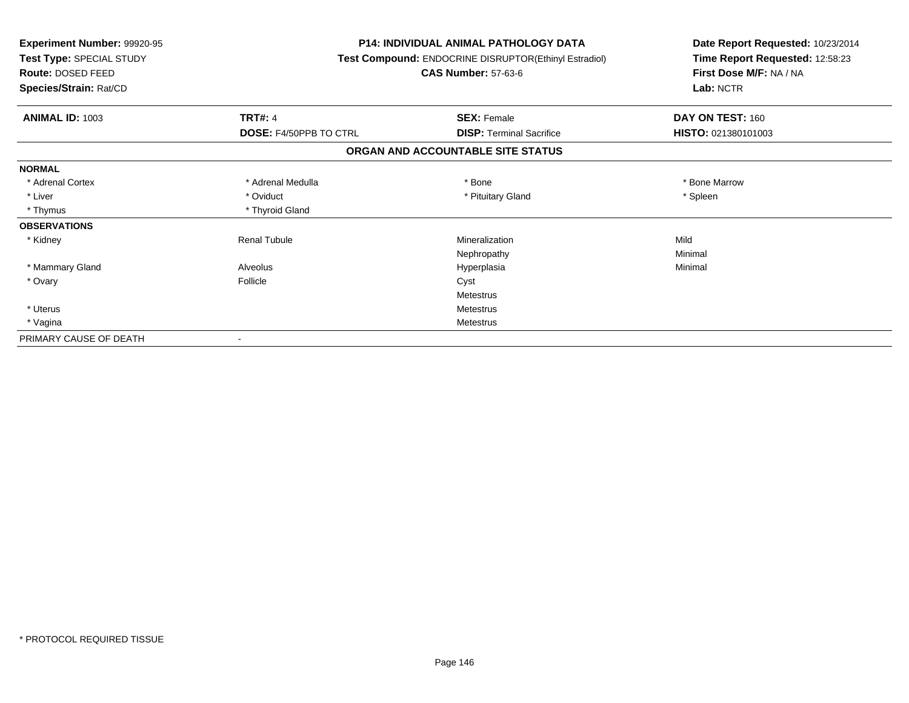**Experiment Number:** 99920-95
**Test Type:** SPECIAL STUDY
**Route:** DOSED FEED
**Species/Strain:** Rat/CD

**P14: INDIVIDUAL ANIMAL PATHOLOGY DATA**
**Test Compound:** ENDOCRINE DISRUPTOR(Ethinyl Estradiol)
**CAS Number:** 57-63-6

**Date Report Requested:** 10/23/2014
**Time Report Requested:** 12:58:23
**First Dose M/F:** NA / NA
**Lab:** NCTR

| **ANIMAL ID:** 1003 | **TRT#:** 4 | **SEX:** Female | **DAY ON TEST:** 160 |
|---|---|---|---|
| | **DOSE:** F4/50PPB TO CTRL | **DISP:** Terminal Sacrifice | **HISTO:** 021380101003 |

## ORGAN AND ACCOUNTABLE SITE STATUS

| | | | |
|---|---|---|---|
| **NORMAL** | | | |
| * Adrenal Cortex | * Adrenal Medulla | * Bone | * Bone Marrow |
| * Liver | * Oviduct | * Pituitary Gland | * Spleen |
| * Thymus | * Thyroid Gland | | |
| **OBSERVATIONS** | | | |
| * Kidney | Renal Tubule | Mineralization | Mild |
| | | Nephropathy | Minimal |
| * Mammary Gland | Alveolus | Hyperplasia | Minimal |
| * Ovary | Follicle | Cyst | |
| | | Metestrus | |
| * Uterus | | Metestrus | |
| * Vagina | | Metestrus | |
| PRIMARY CAUSE OF DEATH | - | | |

* PROTOCOL REQUIRED TISSUE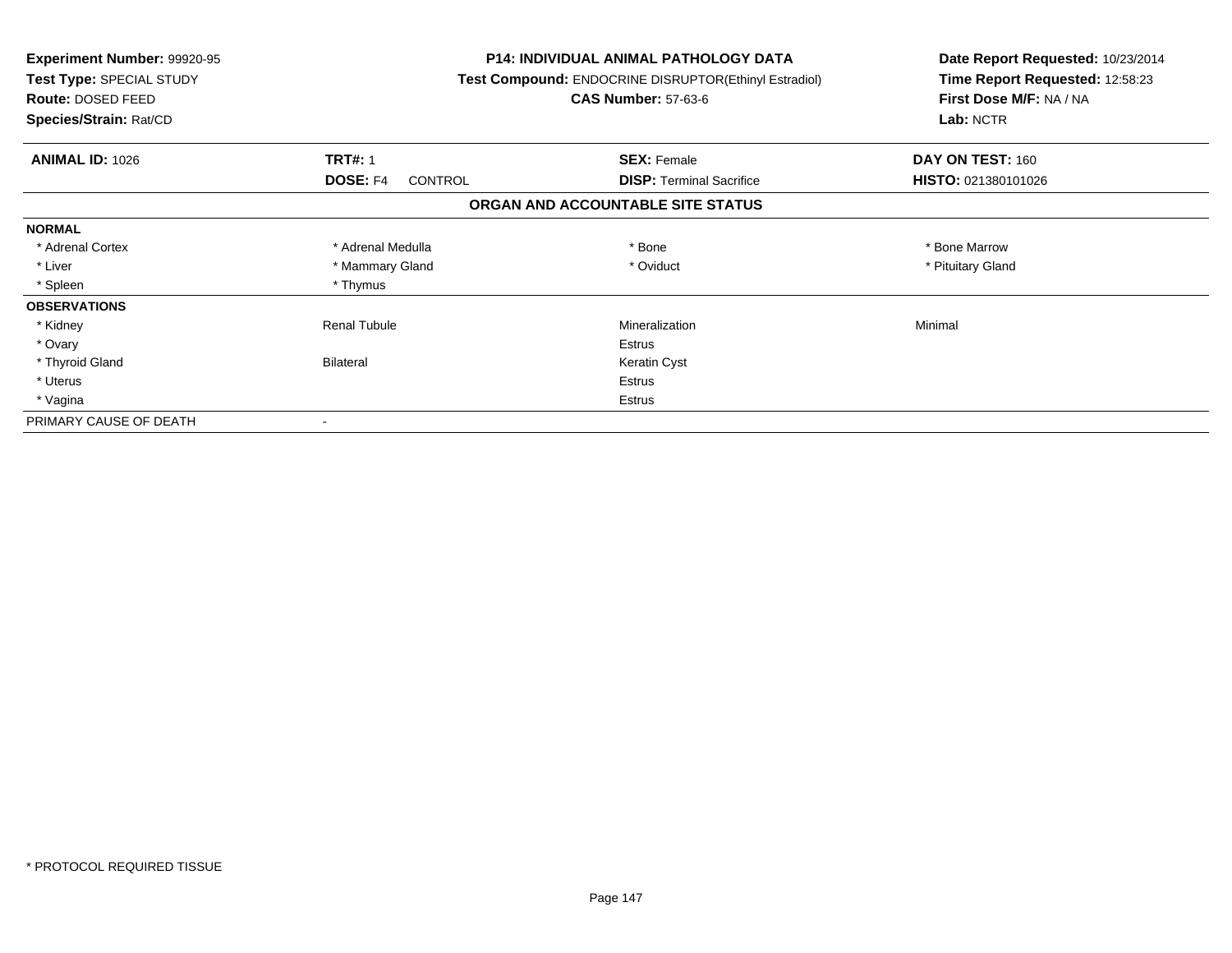**Experiment Number:** 99920-95
**Test Type:** SPECIAL STUDY
**Route:** DOSED FEED
**Species/Strain:** Rat/CD

**P14: INDIVIDUAL ANIMAL PATHOLOGY DATA**
**Test Compound:** ENDOCRINE DISRUPTOR(Ethinyl Estradiol)
**CAS Number:** 57-63-6

**Date Report Requested:** 10/23/2014
**Time Report Requested:** 12:58:23
**First Dose M/F:** NA / NA
**Lab:** NCTR

| **ANIMAL ID:** 1026 | **TRT#:** 1 | **SEX:** Female | **DAY ON TEST:** 160 |
|---|---|---|---|
| | **DOSE:** F4 CONTROL | **DISP:** Terminal Sacrifice | **HISTO:** 021380101026 |

## ORGAN AND ACCOUNTABLE SITE STATUS

| | | | |
|---|---|---|---|
| **NORMAL** | | | |
| * Adrenal Cortex | * Adrenal Medulla | * Bone | * Bone Marrow |
| * Liver | * Mammary Gland | * Oviduct | * Pituitary Gland |
| * Spleen | * Thymus | | |
| **OBSERVATIONS** | | | |
| * Kidney | Renal Tubule | Mineralization | Minimal |
| * Ovary | | Estrus | |
| * Thyroid Gland | Bilateral | Keratin Cyst | |
| * Uterus | | Estrus | |
| * Vagina | | Estrus | |
| PRIMARY CAUSE OF DEATH | - | | |

* PROTOCOL REQUIRED TISSUE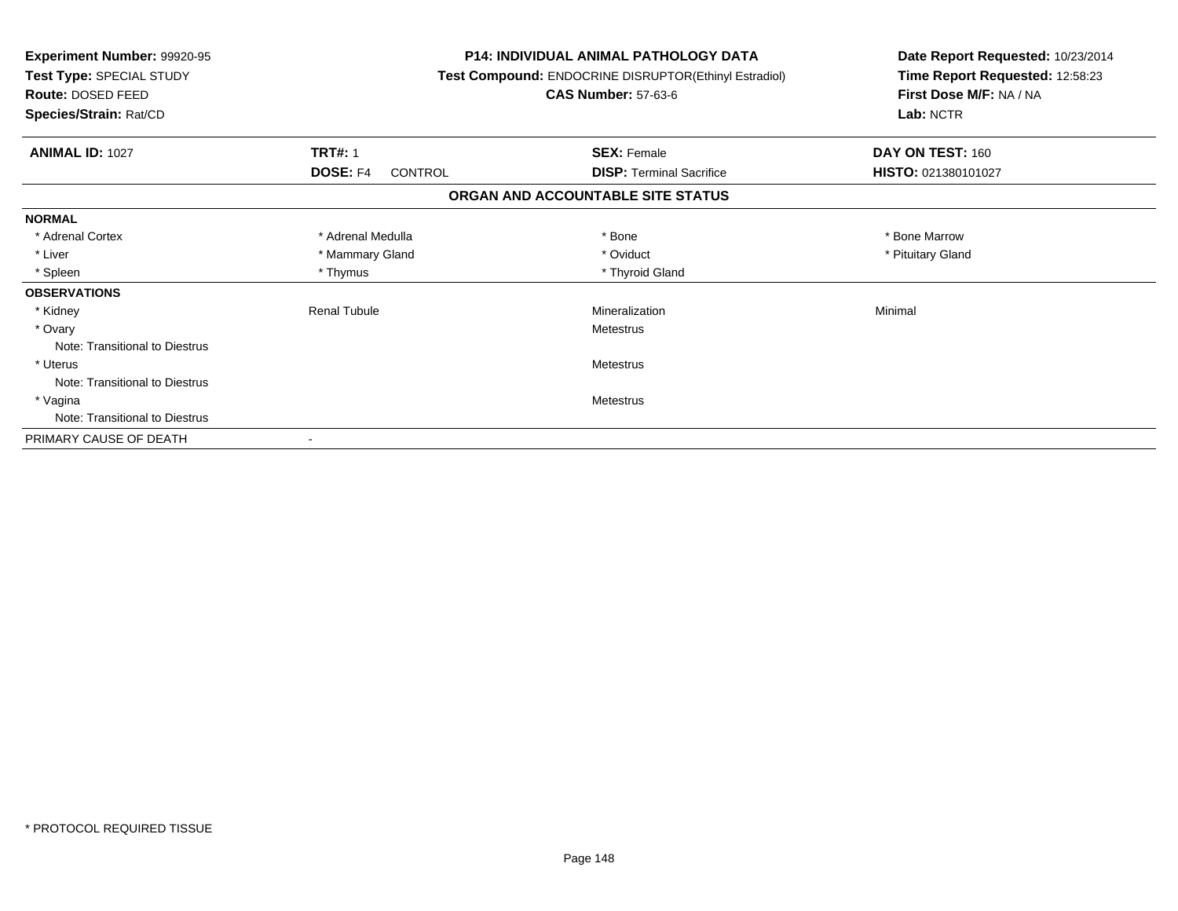**Experiment Number:** 99920-95
**Test Type:** SPECIAL STUDY
**Route:** DOSED FEED
**Species/Strain:** Rat/CD

**P14: INDIVIDUAL ANIMAL PATHOLOGY DATA**
**Test Compound:** ENDOCRINE DISRUPTOR(Ethinyl Estradiol)
**CAS Number:** 57-63-6

**Date Report Requested:** 10/23/2014
**Time Report Requested:** 12:58:23
**First Dose M/F:** NA / NA
**Lab:** NCTR

| **ANIMAL ID:** 1027 | **TRT#:** 1 | **SEX:** Female | **DAY ON TEST:** 160 |
|---|---|---|---|
| | **DOSE:** F4 CONTROL | **DISP:** Terminal Sacrifice | **HISTO:** 021380101027 |

## ORGAN AND ACCOUNTABLE SITE STATUS

| | | | |
|---|---|---|---|
| **NORMAL** | | | |
| * Adrenal Cortex | * Adrenal Medulla | * Bone | * Bone Marrow |
| * Liver | * Mammary Gland | * Oviduct | * Pituitary Gland |
| * Spleen | * Thymus | * Thyroid Gland | |
| **OBSERVATIONS** | | | |
| * Kidney | Renal Tubule | Mineralization | Minimal |
| * Ovary | | Metestrus | |
| Note: Transitional to Diestrus | | | |
| * Uterus | | Metestrus | |
| Note: Transitional to Diestrus | | | |
| * Vagina | | Metestrus | |
| Note: Transitional to Diestrus | | | |
| PRIMARY CAUSE OF DEATH | - | | |

* PROTOCOL REQUIRED TISSUE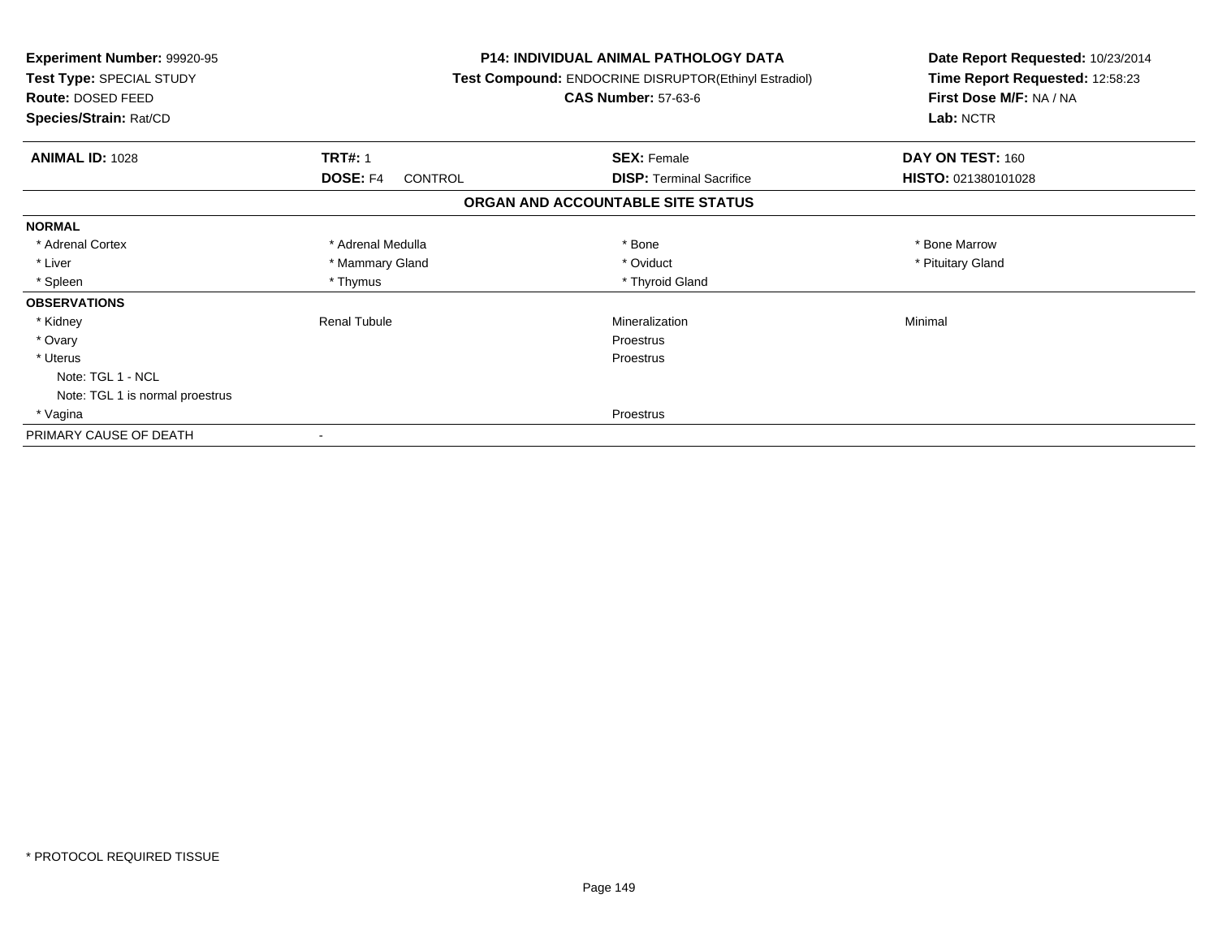**Experiment Number:** 99920-95
**Test Type:** SPECIAL STUDY
**Route:** DOSED FEED
**Species/Strain:** Rat/CD

**P14: INDIVIDUAL ANIMAL PATHOLOGY DATA**
**Test Compound:** ENDOCRINE DISRUPTOR(Ethinyl Estradiol)
**CAS Number:** 57-63-6

**Date Report Requested:** 10/23/2014
**Time Report Requested:** 12:58:23
**First Dose M/F:** NA / NA
**Lab:** NCTR

| **ANIMAL ID:** 1028 | **TRT#:** 1 | **SEX:** Female | **DAY ON TEST:** 160 |
|---|---|---|---|
| | **DOSE:** F4 CONTROL | **DISP:** Terminal Sacrifice | **HISTO:** 021380101028 |

## ORGAN AND ACCOUNTABLE SITE STATUS

| | | | |
|---|---|---|---|
| **NORMAL** | | | |
| * Adrenal Cortex | * Adrenal Medulla | * Bone | * Bone Marrow |
| * Liver | * Mammary Gland | * Oviduct | * Pituitary Gland |
| * Spleen | * Thymus | * Thyroid Gland | |
| **OBSERVATIONS** | | | |
| * Kidney | Renal Tubule | Mineralization | Minimal |
| * Ovary | | Proestrus | |
| * Uterus | | Proestrus | |
| Note: TGL 1 - NCL | | | |
| Note: TGL 1 is normal proestrus | | | |
| * Vagina | | Proestrus | |
| PRIMARY CAUSE OF DEATH | - | | |

\* PROTOCOL REQUIRED TISSUE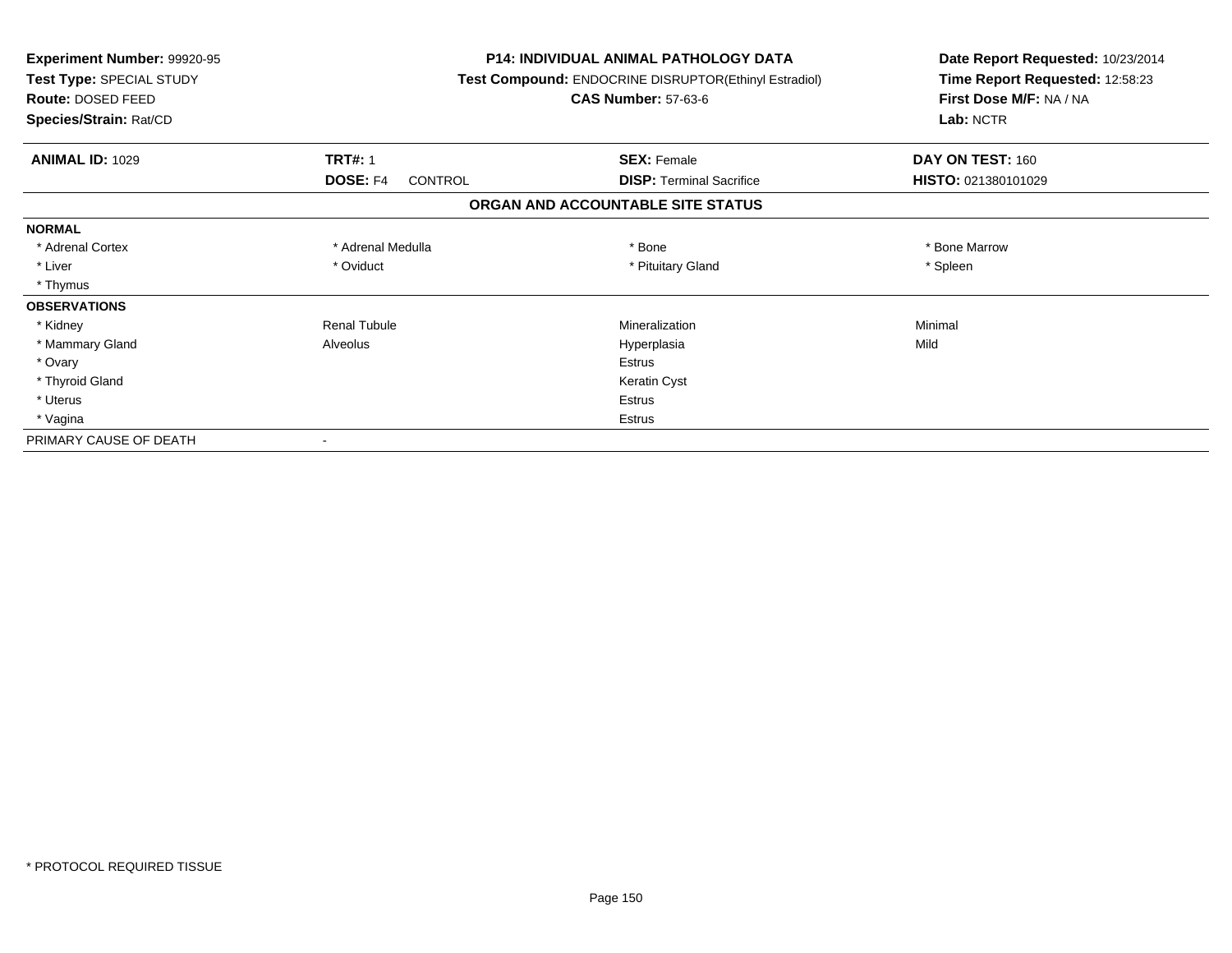**Experiment Number:** 99920-95
**Test Type:** SPECIAL STUDY
**Route:** DOSED FEED
**Species/Strain:** Rat/CD

**P14: INDIVIDUAL ANIMAL PATHOLOGY DATA**
**Test Compound:** ENDOCRINE DISRUPTOR(Ethinyl Estradiol)
**CAS Number:** 57-63-6

**Date Report Requested:** 10/23/2014
**Time Report Requested:** 12:58:23
**First Dose M/F:** NA / NA
**Lab:** NCTR

| **ANIMAL ID:** 1029 | **TRT#:** 1 | **SEX:** Female | **DAY ON TEST:** 160 |
|---|---|---|---|
| | **DOSE:** F4 CONTROL | **DISP:** Terminal Sacrifice | **HISTO:** 021380101029 |

## ORGAN AND ACCOUNTABLE SITE STATUS

| | | | |
|---|---|---|---|
| **NORMAL** | | | |
| * Adrenal Cortex | * Adrenal Medulla | * Bone | * Bone Marrow |
| * Liver | * Oviduct | * Pituitary Gland | * Spleen |
| * Thymus | | | |
| **OBSERVATIONS** | | | |
| * Kidney | Renal Tubule | Mineralization | Minimal |
| * Mammary Gland | Alveolus | Hyperplasia | Mild |
| * Ovary | | Estrus | |
| * Thyroid Gland | | Keratin Cyst | |
| * Uterus | | Estrus | |
| * Vagina | | Estrus | |
| PRIMARY CAUSE OF DEATH | - | | |

* PROTOCOL REQUIRED TISSUE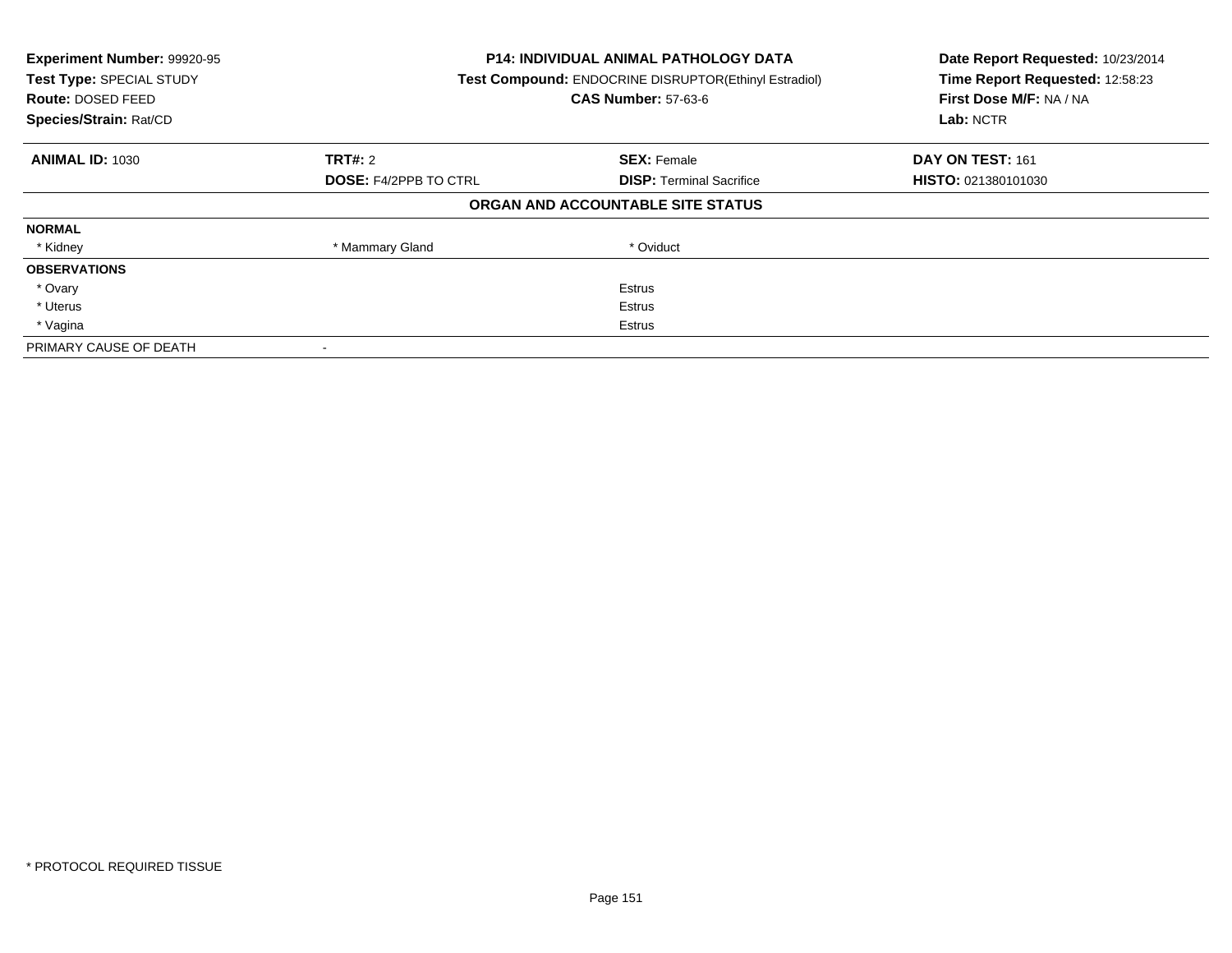**Experiment Number:** 99920-95
**Test Type:** SPECIAL STUDY
**Route:** DOSED FEED
**Species/Strain:** Rat/CD

**P14: INDIVIDUAL ANIMAL PATHOLOGY DATA**
**Test Compound:** ENDOCRINE DISRUPTOR(Ethinyl Estradiol)
**CAS Number:** 57-63-6

**Date Report Requested:** 10/23/2014
**Time Report Requested:** 12:58:23
**First Dose M/F:** NA / NA
**Lab:** NCTR

| **ANIMAL ID:** 1030 | **TRT#:** 2 | **SEX:** Female | **DAY ON TEST:** 161 |
|---|---|---|---|
| | **DOSE:** F4/2PPB TO CTRL | **DISP:** Terminal Sacrifice | **HISTO:** 021380101030 |

**ORGAN AND ACCOUNTABLE SITE STATUS**

| | | | |
|---|---|---|---|
| **NORMAL** | | | |
| * Kidney | * Mammary Gland | * Oviduct | |
| **OBSERVATIONS** | | | |
| * Ovary | | Estrus | |
| * Uterus | | Estrus | |
| * Vagina | | Estrus | |
| PRIMARY CAUSE OF DEATH | - | | |

* PROTOCOL REQUIRED TISSUE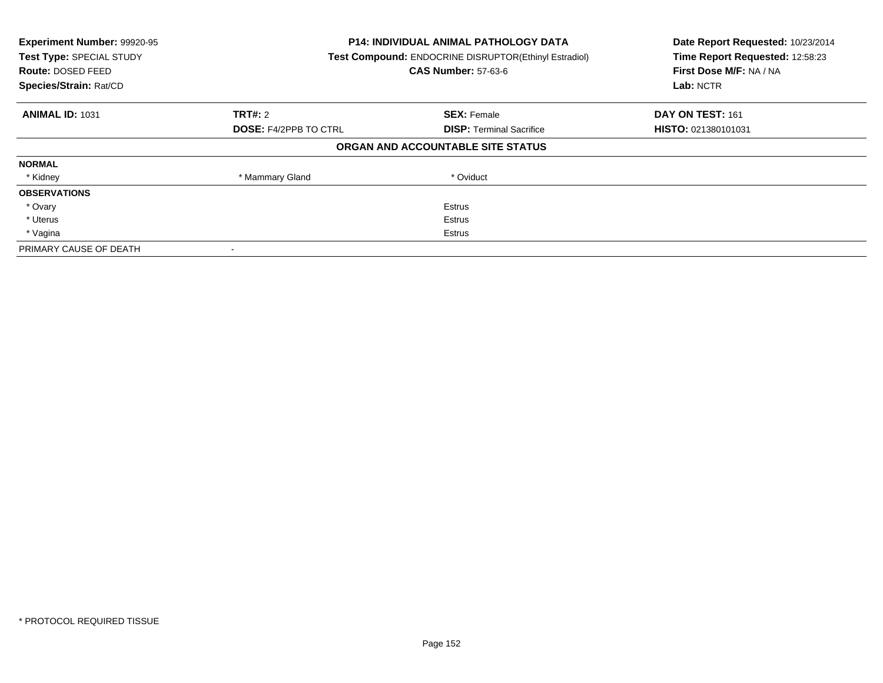**Experiment Number:** 99920-95
**Test Type:** SPECIAL STUDY
**Route:** DOSED FEED
**Species/Strain:** Rat/CD

**P14: INDIVIDUAL ANIMAL PATHOLOGY DATA**
**Test Compound:** ENDOCRINE DISRUPTOR(Ethinyl Estradiol)
**CAS Number:** 57-63-6

**Date Report Requested:** 10/23/2014
**Time Report Requested:** 12:58:23
**First Dose M/F:** NA / NA
**Lab:** NCTR

| **ANIMAL ID:** 1031 | **TRT#:** 2 | **SEX:** Female | **DAY ON TEST:** 161 |
|---|---|---|---|
| | **DOSE:** F4/2PPB TO CTRL | **DISP:** Terminal Sacrifice | **HISTO:** 021380101031 |

## ORGAN AND ACCOUNTABLE SITE STATUS

| | | | |
|---|---|---|---|
| **NORMAL** | | | |
| * Kidney | * Mammary Gland | * Oviduct | |
| **OBSERVATIONS** | | | |
| * Ovary | | Estrus | |
| * Uterus | | Estrus | |
| * Vagina | | Estrus | |
| PRIMARY CAUSE OF DEATH | - | | |

* PROTOCOL REQUIRED TISSUE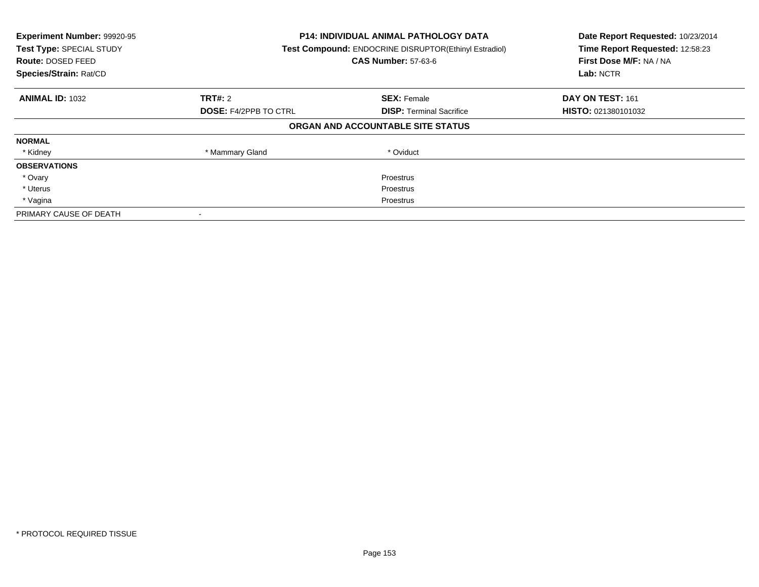**Experiment Number:** 99920-95
**Test Type:** SPECIAL STUDY
**Route:** DOSED FEED
**Species/Strain:** Rat/CD

**P14: INDIVIDUAL ANIMAL PATHOLOGY DATA**
**Test Compound:** ENDOCRINE DISRUPTOR(Ethinyl Estradiol)
**CAS Number:** 57-63-6

**Date Report Requested:** 10/23/2014
**Time Report Requested:** 12:58:23
**First Dose M/F:** NA / NA
**Lab:** NCTR

| **ANIMAL ID:** 1032 | **TRT#:** 2 | **SEX:** Female | **DAY ON TEST:** 161 |
|---|---|---|---|
| | **DOSE:** F4/2PPB TO CTRL | **DISP:** Terminal Sacrifice | **HISTO:** 021380101032 |

**ORGAN AND ACCOUNTABLE SITE STATUS**

| | | | |
|---|---|---|---|
| **NORMAL** | | | |
| * Kidney | * Mammary Gland | * Oviduct | |
| **OBSERVATIONS** | | | |
| * Ovary | | Proestrus | |
| * Uterus | | Proestrus | |
| * Vagina | | Proestrus | |
| PRIMARY CAUSE OF DEATH | - | | |

* PROTOCOL REQUIRED TISSUE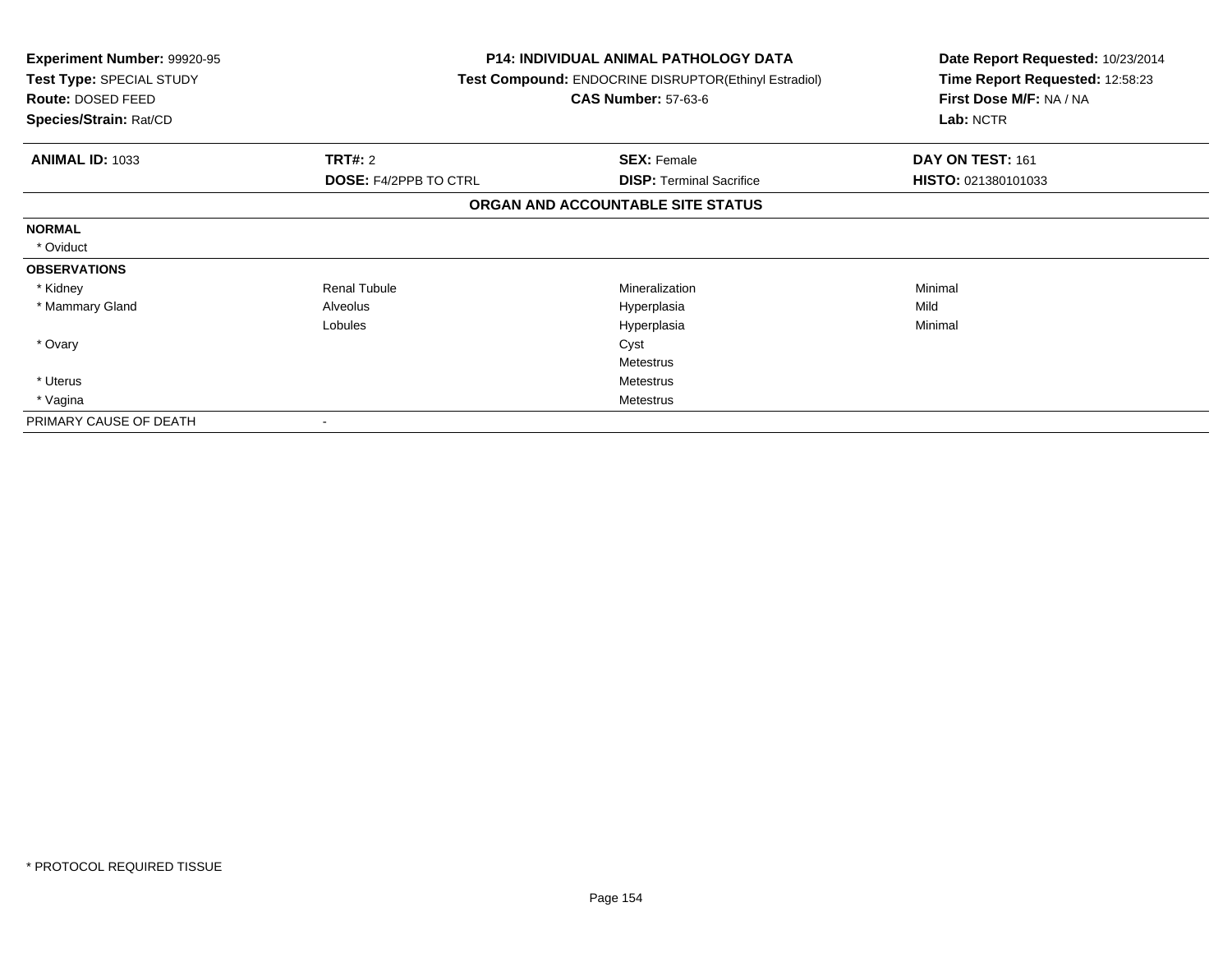**Experiment Number:** 99920-95
**Test Type:** SPECIAL STUDY
**Route:** DOSED FEED
**Species/Strain:** Rat/CD

**P14: INDIVIDUAL ANIMAL PATHOLOGY DATA**
**Test Compound:** ENDOCRINE DISRUPTOR(Ethinyl Estradiol)
**CAS Number:** 57-63-6

**Date Report Requested:** 10/23/2014
**Time Report Requested:** 12:58:23
**First Dose M/F:** NA / NA
**Lab:** NCTR

| **ANIMAL ID:** 1033 | **TRT#:** 2 | **SEX:** Female | **DAY ON TEST:** 161 |
|---|---|---|---|
| | **DOSE:** F4/2PPB TO CTRL | **DISP:** Terminal Sacrifice | **HISTO:** 021380101033 |

## ORGAN AND ACCOUNTABLE SITE STATUS

| | | | |
|---|---|---|---|
| **NORMAL** | | | |
| * Oviduct | | | |
| **OBSERVATIONS** | | | |
| * Kidney | Renal Tubule | Mineralization | Minimal |
| * Mammary Gland | Alveolus | Hyperplasia | Mild |
| | Lobules | Hyperplasia | Minimal |
| * Ovary | | Cyst | |
| | | Metestrus | |
| * Uterus | | Metestrus | |
| * Vagina | | Metestrus | |
| PRIMARY CAUSE OF DEATH | - | | |

* PROTOCOL REQUIRED TISSUE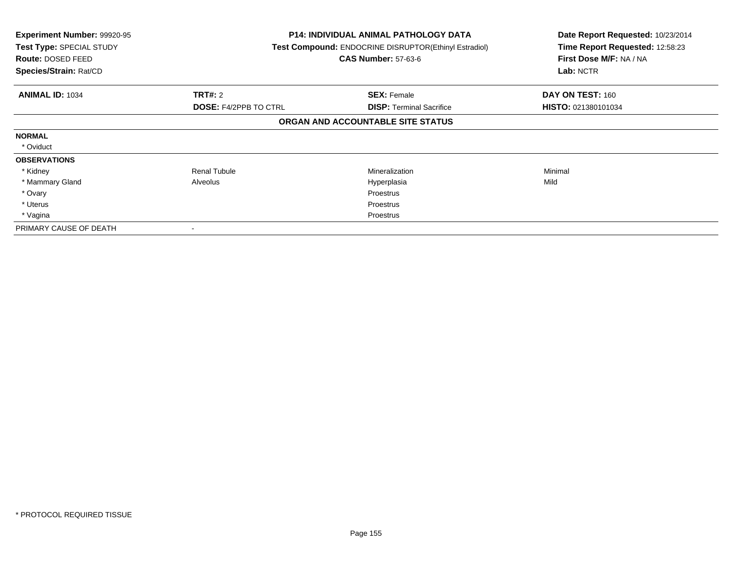**Experiment Number:** 99920-95
**Test Type:** SPECIAL STUDY
**Route:** DOSED FEED
**Species/Strain:** Rat/CD

**P14: INDIVIDUAL ANIMAL PATHOLOGY DATA**
**Test Compound:** ENDOCRINE DISRUPTOR(Ethinyl Estradiol)
**CAS Number:** 57-63-6

**Date Report Requested:** 10/23/2014
**Time Report Requested:** 12:58:23
**First Dose M/F:** NA / NA
**Lab:** NCTR

| **ANIMAL ID:** 1034 | **TRT#:** 2 | **SEX:** Female | **DAY ON TEST:** 160 |
|---|---|---|---|
| | **DOSE:** F4/2PPB TO CTRL | **DISP:** Terminal Sacrifice | **HISTO:** 021380101034 |

**ORGAN AND ACCOUNTABLE SITE STATUS**

| | | | |
|---|---|---|---|
| **NORMAL** | | | |
| * Oviduct | | | |
| **OBSERVATIONS** | | | |
| * Kidney | Renal Tubule | Mineralization | Minimal |
| * Mammary Gland | Alveolus | Hyperplasia | Mild |
| * Ovary | | Proestrus | |
| * Uterus | | Proestrus | |
| * Vagina | | Proestrus | |
| PRIMARY CAUSE OF DEATH | - | | |

* PROTOCOL REQUIRED TISSUE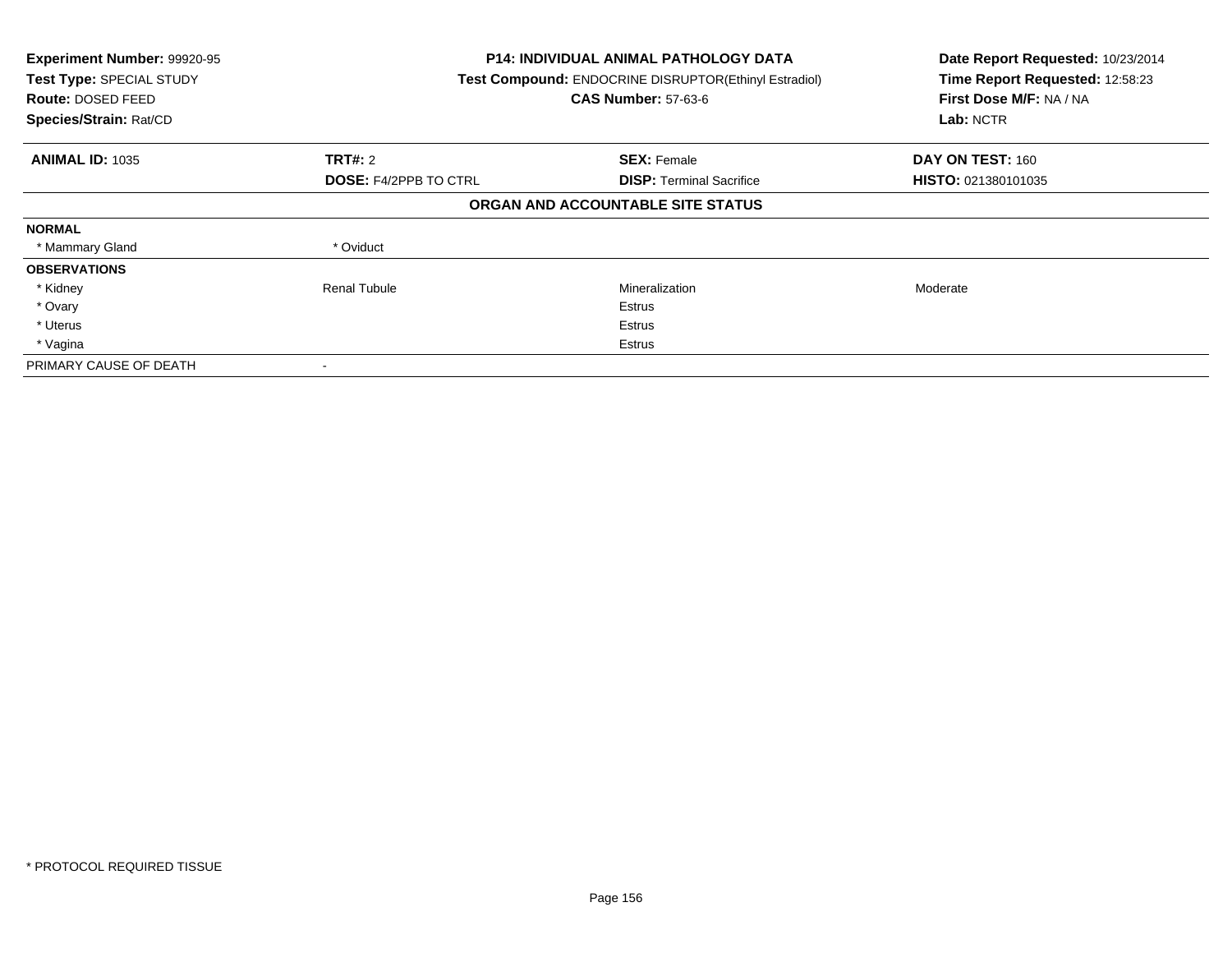**Experiment Number:** 99920-95
**Test Type:** SPECIAL STUDY
**Route:** DOSED FEED
**Species/Strain:** Rat/CD

**P14: INDIVIDUAL ANIMAL PATHOLOGY DATA**
**Test Compound:** ENDOCRINE DISRUPTOR(Ethinyl Estradiol)
**CAS Number:** 57-63-6

**Date Report Requested:** 10/23/2014
**Time Report Requested:** 12:58:23
**First Dose M/F:** NA / NA
**Lab:** NCTR

| **ANIMAL ID:** 1035 | **TRT#:** 2 | **SEX:** Female | **DAY ON TEST:** 160 |
|---|---|---|---|
| | **DOSE:** F4/2PPB TO CTRL | **DISP:** Terminal Sacrifice | **HISTO:** 021380101035 |

**ORGAN AND ACCOUNTABLE SITE STATUS**

| | | | |
|---|---|---|---|
| **NORMAL** | | | |
| * Mammary Gland | * Oviduct | | |
| **OBSERVATIONS** | | | |
| * Kidney | Renal Tubule | Mineralization | Moderate |
| * Ovary | | Estrus | |
| * Uterus | | Estrus | |
| * Vagina | | Estrus | |
| PRIMARY CAUSE OF DEATH | - | | |

* PROTOCOL REQUIRED TISSUE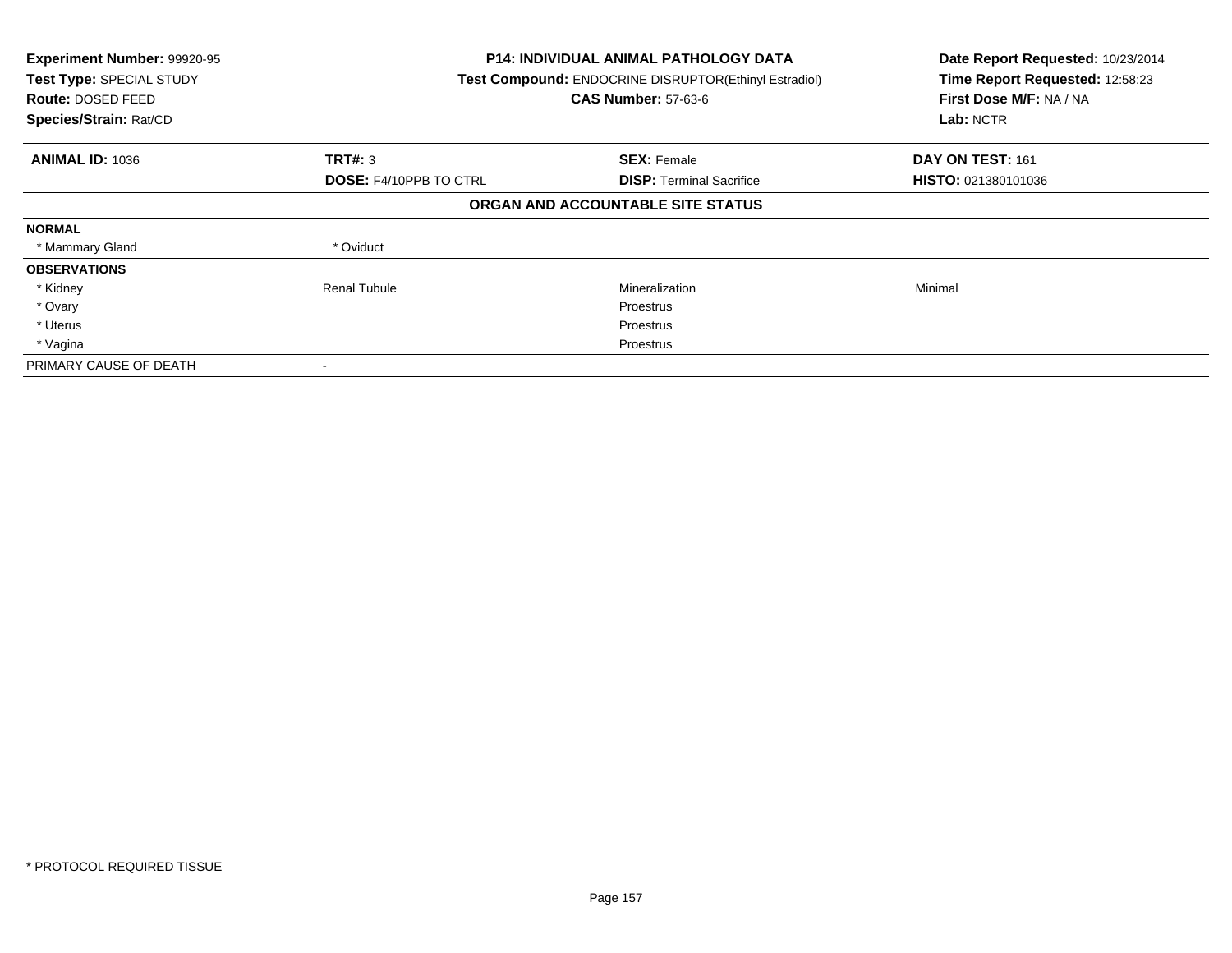**Experiment Number:** 99920-95
**Test Type:** SPECIAL STUDY
**Route:** DOSED FEED
**Species/Strain:** Rat/CD

**P14: INDIVIDUAL ANIMAL PATHOLOGY DATA**
**Test Compound:** ENDOCRINE DISRUPTOR(Ethinyl Estradiol)
**CAS Number:** 57-63-6

**Date Report Requested:** 10/23/2014
**Time Report Requested:** 12:58:23
**First Dose M/F:** NA / NA
**Lab:** NCTR

| **ANIMAL ID:** 1036 | **TRT#:** 3 | **SEX:** Female | **DAY ON TEST:** 161 |
|---|---|---|---|
| | **DOSE:** F4/10PPB TO CTRL | **DISP:** Terminal Sacrifice | **HISTO:** 021380101036 |

**ORGAN AND ACCOUNTABLE SITE STATUS**

| | | | |
|---|---|---|---|
| **NORMAL** | | | |
| * Mammary Gland | * Oviduct | | |
| **OBSERVATIONS** | | | |
| * Kidney | Renal Tubule | Mineralization | Minimal |
| * Ovary | | Proestrus | |
| * Uterus | | Proestrus | |
| * Vagina | | Proestrus | |
| PRIMARY CAUSE OF DEATH | - | | |

* PROTOCOL REQUIRED TISSUE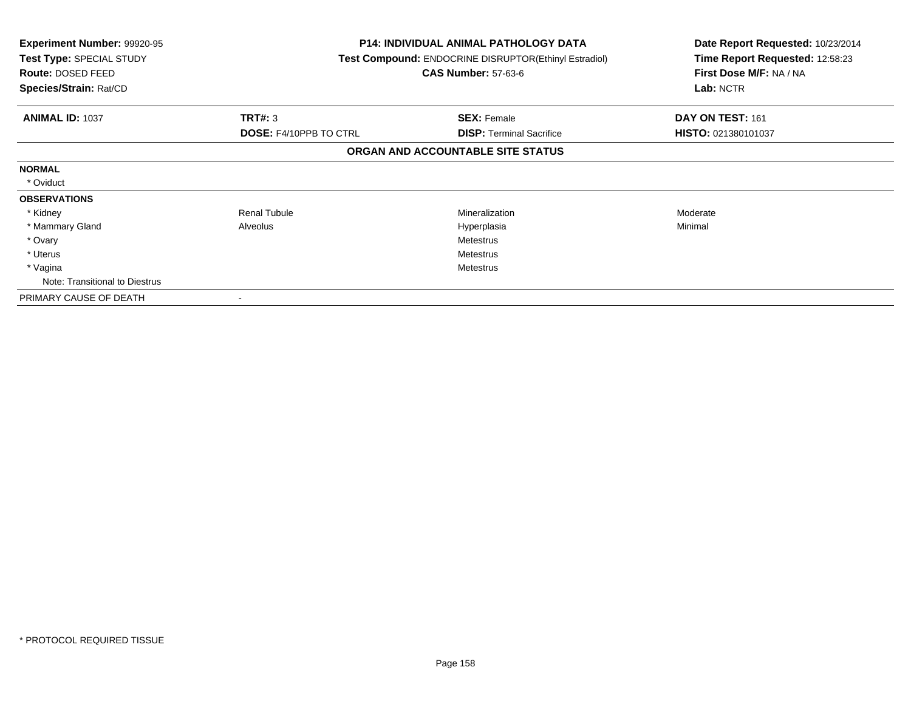**Experiment Number:** 99920-95
**Test Type:** SPECIAL STUDY
**Route:** DOSED FEED
**Species/Strain:** Rat/CD

**P14: INDIVIDUAL ANIMAL PATHOLOGY DATA**
**Test Compound:** ENDOCRINE DISRUPTOR(Ethinyl Estradiol)
**CAS Number:** 57-63-6

**Date Report Requested:** 10/23/2014
**Time Report Requested:** 12:58:23
**First Dose M/F:** NA / NA
**Lab:** NCTR

| **ANIMAL ID:** 1037 | **TRT#:** 3 | **SEX:** Female | **DAY ON TEST:** 161 |
|---|---|---|---|
| | **DOSE:** F4/10PPB TO CTRL | **DISP:** Terminal Sacrifice | **HISTO:** 021380101037 |

**ORGAN AND ACCOUNTABLE SITE STATUS**

| | | | |
|---|---|---|---|
| **NORMAL** | | | |
| * Oviduct | | | |
| **OBSERVATIONS** | | | |
| * Kidney | Renal Tubule | Mineralization | Moderate |
| * Mammary Gland | Alveolus | Hyperplasia | Minimal |
| * Ovary | | Metestrus | |
| * Uterus | | Metestrus | |
| * Vagina | | Metestrus | |
| Note: Transitional to Diestrus | | | |
| PRIMARY CAUSE OF DEATH | - | | |

* PROTOCOL REQUIRED TISSUE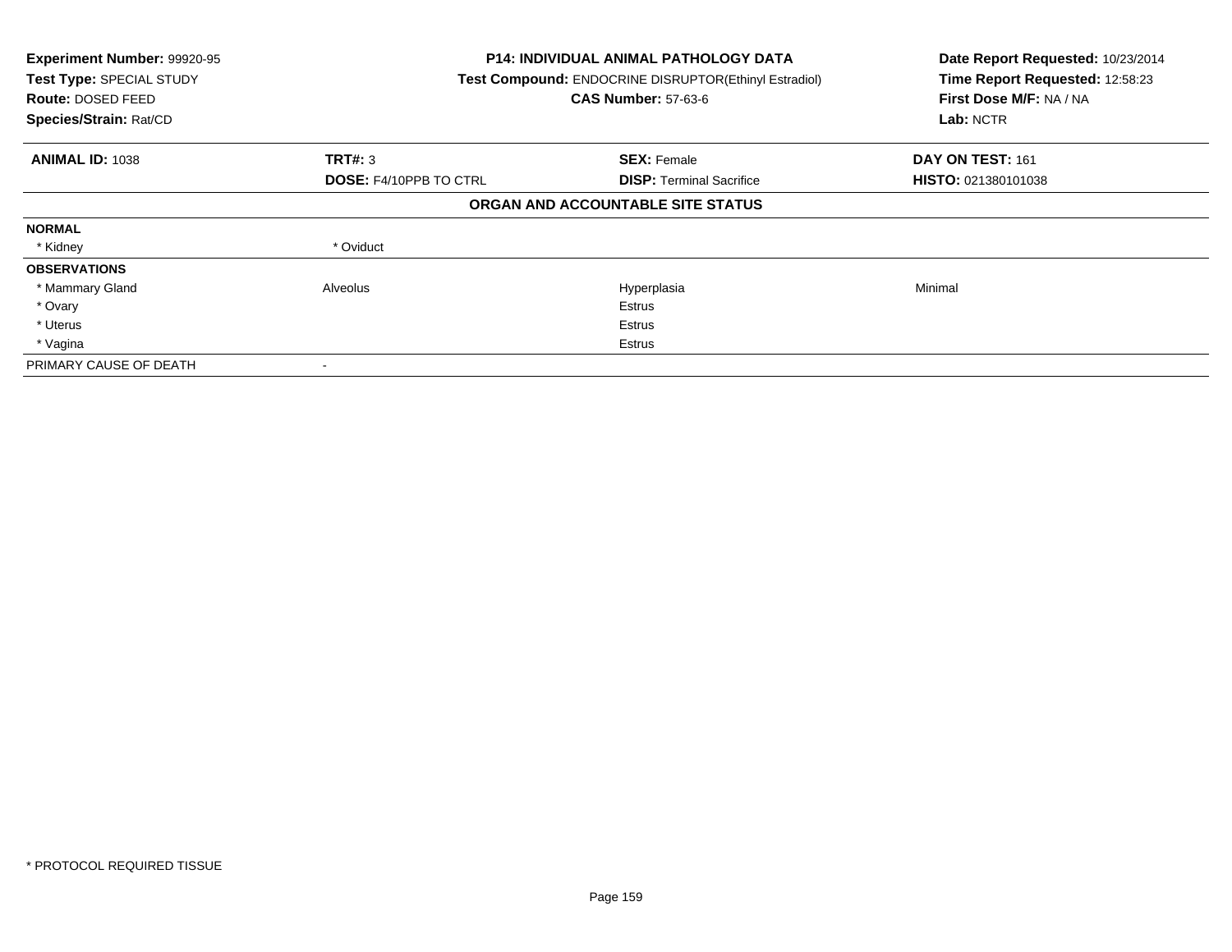| **Experiment Number:** 99920-95 | **P14: INDIVIDUAL ANIMAL PATHOLOGY DATA** | | **Date Report Requested:** 10/23/2014 |
|---|---|---|---|
| **Test Type:** SPECIAL STUDY | **Test Compound:** ENDOCRINE DISRUPTOR(Ethinyl Estradiol) | | **Time Report Requested:** 12:58:23 |
| **Route:** DOSED FEED | **CAS Number:** 57-63-6 | | **First Dose M/F:** NA / NA |
| **Species/Strain:** Rat/CD | | | **Lab:** NCTR |

| **ANIMAL ID:** 1038 | **TRT#:** 3 | **SEX:** Female | **DAY ON TEST:** 161 |
|---|---|---|---|
| | **DOSE:** F4/10PPB TO CTRL | **DISP:** Terminal Sacrifice | **HISTO:** 021380101038 |

**ORGAN AND ACCOUNTABLE SITE STATUS**

| | | | |
|---|---|---|---|
| **NORMAL** | | | |
| * Kidney | * Oviduct | | |
| **OBSERVATIONS** | | | |
| * Mammary Gland | Alveolus | Hyperplasia | Minimal |
| * Ovary | | Estrus | |
| * Uterus | | Estrus | |
| * Vagina | | Estrus | |
| PRIMARY CAUSE OF DEATH | - | | |

* PROTOCOL REQUIRED TISSUE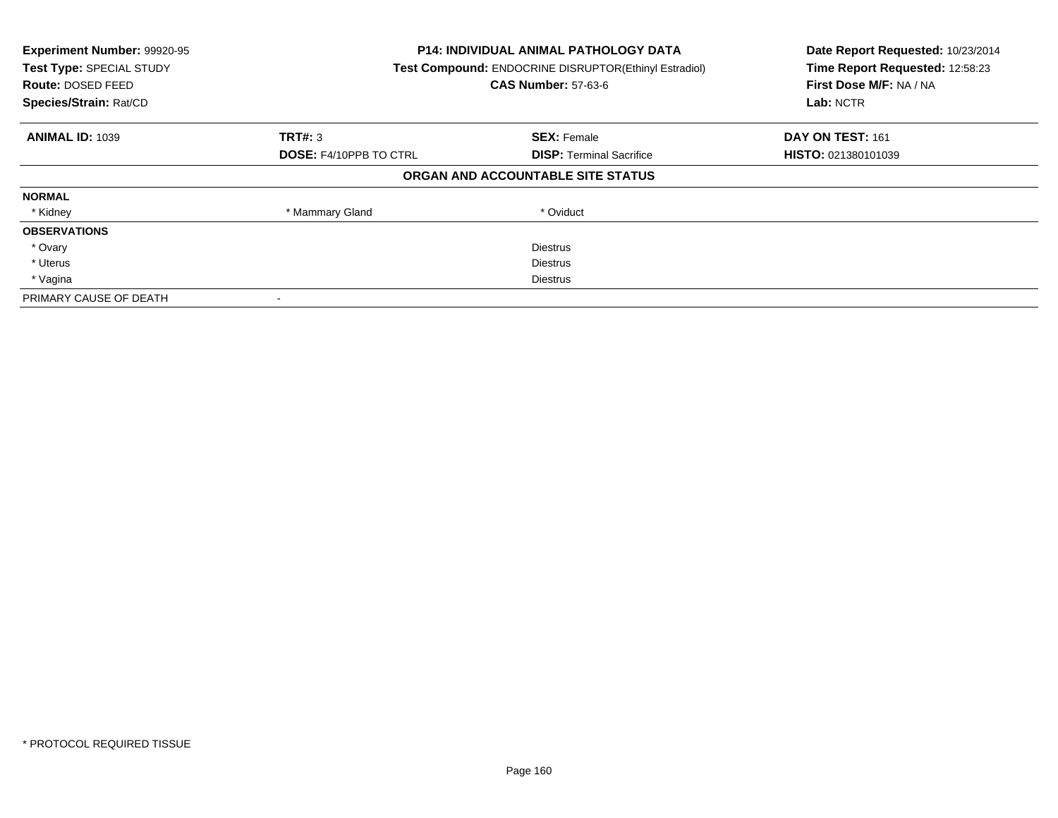**Experiment Number:** 99920-95
**Test Type:** SPECIAL STUDY
**Route:** DOSED FEED
**Species/Strain:** Rat/CD

**P14: INDIVIDUAL ANIMAL PATHOLOGY DATA**
**Test Compound:** ENDOCRINE DISRUPTOR(Ethinyl Estradiol)
**CAS Number:** 57-63-6

**Date Report Requested:** 10/23/2014
**Time Report Requested:** 12:58:23
**First Dose M/F:** NA / NA
**Lab:** NCTR

| **ANIMAL ID:** 1039 | **TRT#:** 3 | **SEX:** Female | **DAY ON TEST:** 161 |
|---|---|---|---|
| | **DOSE:** F4/10PPB TO CTRL | **DISP:** Terminal Sacrifice | **HISTO:** 021380101039 |

**ORGAN AND ACCOUNTABLE SITE STATUS**

| | | | |
|---|---|---|---|
| **NORMAL** | | | |
| * Kidney | * Mammary Gland | * Oviduct | |
| **OBSERVATIONS** | | | |
| * Ovary | | Diestrus | |
| * Uterus | | Diestrus | |
| * Vagina | | Diestrus | |
| PRIMARY CAUSE OF DEATH | - | | |

* PROTOCOL REQUIRED TISSUE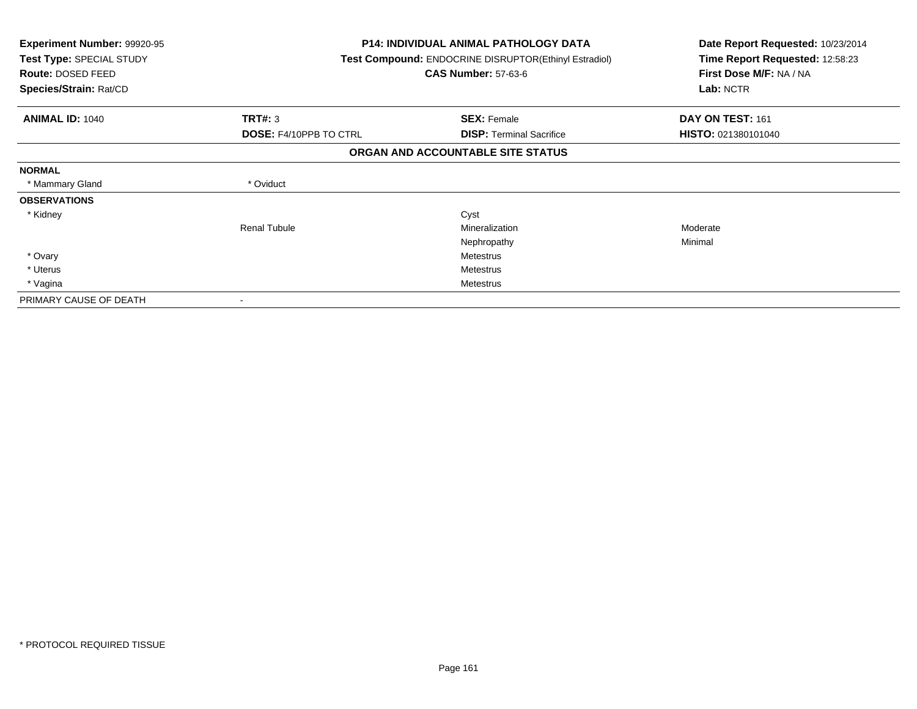**Experiment Number:** 99920-95
**Test Type:** SPECIAL STUDY
**Route:** DOSED FEED
**Species/Strain:** Rat/CD

**P14: INDIVIDUAL ANIMAL PATHOLOGY DATA**
**Test Compound:** ENDOCRINE DISRUPTOR(Ethinyl Estradiol)
**CAS Number:** 57-63-6

**Date Report Requested:** 10/23/2014
**Time Report Requested:** 12:58:23
**First Dose M/F:** NA / NA
**Lab:** NCTR

| **ANIMAL ID:** 1040 | **TRT#:** 3 | **SEX:** Female | **DAY ON TEST:** 161 |
|---|---|---|---|
| | **DOSE:** F4/10PPB TO CTRL | **DISP:** Terminal Sacrifice | **HISTO:** 021380101040 |

**ORGAN AND ACCOUNTABLE SITE STATUS**

| | | | |
|---|---|---|---|
| **NORMAL** | | | |
| * Mammary Gland | * Oviduct | | |
| **OBSERVATIONS** | | | |
| * Kidney | | Cyst | |
| | Renal Tubule | Mineralization | Moderate |
| | | Nephropathy | Minimal |
| * Ovary | | Metestrus | |
| * Uterus | | Metestrus | |
| * Vagina | | Metestrus | |
| PRIMARY CAUSE OF DEATH | - | | |

* PROTOCOL REQUIRED TISSUE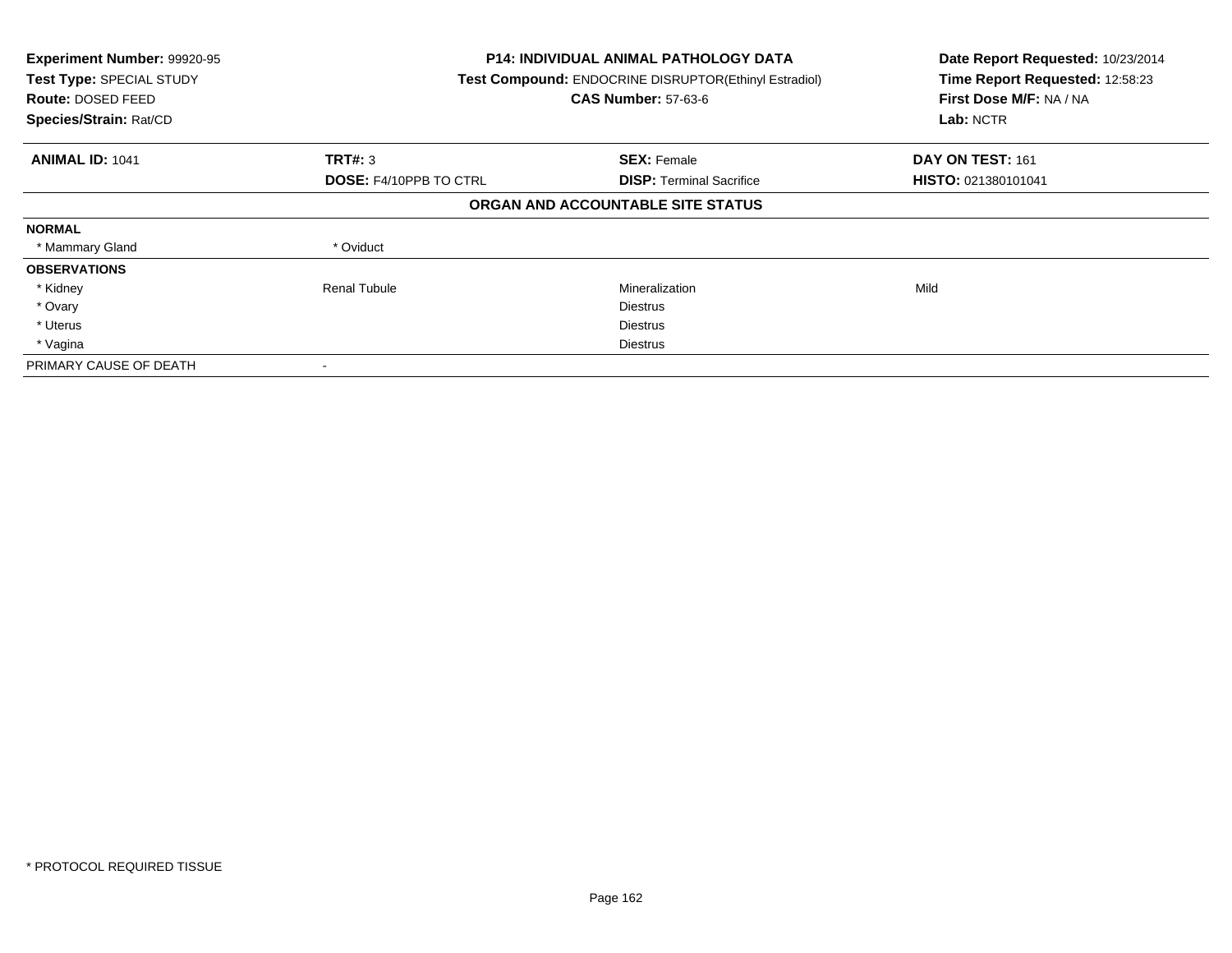| Experiment Number: 99920-95 | P14: INDIVIDUAL ANIMAL PATHOLOGY DATA | Date Report Requested: 10/23/2014 |
|---|---|---|
| Test Type: SPECIAL STUDY | Test Compound: ENDOCRINE DISRUPTOR(Ethinyl Estradiol) | Time Report Requested: 12:58:23 |
| Route: DOSED FEED | CAS Number: 57-63-6 | First Dose M/F: NA / NA |
| Species/Strain: Rat/CD | | Lab: NCTR |

| ANIMAL ID: 1041 | TRT#: 3 | SEX: Female | DAY ON TEST: 161 |
|---|---|---|---|
| | DOSE: F4/10PPB TO CTRL | DISP: Terminal Sacrifice | HISTO: 021380101041 |

## ORGAN AND ACCOUNTABLE SITE STATUS

| | | | |
|---|---|---|---|
| **NORMAL** | | | |
| * Mammary Gland | * Oviduct | | |
| **OBSERVATIONS** | | | |
| * Kidney | Renal Tubule | Mineralization | Mild |
| * Ovary | | Diestrus | |
| * Uterus | | Diestrus | |
| * Vagina | | Diestrus | |
| PRIMARY CAUSE OF DEATH | - | | |

* PROTOCOL REQUIRED TISSUE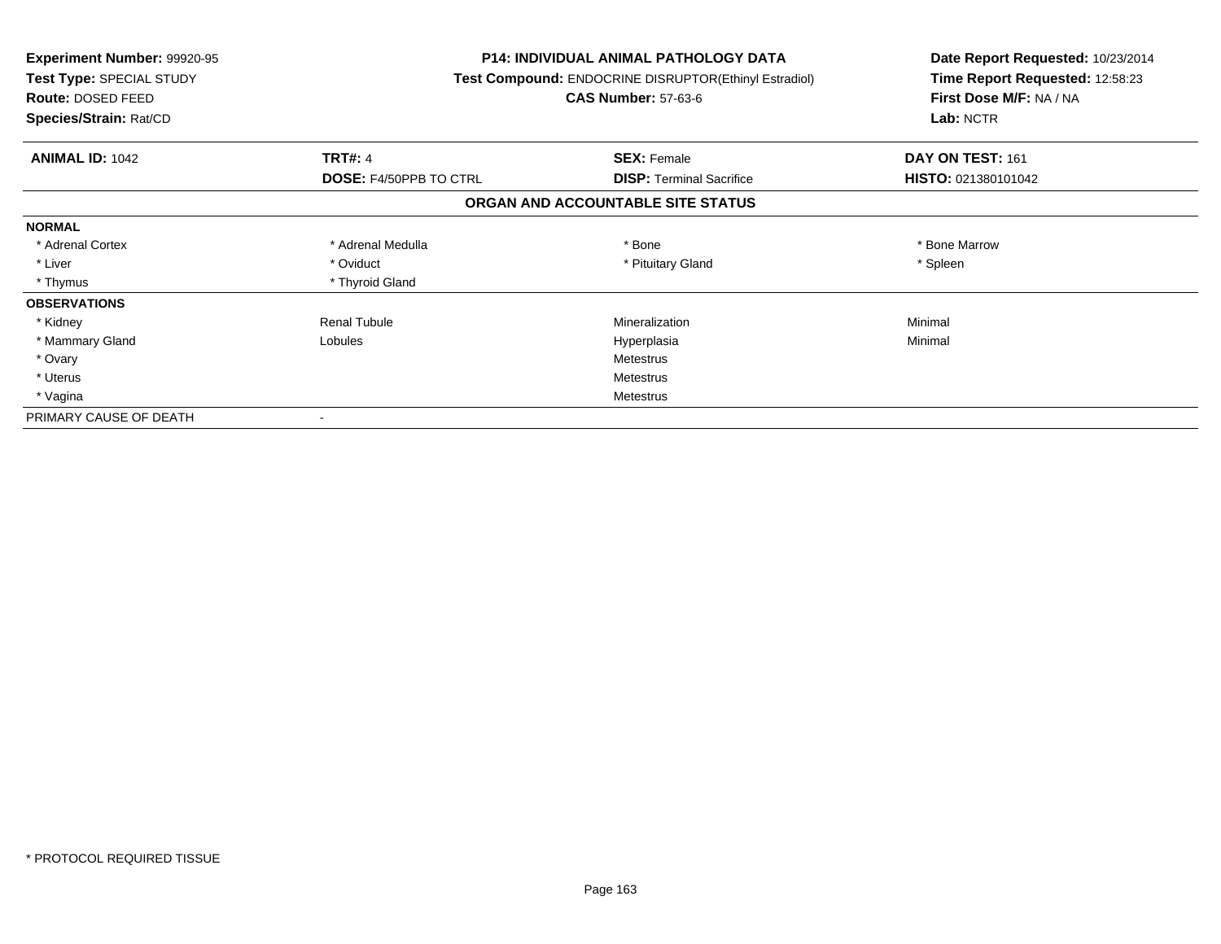**Experiment Number:** 99920-95
**Test Type:** SPECIAL STUDY
**Route:** DOSED FEED
**Species/Strain:** Rat/CD

**P14: INDIVIDUAL ANIMAL PATHOLOGY DATA**
**Test Compound:** ENDOCRINE DISRUPTOR(Ethinyl Estradiol)
**CAS Number:** 57-63-6

**Date Report Requested:** 10/23/2014
**Time Report Requested:** 12:58:23
**First Dose M/F:** NA / NA
**Lab:** NCTR

| **ANIMAL ID:** 1042 | **TRT#:** 4 | **SEX:** Female | **DAY ON TEST:** 161 |
|---|---|---|---|
| | **DOSE:** F4/50PPB TO CTRL | **DISP:** Terminal Sacrifice | **HISTO:** 021380101042 |

## ORGAN AND ACCOUNTABLE SITE STATUS

| | | | |
|---|---|---|---|
| **NORMAL** | | | |
| * Adrenal Cortex | * Adrenal Medulla | * Bone | * Bone Marrow |
| * Liver | * Oviduct | * Pituitary Gland | * Spleen |
| * Thymus | * Thyroid Gland | | |
| **OBSERVATIONS** | | | |
| * Kidney | Renal Tubule | Mineralization | Minimal |
| * Mammary Gland | Lobules | Hyperplasia | Minimal |
| * Ovary | | Metestrus | |
| * Uterus | | Metestrus | |
| * Vagina | | Metestrus | |
| PRIMARY CAUSE OF DEATH | - | | |

* PROTOCOL REQUIRED TISSUE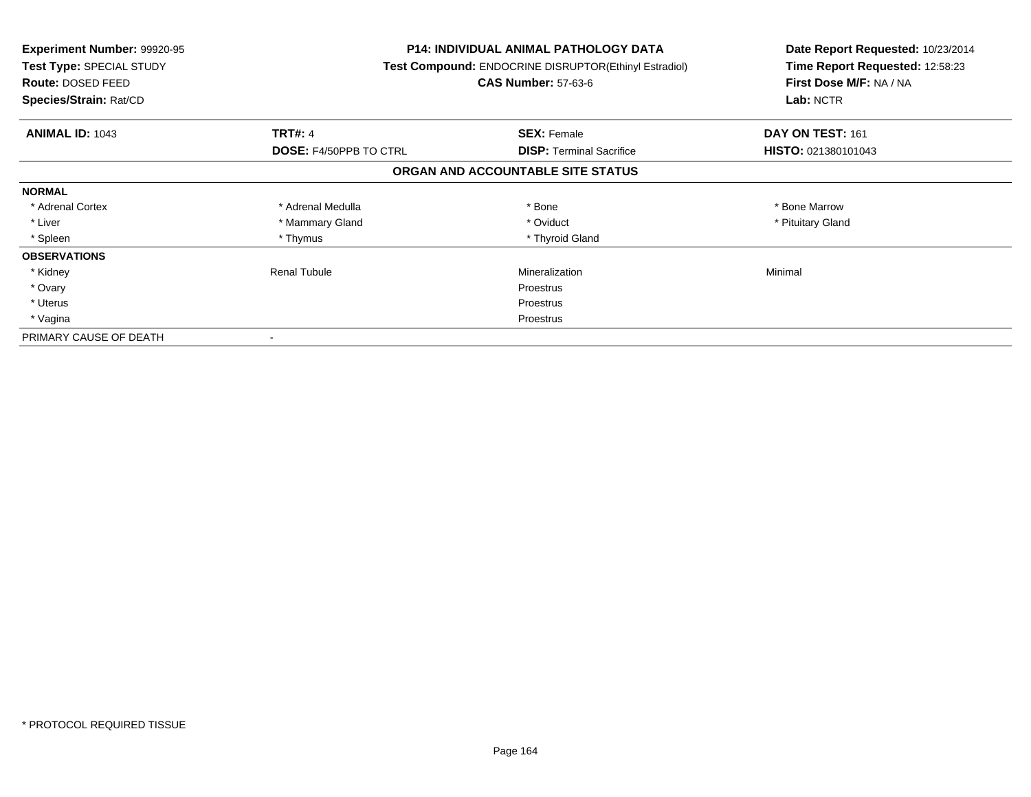**Experiment Number:** 99920-95
**Test Type:** SPECIAL STUDY
**Route:** DOSED FEED
**Species/Strain:** Rat/CD

**P14: INDIVIDUAL ANIMAL PATHOLOGY DATA**
**Test Compound:** ENDOCRINE DISRUPTOR(Ethinyl Estradiol)
**CAS Number:** 57-63-6

**Date Report Requested:** 10/23/2014
**Time Report Requested:** 12:58:23
**First Dose M/F:** NA / NA
**Lab:** NCTR

| **ANIMAL ID:** 1043 | **TRT#:** 4 | **SEX:** Female | **DAY ON TEST:** 161 |
|---|---|---|---|
| | **DOSE:** F4/50PPB TO CTRL | **DISP:** Terminal Sacrifice | **HISTO:** 021380101043 |

## ORGAN AND ACCOUNTABLE SITE STATUS

| | | | |
|---|---|---|---|
| **NORMAL** | | | |
| * Adrenal Cortex | * Adrenal Medulla | * Bone | * Bone Marrow |
| * Liver | * Mammary Gland | * Oviduct | * Pituitary Gland |
| * Spleen | * Thymus | * Thyroid Gland | |
| **OBSERVATIONS** | | | |
| * Kidney | Renal Tubule | Mineralization | Minimal |
| * Ovary | | Proestrus | |
| * Uterus | | Proestrus | |
| * Vagina | | Proestrus | |
| PRIMARY CAUSE OF DEATH | - | | |

* PROTOCOL REQUIRED TISSUE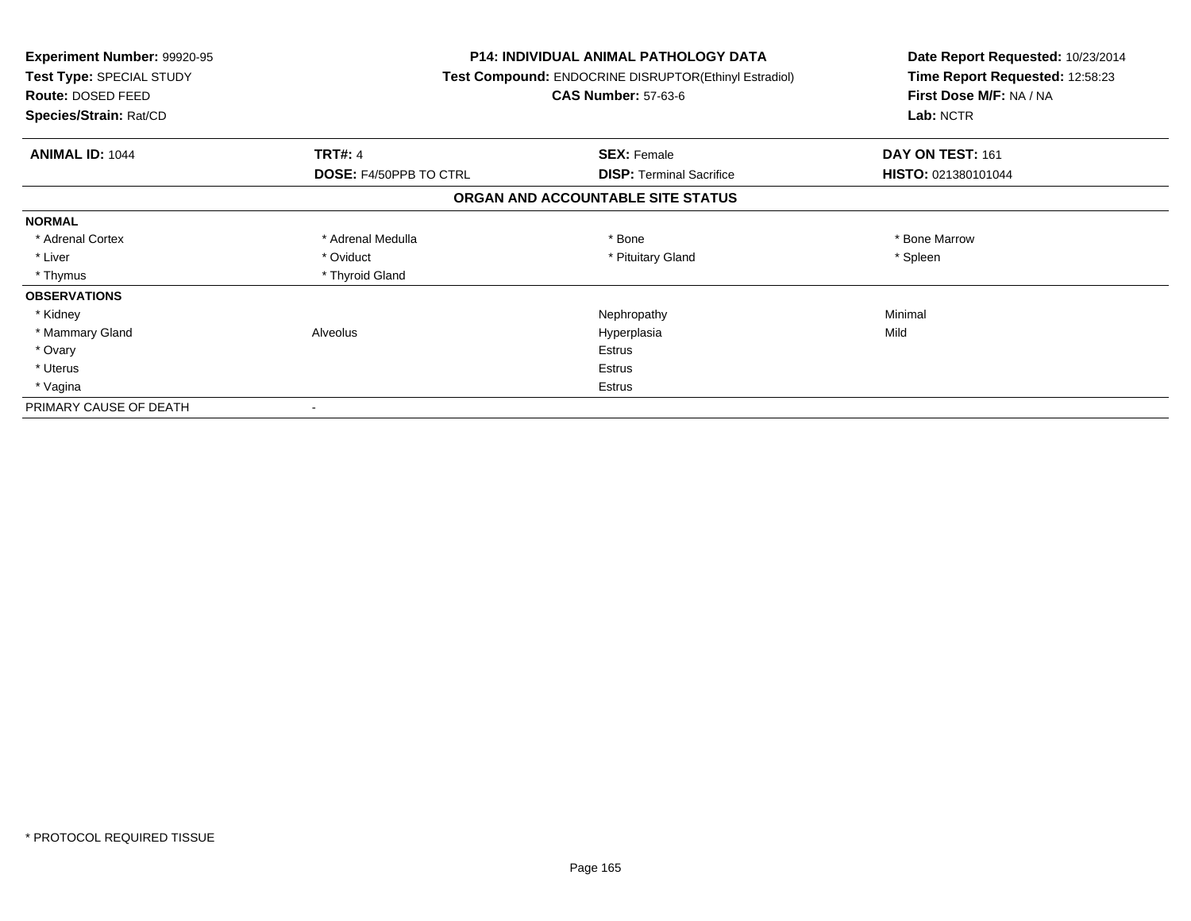**Experiment Number:** 99920-95
**Test Type:** SPECIAL STUDY
**Route:** DOSED FEED
**Species/Strain:** Rat/CD

**P14: INDIVIDUAL ANIMAL PATHOLOGY DATA**
**Test Compound:** ENDOCRINE DISRUPTOR(Ethinyl Estradiol)
**CAS Number:** 57-63-6

**Date Report Requested:** 10/23/2014
**Time Report Requested:** 12:58:23
**First Dose M/F:** NA / NA
**Lab:** NCTR

| **ANIMAL ID:** 1044 | **TRT#:** 4 | **SEX:** Female | **DAY ON TEST:** 161 |
|---|---|---|---|
| | **DOSE:** F4/50PPB TO CTRL | **DISP:** Terminal Sacrifice | **HISTO:** 021380101044 |

## ORGAN AND ACCOUNTABLE SITE STATUS

| | | | |
|---|---|---|---|
| **NORMAL** | | | |
| * Adrenal Cortex | * Adrenal Medulla | * Bone | * Bone Marrow |
| * Liver | * Oviduct | * Pituitary Gland | * Spleen |
| * Thymus | * Thyroid Gland | | |
| **OBSERVATIONS** | | | |
| * Kidney | | Nephropathy | Minimal |
| * Mammary Gland | Alveolus | Hyperplasia | Mild |
| * Ovary | | Estrus | |
| * Uterus | | Estrus | |
| * Vagina | | Estrus | |
| PRIMARY CAUSE OF DEATH | - | | |

* PROTOCOL REQUIRED TISSUE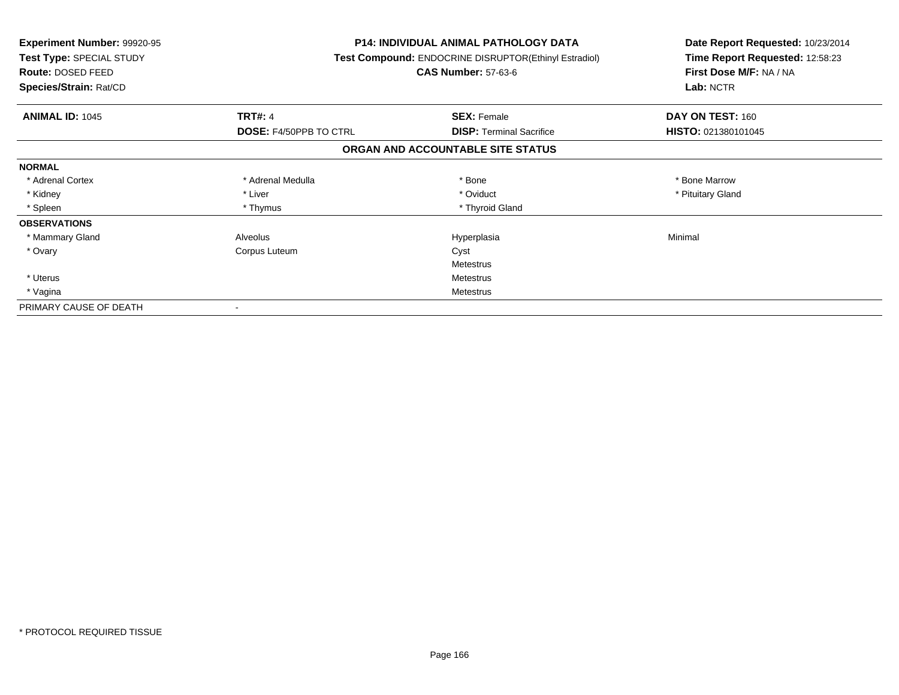**Experiment Number:** 99920-95
**Test Type:** SPECIAL STUDY
**Route:** DOSED FEED
**Species/Strain:** Rat/CD

**P14: INDIVIDUAL ANIMAL PATHOLOGY DATA**
**Test Compound:** ENDOCRINE DISRUPTOR(Ethinyl Estradiol)
**CAS Number:** 57-63-6

**Date Report Requested:** 10/23/2014
**Time Report Requested:** 12:58:23
**First Dose M/F:** NA / NA
**Lab:** NCTR

| **ANIMAL ID:** 1045 | **TRT#:** 4 | **SEX:** Female | **DAY ON TEST:** 160 |
|---|---|---|---|
| | **DOSE:** F4/50PPB TO CTRL | **DISP:** Terminal Sacrifice | **HISTO:** 021380101045 |

**ORGAN AND ACCOUNTABLE SITE STATUS**

| | | | |
|---|---|---|---|
| **NORMAL** | | | |
| * Adrenal Cortex | * Adrenal Medulla | * Bone | * Bone Marrow |
| * Kidney | * Liver | * Oviduct | * Pituitary Gland |
| * Spleen | * Thymus | * Thyroid Gland | |
| **OBSERVATIONS** | | | |
| * Mammary Gland | Alveolus | Hyperplasia | Minimal |
| * Ovary | Corpus Luteum | Cyst | |
| | | Metestrus | |
| * Uterus | | Metestrus | |
| * Vagina | | Metestrus | |
| PRIMARY CAUSE OF DEATH | - | | |

* PROTOCOL REQUIRED TISSUE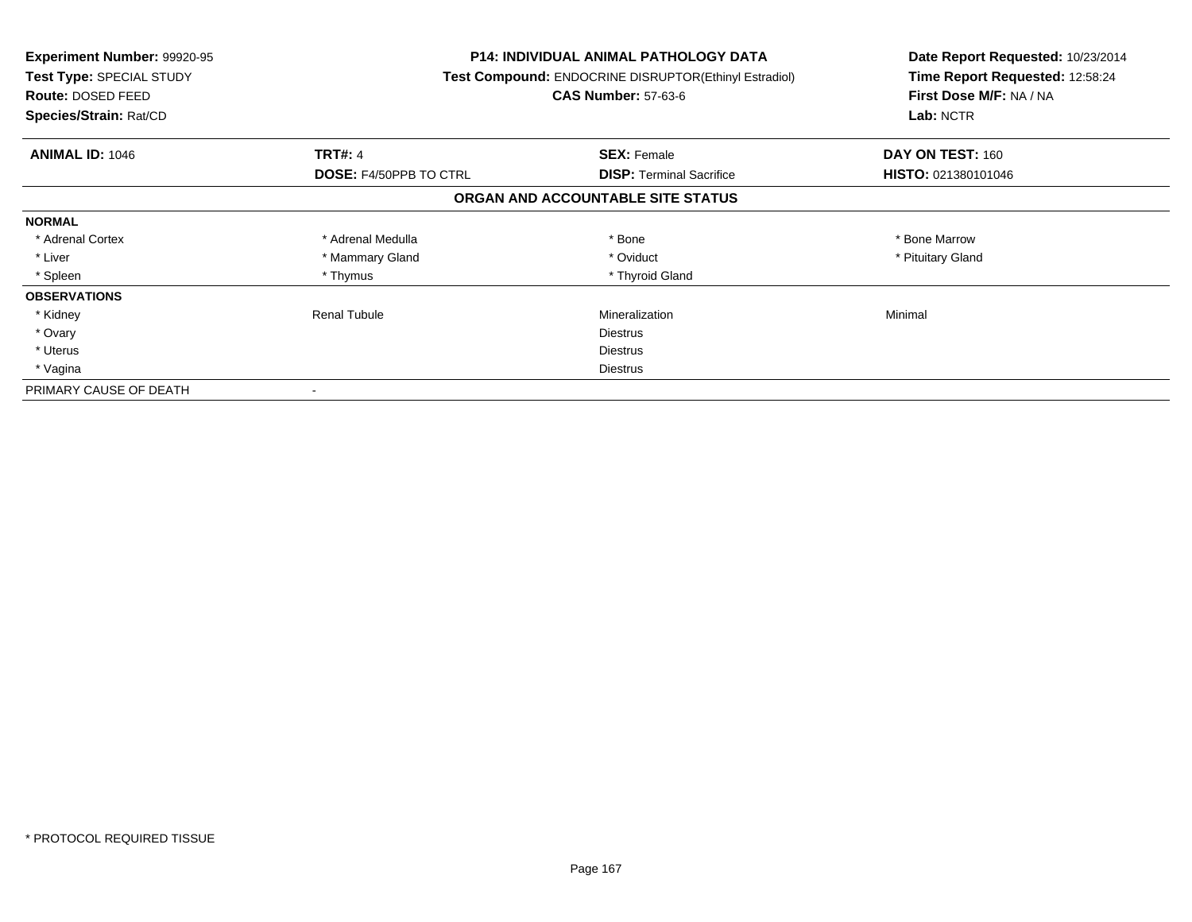**Experiment Number:** 99920-95
**Test Type:** SPECIAL STUDY
**Route:** DOSED FEED
**Species/Strain:** Rat/CD

**P14: INDIVIDUAL ANIMAL PATHOLOGY DATA**
**Test Compound:** ENDOCRINE DISRUPTOR(Ethinyl Estradiol)
**CAS Number:** 57-63-6

**Date Report Requested:** 10/23/2014
**Time Report Requested:** 12:58:24
**First Dose M/F:** NA / NA
**Lab:** NCTR

| **ANIMAL ID:** 1046 | **TRT#:** 4 | **SEX:** Female | **DAY ON TEST:** 160 |
|---|---|---|---|
| | **DOSE:** F4/50PPB TO CTRL | **DISP:** Terminal Sacrifice | **HISTO:** 021380101046 |

## ORGAN AND ACCOUNTABLE SITE STATUS

| | | | |
|---|---|---|---|
| **NORMAL** | | | |
| * Adrenal Cortex | * Adrenal Medulla | * Bone | * Bone Marrow |
| * Liver | * Mammary Gland | * Oviduct | * Pituitary Gland |
| * Spleen | * Thymus | * Thyroid Gland | |
| **OBSERVATIONS** | | | |
| * Kidney | Renal Tubule | Mineralization | Minimal |
| * Ovary | | Diestrus | |
| * Uterus | | Diestrus | |
| * Vagina | | Diestrus | |
| PRIMARY CAUSE OF DEATH | - | | |

* PROTOCOL REQUIRED TISSUE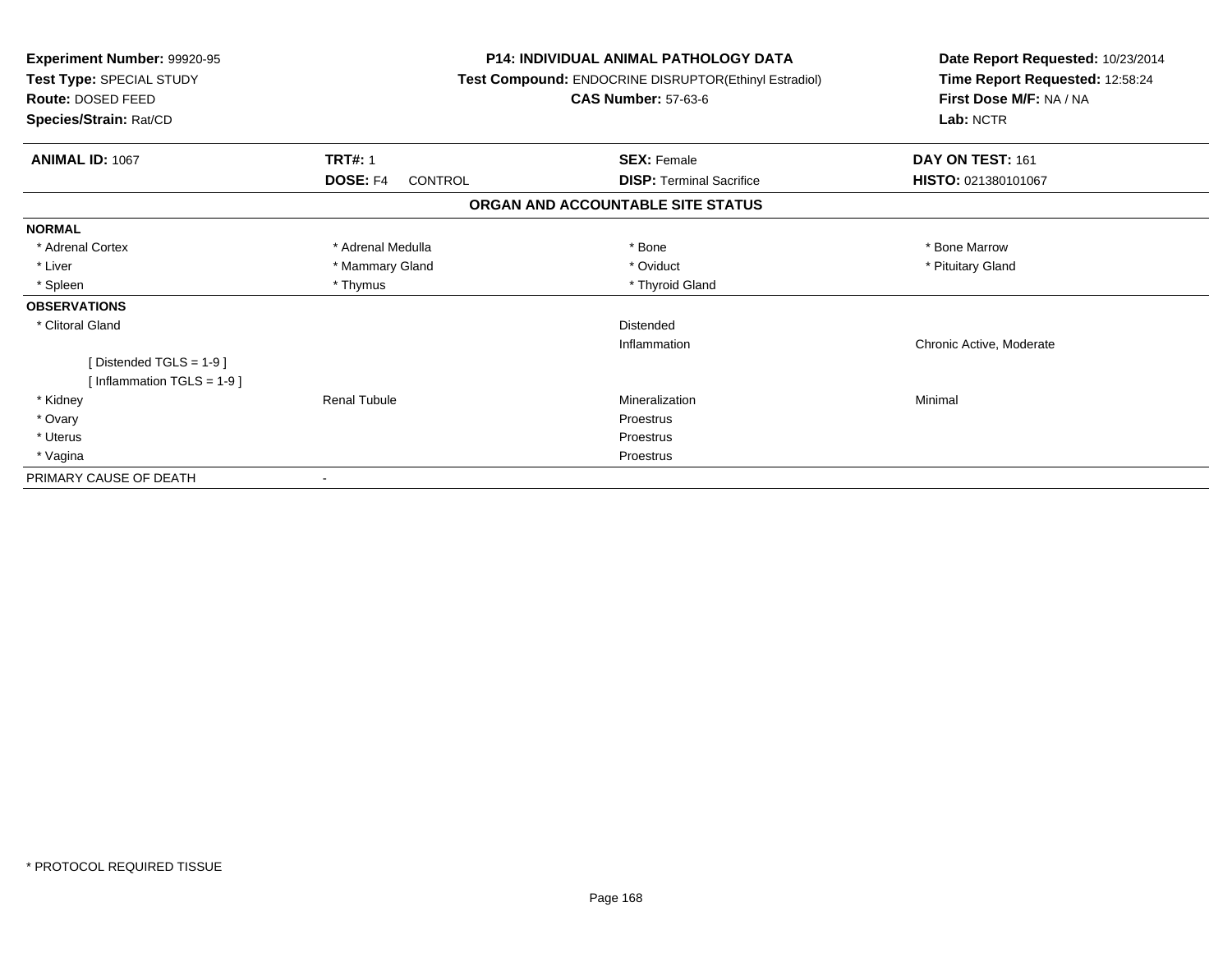**Experiment Number:** 99920-95
**Test Type:** SPECIAL STUDY
**Route:** DOSED FEED
**Species/Strain:** Rat/CD

**P14: INDIVIDUAL ANIMAL PATHOLOGY DATA**
**Test Compound:** ENDOCRINE DISRUPTOR(Ethinyl Estradiol)
**CAS Number:** 57-63-6

**Date Report Requested:** 10/23/2014
**Time Report Requested:** 12:58:24
**First Dose M/F:** NA / NA
**Lab:** NCTR

| **ANIMAL ID:** 1067 | **TRT#:** 1 | **SEX:** Female | **DAY ON TEST:** 161 |
|---|---|---|---|
| | **DOSE:** F4 CONTROL | **DISP:** Terminal Sacrifice | **HISTO:** 021380101067 |

**ORGAN AND ACCOUNTABLE SITE STATUS**

| | | | |
|---|---|---|---|
| **NORMAL** | | | |
| * Adrenal Cortex | * Adrenal Medulla | * Bone | * Bone Marrow |
| * Liver | * Mammary Gland | * Oviduct | * Pituitary Gland |
| * Spleen | * Thymus | * Thyroid Gland | |
| **OBSERVATIONS** | | | |
| * Clitoral Gland | | Distended | |
| | | Inflammation | Chronic Active, Moderate |
| [ Distended TGLS = 1-9 ] | | | |
| [ Inflammation TGLS = 1-9 ] | | | |
| * Kidney | Renal Tubule | Mineralization | Minimal |
| * Ovary | | Proestrus | |
| * Uterus | | Proestrus | |
| * Vagina | | Proestrus | |
| PRIMARY CAUSE OF DEATH | - | | |

\* PROTOCOL REQUIRED TISSUE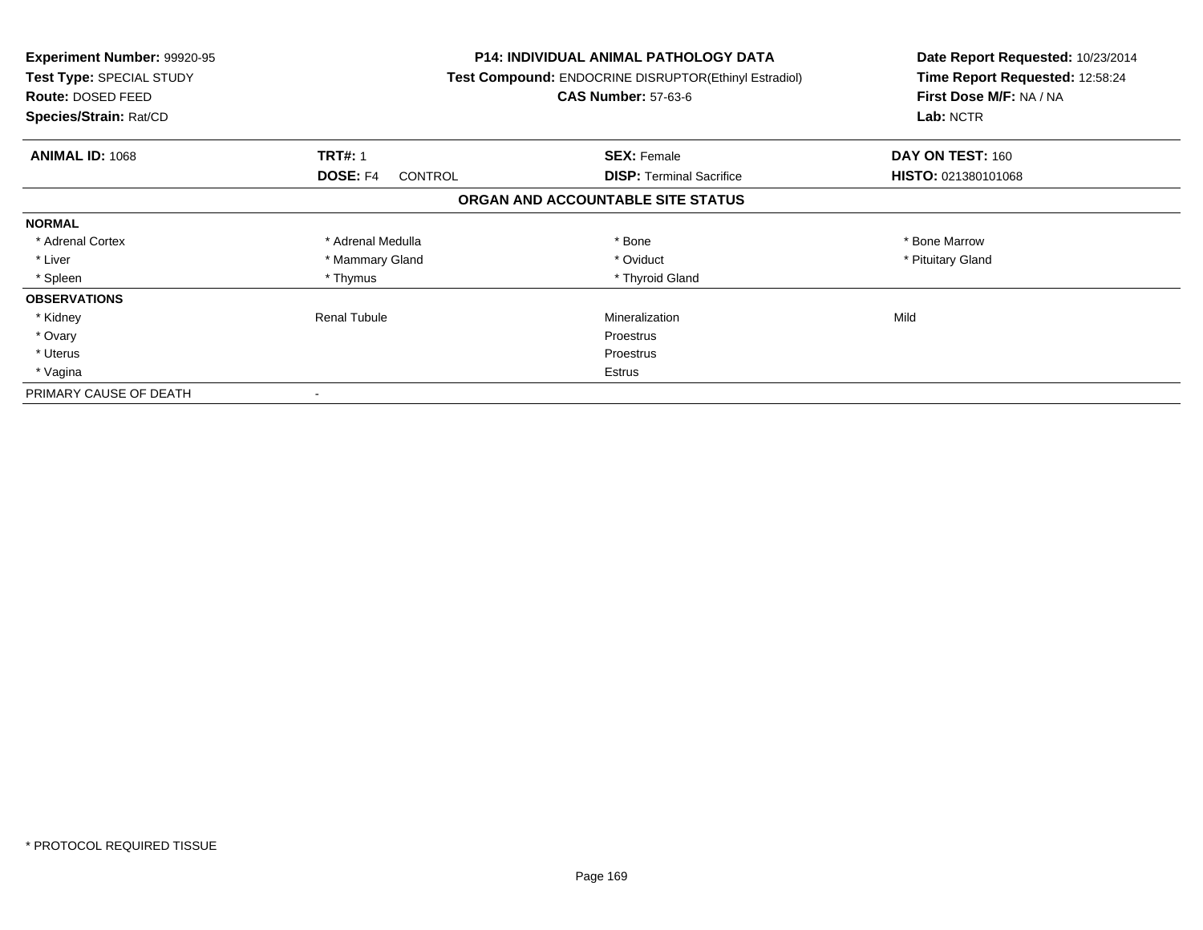**Experiment Number:** 99920-95
**Test Type:** SPECIAL STUDY
**Route:** DOSED FEED
**Species/Strain:** Rat/CD

**P14: INDIVIDUAL ANIMAL PATHOLOGY DATA**
**Test Compound:** ENDOCRINE DISRUPTOR(Ethinyl Estradiol)
**CAS Number:** 57-63-6

**Date Report Requested:** 10/23/2014
**Time Report Requested:** 12:58:24
**First Dose M/F:** NA / NA
**Lab:** NCTR

| **ANIMAL ID:** 1068 | **TRT#:** 1 | **SEX:** Female | **DAY ON TEST:** 160 |
|---|---|---|---|
| | **DOSE:** F4 CONTROL | **DISP:** Terminal Sacrifice | **HISTO:** 021380101068 |

## ORGAN AND ACCOUNTABLE SITE STATUS

| | | | |
|---|---|---|---|
| **NORMAL** | | | |
| * Adrenal Cortex | * Adrenal Medulla | * Bone | * Bone Marrow |
| * Liver | * Mammary Gland | * Oviduct | * Pituitary Gland |
| * Spleen | * Thymus | * Thyroid Gland | |
| **OBSERVATIONS** | | | |
| * Kidney | Renal Tubule | Mineralization | Mild |
| * Ovary | | Proestrus | |
| * Uterus | | Proestrus | |
| * Vagina | | Estrus | |
| PRIMARY CAUSE OF DEATH | - | | |

* PROTOCOL REQUIRED TISSUE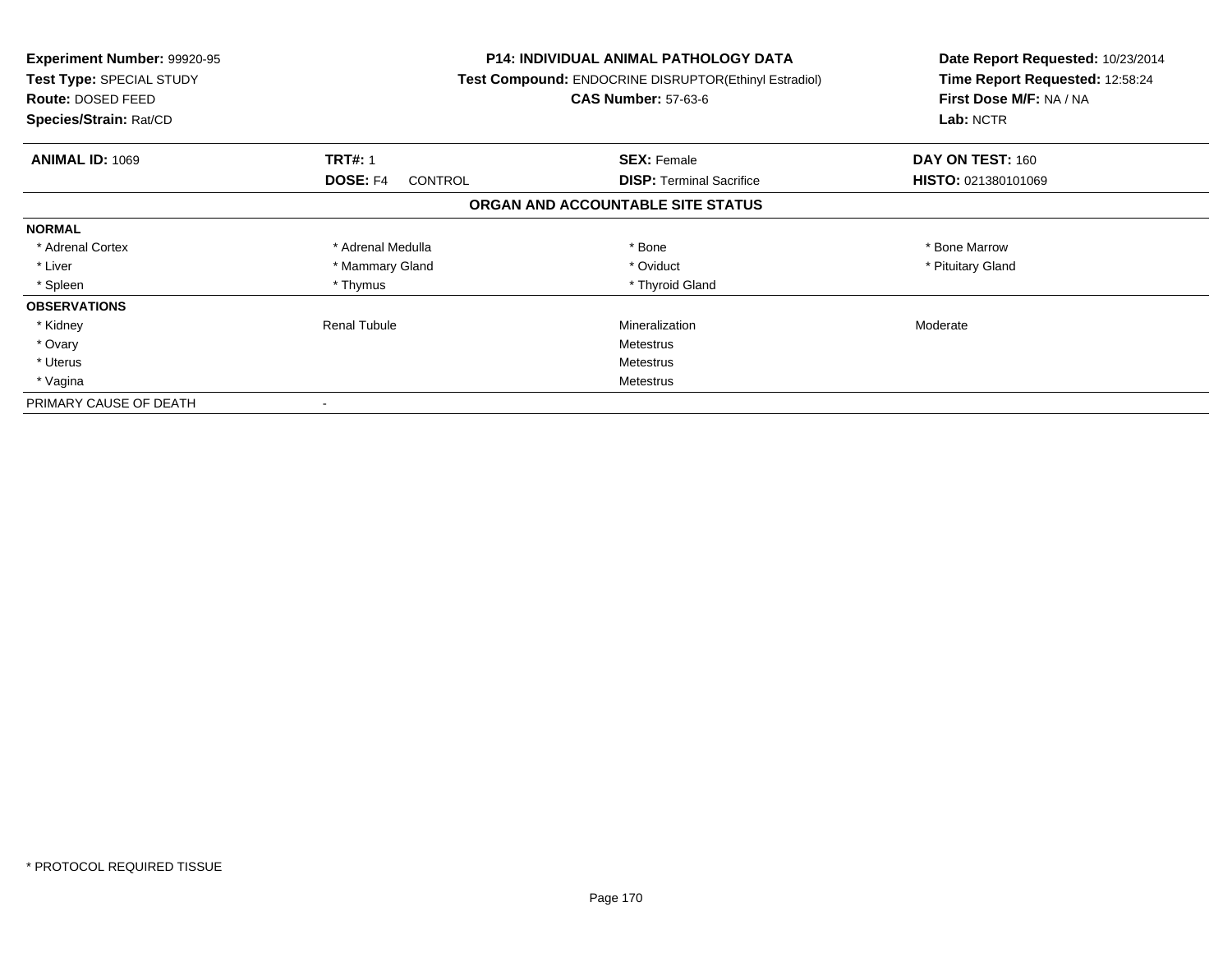**Experiment Number:** 99920-95
**Test Type:** SPECIAL STUDY
**Route:** DOSED FEED
**Species/Strain:** Rat/CD

**P14: INDIVIDUAL ANIMAL PATHOLOGY DATA**
**Test Compound:** ENDOCRINE DISRUPTOR(Ethinyl Estradiol)
**CAS Number:** 57-63-6

**Date Report Requested:** 10/23/2014
**Time Report Requested:** 12:58:24
**First Dose M/F:** NA / NA
**Lab:** NCTR

| **ANIMAL ID:** 1069 | **TRT#:** 1 | **SEX:** Female | **DAY ON TEST:** 160 |
|---|---|---|---|
| | **DOSE:** F4 CONTROL | **DISP:** Terminal Sacrifice | **HISTO:** 021380101069 |

## ORGAN AND ACCOUNTABLE SITE STATUS

| | | | |
|---|---|---|---|
| **NORMAL** | | | |
| * Adrenal Cortex | * Adrenal Medulla | * Bone | * Bone Marrow |
| * Liver | * Mammary Gland | * Oviduct | * Pituitary Gland |
| * Spleen | * Thymus | * Thyroid Gland | |
| **OBSERVATIONS** | | | |
| * Kidney | Renal Tubule | Mineralization | Moderate |
| * Ovary | | Metestrus | |
| * Uterus | | Metestrus | |
| * Vagina | | Metestrus | |
| PRIMARY CAUSE OF DEATH | - | | |

\* PROTOCOL REQUIRED TISSUE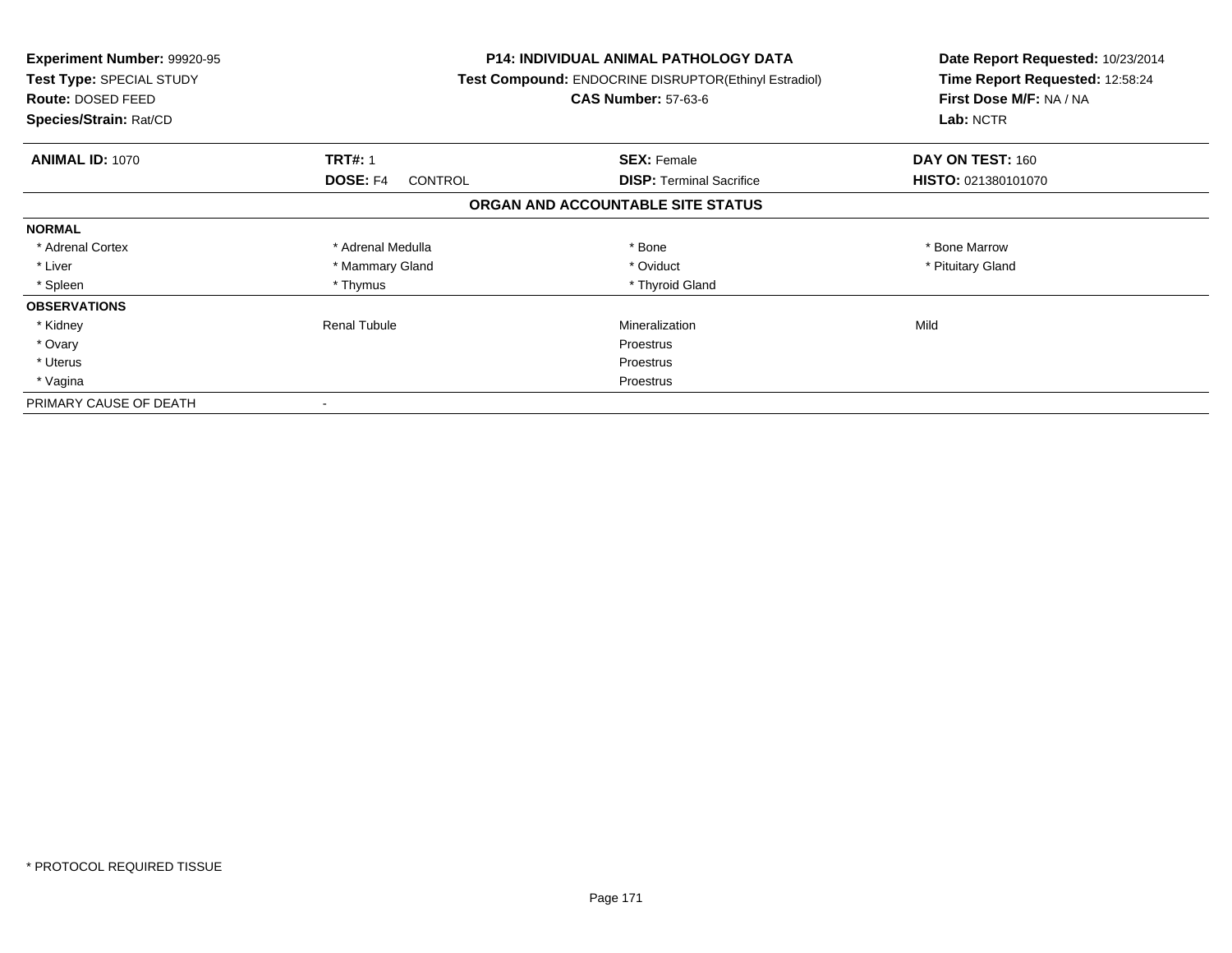**Experiment Number:** 99920-95
**Test Type:** SPECIAL STUDY
**Route:** DOSED FEED
**Species/Strain:** Rat/CD

**P14: INDIVIDUAL ANIMAL PATHOLOGY DATA**
**Test Compound:** ENDOCRINE DISRUPTOR(Ethinyl Estradiol)
**CAS Number:** 57-63-6

**Date Report Requested:** 10/23/2014
**Time Report Requested:** 12:58:24
**First Dose M/F:** NA / NA
**Lab:** NCTR

| **ANIMAL ID:** 1070 | **TRT#:** 1 | **SEX:** Female | **DAY ON TEST:** 160 |
|---|---|---|---|
| | **DOSE:** F4 CONTROL | **DISP:** Terminal Sacrifice | **HISTO:** 021380101070 |

## ORGAN AND ACCOUNTABLE SITE STATUS

| | | | |
|---|---|---|---|
| **NORMAL** | | | |
| * Adrenal Cortex | * Adrenal Medulla | * Bone | * Bone Marrow |
| * Liver | * Mammary Gland | * Oviduct | * Pituitary Gland |
| * Spleen | * Thymus | * Thyroid Gland | |
| **OBSERVATIONS** | | | |
| * Kidney | Renal Tubule | Mineralization | Mild |
| * Ovary | | Proestrus | |
| * Uterus | | Proestrus | |
| * Vagina | | Proestrus | |
| PRIMARY CAUSE OF DEATH | - | | |

* PROTOCOL REQUIRED TISSUE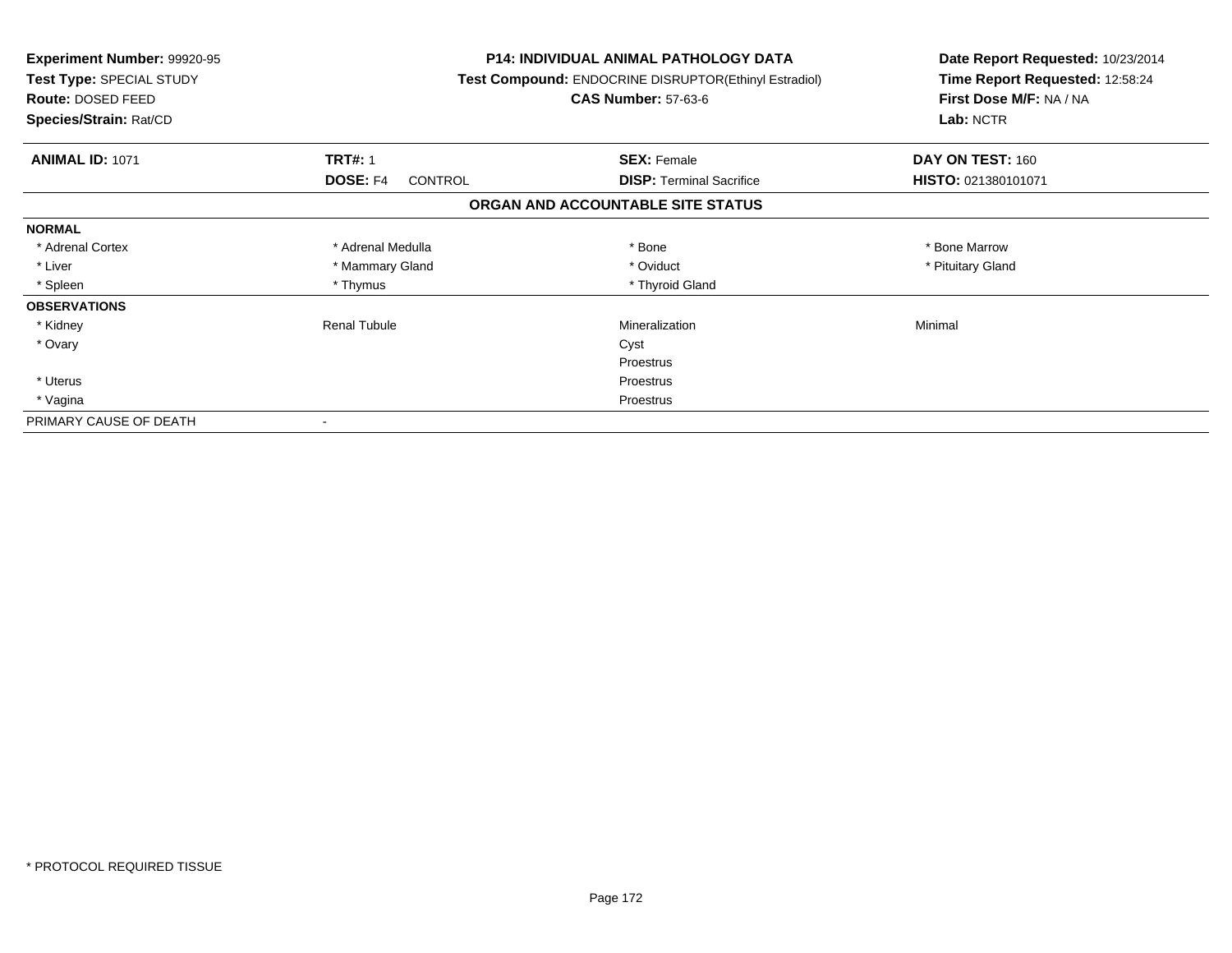**Experiment Number:** 99920-95
**Test Type:** SPECIAL STUDY
**Route:** DOSED FEED
**Species/Strain:** Rat/CD

**P14: INDIVIDUAL ANIMAL PATHOLOGY DATA**
**Test Compound:** ENDOCRINE DISRUPTOR(Ethinyl Estradiol)
**CAS Number:** 57-63-6

**Date Report Requested:** 10/23/2014
**Time Report Requested:** 12:58:24
**First Dose M/F:** NA / NA
**Lab:** NCTR

| **ANIMAL ID:** 1071 | **TRT#:** 1 | **SEX:** Female | **DAY ON TEST:** 160 |
|---|---|---|---|
| | **DOSE:** F4 CONTROL | **DISP:** Terminal Sacrifice | **HISTO:** 021380101071 |

**ORGAN AND ACCOUNTABLE SITE STATUS**

| | | | |
|---|---|---|---|
| **NORMAL** | | | |
| * Adrenal Cortex | * Adrenal Medulla | * Bone | * Bone Marrow |
| * Liver | * Mammary Gland | * Oviduct | * Pituitary Gland |
| * Spleen | * Thymus | * Thyroid Gland | |
| **OBSERVATIONS** | | | |
| * Kidney | Renal Tubule | Mineralization | Minimal |
| * Ovary | | Cyst | |
| | | Proestrus | |
| * Uterus | | Proestrus | |
| * Vagina | | Proestrus | |
| PRIMARY CAUSE OF DEATH | - | | |

* PROTOCOL REQUIRED TISSUE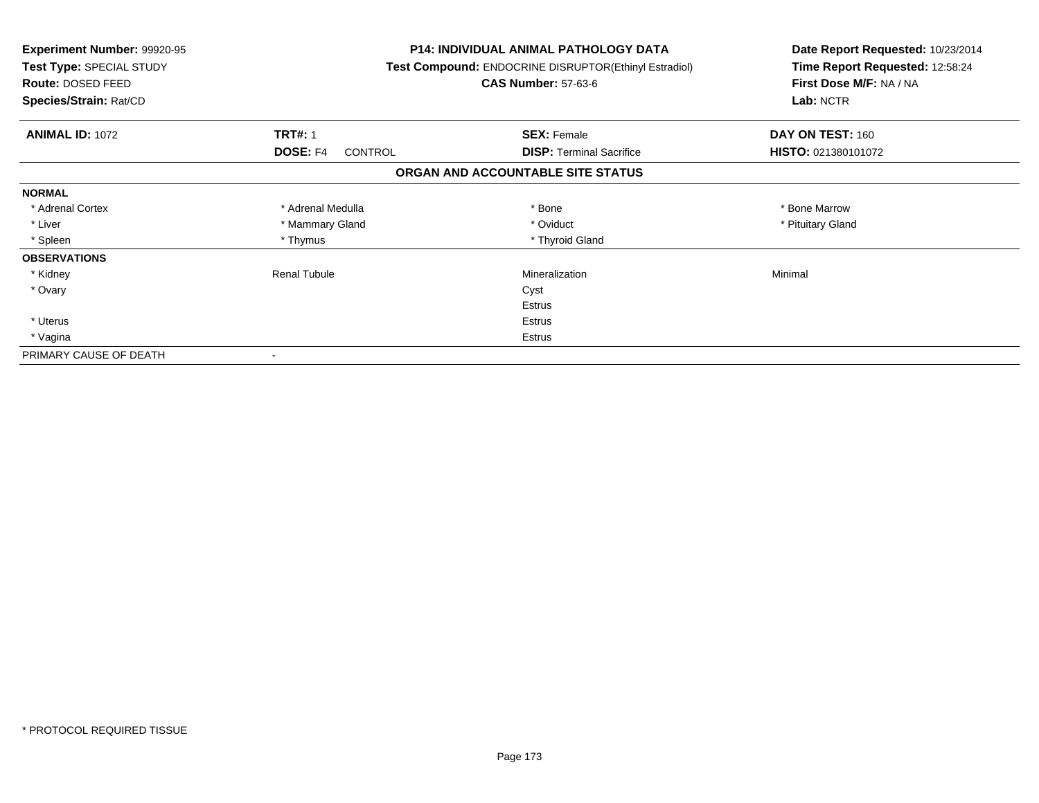**Experiment Number:** 99920-95
**Test Type:** SPECIAL STUDY
**Route:** DOSED FEED
**Species/Strain:** Rat/CD

**P14: INDIVIDUAL ANIMAL PATHOLOGY DATA**
**Test Compound:** ENDOCRINE DISRUPTOR(Ethinyl Estradiol)
**CAS Number:** 57-63-6

**Date Report Requested:** 10/23/2014
**Time Report Requested:** 12:58:24
**First Dose M/F:** NA / NA
**Lab:** NCTR

| **ANIMAL ID:** 1072 | **TRT#:** 1 | **SEX:** Female | **DAY ON TEST:** 160 |
|---|---|---|---|
| | **DOSE:** F4 CONTROL | **DISP:** Terminal Sacrifice | **HISTO:** 021380101072 |

## ORGAN AND ACCOUNTABLE SITE STATUS

| | | | |
|---|---|---|---|
| **NORMAL** | | | |
| * Adrenal Cortex | * Adrenal Medulla | * Bone | * Bone Marrow |
| * Liver | * Mammary Gland | * Oviduct | * Pituitary Gland |
| * Spleen | * Thymus | * Thyroid Gland | |
| **OBSERVATIONS** | | | |
| * Kidney | Renal Tubule | Mineralization | Minimal |
| * Ovary | | Cyst | |
| | | Estrus | |
| * Uterus | | Estrus | |
| * Vagina | | Estrus | |
| PRIMARY CAUSE OF DEATH | - | | |

* PROTOCOL REQUIRED TISSUE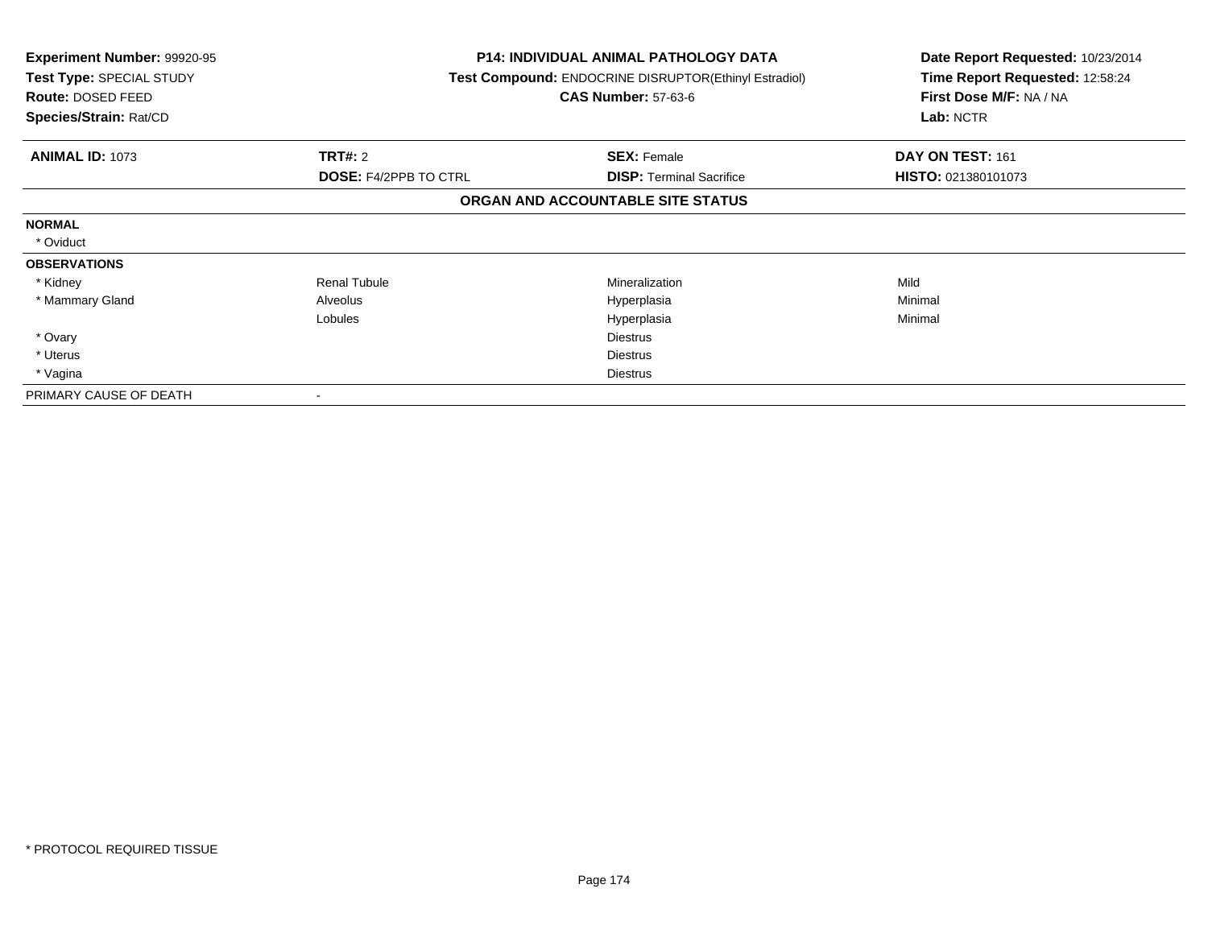| Experiment Number: 99920-95 | P14: INDIVIDUAL ANIMAL PATHOLOGY DATA | Date Report Requested: 10/23/2014 |
|---|---|---|
| Test Type: SPECIAL STUDY | Test Compound: ENDOCRINE DISRUPTOR(Ethinyl Estradiol) | Time Report Requested: 12:58:24 |
| Route: DOSED FEED | CAS Number: 57-63-6 | First Dose M/F: NA / NA |
| Species/Strain: Rat/CD | | Lab: NCTR |

| ANIMAL ID: 1073 | TRT#: 2 | SEX: Female | DAY ON TEST: 161 |
|---|---|---|---|
| | DOSE: F4/2PPB TO CTRL | DISP: Terminal Sacrifice | HISTO: 021380101073 |

**ORGAN AND ACCOUNTABLE SITE STATUS**

| | | | |
|---|---|---|---|
| **NORMAL** | | | |
| * Oviduct | | | |
| **OBSERVATIONS** | | | |
| * Kidney | Renal Tubule | Mineralization | Mild |
| * Mammary Gland | Alveolus | Hyperplasia | Minimal |
| | Lobules | Hyperplasia | Minimal |
| * Ovary | | Diestrus | |
| * Uterus | | Diestrus | |
| * Vagina | | Diestrus | |
| PRIMARY CAUSE OF DEATH | - | | |

* PROTOCOL REQUIRED TISSUE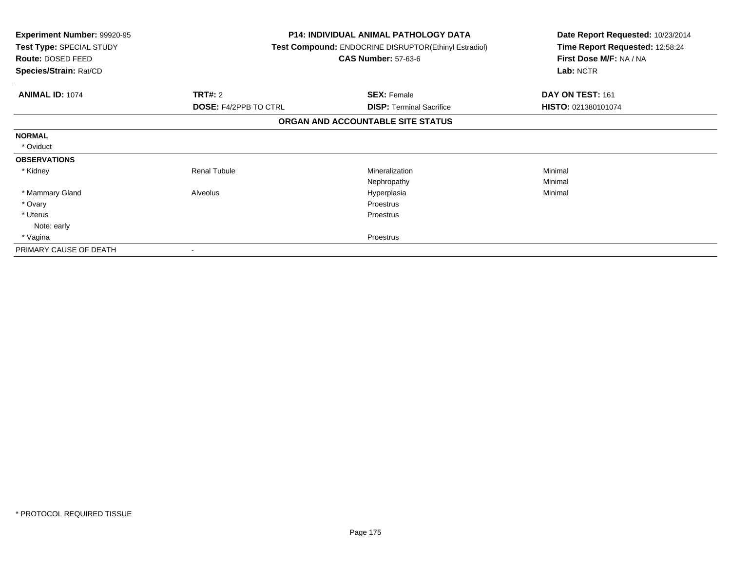**Experiment Number:** 99920-95
**Test Type:** SPECIAL STUDY
**Route:** DOSED FEED
**Species/Strain:** Rat/CD

**P14: INDIVIDUAL ANIMAL PATHOLOGY DATA**
**Test Compound:** ENDOCRINE DISRUPTOR(Ethinyl Estradiol)
**CAS Number:** 57-63-6

**Date Report Requested:** 10/23/2014
**Time Report Requested:** 12:58:24
**First Dose M/F:** NA / NA
**Lab:** NCTR

| **ANIMAL ID:** 1074 | **TRT#:** 2 | **SEX:** Female | **DAY ON TEST:** 161 |
|---|---|---|---|
| | **DOSE:** F4/2PPB TO CTRL | **DISP:** Terminal Sacrifice | **HISTO:** 021380101074 |

**ORGAN AND ACCOUNTABLE SITE STATUS**

| | | | |
|---|---|---|---|
| **NORMAL** | | | |
| * Oviduct | | | |
| **OBSERVATIONS** | | | |
| * Kidney | Renal Tubule | Mineralization | Minimal |
| | | Nephropathy | Minimal |
| * Mammary Gland | Alveolus | Hyperplasia | Minimal |
| * Ovary | | Proestrus | |
| * Uterus | | Proestrus | |
| Note: early | | | |
| * Vagina | | Proestrus | |
| PRIMARY CAUSE OF DEATH | - | | |

\* PROTOCOL REQUIRED TISSUE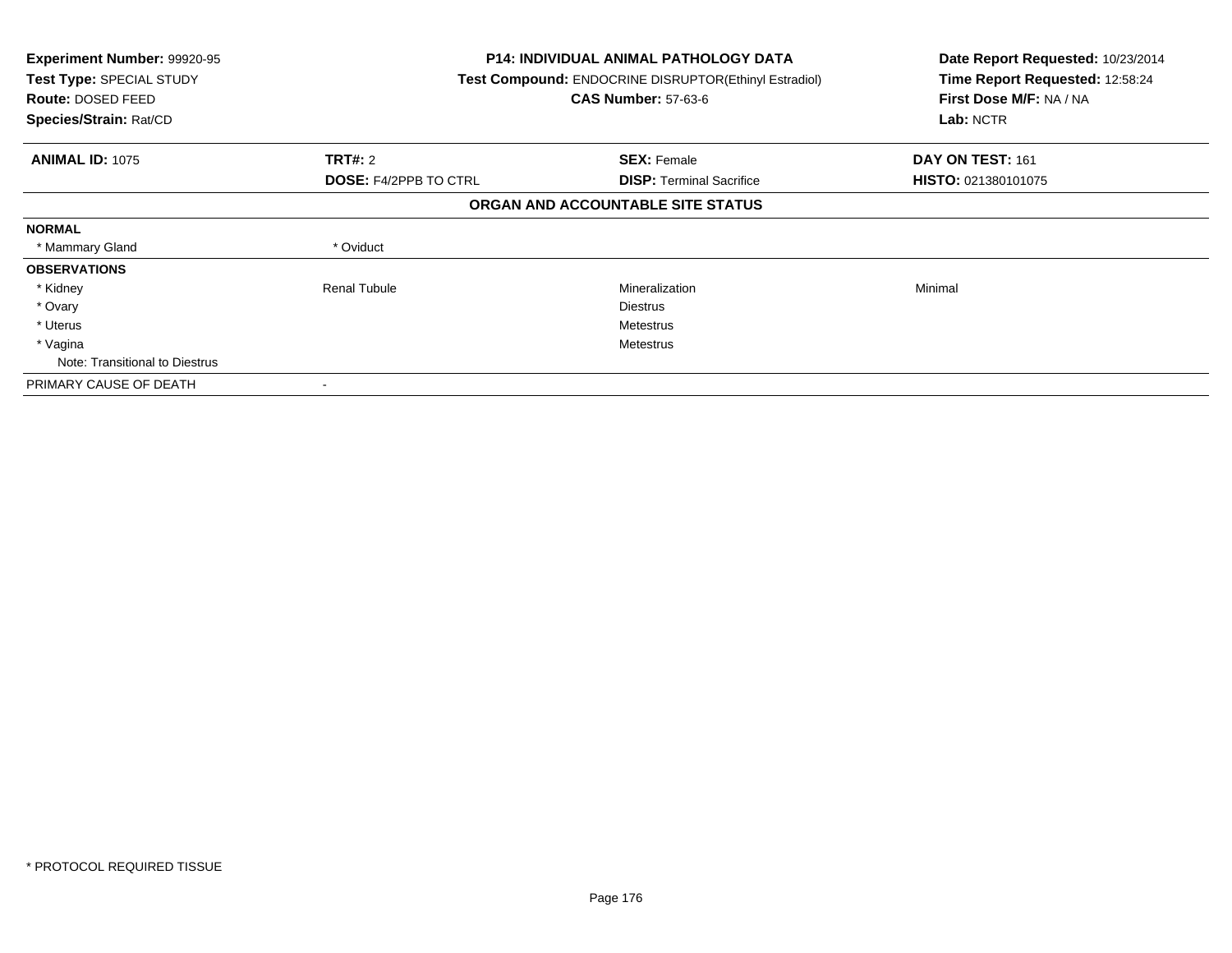**Experiment Number:** 99920-95
**Test Type:** SPECIAL STUDY
**Route:** DOSED FEED
**Species/Strain:** Rat/CD

**P14: INDIVIDUAL ANIMAL PATHOLOGY DATA**
**Test Compound:** ENDOCRINE DISRUPTOR(Ethinyl Estradiol)
**CAS Number:** 57-63-6

**Date Report Requested:** 10/23/2014
**Time Report Requested:** 12:58:24
**First Dose M/F:** NA / NA
**Lab:** NCTR

| **ANIMAL ID:** 1075 | **TRT#:** 2 | **SEX:** Female | **DAY ON TEST:** 161 |
|---|---|---|---|
| | **DOSE:** F4/2PPB TO CTRL | **DISP:** Terminal Sacrifice | **HISTO:** 021380101075 |

## ORGAN AND ACCOUNTABLE SITE STATUS

| | | | |
|---|---|---|---|
| **NORMAL** | | | |
| * Mammary Gland | * Oviduct | | |
| **OBSERVATIONS** | | | |
| * Kidney | Renal Tubule | Mineralization | Minimal |
| * Ovary | | Diestrus | |
| * Uterus | | Metestrus | |
| * Vagina | | Metestrus | |
| Note: Transitional to Diestrus | | | |
| PRIMARY CAUSE OF DEATH | - | | |

* PROTOCOL REQUIRED TISSUE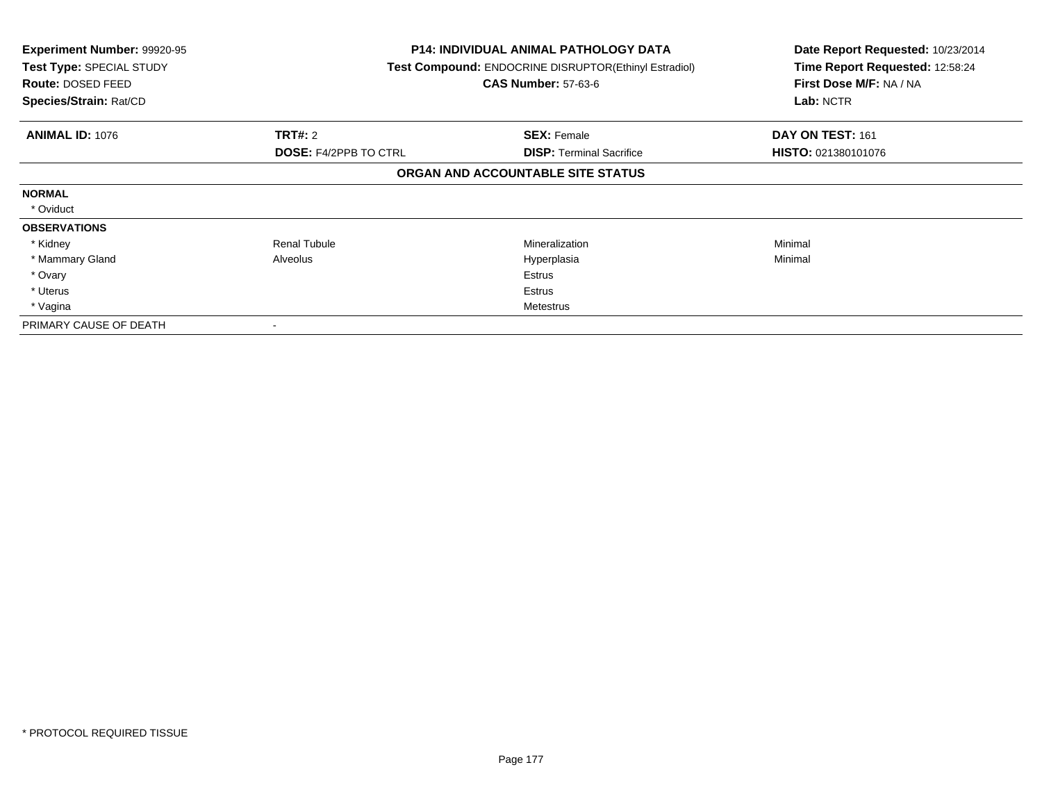**Experiment Number:** 99920-95
**Test Type:** SPECIAL STUDY
**Route:** DOSED FEED
**Species/Strain:** Rat/CD

**P14: INDIVIDUAL ANIMAL PATHOLOGY DATA**
**Test Compound:** ENDOCRINE DISRUPTOR(Ethinyl Estradiol)
**CAS Number:** 57-63-6

**Date Report Requested:** 10/23/2014
**Time Report Requested:** 12:58:24
**First Dose M/F:** NA / NA
**Lab:** NCTR

| **ANIMAL ID:** 1076 | **TRT#:** 2 | **SEX:** Female | **DAY ON TEST:** 161 |
|---|---|---|---|
| | **DOSE:** F4/2PPB TO CTRL | **DISP:** Terminal Sacrifice | **HISTO:** 021380101076 |

**ORGAN AND ACCOUNTABLE SITE STATUS**

| | | | |
|---|---|---|---|
| **NORMAL** | | | |
| * Oviduct | | | |
| **OBSERVATIONS** | | | |
| * Kidney | Renal Tubule | Mineralization | Minimal |
| * Mammary Gland | Alveolus | Hyperplasia | Minimal |
| * Ovary | | Estrus | |
| * Uterus | | Estrus | |
| * Vagina | | Metestrus | |
| PRIMARY CAUSE OF DEATH | - | | |

* PROTOCOL REQUIRED TISSUE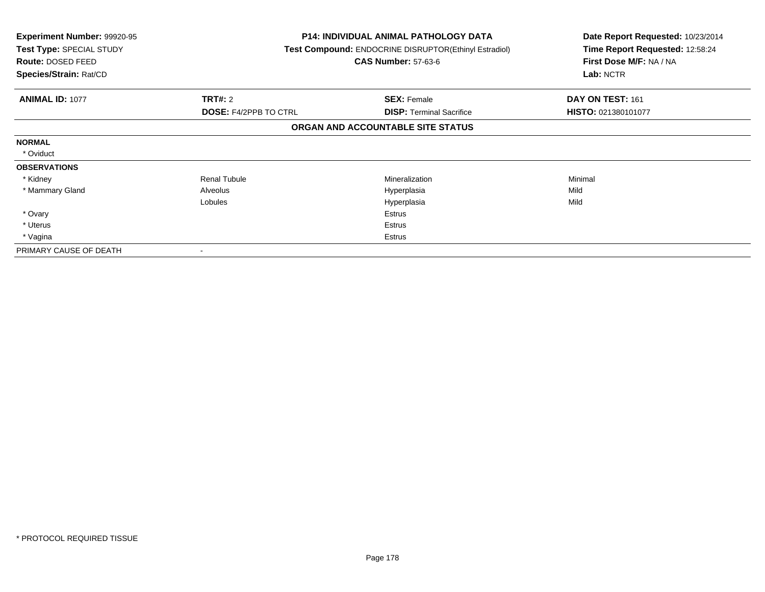**Experiment Number:** 99920-95
**Test Type:** SPECIAL STUDY
**Route:** DOSED FEED
**Species/Strain:** Rat/CD

**P14: INDIVIDUAL ANIMAL PATHOLOGY DATA**
**Test Compound:** ENDOCRINE DISRUPTOR(Ethinyl Estradiol)
**CAS Number:** 57-63-6

**Date Report Requested:** 10/23/2014
**Time Report Requested:** 12:58:24
**First Dose M/F:** NA / NA
**Lab:** NCTR

| **ANIMAL ID:** 1077 | **TRT#:** 2 | **SEX:** Female | **DAY ON TEST:** 161 |
|---|---|---|---|
| | **DOSE:** F4/2PPB TO CTRL | **DISP:** Terminal Sacrifice | **HISTO:** 021380101077 |

**ORGAN AND ACCOUNTABLE SITE STATUS**

| | | | |
|---|---|---|---|
| **NORMAL** | | | |
| * Oviduct | | | |
| **OBSERVATIONS** | | | |
| * Kidney | Renal Tubule | Mineralization | Minimal |
| * Mammary Gland | Alveolus | Hyperplasia | Mild |
| | Lobules | Hyperplasia | Mild |
| * Ovary | | Estrus | |
| * Uterus | | Estrus | |
| * Vagina | | Estrus | |
| PRIMARY CAUSE OF DEATH | - | | |

* PROTOCOL REQUIRED TISSUE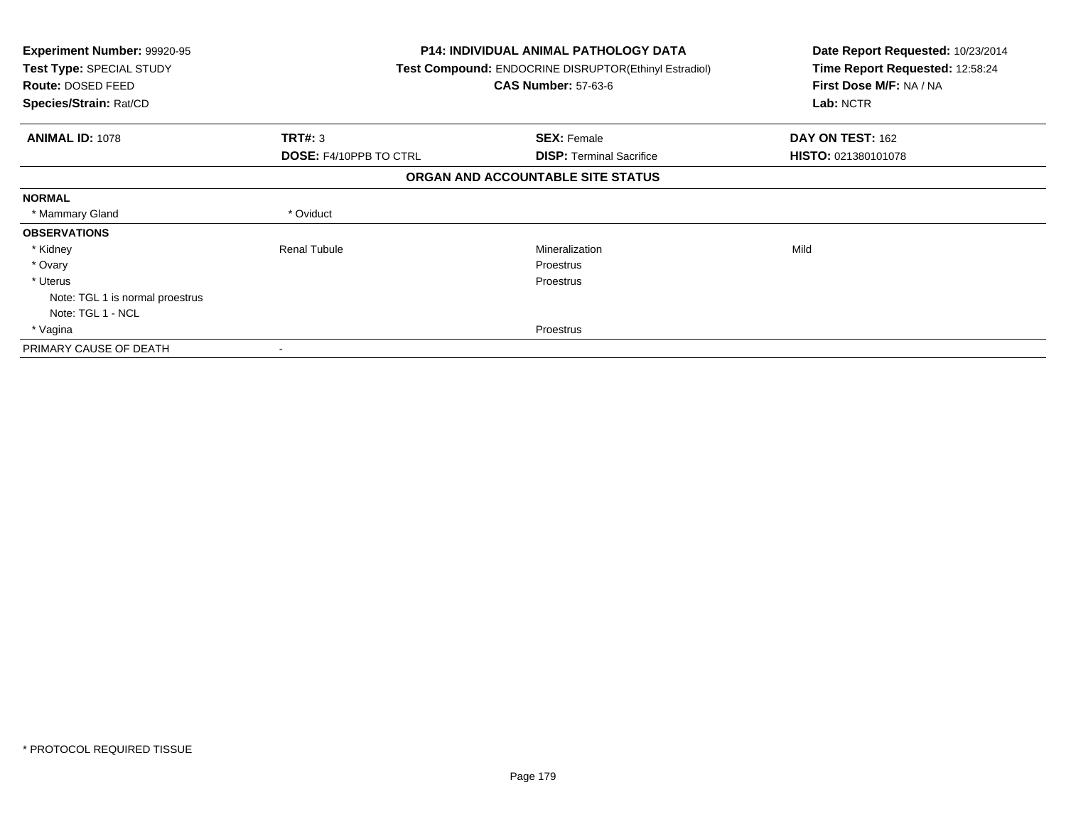**Experiment Number:** 99920-95
**Test Type:** SPECIAL STUDY
**Route:** DOSED FEED
**Species/Strain:** Rat/CD

**P14: INDIVIDUAL ANIMAL PATHOLOGY DATA**
**Test Compound:** ENDOCRINE DISRUPTOR(Ethinyl Estradiol)
**CAS Number:** 57-63-6

**Date Report Requested:** 10/23/2014
**Time Report Requested:** 12:58:24
**First Dose M/F:** NA / NA
**Lab:** NCTR

| **ANIMAL ID:** 1078 | **TRT#:** 3 | **SEX:** Female | **DAY ON TEST:** 162 |
|---|---|---|---|
| | **DOSE:** F4/10PPB TO CTRL | **DISP:** Terminal Sacrifice | **HISTO:** 021380101078 |

## ORGAN AND ACCOUNTABLE SITE STATUS

| | | | |
|---|---|---|---|
| **NORMAL** | | | |
| * Mammary Gland | * Oviduct | | |
| **OBSERVATIONS** | | | |
| * Kidney | Renal Tubule | Mineralization | Mild |
| * Ovary | | Proestrus | |
| * Uterus | | Proestrus | |
| Note: TGL 1 is normal proestrus | | | |
| Note: TGL 1 - NCL | | | |
| * Vagina | | Proestrus | |
| PRIMARY CAUSE OF DEATH | - | | |

* PROTOCOL REQUIRED TISSUE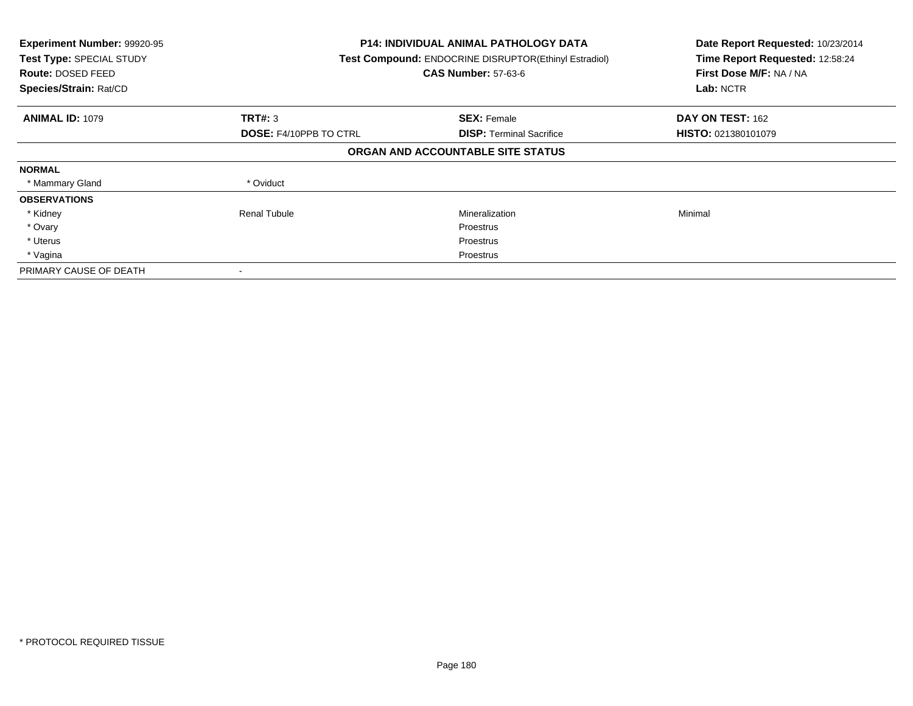**Experiment Number:** 99920-95
**Test Type:** SPECIAL STUDY
**Route:** DOSED FEED
**Species/Strain:** Rat/CD

**P14: INDIVIDUAL ANIMAL PATHOLOGY DATA**
**Test Compound:** ENDOCRINE DISRUPTOR(Ethinyl Estradiol)
**CAS Number:** 57-63-6

**Date Report Requested:** 10/23/2014
**Time Report Requested:** 12:58:24
**First Dose M/F:** NA / NA
**Lab:** NCTR

| **ANIMAL ID:** 1079 | **TRT#:** 3 | **SEX:** Female | **DAY ON TEST:** 162 |
|---|---|---|---|
| | **DOSE:** F4/10PPB TO CTRL | **DISP:** Terminal Sacrifice | **HISTO:** 021380101079 |

**ORGAN AND ACCOUNTABLE SITE STATUS**

| | | | |
|---|---|---|---|
| **NORMAL** | | | |
| * Mammary Gland | * Oviduct | | |
| **OBSERVATIONS** | | | |
| * Kidney | Renal Tubule | Mineralization | Minimal |
| * Ovary | | Proestrus | |
| * Uterus | | Proestrus | |
| * Vagina | | Proestrus | |
| PRIMARY CAUSE OF DEATH | - | | |

* PROTOCOL REQUIRED TISSUE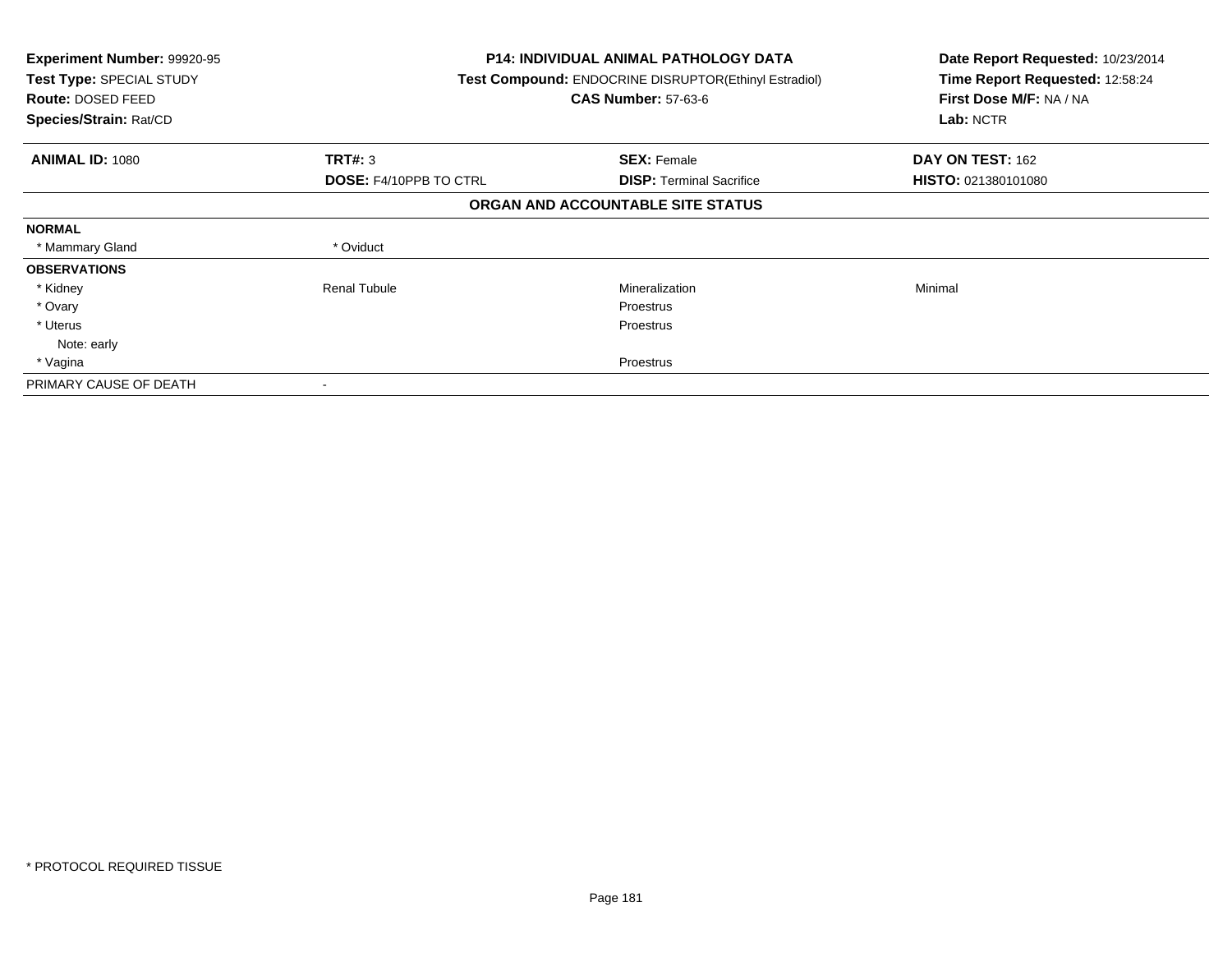**Experiment Number:** 99920-95
**Test Type:** SPECIAL STUDY
**Route:** DOSED FEED
**Species/Strain:** Rat/CD

**P14: INDIVIDUAL ANIMAL PATHOLOGY DATA**
**Test Compound:** ENDOCRINE DISRUPTOR(Ethinyl Estradiol)
**CAS Number:** 57-63-6

**Date Report Requested:** 10/23/2014
**Time Report Requested:** 12:58:24
**First Dose M/F:** NA / NA
**Lab:** NCTR

| **ANIMAL ID:** 1080 | **TRT#:** 3 | **SEX:** Female | **DAY ON TEST:** 162 |
|---|---|---|---|
| | **DOSE:** F4/10PPB TO CTRL | **DISP:** Terminal Sacrifice | **HISTO:** 021380101080 |

## ORGAN AND ACCOUNTABLE SITE STATUS

| | | | |
|---|---|---|---|
| **NORMAL** | | | |
| * Mammary Gland | * Oviduct | | |
| **OBSERVATIONS** | | | |
| * Kidney | Renal Tubule | Mineralization | Minimal |
| * Ovary | | Proestrus | |
| * Uterus | | Proestrus | |
| Note: early | | | |
| * Vagina | | Proestrus | |
| PRIMARY CAUSE OF DEATH | - | | |

* PROTOCOL REQUIRED TISSUE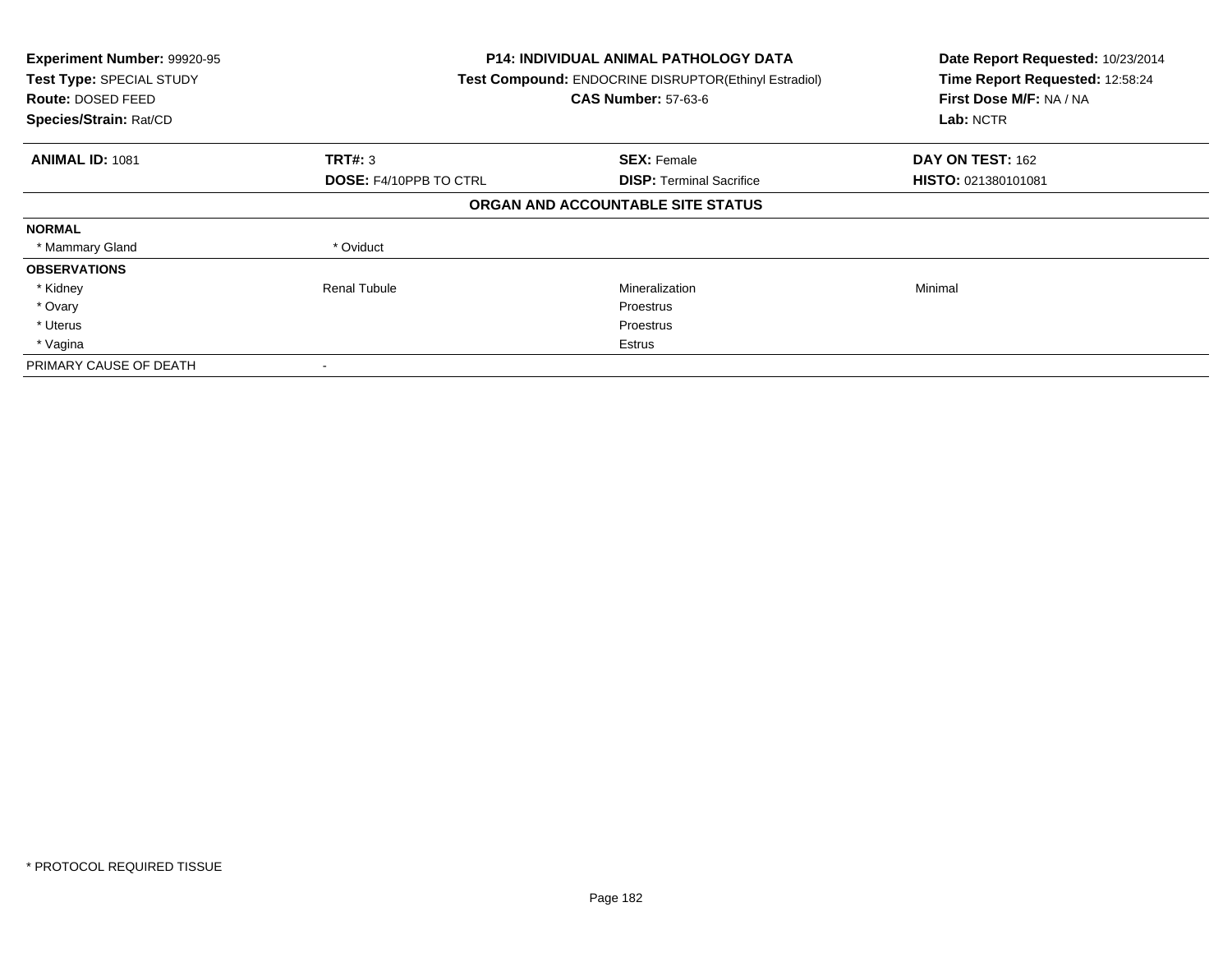**Experiment Number:** 99920-95
**Test Type:** SPECIAL STUDY
**Route:** DOSED FEED
**Species/Strain:** Rat/CD

**P14: INDIVIDUAL ANIMAL PATHOLOGY DATA**
**Test Compound:** ENDOCRINE DISRUPTOR(Ethinyl Estradiol)
**CAS Number:** 57-63-6

**Date Report Requested:** 10/23/2014
**Time Report Requested:** 12:58:24
**First Dose M/F:** NA / NA
**Lab:** NCTR

| **ANIMAL ID:** 1081 | **TRT#:** 3 | **SEX:** Female | **DAY ON TEST:** 162 |
|---|---|---|---|
| | **DOSE:** F4/10PPB TO CTRL | **DISP:** Terminal Sacrifice | **HISTO:** 021380101081 |

**ORGAN AND ACCOUNTABLE SITE STATUS**

| | | | |
|---|---|---|---|
| **NORMAL** | | | |
| * Mammary Gland | * Oviduct | | |
| **OBSERVATIONS** | | | |
| * Kidney | Renal Tubule | Mineralization | Minimal |
| * Ovary | | Proestrus | |
| * Uterus | | Proestrus | |
| * Vagina | | Estrus | |
| PRIMARY CAUSE OF DEATH | - | | |

* PROTOCOL REQUIRED TISSUE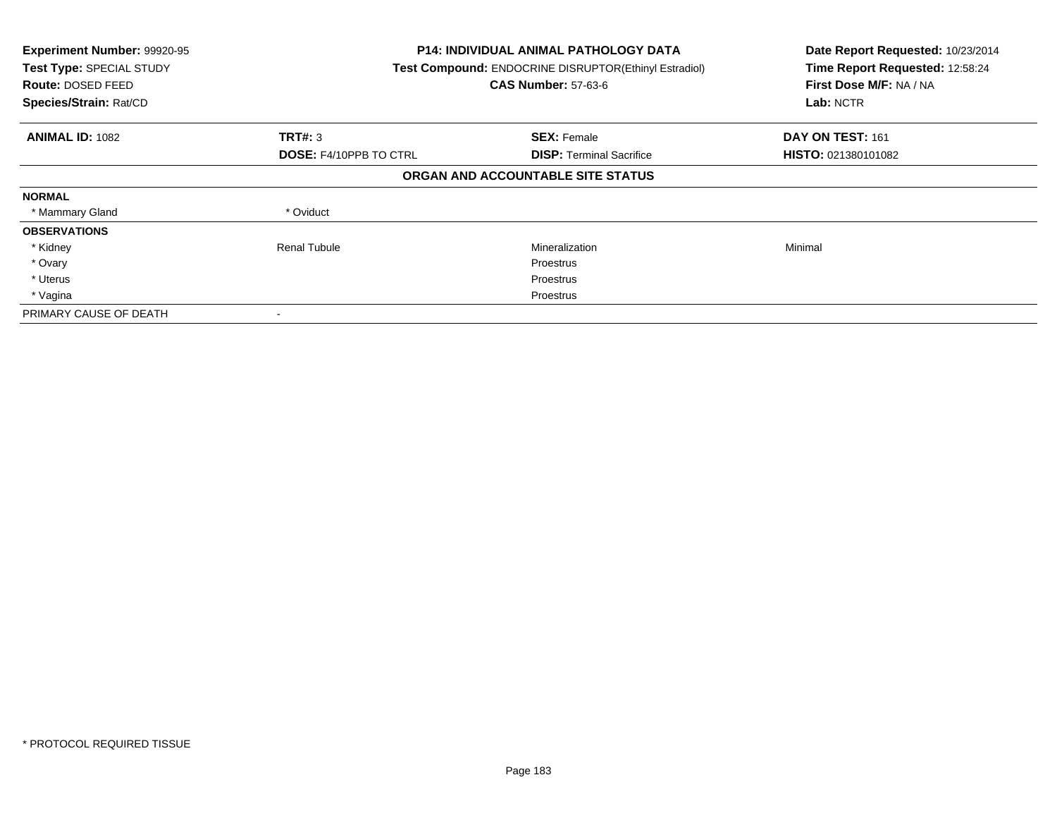**Experiment Number:** 99920-95
**Test Type:** SPECIAL STUDY
**Route:** DOSED FEED
**Species/Strain:** Rat/CD

**P14: INDIVIDUAL ANIMAL PATHOLOGY DATA**
**Test Compound:** ENDOCRINE DISRUPTOR(Ethinyl Estradiol)
**CAS Number:** 57-63-6

**Date Report Requested:** 10/23/2014
**Time Report Requested:** 12:58:24
**First Dose M/F:** NA / NA
**Lab:** NCTR

| **ANIMAL ID:** 1082 | **TRT#:** 3 | **SEX:** Female | **DAY ON TEST:** 161 |
|---|---|---|---|
| | **DOSE:** F4/10PPB TO CTRL | **DISP:** Terminal Sacrifice | **HISTO:** 021380101082 |

**ORGAN AND ACCOUNTABLE SITE STATUS**

| | | | |
|---|---|---|---|
| **NORMAL** | | | |
| * Mammary Gland | * Oviduct | | |
| **OBSERVATIONS** | | | |
| * Kidney | Renal Tubule | Mineralization | Minimal |
| * Ovary | | Proestrus | |
| * Uterus | | Proestrus | |
| * Vagina | | Proestrus | |
| PRIMARY CAUSE OF DEATH | - | | |

* PROTOCOL REQUIRED TISSUE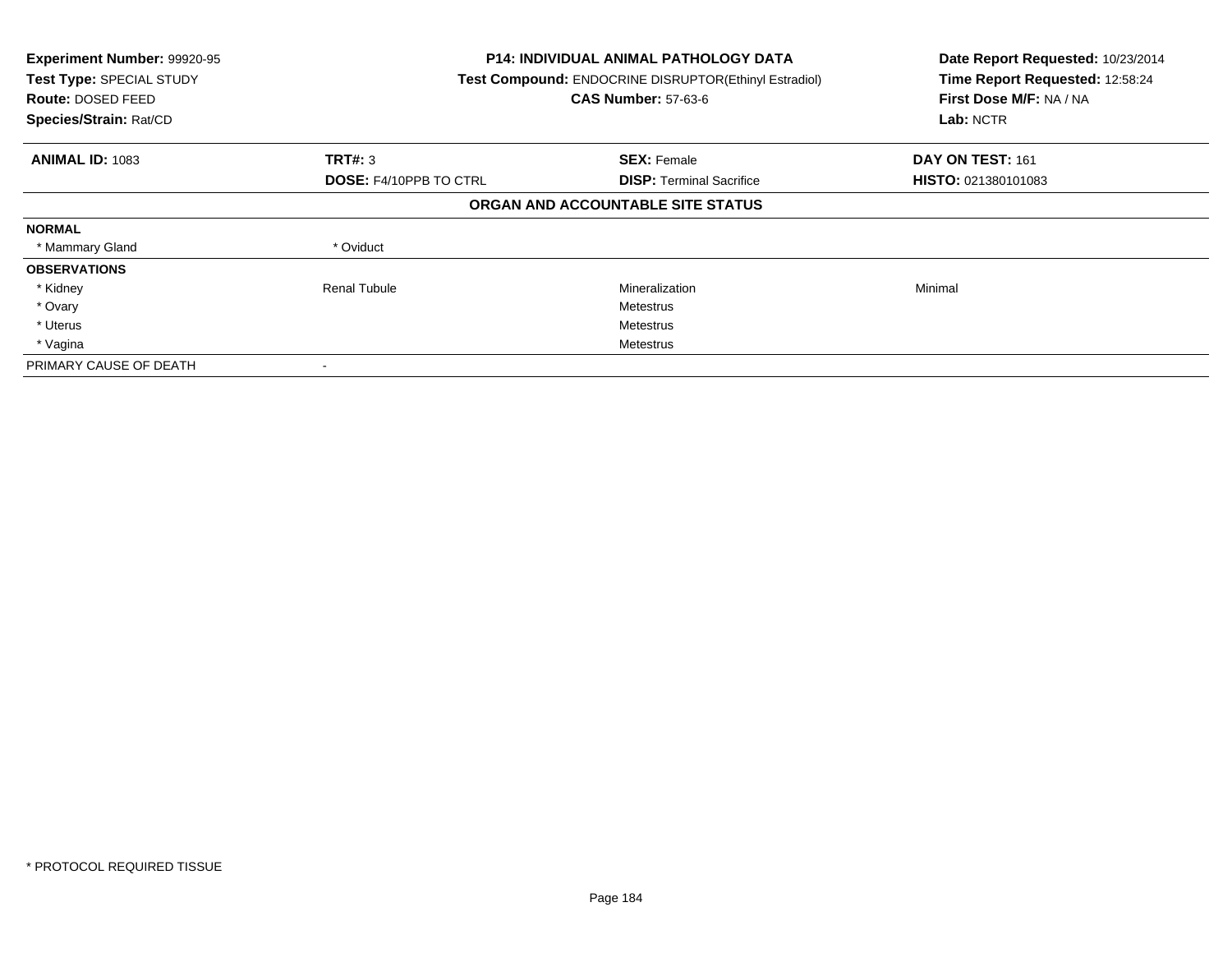**Experiment Number:** 99920-95
**Test Type:** SPECIAL STUDY
**Route:** DOSED FEED
**Species/Strain:** Rat/CD

**P14: INDIVIDUAL ANIMAL PATHOLOGY DATA**
**Test Compound:** ENDOCRINE DISRUPTOR(Ethinyl Estradiol)
**CAS Number:** 57-63-6

**Date Report Requested:** 10/23/2014
**Time Report Requested:** 12:58:24
**First Dose M/F:** NA / NA
**Lab:** NCTR

| **ANIMAL ID:** 1083 | **TRT#:** 3 | **SEX:** Female | **DAY ON TEST:** 161 |
|---|---|---|---|
| | **DOSE:** F4/10PPB TO CTRL | **DISP:** Terminal Sacrifice | **HISTO:** 021380101083 |

## ORGAN AND ACCOUNTABLE SITE STATUS

| | | | |
|---|---|---|---|
| **NORMAL** | | | |
| * Mammary Gland | * Oviduct | | |
| **OBSERVATIONS** | | | |
| * Kidney | Renal Tubule | Mineralization | Minimal |
| * Ovary | | Metestrus | |
| * Uterus | | Metestrus | |
| * Vagina | | Metestrus | |
| PRIMARY CAUSE OF DEATH | - | | |

* PROTOCOL REQUIRED TISSUE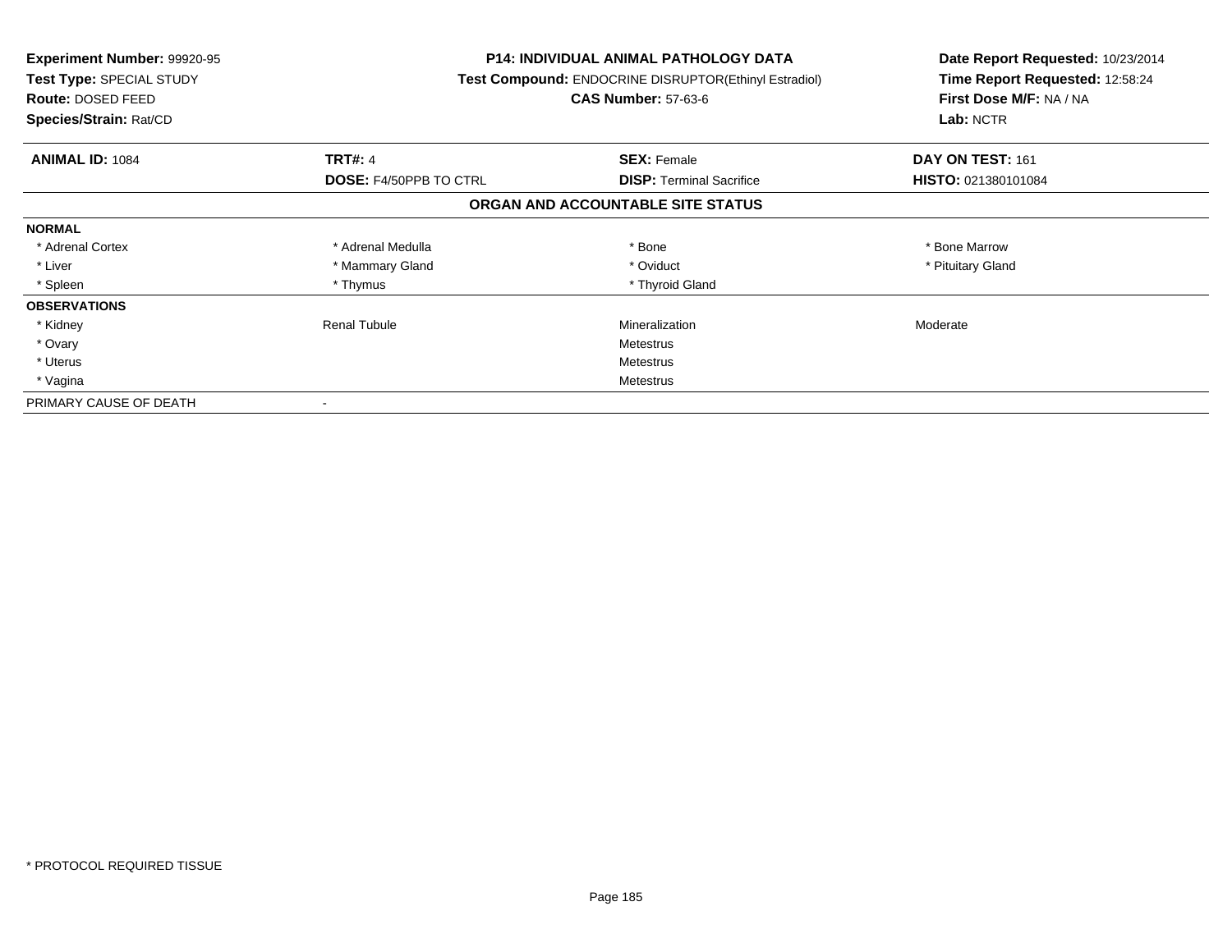**Experiment Number:** 99920-95
**Test Type:** SPECIAL STUDY
**Route:** DOSED FEED
**Species/Strain:** Rat/CD

**P14: INDIVIDUAL ANIMAL PATHOLOGY DATA**
**Test Compound:** ENDOCRINE DISRUPTOR(Ethinyl Estradiol)
**CAS Number:** 57-63-6

**Date Report Requested:** 10/23/2014
**Time Report Requested:** 12:58:24
**First Dose M/F:** NA / NA
**Lab:** NCTR

| **ANIMAL ID:** 1084 | **TRT#:** 4 | **SEX:** Female | **DAY ON TEST:** 161 |
|---|---|---|---|
| | **DOSE:** F4/50PPB TO CTRL | **DISP:** Terminal Sacrifice | **HISTO:** 021380101084 |

## ORGAN AND ACCOUNTABLE SITE STATUS

| | | | |
|---|---|---|---|
| **NORMAL** | | | |
| * Adrenal Cortex | * Adrenal Medulla | * Bone | * Bone Marrow |
| * Liver | * Mammary Gland | * Oviduct | * Pituitary Gland |
| * Spleen | * Thymus | * Thyroid Gland | |
| **OBSERVATIONS** | | | |
| * Kidney | Renal Tubule | Mineralization | Moderate |
| * Ovary | | Metestrus | |
| * Uterus | | Metestrus | |
| * Vagina | | Metestrus | |
| PRIMARY CAUSE OF DEATH | - | | |

* PROTOCOL REQUIRED TISSUE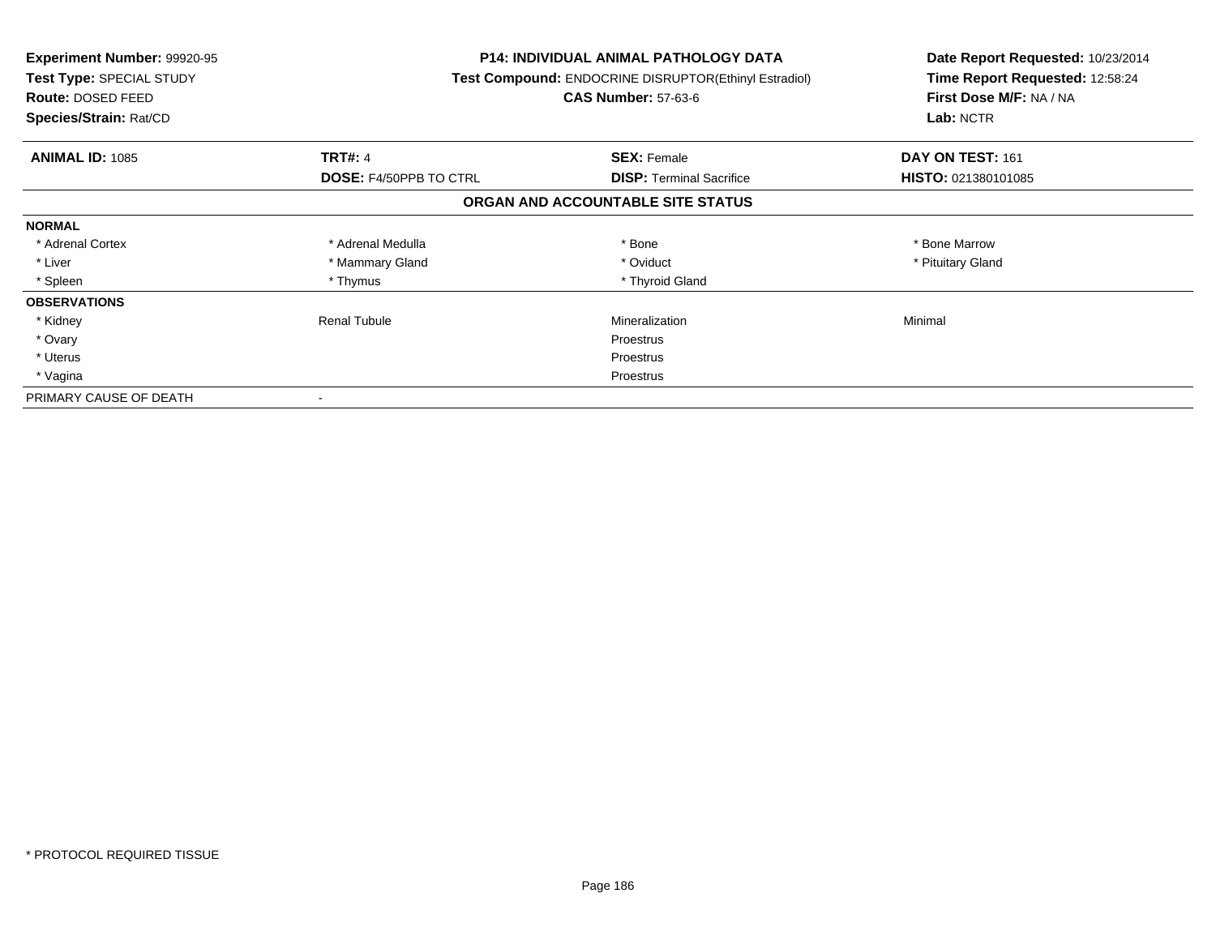**Experiment Number:** 99920-95
**Test Type:** SPECIAL STUDY
**Route:** DOSED FEED
**Species/Strain:** Rat/CD

**P14: INDIVIDUAL ANIMAL PATHOLOGY DATA**
**Test Compound:** ENDOCRINE DISRUPTOR(Ethinyl Estradiol)
**CAS Number:** 57-63-6

**Date Report Requested:** 10/23/2014
**Time Report Requested:** 12:58:24
**First Dose M/F:** NA / NA
**Lab:** NCTR

| **ANIMAL ID:** 1085 | **TRT#:** 4 | **SEX:** Female | **DAY ON TEST:** 161 |
|---|---|---|---|
| | **DOSE:** F4/50PPB TO CTRL | **DISP:** Terminal Sacrifice | **HISTO:** 021380101085 |

## ORGAN AND ACCOUNTABLE SITE STATUS

| | | | |
|---|---|---|---|
| **NORMAL** | | | |
| * Adrenal Cortex | * Adrenal Medulla | * Bone | * Bone Marrow |
| * Liver | * Mammary Gland | * Oviduct | * Pituitary Gland |
| * Spleen | * Thymus | * Thyroid Gland | |
| **OBSERVATIONS** | | | |
| * Kidney | Renal Tubule | Mineralization | Minimal |
| * Ovary | | Proestrus | |
| * Uterus | | Proestrus | |
| * Vagina | | Proestrus | |
| PRIMARY CAUSE OF DEATH | - | | |

* PROTOCOL REQUIRED TISSUE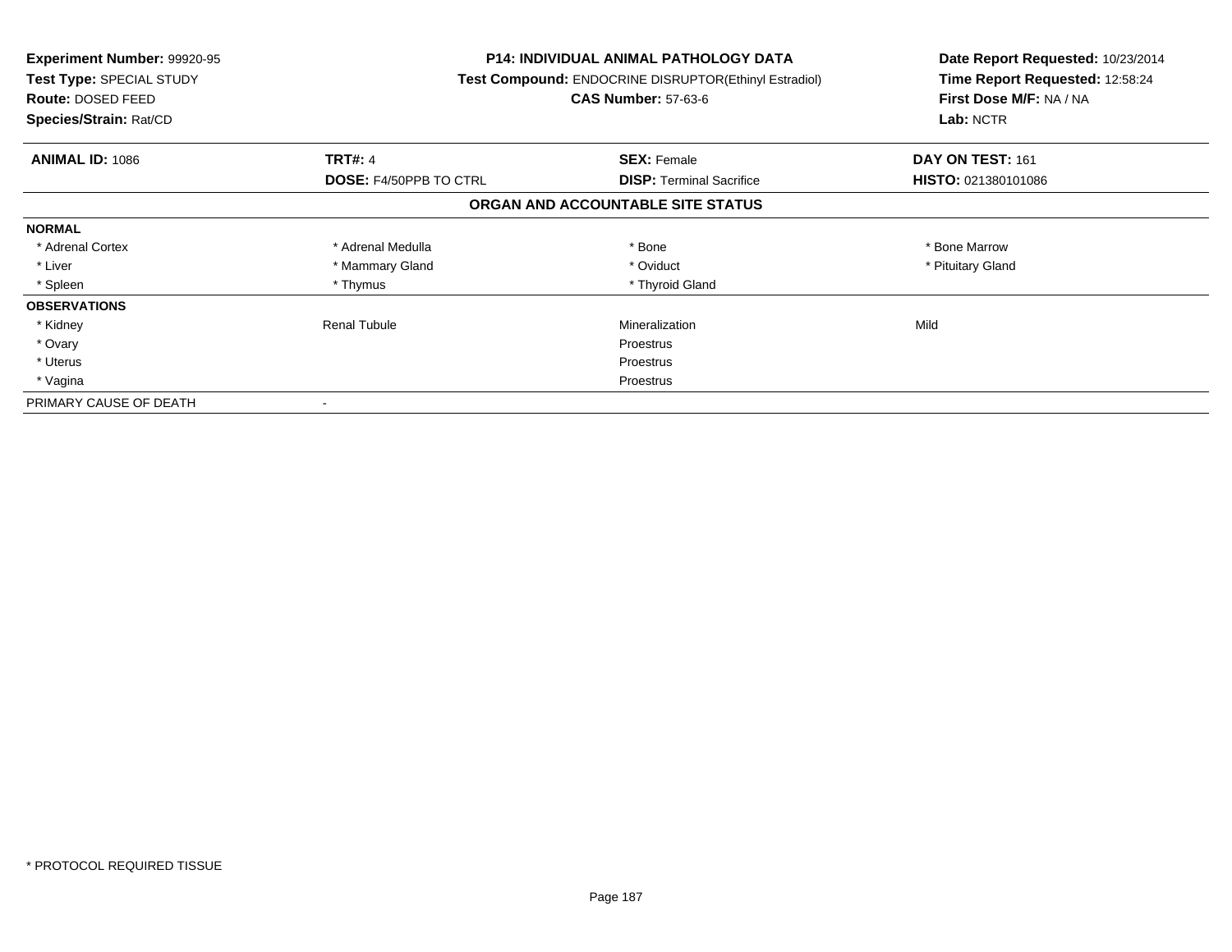**Experiment Number:** 99920-95
**Test Type:** SPECIAL STUDY
**Route:** DOSED FEED
**Species/Strain:** Rat/CD

**P14: INDIVIDUAL ANIMAL PATHOLOGY DATA**
**Test Compound:** ENDOCRINE DISRUPTOR(Ethinyl Estradiol)
**CAS Number:** 57-63-6

**Date Report Requested:** 10/23/2014
**Time Report Requested:** 12:58:24
**First Dose M/F:** NA / NA
**Lab:** NCTR

| **ANIMAL ID:** 1086 | **TRT#:** 4 | **SEX:** Female | **DAY ON TEST:** 161 |
|---|---|---|---|
| | **DOSE:** F4/50PPB TO CTRL | **DISP:** Terminal Sacrifice | **HISTO:** 021380101086 |

## ORGAN AND ACCOUNTABLE SITE STATUS

| | | | |
|---|---|---|---|
| **NORMAL** | | | |
| * Adrenal Cortex | * Adrenal Medulla | * Bone | * Bone Marrow |
| * Liver | * Mammary Gland | * Oviduct | * Pituitary Gland |
| * Spleen | * Thymus | * Thyroid Gland | |
| **OBSERVATIONS** | | | |
| * Kidney | Renal Tubule | Mineralization | Mild |
| * Ovary | | Proestrus | |
| * Uterus | | Proestrus | |
| * Vagina | | Proestrus | |
| PRIMARY CAUSE OF DEATH | - | | |

\* PROTOCOL REQUIRED TISSUE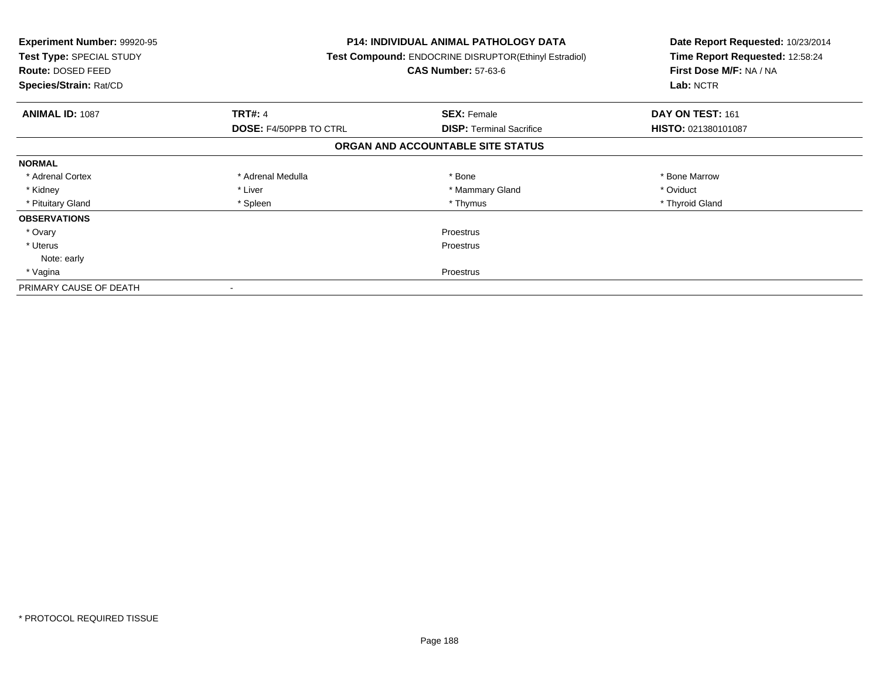**Experiment Number:** 99920-95
**Test Type:** SPECIAL STUDY
**Route:** DOSED FEED
**Species/Strain:** Rat/CD

**P14: INDIVIDUAL ANIMAL PATHOLOGY DATA**
**Test Compound:** ENDOCRINE DISRUPTOR(Ethinyl Estradiol)
**CAS Number:** 57-63-6

**Date Report Requested:** 10/23/2014
**Time Report Requested:** 12:58:24
**First Dose M/F:** NA / NA
**Lab:** NCTR

| **ANIMAL ID:** 1087 | **TRT#:** 4 | **SEX:** Female | **DAY ON TEST:** 161 |
|---|---|---|---|
| | **DOSE:** F4/50PPB TO CTRL | **DISP:** Terminal Sacrifice | **HISTO:** 021380101087 |

## ORGAN AND ACCOUNTABLE SITE STATUS

| | | | |
|---|---|---|---|
| **NORMAL** | | | |
| * Adrenal Cortex | * Adrenal Medulla | * Bone | * Bone Marrow |
| * Kidney | * Liver | * Mammary Gland | * Oviduct |
| * Pituitary Gland | * Spleen | * Thymus | * Thyroid Gland |
| **OBSERVATIONS** | | | |
| * Ovary | | Proestrus | |
| * Uterus | | Proestrus | |
| Note: early | | | |
| * Vagina | | Proestrus | |
| PRIMARY CAUSE OF DEATH | - | | |

\* PROTOCOL REQUIRED TISSUE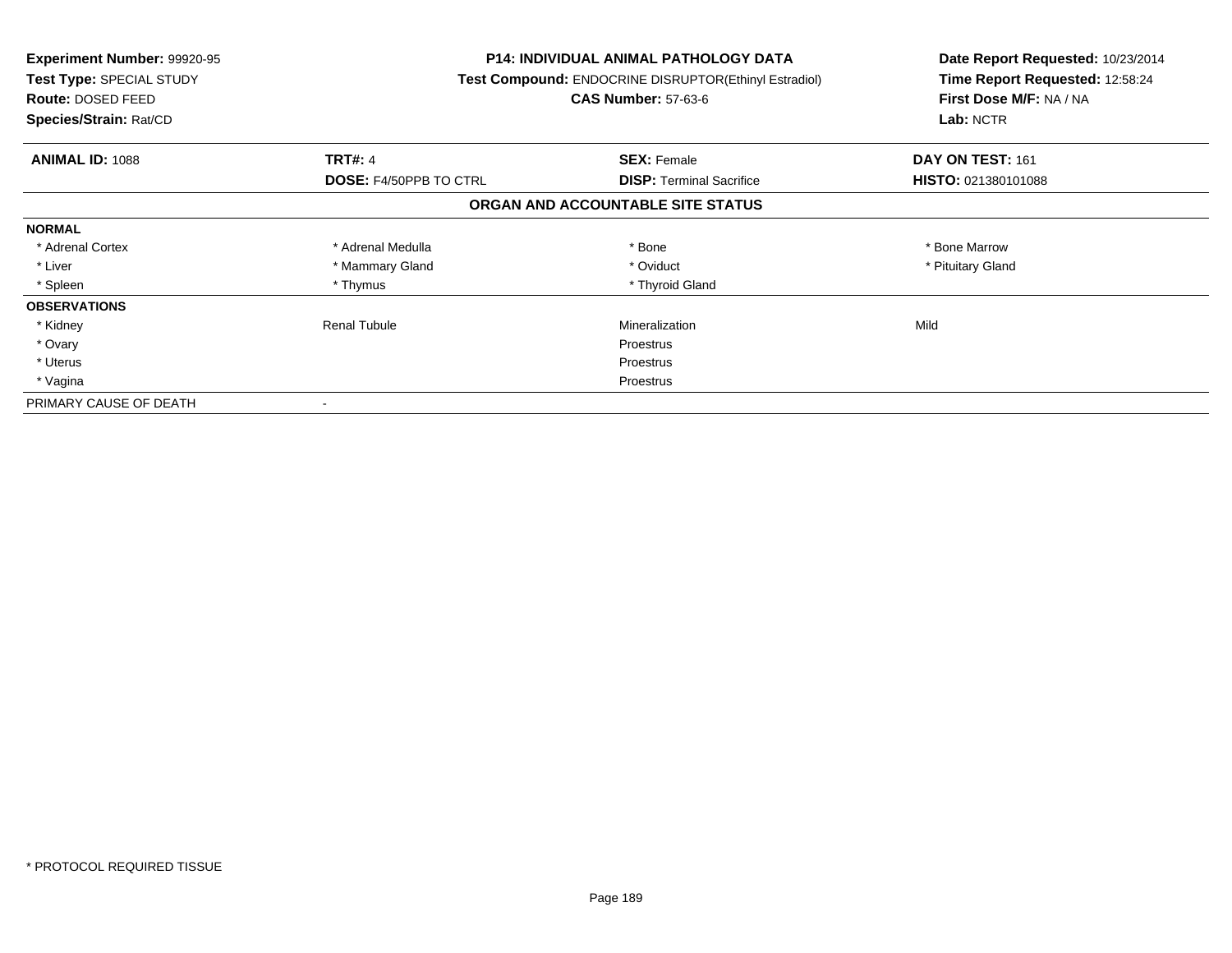**Experiment Number:** 99920-95
**Test Type:** SPECIAL STUDY
**Route:** DOSED FEED
**Species/Strain:** Rat/CD

**P14: INDIVIDUAL ANIMAL PATHOLOGY DATA**
**Test Compound:** ENDOCRINE DISRUPTOR(Ethinyl Estradiol)
**CAS Number:** 57-63-6

**Date Report Requested:** 10/23/2014
**Time Report Requested:** 12:58:24
**First Dose M/F:** NA / NA
**Lab:** NCTR

| **ANIMAL ID:** 1088 | **TRT#:** 4 | **SEX:** Female | **DAY ON TEST:** 161 |
|---|---|---|---|
| | **DOSE:** F4/50PPB TO CTRL | **DISP:** Terminal Sacrifice | **HISTO:** 021380101088 |

**ORGAN AND ACCOUNTABLE SITE STATUS**

| | | | |
|---|---|---|---|
| **NORMAL** | | | |
| * Adrenal Cortex | * Adrenal Medulla | * Bone | * Bone Marrow |
| * Liver | * Mammary Gland | * Oviduct | * Pituitary Gland |
| * Spleen | * Thymus | * Thyroid Gland | |
| **OBSERVATIONS** | | | |
| * Kidney | Renal Tubule | Mineralization | Mild |
| * Ovary | | Proestrus | |
| * Uterus | | Proestrus | |
| * Vagina | | Proestrus | |
| PRIMARY CAUSE OF DEATH | - | | |

* PROTOCOL REQUIRED TISSUE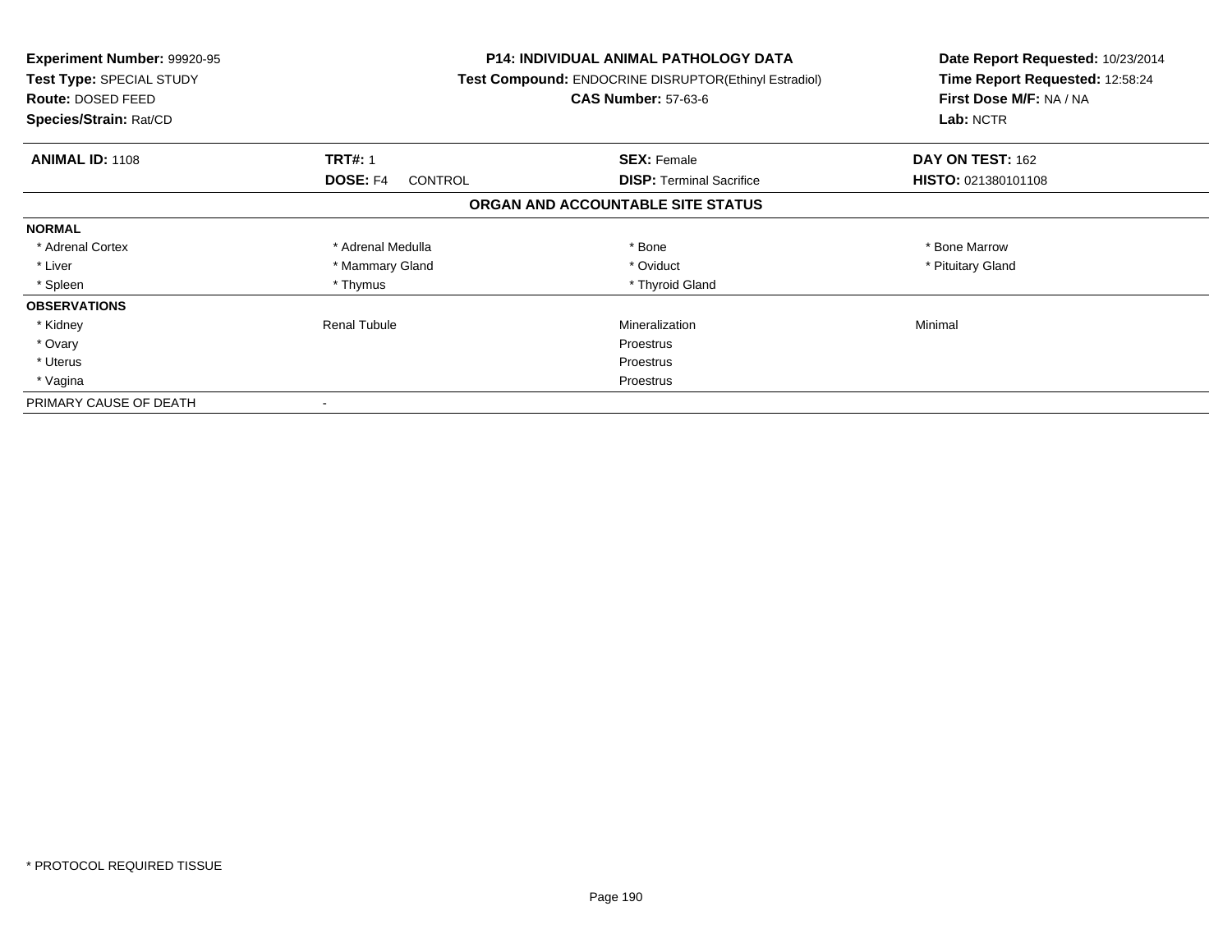**Experiment Number:** 99920-95
**Test Type:** SPECIAL STUDY
**Route:** DOSED FEED
**Species/Strain:** Rat/CD

**P14: INDIVIDUAL ANIMAL PATHOLOGY DATA**
**Test Compound:** ENDOCRINE DISRUPTOR(Ethinyl Estradiol)
**CAS Number:** 57-63-6

**Date Report Requested:** 10/23/2014
**Time Report Requested:** 12:58:24
**First Dose M/F:** NA / NA
**Lab:** NCTR

| **ANIMAL ID:** 1108 | **TRT#:** 1 | **SEX:** Female | **DAY ON TEST:** 162 |
|---|---|---|---|
| | **DOSE:** F4 CONTROL | **DISP:** Terminal Sacrifice | **HISTO:** 021380101108 |

**ORGAN AND ACCOUNTABLE SITE STATUS**

| | | | |
|---|---|---|---|
| **NORMAL** | | | |
| * Adrenal Cortex | * Adrenal Medulla | * Bone | * Bone Marrow |
| * Liver | * Mammary Gland | * Oviduct | * Pituitary Gland |
| * Spleen | * Thymus | * Thyroid Gland | |
| **OBSERVATIONS** | | | |
| * Kidney | Renal Tubule | Mineralization | Minimal |
| * Ovary | | Proestrus | |
| * Uterus | | Proestrus | |
| * Vagina | | Proestrus | |
| PRIMARY CAUSE OF DEATH | - | | |

* PROTOCOL REQUIRED TISSUE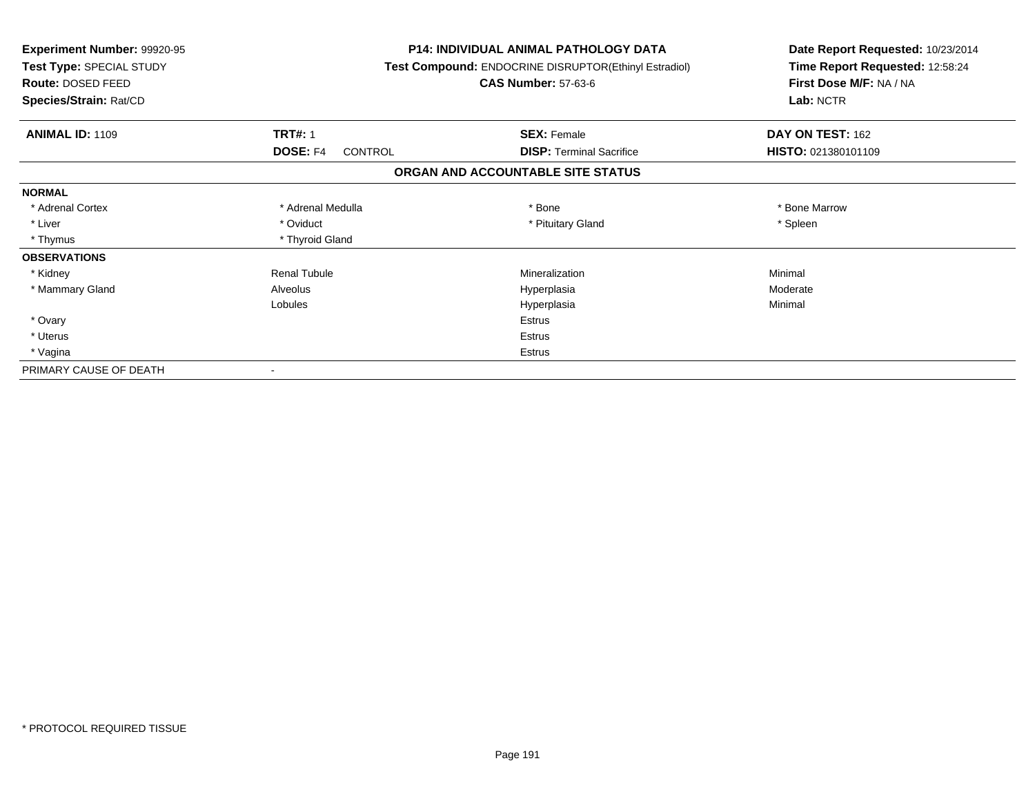**Experiment Number:** 99920-95
**Test Type:** SPECIAL STUDY
**Route:** DOSED FEED
**Species/Strain:** Rat/CD

**P14: INDIVIDUAL ANIMAL PATHOLOGY DATA**
**Test Compound:** ENDOCRINE DISRUPTOR(Ethinyl Estradiol)
**CAS Number:** 57-63-6

**Date Report Requested:** 10/23/2014
**Time Report Requested:** 12:58:24
**First Dose M/F:** NA / NA
**Lab:** NCTR

| **ANIMAL ID:** 1109 | **TRT#:** 1 | **SEX:** Female | **DAY ON TEST:** 162 |
|---|---|---|---|
| | **DOSE:** F4 CONTROL | **DISP:** Terminal Sacrifice | **HISTO:** 021380101109 |

## ORGAN AND ACCOUNTABLE SITE STATUS

| | | | |
|---|---|---|---|
| **NORMAL** | | | |
| * Adrenal Cortex | * Adrenal Medulla | * Bone | * Bone Marrow |
| * Liver | * Oviduct | * Pituitary Gland | * Spleen |
| * Thymus | * Thyroid Gland | | |
| **OBSERVATIONS** | | | |
| * Kidney | Renal Tubule | Mineralization | Minimal |
| * Mammary Gland | Alveolus | Hyperplasia | Moderate |
| | Lobules | Hyperplasia | Minimal |
| * Ovary | | Estrus | |
| * Uterus | | Estrus | |
| * Vagina | | Estrus | |
| PRIMARY CAUSE OF DEATH | - | | |

* PROTOCOL REQUIRED TISSUE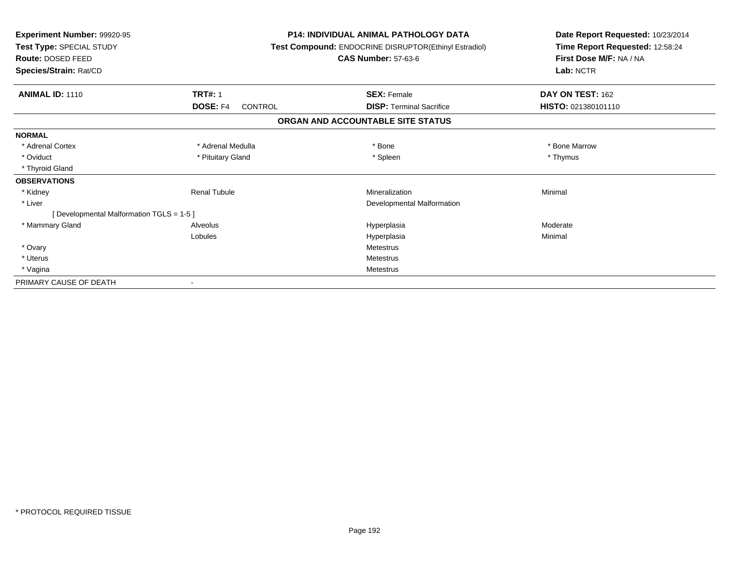**Experiment Number:** 99920-95
**Test Type:** SPECIAL STUDY
**Route:** DOSED FEED
**Species/Strain:** Rat/CD

**P14: INDIVIDUAL ANIMAL PATHOLOGY DATA**
**Test Compound:** ENDOCRINE DISRUPTOR(Ethinyl Estradiol)
**CAS Number:** 57-63-6

**Date Report Requested:** 10/23/2014
**Time Report Requested:** 12:58:24
**First Dose M/F:** NA / NA
**Lab:** NCTR

| **ANIMAL ID:** 1110 | **TRT#:** 1 | **SEX:** Female | **DAY ON TEST:** 162 |
|---|---|---|---|
| | **DOSE:** F4 CONTROL | **DISP:** Terminal Sacrifice | **HISTO:** 021380101110 |

## ORGAN AND ACCOUNTABLE SITE STATUS

| | | | |
|---|---|---|---|
| **NORMAL** | | | |
| * Adrenal Cortex | * Adrenal Medulla | * Bone | * Bone Marrow |
| * Oviduct | * Pituitary Gland | * Spleen | * Thymus |
| * Thyroid Gland | | | |
| **OBSERVATIONS** | | | |
| * Kidney | Renal Tubule | Mineralization | Minimal |
| * Liver | | Developmental Malformation | |
| [ Developmental Malformation TGLS = 1-5 ] | | | |
| * Mammary Gland | Alveolus | Hyperplasia | Moderate |
| | Lobules | Hyperplasia | Minimal |
| * Ovary | | Metestrus | |
| * Uterus | | Metestrus | |
| * Vagina | | Metestrus | |
| PRIMARY CAUSE OF DEATH | - | | |

* PROTOCOL REQUIRED TISSUE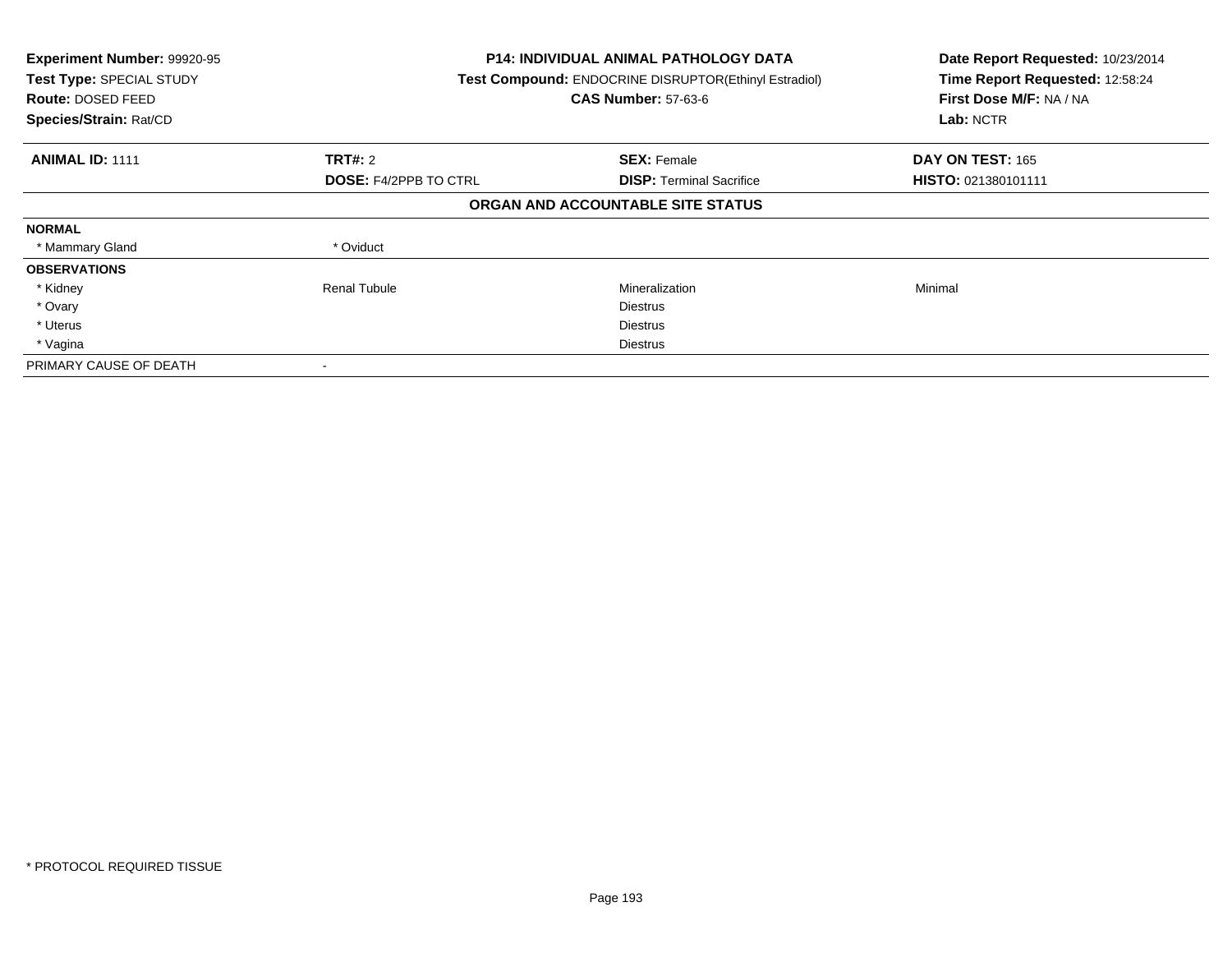**Experiment Number:** 99920-95
**Test Type:** SPECIAL STUDY
**Route:** DOSED FEED
**Species/Strain:** Rat/CD

**P14: INDIVIDUAL ANIMAL PATHOLOGY DATA**
**Test Compound:** ENDOCRINE DISRUPTOR(Ethinyl Estradiol)
**CAS Number:** 57-63-6

**Date Report Requested:** 10/23/2014
**Time Report Requested:** 12:58:24
**First Dose M/F:** NA / NA
**Lab:** NCTR

| **ANIMAL ID:** 1111 | **TRT#:** 2 | **SEX:** Female | **DAY ON TEST:** 165 |
|---|---|---|---|
| | **DOSE:** F4/2PPB TO CTRL | **DISP:** Terminal Sacrifice | **HISTO:** 021380101111 |

### ORGAN AND ACCOUNTABLE SITE STATUS

| | | | |
|---|---|---|---|
| **NORMAL** | | | |
| * Mammary Gland | * Oviduct | | |
| **OBSERVATIONS** | | | |
| * Kidney | Renal Tubule | Mineralization | Minimal |
| * Ovary | | Diestrus | |
| * Uterus | | Diestrus | |
| * Vagina | | Diestrus | |
| PRIMARY CAUSE OF DEATH | - | | |

* PROTOCOL REQUIRED TISSUE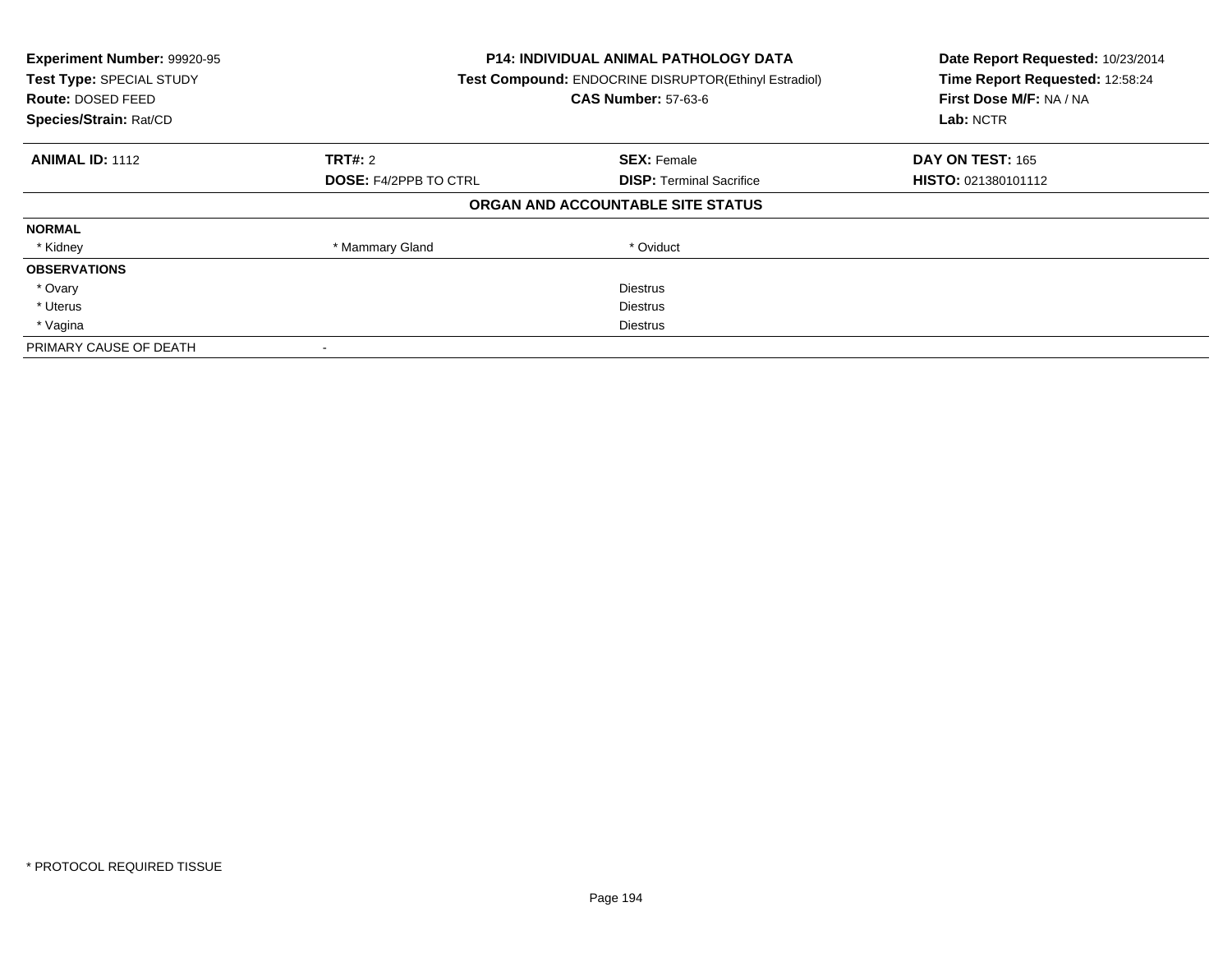**Experiment Number:** 99920-95
**Test Type:** SPECIAL STUDY
**Route:** DOSED FEED
**Species/Strain:** Rat/CD

**P14: INDIVIDUAL ANIMAL PATHOLOGY DATA**
**Test Compound:** ENDOCRINE DISRUPTOR(Ethinyl Estradiol)
**CAS Number:** 57-63-6

**Date Report Requested:** 10/23/2014
**Time Report Requested:** 12:58:24
**First Dose M/F:** NA / NA
**Lab:** NCTR

| **ANIMAL ID:** 1112 | **TRT#:** 2 | **SEX:** Female | **DAY ON TEST:** 165 |
|---|---|---|---|
| | **DOSE:** F4/2PPB TO CTRL | **DISP:** Terminal Sacrifice | **HISTO:** 021380101112 |

**ORGAN AND ACCOUNTABLE SITE STATUS**

| | | | |
|---|---|---|---|
| **NORMAL** | | | |
| * Kidney | * Mammary Gland | * Oviduct | |
| **OBSERVATIONS** | | | |
| * Ovary | | Diestrus | |
| * Uterus | | Diestrus | |
| * Vagina | | Diestrus | |
| PRIMARY CAUSE OF DEATH | - | | |

* PROTOCOL REQUIRED TISSUE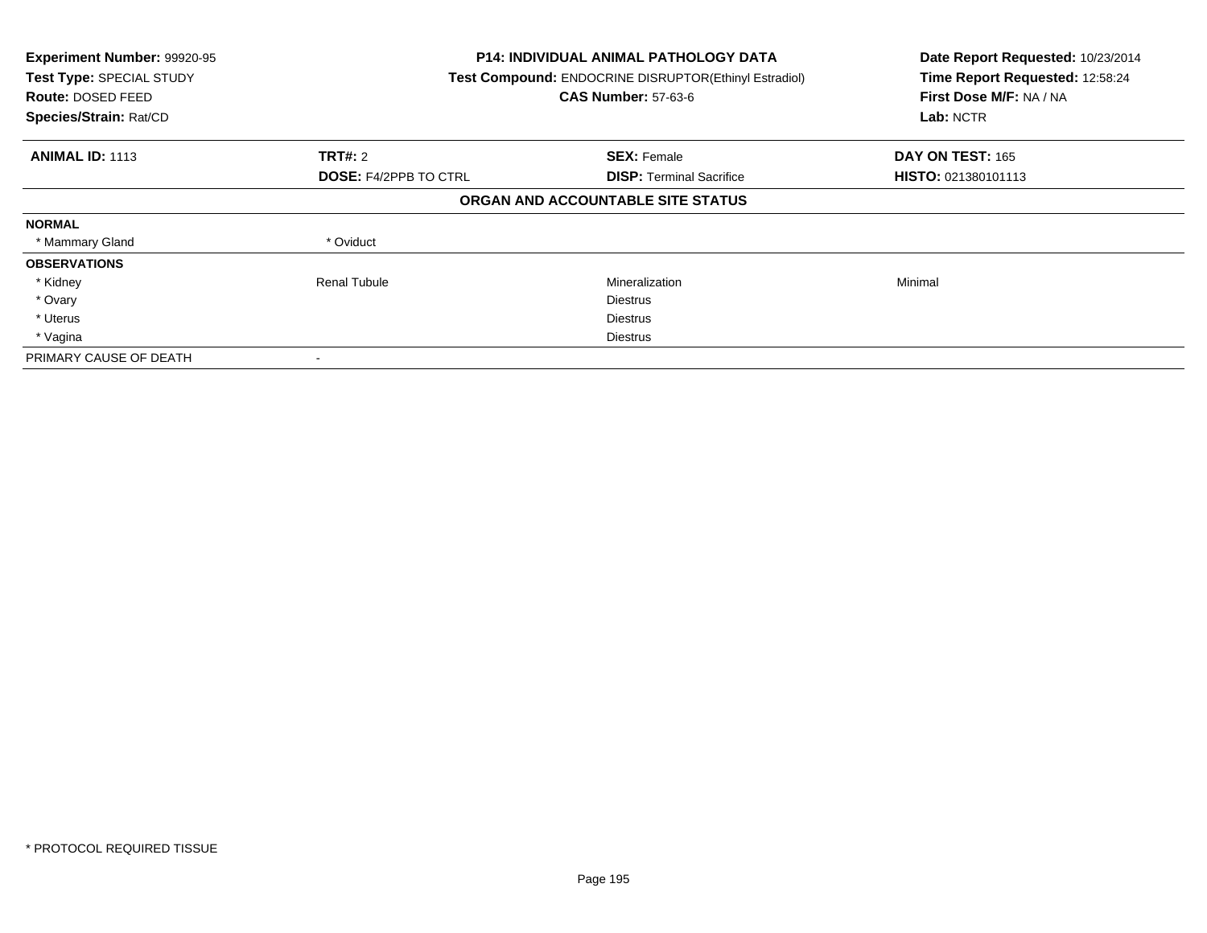**Experiment Number:** 99920-95
**Test Type:** SPECIAL STUDY
**Route:** DOSED FEED
**Species/Strain:** Rat/CD

**P14: INDIVIDUAL ANIMAL PATHOLOGY DATA**
**Test Compound:** ENDOCRINE DISRUPTOR(Ethinyl Estradiol)
**CAS Number:** 57-63-6

**Date Report Requested:** 10/23/2014
**Time Report Requested:** 12:58:24
**First Dose M/F:** NA / NA
**Lab:** NCTR

| **ANIMAL ID:** 1113 | **TRT#:** 2 | **SEX:** Female | **DAY ON TEST:** 165 |
|---|---|---|---|
| | **DOSE:** F4/2PPB TO CTRL | **DISP:** Terminal Sacrifice | **HISTO:** 021380101113 |

**ORGAN AND ACCOUNTABLE SITE STATUS**

| | | | |
|---|---|---|---|
| **NORMAL** | | | |
| * Mammary Gland | * Oviduct | | |
| **OBSERVATIONS** | | | |
| * Kidney | Renal Tubule | Mineralization | Minimal |
| * Ovary | | Diestrus | |
| * Uterus | | Diestrus | |
| * Vagina | | Diestrus | |
| PRIMARY CAUSE OF DEATH | - | | |

* PROTOCOL REQUIRED TISSUE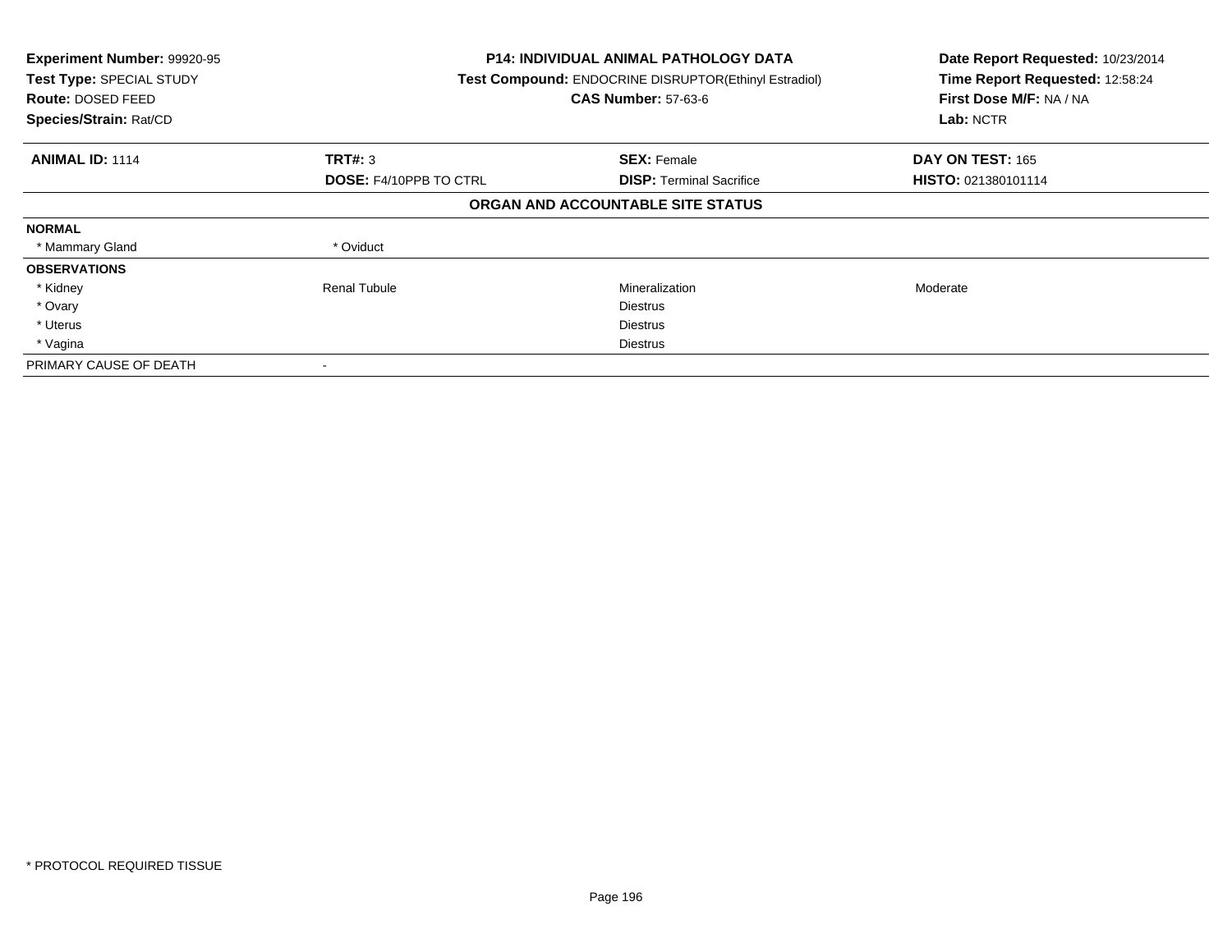**Experiment Number:** 99920-95
**Test Type:** SPECIAL STUDY
**Route:** DOSED FEED
**Species/Strain:** Rat/CD

**P14: INDIVIDUAL ANIMAL PATHOLOGY DATA**
**Test Compound:** ENDOCRINE DISRUPTOR(Ethinyl Estradiol)
**CAS Number:** 57-63-6

**Date Report Requested:** 10/23/2014
**Time Report Requested:** 12:58:24
**First Dose M/F:** NA / NA
**Lab:** NCTR

| **ANIMAL ID:** 1114 | **TRT#:** 3 | **SEX:** Female | **DAY ON TEST:** 165 |
|---|---|---|---|
| | **DOSE:** F4/10PPB TO CTRL | **DISP:** Terminal Sacrifice | **HISTO:** 021380101114 |

**ORGAN AND ACCOUNTABLE SITE STATUS**

| | | | |
|---|---|---|---|
| **NORMAL** | | | |
| * Mammary Gland | * Oviduct | | |
| **OBSERVATIONS** | | | |
| * Kidney | Renal Tubule | Mineralization | Moderate |
| * Ovary | | Diestrus | |
| * Uterus | | Diestrus | |
| * Vagina | | Diestrus | |
| PRIMARY CAUSE OF DEATH | - | | |

\* PROTOCOL REQUIRED TISSUE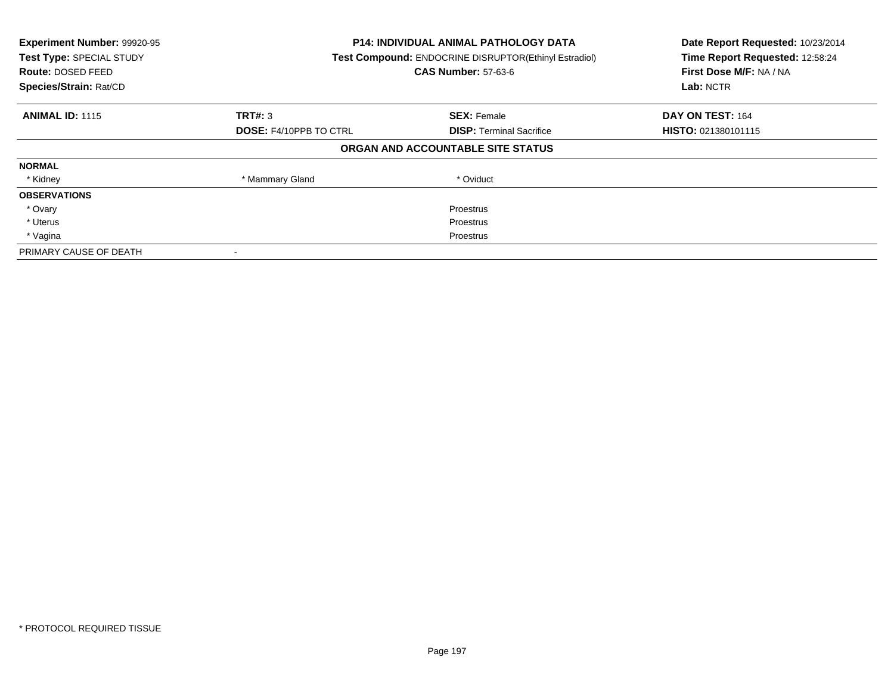**Experiment Number:** 99920-95
**Test Type:** SPECIAL STUDY
**Route:** DOSED FEED
**Species/Strain:** Rat/CD

**P14: INDIVIDUAL ANIMAL PATHOLOGY DATA**
**Test Compound:** ENDOCRINE DISRUPTOR(Ethinyl Estradiol)
**CAS Number:** 57-63-6

**Date Report Requested:** 10/23/2014
**Time Report Requested:** 12:58:24
**First Dose M/F:** NA / NA
**Lab:** NCTR

| **ANIMAL ID:** 1115 | **TRT#:** 3 | **SEX:** Female | **DAY ON TEST:** 164 |
|---|---|---|---|
| | **DOSE:** F4/10PPB TO CTRL | **DISP:** Terminal Sacrifice | **HISTO:** 021380101115 |

**ORGAN AND ACCOUNTABLE SITE STATUS**

| | | | |
|---|---|---|---|
| **NORMAL** | | | |
| * Kidney | * Mammary Gland | * Oviduct | |
| **OBSERVATIONS** | | | |
| * Ovary | | Proestrus | |
| * Uterus | | Proestrus | |
| * Vagina | | Proestrus | |
| PRIMARY CAUSE OF DEATH | - | | |

* PROTOCOL REQUIRED TISSUE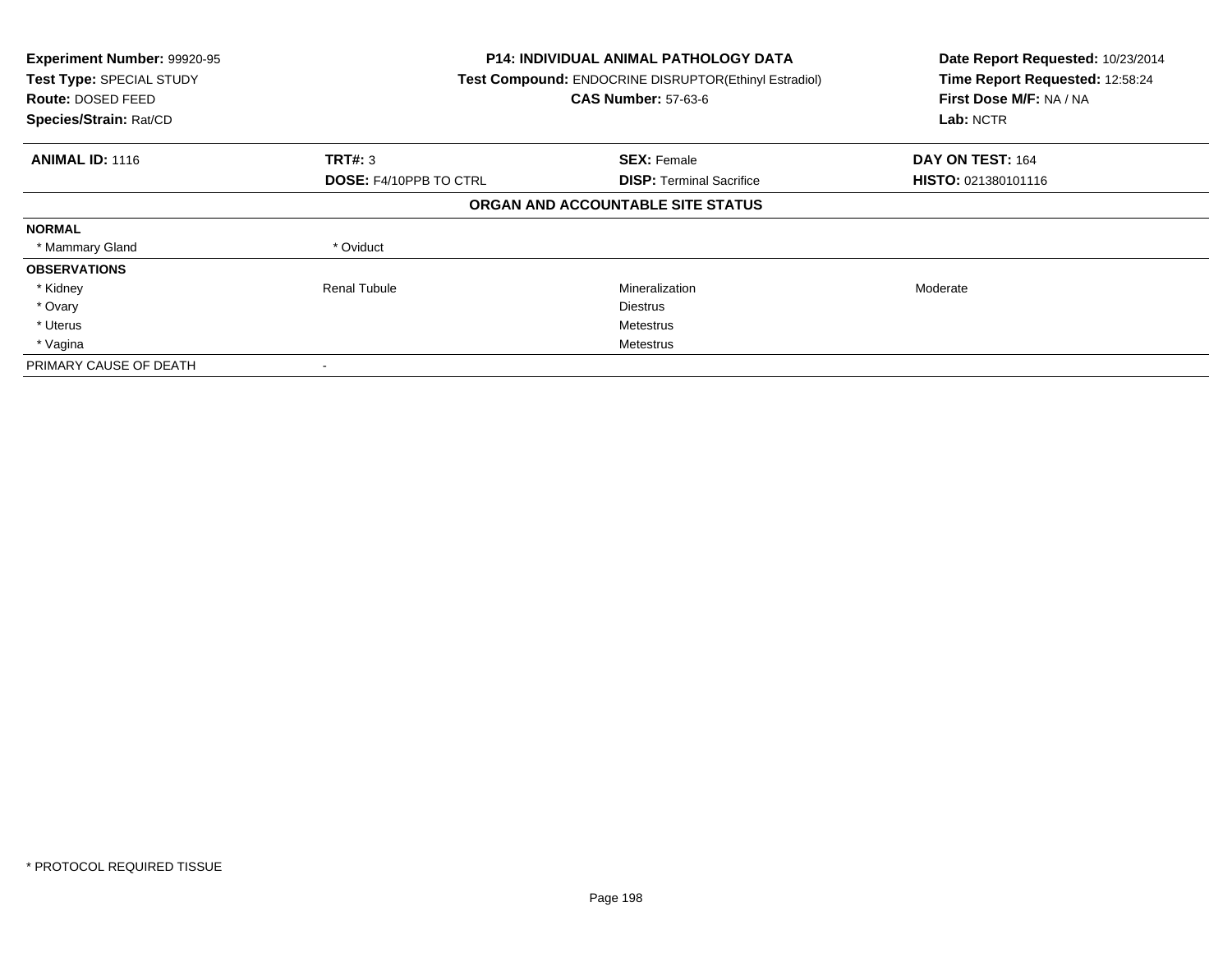**Experiment Number:** 99920-95
**Test Type:** SPECIAL STUDY
**Route:** DOSED FEED
**Species/Strain:** Rat/CD

**P14: INDIVIDUAL ANIMAL PATHOLOGY DATA**
**Test Compound:** ENDOCRINE DISRUPTOR(Ethinyl Estradiol)
**CAS Number:** 57-63-6

**Date Report Requested:** 10/23/2014
**Time Report Requested:** 12:58:24
**First Dose M/F:** NA / NA
**Lab:** NCTR

| **ANIMAL ID:** 1116 | **TRT#:** 3 | **SEX:** Female | **DAY ON TEST:** 164 |
|---|---|---|---|
| | **DOSE:** F4/10PPB TO CTRL | **DISP:** Terminal Sacrifice | **HISTO:** 021380101116 |

## ORGAN AND ACCOUNTABLE SITE STATUS

| | | | |
|---|---|---|---|
| **NORMAL** | | | |
| * Mammary Gland | * Oviduct | | |
| **OBSERVATIONS** | | | |
| * Kidney | Renal Tubule | Mineralization | Moderate |
| * Ovary | | Diestrus | |
| * Uterus | | Metestrus | |
| * Vagina | | Metestrus | |
| PRIMARY CAUSE OF DEATH | - | | |

* PROTOCOL REQUIRED TISSUE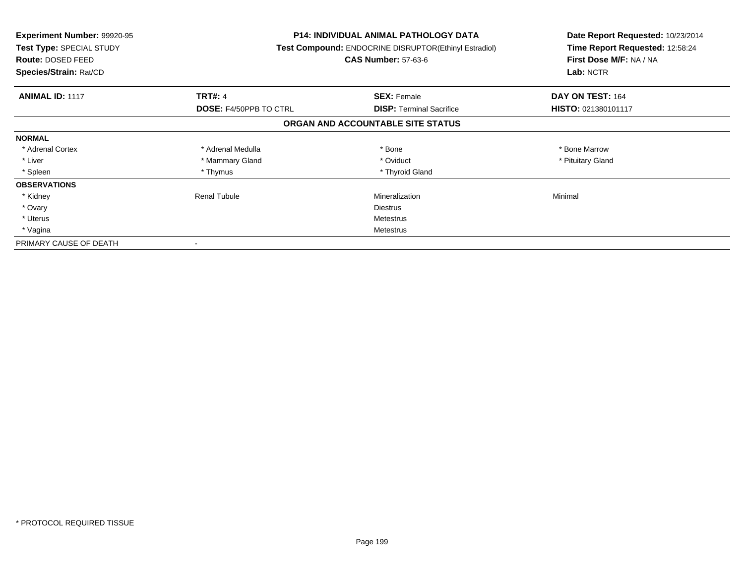**Experiment Number:** 99920-95
**Test Type:** SPECIAL STUDY
**Route:** DOSED FEED
**Species/Strain:** Rat/CD

**P14: INDIVIDUAL ANIMAL PATHOLOGY DATA**
**Test Compound:** ENDOCRINE DISRUPTOR(Ethinyl Estradiol)
**CAS Number:** 57-63-6

**Date Report Requested:** 10/23/2014
**Time Report Requested:** 12:58:24
**First Dose M/F:** NA / NA
**Lab:** NCTR

| **ANIMAL ID:** 1117 | **TRT#:** 4 | **SEX:** Female | **DAY ON TEST:** 164 |
|---|---|---|---|
| | **DOSE:** F4/50PPB TO CTRL | **DISP:** Terminal Sacrifice | **HISTO:** 021380101117 |

## ORGAN AND ACCOUNTABLE SITE STATUS

| | | | |
|---|---|---|---|
| **NORMAL** | | | |
| * Adrenal Cortex | * Adrenal Medulla | * Bone | * Bone Marrow |
| * Liver | * Mammary Gland | * Oviduct | * Pituitary Gland |
| * Spleen | * Thymus | * Thyroid Gland | |
| **OBSERVATIONS** | | | |
| * Kidney | Renal Tubule | Mineralization | Minimal |
| * Ovary | | Diestrus | |
| * Uterus | | Metestrus | |
| * Vagina | | Metestrus | |
| PRIMARY CAUSE OF DEATH | - | | |

* PROTOCOL REQUIRED TISSUE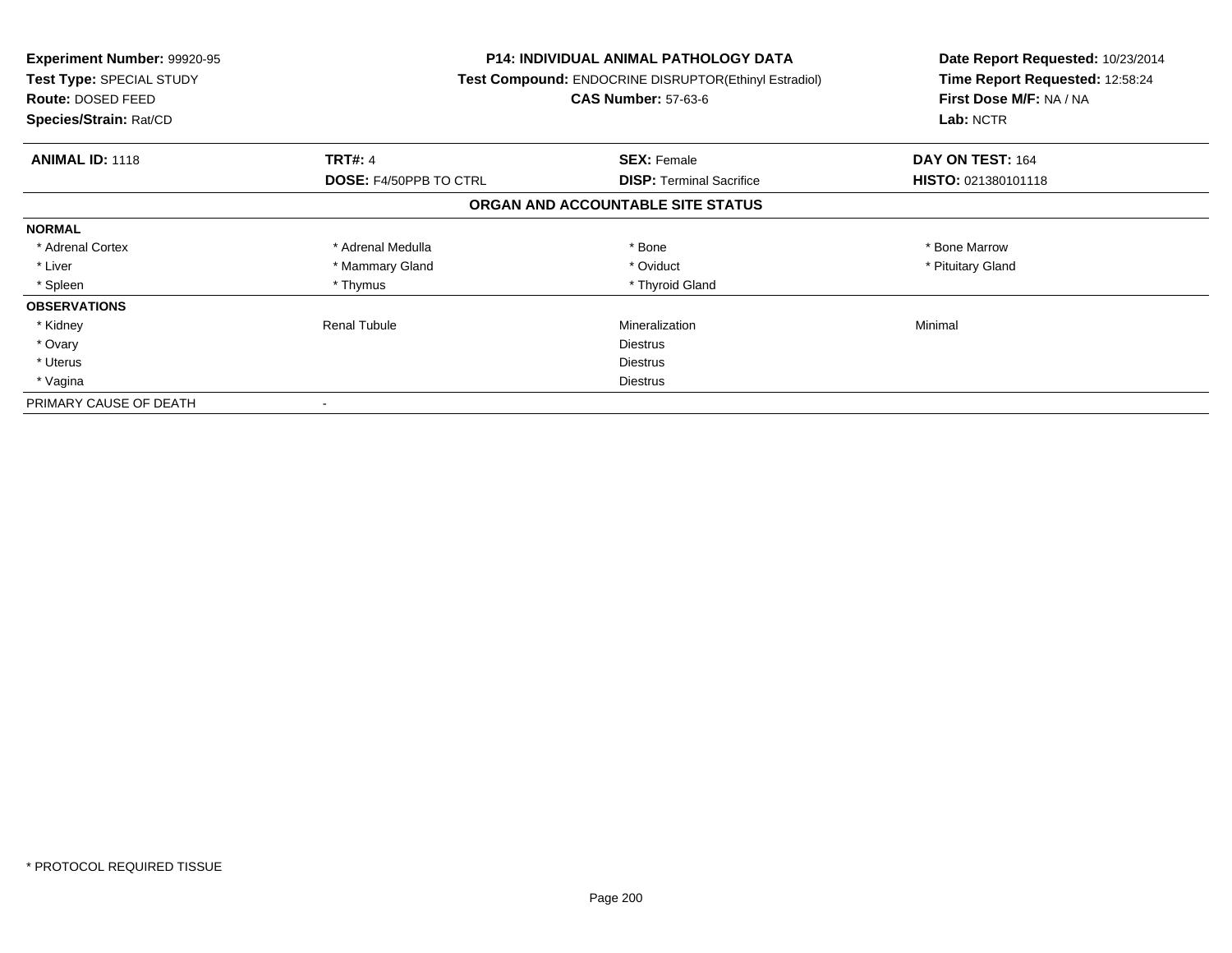**Experiment Number:** 99920-95
**Test Type:** SPECIAL STUDY
**Route:** DOSED FEED
**Species/Strain:** Rat/CD

**P14: INDIVIDUAL ANIMAL PATHOLOGY DATA**
**Test Compound:** ENDOCRINE DISRUPTOR(Ethinyl Estradiol)
**CAS Number:** 57-63-6

**Date Report Requested:** 10/23/2014
**Time Report Requested:** 12:58:24
**First Dose M/F:** NA / NA
**Lab:** NCTR

| **ANIMAL ID:** 1118 | **TRT#:** 4 | **SEX:** Female | **DAY ON TEST:** 164 |
|---|---|---|---|
| | **DOSE:** F4/50PPB TO CTRL | **DISP:** Terminal Sacrifice | **HISTO:** 021380101118 |

## ORGAN AND ACCOUNTABLE SITE STATUS

| | | | |
|---|---|---|---|
| **NORMAL** | | | |
| * Adrenal Cortex | * Adrenal Medulla | * Bone | * Bone Marrow |
| * Liver | * Mammary Gland | * Oviduct | * Pituitary Gland |
| * Spleen | * Thymus | * Thyroid Gland | |
| **OBSERVATIONS** | | | |
| * Kidney | Renal Tubule | Mineralization | Minimal |
| * Ovary | | Diestrus | |
| * Uterus | | Diestrus | |
| * Vagina | | Diestrus | |
| PRIMARY CAUSE OF DEATH | - | | |

* PROTOCOL REQUIRED TISSUE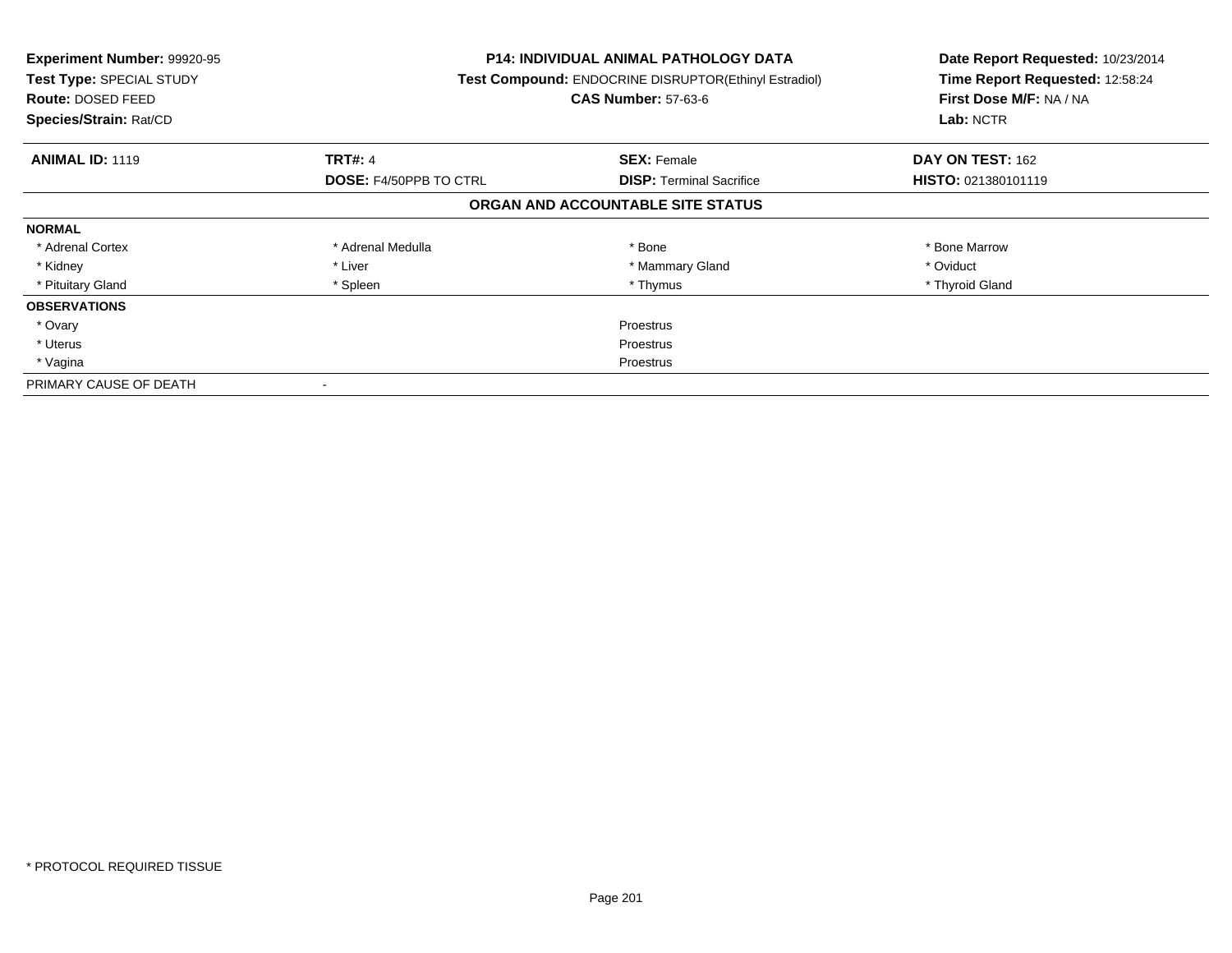**Experiment Number:** 99920-95
**Test Type:** SPECIAL STUDY
**Route:** DOSED FEED
**Species/Strain:** Rat/CD

**P14: INDIVIDUAL ANIMAL PATHOLOGY DATA**
**Test Compound:** ENDOCRINE DISRUPTOR(Ethinyl Estradiol)
**CAS Number:** 57-63-6

**Date Report Requested:** 10/23/2014
**Time Report Requested:** 12:58:24
**First Dose M/F:** NA / NA
**Lab:** NCTR

| **ANIMAL ID:** 1119 | **TRT#:** 4 | **SEX:** Female | **DAY ON TEST:** 162 |
|---|---|---|---|
| | **DOSE:** F4/50PPB TO CTRL | **DISP:** Terminal Sacrifice | **HISTO:** 021380101119 |

**ORGAN AND ACCOUNTABLE SITE STATUS**

| | | | |
|---|---|---|---|
| **NORMAL** | | | |
| * Adrenal Cortex | * Adrenal Medulla | * Bone | * Bone Marrow |
| * Kidney | * Liver | * Mammary Gland | * Oviduct |
| * Pituitary Gland | * Spleen | * Thymus | * Thyroid Gland |
| **OBSERVATIONS** | | | |
| * Ovary | | Proestrus | |
| * Uterus | | Proestrus | |
| * Vagina | | Proestrus | |
| PRIMARY CAUSE OF DEATH | - | | |

* PROTOCOL REQUIRED TISSUE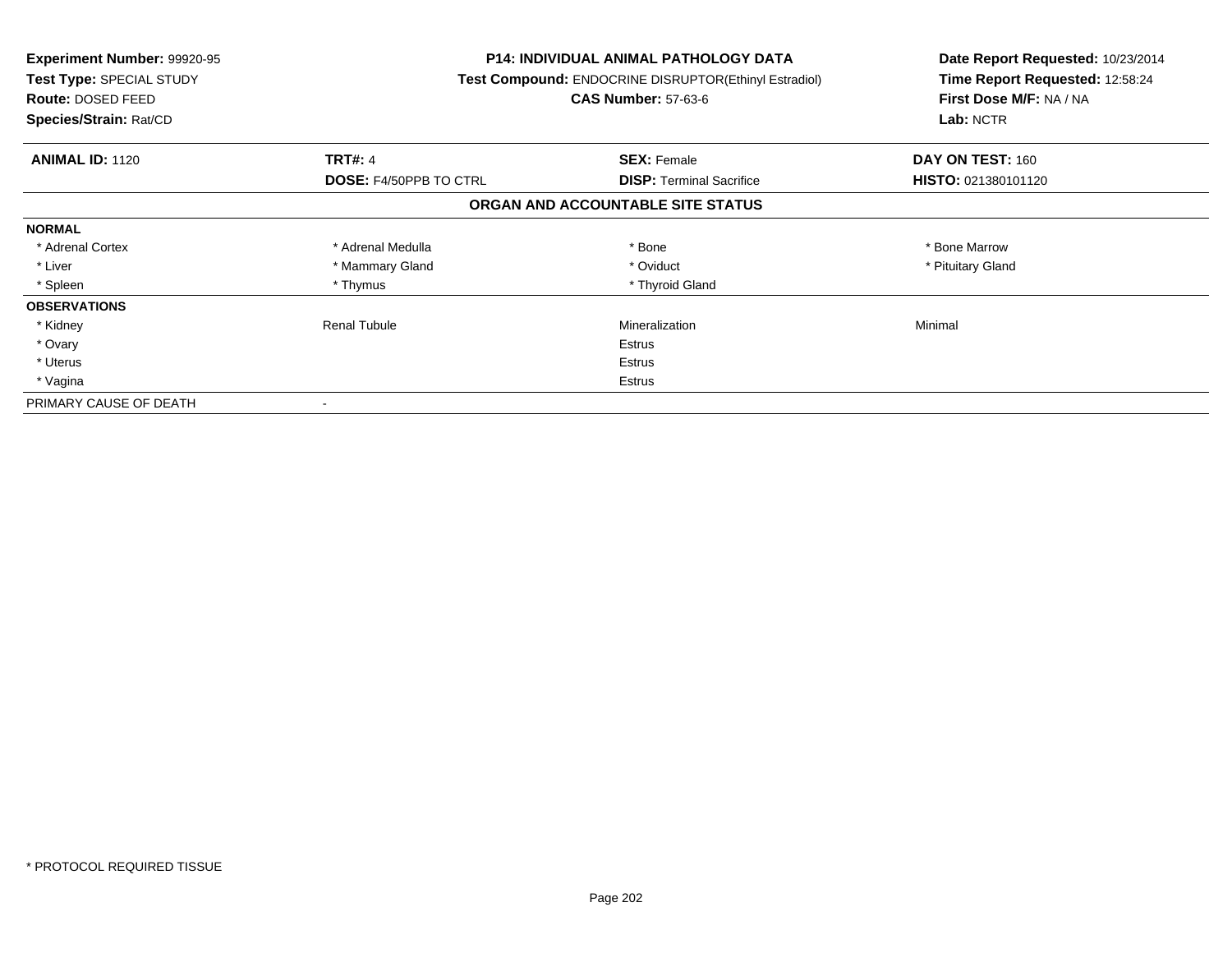**Experiment Number:** 99920-95
**Test Type:** SPECIAL STUDY
**Route:** DOSED FEED
**Species/Strain:** Rat/CD

**P14: INDIVIDUAL ANIMAL PATHOLOGY DATA**
**Test Compound:** ENDOCRINE DISRUPTOR(Ethinyl Estradiol)
**CAS Number:** 57-63-6

**Date Report Requested:** 10/23/2014
**Time Report Requested:** 12:58:24
**First Dose M/F:** NA / NA
**Lab:** NCTR

| **ANIMAL ID:** 1120 | **TRT#:** 4 | **SEX:** Female | **DAY ON TEST:** 160 |
|---|---|---|---|
| | **DOSE:** F4/50PPB TO CTRL | **DISP:** Terminal Sacrifice | **HISTO:** 021380101120 |

**ORGAN AND ACCOUNTABLE SITE STATUS**

| | | | |
|---|---|---|---|
| **NORMAL** | | | |
| * Adrenal Cortex | * Adrenal Medulla | * Bone | * Bone Marrow |
| * Liver | * Mammary Gland | * Oviduct | * Pituitary Gland |
| * Spleen | * Thymus | * Thyroid Gland | |
| **OBSERVATIONS** | | | |
| * Kidney | Renal Tubule | Mineralization | Minimal |
| * Ovary | | Estrus | |
| * Uterus | | Estrus | |
| * Vagina | | Estrus | |
| PRIMARY CAUSE OF DEATH | - | | |

* PROTOCOL REQUIRED TISSUE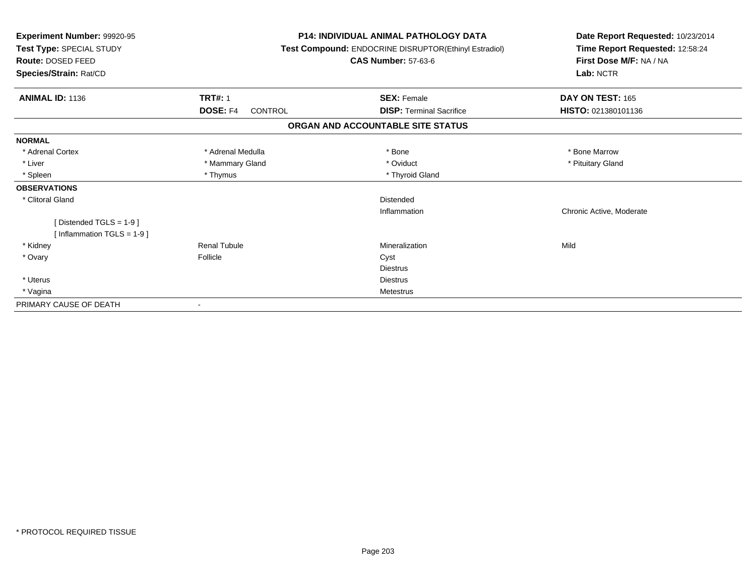**Experiment Number:** 99920-95
**Test Type:** SPECIAL STUDY
**Route:** DOSED FEED
**Species/Strain:** Rat/CD

**P14: INDIVIDUAL ANIMAL PATHOLOGY DATA**
**Test Compound:** ENDOCRINE DISRUPTOR(Ethinyl Estradiol)
**CAS Number:** 57-63-6

**Date Report Requested:** 10/23/2014
**Time Report Requested:** 12:58:24
**First Dose M/F:** NA / NA
**Lab:** NCTR

| **ANIMAL ID:** 1136 | **TRT#:** 1 | **SEX:** Female | **DAY ON TEST:** 165 |
|---|---|---|---|
| | **DOSE:** F4 CONTROL | **DISP:** Terminal Sacrifice | **HISTO:** 021380101136 |

**ORGAN AND ACCOUNTABLE SITE STATUS**

| | | | |
|---|---|---|---|
| **NORMAL** | | | |
| * Adrenal Cortex | * Adrenal Medulla | * Bone | * Bone Marrow |
| * Liver | * Mammary Gland | * Oviduct | * Pituitary Gland |
| * Spleen | * Thymus | * Thyroid Gland | |
| **OBSERVATIONS** | | | |
| * Clitoral Gland | | Distended | |
| | | Inflammation | Chronic Active, Moderate |
| [ Distended TGLS = 1-9 ] | | | |
| [ Inflammation TGLS = 1-9 ] | | | |
| * Kidney | Renal Tubule | Mineralization | Mild |
| * Ovary | Follicle | Cyst | |
| | | Diestrus | |
| * Uterus | | Diestrus | |
| * Vagina | | Metestrus | |
| PRIMARY CAUSE OF DEATH | - | | |

* PROTOCOL REQUIRED TISSUE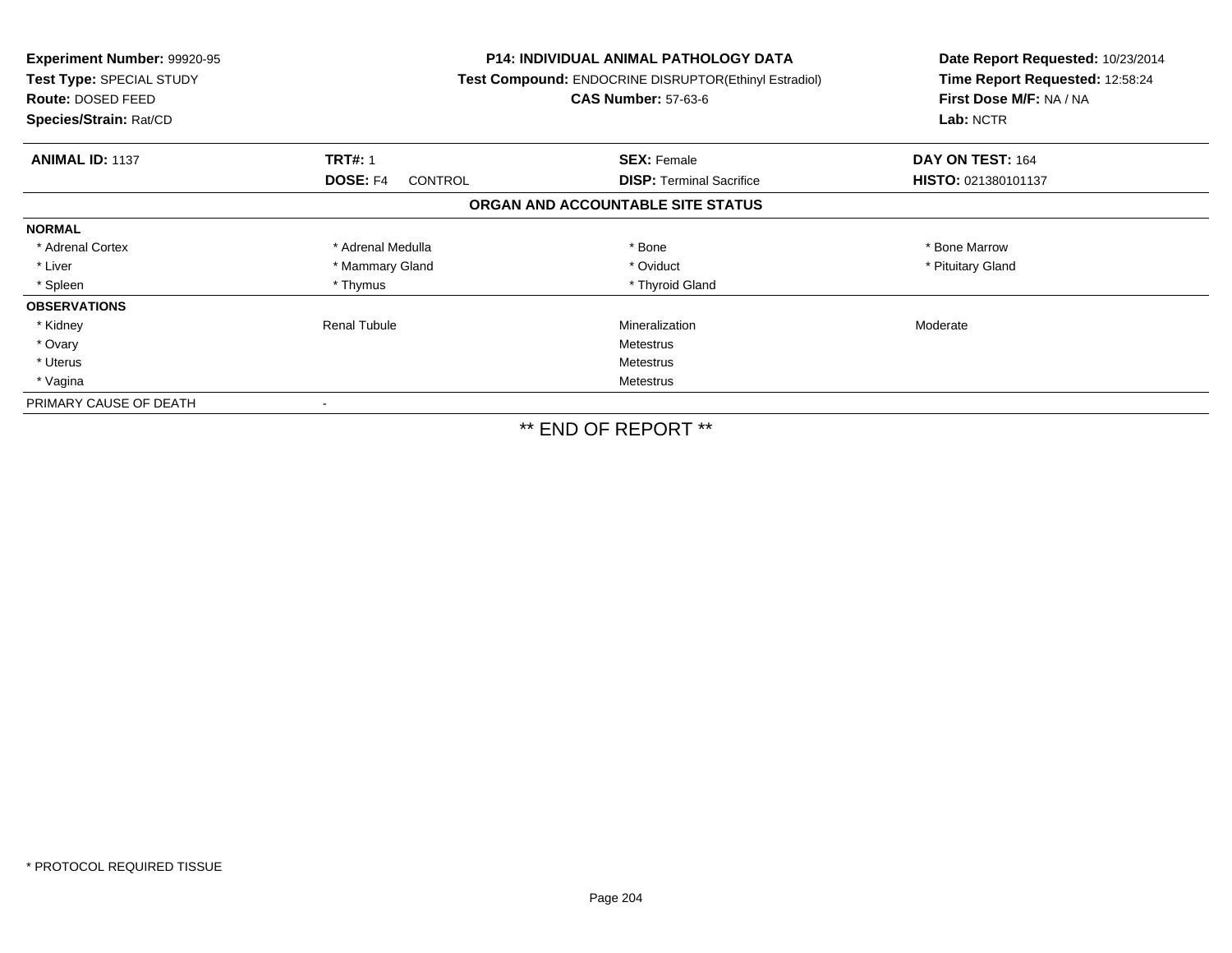**Experiment Number:** 99920-95
**Test Type:** SPECIAL STUDY
**Route:** DOSED FEED
**Species/Strain:** Rat/CD

**P14: INDIVIDUAL ANIMAL PATHOLOGY DATA**
**Test Compound:** ENDOCRINE DISRUPTOR(Ethinyl Estradiol)
**CAS Number:** 57-63-6

**Date Report Requested:** 10/23/2014
**Time Report Requested:** 12:58:24
**First Dose M/F:** NA / NA
**Lab:** NCTR

| | | | |
|---|---|---|---|
| **ANIMAL ID:** 1137 | **TRT#:** 1 | **SEX:** Female | **DAY ON TEST:** 164 |
| | **DOSE:** F4 CONTROL | **DISP:** Terminal Sacrifice | **HISTO:** 021380101137 |

**ORGAN AND ACCOUNTABLE SITE STATUS**

| | | | |
|---|---|---|---|
| **NORMAL** | | | |
| * Adrenal Cortex | * Adrenal Medulla | * Bone | * Bone Marrow |
| * Liver | * Mammary Gland | * Oviduct | * Pituitary Gland |
| * Spleen | * Thymus | * Thyroid Gland | |
| **OBSERVATIONS** | | | |
| * Kidney | Renal Tubule | Mineralization | Moderate |
| * Ovary | | Metestrus | |
| * Uterus | | Metestrus | |
| * Vagina | | Metestrus | |
| PRIMARY CAUSE OF DEATH | - | | |

** END OF REPORT **

* PROTOCOL REQUIRED TISSUE